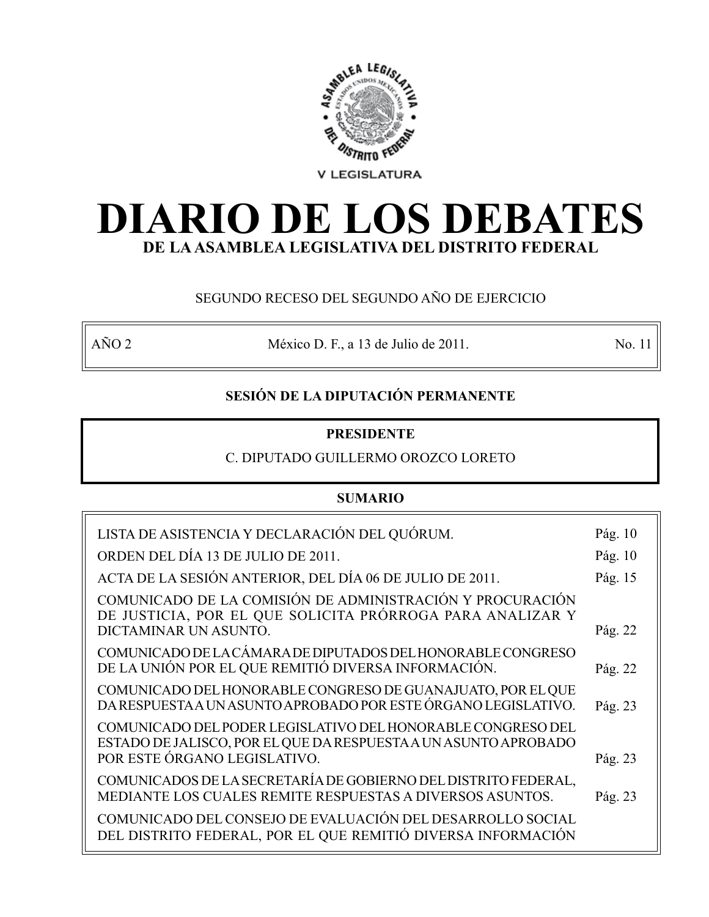V LEGISLATURA

# DIARIO DE LOS DEBATES

## DE LA ASAMBLEA LEGISLATIVA DEL DISTRITO FEDERAL

SEGUNDO RECESO DEL SEGUNDO AÑO DE EJERCICIO

| AÑO 2 | México D. F., a 13 de Julio de 2011. | No. 11 |
|---|---|---|

**SESIÓN DE LA DIPUTACIÓN PERMANENTE**

**PRESIDENTE**

C. DIPUTADO GUILLERMO OROZCO LORETO

**SUMARIO**

| | |
|---|---|
| LISTA DE ASISTENCIA Y DECLARACIÓN DEL QUÓRUM. | Pág. 10 |
| ORDEN DEL DÍA 13 DE JULIO DE 2011. | Pág. 10 |
| ACTA DE LA SESIÓN ANTERIOR, DEL DÍA 06 DE JULIO DE 2011. | Pág. 15 |
| COMUNICADO DE LA COMISIÓN DE ADMINISTRACIÓN Y PROCURACIÓN DE JUSTICIA, POR EL QUE SOLICITA PRÓRROGA PARA ANALIZAR Y DICTAMINAR UN ASUNTO. | Pág. 22 |
| COMUNICADO DE LA CÁMARA DE DIPUTADOS DEL HONORABLE CONGRESO DE LA UNIÓN POR EL QUE REMITIÓ DIVERSA INFORMACIÓN. | Pág. 22 |
| COMUNICADO DEL HONORABLE CONGRESO DE GUANAJUATO, POR EL QUE DA RESPUESTA A UN ASUNTO APROBADO POR ESTE ÓRGANO LEGISLATIVO. | Pág. 23 |
| COMUNICADO DEL PODER LEGISLATIVO DEL HONORABLE CONGRESO DEL ESTADO DE JALISCO, POR EL QUE DA RESPUESTA A UN ASUNTO APROBADO POR ESTE ÓRGANO LEGISLATIVO. | Pág. 23 |
| COMUNICADOS DE LA SECRETARÍA DE GOBIERNO DEL DISTRITO FEDERAL, MEDIANTE LOS CUALES REMITE RESPUESTAS A DIVERSOS ASUNTOS. | Pág. 23 |
| COMUNICADO DEL CONSEJO DE EVALUACIÓN DEL DESARROLLO SOCIAL DEL DISTRITO FEDERAL, POR EL QUE REMITIÓ DIVERSA INFORMACIÓN | |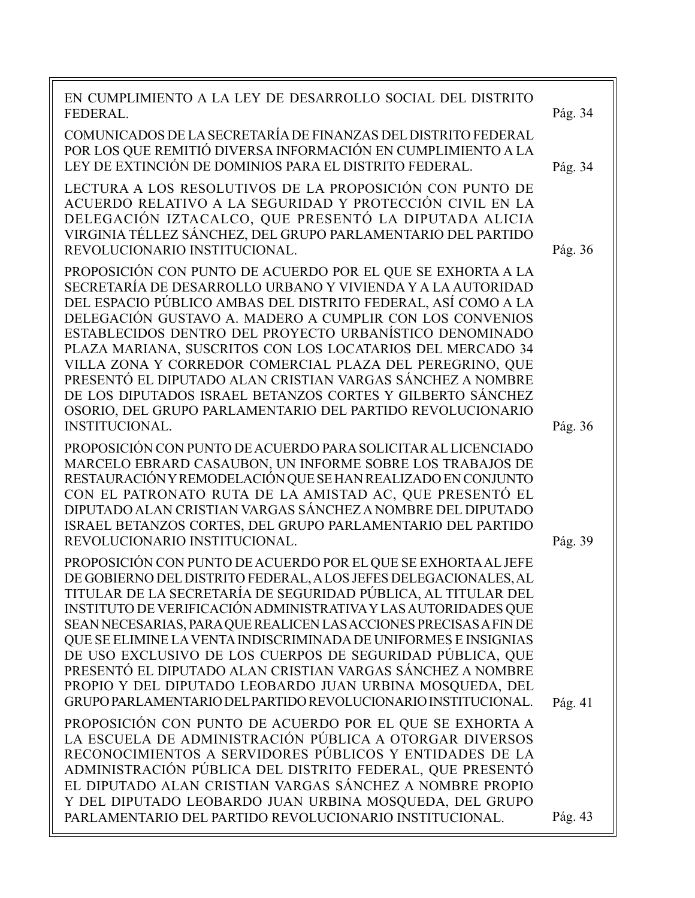| | |
|---|---|
| EN CUMPLIMIENTO A LA LEY DE DESARROLLO SOCIAL DEL DISTRITO FEDERAL. | Pág. 34 |
| COMUNICADOS DE LA SECRETARÍA DE FINANZAS DEL DISTRITO FEDERAL POR LOS QUE REMITIÓ DIVERSA INFORMACIÓN EN CUMPLIMIENTO A LA LEY DE EXTINCIÓN DE DOMINIOS PARA EL DISTRITO FEDERAL. | Pág. 34 |
| LECTURA A LOS RESOLUTIVOS DE LA PROPOSICIÓN CON PUNTO DE ACUERDO RELATIVO A LA SEGURIDAD Y PROTECCIÓN CIVIL EN LA DELEGACIÓN IZTACALCO, QUE PRESENTÓ LA DIPUTADA ALICIA VIRGINIA TÉLLEZ SÁNCHEZ, DEL GRUPO PARLAMENTARIO DEL PARTIDO REVOLUCIONARIO INSTITUCIONAL. | Pág. 36 |
| PROPOSICIÓN CON PUNTO DE ACUERDO POR EL QUE SE EXHORTA A LA SECRETARÍA DE DESARROLLO URBANO Y VIVIENDA Y A LA AUTORIDAD DEL ESPACIO PÚBLICO AMBAS DEL DISTRITO FEDERAL, ASÍ COMO A LA DELEGACIÓN GUSTAVO A. MADERO A CUMPLIR CON LOS CONVENIOS ESTABLECIDOS DENTRO DEL PROYECTO URBANÍSTICO DENOMINADO PLAZA MARIANA, SUSCRITOS CON LOS LOCATARIOS DEL MERCADO 34 VILLA ZONA Y CORREDOR COMERCIAL PLAZA DEL PEREGRINO, QUE PRESENTÓ EL DIPUTADO ALAN CRISTIAN VARGAS SÁNCHEZ A NOMBRE DE LOS DIPUTADOS ISRAEL BETANZOS CORTES Y GILBERTO SÁNCHEZ OSORIO, DEL GRUPO PARLAMENTARIO DEL PARTIDO REVOLUCIONARIO INSTITUCIONAL. | Pág. 36 |
| PROPOSICIÓN CON PUNTO DE ACUERDO PARA SOLICITAR AL LICENCIADO MARCELO EBRARD CASAUBON, UN INFORME SOBRE LOS TRABAJOS DE RESTAURACIÓN Y REMODELACIÓN QUE SE HAN REALIZADO EN CONJUNTO CON EL PATRONATO RUTA DE LA AMISTAD AC, QUE PRESENTÓ EL DIPUTADO ALAN CRISTIAN VARGAS SÁNCHEZ A NOMBRE DEL DIPUTADO ISRAEL BETANZOS CORTES, DEL GRUPO PARLAMENTARIO DEL PARTIDO REVOLUCIONARIO INSTITUCIONAL. | Pág. 39 |
| PROPOSICIÓN CON PUNTO DE ACUERDO POR EL QUE SE EXHORTA AL JEFE DE GOBIERNO DEL DISTRITO FEDERAL, A LOS JEFES DELEGACIONALES, AL TITULAR DE LA SECRETARÍA DE SEGURIDAD PÚBLICA, AL TITULAR DEL INSTITUTO DE VERIFICACIÓN ADMINISTRATIVA Y LAS AUTORIDADES QUE SEAN NECESARIAS, PARA QUE REALICEN LAS ACCIONES PRECISAS A FIN DE QUE SE ELIMINE LA VENTA INDISCRIMINADA DE UNIFORMES E INSIGNIAS DE USO EXCLUSIVO DE LOS CUERPOS DE SEGURIDAD PÚBLICA, QUE PRESENTÓ EL DIPUTADO ALAN CRISTIAN VARGAS SÁNCHEZ A NOMBRE PROPIO Y DEL DIPUTADO LEOBARDO JUAN URBINA MOSQUEDA, DEL GRUPO PARLAMENTARIO DEL PARTIDO REVOLUCIONARIO INSTITUCIONAL. | Pág. 41 |
| PROPOSICIÓN CON PUNTO DE ACUERDO POR EL QUE SE EXHORTA A LA ESCUELA DE ADMINISTRACIÓN PÚBLICA A OTORGAR DIVERSOS RECONOCIMIENTOS A SERVIDORES PÚBLICOS Y ENTIDADES DE LA ADMINISTRACIÓN PÚBLICA DEL DISTRITO FEDERAL, QUE PRESENTÓ EL DIPUTADO ALAN CRISTIAN VARGAS SÁNCHEZ A NOMBRE PROPIO Y DEL DIPUTADO LEOBARDO JUAN URBINA MOSQUEDA, DEL GRUPO PARLAMENTARIO DEL PARTIDO REVOLUCIONARIO INSTITUCIONAL. | Pág. 43 |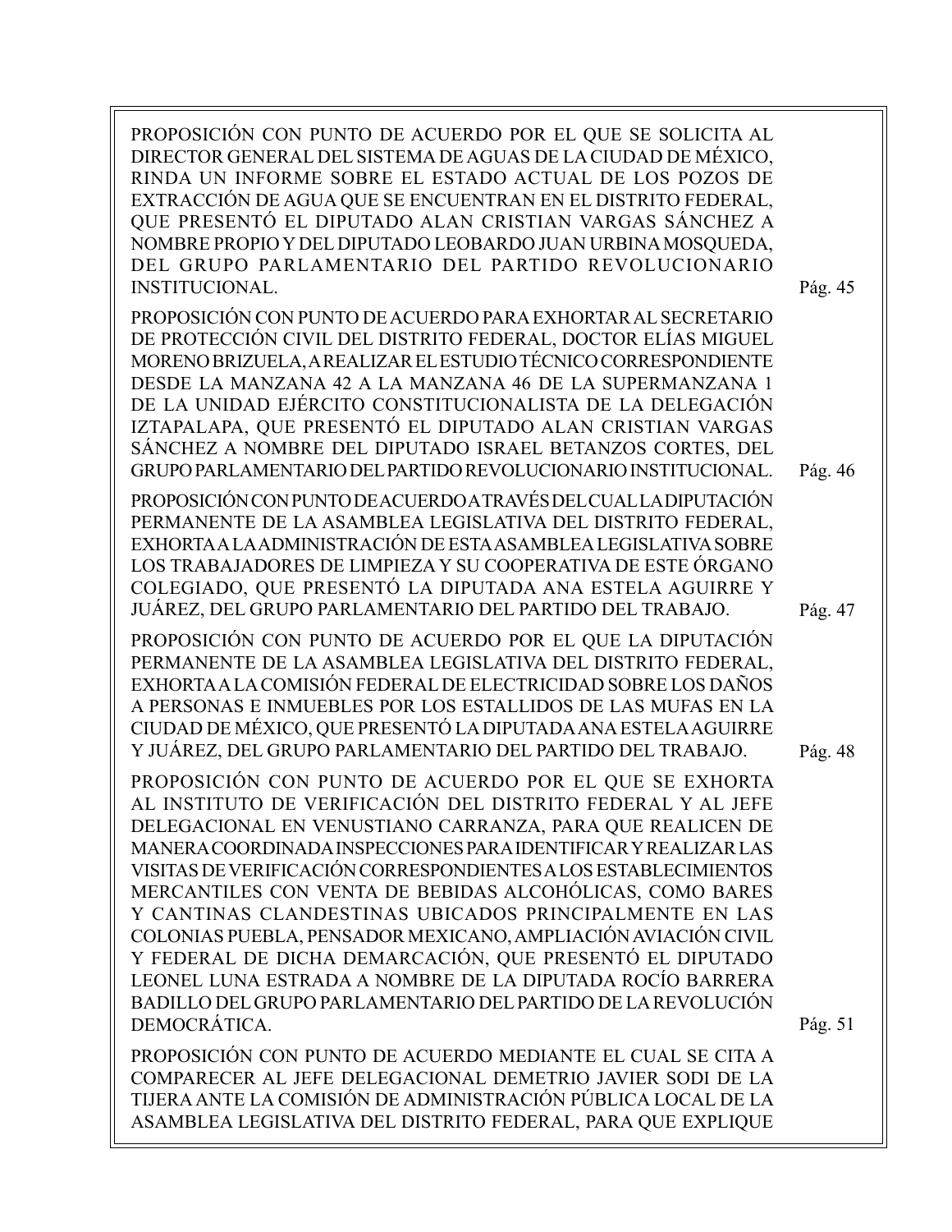PROPOSICIÓN CON PUNTO DE ACUERDO POR EL QUE SE SOLICITA AL DIRECTOR GENERAL DEL SISTEMA DE AGUAS DE LA CIUDAD DE MÉXICO, RINDA UN INFORME SOBRE EL ESTADO ACTUAL DE LOS POZOS DE EXTRACCIÓN DE AGUA QUE SE ENCUENTRAN EN EL DISTRITO FEDERAL, QUE PRESENTÓ EL DIPUTADO ALAN CRISTIAN VARGAS SÁNCHEZ A NOMBRE PROPIO Y DEL DIPUTADO LEOBARDO JUAN URBINA MOSQUEDA, DEL GRUPO PARLAMENTARIO DEL PARTIDO REVOLUCIONARIO INSTITUCIONAL. Pág. 45

PROPOSICIÓN CON PUNTO DE ACUERDO PARA EXHORTAR AL SECRETARIO DE PROTECCIÓN CIVIL DEL DISTRITO FEDERAL, DOCTOR ELÍAS MIGUEL MORENO BRIZUELA, A REALIZAR EL ESTUDIO TÉCNICO CORRESPONDIENTE DESDE LA MANZANA 42 A LA MANZANA 46 DE LA SUPERMANZANA 1 DE LA UNIDAD EJÉRCITO CONSTITUCIONALISTA DE LA DELEGACIÓN IZTAPALAPA, QUE PRESENTÓ EL DIPUTADO ALAN CRISTIAN VARGAS SÁNCHEZ A NOMBRE DEL DIPUTADO ISRAEL BETANZOS CORTES, DEL GRUPO PARLAMENTARIO DEL PARTIDO REVOLUCIONARIO INSTITUCIONAL. Pág. 46

PROPOSICIÓN CON PUNTO DE ACUERDO A TRAVÉS DEL CUAL LA DIPUTACIÓN PERMANENTE DE LA ASAMBLEA LEGISLATIVA DEL DISTRITO FEDERAL, EXHORTA A LA ADMINISTRACIÓN DE ESTA ASAMBLEA LEGISLATIVA SOBRE LOS TRABAJADORES DE LIMPIEZA Y SU COOPERATIVA DE ESTE ÓRGANO COLEGIADO, QUE PRESENTÓ LA DIPUTADA ANA ESTELA AGUIRRE Y JUÁREZ, DEL GRUPO PARLAMENTARIO DEL PARTIDO DEL TRABAJO. Pág. 47

PROPOSICIÓN CON PUNTO DE ACUERDO POR EL QUE LA DIPUTACIÓN PERMANENTE DE LA ASAMBLEA LEGISLATIVA DEL DISTRITO FEDERAL, EXHORTA A LA COMISIÓN FEDERAL DE ELECTRICIDAD SOBRE LOS DAÑOS A PERSONAS E INMUEBLES POR LOS ESTALLIDOS DE LAS MUFAS EN LA CIUDAD DE MÉXICO, QUE PRESENTÓ LA DIPUTADA ANA ESTELA AGUIRRE Y JUÁREZ, DEL GRUPO PARLAMENTARIO DEL PARTIDO DEL TRABAJO. Pág. 48

PROPOSICIÓN CON PUNTO DE ACUERDO POR EL QUE SE EXHORTA AL INSTITUTO DE VERIFICACIÓN DEL DISTRITO FEDERAL Y AL JEFE DELEGACIONAL EN VENUSTIANO CARRANZA, PARA QUE REALICEN DE MANERA COORDINADA INSPECCIONES PARA IDENTIFICAR Y REALIZAR LAS VISITAS DE VERIFICACIÓN CORRESPONDIENTES A LOS ESTABLECIMIENTOS MERCANTILES CON VENTA DE BEBIDAS ALCOHÓLICAS, COMO BARES Y CANTINAS CLANDESTINAS UBICADOS PRINCIPALMENTE EN LAS COLONIAS PUEBLA, PENSADOR MEXICANO, AMPLIACIÓN AVIACIÓN CIVIL Y FEDERAL DE DICHA DEMARCACIÓN, QUE PRESENTÓ EL DIPUTADO LEONEL LUNA ESTRADA A NOMBRE DE LA DIPUTADA ROCÍO BARRERA BADILLO DEL GRUPO PARLAMENTARIO DEL PARTIDO DE LA REVOLUCIÓN DEMOCRÁTICA. Pág. 51

PROPOSICIÓN CON PUNTO DE ACUERDO MEDIANTE EL CUAL SE CITA A COMPARECER AL JEFE DELEGACIONAL DEMETRIO JAVIER SODI DE LA TIJERA ANTE LA COMISIÓN DE ADMINISTRACIÓN PÚBLICA LOCAL DE LA ASAMBLEA LEGISLATIVA DEL DISTRITO FEDERAL, PARA QUE EXPLIQUE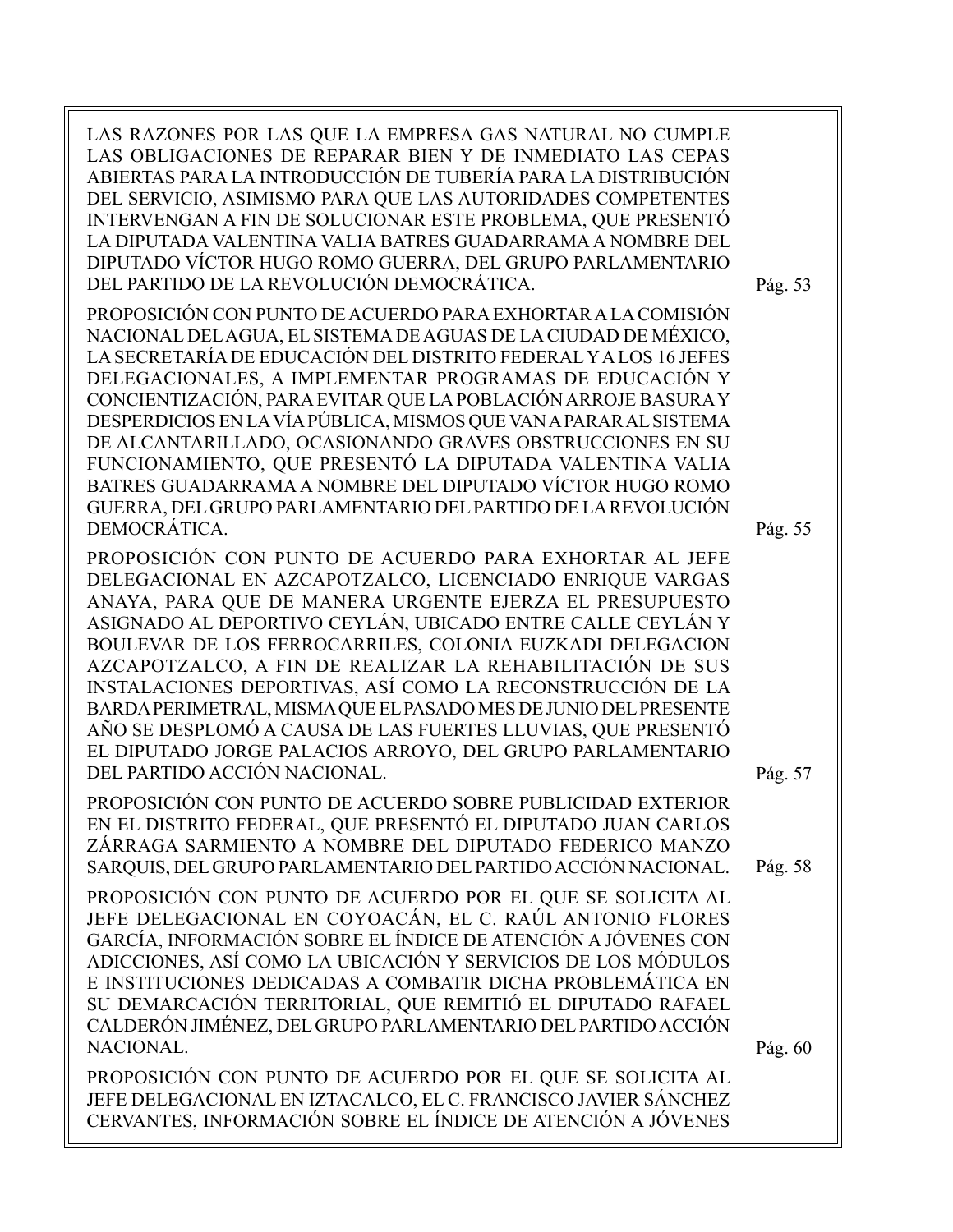LAS RAZONES POR LAS QUE LA EMPRESA GAS NATURAL NO CUMPLE LAS OBLIGACIONES DE REPARAR BIEN Y DE INMEDIATO LAS CEPAS ABIERTAS PARA LA INTRODUCCIÓN DE TUBERÍA PARA LA DISTRIBUCIÓN DEL SERVICIO, ASIMISMO PARA QUE LAS AUTORIDADES COMPETENTES INTERVENGAN A FIN DE SOLUCIONAR ESTE PROBLEMA, QUE PRESENTÓ LA DIPUTADA VALENTINA VALIA BATRES GUADARRAMA A NOMBRE DEL DIPUTADO VÍCTOR HUGO ROMO GUERRA, DEL GRUPO PARLAMENTARIO DEL PARTIDO DE LA REVOLUCIÓN DEMOCRÁTICA. Pág. 53

PROPOSICIÓN CON PUNTO DE ACUERDO PARA EXHORTAR A LA COMISIÓN NACIONAL DEL AGUA, EL SISTEMA DE AGUAS DE LA CIUDAD DE MÉXICO, LA SECRETARÍA DE EDUCACIÓN DEL DISTRITO FEDERAL Y A LOS 16 JEFES DELEGACIONALES, A IMPLEMENTAR PROGRAMAS DE EDUCACIÓN Y CONCIENTIZACIÓN, PARA EVITAR QUE LA POBLACIÓN ARROJE BASURA Y DESPERDICIOS EN LA VÍA PÚBLICA, MISMOS QUE VAN A PARAR AL SISTEMA DE ALCANTARILLADO, OCASIONANDO GRAVES OBSTRUCCIONES EN SU FUNCIONAMIENTO, QUE PRESENTÓ LA DIPUTADA VALENTINA VALIA BATRES GUADARRAMA A NOMBRE DEL DIPUTADO VÍCTOR HUGO ROMO GUERRA, DEL GRUPO PARLAMENTARIO DEL PARTIDO DE LA REVOLUCIÓN DEMOCRÁTICA. Pág. 55

PROPOSICIÓN CON PUNTO DE ACUERDO PARA EXHORTAR AL JEFE DELEGACIONAL EN AZCAPOTZALCO, LICENCIADO ENRIQUE VARGAS ANAYA, PARA QUE DE MANERA URGENTE EJERZA EL PRESUPUESTO ASIGNADO AL DEPORTIVO CEYLÁN, UBICADO ENTRE CALLE CEYLÁN Y BOULEVAR DE LOS FERROCARRILES, COLONIA EUZKADI DELEGACION AZCAPOTZALCO, A FIN DE REALIZAR LA REHABILITACIÓN DE SUS INSTALACIONES DEPORTIVAS, ASÍ COMO LA RECONSTRUCCIÓN DE LA BARDA PERIMETRAL, MISMA QUE EL PASADO MES DE JUNIO DEL PRESENTE AÑO SE DESPLOMÓ A CAUSA DE LAS FUERTES LLUVIAS, QUE PRESENTÓ EL DIPUTADO JORGE PALACIOS ARROYO, DEL GRUPO PARLAMENTARIO DEL PARTIDO ACCIÓN NACIONAL. Pág. 57

PROPOSICIÓN CON PUNTO DE ACUERDO SOBRE PUBLICIDAD EXTERIOR EN EL DISTRITO FEDERAL, QUE PRESENTÓ EL DIPUTADO JUAN CARLOS ZÁRRAGA SARMIENTO A NOMBRE DEL DIPUTADO FEDERICO MANZO SARQUIS, DEL GRUPO PARLAMENTARIO DEL PARTIDO ACCIÓN NACIONAL. Pág. 58

PROPOSICIÓN CON PUNTO DE ACUERDO POR EL QUE SE SOLICITA AL JEFE DELEGACIONAL EN COYOACÁN, EL C. RAÚL ANTONIO FLORES GARCÍA, INFORMACIÓN SOBRE EL ÍNDICE DE ATENCIÓN A JÓVENES CON ADICCIONES, ASÍ COMO LA UBICACIÓN Y SERVICIOS DE LOS MÓDULOS E INSTITUCIONES DEDICADAS A COMBATIR DICHA PROBLEMÁTICA EN SU DEMARCACIÓN TERRITORIAL, QUE REMITIÓ EL DIPUTADO RAFAEL CALDERÓN JIMÉNEZ, DEL GRUPO PARLAMENTARIO DEL PARTIDO ACCIÓN NACIONAL. Pág. 60

PROPOSICIÓN CON PUNTO DE ACUERDO POR EL QUE SE SOLICITA AL JEFE DELEGACIONAL EN IZTACALCO, EL C. FRANCISCO JAVIER SÁNCHEZ CERVANTES, INFORMACIÓN SOBRE EL ÍNDICE DE ATENCIÓN A JÓVENES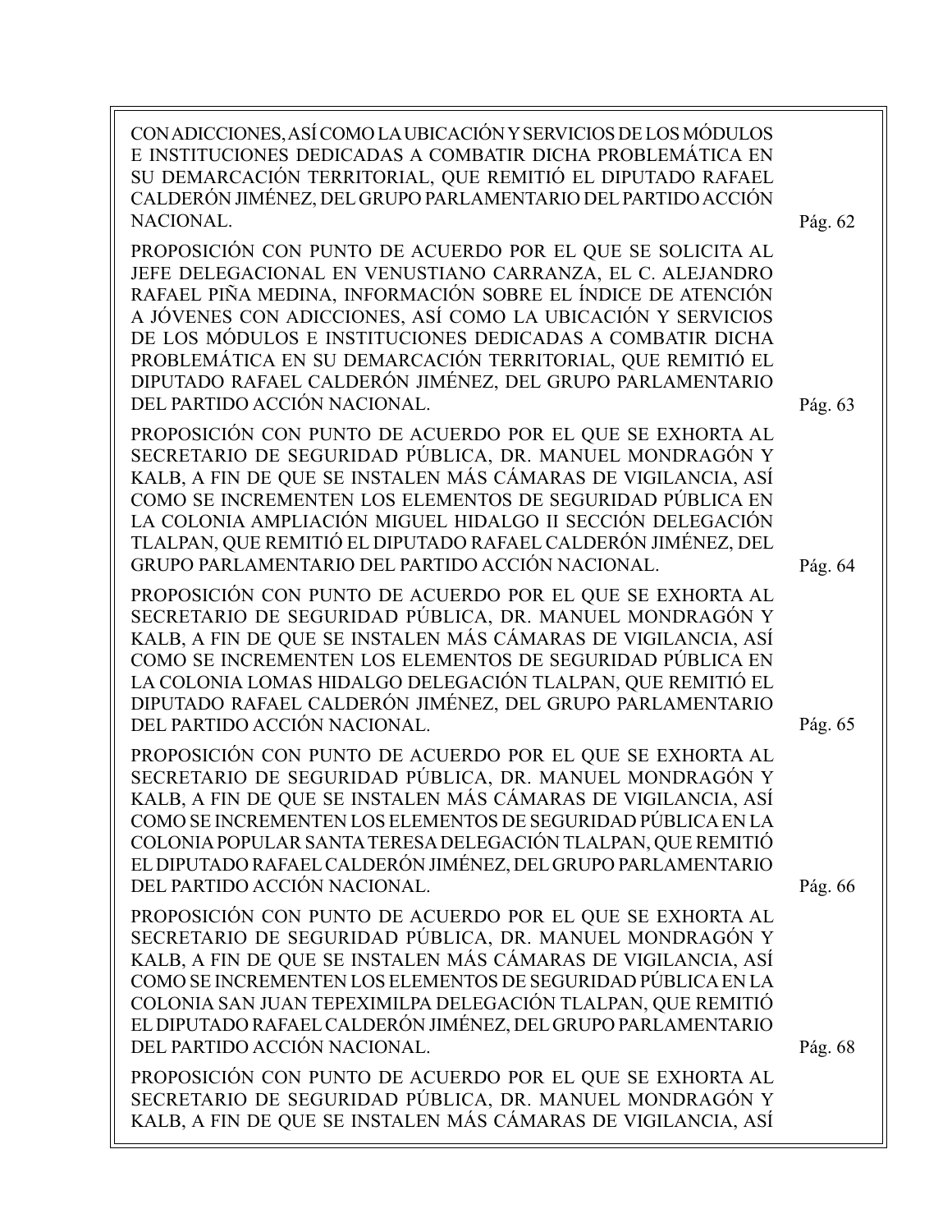CON ADICCIONES, ASÍ COMO LA UBICACIÓN Y SERVICIOS DE LOS MÓDULOS E INSTITUCIONES DEDICADAS A COMBATIR DICHA PROBLEMÁTICA EN SU DEMARCACIÓN TERRITORIAL, QUE REMITIÓ EL DIPUTADO RAFAEL CALDERÓN JIMÉNEZ, DEL GRUPO PARLAMENTARIO DEL PARTIDO ACCIÓN NACIONAL. Pág. 62

PROPOSICIÓN CON PUNTO DE ACUERDO POR EL QUE SE SOLICITA AL JEFE DELEGACIONAL EN VENUSTIANO CARRANZA, EL C. ALEJANDRO RAFAEL PIÑA MEDINA, INFORMACIÓN SOBRE EL ÍNDICE DE ATENCIÓN A JÓVENES CON ADICCIONES, ASÍ COMO LA UBICACIÓN Y SERVICIOS DE LOS MÓDULOS E INSTITUCIONES DEDICADAS A COMBATIR DICHA PROBLEMÁTICA EN SU DEMARCACIÓN TERRITORIAL, QUE REMITIÓ EL DIPUTADO RAFAEL CALDERÓN JIMÉNEZ, DEL GRUPO PARLAMENTARIO DEL PARTIDO ACCIÓN NACIONAL. Pág. 63

PROPOSICIÓN CON PUNTO DE ACUERDO POR EL QUE SE EXHORTA AL SECRETARIO DE SEGURIDAD PÚBLICA, DR. MANUEL MONDRAGÓN Y KALB, A FIN DE QUE SE INSTALEN MÁS CÁMARAS DE VIGILANCIA, ASÍ COMO SE INCREMENTEN LOS ELEMENTOS DE SEGURIDAD PÚBLICA EN LA COLONIA AMPLIACIÓN MIGUEL HIDALGO II SECCIÓN DELEGACIÓN TLALPAN, QUE REMITIÓ EL DIPUTADO RAFAEL CALDERÓN JIMÉNEZ, DEL GRUPO PARLAMENTARIO DEL PARTIDO ACCIÓN NACIONAL. Pág. 64

PROPOSICIÓN CON PUNTO DE ACUERDO POR EL QUE SE EXHORTA AL SECRETARIO DE SEGURIDAD PÚBLICA, DR. MANUEL MONDRAGÓN Y KALB, A FIN DE QUE SE INSTALEN MÁS CÁMARAS DE VIGILANCIA, ASÍ COMO SE INCREMENTEN LOS ELEMENTOS DE SEGURIDAD PÚBLICA EN LA COLONIA LOMAS HIDALGO DELEGACIÓN TLALPAN, QUE REMITIÓ EL DIPUTADO RAFAEL CALDERÓN JIMÉNEZ, DEL GRUPO PARLAMENTARIO DEL PARTIDO ACCIÓN NACIONAL. Pág. 65

PROPOSICIÓN CON PUNTO DE ACUERDO POR EL QUE SE EXHORTA AL SECRETARIO DE SEGURIDAD PÚBLICA, DR. MANUEL MONDRAGÓN Y KALB, A FIN DE QUE SE INSTALEN MÁS CÁMARAS DE VIGILANCIA, ASÍ COMO SE INCREMENTEN LOS ELEMENTOS DE SEGURIDAD PÚBLICA EN LA COLONIA POPULAR SANTA TERESA DELEGACIÓN TLALPAN, QUE REMITIÓ EL DIPUTADO RAFAEL CALDERÓN JIMÉNEZ, DEL GRUPO PARLAMENTARIO DEL PARTIDO ACCIÓN NACIONAL. Pág. 66

PROPOSICIÓN CON PUNTO DE ACUERDO POR EL QUE SE EXHORTA AL SECRETARIO DE SEGURIDAD PÚBLICA, DR. MANUEL MONDRAGÓN Y KALB, A FIN DE QUE SE INSTALEN MÁS CÁMARAS DE VIGILANCIA, ASÍ COMO SE INCREMENTEN LOS ELEMENTOS DE SEGURIDAD PÚBLICA EN LA COLONIA SAN JUAN TEPEXIMILPA DELEGACIÓN TLALPAN, QUE REMITIÓ EL DIPUTADO RAFAEL CALDERÓN JIMÉNEZ, DEL GRUPO PARLAMENTARIO DEL PARTIDO ACCIÓN NACIONAL. Pág. 68

PROPOSICIÓN CON PUNTO DE ACUERDO POR EL QUE SE EXHORTA AL SECRETARIO DE SEGURIDAD PÚBLICA, DR. MANUEL MONDRAGÓN Y KALB, A FIN DE QUE SE INSTALEN MÁS CÁMARAS DE VIGILANCIA, ASÍ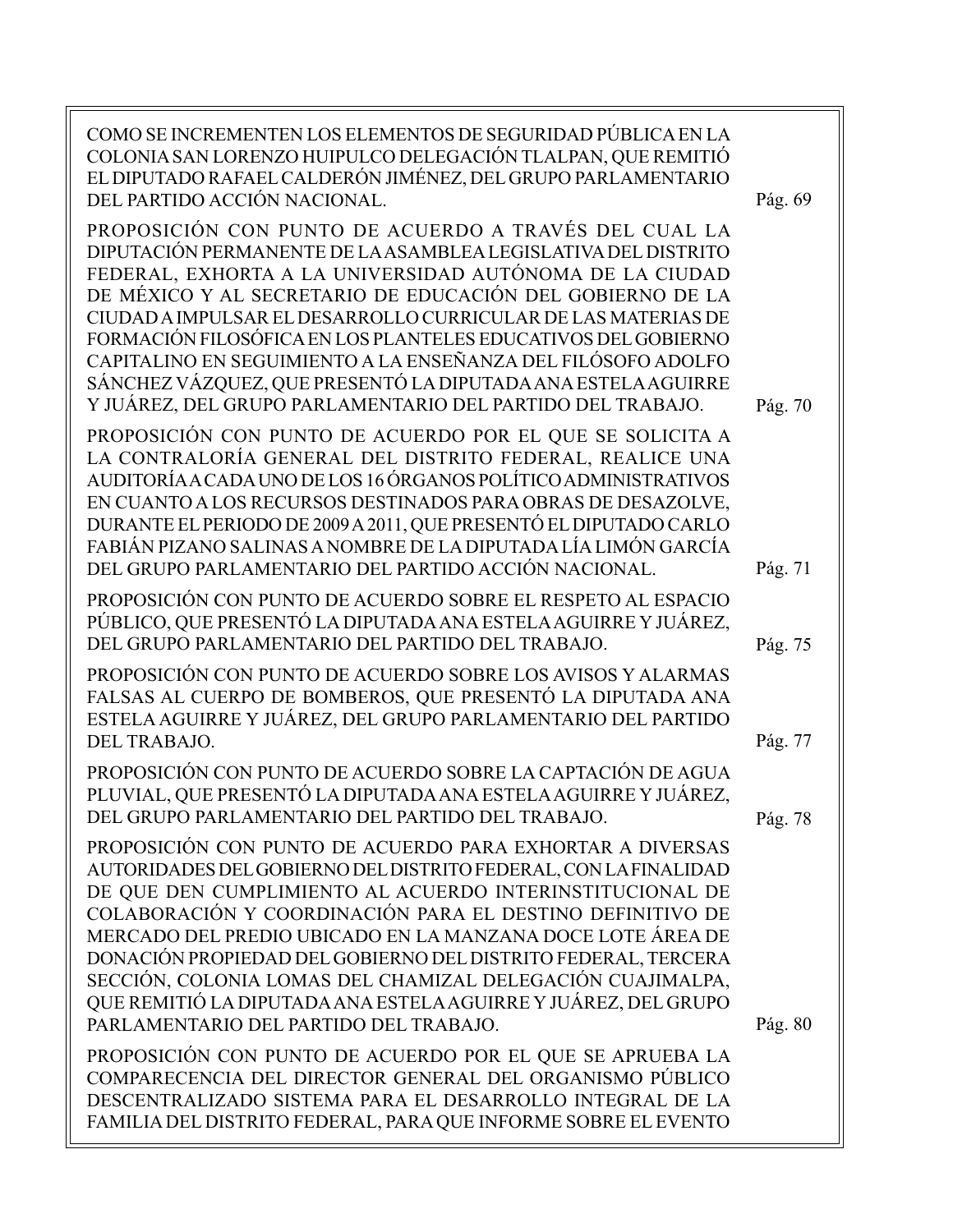COMO SE INCREMENTEN LOS ELEMENTOS DE SEGURIDAD PÚBLICA EN LA COLONIA SAN LORENZO HUIPULCO DELEGACIÓN TLALPAN, QUE REMITIÓ EL DIPUTADO RAFAEL CALDERÓN JIMÉNEZ, DEL GRUPO PARLAMENTARIO DEL PARTIDO ACCIÓN NACIONAL. Pág. 69

PROPOSICIÓN CON PUNTO DE ACUERDO A TRAVÉS DEL CUAL LA DIPUTACIÓN PERMANENTE DE LA ASAMBLEA LEGISLATIVA DEL DISTRITO FEDERAL, EXHORTA A LA UNIVERSIDAD AUTÓNOMA DE LA CIUDAD DE MÉXICO Y AL SECRETARIO DE EDUCACIÓN DEL GOBIERNO DE LA CIUDAD A IMPULSAR EL DESARROLLO CURRICULAR DE LAS MATERIAS DE FORMACIÓN FILOSÓFICA EN LOS PLANTELES EDUCATIVOS DEL GOBIERNO CAPITALINO EN SEGUIMIENTO A LA ENSEÑANZA DEL FILÓSOFO ADOLFO SÁNCHEZ VÁZQUEZ, QUE PRESENTÓ LA DIPUTADA ANA ESTELA AGUIRRE Y JUÁREZ, DEL GRUPO PARLAMENTARIO DEL PARTIDO DEL TRABAJO. Pág. 70

PROPOSICIÓN CON PUNTO DE ACUERDO POR EL QUE SE SOLICITA A LA CONTRALORÍA GENERAL DEL DISTRITO FEDERAL, REALICE UNA AUDITORÍA A CADA UNO DE LOS 16 ÓRGANOS POLÍTICO ADMINISTRATIVOS EN CUANTO A LOS RECURSOS DESTINADOS PARA OBRAS DE DESAZOLVE, DURANTE EL PERIODO DE 2009 A 2011, QUE PRESENTÓ EL DIPUTADO CARLO FABIÁN PIZANO SALINAS A NOMBRE DE LA DIPUTADA LÍA LIMÓN GARCÍA DEL GRUPO PARLAMENTARIO DEL PARTIDO ACCIÓN NACIONAL. Pág. 71

PROPOSICIÓN CON PUNTO DE ACUERDO SOBRE EL RESPETO AL ESPACIO PÚBLICO, QUE PRESENTÓ LA DIPUTADA ANA ESTELA AGUIRRE Y JUÁREZ, DEL GRUPO PARLAMENTARIO DEL PARTIDO DEL TRABAJO. Pág. 75

PROPOSICIÓN CON PUNTO DE ACUERDO SOBRE LOS AVISOS Y ALARMAS FALSAS AL CUERPO DE BOMBEROS, QUE PRESENTÓ LA DIPUTADA ANA ESTELA AGUIRRE Y JUÁREZ, DEL GRUPO PARLAMENTARIO DEL PARTIDO DEL TRABAJO. Pág. 77

PROPOSICIÓN CON PUNTO DE ACUERDO SOBRE LA CAPTACIÓN DE AGUA PLUVIAL, QUE PRESENTÓ LA DIPUTADA ANA ESTELA AGUIRRE Y JUÁREZ, DEL GRUPO PARLAMENTARIO DEL PARTIDO DEL TRABAJO. Pág. 78

PROPOSICIÓN CON PUNTO DE ACUERDO PARA EXHORTAR A DIVERSAS AUTORIDADES DEL GOBIERNO DEL DISTRITO FEDERAL, CON LA FINALIDAD DE QUE DEN CUMPLIMIENTO AL ACUERDO INTERINSTITUCIONAL DE COLABORACIÓN Y COORDINACIÓN PARA EL DESTINO DEFINITIVO DE MERCADO DEL PREDIO UBICADO EN LA MANZANA DOCE LOTE ÁREA DE DONACIÓN PROPIEDAD DEL GOBIERNO DEL DISTRITO FEDERAL, TERCERA SECCIÓN, COLONIA LOMAS DEL CHAMIZAL DELEGACIÓN CUAJIMALPA, QUE REMITIÓ LA DIPUTADA ANA ESTELA AGUIRRE Y JUÁREZ, DEL GRUPO PARLAMENTARIO DEL PARTIDO DEL TRABAJO. Pág. 80

PROPOSICIÓN CON PUNTO DE ACUERDO POR EL QUE SE APRUEBA LA COMPARECENCIA DEL DIRECTOR GENERAL DEL ORGANISMO PÚBLICO DESCENTRALIZADO SISTEMA PARA EL DESARROLLO INTEGRAL DE LA FAMILIA DEL DISTRITO FEDERAL, PARA QUE INFORME SOBRE EL EVENTO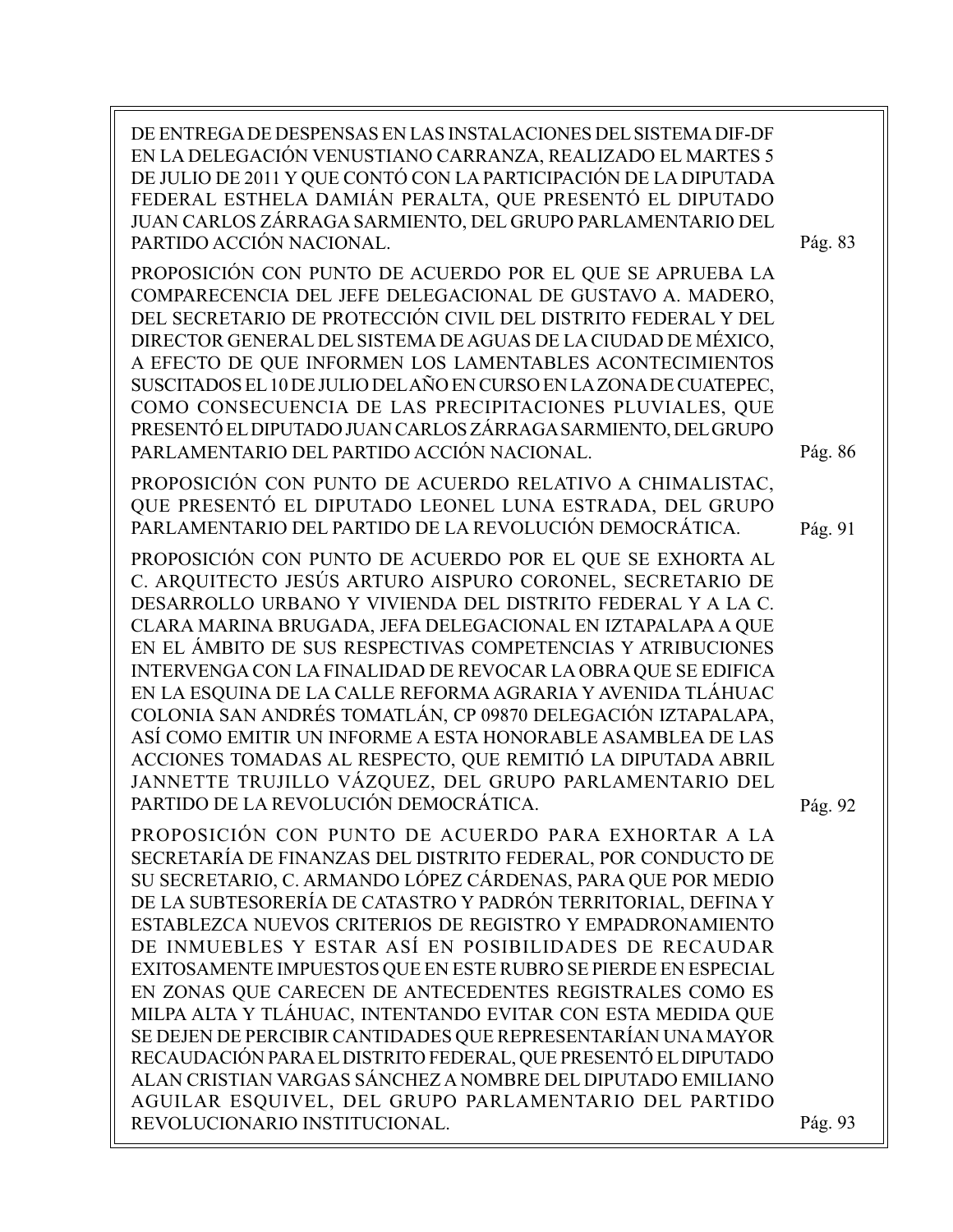DE ENTREGA DE DESPENSAS EN LAS INSTALACIONES DEL SISTEMA DIF-DF EN LA DELEGACIÓN VENUSTIANO CARRANZA, REALIZADO EL MARTES 5 DE JULIO DE 2011 Y QUE CONTÓ CON LA PARTICIPACIÓN DE LA DIPUTADA FEDERAL ESTHELA DAMIÁN PERALTA, QUE PRESENTÓ EL DIPUTADO JUAN CARLOS ZÁRRAGA SARMIENTO, DEL GRUPO PARLAMENTARIO DEL PARTIDO ACCIÓN NACIONAL. Pág. 83

PROPOSICIÓN CON PUNTO DE ACUERDO POR EL QUE SE APRUEBA LA COMPARECENCIA DEL JEFE DELEGACIONAL DE GUSTAVO A. MADERO, DEL SECRETARIO DE PROTECCIÓN CIVIL DEL DISTRITO FEDERAL Y DEL DIRECTOR GENERAL DEL SISTEMA DE AGUAS DE LA CIUDAD DE MÉXICO, A EFECTO DE QUE INFORMEN LOS LAMENTABLES ACONTECIMIENTOS SUSCITADOS EL 10 DE JULIO DEL AÑO EN CURSO EN LA ZONA DE CUATEPEC, COMO CONSECUENCIA DE LAS PRECIPITACIONES PLUVIALES, QUE PRESENTÓ EL DIPUTADO JUAN CARLOS ZÁRRAGA SARMIENTO, DEL GRUPO PARLAMENTARIO DEL PARTIDO ACCIÓN NACIONAL. Pág. 86

PROPOSICIÓN CON PUNTO DE ACUERDO RELATIVO A CHIMALISTAC, QUE PRESENTÓ EL DIPUTADO LEONEL LUNA ESTRADA, DEL GRUPO PARLAMENTARIO DEL PARTIDO DE LA REVOLUCIÓN DEMOCRÁTICA. Pág. 91

PROPOSICIÓN CON PUNTO DE ACUERDO POR EL QUE SE EXHORTA AL C. ARQUITECTO JESÚS ARTURO AISPURO CORONEL, SECRETARIO DE DESARROLLO URBANO Y VIVIENDA DEL DISTRITO FEDERAL Y A LA C. CLARA MARINA BRUGADA, JEFA DELEGACIONAL EN IZTAPALAPA A QUE EN EL ÁMBITO DE SUS RESPECTIVAS COMPETENCIAS Y ATRIBUCIONES INTERVENGA CON LA FINALIDAD DE REVOCAR LA OBRA QUE SE EDIFICA EN LA ESQUINA DE LA CALLE REFORMA AGRARIA Y AVENIDA TLÁHUAC COLONIA SAN ANDRÉS TOMATLÁN, CP 09870 DELEGACIÓN IZTAPALAPA, ASÍ COMO EMITIR UN INFORME A ESTA HONORABLE ASAMBLEA DE LAS ACCIONES TOMADAS AL RESPECTO, QUE REMITIÓ LA DIPUTADA ABRIL JANNETTE TRUJILLO VÁZQUEZ, DEL GRUPO PARLAMENTARIO DEL PARTIDO DE LA REVOLUCIÓN DEMOCRÁTICA. Pág. 92

PROPOSICIÓN CON PUNTO DE ACUERDO PARA EXHORTAR A LA SECRETARÍA DE FINANZAS DEL DISTRITO FEDERAL, POR CONDUCTO DE SU SECRETARIO, C. ARMANDO LÓPEZ CÁRDENAS, PARA QUE POR MEDIO DE LA SUBTESORERÍA DE CATASTRO Y PADRÓN TERRITORIAL, DEFINA Y ESTABLEZCA NUEVOS CRITERIOS DE REGISTRO Y EMPADRONAMIENTO DE INMUEBLES Y ESTAR ASÍ EN POSIBILIDADES DE RECAUDAR EXITOSAMENTE IMPUESTOS QUE EN ESTE RUBRO SE PIERDE EN ESPECIAL EN ZONAS QUE CARECEN DE ANTECEDENTES REGISTRALES COMO ES MILPA ALTA Y TLÁHUAC, INTENTANDO EVITAR CON ESTA MEDIDA QUE SE DEJEN DE PERCIBIR CANTIDADES QUE REPRESENTARÍAN UNA MAYOR RECAUDACIÓN PARA EL DISTRITO FEDERAL, QUE PRESENTÓ EL DIPUTADO ALAN CRISTIAN VARGAS SÁNCHEZ A NOMBRE DEL DIPUTADO EMILIANO AGUILAR ESQUIVEL, DEL GRUPO PARLAMENTARIO DEL PARTIDO REVOLUCIONARIO INSTITUCIONAL. Pág. 93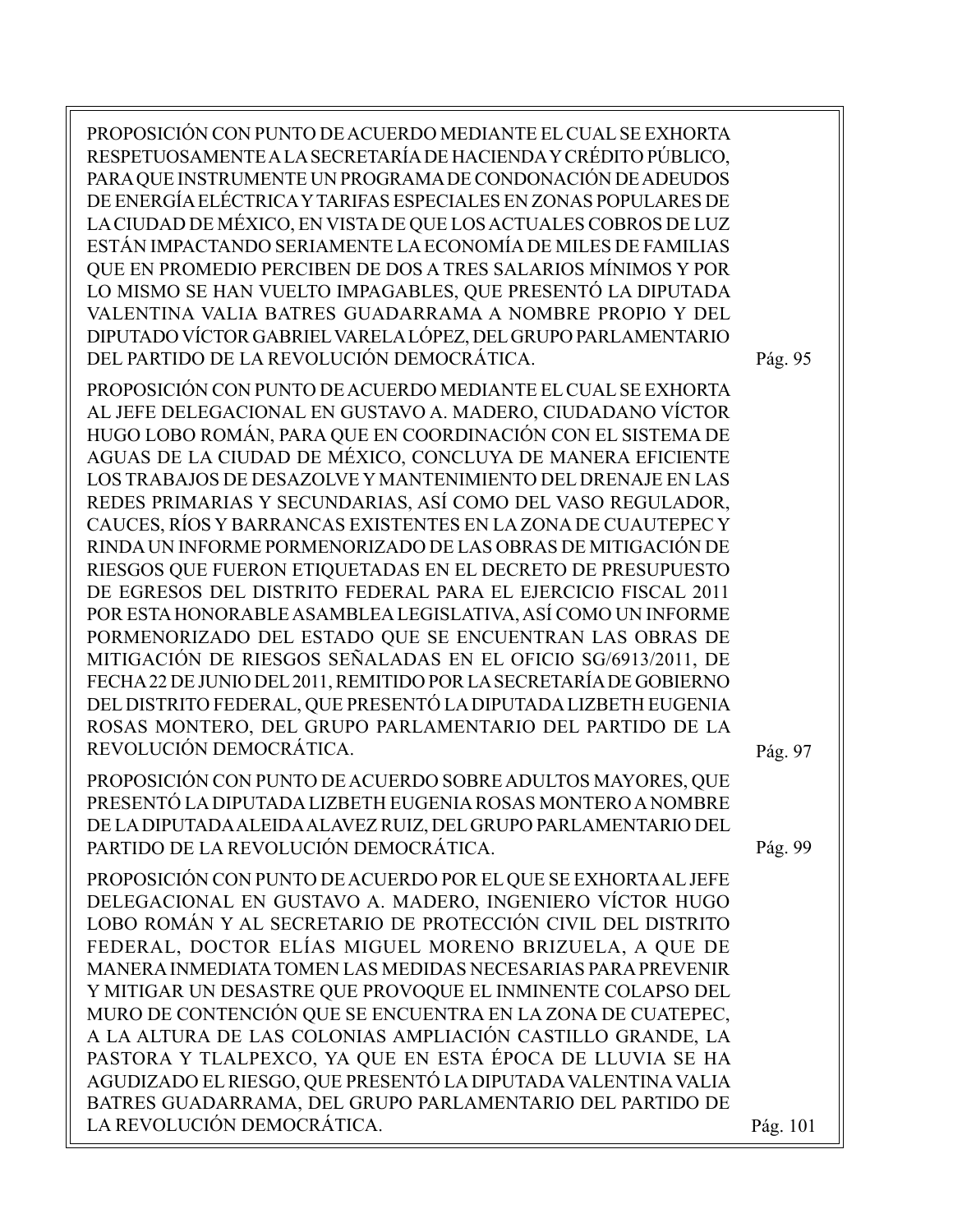PROPOSICIÓN CON PUNTO DE ACUERDO MEDIANTE EL CUAL SE EXHORTA RESPETUOSAMENTE A LA SECRETARÍA DE HACIENDA Y CRÉDITO PÚBLICO, PARA QUE INSTRUMENTE UN PROGRAMA DE CONDONACIÓN DE ADEUDOS DE ENERGÍA ELÉCTRICA Y TARIFAS ESPECIALES EN ZONAS POPULARES DE LA CIUDAD DE MÉXICO, EN VISTA DE QUE LOS ACTUALES COBROS DE LUZ ESTÁN IMPACTANDO SERIAMENTE LA ECONOMÍA DE MILES DE FAMILIAS QUE EN PROMEDIO PERCIBEN DE DOS A TRES SALARIOS MÍNIMOS Y POR LO MISMO SE HAN VUELTO IMPAGABLES, QUE PRESENTÓ LA DIPUTADA VALENTINA VALIA BATRES GUADARRAMA A NOMBRE PROPIO Y DEL DIPUTADO VÍCTOR GABRIEL VARELA LÓPEZ, DEL GRUPO PARLAMENTARIO DEL PARTIDO DE LA REVOLUCIÓN DEMOCRÁTICA. Pág. 95

PROPOSICIÓN CON PUNTO DE ACUERDO MEDIANTE EL CUAL SE EXHORTA AL JEFE DELEGACIONAL EN GUSTAVO A. MADERO, CIUDADANO VÍCTOR HUGO LOBO ROMÁN, PARA QUE EN COORDINACIÓN CON EL SISTEMA DE AGUAS DE LA CIUDAD DE MÉXICO, CONCLUYA DE MANERA EFICIENTE LOS TRABAJOS DE DESAZOLVE Y MANTENIMIENTO DEL DRENAJE EN LAS REDES PRIMARIAS Y SECUNDARIAS, ASÍ COMO DEL VASO REGULADOR, CAUCES, RÍOS Y BARRANCAS EXISTENTES EN LA ZONA DE CUAUTEPEC Y RINDA UN INFORME PORMENORIZADO DE LAS OBRAS DE MITIGACIÓN DE RIESGOS QUE FUERON ETIQUETADAS EN EL DECRETO DE PRESUPUESTO DE EGRESOS DEL DISTRITO FEDERAL PARA EL EJERCICIO FISCAL 2011 POR ESTA HONORABLE ASAMBLEA LEGISLATIVA, ASÍ COMO UN INFORME PORMENORIZADO DEL ESTADO QUE SE ENCUENTRAN LAS OBRAS DE MITIGACIÓN DE RIESGOS SEÑALADAS EN EL OFICIO SG/6913/2011, DE FECHA 22 DE JUNIO DEL 2011, REMITIDO POR LA SECRETARÍA DE GOBIERNO DEL DISTRITO FEDERAL, QUE PRESENTÓ LA DIPUTADA LIZBETH EUGENIA ROSAS MONTERO, DEL GRUPO PARLAMENTARIO DEL PARTIDO DE LA REVOLUCIÓN DEMOCRÁTICA. Pág. 97

PROPOSICIÓN CON PUNTO DE ACUERDO SOBRE ADULTOS MAYORES, QUE PRESENTÓ LA DIPUTADA LIZBETH EUGENIA ROSAS MONTERO A NOMBRE DE LA DIPUTADA ALEIDA ALAVEZ RUIZ, DEL GRUPO PARLAMENTARIO DEL PARTIDO DE LA REVOLUCIÓN DEMOCRÁTICA. Pág. 99

PROPOSICIÓN CON PUNTO DE ACUERDO POR EL QUE SE EXHORTA AL JEFE DELEGACIONAL EN GUSTAVO A. MADERO, INGENIERO VÍCTOR HUGO LOBO ROMÁN Y AL SECRETARIO DE PROTECCIÓN CIVIL DEL DISTRITO FEDERAL, DOCTOR ELÍAS MIGUEL MORENO BRIZUELA, A QUE DE MANERA INMEDIATA TOMEN LAS MEDIDAS NECESARIAS PARA PREVENIR Y MITIGAR UN DESASTRE QUE PROVOQUE EL INMINENTE COLAPSO DEL MURO DE CONTENCIÓN QUE SE ENCUENTRA EN LA ZONA DE CUATEPEC, A LA ALTURA DE LAS COLONIAS AMPLIACIÓN CASTILLO GRANDE, LA PASTORA Y TLALPEXCO, YA QUE EN ESTA ÉPOCA DE LLUVIA SE HA AGUDIZADO EL RIESGO, QUE PRESENTÓ LA DIPUTADA VALENTINA VALIA BATRES GUADARRAMA, DEL GRUPO PARLAMENTARIO DEL PARTIDO DE LA REVOLUCIÓN DEMOCRÁTICA. Pág. 101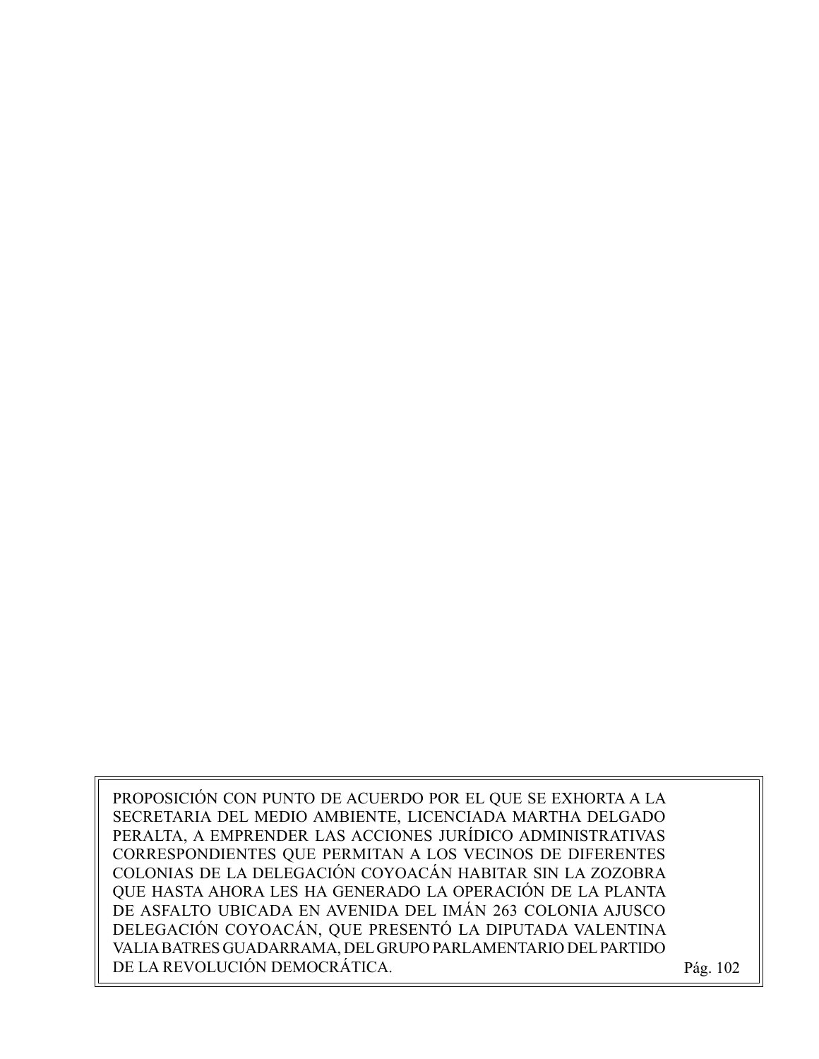PROPOSICIÓN CON PUNTO DE ACUERDO POR EL QUE SE EXHORTA A LA SECRETARIA DEL MEDIO AMBIENTE, LICENCIADA MARTHA DELGADO PERALTA, A EMPRENDER LAS ACCIONES JURÍDICO ADMINISTRATIVAS CORRESPONDIENTES QUE PERMITAN A LOS VECINOS DE DIFERENTES COLONIAS DE LA DELEGACIÓN COYOACÁN HABITAR SIN LA ZOZOBRA QUE HASTA AHORA LES HA GENERADO LA OPERACIÓN DE LA PLANTA DE ASFALTO UBICADA EN AVENIDA DEL IMÁN 263 COLONIA AJUSCO DELEGACIÓN COYOACÁN, QUE PRESENTÓ LA DIPUTADA VALENTINA VALIA BATRES GUADARRAMA, DEL GRUPO PARLAMENTARIO DEL PARTIDO DE LA REVOLUCIÓN DEMOCRÁTICA. Pág. 102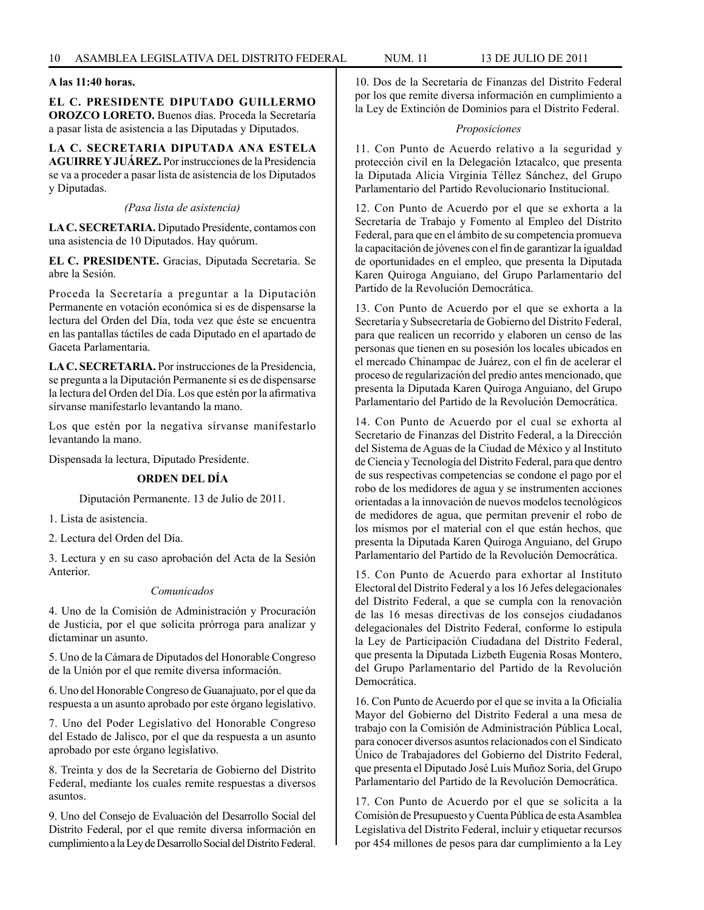**A las 11:40 horas.**

**EL C. PRESIDENTE DIPUTADO GUILLERMO OROZCO LORETO.** Buenos días. Proceda la Secretaría a pasar lista de asistencia a las Diputadas y Diputados.

**LA C. SECRETARIA DIPUTADA ANA ESTELA AGUIRRE Y JUÁREZ.** Por instrucciones de la Presidencia se va a proceder a pasar lista de asistencia de los Diputados y Diputadas.

*(Pasa lista de asistencia)*

**LA C. SECRETARIA.** Diputado Presidente, contamos con una asistencia de 10 Diputados. Hay quórum.

**EL C. PRESIDENTE.** Gracias, Diputada Secretaria. Se abre la Sesión.

Proceda la Secretaría a preguntar a la Diputación Permanente en votación económica si es de dispensarse la lectura del Orden del Día, toda vez que éste se encuentra en las pantallas táctiles de cada Diputado en el apartado de Gaceta Parlamentaria.

**LA C. SECRETARIA.** Por instrucciones de la Presidencia, se pregunta a la Diputación Permanente si es de dispensarse la lectura del Orden del Día. Los que estén por la afirmativa sírvanse manifestarlo levantando la mano.

Los que estén por la negativa sírvanse manifestarlo levantando la mano.

Dispensada la lectura, Diputado Presidente.

**ORDEN DEL DÍA**

Diputación Permanente. 13 de Julio de 2011.

1. Lista de asistencia.

2. Lectura del Orden del Día.

3. Lectura y en su caso aprobación del Acta de la Sesión Anterior.

*Comunicados*

4. Uno de la Comisión de Administración y Procuración de Justicia, por el que solicita prórroga para analizar y dictaminar un asunto.

5. Uno de la Cámara de Diputados del Honorable Congreso de la Unión por el que remite diversa información.

6. Uno del Honorable Congreso de Guanajuato, por el que da respuesta a un asunto aprobado por este órgano legislativo.

7. Uno del Poder Legislativo del Honorable Congreso del Estado de Jalisco, por el que da respuesta a un asunto aprobado por este órgano legislativo.

8. Treinta y dos de la Secretaría de Gobierno del Distrito Federal, mediante los cuales remite respuestas a diversos asuntos.

9. Uno del Consejo de Evaluación del Desarrollo Social del Distrito Federal, por el que remite diversa información en cumplimiento a la Ley de Desarrollo Social del Distrito Federal.

10. Dos de la Secretaría de Finanzas del Distrito Federal por los que remite diversa información en cumplimiento a la Ley de Extinción de Dominios para el Distrito Federal.

*Proposiciones*

11. Con Punto de Acuerdo relativo a la seguridad y protección civil en la Delegación Iztacalco, que presenta la Diputada Alicia Virginia Téllez Sánchez, del Grupo Parlamentario del Partido Revolucionario Institucional.

12. Con Punto de Acuerdo por el que se exhorta a la Secretaría de Trabajo y Fomento al Empleo del Distrito Federal, para que en el ámbito de su competencia promueva la capacitación de jóvenes con el fin de garantizar la igualdad de oportunidades en el empleo, que presenta la Diputada Karen Quiroga Anguiano, del Grupo Parlamentario del Partido de la Revolución Democrática.

13. Con Punto de Acuerdo por el que se exhorta a la Secretaría y Subsecretaría de Gobierno del Distrito Federal, para que realicen un recorrido y elaboren un censo de las personas que tienen en su posesión los locales ubicados en el mercado Chinampac de Juárez, con el fin de acelerar el proceso de regularización del predio antes mencionado, que presenta la Diputada Karen Quiroga Anguiano, del Grupo Parlamentario del Partido de la Revolución Democrática.

14. Con Punto de Acuerdo por el cual se exhorta al Secretario de Finanzas del Distrito Federal, a la Dirección del Sistema de Aguas de la Ciudad de México y al Instituto de Ciencia y Tecnología del Distrito Federal, para que dentro de sus respectivas competencias se condone el pago por el robo de los medidores de agua y se instrumenten acciones orientadas a la innovación de nuevos modelos tecnológicos de medidores de agua, que permitan prevenir el robo de los mismos por el material con el que están hechos, que presenta la Diputada Karen Quiroga Anguiano, del Grupo Parlamentario del Partido de la Revolución Democrática.

15. Con Punto de Acuerdo para exhortar al Instituto Electoral del Distrito Federal y a los 16 Jefes delegacionales del Distrito Federal, a que se cumpla con la renovación de las 16 mesas directivas de los consejos ciudadanos delegacionales del Distrito Federal, conforme lo estipula la Ley de Participación Ciudadana del Distrito Federal, que presenta la Diputada Lizbeth Eugenia Rosas Montero, del Grupo Parlamentario del Partido de la Revolución Democrática.

16. Con Punto de Acuerdo por el que se invita a la Oficialía Mayor del Gobierno del Distrito Federal a una mesa de trabajo con la Comisión de Administración Pública Local, para conocer diversos asuntos relacionados con el Sindicato Único de Trabajadores del Gobierno del Distrito Federal, que presenta el Diputado José Luis Muñoz Soria, del Grupo Parlamentario del Partido de la Revolución Democrática.

17. Con Punto de Acuerdo por el que se solicita a la Comisión de Presupuesto y Cuenta Pública de esta Asamblea Legislativa del Distrito Federal, incluir y etiquetar recursos por 454 millones de pesos para dar cumplimiento a la Ley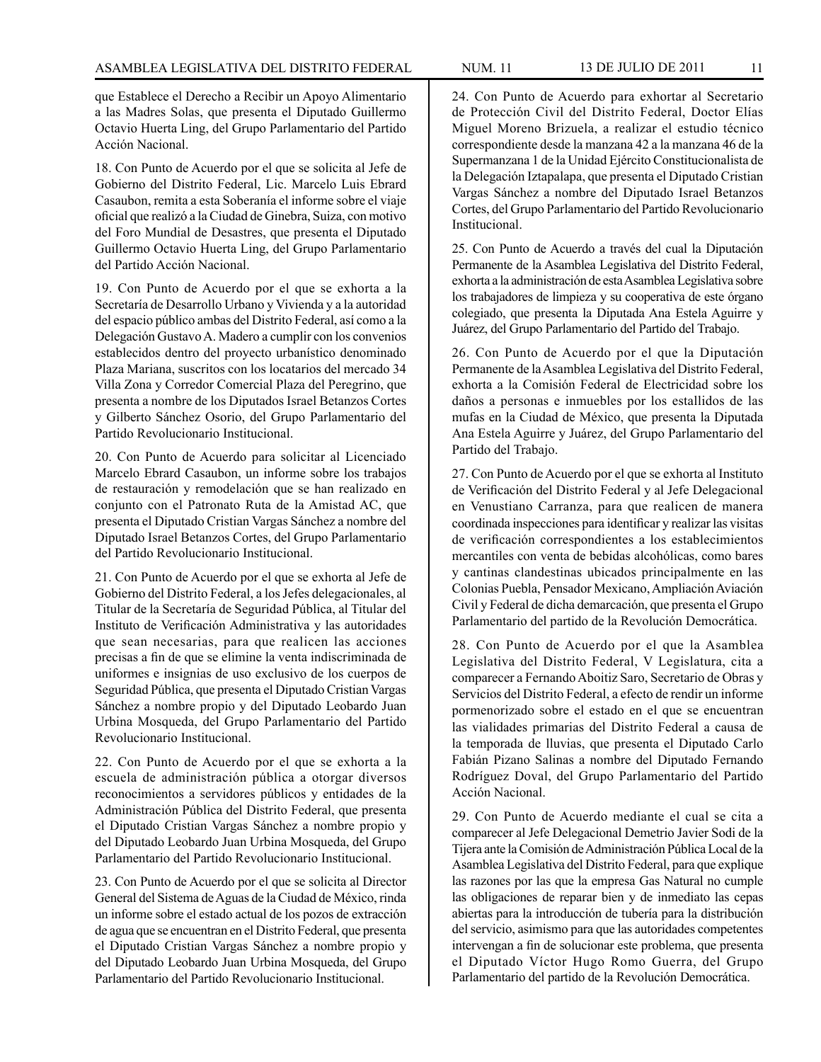que Establece el Derecho a Recibir un Apoyo Alimentario a las Madres Solas, que presenta el Diputado Guillermo Octavio Huerta Ling, del Grupo Parlamentario del Partido Acción Nacional.

18. Con Punto de Acuerdo por el que se solicita al Jefe de Gobierno del Distrito Federal, Lic. Marcelo Luis Ebrard Casaubon, remita a esta Soberanía el informe sobre el viaje oficial que realizó a la Ciudad de Ginebra, Suiza, con motivo del Foro Mundial de Desastres, que presenta el Diputado Guillermo Octavio Huerta Ling, del Grupo Parlamentario del Partido Acción Nacional.

19. Con Punto de Acuerdo por el que se exhorta a la Secretaría de Desarrollo Urbano y Vivienda y a la autoridad del espacio público ambas del Distrito Federal, así como a la Delegación Gustavo A. Madero a cumplir con los convenios establecidos dentro del proyecto urbanístico denominado Plaza Mariana, suscritos con los locatarios del mercado 34 Villa Zona y Corredor Comercial Plaza del Peregrino, que presenta a nombre de los Diputados Israel Betanzos Cortes y Gilberto Sánchez Osorio, del Grupo Parlamentario del Partido Revolucionario Institucional.

20. Con Punto de Acuerdo para solicitar al Licenciado Marcelo Ebrard Casaubon, un informe sobre los trabajos de restauración y remodelación que se han realizado en conjunto con el Patronato Ruta de la Amistad AC, que presenta el Diputado Cristian Vargas Sánchez a nombre del Diputado Israel Betanzos Cortes, del Grupo Parlamentario del Partido Revolucionario Institucional.

21. Con Punto de Acuerdo por el que se exhorta al Jefe de Gobierno del Distrito Federal, a los Jefes delegacionales, al Titular de la Secretaría de Seguridad Pública, al Titular del Instituto de Verificación Administrativa y las autoridades que sean necesarias, para que realicen las acciones precisas a fin de que se elimine la venta indiscriminada de uniformes e insignias de uso exclusivo de los cuerpos de Seguridad Pública, que presenta el Diputado Cristian Vargas Sánchez a nombre propio y del Diputado Leobardo Juan Urbina Mosqueda, del Grupo Parlamentario del Partido Revolucionario Institucional.

22. Con Punto de Acuerdo por el que se exhorta a la escuela de administración pública a otorgar diversos reconocimientos a servidores públicos y entidades de la Administración Pública del Distrito Federal, que presenta el Diputado Cristian Vargas Sánchez a nombre propio y del Diputado Leobardo Juan Urbina Mosqueda, del Grupo Parlamentario del Partido Revolucionario Institucional.

23. Con Punto de Acuerdo por el que se solicita al Director General del Sistema de Aguas de la Ciudad de México, rinda un informe sobre el estado actual de los pozos de extracción de agua que se encuentran en el Distrito Federal, que presenta el Diputado Cristian Vargas Sánchez a nombre propio y del Diputado Leobardo Juan Urbina Mosqueda, del Grupo Parlamentario del Partido Revolucionario Institucional.

24. Con Punto de Acuerdo para exhortar al Secretario de Protección Civil del Distrito Federal, Doctor Elías Miguel Moreno Brizuela, a realizar el estudio técnico correspondiente desde la manzana 42 a la manzana 46 de la Supermanzana 1 de la Unidad Ejército Constitucionalista de la Delegación Iztapalapa, que presenta el Diputado Cristian Vargas Sánchez a nombre del Diputado Israel Betanzos Cortes, del Grupo Parlamentario del Partido Revolucionario Institucional.

25. Con Punto de Acuerdo a través del cual la Diputación Permanente de la Asamblea Legislativa del Distrito Federal, exhorta a la administración de esta Asamblea Legislativa sobre los trabajadores de limpieza y su cooperativa de este órgano colegiado, que presenta la Diputada Ana Estela Aguirre y Juárez, del Grupo Parlamentario del Partido del Trabajo.

26. Con Punto de Acuerdo por el que la Diputación Permanente de la Asamblea Legislativa del Distrito Federal, exhorta a la Comisión Federal de Electricidad sobre los daños a personas e inmuebles por los estallidos de las mufas en la Ciudad de México, que presenta la Diputada Ana Estela Aguirre y Juárez, del Grupo Parlamentario del Partido del Trabajo.

27. Con Punto de Acuerdo por el que se exhorta al Instituto de Verificación del Distrito Federal y al Jefe Delegacional en Venustiano Carranza, para que realicen de manera coordinada inspecciones para identificar y realizar las visitas de verificación correspondientes a los establecimientos mercantiles con venta de bebidas alcohólicas, como bares y cantinas clandestinas ubicados principalmente en las Colonias Puebla, Pensador Mexicano, Ampliación Aviación Civil y Federal de dicha demarcación, que presenta el Grupo Parlamentario del partido de la Revolución Democrática.

28. Con Punto de Acuerdo por el que la Asamblea Legislativa del Distrito Federal, V Legislatura, cita a comparecer a Fernando Aboitiz Saro, Secretario de Obras y Servicios del Distrito Federal, a efecto de rendir un informe pormenorizado sobre el estado en el que se encuentran las vialidades primarias del Distrito Federal a causa de la temporada de lluvias, que presenta el Diputado Carlo Fabián Pizano Salinas a nombre del Diputado Fernando Rodríguez Doval, del Grupo Parlamentario del Partido Acción Nacional.

29. Con Punto de Acuerdo mediante el cual se cita a comparecer al Jefe Delegacional Demetrio Javier Sodi de la Tijera ante la Comisión de Administración Pública Local de la Asamblea Legislativa del Distrito Federal, para que explique las razones por las que la empresa Gas Natural no cumple las obligaciones de reparar bien y de inmediato las cepas abiertas para la introducción de tubería para la distribución del servicio, asimismo para que las autoridades competentes intervengan a fin de solucionar este problema, que presenta el Diputado Víctor Hugo Romo Guerra, del Grupo Parlamentario del partido de la Revolución Democrática.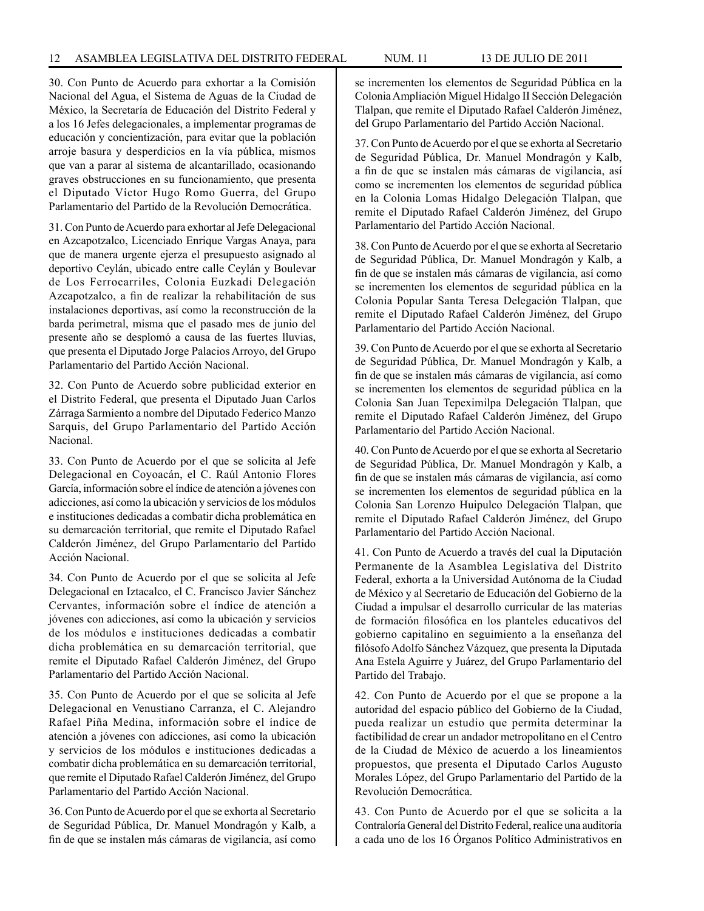30. Con Punto de Acuerdo para exhortar a la Comisión Nacional del Agua, el Sistema de Aguas de la Ciudad de México, la Secretaría de Educación del Distrito Federal y a los 16 Jefes delegacionales, a implementar programas de educación y concientización, para evitar que la población arroje basura y desperdicios en la vía pública, mismos que van a parar al sistema de alcantarillado, ocasionando graves obstrucciones en su funcionamiento, que presenta el Diputado Víctor Hugo Romo Guerra, del Grupo Parlamentario del Partido de la Revolución Democrática.

31. Con Punto de Acuerdo para exhortar al Jefe Delegacional en Azcapotzalco, Licenciado Enrique Vargas Anaya, para que de manera urgente ejerza el presupuesto asignado al deportivo Ceylán, ubicado entre calle Ceylán y Boulevar de Los Ferrocarriles, Colonia Euzkadi Delegación Azcapotzalco, a fin de realizar la rehabilitación de sus instalaciones deportivas, así como la reconstrucción de la barda perimetral, misma que el pasado mes de junio del presente año se desplomó a causa de las fuertes lluvias, que presenta el Diputado Jorge Palacios Arroyo, del Grupo Parlamentario del Partido Acción Nacional.

32. Con Punto de Acuerdo sobre publicidad exterior en el Distrito Federal, que presenta el Diputado Juan Carlos Zárraga Sarmiento a nombre del Diputado Federico Manzo Sarquis, del Grupo Parlamentario del Partido Acción Nacional.

33. Con Punto de Acuerdo por el que se solicita al Jefe Delegacional en Coyoacán, el C. Raúl Antonio Flores García, información sobre el índice de atención a jóvenes con adicciones, así como la ubicación y servicios de los módulos e instituciones dedicadas a combatir dicha problemática en su demarcación territorial, que remite el Diputado Rafael Calderón Jiménez, del Grupo Parlamentario del Partido Acción Nacional.

34. Con Punto de Acuerdo por el que se solicita al Jefe Delegacional en Iztacalco, el C. Francisco Javier Sánchez Cervantes, información sobre el índice de atención a jóvenes con adicciones, así como la ubicación y servicios de los módulos e instituciones dedicadas a combatir dicha problemática en su demarcación territorial, que remite el Diputado Rafael Calderón Jiménez, del Grupo Parlamentario del Partido Acción Nacional.

35. Con Punto de Acuerdo por el que se solicita al Jefe Delegacional en Venustiano Carranza, el C. Alejandro Rafael Piña Medina, información sobre el índice de atención a jóvenes con adicciones, así como la ubicación y servicios de los módulos e instituciones dedicadas a combatir dicha problemática en su demarcación territorial, que remite el Diputado Rafael Calderón Jiménez, del Grupo Parlamentario del Partido Acción Nacional.

36. Con Punto de Acuerdo por el que se exhorta al Secretario de Seguridad Pública, Dr. Manuel Mondragón y Kalb, a fin de que se instalen más cámaras de vigilancia, así como se incrementen los elementos de Seguridad Pública en la Colonia Ampliación Miguel Hidalgo II Sección Delegación Tlalpan, que remite el Diputado Rafael Calderón Jiménez, del Grupo Parlamentario del Partido Acción Nacional.

37. Con Punto de Acuerdo por el que se exhorta al Secretario de Seguridad Pública, Dr. Manuel Mondragón y Kalb, a fin de que se instalen más cámaras de vigilancia, así como se incrementen los elementos de seguridad pública en la Colonia Lomas Hidalgo Delegación Tlalpan, que remite el Diputado Rafael Calderón Jiménez, del Grupo Parlamentario del Partido Acción Nacional.

38. Con Punto de Acuerdo por el que se exhorta al Secretario de Seguridad Pública, Dr. Manuel Mondragón y Kalb, a fin de que se instalen más cámaras de vigilancia, así como se incrementen los elementos de seguridad pública en la Colonia Popular Santa Teresa Delegación Tlalpan, que remite el Diputado Rafael Calderón Jiménez, del Grupo Parlamentario del Partido Acción Nacional.

39. Con Punto de Acuerdo por el que se exhorta al Secretario de Seguridad Pública, Dr. Manuel Mondragón y Kalb, a fin de que se instalen más cámaras de vigilancia, así como se incrementen los elementos de seguridad pública en la Colonia San Juan Tepeximilpa Delegación Tlalpan, que remite el Diputado Rafael Calderón Jiménez, del Grupo Parlamentario del Partido Acción Nacional.

40. Con Punto de Acuerdo por el que se exhorta al Secretario de Seguridad Pública, Dr. Manuel Mondragón y Kalb, a fin de que se instalen más cámaras de vigilancia, así como se incrementen los elementos de seguridad pública en la Colonia San Lorenzo Huipulco Delegación Tlalpan, que remite el Diputado Rafael Calderón Jiménez, del Grupo Parlamentario del Partido Acción Nacional.

41. Con Punto de Acuerdo a través del cual la Diputación Permanente de la Asamblea Legislativa del Distrito Federal, exhorta a la Universidad Autónoma de la Ciudad de México y al Secretario de Educación del Gobierno de la Ciudad a impulsar el desarrollo curricular de las materias de formación filosófica en los planteles educativos del gobierno capitalino en seguimiento a la enseñanza del filósofo Adolfo Sánchez Vázquez, que presenta la Diputada Ana Estela Aguirre y Juárez, del Grupo Parlamentario del Partido del Trabajo.

42. Con Punto de Acuerdo por el que se propone a la autoridad del espacio público del Gobierno de la Ciudad, pueda realizar un estudio que permita determinar la factibilidad de crear un andador metropolitano en el Centro de la Ciudad de México de acuerdo a los lineamientos propuestos, que presenta el Diputado Carlos Augusto Morales López, del Grupo Parlamentario del Partido de la Revolución Democrática.

43. Con Punto de Acuerdo por el que se solicita a la Contraloría General del Distrito Federal, realice una auditoría a cada uno de los 16 Órganos Político Administrativos en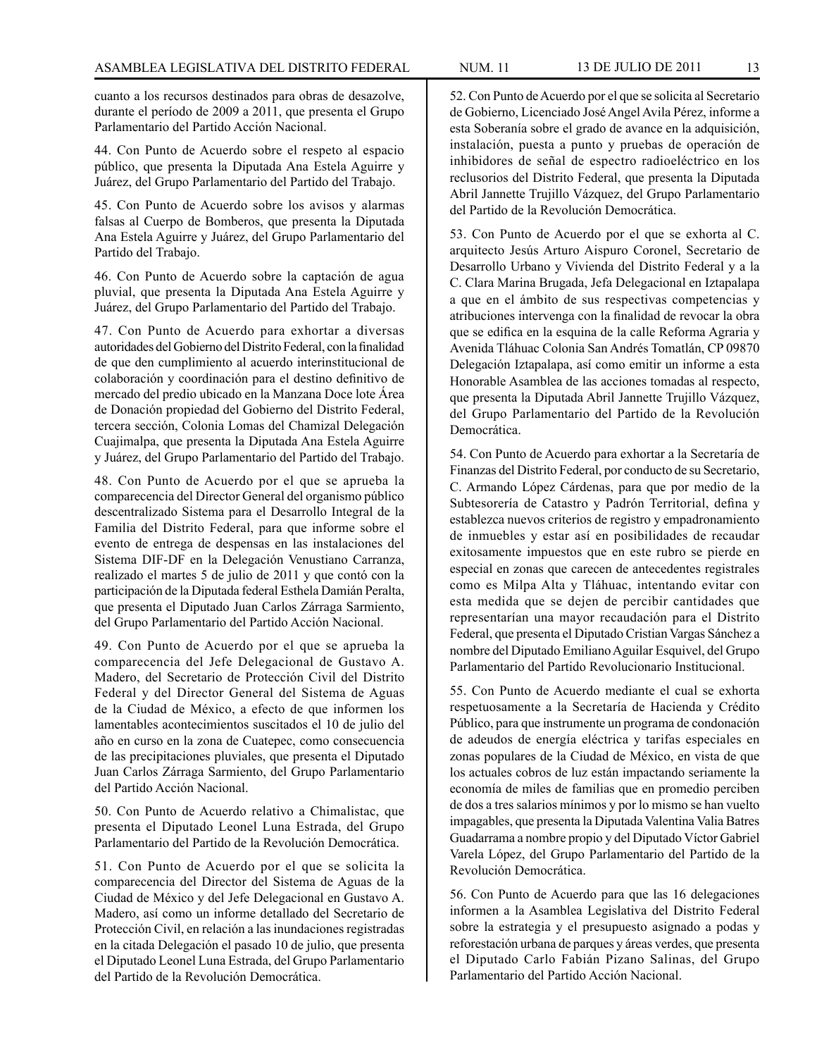cuanto a los recursos destinados para obras de desazolve, durante el período de 2009 a 2011, que presenta el Grupo Parlamentario del Partido Acción Nacional.

44. Con Punto de Acuerdo sobre el respeto al espacio público, que presenta la Diputada Ana Estela Aguirre y Juárez, del Grupo Parlamentario del Partido del Trabajo.

45. Con Punto de Acuerdo sobre los avisos y alarmas falsas al Cuerpo de Bomberos, que presenta la Diputada Ana Estela Aguirre y Juárez, del Grupo Parlamentario del Partido del Trabajo.

46. Con Punto de Acuerdo sobre la captación de agua pluvial, que presenta la Diputada Ana Estela Aguirre y Juárez, del Grupo Parlamentario del Partido del Trabajo.

47. Con Punto de Acuerdo para exhortar a diversas autoridades del Gobierno del Distrito Federal, con la finalidad de que den cumplimiento al acuerdo interinstitucional de colaboración y coordinación para el destino definitivo de mercado del predio ubicado en la Manzana Doce lote Área de Donación propiedad del Gobierno del Distrito Federal, tercera sección, Colonia Lomas del Chamizal Delegación Cuajimalpa, que presenta la Diputada Ana Estela Aguirre y Juárez, del Grupo Parlamentario del Partido del Trabajo.

48. Con Punto de Acuerdo por el que se aprueba la comparecencia del Director General del organismo público descentralizado Sistema para el Desarrollo Integral de la Familia del Distrito Federal, para que informe sobre el evento de entrega de despensas en las instalaciones del Sistema DIF-DF en la Delegación Venustiano Carranza, realizado el martes 5 de julio de 2011 y que contó con la participación de la Diputada federal Esthela Damián Peralta, que presenta el Diputado Juan Carlos Zárraga Sarmiento, del Grupo Parlamentario del Partido Acción Nacional.

49. Con Punto de Acuerdo por el que se aprueba la comparecencia del Jefe Delegacional de Gustavo A. Madero, del Secretario de Protección Civil del Distrito Federal y del Director General del Sistema de Aguas de la Ciudad de México, a efecto de que informen los lamentables acontecimientos suscitados el 10 de julio del año en curso en la zona de Cuatepec, como consecuencia de las precipitaciones pluviales, que presenta el Diputado Juan Carlos Zárraga Sarmiento, del Grupo Parlamentario del Partido Acción Nacional.

50. Con Punto de Acuerdo relativo a Chimalistac, que presenta el Diputado Leonel Luna Estrada, del Grupo Parlamentario del Partido de la Revolución Democrática.

51. Con Punto de Acuerdo por el que se solicita la comparecencia del Director del Sistema de Aguas de la Ciudad de México y del Jefe Delegacional en Gustavo A. Madero, así como un informe detallado del Secretario de Protección Civil, en relación a las inundaciones registradas en la citada Delegación el pasado 10 de julio, que presenta el Diputado Leonel Luna Estrada, del Grupo Parlamentario del Partido de la Revolución Democrática.

52. Con Punto de Acuerdo por el que se solicita al Secretario de Gobierno, Licenciado José Angel Avila Pérez, informe a esta Soberanía sobre el grado de avance en la adquisición, instalación, puesta a punto y pruebas de operación de inhibidores de señal de espectro radioeléctrico en los reclusorios del Distrito Federal, que presenta la Diputada Abril Jannette Trujillo Vázquez, del Grupo Parlamentario del Partido de la Revolución Democrática.

53. Con Punto de Acuerdo por el que se exhorta al C. arquitecto Jesús Arturo Aispuro Coronel, Secretario de Desarrollo Urbano y Vivienda del Distrito Federal y a la C. Clara Marina Brugada, Jefa Delegacional en Iztapalapa a que en el ámbito de sus respectivas competencias y atribuciones intervenga con la finalidad de revocar la obra que se edifica en la esquina de la calle Reforma Agraria y Avenida Tláhuac Colonia San Andrés Tomatlán, CP 09870 Delegación Iztapalapa, así como emitir un informe a esta Honorable Asamblea de las acciones tomadas al respecto, que presenta la Diputada Abril Jannette Trujillo Vázquez, del Grupo Parlamentario del Partido de la Revolución Democrática.

54. Con Punto de Acuerdo para exhortar a la Secretaría de Finanzas del Distrito Federal, por conducto de su Secretario, C. Armando López Cárdenas, para que por medio de la Subtesorería de Catastro y Padrón Territorial, defina y establezca nuevos criterios de registro y empadronamiento de inmuebles y estar así en posibilidades de recaudar exitosamente impuestos que en este rubro se pierde en especial en zonas que carecen de antecedentes registrales como es Milpa Alta y Tláhuac, intentando evitar con esta medida que se dejen de percibir cantidades que representarían una mayor recaudación para el Distrito Federal, que presenta el Diputado Cristian Vargas Sánchez a nombre del Diputado Emiliano Aguilar Esquivel, del Grupo Parlamentario del Partido Revolucionario Institucional.

55. Con Punto de Acuerdo mediante el cual se exhorta respetuosamente a la Secretaría de Hacienda y Crédito Público, para que instrumente un programa de condonación de adeudos de energía eléctrica y tarifas especiales en zonas populares de la Ciudad de México, en vista de que los actuales cobros de luz están impactando seriamente la economía de miles de familias que en promedio perciben de dos a tres salarios mínimos y por lo mismo se han vuelto impagables, que presenta la Diputada Valentina Valia Batres Guadarrama a nombre propio y del Diputado Víctor Gabriel Varela López, del Grupo Parlamentario del Partido de la Revolución Democrática.

56. Con Punto de Acuerdo para que las 16 delegaciones informen a la Asamblea Legislativa del Distrito Federal sobre la estrategia y el presupuesto asignado a podas y reforestación urbana de parques y áreas verdes, que presenta el Diputado Carlo Fabián Pizano Salinas, del Grupo Parlamentario del Partido Acción Nacional.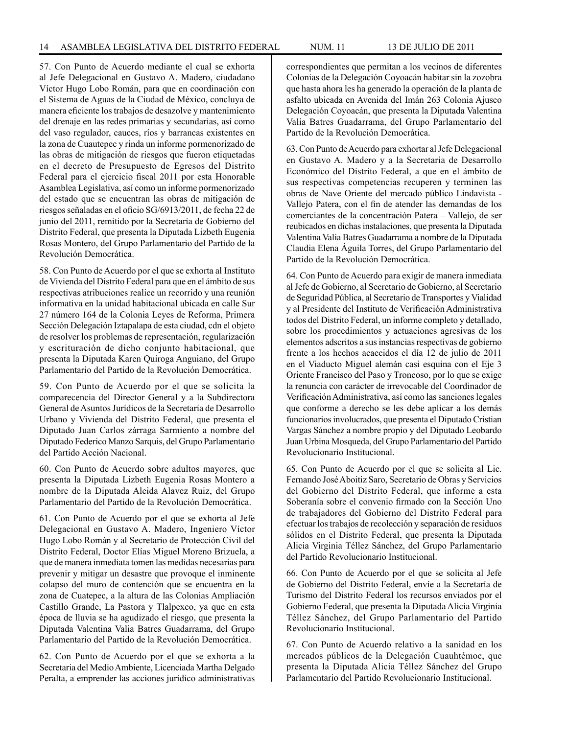57. Con Punto de Acuerdo mediante el cual se exhorta al Jefe Delegacional en Gustavo A. Madero, ciudadano Víctor Hugo Lobo Román, para que en coordinación con el Sistema de Aguas de la Ciudad de México, concluya de manera eficiente los trabajos de desazolve y mantenimiento del drenaje en las redes primarias y secundarias, así como del vaso regulador, cauces, ríos y barrancas existentes en la zona de Cuautepec y rinda un informe pormenorizado de las obras de mitigación de riesgos que fueron etiquetadas en el decreto de Presupuesto de Egresos del Distrito Federal para el ejercicio fiscal 2011 por esta Honorable Asamblea Legislativa, así como un informe pormenorizado del estado que se encuentran las obras de mitigación de riesgos señaladas en el oficio SG/6913/2011, de fecha 22 de junio del 2011, remitido por la Secretaría de Gobierno del Distrito Federal, que presenta la Diputada Lizbeth Eugenia Rosas Montero, del Grupo Parlamentario del Partido de la Revolución Democrática.

58. Con Punto de Acuerdo por el que se exhorta al Instituto de Vivienda del Distrito Federal para que en el ámbito de sus respectivas atribuciones realice un recorrido y una reunión informativa en la unidad habitacional ubicada en calle Sur 27 número 164 de la Colonia Leyes de Reforma, Primera Sección Delegación Iztapalapa de esta ciudad, cdn el objeto de resolver los problemas de representación, regularización y escrituración de dicho conjunto habitacional, que presenta la Diputada Karen Quiroga Anguiano, del Grupo Parlamentario del Partido de la Revolución Democrática.

59. Con Punto de Acuerdo por el que se solicita la comparecencia del Director General y a la Subdirectora General de Asuntos Jurídicos de la Secretaría de Desarrollo Urbano y Vivienda del Distrito Federal, que presenta el Diputado Juan Carlos zárraga Sarmiento a nombre del Diputado Federico Manzo Sarquis, del Grupo Parlamentario del Partido Acción Nacional.

60. Con Punto de Acuerdo sobre adultos mayores, que presenta la Diputada Lizbeth Eugenia Rosas Montero a nombre de la Diputada Aleida Alavez Ruiz, del Grupo Parlamentario del Partido de la Revolución Democrática.

61. Con Punto de Acuerdo por el que se exhorta al Jefe Delegacional en Gustavo A. Madero, Ingeniero Víctor Hugo Lobo Román y al Secretario de Protección Civil del Distrito Federal, Doctor Elías Miguel Moreno Brizuela, a que de manera inmediata tomen las medidas necesarias para prevenir y mitigar un desastre que provoque el inminente colapso del muro de contención que se encuentra en la zona de Cuatepec, a la altura de las Colonias Ampliación Castillo Grande, La Pastora y Tlalpexco, ya que en esta época de lluvia se ha agudizado el riesgo, que presenta la Diputada Valentina Valia Batres Guadarrama, del Grupo Parlamentario del Partido de la Revolución Democrática.

62. Con Punto de Acuerdo por el que se exhorta a la Secretaria del Medio Ambiente, Licenciada Martha Delgado Peralta, a emprender las acciones jurídico administrativas correspondientes que permitan a los vecinos de diferentes Colonias de la Delegación Coyoacán habitar sin la zozobra que hasta ahora les ha generado la operación de la planta de asfalto ubicada en Avenida del Imán 263 Colonia Ajusco Delegación Coyoacán, que presenta la Diputada Valentina Valia Batres Guadarrama, del Grupo Parlamentario del Partido de la Revolución Democrática.

63. Con Punto de Acuerdo para exhortar al Jefe Delegacional en Gustavo A. Madero y a la Secretaria de Desarrollo Económico del Distrito Federal, a que en el ámbito de sus respectivas competencias recuperen y terminen las obras de Nave Oriente del mercado público Lindavista - Vallejo Patera, con el fin de atender las demandas de los comerciantes de la concentración Patera – Vallejo, de ser reubicados en dichas instalaciones, que presenta la Diputada Valentina Valia Batres Guadarrama a nombre de la Diputada Claudia Elena Águila Torres, del Grupo Parlamentario del Partido de la Revolución Democrática.

64. Con Punto de Acuerdo para exigir de manera inmediata al Jefe de Gobierno, al Secretario de Gobierno, al Secretario de Seguridad Pública, al Secretario de Transportes y Vialidad y al Presidente del Instituto de Verificación Administrativa todos del Distrito Federal, un informe completo y detallado, sobre los procedimientos y actuaciones agresivas de los elementos adscritos a sus instancias respectivas de gobierno frente a los hechos acaecidos el día 12 de julio de 2011 en el Viaducto Miguel alemán casi esquina con el Eje 3 Oriente Francisco del Paso y Troncoso, por lo que se exige la renuncia con carácter de irrevocable del Coordinador de Verificación Administrativa, así como las sanciones legales que conforme a derecho se les debe aplicar a los demás funcionarios involucrados, que presenta el Diputado Cristian Vargas Sánchez a nombre propio y del Diputado Leobardo Juan Urbina Mosqueda, del Grupo Parlamentario del Partido Revolucionario Institucional.

65. Con Punto de Acuerdo por el que se solicita al Lic. Fernando José Aboitiz Saro, Secretario de Obras y Servicios del Gobierno del Distrito Federal, que informe a esta Soberanía sobre el convenio firmado con la Sección Uno de trabajadores del Gobierno del Distrito Federal para efectuar los trabajos de recolección y separación de residuos sólidos en el Distrito Federal, que presenta la Diputada Alicia Virginia Téllez Sánchez, del Grupo Parlamentario del Partido Revolucionario Institucional.

66. Con Punto de Acuerdo por el que se solicita al Jefe de Gobierno del Distrito Federal, envíe a la Secretaría de Turismo del Distrito Federal los recursos enviados por el Gobierno Federal, que presenta la Diputada Alicia Virginia Téllez Sánchez, del Grupo Parlamentario del Partido Revolucionario Institucional.

67. Con Punto de Acuerdo relativo a la sanidad en los mercados públicos de la Delegación Cuauhtémoc, que presenta la Diputada Alicia Téllez Sánchez del Grupo Parlamentario del Partido Revolucionario Institucional.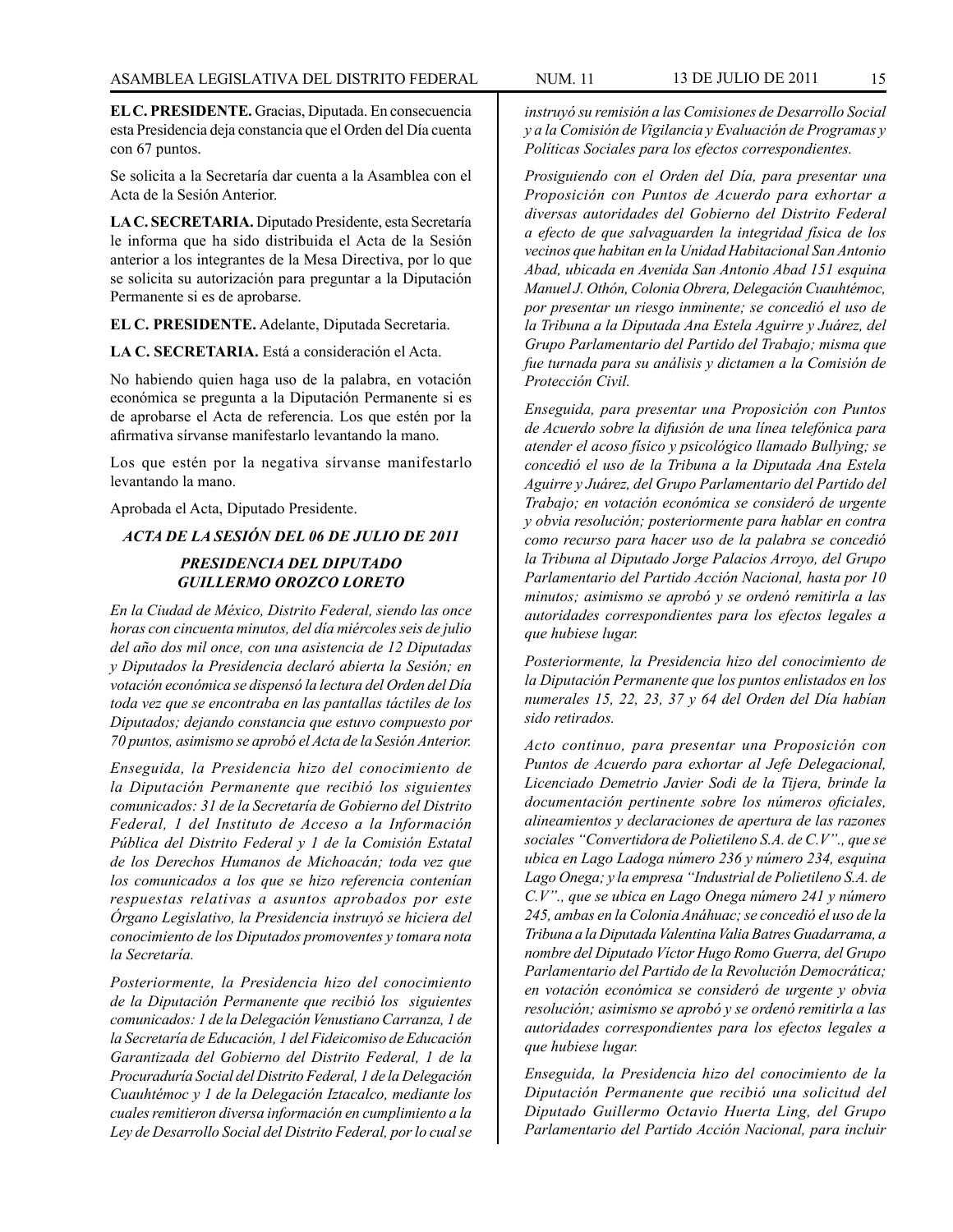**EL C. PRESIDENTE.** Gracias, Diputada. En consecuencia esta Presidencia deja constancia que el Orden del Día cuenta con 67 puntos.

Se solicita a la Secretaría dar cuenta a la Asamblea con el Acta de la Sesión Anterior.

**LA C. SECRETARIA.** Diputado Presidente, esta Secretaría le informa que ha sido distribuida el Acta de la Sesión anterior a los integrantes de la Mesa Directiva, por lo que se solicita su autorización para preguntar a la Diputación Permanente si es de aprobarse.

**EL C. PRESIDENTE.** Adelante, Diputada Secretaria.

**LA C. SECRETARIA.** Está a consideración el Acta.

No habiendo quien haga uso de la palabra, en votación económica se pregunta a la Diputación Permanente si es de aprobarse el Acta de referencia. Los que estén por la afirmativa sírvanse manifestarlo levantando la mano.

Los que estén por la negativa sírvanse manifestarlo levantando la mano.

Aprobada el Acta, Diputado Presidente.

***ACTA DE LA SESIÓN DEL 06 DE JULIO DE 2011***

***PRESIDENCIA DEL DIPUTADO GUILLERMO OROZCO LORETO***

*En la Ciudad de México, Distrito Federal, siendo las once horas con cincuenta minutos, del día miércoles seis de julio del año dos mil once, con una asistencia de 12 Diputadas y Diputados la Presidencia declaró abierta la Sesión; en votación económica se dispensó la lectura del Orden del Día toda vez que se encontraba en las pantallas táctiles de los Diputados; dejando constancia que estuvo compuesto por 70 puntos, asimismo se aprobó el Acta de la Sesión Anterior.*

*Enseguida, la Presidencia hizo del conocimiento de la Diputación Permanente que recibió los siguientes comunicados: 31 de la Secretaría de Gobierno del Distrito Federal, 1 del Instituto de Acceso a la Información Pública del Distrito Federal y 1 de la Comisión Estatal de los Derechos Humanos de Michoacán; toda vez que los comunicados a los que se hizo referencia contenían respuestas relativas a asuntos aprobados por este Órgano Legislativo, la Presidencia instruyó se hiciera del conocimiento de los Diputados promoventes y tomara nota la Secretaría.*

*Posteriormente, la Presidencia hizo del conocimiento de la Diputación Permanente que recibió los siguientes comunicados: 1 de la Delegación Venustiano Carranza, 1 de la Secretaría de Educación, 1 del Fideicomiso de Educación Garantizada del Gobierno del Distrito Federal, 1 de la Procuraduría Social del Distrito Federal, 1 de la Delegación Cuauhtémoc y 1 de la Delegación Iztacalco, mediante los cuales remitieron diversa información en cumplimiento a la Ley de Desarrollo Social del Distrito Federal, por lo cual se instruyó su remisión a las Comisiones de Desarrollo Social y a la Comisión de Vigilancia y Evaluación de Programas y Políticas Sociales para los efectos correspondientes.*

*Prosiguiendo con el Orden del Día, para presentar una Proposición con Puntos de Acuerdo para exhortar a diversas autoridades del Gobierno del Distrito Federal a efecto de que salvaguarden la integridad física de los vecinos que habitan en la Unidad Habitacional San Antonio Abad, ubicada en Avenida San Antonio Abad 151 esquina Manuel J. Othón, Colonia Obrera, Delegación Cuauhtémoc, por presentar un riesgo inminente; se concedió el uso de la Tribuna a la Diputada Ana Estela Aguirre y Juárez, del Grupo Parlamentario del Partido del Trabajo; misma que fue turnada para su análisis y dictamen a la Comisión de Protección Civil.*

*Enseguida, para presentar una Proposición con Puntos de Acuerdo sobre la difusión de una línea telefónica para atender el acoso físico y psicológico llamado Bullying; se concedió el uso de la Tribuna a la Diputada Ana Estela Aguirre y Juárez, del Grupo Parlamentario del Partido del Trabajo; en votación económica se consideró de urgente y obvia resolución; posteriormente para hablar en contra como recurso para hacer uso de la palabra se concedió la Tribuna al Diputado Jorge Palacios Arroyo, del Grupo Parlamentario del Partido Acción Nacional, hasta por 10 minutos; asimismo se aprobó y se ordenó remitirla a las autoridades correspondientes para los efectos legales a que hubiese lugar.*

*Posteriormente, la Presidencia hizo del conocimiento de la Diputación Permanente que los puntos enlistados en los numerales 15, 22, 23, 37 y 64 del Orden del Día habían sido retirados.*

*Acto continuo, para presentar una Proposición con Puntos de Acuerdo para exhortar al Jefe Delegacional, Licenciado Demetrio Javier Sodi de la Tijera, brinde la documentación pertinente sobre los números oficiales, alineamientos y declaraciones de apertura de las razones sociales "Convertidora de Polietileno S.A. de C.V"., que se ubica en Lago Ladoga número 236 y número 234, esquina Lago Onega; y la empresa "Industrial de Polietileno S.A. de C.V"., que se ubica en Lago Onega número 241 y número 245, ambas en la Colonia Anáhuac; se concedió el uso de la Tribuna a la Diputada Valentina Valia Batres Guadarrama, a nombre del Diputado Víctor Hugo Romo Guerra, del Grupo Parlamentario del Partido de la Revolución Democrática; en votación económica se consideró de urgente y obvia resolución; asimismo se aprobó y se ordenó remitirla a las autoridades correspondientes para los efectos legales a que hubiese lugar.*

*Enseguida, la Presidencia hizo del conocimiento de la Diputación Permanente que recibió una solicitud del Diputado Guillermo Octavio Huerta Ling, del Grupo Parlamentario del Partido Acción Nacional, para incluir*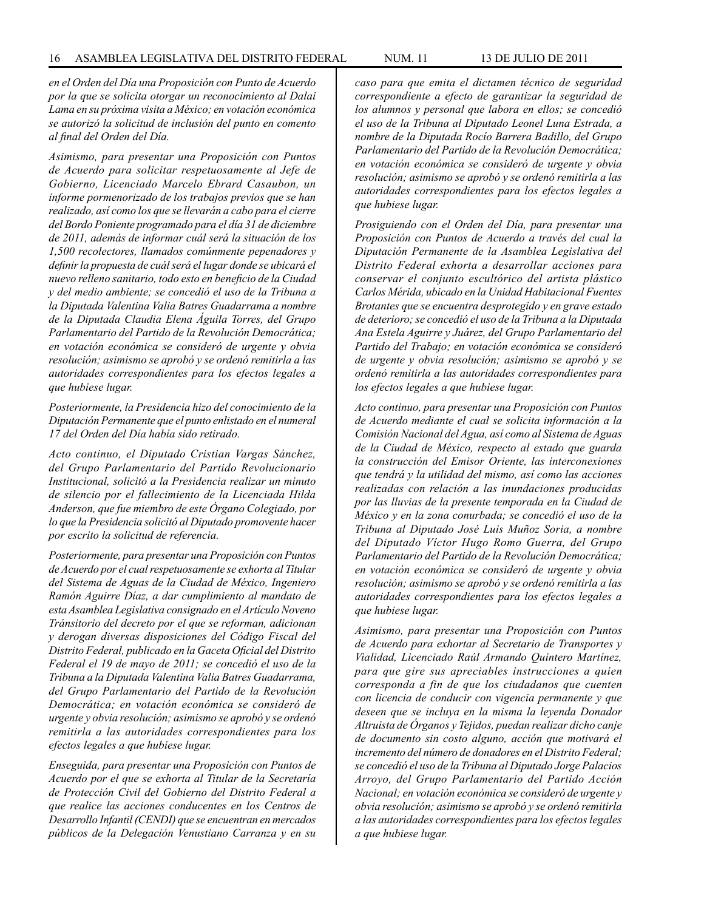*en el Orden del Día una Proposición con Punto de Acuerdo por la que se solicita otorgar un reconocimiento al Dalai Lama en su próxima visita a México; en votación económica se autorizó la solicitud de inclusión del punto en comento al final del Orden del Día.*

*Asimismo, para presentar una Proposición con Puntos de Acuerdo para solicitar respetuosamente al Jefe de Gobierno, Licenciado Marcelo Ebrard Casaubon, un informe pormenorizado de los trabajos previos que se han realizado, así como los que se llevarán a cabo para el cierre del Bordo Poniente programado para el día 31 de diciembre de 2011, además de informar cuál será la situación de los 1,500 recolectores, llamados comúnmente pepenadores y definir la propuesta de cuál será el lugar donde se ubicará el nuevo relleno sanitario, todo esto en beneficio de la Ciudad y del medio ambiente; se concedió el uso de la Tribuna a la Diputada Valentina Valia Batres Guadarrama a nombre de la Diputada Claudia Elena Águila Torres, del Grupo Parlamentario del Partido de la Revolución Democrática; en votación económica se consideró de urgente y obvia resolución; asimismo se aprobó y se ordenó remitirla a las autoridades correspondientes para los efectos legales a que hubiese lugar.*

*Posteriormente, la Presidencia hizo del conocimiento de la Diputación Permanente que el punto enlistado en el numeral 17 del Orden del Día había sido retirado.*

*Acto continuo, el Diputado Cristian Vargas Sánchez, del Grupo Parlamentario del Partido Revolucionario Institucional, solicitó a la Presidencia realizar un minuto de silencio por el fallecimiento de la Licenciada Hilda Anderson, que fue miembro de este Órgano Colegiado, por lo que la Presidencia solicitó al Diputado promovente hacer por escrito la solicitud de referencia.*

*Posteriormente, para presentar una Proposición con Puntos de Acuerdo por el cual respetuosamente se exhorta al Titular del Sistema de Aguas de la Ciudad de México, Ingeniero Ramón Aguirre Díaz, a dar cumplimiento al mandato de esta Asamblea Legislativa consignado en el Artículo Noveno Tránsitorio del decreto por el que se reforman, adicionan y derogan diversas disposiciones del Código Fiscal del Distrito Federal, publicado en la Gaceta Oficial del Distrito Federal el 19 de mayo de 2011; se concedió el uso de la Tribuna a la Diputada Valentina Valia Batres Guadarrama, del Grupo Parlamentario del Partido de la Revolución Democrática; en votación económica se consideró de urgente y obvia resolución; asimismo se aprobó y se ordenó remitirla a las autoridades correspondientes para los efectos legales a que hubiese lugar.*

*Enseguida, para presentar una Proposición con Puntos de Acuerdo por el que se exhorta al Titular de la Secretaría de Protección Civil del Gobierno del Distrito Federal a que realice las acciones conducentes en los Centros de Desarrollo Infantil (CENDI) que se encuentran en mercados públicos de la Delegación Venustiano Carranza y en su caso para que emita el dictamen técnico de seguridad correspondiente a efecto de garantizar la seguridad de los alumnos y personal que labora en ellos; se concedió el uso de la Tribuna al Diputado Leonel Luna Estrada, a nombre de la Diputada Rocío Barrera Badillo, del Grupo Parlamentario del Partido de la Revolución Democrática; en votación económica se consideró de urgente y obvia resolución; asimismo se aprobó y se ordenó remitirla a las autoridades correspondientes para los efectos legales a que hubiese lugar.*

*Prosiguiendo con el Orden del Día, para presentar una Proposición con Puntos de Acuerdo a través del cual la Diputación Permanente de la Asamblea Legislativa del Distrito Federal exhorta a desarrollar acciones para conservar el conjunto escultórico del artista plástico Carlos Mérida, ubicado en la Unidad Habitacional Fuentes Brotantes que se encuentra desprotegido y en grave estado de deterioro; se concedió el uso de la Tribuna a la Diputada Ana Estela Aguirre y Juárez, del Grupo Parlamentario del Partido del Trabajo; en votación económica se consideró de urgente y obvia resolución; asimismo se aprobó y se ordenó remitirla a las autoridades correspondientes para los efectos legales a que hubiese lugar.*

*Acto continuo, para presentar una Proposición con Puntos de Acuerdo mediante el cual se solicita información a la Comisión Nacional del Agua, así como al Sistema de Aguas de la Ciudad de México, respecto al estado que guarda la construcción del Emisor Oriente, las interconexiones que tendrá y la utilidad del mismo, así como las acciones realizadas con relación a las inundaciones producidas por las lluvias de la presente temporada en la Ciudad de México y en la zona conurbada; se concedió el uso de la Tribuna al Diputado José Luis Muñoz Soria, a nombre del Diputado Víctor Hugo Romo Guerra, del Grupo Parlamentario del Partido de la Revolución Democrática; en votación económica se consideró de urgente y obvia resolución; asimismo se aprobó y se ordenó remitirla a las autoridades correspondientes para los efectos legales a que hubiese lugar.*

*Asimismo, para presentar una Proposición con Puntos de Acuerdo para exhortar al Secretario de Transportes y Vialidad, Licenciado Raúl Armando Quintero Martínez, para que gire sus apreciables instrucciones a quien corresponda a fin de que los ciudadanos que cuenten con licencia de conducir con vigencia permanente y que deseen que se incluya en la misma la leyenda Donador Altruista de Órganos y Tejidos, puedan realizar dicho canje de documento sin costo alguno, acción que motivará el incremento del número de donadores en el Distrito Federal; se concedió el uso de la Tribuna al Diputado Jorge Palacios Arroyo, del Grupo Parlamentario del Partido Acción Nacional; en votación económica se consideró de urgente y obvia resolución; asimismo se aprobó y se ordenó remitirla a las autoridades correspondientes para los efectos legales a que hubiese lugar.*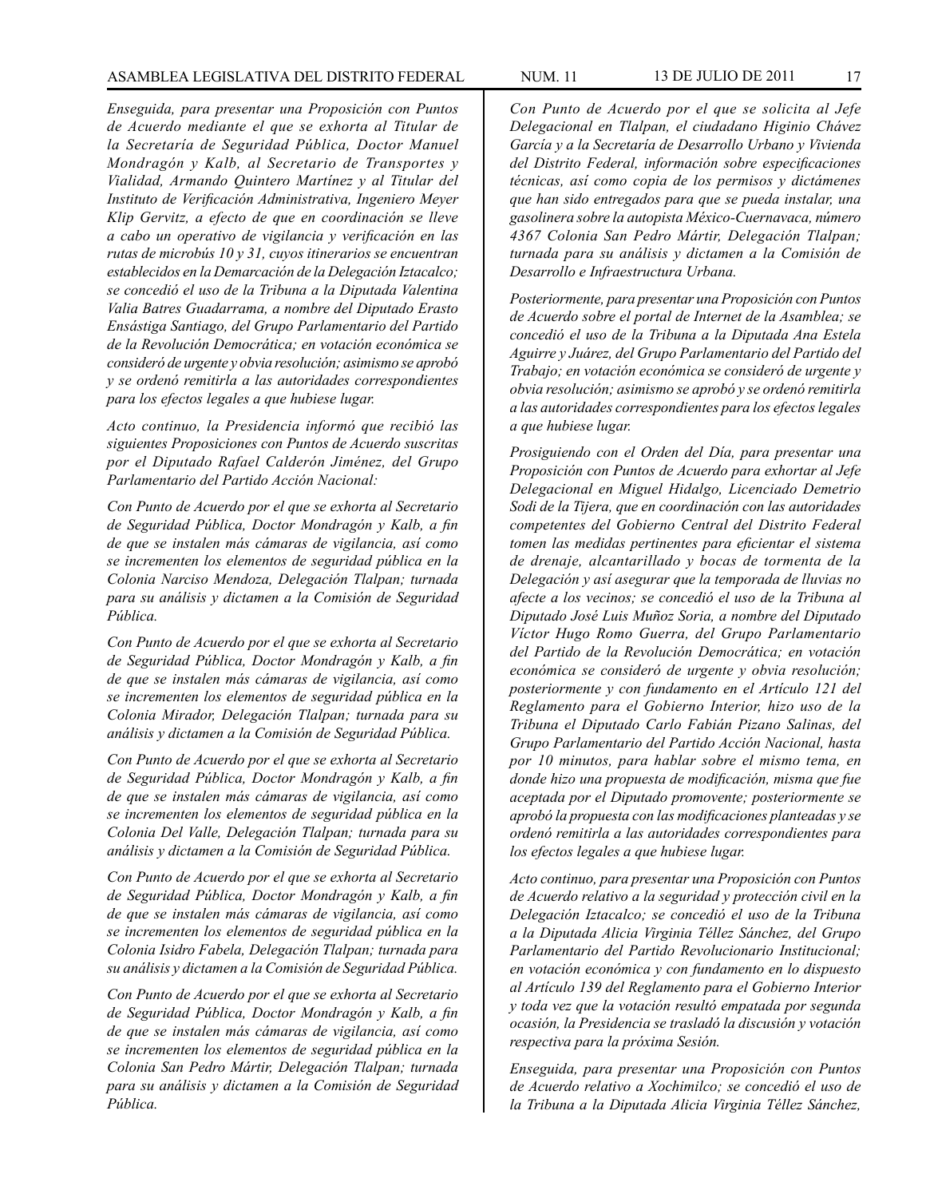*Enseguida, para presentar una Proposición con Puntos de Acuerdo mediante el que se exhorta al Titular de la Secretaría de Seguridad Pública, Doctor Manuel Mondragón y Kalb, al Secretario de Transportes y Vialidad, Armando Quintero Martínez y al Titular del Instituto de Verificación Administrativa, Ingeniero Meyer Klip Gervitz, a efecto de que en coordinación se lleve a cabo un operativo de vigilancia y verificación en las rutas de microbús 10 y 31, cuyos itinerarios se encuentran establecidos en la Demarcación de la Delegación Iztacalco; se concedió el uso de la Tribuna a la Diputada Valentina Valia Batres Guadarrama, a nombre del Diputado Erasto Ensástiga Santiago, del Grupo Parlamentario del Partido de la Revolución Democrática; en votación económica se consideró de urgente y obvia resolución; asimismo se aprobó y se ordenó remitirla a las autoridades correspondientes para los efectos legales a que hubiese lugar.*

*Acto continuo, la Presidencia informó que recibió las siguientes Proposiciones con Puntos de Acuerdo suscritas por el Diputado Rafael Calderón Jiménez, del Grupo Parlamentario del Partido Acción Nacional:*

*Con Punto de Acuerdo por el que se exhorta al Secretario de Seguridad Pública, Doctor Mondragón y Kalb, a fin de que se instalen más cámaras de vigilancia, así como se incrementen los elementos de seguridad pública en la Colonia Narciso Mendoza, Delegación Tlalpan; turnada para su análisis y dictamen a la Comisión de Seguridad Pública.*

*Con Punto de Acuerdo por el que se exhorta al Secretario de Seguridad Pública, Doctor Mondragón y Kalb, a fin de que se instalen más cámaras de vigilancia, así como se incrementen los elementos de seguridad pública en la Colonia Mirador, Delegación Tlalpan; turnada para su análisis y dictamen a la Comisión de Seguridad Pública.*

*Con Punto de Acuerdo por el que se exhorta al Secretario de Seguridad Pública, Doctor Mondragón y Kalb, a fin de que se instalen más cámaras de vigilancia, así como se incrementen los elementos de seguridad pública en la Colonia Del Valle, Delegación Tlalpan; turnada para su análisis y dictamen a la Comisión de Seguridad Pública.*

*Con Punto de Acuerdo por el que se exhorta al Secretario de Seguridad Pública, Doctor Mondragón y Kalb, a fin de que se instalen más cámaras de vigilancia, así como se incrementen los elementos de seguridad pública en la Colonia Isidro Fabela, Delegación Tlalpan; turnada para su análisis y dictamen a la Comisión de Seguridad Pública.*

*Con Punto de Acuerdo por el que se exhorta al Secretario de Seguridad Pública, Doctor Mondragón y Kalb, a fin de que se instalen más cámaras de vigilancia, así como se incrementen los elementos de seguridad pública en la Colonia San Pedro Mártir, Delegación Tlalpan; turnada para su análisis y dictamen a la Comisión de Seguridad Pública.*

*Con Punto de Acuerdo por el que se solicita al Jefe Delegacional en Tlalpan, el ciudadano Higinio Chávez García y a la Secretaría de Desarrollo Urbano y Vivienda del Distrito Federal, información sobre especificaciones técnicas, así como copia de los permisos y dictámenes que han sido entregados para que se pueda instalar, una gasolinera sobre la autopista México-Cuernavaca, número 4367 Colonia San Pedro Mártir, Delegación Tlalpan; turnada para su análisis y dictamen a la Comisión de Desarrollo e Infraestructura Urbana.*

*Posteriormente, para presentar una Proposición con Puntos de Acuerdo sobre el portal de Internet de la Asamblea; se concedió el uso de la Tribuna a la Diputada Ana Estela Aguirre y Juárez, del Grupo Parlamentario del Partido del Trabajo; en votación económica se consideró de urgente y obvia resolución; asimismo se aprobó y se ordenó remitirla a las autoridades correspondientes para los efectos legales a que hubiese lugar.*

*Prosiguiendo con el Orden del Día, para presentar una Proposición con Puntos de Acuerdo para exhortar al Jefe Delegacional en Miguel Hidalgo, Licenciado Demetrio Sodi de la Tijera, que en coordinación con las autoridades competentes del Gobierno Central del Distrito Federal tomen las medidas pertinentes para eficientar el sistema de drenaje, alcantarillado y bocas de tormenta de la Delegación y así asegurar que la temporada de lluvias no afecte a los vecinos; se concedió el uso de la Tribuna al Diputado José Luis Muñoz Soria, a nombre del Diputado Víctor Hugo Romo Guerra, del Grupo Parlamentario del Partido de la Revolución Democrática; en votación económica se consideró de urgente y obvia resolución; posteriormente y con fundamento en el Artículo 121 del Reglamento para el Gobierno Interior, hizo uso de la Tribuna el Diputado Carlo Fabián Pizano Salinas, del Grupo Parlamentario del Partido Acción Nacional, hasta por 10 minutos, para hablar sobre el mismo tema, en donde hizo una propuesta de modificación, misma que fue aceptada por el Diputado promovente; posteriormente se aprobó la propuesta con las modificaciones planteadas y se ordenó remitirla a las autoridades correspondientes para los efectos legales a que hubiese lugar.*

*Acto continuo, para presentar una Proposición con Puntos de Acuerdo relativo a la seguridad y protección civil en la Delegación Iztacalco; se concedió el uso de la Tribuna a la Diputada Alicia Virginia Téllez Sánchez, del Grupo Parlamentario del Partido Revolucionario Institucional; en votación económica y con fundamento en lo dispuesto al Artículo 139 del Reglamento para el Gobierno Interior y toda vez que la votación resultó empatada por segunda ocasión, la Presidencia se trasladó la discusión y votación respectiva para la próxima Sesión.*

*Enseguida, para presentar una Proposición con Puntos de Acuerdo relativo a Xochimilco; se concedió el uso de la Tribuna a la Diputada Alicia Virginia Téllez Sánchez,*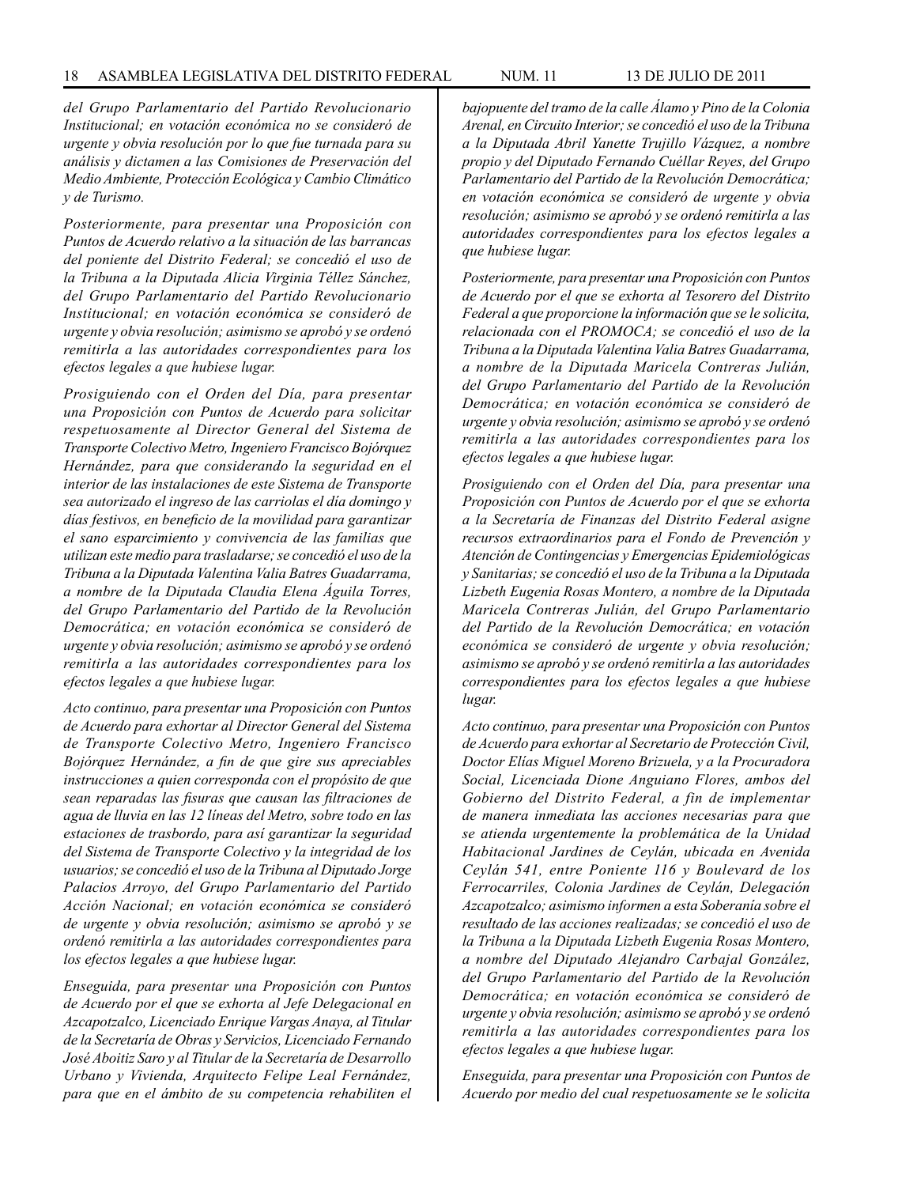*del Grupo Parlamentario del Partido Revolucionario Institucional; en votación económica no se consideró de urgente y obvia resolución por lo que fue turnada para su análisis y dictamen a las Comisiones de Preservación del Medio Ambiente, Protección Ecológica y Cambio Climático y de Turismo.*

*Posteriormente, para presentar una Proposición con Puntos de Acuerdo relativo a la situación de las barrancas del poniente del Distrito Federal; se concedió el uso de la Tribuna a la Diputada Alicia Virginia Téllez Sánchez, del Grupo Parlamentario del Partido Revolucionario Institucional; en votación económica se consideró de urgente y obvia resolución; asimismo se aprobó y se ordenó remitirla a las autoridades correspondientes para los efectos legales a que hubiese lugar.*

*Prosiguiendo con el Orden del Día, para presentar una Proposición con Puntos de Acuerdo para solicitar respetuosamente al Director General del Sistema de Transporte Colectivo Metro, Ingeniero Francisco Bojórquez Hernández, para que considerando la seguridad en el interior de las instalaciones de este Sistema de Transporte sea autorizado el ingreso de las carriolas el día domingo y días festivos, en beneficio de la movilidad para garantizar el sano esparcimiento y convivencia de las familias que utilizan este medio para trasladarse; se concedió el uso de la Tribuna a la Diputada Valentina Valia Batres Guadarrama, a nombre de la Diputada Claudia Elena Águila Torres, del Grupo Parlamentario del Partido de la Revolución Democrática; en votación económica se consideró de urgente y obvia resolución; asimismo se aprobó y se ordenó remitirla a las autoridades correspondientes para los efectos legales a que hubiese lugar.*

*Acto continuo, para presentar una Proposición con Puntos de Acuerdo para exhortar al Director General del Sistema de Transporte Colectivo Metro, Ingeniero Francisco Bojórquez Hernández, a fin de que gire sus apreciables instrucciones a quien corresponda con el propósito de que sean reparadas las fisuras que causan las filtraciones de agua de lluvia en las 12 líneas del Metro, sobre todo en las estaciones de trasbordo, para así garantizar la seguridad del Sistema de Transporte Colectivo y la integridad de los usuarios; se concedió el uso de la Tribuna al Diputado Jorge Palacios Arroyo, del Grupo Parlamentario del Partido Acción Nacional; en votación económica se consideró de urgente y obvia resolución; asimismo se aprobó y se ordenó remitirla a las autoridades correspondientes para los efectos legales a que hubiese lugar.*

*Enseguida, para presentar una Proposición con Puntos de Acuerdo por el que se exhorta al Jefe Delegacional en Azcapotzalco, Licenciado Enrique Vargas Anaya, al Titular de la Secretaría de Obras y Servicios, Licenciado Fernando José Aboitiz Saro y al Titular de la Secretaría de Desarrollo Urbano y Vivienda, Arquitecto Felipe Leal Fernández, para que en el ámbito de su competencia rehabiliten el bajopuente del tramo de la calle Álamo y Pino de la Colonia Arenal, en Circuito Interior; se concedió el uso de la Tribuna a la Diputada Abril Yanette Trujillo Vázquez, a nombre propio y del Diputado Fernando Cuéllar Reyes, del Grupo Parlamentario del Partido de la Revolución Democrática; en votación económica se consideró de urgente y obvia resolución; asimismo se aprobó y se ordenó remitirla a las autoridades correspondientes para los efectos legales a que hubiese lugar.*

*Posteriormente, para presentar una Proposición con Puntos de Acuerdo por el que se exhorta al Tesorero del Distrito Federal a que proporcione la información que se le solicita, relacionada con el PROMOCA; se concedió el uso de la Tribuna a la Diputada Valentina Valia Batres Guadarrama, a nombre de la Diputada Maricela Contreras Julián, del Grupo Parlamentario del Partido de la Revolución Democrática; en votación económica se consideró de urgente y obvia resolución; asimismo se aprobó y se ordenó remitirla a las autoridades correspondientes para los efectos legales a que hubiese lugar.*

*Prosiguiendo con el Orden del Día, para presentar una Proposición con Puntos de Acuerdo por el que se exhorta a la Secretaría de Finanzas del Distrito Federal asigne recursos extraordinarios para el Fondo de Prevención y Atención de Contingencias y Emergencias Epidemiológicas y Sanitarias; se concedió el uso de la Tribuna a la Diputada Lizbeth Eugenia Rosas Montero, a nombre de la Diputada Maricela Contreras Julián, del Grupo Parlamentario del Partido de la Revolución Democrática; en votación económica se consideró de urgente y obvia resolución; asimismo se aprobó y se ordenó remitirla a las autoridades correspondientes para los efectos legales a que hubiese lugar.*

*Acto continuo, para presentar una Proposición con Puntos de Acuerdo para exhortar al Secretario de Protección Civil, Doctor Elías Miguel Moreno Brizuela, y a la Procuradora Social, Licenciada Dione Anguiano Flores, ambos del Gobierno del Distrito Federal, a fin de implementar de manera inmediata las acciones necesarias para que se atienda urgentemente la problemática de la Unidad Habitacional Jardines de Ceylán, ubicada en Avenida Ceylán 541, entre Poniente 116 y Boulevard de los Ferrocarriles, Colonia Jardines de Ceylán, Delegación Azcapotzalco; asimismo informen a esta Soberanía sobre el resultado de las acciones realizadas; se concedió el uso de la Tribuna a la Diputada Lizbeth Eugenia Rosas Montero, a nombre del Diputado Alejandro Carbajal González, del Grupo Parlamentario del Partido de la Revolución Democrática; en votación económica se consideró de urgente y obvia resolución; asimismo se aprobó y se ordenó remitirla a las autoridades correspondientes para los efectos legales a que hubiese lugar.*

*Enseguida, para presentar una Proposición con Puntos de Acuerdo por medio del cual respetuosamente se le solicita*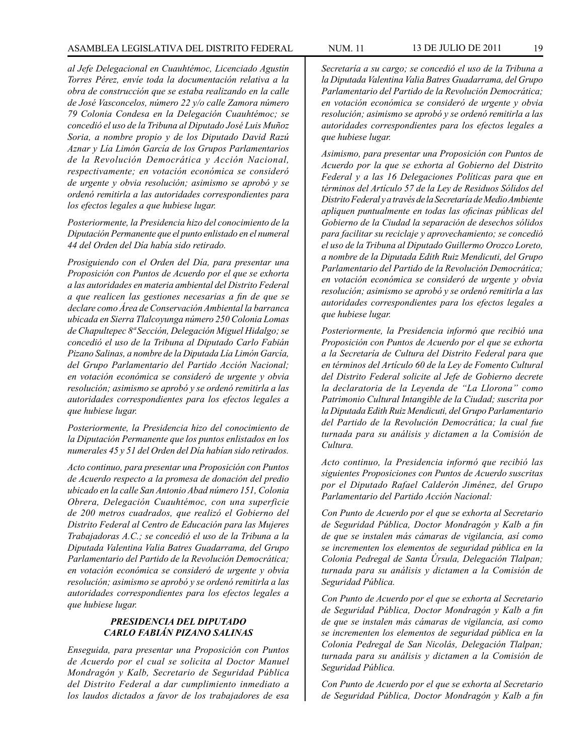*al Jefe Delegacional en Cuauhtémoc, Licenciado Agustín Torres Pérez, envíe toda la documentación relativa a la obra de construcción que se estaba realizando en la calle de José Vasconcelos, número 22 y/o calle Zamora número 79 Colonia Condesa en la Delegación Cuauhtémoc; se concedió el uso de la Tribuna al Diputado José Luis Muñoz Soria, a nombre propio y de los Diputado David Razú Aznar y Lía Limón García de los Grupos Parlamentarios de la Revolución Democrática y Acción Nacional, respectivamente; en votación económica se consideró de urgente y obvia resolución; asimismo se aprobó y se ordenó remitirla a las autoridades correspondientes para los efectos legales a que hubiese lugar.*

*Posteriormente, la Presidencia hizo del conocimiento de la Diputación Permanente que el punto enlistado en el numeral 44 del Orden del Día había sido retirado.*

*Prosiguiendo con el Orden del Día, para presentar una Proposición con Puntos de Acuerdo por el que se exhorta a las autoridades en materia ambiental del Distrito Federal a que realicen las gestiones necesarias a fin de que se declare como Área de Conservación Ambiental la barranca ubicada en Sierra Tlalcoyunga número 250 Colonia Lomas de Chapultepec 8ª Sección, Delegación Miguel Hidalgo; se concedió el uso de la Tribuna al Diputado Carlo Fabián Pizano Salinas, a nombre de la Diputada Lía Limón García, del Grupo Parlamentario del Partido Acción Nacional; en votación económica se consideró de urgente y obvia resolución; asimismo se aprobó y se ordenó remitirla a las autoridades correspondientes para los efectos legales a que hubiese lugar.*

*Posteriormente, la Presidencia hizo del conocimiento de la Diputación Permanente que los puntos enlistados en los numerales 45 y 51 del Orden del Día habían sido retirados.*

*Acto continuo, para presentar una Proposición con Puntos de Acuerdo respecto a la promesa de donación del predio ubicado en la calle San Antonio Abad número 151, Colonia Obrera, Delegación Cuauhtémoc, con una superficie de 200 metros cuadrados, que realizó el Gobierno del Distrito Federal al Centro de Educación para las Mujeres Trabajadoras A.C.; se concedió el uso de la Tribuna a la Diputada Valentina Valia Batres Guadarrama, del Grupo Parlamentario del Partido de la Revolución Democrática; en votación económica se consideró de urgente y obvia resolución; asimismo se aprobó y se ordenó remitirla a las autoridades correspondientes para los efectos legales a que hubiese lugar.*

### *PRESIDENCIA DEL DIPUTADO CARLO FABIÁN PIZANO SALINAS*

*Enseguida, para presentar una Proposición con Puntos de Acuerdo por el cual se solicita al Doctor Manuel Mondragón y Kalb, Secretario de Seguridad Pública del Distrito Federal a dar cumplimiento inmediato a los laudos dictados a favor de los trabajadores de esa Secretaría a su cargo; se concedió el uso de la Tribuna a la Diputada Valentina Valia Batres Guadarrama, del Grupo Parlamentario del Partido de la Revolución Democrática; en votación económica se consideró de urgente y obvia resolución; asimismo se aprobó y se ordenó remitir a las autoridades correspondientes para los efectos legales a que hubiese lugar.*

*Asimismo, para presentar una Proposición con Puntos de Acuerdo por la que se exhorta al Gobierno del Distrito Federal y a las 16 Delegaciones Políticas para que en términos del Artículo 57 de la Ley de Residuos Sólidos del Distrito Federal y a través de la Secretaría de Medio Ambiente apliquen puntualmente en todas las oficinas públicas del Gobierno de la Ciudad la separación de desechos sólidos para facilitar su reciclaje y aprovechamiento; se concedió el uso de la Tribuna al Diputado Guillermo Orozco Loreto, a nombre de la Diputada Edith Ruiz Mendicuti, del Grupo Parlamentario del Partido de la Revolución Democrática; en votación económica se consideró de urgente y obvia resolución; asimismo se aprobó y se ordenó remitirla a las autoridades correspondientes para los efectos legales a que hubiese lugar.*

*Posteriormente, la Presidencia informó que recibió una Proposición con Puntos de Acuerdo por el que se exhorta a la Secretaría de Cultura del Distrito Federal para que en términos del Artículo 60 de la Ley de Fomento Cultural del Distrito Federal solicite al Jefe de Gobierno decrete la declaratoria de la Leyenda de "La Llorona" como Patrimonio Cultural Intangible de la Ciudad; suscrita por la Diputada Edith Ruiz Mendicuti, del Grupo Parlamentario del Partido de la Revolución Democrática; la cual fue turnada para su análisis y dictamen a la Comisión de Cultura.*

*Acto continuo, la Presidencia informó que recibió las siguientes Proposiciones con Puntos de Acuerdo suscritas por el Diputado Rafael Calderón Jiménez, del Grupo Parlamentario del Partido Acción Nacional:*

*Con Punto de Acuerdo por el que se exhorta al Secretario de Seguridad Pública, Doctor Mondragón y Kalb a fin de que se instalen más cámaras de vigilancia, así como se incrementen los elementos de seguridad pública en la Colonia Pedregal de Santa Úrsula, Delegación Tlalpan; turnada para su análisis y dictamen a la Comisión de Seguridad Pública.*

*Con Punto de Acuerdo por el que se exhorta al Secretario de Seguridad Pública, Doctor Mondragón y Kalb a fin de que se instalen más cámaras de vigilancia, así como se incrementen los elementos de seguridad pública en la Colonia Pedregal de San Nicolás, Delegación Tlalpan; turnada para su análisis y dictamen a la Comisión de Seguridad Pública.*

*Con Punto de Acuerdo por el que se exhorta al Secretario de Seguridad Pública, Doctor Mondragón y Kalb a fin*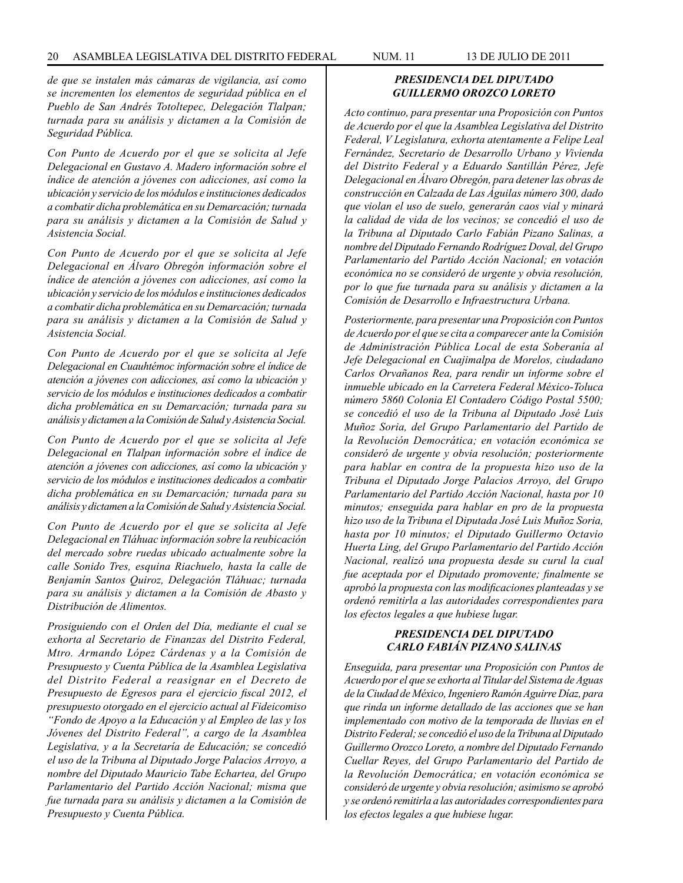*de que se instalen más cámaras de vigilancia, así como se incrementen los elementos de seguridad pública en el Pueblo de San Andrés Totoltepec, Delegación Tlalpan; turnada para su análisis y dictamen a la Comisión de Seguridad Pública.*

*Con Punto de Acuerdo por el que se solicita al Jefe Delegacional en Gustavo A. Madero información sobre el índice de atención a jóvenes con adicciones, así como la ubicación y servicio de los módulos e instituciones dedicados a combatir dicha problemática en su Demarcación; turnada para su análisis y dictamen a la Comisión de Salud y Asistencia Social.*

*Con Punto de Acuerdo por el que se solicita al Jefe Delegacional en Álvaro Obregón información sobre el índice de atención a jóvenes con adicciones, así como la ubicación y servicio de los módulos e instituciones dedicados a combatir dicha problemática en su Demarcación; turnada para su análisis y dictamen a la Comisión de Salud y Asistencia Social.*

*Con Punto de Acuerdo por el que se solicita al Jefe Delegacional en Cuauhtémoc información sobre el índice de atención a jóvenes con adicciones, así como la ubicación y servicio de los módulos e instituciones dedicados a combatir dicha problemática en su Demarcación; turnada para su análisis y dictamen a la Comisión de Salud y Asistencia Social.*

*Con Punto de Acuerdo por el que se solicita al Jefe Delegacional en Tlalpan información sobre el índice de atención a jóvenes con adicciones, así como la ubicación y servicio de los módulos e instituciones dedicados a combatir dicha problemática en su Demarcación; turnada para su análisis y dictamen a la Comisión de Salud y Asistencia Social.*

*Con Punto de Acuerdo por el que se solicita al Jefe Delegacional en Tláhuac información sobre la reubicación del mercado sobre ruedas ubicado actualmente sobre la calle Sonido Tres, esquina Riachuelo, hasta la calle de Benjamín Santos Quiroz, Delegación Tláhuac; turnada para su análisis y dictamen a la Comisión de Abasto y Distribución de Alimentos.*

*Prosiguiendo con el Orden del Día, mediante el cual se exhorta al Secretario de Finanzas del Distrito Federal, Mtro. Armando López Cárdenas y a la Comisión de Presupuesto y Cuenta Pública de la Asamblea Legislativa del Distrito Federal a reasignar en el Decreto de Presupuesto de Egresos para el ejercicio fiscal 2012, el presupuesto otorgado en el ejercicio actual al Fideicomiso "Fondo de Apoyo a la Educación y al Empleo de las y los Jóvenes del Distrito Federal", a cargo de la Asamblea Legislativa, y a la Secretaría de Educación; se concedió el uso de la Tribuna al Diputado Jorge Palacios Arroyo, a nombre del Diputado Mauricio Tabe Echartea, del Grupo Parlamentario del Partido Acción Nacional; misma que fue turnada para su análisis y dictamen a la Comisión de Presupuesto y Cuenta Pública.*

### *PRESIDENCIA DEL DIPUTADO GUILLERMO OROZCO LORETO*

*Acto continuo, para presentar una Proposición con Puntos de Acuerdo por el que la Asamblea Legislativa del Distrito Federal, V Legislatura, exhorta atentamente a Felipe Leal Fernández, Secretario de Desarrollo Urbano y Vivienda del Distrito Federal y a Eduardo Santillán Pérez, Jefe Delegacional en Álvaro Obregón, para detener las obras de construcción en Calzada de Las Águilas número 300, dado que violan el uso de suelo, generarán caos vial y minará la calidad de vida de los vecinos; se concedió el uso de la Tribuna al Diputado Carlo Fabián Pizano Salinas, a nombre del Diputado Fernando Rodríguez Doval, del Grupo Parlamentario del Partido Acción Nacional; en votación económica no se consideró de urgente y obvia resolución, por lo que fue turnada para su análisis y dictamen a la Comisión de Desarrollo e Infraestructura Urbana.*

*Posteriormente, para presentar una Proposición con Puntos de Acuerdo por el que se cita a comparecer ante la Comisión de Administración Pública Local de esta Soberanía al Jefe Delegacional en Cuajimalpa de Morelos, ciudadano Carlos Orvañanos Rea, para rendir un informe sobre el inmueble ubicado en la Carretera Federal México-Toluca número 5860 Colonia El Contadero Código Postal 5500; se concedió el uso de la Tribuna al Diputado José Luis Muñoz Soria, del Grupo Parlamentario del Partido de la Revolución Democrática; en votación económica se consideró de urgente y obvia resolución; posteriormente para hablar en contra de la propuesta hizo uso de la Tribuna el Diputado Jorge Palacios Arroyo, del Grupo Parlamentario del Partido Acción Nacional, hasta por 10 minutos; enseguida para hablar en pro de la propuesta hizo uso de la Tribuna el Diputada José Luis Muñoz Soria, hasta por 10 minutos; el Diputado Guillermo Octavio Huerta Ling, del Grupo Parlamentario del Partido Acción Nacional, realizó una propuesta desde su curul la cual fue aceptada por el Diputado promovente; finalmente se aprobó la propuesta con las modificaciones planteadas y se ordenó remitirla a las autoridades correspondientes para los efectos legales a que hubiese lugar.*

### *PRESIDENCIA DEL DIPUTADO CARLO FABIÁN PIZANO SALINAS*

*Enseguida, para presentar una Proposición con Puntos de Acuerdo por el que se exhorta al Titular del Sistema de Aguas de la Ciudad de México, Ingeniero Ramón Aguirre Díaz, para que rinda un informe detallado de las acciones que se han implementado con motivo de la temporada de lluvias en el Distrito Federal; se concedió el uso de la Tribuna al Diputado Guillermo Orozco Loreto, a nombre del Diputado Fernando Cuellar Reyes, del Grupo Parlamentario del Partido de la Revolución Democrática; en votación económica se consideró de urgente y obvia resolución; asimismo se aprobó y se ordenó remitirla a las autoridades correspondientes para los efectos legales a que hubiese lugar.*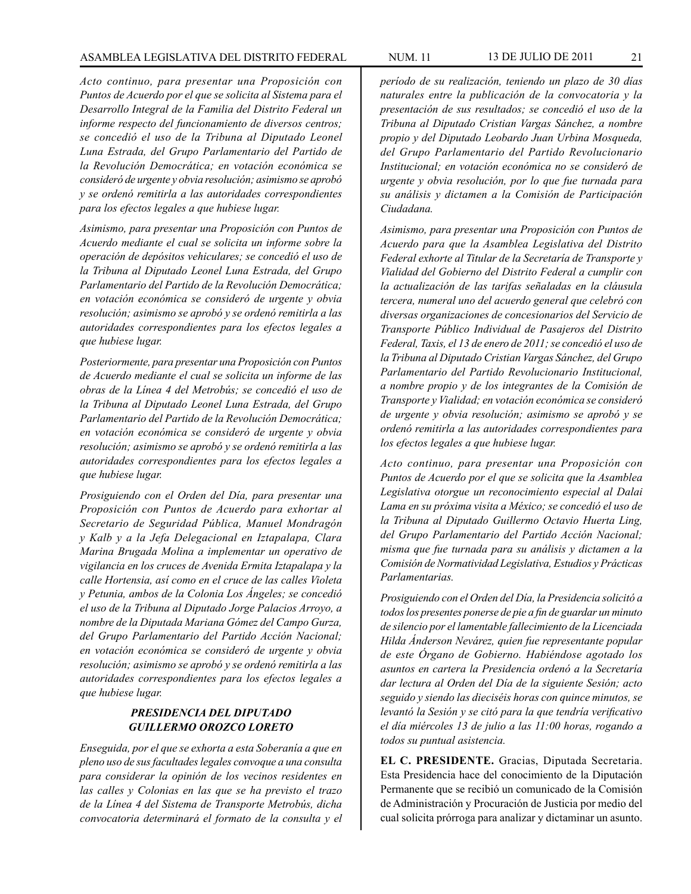*Acto continuo, para presentar una Proposición con Puntos de Acuerdo por el que se solicita al Sistema para el Desarrollo Integral de la Familia del Distrito Federal un informe respecto del funcionamiento de diversos centros; se concedió el uso de la Tribuna al Diputado Leonel Luna Estrada, del Grupo Parlamentario del Partido de la Revolución Democrática; en votación económica se consideró de urgente y obvia resolución; asimismo se aprobó y se ordenó remitirla a las autoridades correspondientes para los efectos legales a que hubiese lugar.*

*Asimismo, para presentar una Proposición con Puntos de Acuerdo mediante el cual se solicita un informe sobre la operación de depósitos vehiculares; se concedió el uso de la Tribuna al Diputado Leonel Luna Estrada, del Grupo Parlamentario del Partido de la Revolución Democrática; en votación económica se consideró de urgente y obvia resolución; asimismo se aprobó y se ordenó remitirla a las autoridades correspondientes para los efectos legales a que hubiese lugar.*

*Posteriormente, para presentar una Proposición con Puntos de Acuerdo mediante el cual se solicita un informe de las obras de la Línea 4 del Metrobús; se concedió el uso de la Tribuna al Diputado Leonel Luna Estrada, del Grupo Parlamentario del Partido de la Revolución Democrática; en votación económica se consideró de urgente y obvia resolución; asimismo se aprobó y se ordenó remitirla a las autoridades correspondientes para los efectos legales a que hubiese lugar.*

*Prosiguiendo con el Orden del Día, para presentar una Proposición con Puntos de Acuerdo para exhortar al Secretario de Seguridad Pública, Manuel Mondragón y Kalb y a la Jefa Delegacional en Iztapalapa, Clara Marina Brugada Molina a implementar un operativo de vigilancia en los cruces de Avenida Ermita Iztapalapa y la calle Hortensia, así como en el cruce de las calles Violeta y Petunia, ambos de la Colonia Los Ángeles; se concedió el uso de la Tribuna al Diputado Jorge Palacios Arroyo, a nombre de la Diputada Mariana Gómez del Campo Gurza, del Grupo Parlamentario del Partido Acción Nacional; en votación económica se consideró de urgente y obvia resolución; asimismo se aprobó y se ordenó remitirla a las autoridades correspondientes para los efectos legales a que hubiese lugar.*

***PRESIDENCIA DEL DIPUTADO GUILLERMO OROZCO LORETO***

*Enseguida, por el que se exhorta a esta Soberanía a que en pleno uso de sus facultades legales convoque a una consulta para considerar la opinión de los vecinos residentes en las calles y Colonias en las que se ha previsto el trazo de la Línea 4 del Sistema de Transporte Metrobús, dicha convocatoria determinará el formato de la consulta y el período de su realización, teniendo un plazo de 30 días naturales entre la publicación de la convocatoria y la presentación de sus resultados; se concedió el uso de la Tribuna al Diputado Cristian Vargas Sánchez, a nombre propio y del Diputado Leobardo Juan Urbina Mosqueda, del Grupo Parlamentario del Partido Revolucionario Institucional; en votación económica no se consideró de urgente y obvia resolución, por lo que fue turnada para su análisis y dictamen a la Comisión de Participación Ciudadana.*

*Asimismo, para presentar una Proposición con Puntos de Acuerdo para que la Asamblea Legislativa del Distrito Federal exhorte al Titular de la Secretaría de Transporte y Vialidad del Gobierno del Distrito Federal a cumplir con la actualización de las tarifas señaladas en la cláusula tercera, numeral uno del acuerdo general que celebró con diversas organizaciones de concesionarios del Servicio de Transporte Público Individual de Pasajeros del Distrito Federal, Taxis, el 13 de enero de 2011; se concedió el uso de la Tribuna al Diputado Cristian Vargas Sánchez, del Grupo Parlamentario del Partido Revolucionario Institucional, a nombre propio y de los integrantes de la Comisión de Transporte y Vialidad; en votación económica se consideró de urgente y obvia resolución; asimismo se aprobó y se ordenó remitirla a las autoridades correspondientes para los efectos legales a que hubiese lugar.*

*Acto continuo, para presentar una Proposición con Puntos de Acuerdo por el que se solicita que la Asamblea Legislativa otorgue un reconocimiento especial al Dalai Lama en su próxima visita a México; se concedió el uso de la Tribuna al Diputado Guillermo Octavio Huerta Ling, del Grupo Parlamentario del Partido Acción Nacional; misma que fue turnada para su análisis y dictamen a la Comisión de Normatividad Legislativa, Estudios y Prácticas Parlamentarias.*

*Prosiguiendo con el Orden del Día, la Presidencia solicitó a todos los presentes ponerse de pie a fin de guardar un minuto de silencio por el lamentable fallecimiento de la Licenciada Hilda Ánderson Nevárez, quien fue representante popular de este Órgano de Gobierno. Habiéndose agotado los asuntos en cartera la Presidencia ordenó a la Secretaría dar lectura al Orden del Día de la siguiente Sesión; acto seguido y siendo las dieciséis horas con quince minutos, se levantó la Sesión y se citó para la que tendría verificativo el día miércoles 13 de julio a las 11:00 horas, rogando a todos su puntual asistencia.*

**EL C. PRESIDENTE.** Gracias, Diputada Secretaria. Esta Presidencia hace del conocimiento de la Diputación Permanente que se recibió un comunicado de la Comisión de Administración y Procuración de Justicia por medio del cual solicita prórroga para analizar y dictaminar un asunto.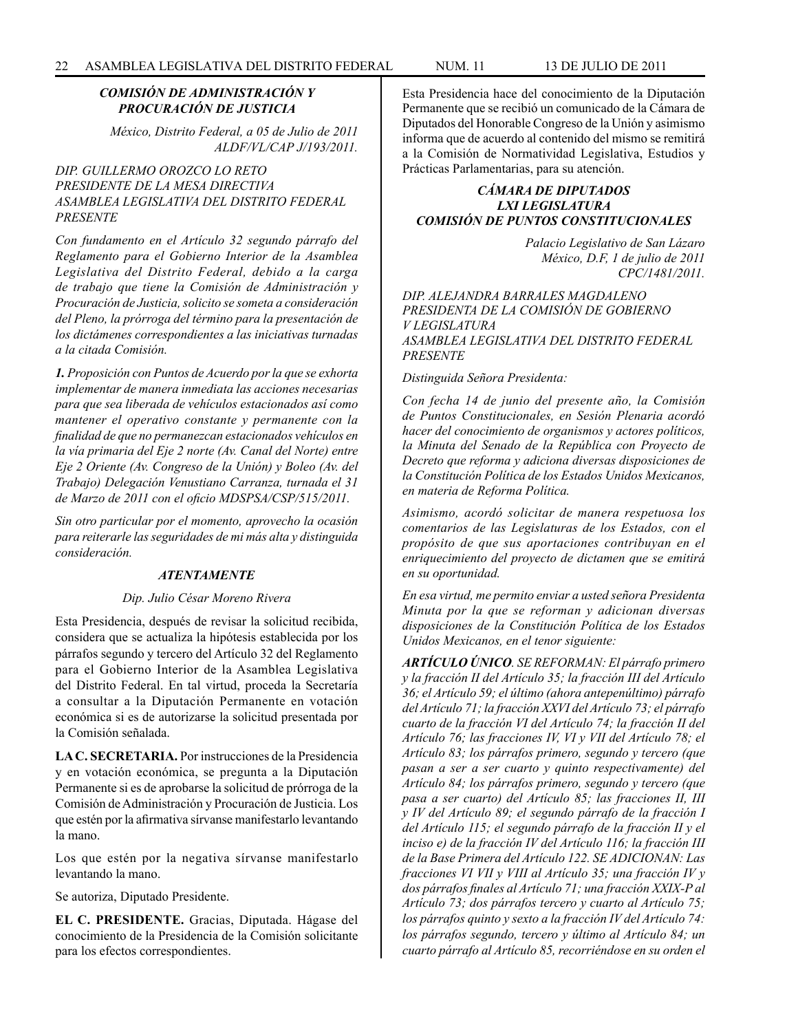***COMISIÓN DE ADMINISTRACIÓN Y PROCURACIÓN DE JUSTICIA***

*México, Distrito Federal, a 05 de Julio de 2011*
*ALDF/VL/CAP J/193/2011.*

*DIP. GUILLERMO OROZCO LO RETO*
*PRESIDENTE DE LA MESA DIRECTIVA*
*ASAMBLEA LEGISLATIVA DEL DISTRITO FEDERAL*
*PRESENTE*

*Con fundamento en el Artículo 32 segundo párrafo del Reglamento para el Gobierno Interior de la Asamblea Legislativa del Distrito Federal, debido a la carga de trabajo que tiene la Comisión de Administración y Procuración de Justicia, solicito se someta a consideración del Pleno, la prórroga del término para la presentación de los dictámenes correspondientes a las iniciativas turnadas a la citada Comisión.*

***1.** Proposición con Puntos de Acuerdo por la que se exhorta implementar de manera inmediata las acciones necesarias para que sea liberada de vehículos estacionados así como mantener el operativo constante y permanente con la finalidad de que no permanezcan estacionados vehículos en la vía primaria del Eje 2 norte (Av. Canal del Norte) entre Eje 2 Oriente (Av. Congreso de la Unión) y Boleo (Av. del Trabajo) Delegación Venustiano Carranza, turnada el 31 de Marzo de 2011 con el oficio MDSPSA/CSP/515/2011.*

*Sin otro particular por el momento, aprovecho la ocasión para reiterarle las seguridades de mi más alta y distinguida consideración.*

***ATENTAMENTE***

*Dip. Julio César Moreno Rivera*

Esta Presidencia, después de revisar la solicitud recibida, considera que se actualiza la hipótesis establecida por los párrafos segundo y tercero del Artículo 32 del Reglamento para el Gobierno Interior de la Asamblea Legislativa del Distrito Federal. En tal virtud, proceda la Secretaría a consultar a la Diputación Permanente en votación económica si es de autorizarse la solicitud presentada por la Comisión señalada.

**LA C. SECRETARIA.** Por instrucciones de la Presidencia y en votación económica, se pregunta a la Diputación Permanente si es de aprobarse la solicitud de prórroga de la Comisión de Administración y Procuración de Justicia. Los que estén por la afirmativa sírvanse manifestarlo levantando la mano.

Los que estén por la negativa sírvanse manifestarlo levantando la mano.

Se autoriza, Diputado Presidente.

**EL C. PRESIDENTE.** Gracias, Diputada. Hágase del conocimiento de la Presidencia de la Comisión solicitante para los efectos correspondientes.

Esta Presidencia hace del conocimiento de la Diputación Permanente que se recibió un comunicado de la Cámara de Diputados del Honorable Congreso de la Unión y asimismo informa que de acuerdo al contenido del mismo se remitirá a la Comisión de Normatividad Legislativa, Estudios y Prácticas Parlamentarias, para su atención.

***CÁMARA DE DIPUTADOS***
***LXI LEGISLATURA***
***COMISIÓN DE PUNTOS CONSTITUCIONALES***

*Palacio Legislativo de San Lázaro*
*México, D.F, 1 de julio de 2011*
*CPC/1481/2011.*

*DIP. ALEJANDRA BARRALES MAGDALENO*
*PRESIDENTA DE LA COMISIÓN DE GOBIERNO*
*V LEGISLATURA*
*ASAMBLEA LEGISLATIVA DEL DISTRITO FEDERAL*
*PRESENTE*

*Distinguida Señora Presidenta:*

*Con fecha 14 de junio del presente año, la Comisión de Puntos Constitucionales, en Sesión Plenaria acordó hacer del conocimiento de organismos y actores políticos, la Minuta del Senado de la República con Proyecto de Decreto que reforma y adiciona diversas disposiciones de la Constitución Política de los Estados Unidos Mexicanos, en materia de Reforma Política.*

*Asimismo, acordó solicitar de manera respetuosa los comentarios de las Legislaturas de los Estados, con el propósito de que sus aportaciones contribuyan en el enriquecimiento del proyecto de dictamen que se emitirá en su oportunidad.*

*En esa virtud, me permito enviar a usted señora Presidenta Minuta por la que se reforman y adicionan diversas disposiciones de la Constitución Política de los Estados Unidos Mexicanos, en el tenor siguiente:*

***ARTÍCULO ÚNICO**. SE REFORMAN: El párrafo primero y la fracción II del Artículo 35; la fracción III del Artículo 36; el Artículo 59; el último (ahora antepenúltimo) párrafo del Artículo 71; la fracción XXVI del Artículo 73; el párrafo cuarto de la fracción VI del Artículo 74; la fracción II del Artículo 76; las fracciones IV, VI y VII del Artículo 78; el Artículo 83; los párrafos primero, segundo y tercero (que pasan a ser a ser cuarto y quinto respectivamente) del Artículo 84; los párrafos primero, segundo y tercero (que pasa a ser cuarto) del Artículo 85; las fracciones II, III y IV del Artículo 89; el segundo párrafo de la fracción I del Artículo 115; el segundo párrafo de la fracción II y el inciso e) de la fracción IV del Artículo 116; la fracción III de la Base Primera del Artículo 122. SE ADICIONAN: Las fracciones VI VII y VIII al Artículo 35; una fracción IV y dos párrafos finales al Artículo 71; una fracción XXIX-P al Artículo 73; dos párrafos tercero y cuarto al Artículo 75; los párrafos quinto y sexto a la fracción IV del Artículo 74: los párrafos segundo, tercero y último al Artículo 84; un cuarto párrafo al Artículo 85, recorriéndose en su orden el*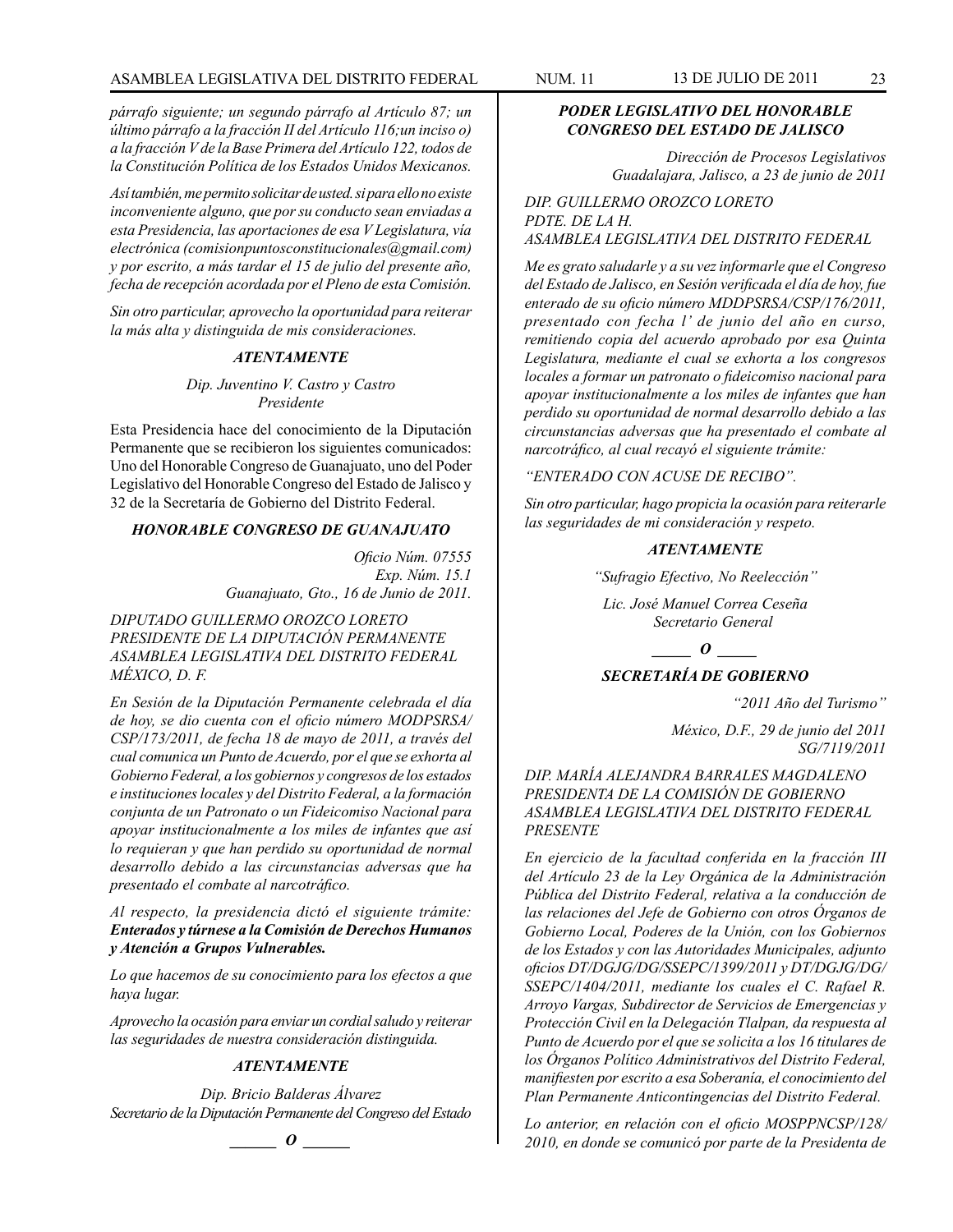*párrafo siguiente; un segundo párrafo al Artículo 87; un último párrafo a la fracción II del Artículo 116;un inciso o) a la fracción V de la Base Primera del Artículo 122, todos de la Constitución Política de los Estados Unidos Mexicanos.*

*Así también, me permito solicitar de usted. si para ello no existe inconveniente alguno, que por su conducto sean enviadas a esta Presidencia, las aportaciones de esa V Legislatura, vía electrónica (comisionpuntosconstitucionales@gmail.com) y por escrito, a más tardar el 15 de julio del presente año, fecha de recepción acordada por el Pleno de esta Comisión.*

*Sin otro particular, aprovecho la oportunidad para reiterar la más alta y distinguida de mis consideraciones.*

***ATENTAMENTE***

*Dip. Juventino V. Castro y Castro*
*Presidente*

Esta Presidencia hace del conocimiento de la Diputación Permanente que se recibieron los siguientes comunicados: Uno del Honorable Congreso de Guanajuato, uno del Poder Legislativo del Honorable Congreso del Estado de Jalisco y 32 de la Secretaría de Gobierno del Distrito Federal.

***HONORABLE CONGRESO DE GUANAJUATO***

*Oficio Núm. 07555*
*Exp. Núm. 15.1*
*Guanajuato, Gto., 16 de Junio de 2011.*

*DIPUTADO GUILLERMO OROZCO LORETO*
*PRESIDENTE DE LA DIPUTACIÓN PERMANENTE*
*ASAMBLEA LEGISLATIVA DEL DISTRITO FEDERAL*
*MÉXICO, D. F.*

*En Sesión de la Diputación Permanente celebrada el día de hoy, se dio cuenta con el oficio número MODPSRSA/CSP/173/2011, de fecha 18 de mayo de 2011, a través del cual comunica un Punto de Acuerdo, por el que se exhorta al Gobierno Federal, a los gobiernos y congresos de los estados e instituciones locales y del Distrito Federal, a la formación conjunta de un Patronato o un Fideicomiso Nacional para apoyar institucionalmente a los miles de infantes que así lo requieran y que han perdido su oportunidad de normal desarrollo debido a las circunstancias adversas que ha presentado el combate al narcotráfico.*

*Al respecto, la presidencia dictó el siguiente trámite:* ***Enterados y túrnese a la Comisión de Derechos Humanos y Atención a Grupos Vulnerables.***

*Lo que hacemos de su conocimiento para los efectos a que haya lugar.*

*Aprovecho la ocasión para enviar un cordial saludo y reiterar las seguridades de nuestra consideración distinguida.*

***ATENTAMENTE***

*Dip. Bricio Balderas Álvarez*
*Secretario de la Diputación Permanente del Congreso del Estado*

***\_\_\_\_\_ O \_\_\_\_\_***

***PODER LEGISLATIVO DEL HONORABLE CONGRESO DEL ESTADO DE JALISCO***

*Dirección de Procesos Legislativos*
*Guadalajara, Jalisco, a 23 de junio de 2011*

*DIP. GUILLERMO OROZCO LORETO*
*PDTE. DE LA H.*
*ASAMBLEA LEGISLATIVA DEL DISTRITO FEDERAL*

*Me es grato saludarle y a su vez informarle que el Congreso del Estado de Jalisco, en Sesión verificada el día de hoy, fue enterado de su oficio número MDDPSRSA/CSP/176/2011, presentado con fecha l' de junio del año en curso, remitiendo copia del acuerdo aprobado por esa Quinta Legislatura, mediante el cual se exhorta a los congresos locales a formar un patronato o fideicomiso nacional para apoyar institucionalmente a los miles de infantes que han perdido su oportunidad de normal desarrollo debido a las circunstancias adversas que ha presentado el combate al narcotráfico, al cual recayó el siguiente trámite:*

*"ENTERADO CON ACUSE DE RECIBO".*

*Sin otro particular, hago propicia la ocasión para reiterarle las seguridades de mi consideración y respeto.*

***ATENTAMENTE***

*"Sufragio Efectivo, No Reelección"*

*Lic. José Manuel Correa Ceseña*
*Secretario General*

***\_\_\_\_\_ O \_\_\_\_\_***

***SECRETARÍA DE GOBIERNO***

*"2011 Año del Turismo"*

*México, D.F., 29 de junio del 2011*
*SG/7119/2011*

*DIP. MARÍA ALEJANDRA BARRALES MAGDALENO*
*PRESIDENTA DE LA COMISIÓN DE GOBIERNO*
*ASAMBLEA LEGISLATIVA DEL DISTRITO FEDERAL*
*PRESENTE*

*En ejercicio de la facultad conferida en la fracción III del Artículo 23 de la Ley Orgánica de la Administración Pública del Distrito Federal, relativa a la conducción de las relaciones del Jefe de Gobierno con otros Órganos de Gobierno Local, Poderes de la Unión, con los Gobiernos de los Estados y con las Autoridades Municipales, adjunto oficios DT/DGJG/DG/SSEPC/1399/2011 y DT/DGJG/DG/SSEPC/1404/2011, mediante los cuales el C. Rafael R. Arroyo Vargas, Subdirector de Servicios de Emergencias y Protección Civil en la Delegación Tlalpan, da respuesta al Punto de Acuerdo por el que se solicita a los 16 titulares de los Órganos Político Administrativos del Distrito Federal, manifiesten por escrito a esa Soberanía, el conocimiento del Plan Permanente Anticontingencias del Distrito Federal.*

*Lo anterior, en relación con el oficio MOSPPNCSP/128/2010, en donde se comunicó por parte de la Presidenta de*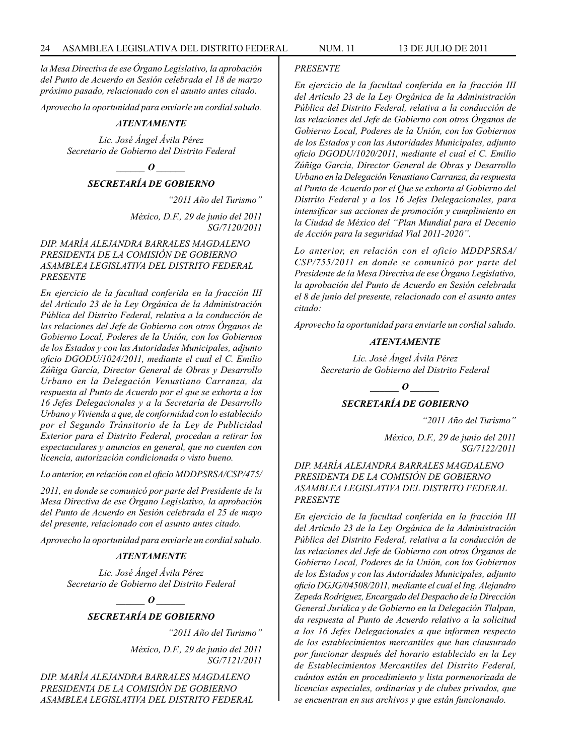*la Mesa Directiva de ese Órgano Legislativo, la aprobación del Punto de Acuerdo en Sesión celebrada el 18 de marzo próximo pasado, relacionado con el asunto antes citado.*

*Aprovecho la oportunidad para enviarle un cordial saludo.*

***ATENTAMENTE***

*Lic. José Ángel Ávila Pérez*
*Secretario de Gobierno del Distrito Federal*

***\_\_\_\_\_\_ O \_\_\_\_\_\_***

***SECRETARÍA DE GOBIERNO***

*"2011 Año del Turismo"*

*México, D.F., 29 de junio del 2011*
*SG/7120/2011*

*DIP. MARÍA ALEJANDRA BARRALES MAGDALENO*
*PRESIDENTA DE LA COMISIÓN DE GOBIERNO*
*ASAMBLEA LEGISLATIVA DEL DISTRITO FEDERAL*
*PRESENTE*

*En ejercicio de la facultad conferida en la fracción III del Artículo 23 de la Ley Orgánica de la Administración Pública del Distrito Federal, relativa a la conducción de las relaciones del Jefe de Gobierno con otros Órganos de Gobierno Local, Poderes de la Unión, con los Gobiernos de los Estados y con las Autoridades Municipales, adjunto oficio DGODU/1024/2011, mediante el cual el C. Emilio Zúñiga García, Director General de Obras y Desarrollo Urbano en la Delegación Venustiano Carranza, da respuesta al Punto de Acuerdo por el que se exhorta a los 16 Jefes Delegacionales y a la Secretaría de Desarrollo Urbano y Vivienda a que, de conformidad con lo establecido por el Segundo Tránsitorio de la Ley de Publicidad Exterior para el Distrito Federal, procedan a retirar los espectaculares y anuncios en general, que no cuenten con licencia, autorización condicionada o visto bueno.*

*Lo anterior, en relación con el oficio MDDPSRSA/CSP/475/2011, en donde se comunicó por parte del Presidente de la Mesa Directiva de ese Órgano Legislativo, la aprobación del Punto de Acuerdo en Sesión celebrada el 25 de mayo del presente, relacionado con el asunto antes citado.*

*Aprovecho la oportunidad para enviarle un cordial saludo.*

***ATENTAMENTE***

*Lic. José Ángel Ávila Pérez*
*Secretario de Gobierno del Distrito Federal*

***\_\_\_\_\_\_ O \_\_\_\_\_\_***

***SECRETARÍA DE GOBIERNO***

*"2011 Año del Turismo"*

*México, D.F., 29 de junio del 2011*
*SG/7121/2011*

*DIP. MARÍA ALEJANDRA BARRALES MAGDALENO*
*PRESIDENTA DE LA COMISIÓN DE GOBIERNO*
*ASAMBLEA LEGISLATIVA DEL DISTRITO FEDERAL*
*PRESENTE*

*En ejercicio de la facultad conferida en la fracción III del Artículo 23 de la Ley Orgánica de la Administración Pública del Distrito Federal, relativa a la conducción de las relaciones del Jefe de Gobierno con otros Órganos de Gobierno Local, Poderes de la Unión, con los Gobiernos de los Estados y con las Autoridades Municipales, adjunto oficio DGODU/1020/2011, mediante el cual el C. Emilio Zúñiga García, Director General de Obras y Desarrollo Urbano en la Delegación Venustiano Carranza, da respuesta al Punto de Acuerdo por el Que se exhorta al Gobierno del Distrito Federal y a los 16 Jefes Delegacionales, para intensificar sus acciones de promoción y cumplimiento en la Ciudad de México del "Plan Mundial para el Decenio de Acción para la seguridad Vial 2011-2020".*

*Lo anterior, en relación con el oficio MDDPSRSA/CSP/755/2011 en donde se comunicó por parte del Presidente de la Mesa Directiva de ese Órgano Legislativo, la aprobación del Punto de Acuerdo en Sesión celebrada el 8 de junio del presente, relacionado con el asunto antes citado:*

*Aprovecho la oportunidad para enviarle un cordial saludo.*

***ATENTAMENTE***

*Lic. José Ángel Ávila Pérez*
*Secretario de Gobierno del Distrito Federal*

***\_\_\_\_\_\_ O \_\_\_\_\_\_***

***SECRETARÍA DE GOBIERNO***

*"2011 Año del Turismo"*

*México, D.F., 29 de junio del 2011*
*SG/7122/2011*

*DIP. MARÍA ALEJANDRA BARRALES MAGDALENO*
*PRESIDENTA DE LA COMISIÓN DE GOBIERNO*
*ASAMBLEA LEGISLATIVA DEL DISTRITO FEDERAL*
*PRESENTE*

*En ejercicio de la facultad conferida en la fracción III del Artículo 23 de la Ley Orgánica de la Administración Pública del Distrito Federal, relativa a la conducción de las relaciones del Jefe de Gobierno con otros Órganos de Gobierno Local, Poderes de la Unión, con los Gobiernos de los Estados y con las Autoridades Municipales, adjunto oficio DGJG/04508/2011, mediante el cual el Ing. Alejandro Zepeda Rodríguez, Encargado del Despacho de la Dirección General Jurídica y de Gobierno en la Delegación Tlalpan, da respuesta al Punto de Acuerdo relativo a la solicitud a los 16 Jefes Delegacionales a que informen respecto de los establecimientos mercantiles que han clausurado por funcionar después del horario establecido en la Ley de Establecimientos Mercantiles del Distrito Federal, cuántos están en procedimiento y lista pormenorizada de licencias especiales, ordinarias y de clubes privados, que se encuentran en sus archivos y que están funcionando.*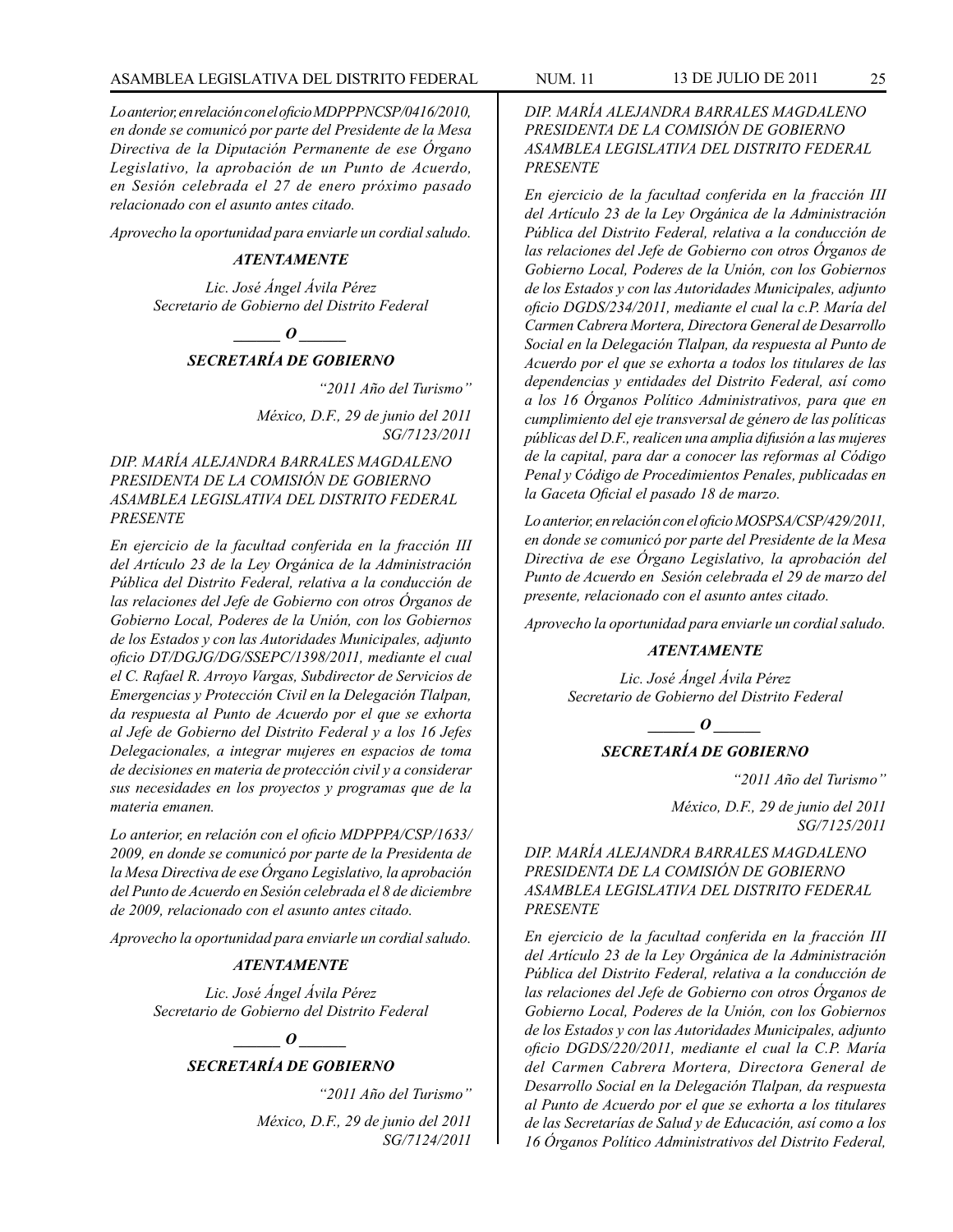*Lo anterior, en relación con el oficio MDPPPNCSP/0416/2010, en donde se comunicó por parte del Presidente de la Mesa Directiva de la Diputación Permanente de ese Órgano Legislativo, la aprobación de un Punto de Acuerdo, en Sesión celebrada el 27 de enero próximo pasado relacionado con el asunto antes citado.*

*Aprovecho la oportunidad para enviarle un cordial saludo.*

***ATENTAMENTE***

*Lic. José Ángel Ávila Pérez*
*Secretario de Gobierno del Distrito Federal*

***\_\_\_\_\_\_ O \_\_\_\_\_\_***

***SECRETARÍA DE GOBIERNO***

*"2011 Año del Turismo"*

*México, D.F., 29 de junio del 2011*
*SG/7123/2011*

*DIP. MARÍA ALEJANDRA BARRALES MAGDALENO*
*PRESIDENTA DE LA COMISIÓN DE GOBIERNO*
*ASAMBLEA LEGISLATIVA DEL DISTRITO FEDERAL*
*PRESENTE*

*En ejercicio de la facultad conferida en la fracción III del Artículo 23 de la Ley Orgánica de la Administración Pública del Distrito Federal, relativa a la conducción de las relaciones del Jefe de Gobierno con otros Órganos de Gobierno Local, Poderes de la Unión, con los Gobiernos de los Estados y con las Autoridades Municipales, adjunto oficio DT/DGJG/DG/SSEPC/1398/2011, mediante el cual el C. Rafael R. Arroyo Vargas, Subdirector de Servicios de Emergencias y Protección Civil en la Delegación Tlalpan, da respuesta al Punto de Acuerdo por el que se exhorta al Jefe de Gobierno del Distrito Federal y a los 16 Jefes Delegacionales, a integrar mujeres en espacios de toma de decisiones en materia de protección civil y a considerar sus necesidades en los proyectos y programas que de la materia emanen.*

*Lo anterior, en relación con el oficio MDPPPA/CSP/1633/2009, en donde se comunicó por parte de la Presidenta de la Mesa Directiva de ese Órgano Legislativo, la aprobación del Punto de Acuerdo en Sesión celebrada el 8 de diciembre de 2009, relacionado con el asunto antes citado.*

*Aprovecho la oportunidad para enviarle un cordial saludo.*

***ATENTAMENTE***

*Lic. José Ángel Ávila Pérez*
*Secretario de Gobierno del Distrito Federal*

***\_\_\_\_\_\_ O \_\_\_\_\_\_***

***SECRETARÍA DE GOBIERNO***

*"2011 Año del Turismo"*

*México, D.F., 29 de junio del 2011*
*SG/7124/2011*

*DIP. MARÍA ALEJANDRA BARRALES MAGDALENO*
*PRESIDENTA DE LA COMISIÓN DE GOBIERNO*
*ASAMBLEA LEGISLATIVA DEL DISTRITO FEDERAL*
*PRESENTE*

*En ejercicio de la facultad conferida en la fracción III del Artículo 23 de la Ley Orgánica de la Administración Pública del Distrito Federal, relativa a la conducción de las relaciones del Jefe de Gobierno con otros Órganos de Gobierno Local, Poderes de la Unión, con los Gobiernos de los Estados y con las Autoridades Municipales, adjunto oficio DGDS/234/2011, mediante el cual la c.P. María del Carmen Cabrera Mortera, Directora General de Desarrollo Social en la Delegación Tlalpan, da respuesta al Punto de Acuerdo por el que se exhorta a todos los titulares de las dependencias y entidades del Distrito Federal, así como a los 16 Órganos Político Administrativos, para que en cumplimiento del eje transversal de género de las políticas públicas del D.F., realicen una amplia difusión a las mujeres de la capital, para dar a conocer las reformas al Código Penal y Código de Procedimientos Penales, publicadas en la Gaceta Oficial el pasado 18 de marzo.*

*Lo anterior, en relación con el oficio MOSPSA/CSP/429/2011, en donde se comunicó por parte del Presidente de la Mesa Directiva de ese Órgano Legislativo, la aprobación del Punto de Acuerdo en Sesión celebrada el 29 de marzo del presente, relacionado con el asunto antes citado.*

*Aprovecho la oportunidad para enviarle un cordial saludo.*

***ATENTAMENTE***

*Lic. José Ángel Ávila Pérez*
*Secretario de Gobierno del Distrito Federal*

***\_\_\_\_\_\_ O \_\_\_\_\_\_***

***SECRETARÍA DE GOBIERNO***

*"2011 Año del Turismo"*

*México, D.F., 29 de junio del 2011*
*SG/7125/2011*

*DIP. MARÍA ALEJANDRA BARRALES MAGDALENO*
*PRESIDENTA DE LA COMISIÓN DE GOBIERNO*
*ASAMBLEA LEGISLATIVA DEL DISTRITO FEDERAL*
*PRESENTE*

*En ejercicio de la facultad conferida en la fracción III del Artículo 23 de la Ley Orgánica de la Administración Pública del Distrito Federal, relativa a la conducción de las relaciones del Jefe de Gobierno con otros Órganos de Gobierno Local, Poderes de la Unión, con los Gobiernos de los Estados y con las Autoridades Municipales, adjunto oficio DGDS/220/2011, mediante el cual la C.P. María del Carmen Cabrera Mortera, Directora General de Desarrollo Social en la Delegación Tlalpan, da respuesta al Punto de Acuerdo por el que se exhorta a los titulares de las Secretarías de Salud y de Educación, así como a los 16 Órganos Político Administrativos del Distrito Federal,*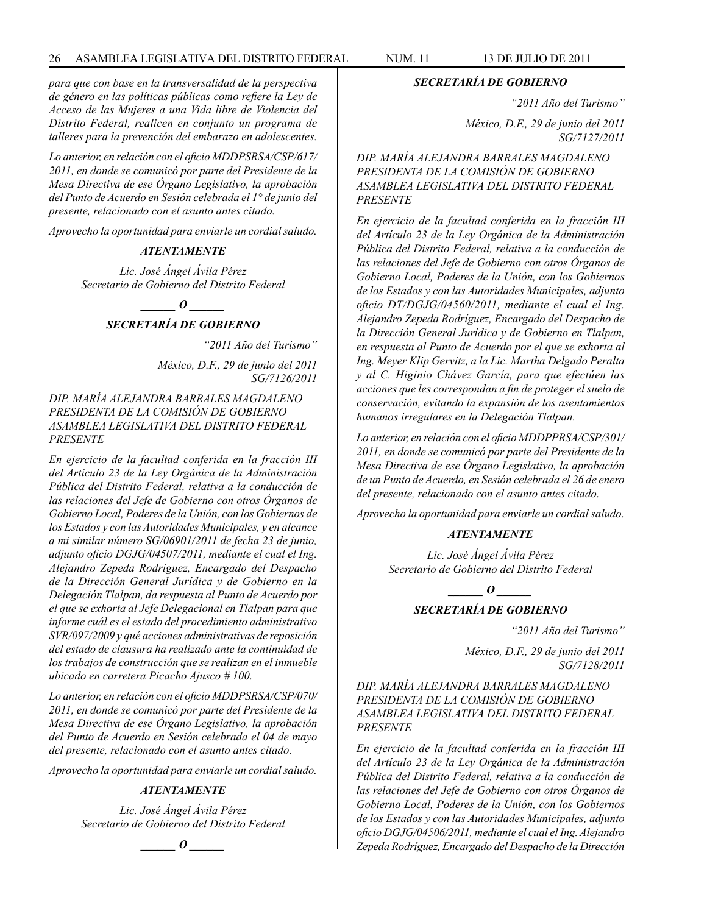*para que con base en la transversalidad de la perspectiva de género en las políticas públicas como refiere la Ley de Acceso de las Mujeres a una Vida libre de Violencia del Distrito Federal, realicen en conjunto un programa de talleres para la prevención del embarazo en adolescentes.*

*Lo anterior, en relación con el oficio MDDPSRSA/CSP/617/ 2011, en donde se comunicó por parte del Presidente de la Mesa Directiva de ese Órgano Legislativo, la aprobación del Punto de Acuerdo en Sesión celebrada el 1° de junio del presente, relacionado con el asunto antes citado.*

*Aprovecho la oportunidad para enviarle un cordial saludo.*

***ATENTAMENTE***

*Lic. José Ángel Ávila Pérez*
*Secretario de Gobierno del Distrito Federal*

***\_\_\_\_\_\_ O \_\_\_\_\_\_***

***SECRETARÍA DE GOBIERNO***

*"2011 Año del Turismo"*

*México, D.F., 29 de junio del 2011*
*SG/7126/2011*

*DIP. MARÍA ALEJANDRA BARRALES MAGDALENO*
*PRESIDENTA DE LA COMISIÓN DE GOBIERNO*
*ASAMBLEA LEGISLATIVA DEL DISTRITO FEDERAL*
*PRESENTE*

*En ejercicio de la facultad conferida en la fracción III del Artículo 23 de la Ley Orgánica de la Administración Pública del Distrito Federal, relativa a la conducción de las relaciones del Jefe de Gobierno con otros Órganos de Gobierno Local, Poderes de la Unión, con los Gobiernos de los Estados y con las Autoridades Municipales, y en alcance a mi similar número SG/06901/2011 de fecha 23 de junio, adjunto oficio DGJG/04507/2011, mediante el cual el Ing. Alejandro Zepeda Rodríguez, Encargado del Despacho de la Dirección General Jurídica y de Gobierno en la Delegación Tlalpan, da respuesta al Punto de Acuerdo por el que se exhorta al Jefe Delegacional en Tlalpan para que informe cuál es el estado del procedimiento administrativo SVR/097/2009 y qué acciones administrativas de reposición del estado de clausura ha realizado ante la continuidad de los trabajos de construcción que se realizan en el inmueble ubicado en carretera Picacho Ajusco # 100.*

*Lo anterior, en relación con el oficio MDDPSRSA/CSP/070/ 2011, en donde se comunicó por parte del Presidente de la Mesa Directiva de ese Órgano Legislativo, la aprobación del Punto de Acuerdo en Sesión celebrada el 04 de mayo del presente, relacionado con el asunto antes citado.*

*Aprovecho la oportunidad para enviarle un cordial saludo.*

***ATENTAMENTE***

*Lic. José Ángel Ávila Pérez*
*Secretario de Gobierno del Distrito Federal*

***\_\_\_\_\_\_ O \_\_\_\_\_\_***

***SECRETARÍA DE GOBIERNO***

*"2011 Año del Turismo"*

*México, D.F., 29 de junio del 2011*
*SG/7127/2011*

*DIP. MARÍA ALEJANDRA BARRALES MAGDALENO*
*PRESIDENTA DE LA COMISIÓN DE GOBIERNO*
*ASAMBLEA LEGISLATIVA DEL DISTRITO FEDERAL*
*PRESENTE*

*En ejercicio de la facultad conferida en la fracción III del Artículo 23 de la Ley Orgánica de la Administración Pública del Distrito Federal, relativa a la conducción de las relaciones del Jefe de Gobierno con otros Órganos de Gobierno Local, Poderes de la Unión, con los Gobiernos de los Estados y con las Autoridades Municipales, adjunto oficio DT/DGJG/04560/2011, mediante el cual el Ing. Alejandro Zepeda Rodríguez, Encargado del Despacho de la Dirección General Jurídica y de Gobierno en Tlalpan, en respuesta al Punto de Acuerdo por el que se exhorta al Ing. Meyer Klip Gervitz, a la Lic. Martha Delgado Peralta y al C. Higinio Chávez García, para que efectúen las acciones que les correspondan a fin de proteger el suelo de conservación, evitando la expansión de los asentamientos humanos irregulares en la Delegación Tlalpan.*

*Lo anterior, en relación con el oficio MDDPPRSA/CSP/301/ 2011, en donde se comunicó por parte del Presidente de la Mesa Directiva de ese Órgano Legislativo, la aprobación de un Punto de Acuerdo, en Sesión celebrada el 26 de enero del presente, relacionado con el asunto antes citado.*

*Aprovecho la oportunidad para enviarle un cordial saludo.*

***ATENTAMENTE***

*Lic. José Ángel Ávila Pérez*
*Secretario de Gobierno del Distrito Federal*

***\_\_\_\_\_\_ O \_\_\_\_\_\_***

***SECRETARÍA DE GOBIERNO***

*"2011 Año del Turismo"*

*México, D.F., 29 de junio del 2011*
*SG/7128/2011*

*DIP. MARÍA ALEJANDRA BARRALES MAGDALENO*
*PRESIDENTA DE LA COMISIÓN DE GOBIERNO*
*ASAMBLEA LEGISLATIVA DEL DISTRITO FEDERAL*
*PRESENTE*

*En ejercicio de la facultad conferida en la fracción III del Artículo 23 de la Ley Orgánica de la Administración Pública del Distrito Federal, relativa a la conducción de las relaciones del Jefe de Gobierno con otros Órganos de Gobierno Local, Poderes de la Unión, con los Gobiernos de los Estados y con las Autoridades Municipales, adjunto oficio DGJG/04506/2011, mediante el cual el Ing. Alejandro Zepeda Rodríguez, Encargado del Despacho de la Dirección*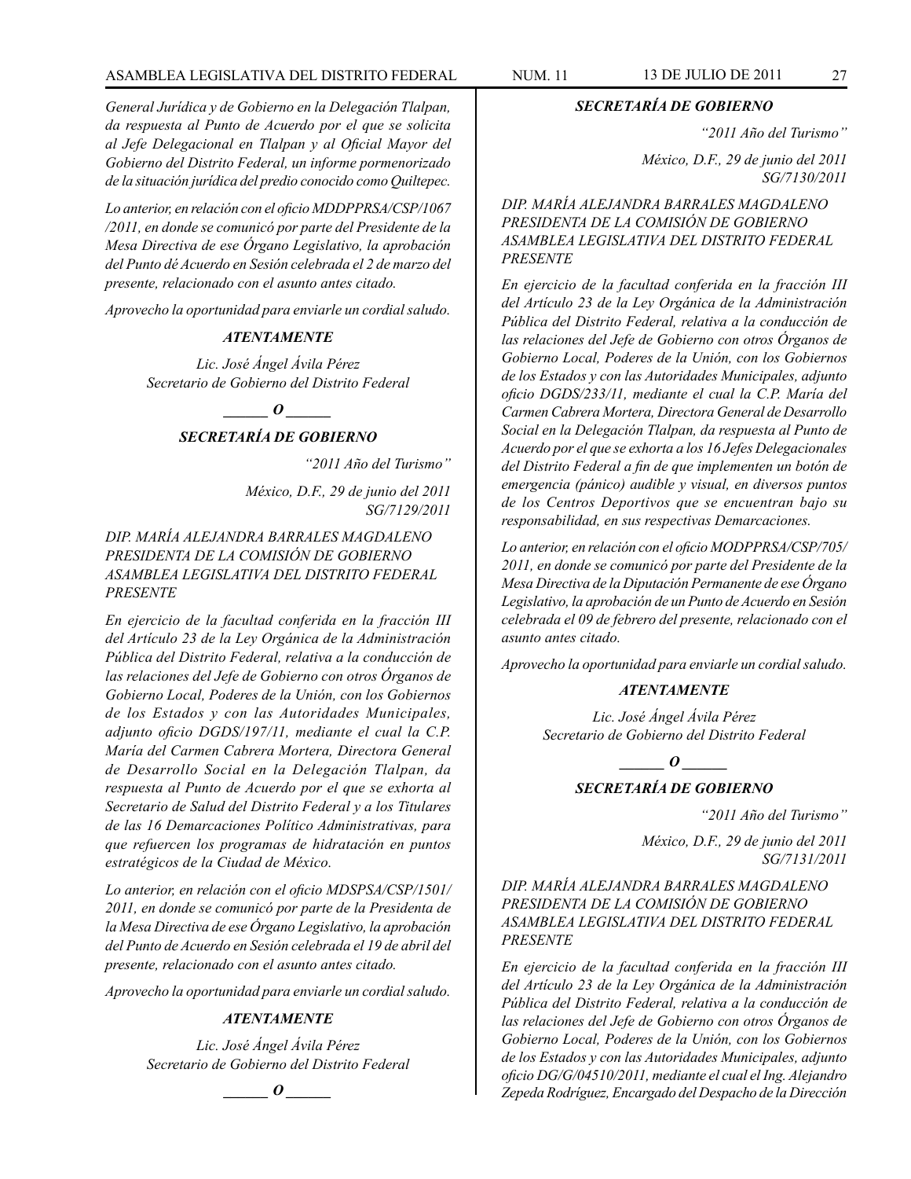*General Jurídica y de Gobierno en la Delegación Tlalpan, da respuesta al Punto de Acuerdo por el que se solicita al Jefe Delegacional en Tlalpan y al Oficial Mayor del Gobierno del Distrito Federal, un informe pormenorizado de la situación jurídica del predio conocido como Quiltepec.*

*Lo anterior, en relación con el oficio MDDPPRSA/CSP/1067 /2011, en donde se comunicó por parte del Presidente de la Mesa Directiva de ese Órgano Legislativo, la aprobación del Punto dé Acuerdo en Sesión celebrada el 2 de marzo del presente, relacionado con el asunto antes citado.*

*Aprovecho la oportunidad para enviarle un cordial saludo.*

***ATENTAMENTE***

*Lic. José Ángel Ávila Pérez*
*Secretario de Gobierno del Distrito Federal*

***\_\_\_\_\_\_ O \_\_\_\_\_\_***

***SECRETARÍA DE GOBIERNO***

*"2011 Año del Turismo"*

*México, D.F., 29 de junio del 2011*
*SG/7129/2011*

*DIP. MARÍA ALEJANDRA BARRALES MAGDALENO*
*PRESIDENTA DE LA COMISIÓN DE GOBIERNO*
*ASAMBLEA LEGISLATIVA DEL DISTRITO FEDERAL*
*PRESENTE*

*En ejercicio de la facultad conferida en la fracción III del Artículo 23 de la Ley Orgánica de la Administración Pública del Distrito Federal, relativa a la conducción de las relaciones del Jefe de Gobierno con otros Órganos de Gobierno Local, Poderes de la Unión, con los Gobiernos de los Estados y con las Autoridades Municipales, adjunto oficio DGDS/197/11, mediante el cual la C.P. María del Carmen Cabrera Mortera, Directora General de Desarrollo Social en la Delegación Tlalpan, da respuesta al Punto de Acuerdo por el que se exhorta al Secretario de Salud del Distrito Federal y a los Titulares de las 16 Demarcaciones Político Administrativas, para que refuercen los programas de hidratación en puntos estratégicos de la Ciudad de México.*

*Lo anterior, en relación con el oficio MDSPSA/CSP/1501/ 2011, en donde se comunicó por parte de la Presidenta de la Mesa Directiva de ese Órgano Legislativo, la aprobación del Punto de Acuerdo en Sesión celebrada el 19 de abril del presente, relacionado con el asunto antes citado.*

*Aprovecho la oportunidad para enviarle un cordial saludo.*

***ATENTAMENTE***

*Lic. José Ángel Ávila Pérez*
*Secretario de Gobierno del Distrito Federal*

***\_\_\_\_\_\_ O \_\_\_\_\_\_***

***SECRETARÍA DE GOBIERNO***

*"2011 Año del Turismo"*

*México, D.F., 29 de junio del 2011*
*SG/7130/2011*

*DIP. MARÍA ALEJANDRA BARRALES MAGDALENO*
*PRESIDENTA DE LA COMISIÓN DE GOBIERNO*
*ASAMBLEA LEGISLATIVA DEL DISTRITO FEDERAL*
*PRESENTE*

*En ejercicio de la facultad conferida en la fracción III del Artículo 23 de la Ley Orgánica de la Administración Pública del Distrito Federal, relativa a la conducción de las relaciones del Jefe de Gobierno con otros Órganos de Gobierno Local, Poderes de la Unión, con los Gobiernos de los Estados y con las Autoridades Municipales, adjunto oficio DGDS/233/11, mediante el cual la C.P. María del Carmen Cabrera Mortera, Directora General de Desarrollo Social en la Delegación Tlalpan, da respuesta al Punto de Acuerdo por el que se exhorta a los 16 Jefes Delegacionales del Distrito Federal a fin de que implementen un botón de emergencia (pánico) audible y visual, en diversos puntos de los Centros Deportivos que se encuentran bajo su responsabilidad, en sus respectivas Demarcaciones.*

*Lo anterior, en relación con el oficio MODPPRSA/CSP/705/ 2011, en donde se comunicó por parte del Presidente de la Mesa Directiva de la Diputación Permanente de ese Órgano Legislativo, la aprobación de un Punto de Acuerdo en Sesión celebrada el 09 de febrero del presente, relacionado con el asunto antes citado.*

*Aprovecho la oportunidad para enviarle un cordial saludo.*

***ATENTAMENTE***

*Lic. José Ángel Ávila Pérez*
*Secretario de Gobierno del Distrito Federal*

***\_\_\_\_\_\_ O \_\_\_\_\_\_***

***SECRETARÍA DE GOBIERNO***

*"2011 Año del Turismo"*

*México, D.F., 29 de junio del 2011*
*SG/7131/2011*

*DIP. MARÍA ALEJANDRA BARRALES MAGDALENO*
*PRESIDENTA DE LA COMISIÓN DE GOBIERNO*
*ASAMBLEA LEGISLATIVA DEL DISTRITO FEDERAL*
*PRESENTE*

*En ejercicio de la facultad conferida en la fracción III del Artículo 23 de la Ley Orgánica de la Administración Pública del Distrito Federal, relativa a la conducción de las relaciones del Jefe de Gobierno con otros Órganos de Gobierno Local, Poderes de la Unión, con los Gobiernos de los Estados y con las Autoridades Municipales, adjunto oficio DG/G/04510/2011, mediante el cual el Ing. Alejandro Zepeda Rodríguez, Encargado del Despacho de la Dirección*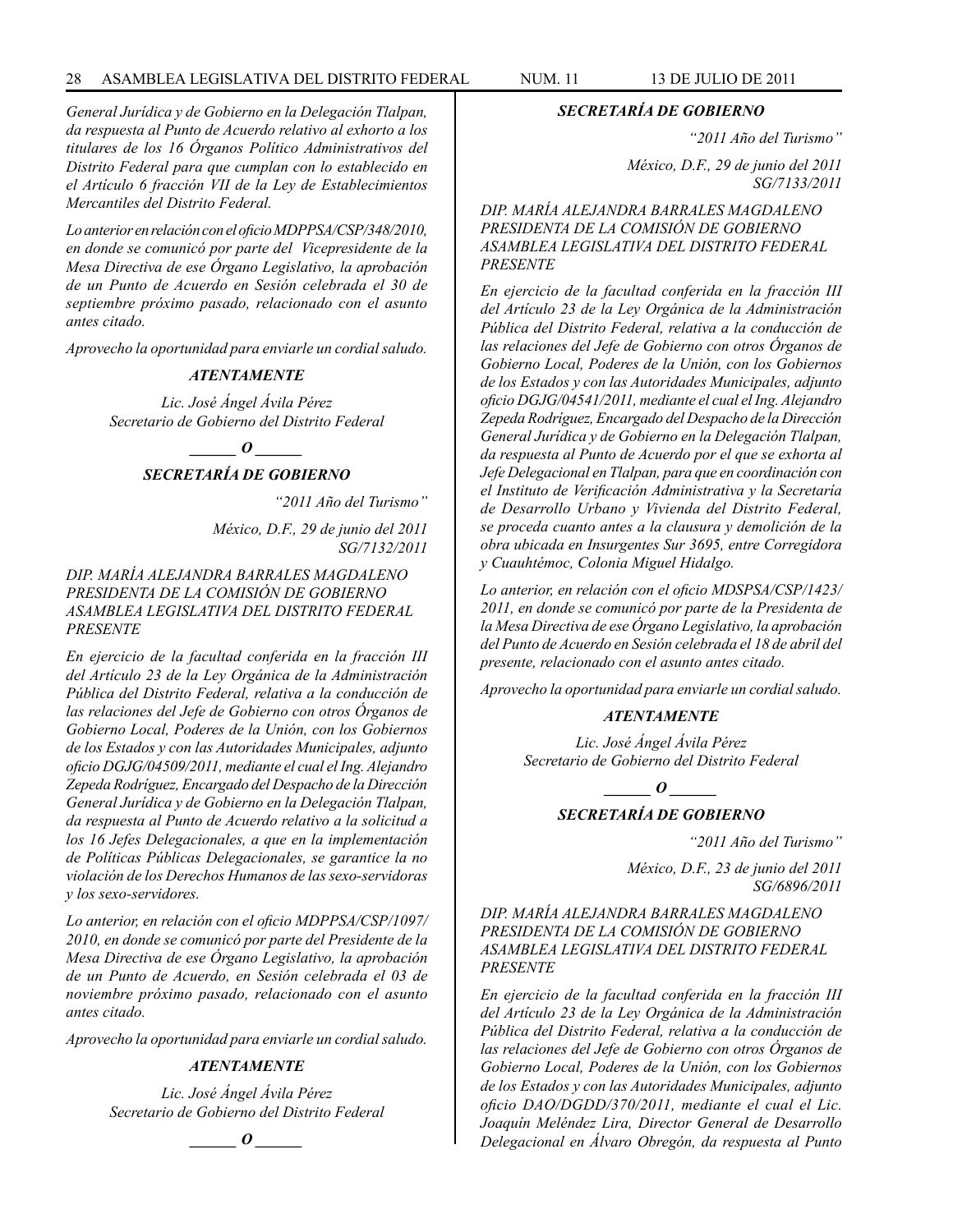*General Jurídica y de Gobierno en la Delegación Tlalpan, da respuesta al Punto de Acuerdo relativo al exhorto a los titulares de los 16 Órganos Político Administrativos del Distrito Federal para que cumplan con lo establecido en el Artículo 6 fracción VII de la Ley de Establecimientos Mercantiles del Distrito Federal.*

*Lo anterior en relación con el oficio MDPPSA/CSP/348/2010, en donde se comunicó por parte del Vicepresidente de la Mesa Directiva de ese Órgano Legislativo, la aprobación de un Punto de Acuerdo en Sesión celebrada el 30 de septiembre próximo pasado, relacionado con el asunto antes citado.*

*Aprovecho la oportunidad para enviarle un cordial saludo.*

***ATENTAMENTE***

*Lic. José Ángel Ávila Pérez*
*Secretario de Gobierno del Distrito Federal*

***\_\_\_\_\_\_ O \_\_\_\_\_\_***

***SECRETARÍA DE GOBIERNO***

*"2011 Año del Turismo"*

*México, D.F., 29 de junio del 2011*
*SG/7132/2011*

*DIP. MARÍA ALEJANDRA BARRALES MAGDALENO*
*PRESIDENTA DE LA COMISIÓN DE GOBIERNO*
*ASAMBLEA LEGISLATIVA DEL DISTRITO FEDERAL*
*PRESENTE*

*En ejercicio de la facultad conferida en la fracción III del Artículo 23 de la Ley Orgánica de la Administración Pública del Distrito Federal, relativa a la conducción de las relaciones del Jefe de Gobierno con otros Órganos de Gobierno Local, Poderes de la Unión, con los Gobiernos de los Estados y con las Autoridades Municipales, adjunto oficio DGJG/04509/2011, mediante el cual el Ing. Alejandro Zepeda Rodríguez, Encargado del Despacho de la Dirección General Jurídica y de Gobierno en la Delegación Tlalpan, da respuesta al Punto de Acuerdo relativo a la solicitud a los 16 Jefes Delegacionales, a que en la implementación de Políticas Públicas Delegacionales, se garantice la no violación de los Derechos Humanos de las sexo-servidoras y los sexo-servidores.*

*Lo anterior, en relación con el oficio MDPPSA/CSP/1097/ 2010, en donde se comunicó por parte del Presidente de la Mesa Directiva de ese Órgano Legislativo, la aprobación de un Punto de Acuerdo, en Sesión celebrada el 03 de noviembre próximo pasado, relacionado con el asunto antes citado.*

*Aprovecho la oportunidad para enviarle un cordial saludo.*

***ATENTAMENTE***

*Lic. José Ángel Ávila Pérez*
*Secretario de Gobierno del Distrito Federal*

***\_\_\_\_\_\_ O \_\_\_\_\_\_***

***SECRETARÍA DE GOBIERNO***

*"2011 Año del Turismo"*

*México, D.F., 29 de junio del 2011*
*SG/7133/2011*

*DIP. MARÍA ALEJANDRA BARRALES MAGDALENO*
*PRESIDENTA DE LA COMISIÓN DE GOBIERNO*
*ASAMBLEA LEGISLATIVA DEL DISTRITO FEDERAL*
*PRESENTE*

*En ejercicio de la facultad conferida en la fracción III del Artículo 23 de la Ley Orgánica de la Administración Pública del Distrito Federal, relativa a la conducción de las relaciones del Jefe de Gobierno con otros Órganos de Gobierno Local, Poderes de la Unión, con los Gobiernos de los Estados y con las Autoridades Municipales, adjunto oficio DGJG/04541/2011, mediante el cual el Ing. Alejandro Zepeda Rodríguez, Encargado del Despacho de la Dirección General Jurídica y de Gobierno en la Delegación Tlalpan, da respuesta al Punto de Acuerdo por el que se exhorta al Jefe Delegacional en Tlalpan, para que en coordinación con el Instituto de Verificación Administrativa y la Secretaría de Desarrollo Urbano y Vivienda del Distrito Federal, se proceda cuanto antes a la clausura y demolición de la obra ubicada en Insurgentes Sur 3695, entre Corregidora y Cuauhtémoc, Colonia Miguel Hidalgo.*

*Lo anterior, en relación con el oficio MDSPSA/CSP/1423/ 2011, en donde se comunicó por parte de la Presidenta de la Mesa Directiva de ese Órgano Legislativo, la aprobación del Punto de Acuerdo en Sesión celebrada el 18 de abril del presente, relacionado con el asunto antes citado.*

*Aprovecho la oportunidad para enviarle un cordial saludo.*

***ATENTAMENTE***

*Lic. José Ángel Ávila Pérez*
*Secretario de Gobierno del Distrito Federal*

***\_\_\_\_\_\_ O \_\_\_\_\_\_***

***SECRETARÍA DE GOBIERNO***

*"2011 Año del Turismo"*

*México, D.F., 23 de junio del 2011*
*SG/6896/2011*

*DIP. MARÍA ALEJANDRA BARRALES MAGDALENO*
*PRESIDENTA DE LA COMISIÓN DE GOBIERNO*
*ASAMBLEA LEGISLATIVA DEL DISTRITO FEDERAL*
*PRESENTE*

*En ejercicio de la facultad conferida en la fracción III del Artículo 23 de la Ley Orgánica de la Administración Pública del Distrito Federal, relativa a la conducción de las relaciones del Jefe de Gobierno con otros Órganos de Gobierno Local, Poderes de la Unión, con los Gobiernos de los Estados y con las Autoridades Municipales, adjunto oficio DAO/DGDD/370/2011, mediante el cual el Lic. Joaquín Meléndez Lira, Director General de Desarrollo Delegacional en Álvaro Obregón, da respuesta al Punto*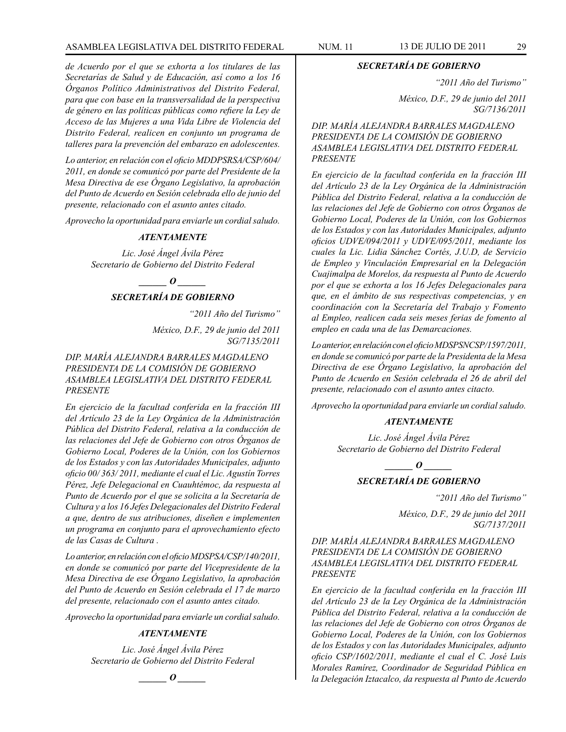*de Acuerdo por el que se exhorta a los titulares de las Secretarías de Salud y de Educación, así como a los 16 Órganos Político Administrativos del Distrito Federal, para que con base en la transversalidad de la perspectiva de género en las políticas públicas como refiere la Ley de Acceso de las Mujeres a una Vida Libre de Violencia del Distrito Federal, realicen en conjunto un programa de talleres para la prevención del embarazo en adolescentes.*

*Lo anterior, en relación con el oficio MDDPSRSA/CSP/604/ 2011, en donde se comunicó por parte del Presidente de la Mesa Directiva de ese Órgano Legislativo, la aprobación del Punto de Acuerdo en Sesión celebrada ello de junio del presente, relacionado con el asunto antes citado.*

*Aprovecho la oportunidad para enviarle un cordial saludo.*

***ATENTAMENTE***

*Lic. José Ángel Ávila Pérez*
*Secretario de Gobierno del Distrito Federal*

***\_\_\_\_\_\_ O \_\_\_\_\_\_***

***SECRETARÍA DE GOBIERNO***

*"2011 Año del Turismo"*

*México, D.F., 29 de junio del 2011*
*SG/7135/2011*

*DIP. MARÍA ALEJANDRA BARRALES MAGDALENO*
*PRESIDENTA DE LA COMISIÓN DE GOBIERNO*
*ASAMBLEA LEGISLATIVA DEL DISTRITO FEDERAL*
*PRESENTE*

*En ejercicio de la facultad conferida en la fracción III del Artículo 23 de la Ley Orgánica de la Administración Pública del Distrito Federal, relativa a la conducción de las relaciones del Jefe de Gobierno con otros Órganos de Gobierno Local, Poderes de la Unión, con los Gobiernos de los Estados y con las Autoridades Municipales, adjunto oficio 00/ 363/ 2011, mediante el cual el Lic. Agustín Torres Pérez, Jefe Delegacional en Cuauhtémoc, da respuesta al Punto de Acuerdo por el que se solicita a la Secretaría de Cultura y a los 16 Jefes Delegacionales del Distrito Federal a que, dentro de sus atribuciones, diseñen e implementen un programa en conjunto para el aprovechamiento efecto de las Casas de Cultura .*

*Lo anterior, en relación con el oficio MDSPSA/CSP/140/2011, en donde se comunicó por parte del Vicepresidente de la Mesa Directiva de ese Órgano Legislativo, la aprobación del Punto de Acuerdo en Sesión celebrada el 17 de marzo del presente, relacionado con el asunto antes citado.*

*Aprovecho la oportunidad para enviarle un cordial saludo.*

***ATENTAMENTE***

*Lic. José Ángel Ávila Pérez*
*Secretario de Gobierno del Distrito Federal*

***\_\_\_\_\_\_ O \_\_\_\_\_\_***

***SECRETARÍA DE GOBIERNO***

*"2011 Año del Turismo"*

*México, D.F., 29 de junio del 2011*
*SG/7136/2011*

*DIP. MARÍA ALEJANDRA BARRALES MAGDALENO*
*PRESIDENTA DE LA COMISIÓN DE GOBIERNO*
*ASAMBLEA LEGISLATIVA DEL DISTRITO FEDERAL*
*PRESENTE*

*En ejercicio de la facultad conferida en la fracción III del Artículo 23 de la Ley Orgánica de la Administración Pública del Distrito Federal, relativa a la conducción de las relaciones del Jefe de Gobierno con otros Órganos de Gobierno Local, Poderes de la Unión, con los Gobiernos de los Estados y con las Autoridades Municipales, adjunto oficios UDVE/094/2011 y UDVE/095/2011, mediante los cuales la Lic. Lidia Sánchez Cortés, J.U.D, de Servicio de Empleo y Vinculación Empresarial en la Delegación Cuajimalpa de Morelos, da respuesta al Punto de Acuerdo por el que se exhorta a los 16 Jefes Delegacionales para que, en el ámbito de sus respectivas competencias, y en coordinación con la Secretaría del Trabajo y Fomento al Empleo, realicen cada seis meses ferias de fomento al empleo en cada una de las Demarcaciones.*

*Lo anterior, en relación con el oficio MDSPSNCSP/1597/2011, en donde se comunicó por parte de la Presidenta de la Mesa Directiva de ese Órgano Legislativo, la aprobación del Punto de Acuerdo en Sesión celebrada el 26 de abril del presente, relacionado con el asunto antes citacto.*

*Aprovecho la oportunidad para enviarle un cordial saludo.*

***ATENTAMENTE***

*Lic. José Ángel Ávila Pérez*
*Secretario de Gobierno del Distrito Federal*

***\_\_\_\_\_\_ O \_\_\_\_\_\_***

***SECRETARÍA DE GOBIERNO***

*"2011 Año del Turismo"*

*México, D.F., 29 de junio del 2011*
*SG/7137/2011*

*DIP. MARÍA ALEJANDRA BARRALES MAGDALENO*
*PRESIDENTA DE LA COMISIÓN DE GOBIERNO*
*ASAMBLEA LEGISLATIVA DEL DISTRITO FEDERAL*
*PRESENTE*

*En ejercicio de la facultad conferida en la fracción III del Artículo 23 de la Ley Orgánica de la Administración Pública del Distrito Federal, relativa a la conducción de las relaciones del Jefe de Gobierno con otros Órganos de Gobierno Local, Poderes de la Unión, con los Gobiernos de los Estados y con las Autoridades Municipales, adjunto oficio CSP/1602/2011, mediante el cual el C. José Luis Morales Ramírez, Coordinador de Seguridad Pública en la Delegación Iztacalco, da respuesta al Punto de Acuerdo*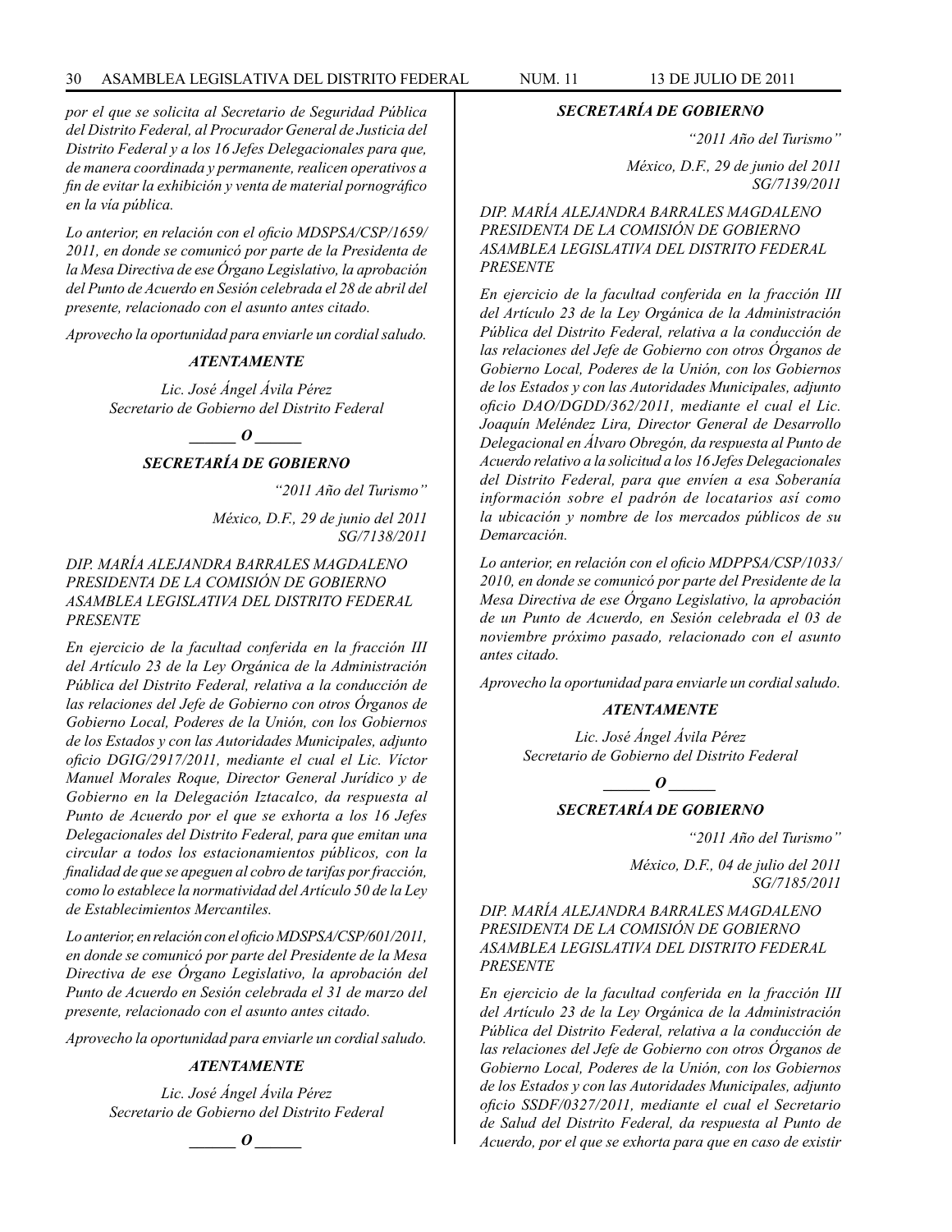*por el que se solicita al Secretario de Seguridad Pública del Distrito Federal, al Procurador General de Justicia del Distrito Federal y a los 16 Jefes Delegacionales para que, de manera coordinada y permanente, realicen operativos a fin de evitar la exhibición y venta de material pornográfico en la vía pública.*

*Lo anterior, en relación con el oficio MDSPSA/CSP/1659/2011, en donde se comunicó por parte de la Presidenta de la Mesa Directiva de ese Órgano Legislativo, la aprobación del Punto de Acuerdo en Sesión celebrada el 28 de abril del presente, relacionado con el asunto antes citado.*

*Aprovecho la oportunidad para enviarle un cordial saludo.*

***ATENTAMENTE***

*Lic. José Ángel Ávila Pérez*
*Secretario de Gobierno del Distrito Federal*

***\_\_\_\_\_\_ O \_\_\_\_\_\_***

***SECRETARÍA DE GOBIERNO***

*"2011 Año del Turismo"*

*México, D.F., 29 de junio del 2011*
*SG/7138/2011*

*DIP. MARÍA ALEJANDRA BARRALES MAGDALENO*
*PRESIDENTA DE LA COMISIÓN DE GOBIERNO*
*ASAMBLEA LEGISLATIVA DEL DISTRITO FEDERAL*
*PRESENTE*

*En ejercicio de la facultad conferida en la fracción III del Artículo 23 de la Ley Orgánica de la Administración Pública del Distrito Federal, relativa a la conducción de las relaciones del Jefe de Gobierno con otros Órganos de Gobierno Local, Poderes de la Unión, con los Gobiernos de los Estados y con las Autoridades Municipales, adjunto oficio DGIG/2917/2011, mediante el cual el Lic. Víctor Manuel Morales Roque, Director General Jurídico y de Gobierno en la Delegación Iztacalco, da respuesta al Punto de Acuerdo por el que se exhorta a los 16 Jefes Delegacionales del Distrito Federal, para que emitan una circular a todos los estacionamientos públicos, con la finalidad de que se apeguen al cobro de tarifas por fracción, como lo establece la normatividad del Artículo 50 de la Ley de Establecimientos Mercantiles.*

*Lo anterior, en relación con el oficio MDSPSA/CSP/601/2011, en donde se comunicó por parte del Presidente de la Mesa Directiva de ese Órgano Legislativo, la aprobación del Punto de Acuerdo en Sesión celebrada el 31 de marzo del presente, relacionado con el asunto antes citado.*

*Aprovecho la oportunidad para enviarle un cordial saludo.*

***ATENTAMENTE***

*Lic. José Ángel Ávila Pérez*
*Secretario de Gobierno del Distrito Federal*

***\_\_\_\_\_\_ O \_\_\_\_\_\_***

***SECRETARÍA DE GOBIERNO***

*"2011 Año del Turismo"*

*México, D.F., 29 de junio del 2011*
*SG/7139/2011*

*DIP. MARÍA ALEJANDRA BARRALES MAGDALENO*
*PRESIDENTA DE LA COMISIÓN DE GOBIERNO*
*ASAMBLEA LEGISLATIVA DEL DISTRITO FEDERAL*
*PRESENTE*

*En ejercicio de la facultad conferida en la fracción III del Artículo 23 de la Ley Orgánica de la Administración Pública del Distrito Federal, relativa a la conducción de las relaciones del Jefe de Gobierno con otros Órganos de Gobierno Local, Poderes de la Unión, con los Gobiernos de los Estados y con las Autoridades Municipales, adjunto oficio DAO/DGDD/362/2011, mediante el cual el Lic. Joaquín Meléndez Lira, Director General de Desarrollo Delegacional en Álvaro Obregón, da respuesta al Punto de Acuerdo relativo a la solicitud a los 16 Jefes Delegacionales del Distrito Federal, para que envíen a esa Soberanía información sobre el padrón de locatarios así como la ubicación y nombre de los mercados públicos de su Demarcación.*

*Lo anterior, en relación con el oficio MDPPSA/CSP/1033/2010, en donde se comunicó por parte del Presidente de la Mesa Directiva de ese Órgano Legislativo, la aprobación de un Punto de Acuerdo, en Sesión celebrada el 03 de noviembre próximo pasado, relacionado con el asunto antes citado.*

*Aprovecho la oportunidad para enviarle un cordial saludo.*

***ATENTAMENTE***

*Lic. José Ángel Ávila Pérez*
*Secretario de Gobierno del Distrito Federal*

***\_\_\_\_\_\_ O \_\_\_\_\_\_***

***SECRETARÍA DE GOBIERNO***

*"2011 Año del Turismo"*

*México, D.F., 04 de julio del 2011*
*SG/7185/2011*

*DIP. MARÍA ALEJANDRA BARRALES MAGDALENO*
*PRESIDENTA DE LA COMISIÓN DE GOBIERNO*
*ASAMBLEA LEGISLATIVA DEL DISTRITO FEDERAL*
*PRESENTE*

*En ejercicio de la facultad conferida en la fracción III del Artículo 23 de la Ley Orgánica de la Administración Pública del Distrito Federal, relativa a la conducción de las relaciones del Jefe de Gobierno con otros Órganos de Gobierno Local, Poderes de la Unión, con los Gobiernos de los Estados y con las Autoridades Municipales, adjunto oficio SSDF/0327/2011, mediante el cual el Secretario de Salud del Distrito Federal, da respuesta al Punto de Acuerdo, por el que se exhorta para que en caso de existir*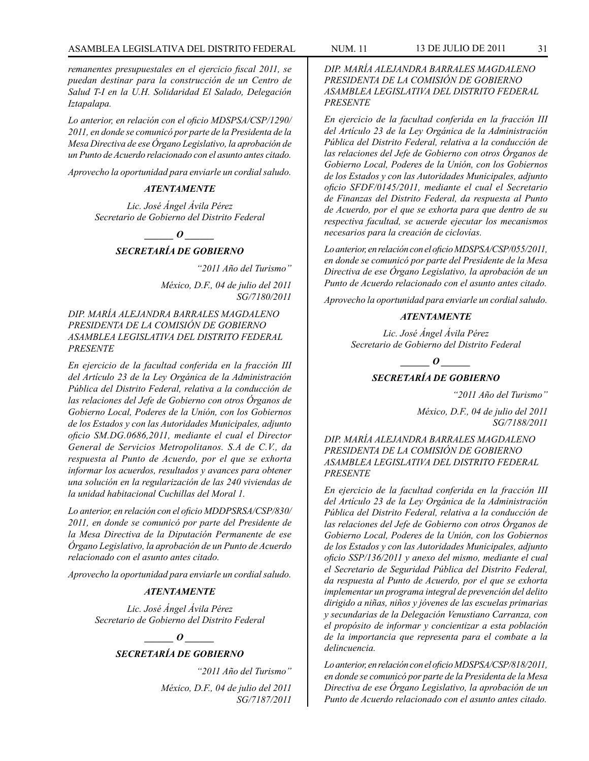*remanentes presupuestales en el ejercicio fiscal 2011, se puedan destinar para la construcción de un Centro de Salud T-I en la U.H. Solidaridad El Salado, Delegación Iztapalapa.*

*Lo anterior, en relación con el oficio MDSPSA/CSP/1290/2011, en donde se comunicó por parte de la Presidenta de la Mesa Directiva de ese Órgano Legislativo, la aprobación de un Punto de Acuerdo relacionado con el asunto antes citado.*

*Aprovecho la oportunidad para enviarle un cordial saludo.*

***ATENTAMENTE***

*Lic. José Ángel Ávila Pérez*
*Secretario de Gobierno del Distrito Federal*

***\_\_\_\_\_\_ O \_\_\_\_\_\_***

***SECRETARÍA DE GOBIERNO***

*"2011 Año del Turismo"*

*México, D.F., 04 de julio del 2011*
*SG/7180/2011*

*DIP. MARÍA ALEJANDRA BARRALES MAGDALENO*
*PRESIDENTA DE LA COMISIÓN DE GOBIERNO*
*ASAMBLEA LEGISLATIVA DEL DISTRITO FEDERAL*
*PRESENTE*

*En ejercicio de la facultad conferida en la fracción III del Artículo 23 de la Ley Orgánica de la Administración Pública del Distrito Federal, relativa a la conducción de las relaciones del Jefe de Gobierno con otros Órganos de Gobierno Local, Poderes de la Unión, con los Gobiernos de los Estados y con las Autoridades Municipales, adjunto oficio SM.DG.0686,2011, mediante el cual el Director General de Servicios Metropolitanos. S.A de C.V., da respuesta al Punto de Acuerdo, por el que se exhorta informar los acuerdos, resultados y avances para obtener una solución en la regularización de las 240 viviendas de la unidad habitacional Cuchillas del Moral 1.*

*Lo anterior, en relación con el oficio MDDPSRSA/CSP/830/2011, en donde se comunicó por parte del Presidente de la Mesa Directiva de la Diputación Permanente de ese Órgano Legislativo, la aprobación de un Punto de Acuerdo relacionado con el asunto antes citado.*

*Aprovecho la oportunidad para enviarle un cordial saludo.*

***ATENTAMENTE***

*Lic. José Ángel Ávila Pérez*
*Secretario de Gobierno del Distrito Federal*

***\_\_\_\_\_\_ O \_\_\_\_\_\_***

***SECRETARÍA DE GOBIERNO***

*"2011 Año del Turismo"*

*México, D.F., 04 de julio del 2011*
*SG/7187/2011*

*DIP. MARÍA ALEJANDRA BARRALES MAGDALENO*
*PRESIDENTA DE LA COMISIÓN DE GOBIERNO*
*ASAMBLEA LEGISLATIVA DEL DISTRITO FEDERAL*
*PRESENTE*

*En ejercicio de la facultad conferida en la fracción III del Artículo 23 de la Ley Orgánica de la Administración Pública del Distrito Federal, relativa a la conducción de las relaciones del Jefe de Gobierno con otros Órganos de Gobierno Local, Poderes de la Unión, con los Gobiernos de los Estados y con las Autoridades Municipales, adjunto oficio SFDF/0145/2011, mediante el cual el Secretario de Finanzas del Distrito Federal, da respuesta al Punto de Acuerdo, por el que se exhorta para que dentro de su respectiva facultad, se acuerde ejecutar los mecanismos necesarios para la creación de ciclovías.*

*Lo anterior, en relación con el oficio MDSPSA/CSP/055/2011, en donde se comunicó por parte del Presidente de la Mesa Directiva de ese Órgano Legislativo, la aprobación de un Punto de Acuerdo relacionado con el asunto antes citado.*

*Aprovecho la oportunidad para enviarle un cordial saludo.*

***ATENTAMENTE***

*Lic. José Ángel Ávila Pérez*
*Secretario de Gobierno del Distrito Federal*

***\_\_\_\_\_\_ O \_\_\_\_\_\_***

***SECRETARÍA DE GOBIERNO***

*"2011 Año del Turismo"*

*México, D.F., 04 de julio del 2011*
*SG/7188/2011*

*DIP. MARÍA ALEJANDRA BARRALES MAGDALENO*
*PRESIDENTA DE LA COMISIÓN DE GOBIERNO*
*ASAMBLEA LEGISLATIVA DEL DISTRITO FEDERAL*
*PRESENTE*

*En ejercicio de la facultad conferida en la fracción III del Artículo 23 de la Ley Orgánica de la Administración Pública del Distrito Federal, relativa a la conducción de las relaciones del Jefe de Gobierno con otros Órganos de Gobierno Local, Poderes de la Unión, con los Gobiernos de los Estados y con las Autoridades Municipales, adjunto oficio SSP/136/2011 y anexo del mismo, mediante el cual el Secretario de Seguridad Pública del Distrito Federal, da respuesta al Punto de Acuerdo, por el que se exhorta implementar un programa integral de prevención del delito dirigido a niñas, niños y jóvenes de las escuelas primarias y secundarias de la Delegación Venustiano Carranza, con el propósito de informar y concientizar a esta población de la importancia que representa para el combate a la delincuencia.*

*Lo anterior, en relación con el oficio MDSPSA/CSP/818/2011, en donde se comunicó por parte de la Presidenta de la Mesa Directiva de ese Órgano Legislativo, la aprobación de un Punto de Acuerdo relacionado con el asunto antes citado.*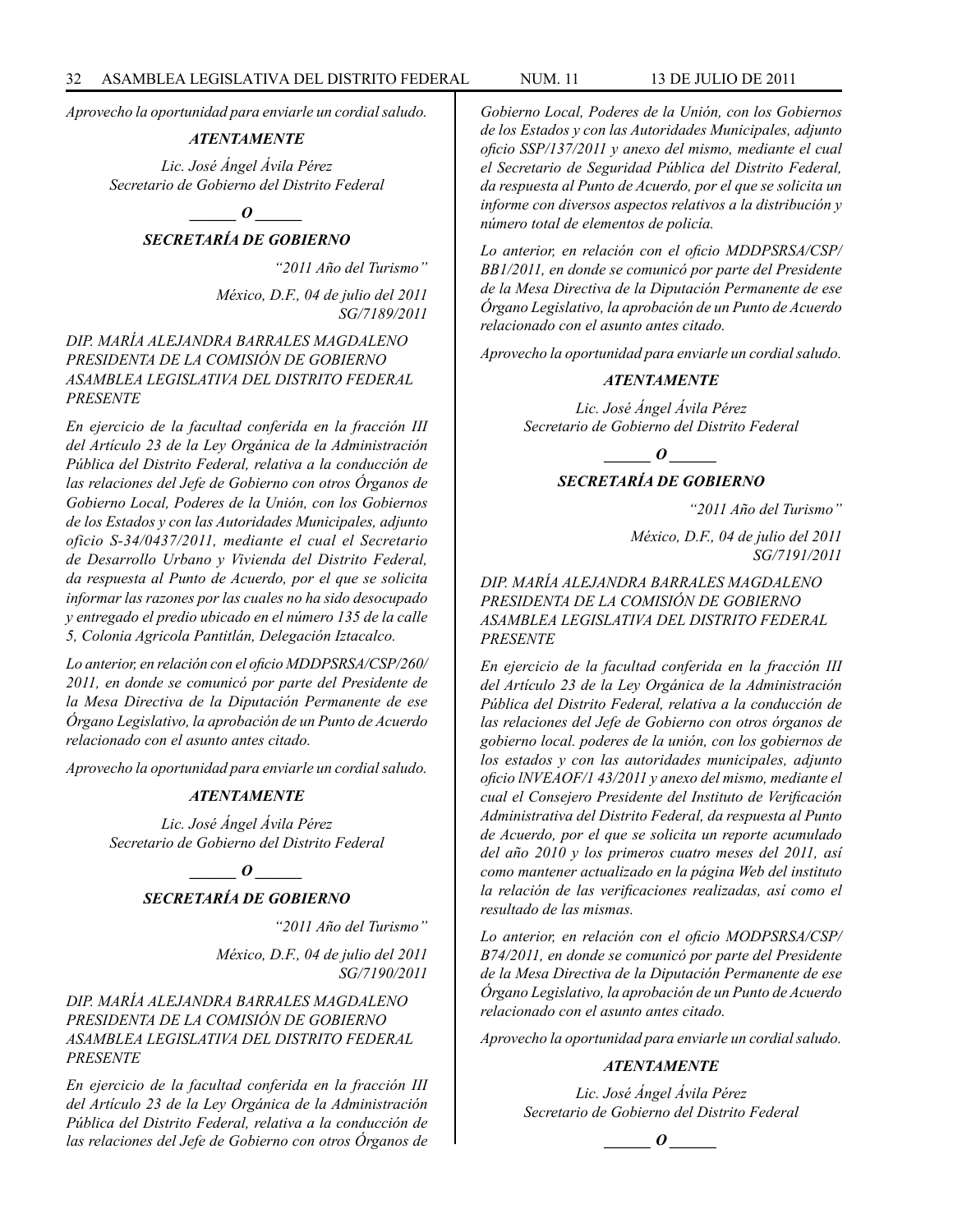*Aprovecho la oportunidad para enviarle un cordial saludo.*

***ATENTAMENTE***

*Lic. José Ángel Ávila Pérez*
*Secretario de Gobierno del Distrito Federal*

***\_\_\_\_\_\_ O \_\_\_\_\_\_***

***SECRETARÍA DE GOBIERNO***

*"2011 Año del Turismo"*

*México, D.F., 04 de julio del 2011*
*SG/7189/2011*

*DIP. MARÍA ALEJANDRA BARRALES MAGDALENO*
*PRESIDENTA DE LA COMISIÓN DE GOBIERNO*
*ASAMBLEA LEGISLATIVA DEL DISTRITO FEDERAL*
*PRESENTE*

*En ejercicio de la facultad conferida en la fracción III del Artículo 23 de la Ley Orgánica de la Administración Pública del Distrito Federal, relativa a la conducción de las relaciones del Jefe de Gobierno con otros Órganos de Gobierno Local, Poderes de la Unión, con los Gobiernos de los Estados y con las Autoridades Municipales, adjunto oficio S-34/0437/2011, mediante el cual el Secretario de Desarrollo Urbano y Vivienda del Distrito Federal, da respuesta al Punto de Acuerdo, por el que se solicita informar las razones por las cuales no ha sido desocupado y entregado el predio ubicado en el número 135 de la calle 5, Colonia Agricola Pantitlán, Delegación Iztacalco.*

*Lo anterior, en relación con el oficio MDDPSRSA/CSP/260/2011, en donde se comunicó por parte del Presidente de la Mesa Directiva de la Diputación Permanente de ese Órgano Legislativo, la aprobación de un Punto de Acuerdo relacionado con el asunto antes citado.*

*Aprovecho la oportunidad para enviarle un cordial saludo.*

***ATENTAMENTE***

*Lic. José Ángel Ávila Pérez*
*Secretario de Gobierno del Distrito Federal*

***\_\_\_\_\_\_ O \_\_\_\_\_\_***

***SECRETARÍA DE GOBIERNO***

*"2011 Año del Turismo"*

*México, D.F., 04 de julio del 2011*
*SG/7190/2011*

*DIP. MARÍA ALEJANDRA BARRALES MAGDALENO*
*PRESIDENTA DE LA COMISIÓN DE GOBIERNO*
*ASAMBLEA LEGISLATIVA DEL DISTRITO FEDERAL*
*PRESENTE*

*En ejercicio de la facultad conferida en la fracción III del Artículo 23 de la Ley Orgánica de la Administración Pública del Distrito Federal, relativa a la conducción de las relaciones del Jefe de Gobierno con otros Órganos de Gobierno Local, Poderes de la Unión, con los Gobiernos de los Estados y con las Autoridades Municipales, adjunto oficio SSP/137/2011 y anexo del mismo, mediante el cual el Secretario de Seguridad Pública del Distrito Federal, da respuesta al Punto de Acuerdo, por el que se solicita un informe con diversos aspectos relativos a la distribución y número total de elementos de policía.*

*Lo anterior, en relación con el oficio MDDPSRSA/CSP/BB1/2011, en donde se comunicó por parte del Presidente de la Mesa Directiva de la Diputación Permanente de ese Órgano Legislativo, la aprobación de un Punto de Acuerdo relacionado con el asunto antes citado.*

*Aprovecho la oportunidad para enviarle un cordial saludo.*

***ATENTAMENTE***

*Lic. José Ángel Ávila Pérez*
*Secretario de Gobierno del Distrito Federal*

***\_\_\_\_\_\_ O \_\_\_\_\_\_***

***SECRETARÍA DE GOBIERNO***

*"2011 Año del Turismo"*

*México, D.F., 04 de julio del 2011*
*SG/7191/2011*

*DIP. MARÍA ALEJANDRA BARRALES MAGDALENO*
*PRESIDENTA DE LA COMISIÓN DE GOBIERNO*
*ASAMBLEA LEGISLATIVA DEL DISTRITO FEDERAL*
*PRESENTE*

*En ejercicio de la facultad conferida en la fracción III del Artículo 23 de la Ley Orgánica de la Administración Pública del Distrito Federal, relativa a la conducción de las relaciones del Jefe de Gobierno con otros órganos de gobierno local. poderes de la unión, con los gobiernos de los estados y con las autoridades municipales, adjunto oficio lNVEAOF/1 43/2011 y anexo del mismo, mediante el cual el Consejero Presidente del Instituto de Verificación Administrativa del Distrito Federal, da respuesta al Punto de Acuerdo, por el que se solicita un reporte acumulado del año 2010 y los primeros cuatro meses del 2011, así como mantener actualizado en la página Web del instituto la relación de las verificaciones realizadas, así como el resultado de las mismas.*

*Lo anterior, en relación con el oficio MODPSRSA/CSP/B74/2011, en donde se comunicó por parte del Presidente de la Mesa Directiva de la Diputación Permanente de ese Órgano Legislativo, la aprobación de un Punto de Acuerdo relacionado con el asunto antes citado.*

*Aprovecho la oportunidad para enviarle un cordial saludo.*

***ATENTAMENTE***

*Lic. José Ángel Ávila Pérez*
*Secretario de Gobierno del Distrito Federal*

***\_\_\_\_\_\_ O \_\_\_\_\_\_***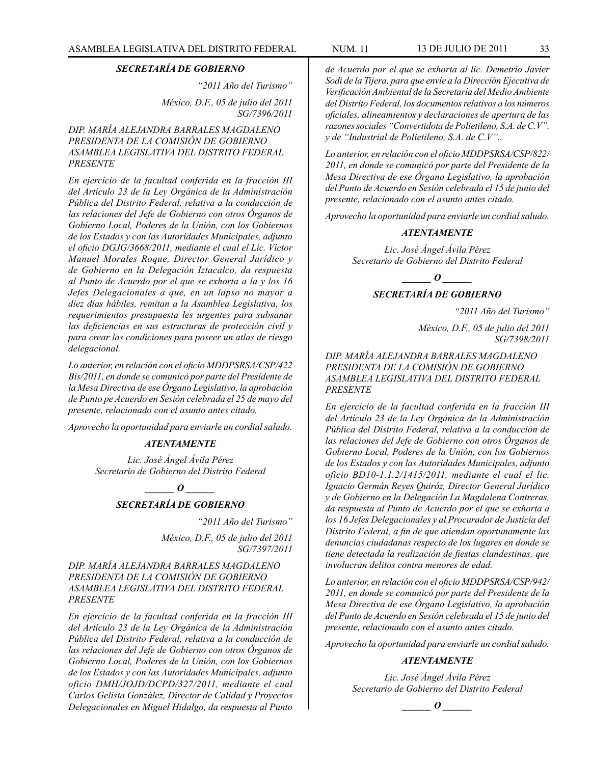***SECRETARÍA DE GOBIERNO***

*"2011 Año del Turismo"*

*México, D.F., 05 de julio del 2011*
*SG/7396/2011*

*DIP. MARÍA ALEJANDRA BARRALES MAGDALENO*
*PRESIDENTA DE LA COMISIÓN DE GOBIERNO*
*ASAMBLEA LEGISLATIVA DEL DISTRITO FEDERAL*
*PRESENTE*

*En ejercicio de la facultad conferida en la fracción III del Artículo 23 de la Ley Orgánica de la Administración Pública del Distrito Federal, relativa a la conducción de las relaciones del Jefe de Gobierno con otros Órganos de Gobierno Local, Poderes de la Unión, con los Gobiernos de los Estados y con las Autoridades Municipales, adjunto el oficio DGJG/3668/2011, mediante el cual el Lic. Víctor Manuel Morales Roque, Director General Jurídico y de Gobierno en la Delegación Iztacalco, da respuesta al Punto de Acuerdo por el que se exhorta a la y los 16 Jefes Delegacionales a que, en un lapso no mayor a diez días hábiles, remitan a la Asamblea Legislativa, los requerimientos presupuesta les urgentes para subsanar las deficiencias en sus estructuras de protección civil y para crear las condiciones para poseer un atlas de riesgo delegacional.*

*Lo anterior, en relación con el oficio MDDPSRSA/CSP/422 Bis/2011, en donde se comunicó por parte del Presidente de la Mesa Directiva de ese Órgano Legislativo, la aprobación de Punto pe Acuerdo en Sesión celebrada el 25 de mayo del presente, relacionado con el asunto antes citado.*

*Aprovecho la oportunidad para enviarle un cordial saludo.*

***ATENTAMENTE***

*Lic. José Ángel Ávila Pérez*
*Secretario de Gobierno del Distrito Federal*

***______ O ______***

***SECRETARÍA DE GOBIERNO***

*"2011 Año del Turismo"*

*México, D.F., 05 de julio del 2011*
*SG/7397/2011*

*DIP. MARÍA ALEJANDRA BARRALES MAGDALENO*
*PRESIDENTA DE LA COMISIÓN DE GOBIERNO*
*ASAMBLEA LEGISLATIVA DEL DISTRITO FEDERAL*
*PRESENTE*

*En ejercicio de la facultad conferida en la fracción III del Artículo 23 de la Ley Orgánica de la Administración Pública del Distrito Federal, relativa a la conducción de las relaciones del Jefe de Gobierno con otros Órganos de Gobierno Local, Poderes de la Unión, con los Gobiernos de los Estados y con las Autoridades Municipales, adjunto oficio DMH/JOJD/DCPD/327/2011, mediante el cual Carlos Gelista González, Director de Calidad y Proyectos Delegacionales en Miguel Hidalgo, da respuesta al Punto de Acuerdo por el que se exhorta al lic. Demetrio Javier Sodi de la Tijera, para que envíe a la Dirección Ejecutiva de Verificación Ambiental de la Secretaría del Medio Ambiente del Distrito Federal, los documentos relativos a los números oficiales, alineamientos y declaraciones de apertura de las razones sociales "Convertidota de Polietileno, S.A. de C.V". y de "Industrial de Polietileno, S.A. de C.V"..*

*Lo anterior, en relación con el oficio MDDPSRSA/CSP/822/ 2011, en donde se comunicó por parte del Presidente de la Mesa Directiva de ese Órgano Legislativo, la aprobación del Punto de Acuerdo en Sesión celebrada el 15 de junio del presente, relacionado con el asunto antes citado.*

*Aprovecho la oportunidad para enviarle un cordial saludo.*

***ATENTAMENTE***

*Lic. José Ángel Ávila Pérez*
*Secretario de Gobierno del Distrito Federal*

***______ O ______***

***SECRETARÍA DE GOBIERNO***

*"2011 Año del Turismo"*

*México, D.F., 05 de julio del 2011*
*SG/7398/2011*

*DIP. MARÍA ALEJANDRA BARRALES MAGDALENO*
*PRESIDENTA DE LA COMISIÓN DE GOBIERNO*
*ASAMBLEA LEGISLATIVA DEL DISTRITO FEDERAL*
*PRESENTE*

*En ejercicio de la facultad conferida en la fracción III del Artículo 23 de la Ley Orgánica de la Administración Pública del Distrito Federal, relativa a la conducción de las relaciones del Jefe de Gobierno con otros Órganos de Gobierno Local, Poderes de la Unión, con los Gobiernos de los Estados y con las Autoridades Municipales, adjunto oficio BD10-1.1.2/1415/2011, mediante el cual el lic. Ignacio Germán Reyes Quiróz, Director General Jurídico y de Gobierno en la Delegación La Magdalena Contreras, da respuesta al Punto de Acuerdo por el que se exhorta a los 16 Jefes Delegacionales y al Procurador de Justicia del Distrito Federal, a fin de que atiendan oportunamente las denuncias ciudadanas respecto de los lugares en donde se tiene detectada la realización de fiestas clandestinas, que involucran delitos contra menores de edad.*

*Lo anterior, en relación con el oficio MDDPSRSA/CSP/942/ 2011, en donde se comunicó por parte del Presidente de la Mesa Directiva de ese Órgano Legislativo, la aprobación del Punto de Acuerdo en Sesión celebrada el 15 de junio del presente, relacionado con el asunto antes citado.*

*Aprovecho la oportunidad para enviarle un cordial saludo.*

***ATENTAMENTE***

*Lic. José Ángel Ávila Pérez*
*Secretario de Gobierno del Distrito Federal*

***______ O ______***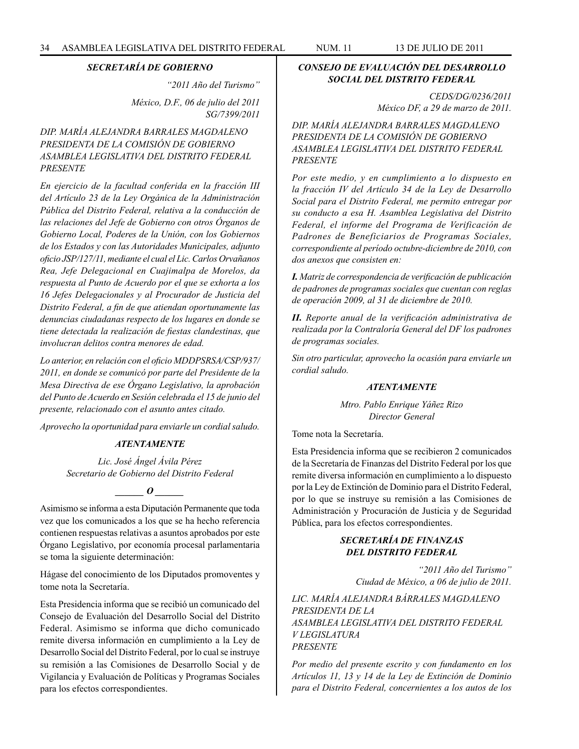***SECRETARÍA DE GOBIERNO***

*"2011 Año del Turismo"*

*México, D.F., 06 de julio del 2011*
*SG/7399/2011*

*DIP. MARÍA ALEJANDRA BARRALES MAGDALENO*
*PRESIDENTA DE LA COMISIÓN DE GOBIERNO*
*ASAMBLEA LEGISLATIVA DEL DISTRITO FEDERAL*
*PRESENTE*

*En ejercicio de la facultad conferida en la fracción III del Artículo 23 de la Ley Orgánica de la Administración Pública del Distrito Federal, relativa a la conducción de las relaciones del Jefe de Gobierno con otros Órganos de Gobierno Local, Poderes de la Unión, con los Gobiernos de los Estados y con las Autoridades Municipales, adjunto oficio JSP/127/11, mediante el cual el Lic. Carlos Orvañanos Rea, Jefe Delegacional en Cuajimalpa de Morelos, da respuesta al Punto de Acuerdo por el que se exhorta a los 16 Jefes Delegacionales y al Procurador de Justicia del Distrito Federal, a fin de que atiendan oportunamente las denuncias ciudadanas respecto de los lugares en donde se tiene detectada la realización de fiestas clandestinas, que involucran delitos contra menores de edad.*

*Lo anterior, en relación con el oficio MDDPSRSA/CSP/937/2011, en donde se comunicó por parte del Presidente de la Mesa Directiva de ese Órgano Legislativo, la aprobación del Punto de Acuerdo en Sesión celebrada el 15 de junio del presente, relacionado con el asunto antes citado.*

*Aprovecho la oportunidad para enviarle un cordial saludo.*

***ATENTAMENTE***

*Lic. José Ángel Ávila Pérez*
*Secretario de Gobierno del Distrito Federal*

***\_\_\_\_\_ O \_\_\_\_\_***

Asimismo se informa a esta Diputación Permanente que toda vez que los comunicados a los que se ha hecho referencia contienen respuestas relativas a asuntos aprobados por este Órgano Legislativo, por economía procesal parlamentaria se toma la siguiente determinación:

Hágase del conocimiento de los Diputados promoventes y tome nota la Secretaría.

Esta Presidencia informa que se recibió un comunicado del Consejo de Evaluación del Desarrollo Social del Distrito Federal. Asimismo se informa que dicho comunicado remite diversa información en cumplimiento a la Ley de Desarrollo Social del Distrito Federal, por lo cual se instruye su remisión a las Comisiones de Desarrollo Social y de Vigilancia y Evaluación de Políticas y Programas Sociales para los efectos correspondientes.

***CONSEJO DE EVALUACIÓN DEL DESARROLLO SOCIAL DEL DISTRITO FEDERAL***

*CEDS/DG/0236/2011*
*México DF, a 29 de marzo de 2011.*

*DIP. MARÍA ALEJANDRA BARRALES MAGDALENO*
*PRESIDENTA DE LA COMISIÓN DE GOBIERNO*
*ASAMBLEA LEGISLATIVA DEL DISTRITO FEDERAL*
*PRESENTE*

*Por este medio, y en cumplimiento a lo dispuesto en la fracción IV del Artículo 34 de la Ley de Desarrollo Social para el Distrito Federal, me permito entregar por su conducto a esa H. Asamblea Legislativa del Distrito Federal, el informe del Programa de Verificación de Padrones de Beneficiarios de Programas Sociales, correspondiente al período octubre-diciembre de 2010, con dos anexos que consisten en:*

***I.*** *Matriz de correspondencia de verificación de publicación de padrones de programas sociales que cuentan con reglas de operación 2009, al 31 de diciembre de 2010.*

***II.*** *Reporte anual de la verificación administrativa de realizada por la Contraloría General del DF los padrones de programas sociales.*

*Sin otro particular, aprovecho la ocasión para enviarle un cordial saludo.*

***ATENTAMENTE***

*Mtro. Pablo Enrique Yáñez Rizo*
*Director General*

Tome nota la Secretaría.

Esta Presidencia informa que se recibieron 2 comunicados de la Secretaría de Finanzas del Distrito Federal por los que remite diversa información en cumplimiento a lo dispuesto por la Ley de Extinción de Dominio para el Distrito Federal, por lo que se instruye su remisión a las Comisiones de Administración y Procuración de Justicia y de Seguridad Pública, para los efectos correspondientes.

***SECRETARÍA DE FINANZAS DEL DISTRITO FEDERAL***

*"2011 Año del Turismo"*
*Ciudad de México, a 06 de julio de 2011.*

*LIC. MARÍA ALEJANDRA BÁRRALES MAGDALENO*
*PRESIDENTA DE LA*
*ASAMBLEA LEGISLATIVA DEL DISTRITO FEDERAL*
*V LEGISLATURA*
*PRESENTE*

*Por medio del presente escrito y con fundamento en los Artículos 11, 13 y 14 de la Ley de Extinción de Dominio para el Distrito Federal, concernientes a los autos de los*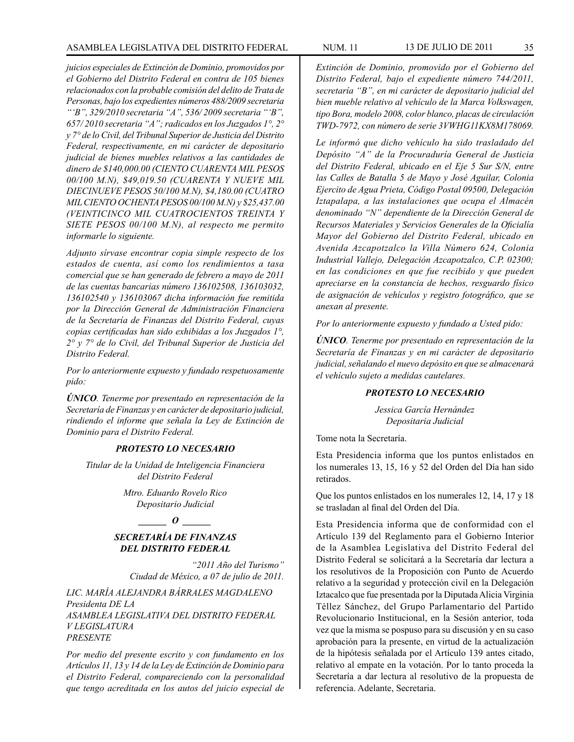*juicios especiales de Extinción de Dominio, promovidos por el Gobierno del Distrito Federal en contra de 105 bienes relacionados con la probable comisión del delito de Trata de Personas, bajo los expedientes números 488/2009 secretaria "'B", 329/2010 secretaria "A", 536/ 2009 secretaria "'B", 657/ 2010 secretaria "A"; radicados en los Juzgados 1°, 2° y 7° de lo Civil, del Tribunal Superior de Justicia del Distrito Federal, respectivamente, en mi carácter de depositario judicial de bienes muebles relativos a las cantidades de dinero de $140,000.00 (CIENTO CUARENTA MIL PESOS 00/100 M.N), $49,019.50 (CUARENTA Y NUEVE MIL DIECINUEVE PESOS 50/100 M.N), $4,180.00 (CUATRO MIL CIENTO OCHENTA PESOS 00/100 M.N) y $25,437.00 (VEINTICINCO MIL CUATROCIENTOS TREINTA Y SIETE PESOS 00/100 M.N), al respecto me permito informarle lo siguiente.*

*Adjunto sírvase encontrar copia simple respecto de los estados de cuenta, así como los rendimientos a tasa comercial que se han generado de febrero a mayo de 2011 de las cuentas bancarias número 136102508, 136103032, 136102540 y 136103067 dicha información fue remitida por la Dirección General de Administración Financiera de la Secretaría de Finanzas del Distrito Federal, cuyas copias certificadas han sido exhibidas a los Juzgados 1°, 2° y 7° de lo Civil, del Tribunal Superior de Justicia del Distrito Federal.*

*Por lo anteriormente expuesto y fundado respetuosamente pido:*

***ÚNICO**. Tenerme por presentado en representación de la Secretaría de Finanzas y en carácter de depositario judicial, rindiendo el informe que señala la Ley de Extinción de Dominio para el Distrito Federal.*

***PROTESTO LO NECESARIO***

*Titular de la Unidad de Inteligencia Financiera del Distrito Federal*

*Mtro. Eduardo Rovelo Rico*
*Depositario Judicial*

***\_\_\_\_\_\_ O \_\_\_\_\_\_***

***SECRETARÍA DE FINANZAS DEL DISTRITO FEDERAL***

*"2011 Año del Turismo"*
*Ciudad de México, a 07 de julio de 2011.*

*LIC. MARÍA ALEJANDRA BÁRRALES MAGDALENO*
*Presidenta DE LA*
*ASAMBLEA LEGISLATIVA DEL DISTRITO FEDERAL*
*V LEGISLATURA*
*PRESENTE*

*Por medio del presente escrito y con fundamento en los Artículos 11, 13 y 14 de la Ley de Extinción de Dominio para el Distrito Federal, compareciendo con la personalidad que tengo acreditada en los autos del juicio especial de Extinción de Dominio, promovido por el Gobierno del Distrito Federal, bajo el expediente número 744/2011, secretaría "B", en mi carácter de depositario judicial del bien mueble relativo al vehículo de la Marca Volkswagen, tipo Bora, modelo 2008, color blanco, placas de circulación TWD-7972, con número de serie 3VWHG11KX8M178069.*

*Le informó que dicho vehículo ha sido trasladado del Depósito "A" de la Procuraduría General de Justicia del Distrito Federal, ubicado en el Eje 5 Sur S/N, entre las Calles de Batalla 5 de Mayo y José Aguilar, Colonia Ejercito de Agua Prieta, Código Postal 09500, Delegación Iztapalapa, a las instalaciones que ocupa el Almacén denominado "N" dependiente de la Dirección General de Recursos Materiales y Servicios Generales de la Oficialía Mayor del Gobierno del Distrito Federal, ubicado en Avenida Azcapotzalco la Villa Número 624, Colonia Industrial Vallejo, Delegación Azcapotzalco, C.P. 02300; en las condiciones en que fue recibido y que pueden apreciarse en la constancia de hechos, resguardo físico de asignación de vehículos y registro fotográfico, que se anexan al presente.*

*Por lo anteriormente expuesto y fundado a Usted pido:*

***ÚNICO**. Tenerme por presentado en representación de la Secretaría de Finanzas y en mi carácter de depositario judicial, señalando el nuevo depósito en que se almacenará el vehículo sujeto a medidas cautelares.*

***PROTESTO LO NECESARIO***

*Jessica García Hernández*
*Depositaria Judicial*

Tome nota la Secretaría.

Esta Presidencia informa que los puntos enlistados en los numerales 13, 15, 16 y 52 del Orden del Día han sido retirados.

Que los puntos enlistados en los numerales 12, 14, 17 y 18 se trasladan al final del Orden del Día.

Esta Presidencia informa que de conformidad con el Artículo 139 del Reglamento para el Gobierno Interior de la Asamblea Legislativa del Distrito Federal del Distrito Federal se solicitará a la Secretaría dar lectura a los resolutivos de la Proposición con Punto de Acuerdo relativo a la seguridad y protección civil en la Delegación Iztacalco que fue presentada por la Diputada Alicia Virginia Téllez Sánchez, del Grupo Parlamentario del Partido Revolucionario Institucional, en la Sesión anterior, toda vez que la misma se pospuso para su discusión y en su caso aprobación para la presente, en virtud de la actualización de la hipótesis señalada por el Artículo 139 antes citado, relativo al empate en la votación. Por lo tanto proceda la Secretaría a dar lectura al resolutivo de la propuesta de referencia. Adelante, Secretaria.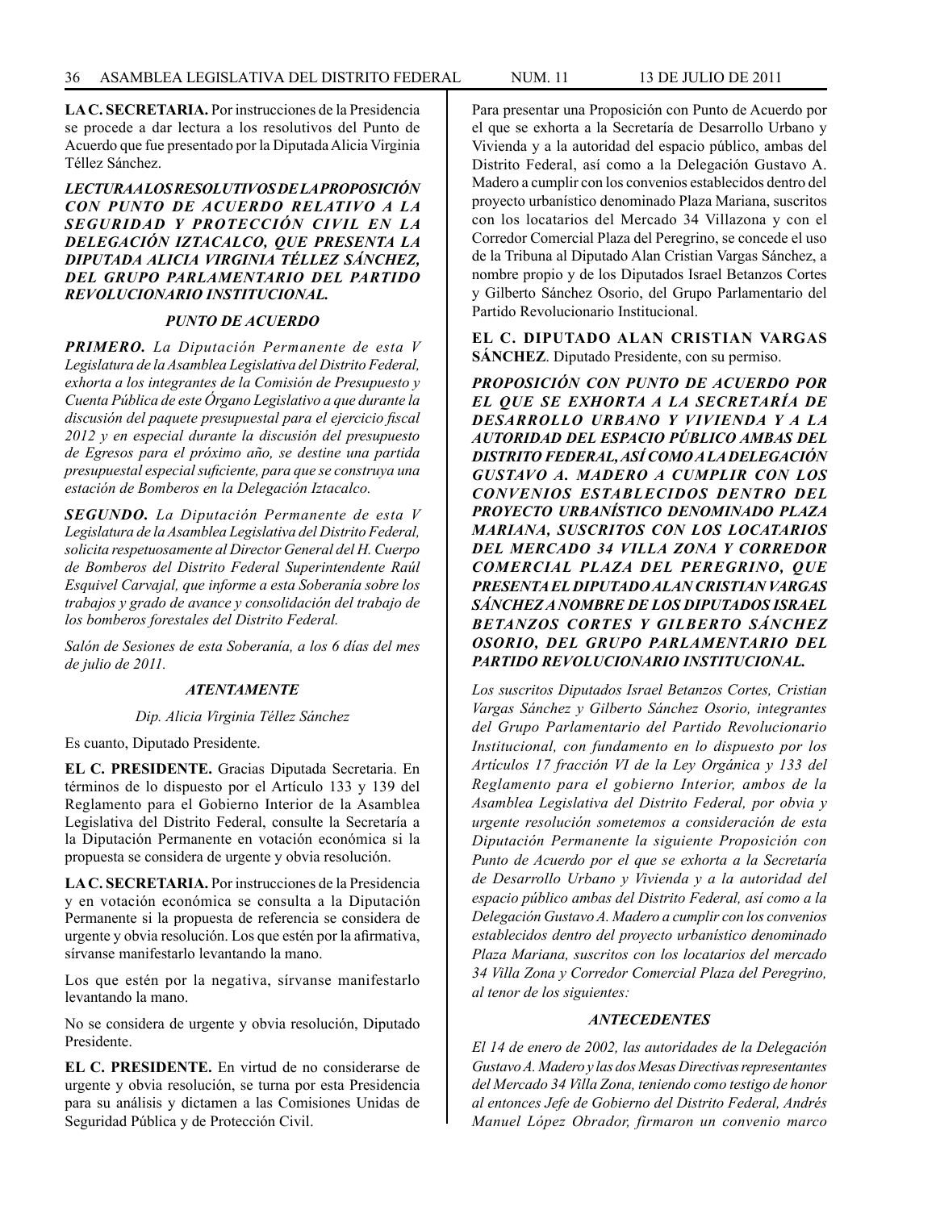**LA C. SECRETARIA.** Por instrucciones de la Presidencia se procede a dar lectura a los resolutivos del Punto de Acuerdo que fue presentado por la Diputada Alicia Virginia Téllez Sánchez.

***LECTURA A LOS RESOLUTIVOS DE LA PROPOSICIÓN CON PUNTO DE ACUERDO RELATIVO A LA SEGURIDAD Y PROTECCIÓN CIVIL EN LA DELEGACIÓN IZTACALCO, QUE PRESENTA LA DIPUTADA ALICIA VIRGINIA TÉLLEZ SÁNCHEZ, DEL GRUPO PARLAMENTARIO DEL PARTIDO REVOLUCIONARIO INSTITUCIONAL.***

***PUNTO DE ACUERDO***

***PRIMERO.*** *La Diputación Permanente de esta V Legislatura de la Asamblea Legislativa del Distrito Federal, exhorta a los integrantes de la Comisión de Presupuesto y Cuenta Pública de este Órgano Legislativo a que durante la discusión del paquete presupuestal para el ejercicio fiscal 2012 y en especial durante la discusión del presupuesto de Egresos para el próximo año, se destine una partida presupuestal especial suficiente, para que se construya una estación de Bomberos en la Delegación Iztacalco.*

***SEGUNDO.*** *La Diputación Permanente de esta V Legislatura de la Asamblea Legislativa del Distrito Federal, solicita respetuosamente al Director General del H. Cuerpo de Bomberos del Distrito Federal Superintendente Raúl Esquivel Carvajal, que informe a esta Soberanía sobre los trabajos y grado de avance y consolidación del trabajo de los bomberos forestales del Distrito Federal.*

*Salón de Sesiones de esta Soberanía, a los 6 días del mes de julio de 2011.*

***ATENTAMENTE***

*Dip. Alicia Virginia Téllez Sánchez*

Es cuanto, Diputado Presidente.

**EL C. PRESIDENTE.** Gracias Diputada Secretaria. En términos de lo dispuesto por el Artículo 133 y 139 del Reglamento para el Gobierno Interior de la Asamblea Legislativa del Distrito Federal, consulte la Secretaría a la Diputación Permanente en votación económica si la propuesta se considera de urgente y obvia resolución.

**LA C. SECRETARIA.** Por instrucciones de la Presidencia y en votación económica se consulta a la Diputación Permanente si la propuesta de referencia se considera de urgente y obvia resolución. Los que estén por la afirmativa, sírvanse manifestarlo levantando la mano.

Los que estén por la negativa, sírvanse manifestarlo levantando la mano.

No se considera de urgente y obvia resolución, Diputado Presidente.

**EL C. PRESIDENTE.** En virtud de no considerarse de urgente y obvia resolución, se turna por esta Presidencia para su análisis y dictamen a las Comisiones Unidas de Seguridad Pública y de Protección Civil.

Para presentar una Proposición con Punto de Acuerdo por el que se exhorta a la Secretaría de Desarrollo Urbano y Vivienda y a la autoridad del espacio público, ambas del Distrito Federal, así como a la Delegación Gustavo A. Madero a cumplir con los convenios establecidos dentro del proyecto urbanístico denominado Plaza Mariana, suscritos con los locatarios del Mercado 34 Villazona y con el Corredor Comercial Plaza del Peregrino, se concede el uso de la Tribuna al Diputado Alan Cristian Vargas Sánchez, a nombre propio y de los Diputados Israel Betanzos Cortes y Gilberto Sánchez Osorio, del Grupo Parlamentario del Partido Revolucionario Institucional.

**EL C. DIPUTADO ALAN CRISTIAN VARGAS SÁNCHEZ**. Diputado Presidente, con su permiso.

***PROPOSICIÓN CON PUNTO DE ACUERDO POR EL QUE SE EXHORTA A LA SECRETARÍA DE DESARROLLO URBANO Y VIVIENDA Y A LA AUTORIDAD DEL ESPACIO PÚBLICO AMBAS DEL DISTRITO FEDERAL, ASÍ COMO A LA DELEGACIÓN GUSTAVO A. MADERO A CUMPLIR CON LOS CONVENIOS ESTABLECIDOS DENTRO DEL PROYECTO URBANÍSTICO DENOMINADO PLAZA MARIANA, SUSCRITOS CON LOS LOCATARIOS DEL MERCADO 34 VILLA ZONA Y CORREDOR COMERCIAL PLAZA DEL PEREGRINO, QUE PRESENTA EL DIPUTADO ALAN CRISTIAN VARGAS SÁNCHEZ A NOMBRE DE LOS DIPUTADOS ISRAEL BETANZOS CORTES Y GILBERTO SÁNCHEZ OSORIO, DEL GRUPO PARLAMENTARIO DEL PARTIDO REVOLUCIONARIO INSTITUCIONAL.***

*Los suscritos Diputados Israel Betanzos Cortes, Cristian Vargas Sánchez y Gilberto Sánchez Osorio, integrantes del Grupo Parlamentario del Partido Revolucionario Institucional, con fundamento en lo dispuesto por los Artículos 17 fracción VI de la Ley Orgánica y 133 del Reglamento para el gobierno Interior, ambos de la Asamblea Legislativa del Distrito Federal, por obvia y urgente resolución sometemos a consideración de esta Diputación Permanente la siguiente Proposición con Punto de Acuerdo por el que se exhorta a la Secretaría de Desarrollo Urbano y Vivienda y a la autoridad del espacio público ambas del Distrito Federal, así como a la Delegación Gustavo A. Madero a cumplir con los convenios establecidos dentro del proyecto urbanístico denominado Plaza Mariana, suscritos con los locatarios del mercado 34 Villa Zona y Corredor Comercial Plaza del Peregrino, al tenor de los siguientes:*

***ANTECEDENTES***

*El 14 de enero de 2002, las autoridades de la Delegación Gustavo A. Madero y las dos Mesas Directivas representantes del Mercado 34 Villa Zona, teniendo como testigo de honor al entonces Jefe de Gobierno del Distrito Federal, Andrés Manuel López Obrador, firmaron un convenio marco*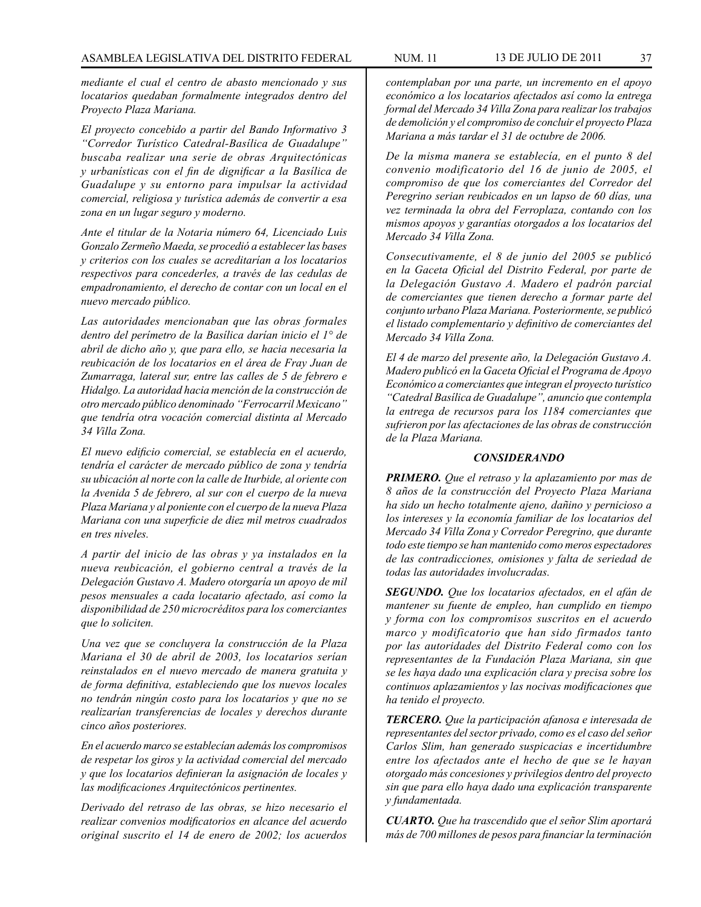*mediante el cual el centro de abasto mencionado y sus locatarios quedaban formalmente integrados dentro del Proyecto Plaza Mariana.*

*El proyecto concebido a partir del Bando Informativo 3 "Corredor Turístico Catedral-Basílica de Guadalupe" buscaba realizar una serie de obras Arquitectónicas y urbanísticas con el fin de dignificar a la Basílica de Guadalupe y su entorno para impulsar la actividad comercial, religiosa y turística además de convertir a esa zona en un lugar seguro y moderno.*

*Ante el titular de la Notaria número 64, Licenciado Luis Gonzalo Zermeño Maeda, se procedió a establecer las bases y criterios con los cuales se acreditarían a los locatarios respectivos para concederles, a través de las cedulas de empadronamiento, el derecho de contar con un local en el nuevo mercado público.*

*Las autoridades mencionaban que las obras formales dentro del perímetro de la Basílica darían inicio el 1° de abril de dicho año y, que para ello, se hacia necesaria la reubicación de los locatarios en el área de Fray Juan de Zumarraga, lateral sur, entre las calles de 5 de febrero e Hidalgo. La autoridad hacia mención de la construcción de otro mercado público denominado "Ferrocarril Mexicano" que tendría otra vocación comercial distinta al Mercado 34 Villa Zona.*

*El nuevo edificio comercial, se establecía en el acuerdo, tendría el carácter de mercado público de zona y tendría su ubicación al norte con la calle de Iturbide, al oriente con la Avenida 5 de febrero, al sur con el cuerpo de la nueva Plaza Mariana y al poniente con el cuerpo de la nueva Plaza Mariana con una superficie de diez mil metros cuadrados en tres niveles.*

*A partir del inicio de las obras y ya instalados en la nueva reubicación, el gobierno central a través de la Delegación Gustavo A. Madero otorgaría un apoyo de mil pesos mensuales a cada locatario afectado, así como la disponibilidad de 250 microcréditos para los comerciantes que lo soliciten.*

*Una vez que se concluyera la construcción de la Plaza Mariana el 30 de abril de 2003, los locatarios serían reinstalados en el nuevo mercado de manera gratuita y de forma definitiva, estableciendo que los nuevos locales no tendrán ningún costo para los locatarios y que no se realizarían transferencias de locales y derechos durante cinco años posteriores.*

*En el acuerdo marco se establecían además los compromisos de respetar los giros y la actividad comercial del mercado y que los locatarios definieran la asignación de locales y las modificaciones Arquitectónicos pertinentes.*

*Derivado del retraso de las obras, se hizo necesario el realizar convenios modificatorios en alcance del acuerdo original suscrito el 14 de enero de 2002; los acuerdos contemplaban por una parte, un incremento en el apoyo económico a los locatarios afectados así como la entrega formal del Mercado 34 Villa Zona para realizar los trabajos de demolición y el compromiso de concluir el proyecto Plaza Mariana a más tardar el 31 de octubre de 2006.*

*De la misma manera se establecía, en el punto 8 del convenio modificatorio del 16 de junio de 2005, el compromiso de que los comerciantes del Corredor del Peregrino serian reubicados en un lapso de 60 días, una vez terminada la obra del Ferroplaza, contando con los mismos apoyos y garantías otorgados a los locatarios del Mercado 34 Villa Zona.*

*Consecutivamente, el 8 de junio del 2005 se publicó en la Gaceta Oficial del Distrito Federal, por parte de la Delegación Gustavo A. Madero el padrón parcial de comerciantes que tienen derecho a formar parte del conjunto urbano Plaza Mariana. Posteriormente, se publicó el listado complementario y definitivo de comerciantes del Mercado 34 Villa Zona.*

*El 4 de marzo del presente año, la Delegación Gustavo A. Madero publicó en la Gaceta Oficial el Programa de Apoyo Económico a comerciantes que integran el proyecto turístico "Catedral Basílica de Guadalupe", anuncio que contempla la entrega de recursos para los 1184 comerciantes que sufrieron por las afectaciones de las obras de construcción de la Plaza Mariana.*

### *CONSIDERANDO*

***PRIMERO.*** *Que el retraso y la aplazamiento por mas de 8 años de la construcción del Proyecto Plaza Mariana ha sido un hecho totalmente ajeno, dañino y pernicioso a los intereses y la economía familiar de los locatarios del Mercado 34 Villa Zona y Corredor Peregrino, que durante todo este tiempo se han mantenido como meros espectadores de las contradicciones, omisiones y falta de seriedad de todas las autoridades involucradas.*

***SEGUNDO.*** *Que los locatarios afectados, en el afán de mantener su fuente de empleo, han cumplido en tiempo y forma con los compromisos suscritos en el acuerdo marco y modificatorio que han sido firmados tanto por las autoridades del Distrito Federal como con los representantes de la Fundación Plaza Mariana, sin que se les haya dado una explicación clara y precisa sobre los continuos aplazamientos y las nocivas modificaciones que ha tenido el proyecto.*

***TERCERO.*** *Que la participación afanosa e interesada de representantes del sector privado, como es el caso del señor Carlos Slim, han generado suspicacias e incertidumbre entre los afectados ante el hecho de que se le hayan otorgado más concesiones y privilegios dentro del proyecto sin que para ello haya dado una explicación transparente y fundamentada.*

***CUARTO.*** *Que ha trascendido que el señor Slim aportará más de 700 millones de pesos para financiar la terminación*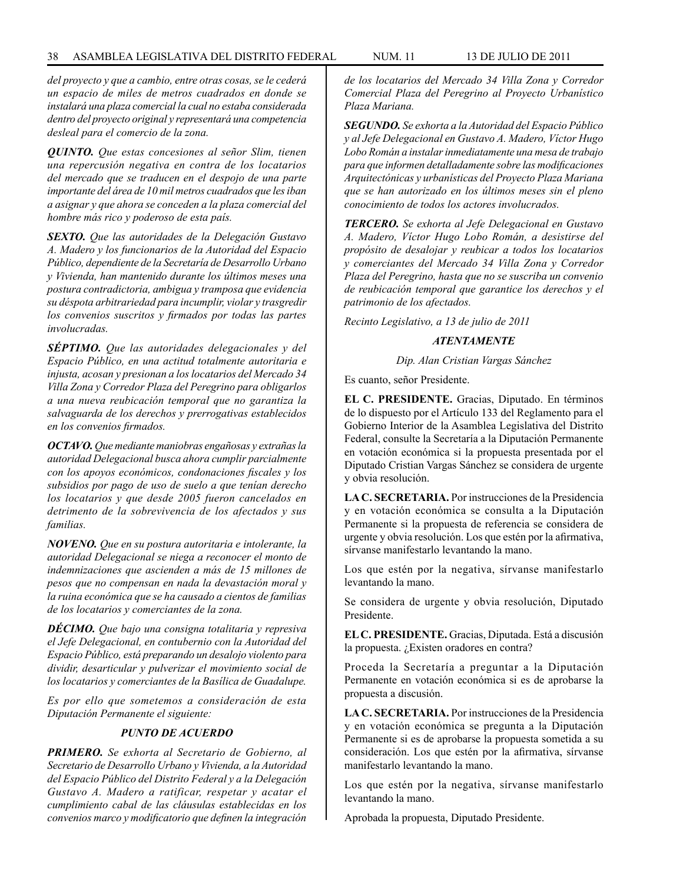*del proyecto y que a cambio, entre otras cosas, se le cederá un espacio de miles de metros cuadrados en donde se instalará una plaza comercial la cual no estaba considerada dentro del proyecto original y representará una competencia desleal para el comercio de la zona.*

***QUINTO.*** *Que estas concesiones al señor Slim, tienen una repercusión negativa en contra de los locatarios del mercado que se traducen en el despojo de una parte importante del área de 10 mil metros cuadrados que les iban a asignar y que ahora se conceden a la plaza comercial del hombre más rico y poderoso de esta país.*

***SEXTO.*** *Que las autoridades de la Delegación Gustavo A. Madero y los funcionarios de la Autoridad del Espacio Público, dependiente de la Secretaría de Desarrollo Urbano y Vivienda, han mantenido durante los últimos meses una postura contradictoria, ambigua y tramposa que evidencia su déspota arbitrariedad para incumplir, violar y trasgredir los convenios suscritos y firmados por todas las partes involucradas.*

***SÉPTIMO.*** *Que las autoridades delegacionales y del Espacio Público, en una actitud totalmente autoritaria e injusta, acosan y presionan a los locatarios del Mercado 34 Villa Zona y Corredor Plaza del Peregrino para obligarlos a una nueva reubicación temporal que no garantiza la salvaguarda de los derechos y prerrogativas establecidos en los convenios firmados.*

***OCTAVO.*** *Que mediante maniobras engañosas y extrañas la autoridad Delegacional busca ahora cumplir parcialmente con los apoyos económicos, condonaciones fiscales y los subsidios por pago de uso de suelo a que tenían derecho los locatarios y que desde 2005 fueron cancelados en detrimento de la sobrevivencia de los afectados y sus familias.*

***NOVENO.*** *Que en su postura autoritaria e intolerante, la autoridad Delegacional se niega a reconocer el monto de indemnizaciones que ascienden a más de 15 millones de pesos que no compensan en nada la devastación moral y la ruina económica que se ha causado a cientos de familias de los locatarios y comerciantes de la zona.*

***DÉCIMO.*** *Que bajo una consigna totalitaria y represiva el Jefe Delegacional, en contubernio con la Autoridad del Espacio Público, está preparando un desalojo violento para dividir, desarticular y pulverizar el movimiento social de los locatarios y comerciantes de la Basílica de Guadalupe.*

*Es por ello que sometemos a consideración de esta Diputación Permanente el siguiente:*

***PUNTO DE ACUERDO***

***PRIMERO.*** *Se exhorta al Secretario de Gobierno, al Secretario de Desarrollo Urbano y Vivienda, a la Autoridad del Espacio Público del Distrito Federal y a la Delegación Gustavo A. Madero a ratificar, respetar y acatar el cumplimiento cabal de las cláusulas establecidas en los convenios marco y modificatorio que definen la integración de los locatarios del Mercado 34 Villa Zona y Corredor Comercial Plaza del Peregrino al Proyecto Urbanístico Plaza Mariana.*

***SEGUNDO.*** *Se exhorta a la Autoridad del Espacio Público y al Jefe Delegacional en Gustavo A. Madero, Víctor Hugo Lobo Román a instalar inmediatamente una mesa de trabajo para que informen detalladamente sobre las modificaciones Arquitectónicas y urbanísticas del Proyecto Plaza Mariana que se han autorizado en los últimos meses sin el pleno conocimiento de todos los actores involucrados.*

***TERCERO.*** *Se exhorta al Jefe Delegacional en Gustavo A. Madero, Víctor Hugo Lobo Román, a desistirse del propósito de desalojar y reubicar a todos los locatarios y comerciantes del Mercado 34 Villa Zona y Corredor Plaza del Peregrino, hasta que no se suscriba un convenio de reubicación temporal que garantice los derechos y el patrimonio de los afectados.*

*Recinto Legislativo, a 13 de julio de 2011*

***ATENTAMENTE***

*Dip. Alan Cristian Vargas Sánchez*

Es cuanto, señor Presidente.

**EL C. PRESIDENTE.** Gracias, Diputado. En términos de lo dispuesto por el Artículo 133 del Reglamento para el Gobierno Interior de la Asamblea Legislativa del Distrito Federal, consulte la Secretaría a la Diputación Permanente en votación económica si la propuesta presentada por el Diputado Cristian Vargas Sánchez se considera de urgente y obvia resolución.

**LA C. SECRETARIA.** Por instrucciones de la Presidencia y en votación económica se consulta a la Diputación Permanente si la propuesta de referencia se considera de urgente y obvia resolución. Los que estén por la afirmativa, sírvanse manifestarlo levantando la mano.

Los que estén por la negativa, sírvanse manifestarlo levantando la mano.

Se considera de urgente y obvia resolución, Diputado Presidente.

**EL C. PRESIDENTE.** Gracias, Diputada. Está a discusión la propuesta. ¿Existen oradores en contra?

Proceda la Secretaría a preguntar a la Diputación Permanente en votación económica si es de aprobarse la propuesta a discusión.

**LA C. SECRETARIA.** Por instrucciones de la Presidencia y en votación económica se pregunta a la Diputación Permanente si es de aprobarse la propuesta sometida a su consideración. Los que estén por la afirmativa, sírvanse manifestarlo levantando la mano.

Los que estén por la negativa, sírvanse manifestarlo levantando la mano.

Aprobada la propuesta, Diputado Presidente.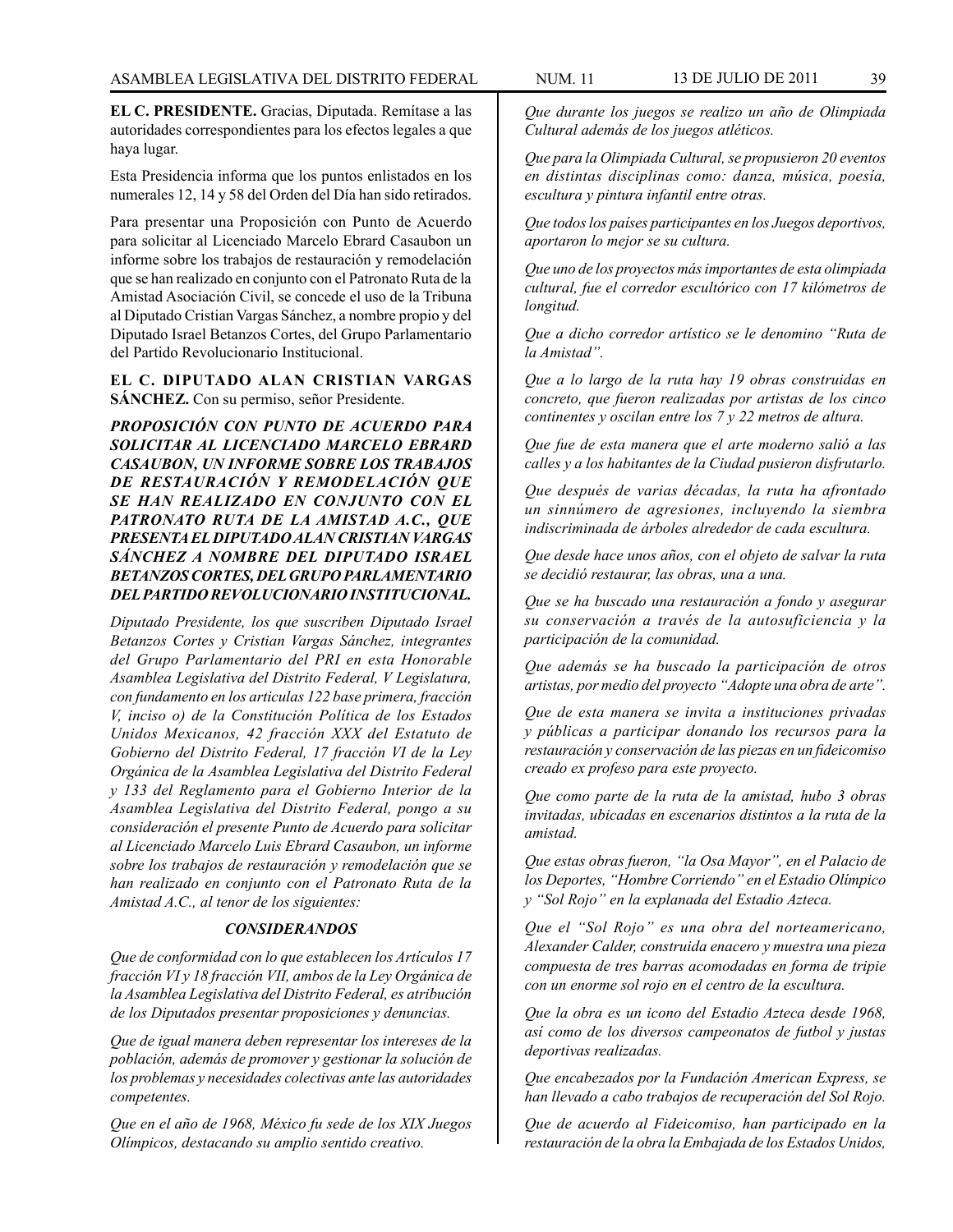**EL C. PRESIDENTE.** Gracias, Diputada. Remítase a las autoridades correspondientes para los efectos legales a que haya lugar.

Esta Presidencia informa que los puntos enlistados en los numerales 12, 14 y 58 del Orden del Día han sido retirados.

Para presentar una Proposición con Punto de Acuerdo para solicitar al Licenciado Marcelo Ebrard Casaubon un informe sobre los trabajos de restauración y remodelación que se han realizado en conjunto con el Patronato Ruta de la Amistad Asociación Civil, se concede el uso de la Tribuna al Diputado Cristian Vargas Sánchez, a nombre propio y del Diputado Israel Betanzos Cortes, del Grupo Parlamentario del Partido Revolucionario Institucional.

**EL C. DIPUTADO ALAN CRISTIAN VARGAS SÁNCHEZ.** Con su permiso, señor Presidente.

***PROPOSICIÓN CON PUNTO DE ACUERDO PARA SOLICITAR AL LICENCIADO MARCELO EBRARD CASAUBON, UN INFORME SOBRE LOS TRABAJOS DE RESTAURACIÓN Y REMODELACIÓN QUE SE HAN REALIZADO EN CONJUNTO CON EL PATRONATO RUTA DE LA AMISTAD A.C., QUE PRESENTA EL DIPUTADO ALAN CRISTIAN VARGAS SÁNCHEZ A NOMBRE DEL DIPUTADO ISRAEL BETANZOS CORTES, DEL GRUPO PARLAMENTARIO DEL PARTIDO REVOLUCIONARIO INSTITUCIONAL.***

*Diputado Presidente, los que suscriben Diputado Israel Betanzos Cortes y Cristian Vargas Sánchez, integrantes del Grupo Parlamentario del PRI en esta Honorable Asamblea Legislativa del Distrito Federal, V Legislatura, con fundamento en los articulas 122 base primera, fracción V, inciso o) de la Constitución Política de los Estados Unidos Mexicanos, 42 fracción XXX del Estatuto de Gobierno del Distrito Federal, 17 fracción VI de la Ley Orgánica de la Asamblea Legislativa del Distrito Federal y 133 del Reglamento para el Gobierno Interior de la Asamblea Legislativa del Distrito Federal, pongo a su consideración el presente Punto de Acuerdo para solicitar al Licenciado Marcelo Luis Ebrard Casaubon, un informe sobre los trabajos de restauración y remodelación que se han realizado en conjunto con el Patronato Ruta de la Amistad A.C., al tenor de los siguientes:*

***CONSIDERANDOS***

*Que de conformidad con lo que establecen los Artículos 17 fracción VI y 18 fracción VII, ambos de la Ley Orgánica de la Asamblea Legislativa del Distrito Federal, es atribución de los Diputados presentar proposiciones y denuncias.*

*Que de igual manera deben representar los intereses de la población, además de promover y gestionar la solución de los problemas y necesidades colectivas ante las autoridades competentes.*

*Que en el año de 1968, México fu sede de los XIX Juegos Olímpicos, destacando su amplio sentido creativo.*

*Que durante los juegos se realizo un año de Olimpiada Cultural además de los juegos atléticos.*

*Que para la Olimpiada Cultural, se propusieron 20 eventos en distintas disciplinas como: danza, música, poesía, escultura y pintura infantil entre otras.*

*Que todos los países participantes en los Juegos deportivos, aportaron lo mejor se su cultura.*

*Que uno de los proyectos más importantes de esta olimpíada cultural, fue el corredor escultórico con 17 kilómetros de longitud.*

*Que a dicho corredor artístico se le denomino "Ruta de la Amistad".*

*Que a lo largo de la ruta hay 19 obras construidas en concreto, que fueron realizadas por artistas de los cinco continentes y oscilan entre los 7 y 22 metros de altura.*

*Que fue de esta manera que el arte moderno salió a las calles y a los habitantes de la Ciudad pusieron disfrutarlo.*

*Que después de varias décadas, la ruta ha afrontado un sinnúmero de agresiones, incluyendo la siembra indiscriminada de árboles alrededor de cada escultura.*

*Que desde hace unos años, con el objeto de salvar la ruta se decidió restaurar, las obras, una a una.*

*Que se ha buscado una restauración a fondo y asegurar su conservación a través de la autosuficiencia y la participación de la comunidad.*

*Que además se ha buscado la participación de otros artistas, por medio del proyecto "Adopte una obra de arte".*

*Que de esta manera se invita a instituciones privadas y públicas a participar donando los recursos para la restauración y conservación de las piezas en un fideicomiso creado ex profeso para este proyecto.*

*Que como parte de la ruta de la amistad, hubo 3 obras invitadas, ubicadas en escenarios distintos a la ruta de la amistad.*

*Que estas obras fueron, "la Osa Mayor", en el Palacio de los Deportes, "Hombre Corriendo" en el Estadio Olímpico y "Sol Rojo" en la explanada del Estadio Azteca.*

*Que el "Sol Rojo" es una obra del norteamericano, Alexander Calder, construida enacero y muestra una pieza compuesta de tres barras acomodadas en forma de tripie con un enorme sol rojo en el centro de la escultura.*

*Que la obra es un icono del Estadio Azteca desde 1968, así como de los diversos campeonatos de futbol y justas deportivas realizadas.*

*Que encabezados por la Fundación American Express, se han llevado a cabo trabajos de recuperación del Sol Rojo.*

*Que de acuerdo al Fideicomiso, han participado en la restauración de la obra la Embajada de los Estados Unidos,*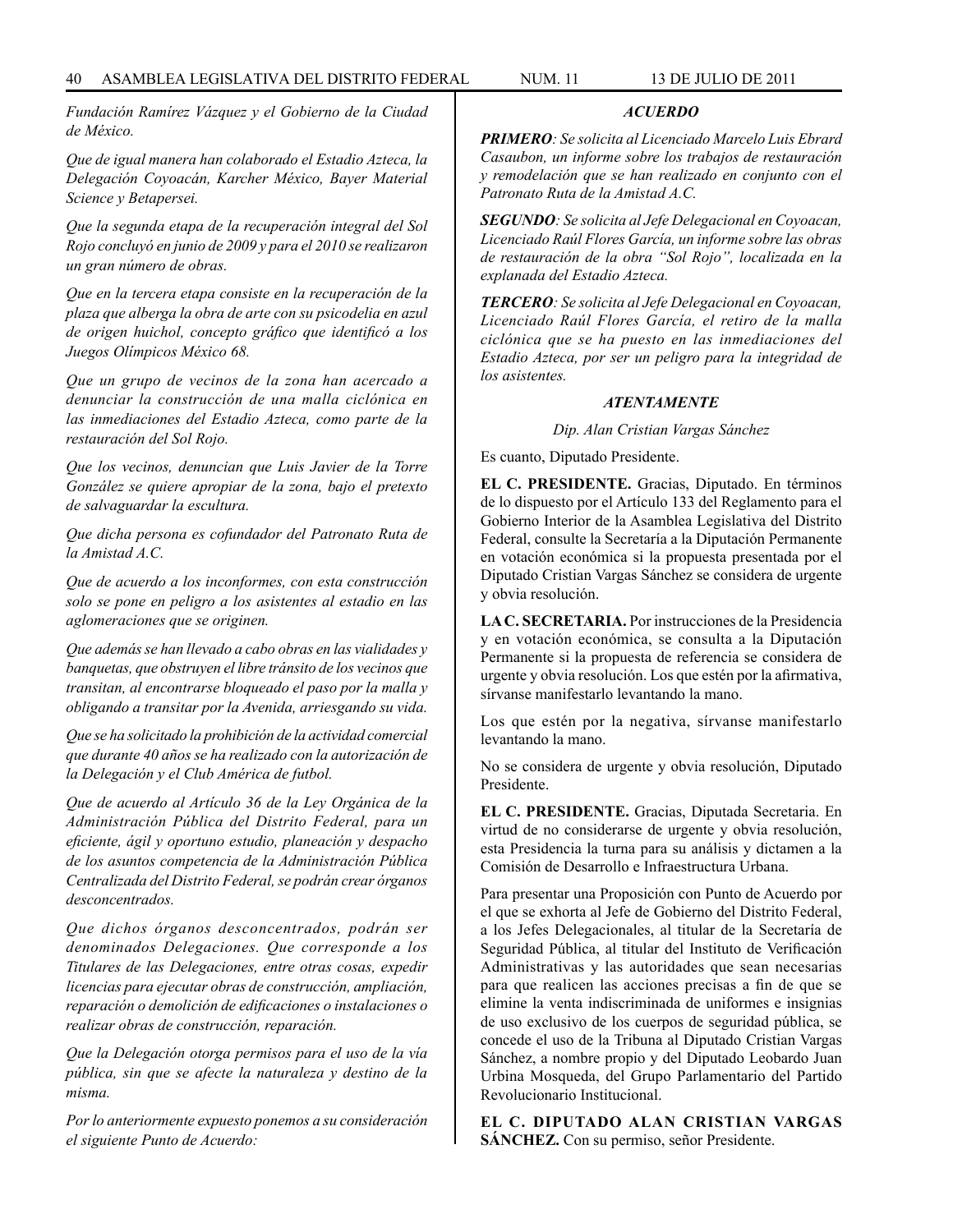*Fundación Ramírez Vázquez y el Gobierno de la Ciudad de México.*

*Que de igual manera han colaborado el Estadio Azteca, la Delegación Coyoacán, Karcher México, Bayer Material Science y Betapersei.*

*Que la segunda etapa de la recuperación integral del Sol Rojo concluyó en junio de 2009 y para el 2010 se realizaron un gran número de obras.*

*Que en la tercera etapa consiste en la recuperación de la plaza que alberga la obra de arte con su psicodelia en azul de origen huichol, concepto gráfico que identificó a los Juegos Olímpicos México 68.*

*Que un grupo de vecinos de la zona han acercado a denunciar la construcción de una malla ciclónica en las inmediaciones del Estadio Azteca, como parte de la restauración del Sol Rojo.*

*Que los vecinos, denuncian que Luis Javier de la Torre González se quiere apropiar de la zona, bajo el pretexto de salvaguardar la escultura.*

*Que dicha persona es cofundador del Patronato Ruta de la Amistad A.C.*

*Que de acuerdo a los inconformes, con esta construcción solo se pone en peligro a los asistentes al estadio en las aglomeraciones que se originen.*

*Que además se han llevado a cabo obras en las vialidades y banquetas, que obstruyen el libre tránsito de los vecinos que transitan, al encontrarse bloqueado el paso por la malla y obligando a transitar por la Avenida, arriesgando su vida.*

*Que se ha solicitado la prohibición de la actividad comercial que durante 40 años se ha realizado con la autorización de la Delegación y el Club América de futbol.*

*Que de acuerdo al Artículo 36 de la Ley Orgánica de la Administración Pública del Distrito Federal, para un eficiente, ágil y oportuno estudio, planeación y despacho de los asuntos competencia de la Administración Pública Centralizada del Distrito Federal, se podrán crear órganos desconcentrados.*

*Que dichos órganos desconcentrados, podrán ser denominados Delegaciones. Que corresponde a los Titulares de las Delegaciones, entre otras cosas, expedir licencias para ejecutar obras de construcción, ampliación, reparación o demolición de edificaciones o instalaciones o realizar obras de construcción, reparación.*

*Que la Delegación otorga permisos para el uso de la vía pública, sin que se afecte la naturaleza y destino de la misma.*

*Por lo anteriormente expuesto ponemos a su consideración el siguiente Punto de Acuerdo:*

***ACUERDO***

***PRIMERO****: Se solicita al Licenciado Marcelo Luis Ebrard Casaubon, un informe sobre los trabajos de restauración y remodelación que se han realizado en conjunto con el Patronato Ruta de la Amistad A.C.*

***SEGUNDO****: Se solicita al Jefe Delegacional en Coyoacan, Licenciado Raúl Flores García, un informe sobre las obras de restauración de la obra "Sol Rojo", localizada en la explanada del Estadio Azteca.*

***TERCERO****: Se solicita al Jefe Delegacional en Coyoacan, Licenciado Raúl Flores García, el retiro de la malla ciclónica que se ha puesto en las inmediaciones del Estadio Azteca, por ser un peligro para la integridad de los asistentes.*

***ATENTAMENTE***

*Dip. Alan Cristian Vargas Sánchez*

Es cuanto, Diputado Presidente.

**EL C. PRESIDENTE.** Gracias, Diputado. En términos de lo dispuesto por el Artículo 133 del Reglamento para el Gobierno Interior de la Asamblea Legislativa del Distrito Federal, consulte la Secretaría a la Diputación Permanente en votación económica si la propuesta presentada por el Diputado Cristian Vargas Sánchez se considera de urgente y obvia resolución.

**LA C. SECRETARIA.** Por instrucciones de la Presidencia y en votación económica, se consulta a la Diputación Permanente si la propuesta de referencia se considera de urgente y obvia resolución. Los que estén por la afirmativa, sírvanse manifestarlo levantando la mano.

Los que estén por la negativa, sírvanse manifestarlo levantando la mano.

No se considera de urgente y obvia resolución, Diputado Presidente.

**EL C. PRESIDENTE.** Gracias, Diputada Secretaria. En virtud de no considerarse de urgente y obvia resolución, esta Presidencia la turna para su análisis y dictamen a la Comisión de Desarrollo e Infraestructura Urbana.

Para presentar una Proposición con Punto de Acuerdo por el que se exhorta al Jefe de Gobierno del Distrito Federal, a los Jefes Delegacionales, al titular de la Secretaría de Seguridad Pública, al titular del Instituto de Verificación Administrativas y las autoridades que sean necesarias para que realicen las acciones precisas a fin de que se elimine la venta indiscriminada de uniformes e insignias de uso exclusivo de los cuerpos de seguridad pública, se concede el uso de la Tribuna al Diputado Cristian Vargas Sánchez, a nombre propio y del Diputado Leobardo Juan Urbina Mosqueda, del Grupo Parlamentario del Partido Revolucionario Institucional.

**EL C. DIPUTADO ALAN CRISTIAN VARGAS SÁNCHEZ.** Con su permiso, señor Presidente.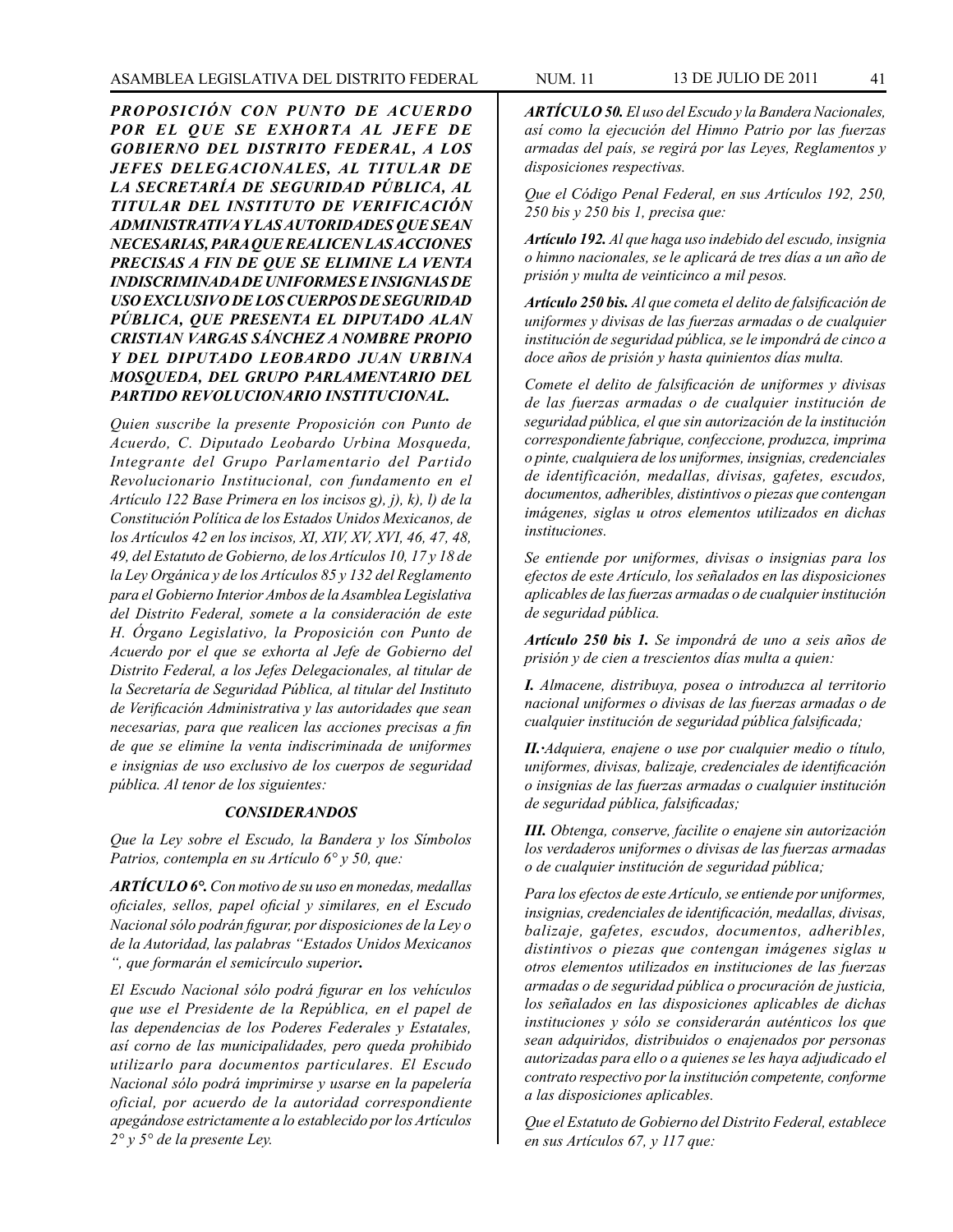***PROPOSICIÓN CON PUNTO DE ACUERDO POR EL QUE SE EXHORTA AL JEFE DE GOBIERNO DEL DISTRITO FEDERAL, A LOS JEFES DELEGACIONALES, AL TITULAR DE LA SECRETARÍA DE SEGURIDAD PÚBLICA, AL TITULAR DEL INSTITUTO DE VERIFICACIÓN ADMINISTRATIVA Y LAS AUTORIDADES QUE SEAN NECESARIAS, PARA QUE REALICEN LAS ACCIONES PRECISAS A FIN DE QUE SE ELIMINE LA VENTA INDISCRIMINADA DE UNIFORMES E INSIGNIAS DE USO EXCLUSIVO DE LOS CUERPOS DE SEGURIDAD PÚBLICA, QUE PRESENTA EL DIPUTADO ALAN CRISTIAN VARGAS SÁNCHEZ A NOMBRE PROPIO Y DEL DIPUTADO LEOBARDO JUAN URBINA MOSQUEDA, DEL GRUPO PARLAMENTARIO DEL PARTIDO REVOLUCIONARIO INSTITUCIONAL.***

*Quien suscribe la presente Proposición con Punto de Acuerdo, C. Diputado Leobardo Urbina Mosqueda, Integrante del Grupo Parlamentario del Partido Revolucionario Institucional, con fundamento en el Artículo 122 Base Primera en los incisos g), j), k), l) de la Constitución Política de los Estados Unidos Mexicanos, de los Artículos 42 en los incisos, XI, XIV, XV, XVI, 46, 47, 48, 49, del Estatuto de Gobierno, de los Artículos 10, 17 y 18 de la Ley Orgánica y de los Artículos 85 y 132 del Reglamento para el Gobierno Interior Ambos de la Asamblea Legislativa del Distrito Federal, somete a la consideración de este H. Órgano Legislativo, la Proposición con Punto de Acuerdo por el que se exhorta al Jefe de Gobierno del Distrito Federal, a los Jefes Delegacionales, al titular de la Secretaría de Seguridad Pública, al titular del Instituto de Verificación Administrativa y las autoridades que sean necesarias, para que realicen las acciones precisas a fin de que se elimine la venta indiscriminada de uniformes e insignias de uso exclusivo de los cuerpos de seguridad pública. Al tenor de los siguientes:*

***CONSIDERANDOS***

*Que la Ley sobre el Escudo, la Bandera y los Símbolos Patrios, contempla en su Artículo 6° y 50, que:*

***ARTÍCULO 6°.*** *Con motivo de su uso en monedas, medallas oficiales, sellos, papel oficial y similares, en el Escudo Nacional sólo podrán figurar, por disposiciones de la Ley o de la Autoridad, las palabras "Estados Unidos Mexicanos ", que formarán el semicírculo superior.*

*El Escudo Nacional sólo podrá figurar en los vehículos que use el Presidente de la República, en el papel de las dependencias de los Poderes Federales y Estatales, así corno de las municipalidades, pero queda prohibido utilizarlo para documentos particulares. El Escudo Nacional sólo podrá imprimirse y usarse en la papelería oficial, por acuerdo de la autoridad correspondiente apegándose estrictamente a lo establecido por los Artículos 2° y 5° de la presente Ley.*

***ARTÍCULO 50.*** *El uso del Escudo y la Bandera Nacionales, así como la ejecución del Himno Patrio por las fuerzas armadas del país, se regirá por las Leyes, Reglamentos y disposiciones respectivas.*

*Que el Código Penal Federal, en sus Artículos 192, 250, 250 bis y 250 bis 1, precisa que:*

***Artículo 192.*** *Al que haga uso indebido del escudo, insignia o himno nacionales, se le aplicará de tres días a un año de prisión y multa de veinticinco a mil pesos.*

***Artículo 250 bis.*** *Al que cometa el delito de falsificación de uniformes y divisas de las fuerzas armadas o de cualquier institución de seguridad pública, se le impondrá de cinco a doce años de prisión y hasta quinientos días multa.*

*Comete el delito de falsificación de uniformes y divisas de las fuerzas armadas o de cualquier institución de seguridad pública, el que sin autorización de la institución correspondiente fabrique, confeccione, produzca, imprima o pinte, cualquiera de los uniformes, insignias, credenciales de identificación, medallas, divisas, gafetes, escudos, documentos, adheribles, distintivos o piezas que contengan imágenes, siglas u otros elementos utilizados en dichas instituciones.*

*Se entiende por uniformes, divisas o insignias para los efectos de este Artículo, los señalados en las disposiciones aplicables de las fuerzas armadas o de cualquier institución de seguridad pública.*

***Artículo 250 bis 1.*** *Se impondrá de uno a seis años de prisión y de cien a trescientos días multa a quien:*

***I.*** *Almacene, distribuya, posea o introduzca al territorio nacional uniformes o divisas de las fuerzas armadas o de cualquier institución de seguridad pública falsificada;*

***II.·****Adquiera, enajene o use por cualquier medio o título, uniformes, divisas, balizaje, credenciales de identificación o insignias de las fuerzas armadas o cualquier institución de seguridad pública, falsificadas;*

***III.*** *Obtenga, conserve, facilite o enajene sin autorización los verdaderos uniformes o divisas de las fuerzas armadas o de cualquier institución de seguridad pública;*

*Para los efectos de este Artículo, se entiende por uniformes, insignias, credenciales de identificación, medallas, divisas, balizaje, gafetes, escudos, documentos, adheribles, distintivos o piezas que contengan imágenes siglas u otros elementos utilizados en instituciones de las fuerzas armadas o de seguridad pública o procuración de justicia, los señalados en las disposiciones aplicables de dichas instituciones y sólo se considerarán auténticos los que sean adquiridos, distribuidos o enajenados por personas autorizadas para ello o a quienes se les haya adjudicado el contrato respectivo por la institución competente, conforme a las disposiciones aplicables.*

*Que el Estatuto de Gobierno del Distrito Federal, establece en sus Artículos 67, y 117 que:*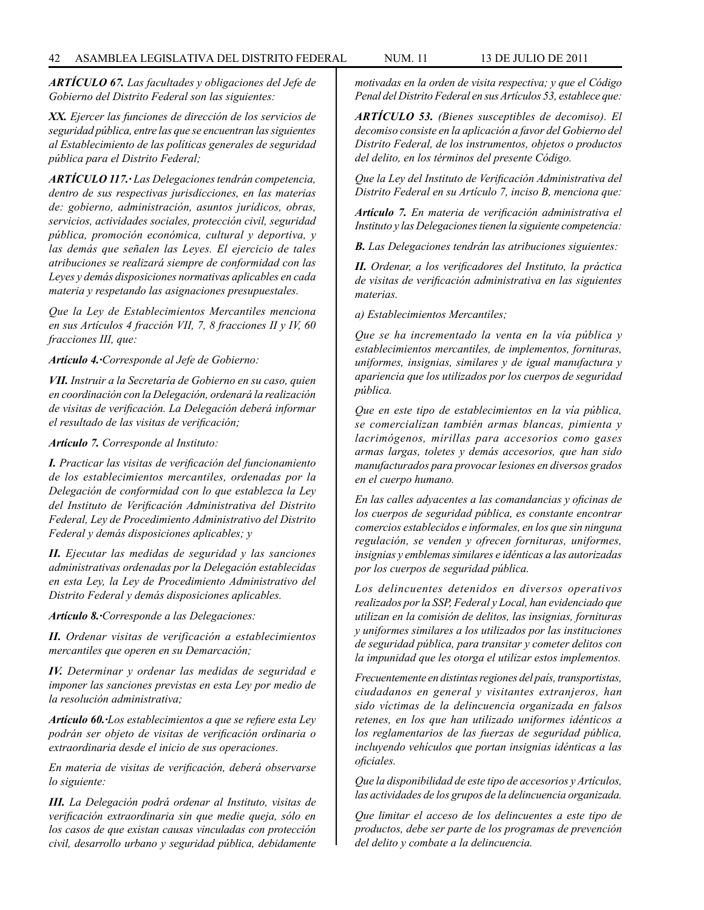*ARTÍCULO 67. Las facultades y obligaciones del Jefe de Gobierno del Distrito Federal son las siguientes:*

*XX. Ejercer las funciones de dirección de los servicios de seguridad pública, entre las que se encuentran las siguientes al Establecimiento de las políticas generales de seguridad pública para el Distrito Federal;*

***ARTÍCULO 117.·** Las Delegaciones tendrán competencia, dentro de sus respectivas jurisdicciones, en las materias de: gobierno, administración, asuntos jurídicos, obras, servicios, actividades sociales, protección civil, seguridad pública, promoción económica, cultural y deportiva, y las demás que señalen las Leyes. El ejercicio de tales atribuciones se realizará siempre de conformidad con las Leyes y demás disposiciones normativas aplicables en cada materia y respetando las asignaciones presupuestales.*

*Que la Ley de Establecimientos Mercantiles menciona en sus Artículos 4 fracción VII, 7, 8 fracciones II y IV, 60 fracciones III, que:*

***Artículo 4.**·Corresponde al Jefe de Gobierno:*

***VII.** Instruir a la Secretaría de Gobierno en su caso, quien en coordinación con la Delegación, ordenará la realización de visitas de verificación. La Delegación deberá informar el resultado de las visitas de verificación;*

***Artículo 7.** Corresponde al Instituto:*

***I.** Practicar las visitas de verificación del funcionamiento de los establecimientos mercantiles, ordenadas por la Delegación de conformidad con lo que establezca la Ley del Instituto de Verificación Administrativa del Distrito Federal, Ley de Procedimiento Administrativo del Distrito Federal y demás disposiciones aplicables; y*

***II.** Ejecutar las medidas de seguridad y las sanciones administrativas ordenadas por la Delegación establecidas en esta Ley, la Ley de Procedimiento Administrativo del Distrito Federal y demás disposiciones aplicables.*

***Artículo 8.**·Corresponde a las Delegaciones:*

***II.** Ordenar visitas de verificación a establecimientos mercantiles que operen en su Demarcación;*

***IV.** Determinar y ordenar las medidas de seguridad e imponer las sanciones previstas en esta Ley por medio de la resolución administrativa;*

***Artículo 60.**·Los establecimientos a que se refiere esta Ley podrán ser objeto de visitas de verificación ordinaria o extraordinaria desde el inicio de sus operaciones.*

*En materia de visitas de verificación, deberá observarse lo siguiente:*

***III.** La Delegación podrá ordenar al Instituto, visitas de verificación extraordinaria sin que medie queja, sólo en los casos de que existan causas vinculadas con protección civil, desarrollo urbano y seguridad pública, debidamente motivadas en la orden de visita respectiva; y que el Código Penal del Distrito Federal en sus Artículos 53, establece que:*

***ARTÍCULO 53.** (Bienes susceptibles de decomiso). El decomiso consiste en la aplicación a favor del Gobierno del Distrito Federal, de los instrumentos, objetos o productos del delito, en los términos del presente Código.*

*Que la Ley del Instituto de Verificación Administrativa del Distrito Federal en su Artículo 7, inciso B, menciona que:*

***Artículo 7.** En materia de verificación administrativa el Instituto y las Delegaciones tienen la siguiente competencia:*

***B.** Las Delegaciones tendrán las atribuciones siguientes:*

***II.** Ordenar, a los verificadores del Instituto, la práctica de visitas de verificación administrativa en las siguientes materias.*

*a) Establecimientos Mercantiles;*

*Que se ha incrementado la venta en la vía pública y establecimientos mercantiles, de implementos, fornituras, uniformes, insignias, similares y de igual manufactura y apariencia que los utilizados por los cuerpos de seguridad pública.*

*Que en este tipo de establecimientos en la vía pública, se comercializan también armas blancas, pimienta y lacrimógenos, mirillas para accesorios como gases armas largas, toletes y demás accesorios, que han sido manufacturados para provocar lesiones en diversos grados en el cuerpo humano.*

*En las calles adyacentes a las comandancias y oficinas de los cuerpos de seguridad pública, es constante encontrar comercios establecidos e informales, en los que sin ninguna regulación, se venden y ofrecen fornituras, uniformes, insignias y emblemas similares e idénticas a las autorizadas por los cuerpos de seguridad pública.*

*Los delincuentes detenidos en diversos operativos realizados por la SSP, Federal y Local, han evidenciado que utilizan en la comisión de delitos, las insignias, fornituras y uniformes similares a los utilizados por las instituciones de seguridad pública, para transitar y cometer delitos con la impunidad que les otorga el utilizar estos implementos.*

*Frecuentemente en distintas regiones del país, transportistas, ciudadanos en general y visitantes extranjeros, han sido víctimas de la delincuencia organizada en falsos retenes, en los que han utilizado uniformes idénticos a los reglamentarios de las fuerzas de seguridad pública, incluyendo vehículos que portan insignias idénticas a las oficiales.*

*Que la disponibilidad de este tipo de accesorios y Artículos, las actividades de los grupos de la delincuencia organizada.*

*Que limitar el acceso de los delincuentes a este tipo de productos, debe ser parte de los programas de prevención del delito y combate a la delincuencia.*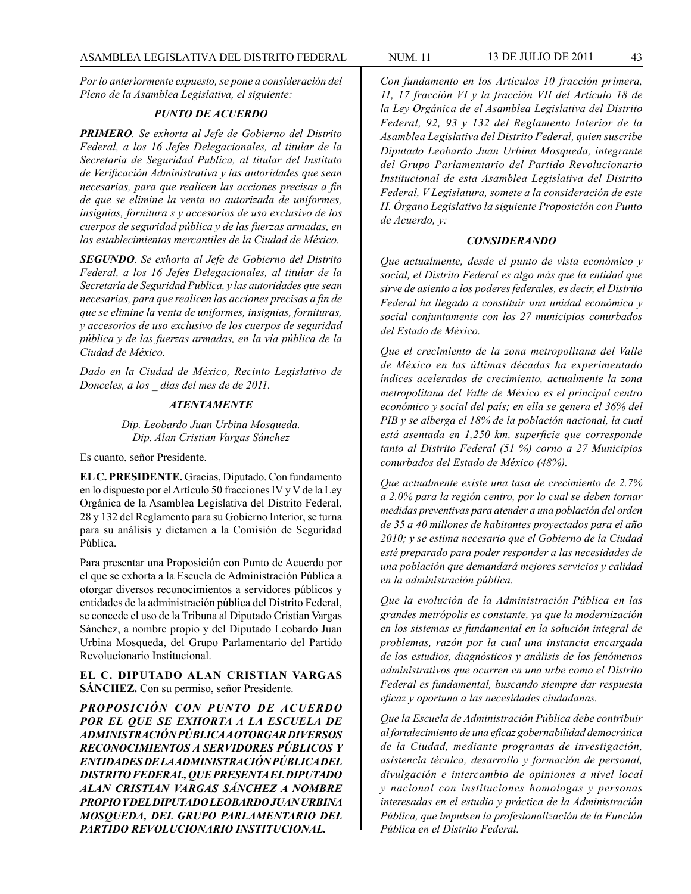*Por lo anteriormente expuesto, se pone a consideración del Pleno de la Asamblea Legislativa, el siguiente:*

### *PUNTO DE ACUERDO*

***PRIMERO**. Se exhorta al Jefe de Gobierno del Distrito Federal, a los 16 Jefes Delegacionales, al titular de la Secretaría de Seguridad Publica, al titular del Instituto de Verificación Administrativa y las autoridades que sean necesarias, para que realicen las acciones precisas a fin de que se elimine la venta no autorizada de uniformes, insignias, fornitura s y accesorios de uso exclusivo de los cuerpos de seguridad pública y de las fuerzas armadas, en los establecimientos mercantiles de la Ciudad de México.*

***SEGUNDO**. Se exhorta al Jefe de Gobierno del Distrito Federal, a los 16 Jefes Delegacionales, al titular de la Secretaría de Seguridad Publica, y las autoridades que sean necesarias, para que realicen las acciones precisas a fin de que se elimine la venta de uniformes, insignias, fornituras, y accesorios de uso exclusivo de los cuerpos de seguridad pública y de las fuerzas armadas, en la vía pública de la Ciudad de México.*

*Dado en la Ciudad de México, Recinto Legislativo de Donceles, a los _ días del mes de de 2011.*

*ATENTAMENTE*

*Dip. Leobardo Juan Urbina Mosqueda.*
*Dip. Alan Cristian Vargas Sánchez*

Es cuanto, señor Presidente.

**EL C. PRESIDENTE.** Gracias, Diputado. Con fundamento en lo dispuesto por el Artículo 50 fracciones IV y V de la Ley Orgánica de la Asamblea Legislativa del Distrito Federal, 28 y 132 del Reglamento para su Gobierno Interior, se turna para su análisis y dictamen a la Comisión de Seguridad Pública.

Para presentar una Proposición con Punto de Acuerdo por el que se exhorta a la Escuela de Administración Pública a otorgar diversos reconocimientos a servidores públicos y entidades de la administración pública del Distrito Federal, se concede el uso de la Tribuna al Diputado Cristian Vargas Sánchez, a nombre propio y del Diputado Leobardo Juan Urbina Mosqueda, del Grupo Parlamentario del Partido Revolucionario Institucional.

**EL C. DIPUTADO ALAN CRISTIAN VARGAS SÁNCHEZ.** Con su permiso, señor Presidente.

***PROPOSICIÓN CON PUNTO DE ACUERDO POR EL QUE SE EXHORTA A LA ESCUELA DE ADMINISTRACIÓN PÚBLICA A OTORGAR DIVERSOS RECONOCIMIENTOS A SERVIDORES PÚBLICOS Y ENTIDADES DE LA ADMINISTRACIÓN PÚBLICA DEL DISTRITO FEDERAL, QUE PRESENTA EL DIPUTADO ALAN CRISTIAN VARGAS SÁNCHEZ A NOMBRE PROPIO Y DEL DIPUTADO LEOBARDO JUAN URBINA MOSQUEDA, DEL GRUPO PARLAMENTARIO DEL PARTIDO REVOLUCIONARIO INSTITUCIONAL.***

*Con fundamento en los Artículos 10 fracción primera, 11, 17 fracción VI y la fracción VII del Artículo 18 de la Ley Orgánica de el Asamblea Legislativa del Distrito Federal, 92, 93 y 132 del Reglamento Interior de la Asamblea Legislativa del Distrito Federal, quien suscribe Diputado Leobardo Juan Urbina Mosqueda, integrante del Grupo Parlamentario del Partido Revolucionario Institucional de esta Asamblea Legislativa del Distrito Federal, V Legislatura, somete a la consideración de este H. Órgano Legislativo la siguiente Proposición con Punto de Acuerdo, y:*

### *CONSIDERANDO*

*Que actualmente, desde el punto de vista económico y social, el Distrito Federal es algo más que la entidad que sirve de asiento a los poderes federales, es decir, el Distrito Federal ha llegado a constituir una unidad económica y social conjuntamente con los 27 municipios conurbados del Estado de México.*

*Que el crecimiento de la zona metropolitana del Valle de México en las últimas décadas ha experimentado índices acelerados de crecimiento, actualmente la zona metropolitana del Valle de México es el principal centro económico y social del país; en ella se genera el 36% del PIB y se alberga el 18% de la población nacional, la cual está asentada en 1,250 km, superficie que corresponde tanto al Distrito Federal (51 %) corno a 27 Municipios conurbados del Estado de México (48%).*

*Que actualmente existe una tasa de crecimiento de 2.7% a 2.0% para la región centro, por lo cual se deben tornar medidas preventivas para atender a una población del orden de 35 a 40 millones de habitantes proyectados para el año 2010; y se estima necesario que el Gobierno de la Ciudad esté preparado para poder responder a las necesidades de una población que demandará mejores servicios y calidad en la administración pública.*

*Que la evolución de la Administración Pública en las grandes metrópolis es constante, ya que la modernización en los sistemas es fundamental en la solución integral de problemas, razón por la cual una instancia encargada de los estudios, diagnósticos y análisis de los fenómenos administrativos que ocurren en una urbe como el Distrito Federal es fundamental, buscando siempre dar respuesta eficaz y oportuna a las necesidades ciudadanas.*

*Que la Escuela de Administración Pública debe contribuir al fortalecimiento de una eficaz gobernabilidad democrática de la Ciudad, mediante programas de investigación, asistencia técnica, desarrollo y formación de personal, divulgación e intercambio de opiniones a nivel local y nacional con instituciones homologas y personas interesadas en el estudio y práctica de la Administración Pública, que impulsen la profesionalización de la Función Pública en el Distrito Federal.*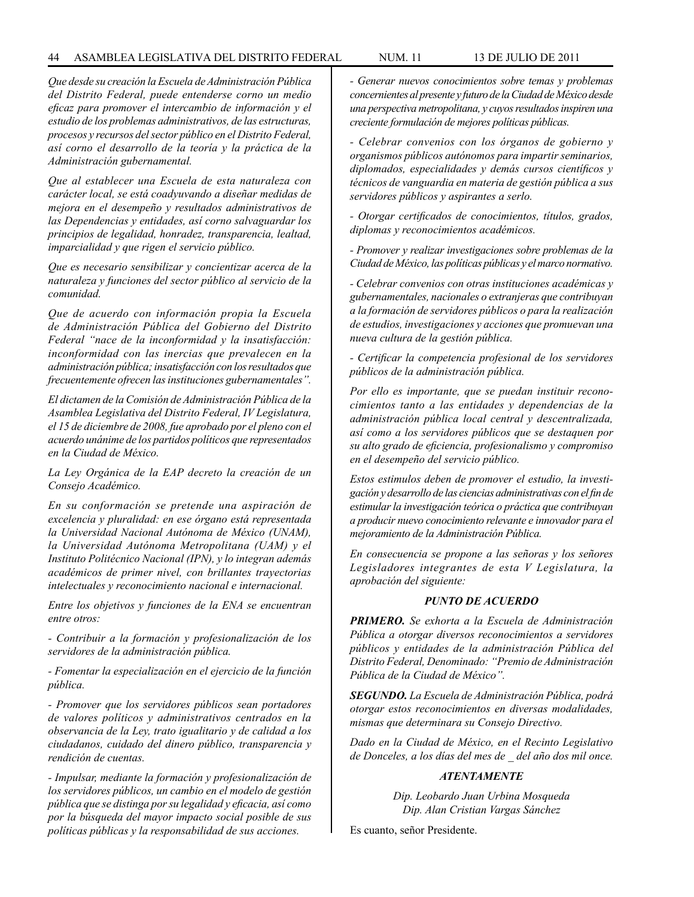*Que desde su creación la Escuela de Administración Pública del Distrito Federal, puede entenderse corno un medio eficaz para promover el intercambio de información y el estudio de los problemas administrativos, de las estructuras, procesos y recursos del sector público en el Distrito Federal, así corno el desarrollo de la teoría y la práctica de la Administración gubernamental.*

*Que al establecer una Escuela de esta naturaleza con carácter local, se está coadyuvando a diseñar medidas de mejora en el desempeño y resultados administrativos de las Dependencias y entidades, así corno salvaguardar los principios de legalidad, honradez, transparencia, lealtad, imparcialidad y que rigen el servicio público.*

*Que es necesario sensibilizar y concientizar acerca de la naturaleza y funciones del sector público al servicio de la comunidad.*

*Que de acuerdo con información propia la Escuela de Administración Pública del Gobierno del Distrito Federal "nace de la inconformidad y la insatisfacción: inconformidad con las inercias que prevalecen en la administración pública; insatisfacción con los resultados que frecuentemente ofrecen las instituciones gubernamentales".*

*El dictamen de la Comisión de Administración Pública de la Asamblea Legislativa del Distrito Federal, IV Legislatura, el 15 de diciembre de 2008, fue aprobado por el pleno con el acuerdo unánime de los partidos políticos que representados en la Ciudad de México.*

*La Ley Orgánica de la EAP decreto la creación de un Consejo Académico.*

*En su conformación se pretende una aspiración de excelencia y pluralidad: en ese órgano está representada la Universidad Nacional Autónoma de México (UNAM), la Universidad Autónoma Metropolitana (UAM) y el Instituto Politécnico Nacional (IPN), y lo integran además académicos de primer nivel, con brillantes trayectorias intelectuales y reconocimiento nacional e internacional.*

*Entre los objetivos y funciones de la ENA se encuentran entre otros:*

*- Contribuir a la formación y profesionalización de los servidores de la administración pública.*

*- Fomentar la especialización en el ejercicio de la función pública.*

*- Promover que los servidores públicos sean portadores de valores políticos y administrativos centrados en la observancia de la Ley, trato igualitario y de calidad a los ciudadanos, cuidado del dinero público, transparencia y rendición de cuentas.*

*- Impulsar, mediante la formación y profesionalización de los servidores públicos, un cambio en el modelo de gestión pública que se distinga por su legalidad y eficacia, así como por la búsqueda del mayor impacto social posible de sus políticas públicas y la responsabilidad de sus acciones.*

*- Generar nuevos conocimientos sobre temas y problemas concernientes al presente y futuro de la Ciudad de México desde una perspectiva metropolitana, y cuyos resultados inspiren una creciente formulación de mejores políticas públicas.*

*- Celebrar convenios con los órganos de gobierno y organismos públicos autónomos para impartir seminarios, diplomados, especialidades y demás cursos científicos y técnicos de vanguardia en materia de gestión pública a sus servidores públicos y aspirantes a serlo.*

*- Otorgar certificados de conocimientos, títulos, grados, diplomas y reconocimientos académicos.*

*- Promover y realizar investigaciones sobre problemas de la Ciudad de México, las políticas públicas y el marco normativo.*

*- Celebrar convenios con otras instituciones académicas y gubernamentales, nacionales o extranjeras que contribuyan a la formación de servidores públicos o para la realización de estudios, investigaciones y acciones que promuevan una nueva cultura de la gestión pública.*

*- Certificar la competencia profesional de los servidores públicos de la administración pública.*

*Por ello es importante, que se puedan instituir reconocimientos tanto a las entidades y dependencias de la administración pública local central y descentralizada, así como a los servidores públicos que se destaquen por su alto grado de eficiencia, profesionalismo y compromiso en el desempeño del servicio público.*

*Estos estimulos deben de promover el estudio, la investigación y desarrollo de las ciencias administrativas con el fin de estimular la investigación teórica o práctica que contribuyan a producir nuevo conocimiento relevante e innovador para el mejoramiento de la Administración Pública.*

*En consecuencia se propone a las señoras y los señores Legisladores integrantes de esta V Legislatura, la aprobación del siguiente:*

***PUNTO DE ACUERDO***

***PRIMERO.*** *Se exhorta a la Escuela de Administración Pública a otorgar diversos reconocimientos a servidores públicos y entidades de la administración Pública del Distrito Federal, Denominado: "Premio de Administración Pública de la Ciudad de México".*

***SEGUNDO.*** *La Escuela de Administración Pública, podrá otorgar estos reconocimientos en diversas modalidades, mismas que determinara su Consejo Directivo.*

*Dado en la Ciudad de México, en el Recinto Legislativo de Donceles, a los días del mes de _ del año dos mil once.*

***ATENTAMENTE***

*Dip. Leobardo Juan Urbina Mosqueda*
*Dip. Alan Cristian Vargas Sánchez*

Es cuanto, señor Presidente.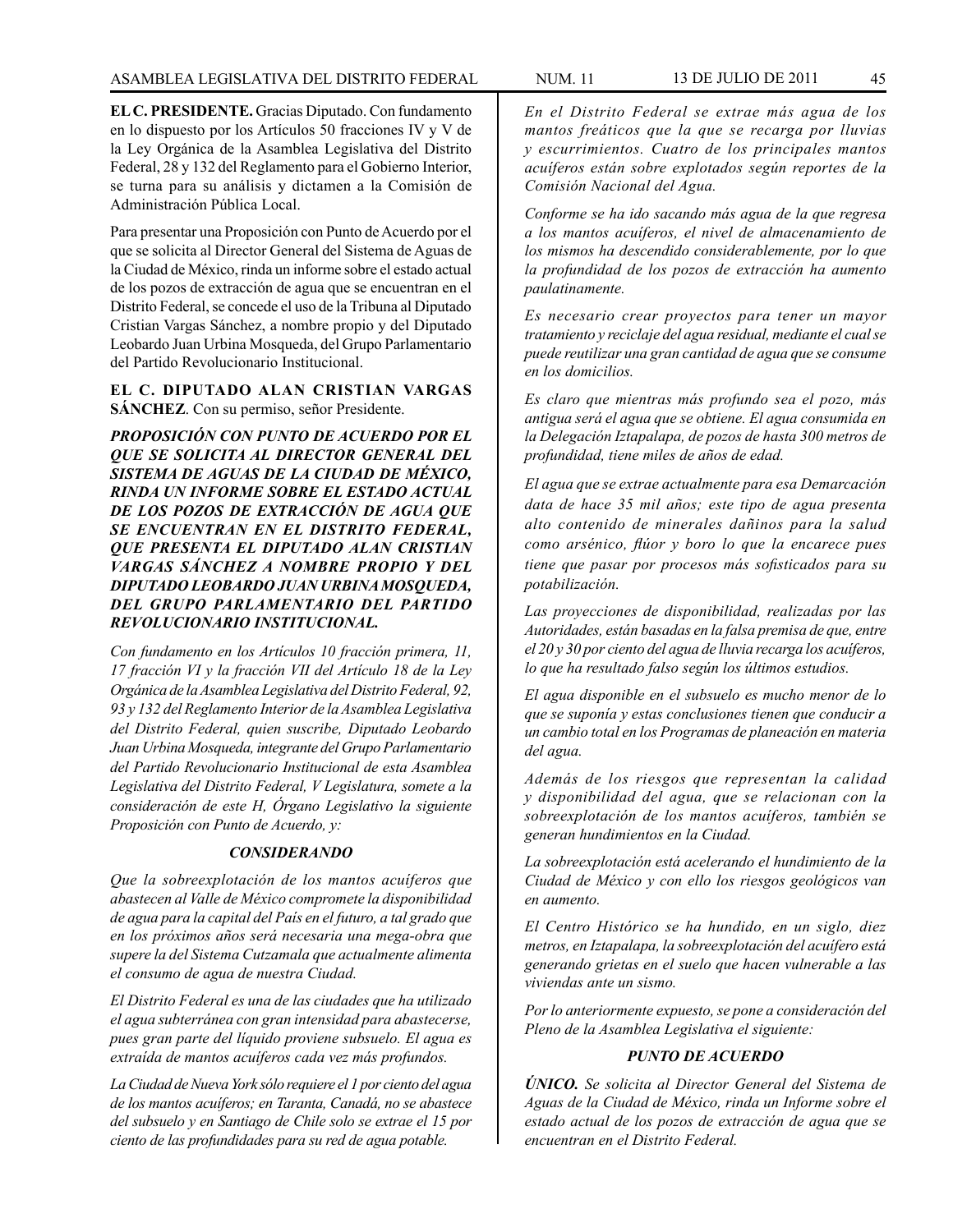**EL C. PRESIDENTE.** Gracias Diputado. Con fundamento en lo dispuesto por los Artículos 50 fracciones IV y V de la Ley Orgánica de la Asamblea Legislativa del Distrito Federal, 28 y 132 del Reglamento para el Gobierno Interior, se turna para su análisis y dictamen a la Comisión de Administración Pública Local.

Para presentar una Proposición con Punto de Acuerdo por el que se solicita al Director General del Sistema de Aguas de la Ciudad de México, rinda un informe sobre el estado actual de los pozos de extracción de agua que se encuentran en el Distrito Federal, se concede el uso de la Tribuna al Diputado Cristian Vargas Sánchez, a nombre propio y del Diputado Leobardo Juan Urbina Mosqueda, del Grupo Parlamentario del Partido Revolucionario Institucional.

**EL C. DIPUTADO ALAN CRISTIAN VARGAS SÁNCHEZ**. Con su permiso, señor Presidente.

***PROPOSICIÓN CON PUNTO DE ACUERDO POR EL QUE SE SOLICITA AL DIRECTOR GENERAL DEL SISTEMA DE AGUAS DE LA CIUDAD DE MÉXICO, RINDA UN INFORME SOBRE EL ESTADO ACTUAL DE LOS POZOS DE EXTRACCIÓN DE AGUA QUE SE ENCUENTRAN EN EL DISTRITO FEDERAL, QUE PRESENTA EL DIPUTADO ALAN CRISTIAN VARGAS SÁNCHEZ A NOMBRE PROPIO Y DEL DIPUTADO LEOBARDO JUAN URBINA MOSQUEDA, DEL GRUPO PARLAMENTARIO DEL PARTIDO REVOLUCIONARIO INSTITUCIONAL.***

*Con fundamento en los Artículos 10 fracción primera, 11, 17 fracción VI y la fracción VII del Artículo 18 de la Ley Orgánica de la Asamblea Legislativa del Distrito Federal, 92, 93 y 132 del Reglamento Interior de la Asamblea Legislativa del Distrito Federal, quien suscribe, Diputado Leobardo Juan Urbina Mosqueda, integrante del Grupo Parlamentario del Partido Revolucionario Institucional de esta Asamblea Legislativa del Distrito Federal, V Legislatura, somete a la consideración de este H, Órgano Legislativo la siguiente Proposición con Punto de Acuerdo, y:*

***CONSIDERANDO***

*Que la sobreexplotación de los mantos acuíferos que abastecen al Valle de México compromete la disponibilidad de agua para la capital del País en el futuro, a tal grado que en los próximos años será necesaria una mega-obra que supere la del Sistema Cutzamala que actualmente alimenta el consumo de agua de nuestra Ciudad.*

*El Distrito Federal es una de las ciudades que ha utilizado el agua subterránea con gran intensidad para abastecerse, pues gran parte del líquido proviene subsuelo. El agua es extraída de mantos acuíferos cada vez más profundos.*

*La Ciudad de Nueva York sólo requiere el 1 por ciento del agua de los mantos acuíferos; en Taranta, Canadá, no se abastece del subsuelo y en Santiago de Chile solo se extrae el 15 por ciento de las profundidades para su red de agua potable.*

*En el Distrito Federal se extrae más agua de los mantos freáticos que la que se recarga por lluvias y escurrimientos. Cuatro de los principales mantos acuíferos están sobre explotados según reportes de la Comisión Nacional del Agua.*

*Conforme se ha ido sacando más agua de la que regresa a los mantos acuíferos, el nivel de almacenamiento de los mismos ha descendido considerablemente, por lo que la profundidad de los pozos de extracción ha aumento paulatinamente.*

*Es necesario crear proyectos para tener un mayor tratamiento y reciclaje del agua residual, mediante el cual se puede reutilizar una gran cantidad de agua que se consume en los domicilios.*

*Es claro que mientras más profundo sea el pozo, más antigua será el agua que se obtiene. El agua consumida en la Delegación Iztapalapa, de pozos de hasta 300 metros de profundidad, tiene miles de años de edad.*

*El agua que se extrae actualmente para esa Demarcación data de hace 35 mil años; este tipo de agua presenta alto contenido de minerales dañinos para la salud como arsénico, flúor y boro lo que la encarece pues tiene que pasar por procesos más sofisticados para su potabilización.*

*Las proyecciones de disponibilidad, realizadas por las Autoridades, están basadas en la falsa premisa de que, entre el 20 y 30 por ciento del agua de lluvia recarga los acuíferos, lo que ha resultado falso según los últimos estudios.*

*El agua disponible en el subsuelo es mucho menor de lo que se suponía y estas conclusiones tienen que conducir a un cambio total en los Programas de planeación en materia del agua.*

*Además de los riesgos que representan la calidad y disponibilidad del agua, que se relacionan con la sobreexplotación de los mantos acuíferos, también se generan hundimientos en la Ciudad.*

*La sobreexplotación está acelerando el hundimiento de la Ciudad de México y con ello los riesgos geológicos van en aumento.*

*El Centro Histórico se ha hundido, en un siglo, diez metros, en Iztapalapa, la sobreexplotación del acuífero está generando grietas en el suelo que hacen vulnerable a las viviendas ante un sismo.*

*Por lo anteriormente expuesto, se pone a consideración del Pleno de la Asamblea Legislativa el siguiente:*

***PUNTO DE ACUERDO***

***ÚNICO.*** *Se solicita al Director General del Sistema de Aguas de la Ciudad de México, rinda un Informe sobre el estado actual de los pozos de extracción de agua que se encuentran en el Distrito Federal.*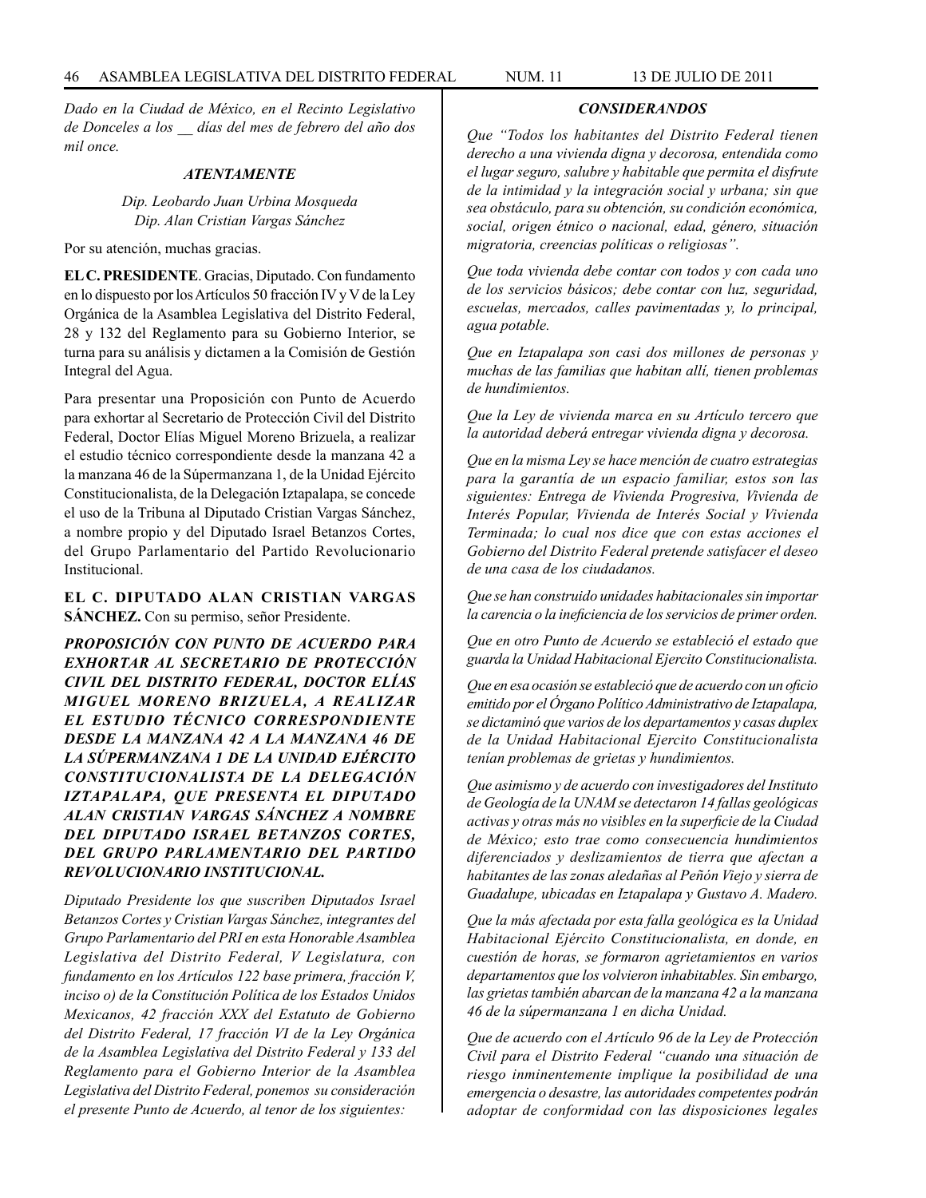*Dado en la Ciudad de México, en el Recinto Legislativo de Donceles a los __ días del mes de febrero del año dos mil once.*

***ATENTAMENTE***

*Dip. Leobardo Juan Urbina Mosqueda*
*Dip. Alan Cristian Vargas Sánchez*

Por su atención, muchas gracias.

**EL C. PRESIDENTE**. Gracias, Diputado. Con fundamento en lo dispuesto por los Artículos 50 fracción IV y V de la Ley Orgánica de la Asamblea Legislativa del Distrito Federal, 28 y 132 del Reglamento para su Gobierno Interior, se turna para su análisis y dictamen a la Comisión de Gestión Integral del Agua.

Para presentar una Proposición con Punto de Acuerdo para exhortar al Secretario de Protección Civil del Distrito Federal, Doctor Elías Miguel Moreno Brizuela, a realizar el estudio técnico correspondiente desde la manzana 42 a la manzana 46 de la Súpermanzana 1, de la Unidad Ejército Constitucionalista, de la Delegación Iztapalapa, se concede el uso de la Tribuna al Diputado Cristian Vargas Sánchez, a nombre propio y del Diputado Israel Betanzos Cortes, del Grupo Parlamentario del Partido Revolucionario Institucional.

**EL C. DIPUTADO ALAN CRISTIAN VARGAS SÁNCHEZ.** Con su permiso, señor Presidente.

***PROPOSICIÓN CON PUNTO DE ACUERDO PARA EXHORTAR AL SECRETARIO DE PROTECCIÓN CIVIL DEL DISTRITO FEDERAL, DOCTOR ELÍAS MIGUEL MORENO BRIZUELA, A REALIZAR EL ESTUDIO TÉCNICO CORRESPONDIENTE DESDE LA MANZANA 42 A LA MANZANA 46 DE LA SÚPERMANZANA 1 DE LA UNIDAD EJÉRCITO CONSTITUCIONALISTA DE LA DELEGACIÓN IZTAPALAPA, QUE PRESENTA EL DIPUTADO ALAN CRISTIAN VARGAS SÁNCHEZ A NOMBRE DEL DIPUTADO ISRAEL BETANZOS CORTES, DEL GRUPO PARLAMENTARIO DEL PARTIDO REVOLUCIONARIO INSTITUCIONAL.***

*Diputado Presidente los que suscriben Diputados Israel Betanzos Cortes y Cristian Vargas Sánchez, integrantes del Grupo Parlamentario del PRI en esta Honorable Asamblea Legislativa del Distrito Federal, V Legislatura, con fundamento en los Artículos 122 base primera, fracción V, inciso o) de la Constitución Política de los Estados Unidos Mexicanos, 42 fracción XXX del Estatuto de Gobierno del Distrito Federal, 17 fracción VI de la Ley Orgánica de la Asamblea Legislativa del Distrito Federal y 133 del Reglamento para el Gobierno Interior de la Asamblea Legislativa del Distrito Federal, ponemos su consideración el presente Punto de Acuerdo, al tenor de los siguientes:*

***CONSIDERANDOS***

*Que "Todos los habitantes del Distrito Federal tienen derecho a una vivienda digna y decorosa, entendida como el lugar seguro, salubre y habitable que permita el disfrute de la intimidad y la integración social y urbana; sin que sea obstáculo, para su obtención, su condición económica, social, origen étnico o nacional, edad, género, situación migratoria, creencias políticas o religiosas".*

*Que toda vivienda debe contar con todos y con cada uno de los servicios básicos; debe contar con luz, seguridad, escuelas, mercados, calles pavimentadas y, lo principal, agua potable.*

*Que en Iztapalapa son casi dos millones de personas y muchas de las familias que habitan allí, tienen problemas de hundimientos.*

*Que la Ley de vivienda marca en su Artículo tercero que la autoridad deberá entregar vivienda digna y decorosa.*

*Que en la misma Ley se hace mención de cuatro estrategias para la garantía de un espacio familiar, estos son las siguientes: Entrega de Vivienda Progresiva, Vivienda de Interés Popular, Vivienda de Interés Social y Vivienda Terminada; lo cual nos dice que con estas acciones el Gobierno del Distrito Federal pretende satisfacer el deseo de una casa de los ciudadanos.*

*Que se han construido unidades habitacionales sin importar la carencia o la ineficiencia de los servicios de primer orden.*

*Que en otro Punto de Acuerdo se estableció el estado que guarda la Unidad Habitacional Ejercito Constitucionalista.*

*Que en esa ocasión se estableció que de acuerdo con un oficio emitido por el Órgano Político Administrativo de Iztapalapa, se dictaminó que varios de los departamentos y casas duplex de la Unidad Habitacional Ejercito Constitucionalista tenían problemas de grietas y hundimientos.*

*Que asimismo y de acuerdo con investigadores del Instituto de Geología de la UNAM se detectaron 14 fallas geológicas activas y otras más no visibles en la superficie de la Ciudad de México; esto trae como consecuencia hundimientos diferenciados y deslizamientos de tierra que afectan a habitantes de las zonas aledañas al Peñón Viejo y sierra de Guadalupe, ubicadas en Iztapalapa y Gustavo A. Madero.*

*Que la más afectada por esta falla geológica es la Unidad Habitacional Ejército Constitucionalista, en donde, en cuestión de horas, se formaron agrietamientos en varios departamentos que los volvieron inhabitables. Sin embargo, las grietas también abarcan de la manzana 42 a la manzana 46 de la súpermanzana 1 en dicha Unidad.*

*Que de acuerdo con el Artículo 96 de la Ley de Protección Civil para el Distrito Federal "cuando una situación de riesgo inminentemente implique la posibilidad de una emergencia o desastre, las autoridades competentes podrán adoptar de conformidad con las disposiciones legales*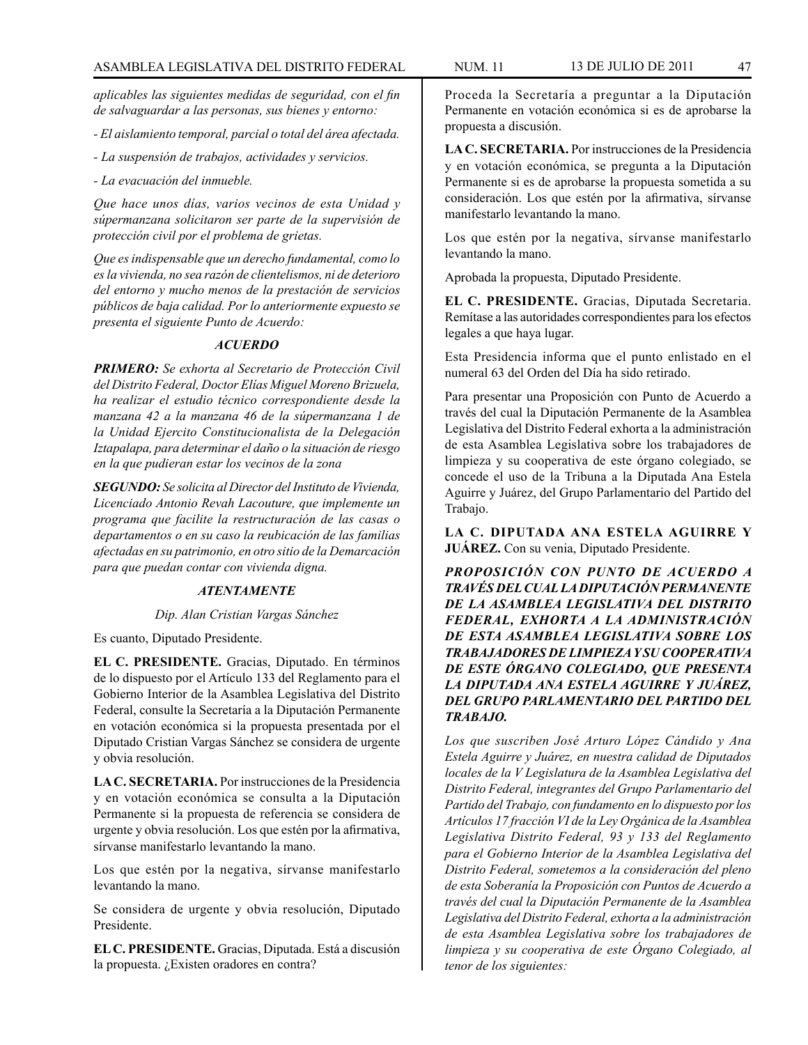*aplicables las siguientes medidas de seguridad, con el fin de salvaguardar a las personas, sus bienes y entorno:*

*- El aislamiento temporal, parcial o total del área afectada.*

*- La suspensión de trabajos, actividades y servicios.*

*- La evacuación del inmueble.*

*Que hace unos días, varios vecinos de esta Unidad y súpermanzana solicitaron ser parte de la supervisión de protección civil por el problema de grietas.*

*Que es indispensable que un derecho fundamental, como lo es la vivienda, no sea razón de clientelismos, ni de deterioro del entorno y mucho menos de la prestación de servicios públicos de baja calidad. Por lo anteriormente expuesto se presenta el siguiente Punto de Acuerdo:*

***ACUERDO***

***PRIMERO:*** *Se exhorta al Secretario de Protección Civil del Distrito Federal, Doctor Elías Miguel Moreno Brizuela, ha realizar el estudio técnico correspondiente desde la manzana 42 a la manzana 46 de la súpermanzana 1 de la Unidad Ejercito Constitucionalista de la Delegación Iztapalapa, para determinar el daño o la situación de riesgo en la que pudieran estar los vecinos de la zona*

***SEGUNDO:*** *Se solicita al Director del Instituto de Vivienda, Licenciado Antonio Revah Lacouture, que implemente un programa que facilite la restructuración de las casas o departamentos o en su caso la reubicación de las familias afectadas en su patrimonio, en otro sitio de la Demarcación para que puedan contar con vivienda digna.*

***ATENTAMENTE***

*Dip. Alan Cristian Vargas Sánchez*

Es cuanto, Diputado Presidente.

**EL C. PRESIDENTE.** Gracias, Diputado. En términos de lo dispuesto por el Artículo 133 del Reglamento para el Gobierno Interior de la Asamblea Legislativa del Distrito Federal, consulte la Secretaría a la Diputación Permanente en votación económica si la propuesta presentada por el Diputado Cristian Vargas Sánchez se considera de urgente y obvia resolución.

**LA C. SECRETARIA.** Por instrucciones de la Presidencia y en votación económica se consulta a la Diputación Permanente si la propuesta de referencia se considera de urgente y obvia resolución. Los que estén por la afirmativa, sírvanse manifestarlo levantando la mano.

Los que estén por la negativa, sírvanse manifestarlo levantando la mano.

Se considera de urgente y obvia resolución, Diputado Presidente.

**EL C. PRESIDENTE.** Gracias, Diputada. Está a discusión la propuesta. ¿Existen oradores en contra?

Proceda la Secretaría a preguntar a la Diputación Permanente en votación económica si es de aprobarse la propuesta a discusión.

**LA C. SECRETARIA.** Por instrucciones de la Presidencia y en votación económica, se pregunta a la Diputación Permanente si es de aprobarse la propuesta sometida a su consideración. Los que estén por la afirmativa, sírvanse manifestarlo levantando la mano.

Los que estén por la negativa, sírvanse manifestarlo levantando la mano.

Aprobada la propuesta, Diputado Presidente.

**EL C. PRESIDENTE.** Gracias, Diputada Secretaria. Remítase a las autoridades correspondientes para los efectos legales a que haya lugar.

Esta Presidencia informa que el punto enlistado en el numeral 63 del Orden del Día ha sido retirado.

Para presentar una Proposición con Punto de Acuerdo a través del cual la Diputación Permanente de la Asamblea Legislativa del Distrito Federal exhorta a la administración de esta Asamblea Legislativa sobre los trabajadores de limpieza y su cooperativa de este órgano colegiado, se concede el uso de la Tribuna a la Diputada Ana Estela Aguirre y Juárez, del Grupo Parlamentario del Partido del Trabajo.

**LA C. DIPUTADA ANA ESTELA AGUIRRE Y JUÁREZ.** Con su venia, Diputado Presidente.

***PROPOSICIÓN CON PUNTO DE ACUERDO A TRAVÉS DEL CUAL LA DIPUTACIÓN PERMANENTE DE LA ASAMBLEA LEGISLATIVA DEL DISTRITO FEDERAL, EXHORTA A LA ADMINISTRACIÓN DE ESTA ASAMBLEA LEGISLATIVA SOBRE LOS TRABAJADORES DE LIMPIEZA Y SU COOPERATIVA DE ESTE ÓRGANO COLEGIADO, QUE PRESENTA LA DIPUTADA ANA ESTELA AGUIRRE Y JUÁREZ, DEL GRUPO PARLAMENTARIO DEL PARTIDO DEL TRABAJO.***

*Los que suscriben José Arturo López Cándido y Ana Estela Aguirre y Juárez, en nuestra calidad de Diputados locales de la V Legislatura de la Asamblea Legislativa del Distrito Federal, integrantes del Grupo Parlamentario del Partido del Trabajo, con fundamento en lo dispuesto por los Artículos 17 fracción VI de la Ley Orgánica de la Asamblea Legislativa Distrito Federal, 93 y 133 del Reglamento para el Gobierno Interior de la Asamblea Legislativa del Distrito Federal, sometemos a la consideración del pleno de esta Soberanía la Proposición con Puntos de Acuerdo a través del cual la Diputación Permanente de la Asamblea Legislativa del Distrito Federal, exhorta a la administración de esta Asamblea Legislativa sobre los trabajadores de limpieza y su cooperativa de este Órgano Colegiado, al tenor de los siguientes:*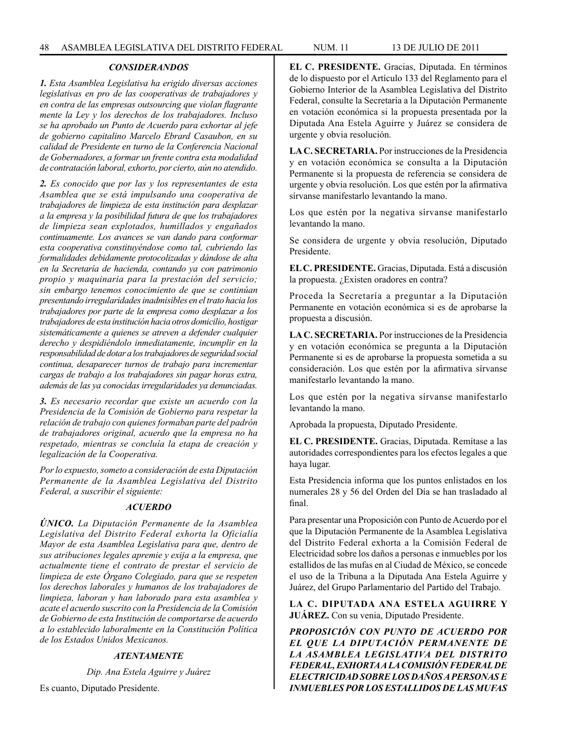### *CONSIDERANDOS*

***1.*** *Esta Asamblea Legislativa ha erigido diversas acciones legislativas en pro de las cooperativas de trabajadores y en contra de las empresas outsourcing que violan flagrante mente la Ley y los derechos de los trabajadores. Incluso se ha aprobado un Punto de Acuerdo para exhortar al jefe de gobierno capitalino Marcelo Ebrard Casaubon, en su calidad de Presidente en turno de la Conferencia Nacional de Gobernadores, a formar un frente contra esta modalidad de contratación laboral, exhorto, por cierto, aún no atendido.*

***2.*** *Es conocido que por las y los representantes de esta Asamblea que se está impulsando una cooperativa de trabajadores de limpieza de esta institución para desplazar a la empresa y la posibilidad futura de que los trabajadores de limpieza sean explotados, humillados y engañados continuamente. Los avances se van dando para conformar esta cooperativa constituyéndose como tal, cubriendo las formalidades debidamente protocolizadas y dándose de alta en la Secretaría de hacienda, contando ya con patrimonio propio y maquinaria para la prestación del servicio; sin embargo tenemos conocimiento de que se continúan presentando irregularidades inadmisibles en el trato hacia los trabajadores por parte de la empresa como desplazar a los trabajadores de esta institución hacia otros domicilio, hostigar sistemáticamente a quienes se atreven a defender cualquier derecho y despidiéndolo inmediatamente, incumplir en la responsabilidad de dotar a los trabajadores de seguridad social continua, desaparecer turnos de trabajo para incrementar cargas de trabajo a los trabajadores sin pagar horas extra, además de las ya conocidas irregularidades ya denunciadas.*

***3.*** *Es necesario recordar que existe un acuerdo con la Presidencia de la Comisión de Gobierno para respetar la relación de trabajo con quienes formaban parte del padrón de trabajadores original, acuerdo que la empresa no ha respetado, mientras se concluía la etapa de creación y legalización de la Cooperativa.*

*Por lo expuesto, someto a consideración de esta Diputación Permanente de la Asamblea Legislativa del Distrito Federal, a suscribir el siguiente:*

### *ACUERDO*

***ÚNICO.*** *La Diputación Permanente de la Asamblea Legislativa del Distrito Federal exhorta la Oficialía Mayor de esta Asamblea Legislativa para que, dentro de sus atribuciones legales apremie y exija a la empresa, que actualmente tiene el contrato de prestar el servicio de limpieza de este Órgano Colegiado, para que se respeten los derechos laborales y humanos de los trabajadores de limpieza, laboran y han laborado para esta asamblea y acate el acuerdo suscrito con la Presidencia de la Comisión de Gobierno de esta Institución de comportarse de acuerdo a lo establecido laboralmente en la Constitución Política de los Estados Unidos Mexicanos.*

***ATENTAMENTE***

*Dip. Ana Estela Aguirre y Juárez*

Es cuanto, Diputado Presidente.

**EL C. PRESIDENTE.** Gracias, Diputada. En términos de lo dispuesto por el Artículo 133 del Reglamento para el Gobierno Interior de la Asamblea Legislativa del Distrito Federal, consulte la Secretaría a la Diputación Permanente en votación económica si la propuesta presentada por la Diputada Ana Estela Aguirre y Juárez se considera de urgente y obvia resolución.

**LA C. SECRETARIA.** Por instrucciones de la Presidencia y en votación económica se consulta a la Diputación Permanente si la propuesta de referencia se considera de urgente y obvia resolución. Los que estén por la afirmativa sírvanse manifestarlo levantando la mano.

Los que estén por la negativa sírvanse manifestarlo levantando la mano.

Se considera de urgente y obvia resolución, Diputado Presidente.

**EL C. PRESIDENTE.** Gracias, Diputada. Está a discusión la propuesta. ¿Existen oradores en contra?

Proceda la Secretaría a preguntar a la Diputación Permanente en votación económica si es de aprobarse la propuesta a discusión.

**LA C. SECRETARIA.** Por instrucciones de la Presidencia y en votación económica se pregunta a la Diputación Permanente si es de aprobarse la propuesta sometida a su consideración. Los que estén por la afirmativa sírvanse manifestarlo levantando la mano.

Los que estén por la negativa sírvanse manifestarlo levantando la mano.

Aprobada la propuesta, Diputado Presidente.

**EL C. PRESIDENTE.** Gracias, Diputada. Remítase a las autoridades correspondientes para los efectos legales a que haya lugar.

Esta Presidencia informa que los puntos enlistados en los numerales 28 y 56 del Orden del Día se han trasladado al final.

Para presentar una Proposición con Punto de Acuerdo por el que la Diputación Permanente de la Asamblea Legislativa del Distrito Federal exhorta a la Comisión Federal de Electricidad sobre los daños a personas e inmuebles por los estallidos de las mufas en al Ciudad de México, se concede el uso de la Tribuna a la Diputada Ana Estela Aguirre y Juárez, del Grupo Parlamentario del Partido del Trabajo.

**LA C. DIPUTADA ANA ESTELA AGUIRRE Y JUÁREZ.** Con su venia, Diputado Presidente.

***PROPOSICIÓN CON PUNTO DE ACUERDO POR EL QUE LA DIPUTACIÓN PERMANENTE DE LA ASAMBLEA LEGISLATIVA DEL DISTRITO FEDERAL, EXHORTA A LA COMISIÓN FEDERAL DE ELECTRICIDAD SOBRE LOS DAÑOS A PERSONAS E INMUEBLES POR LOS ESTALLIDOS DE LAS MUFAS***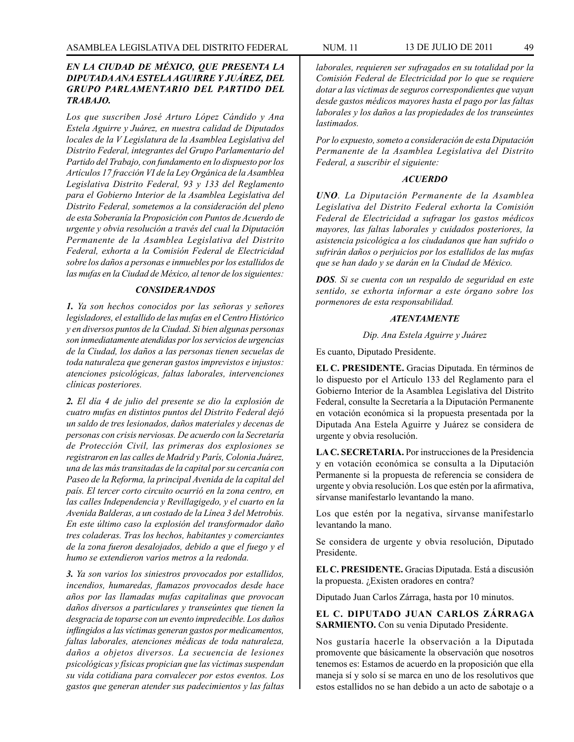***EN LA CIUDAD DE MÉXICO, QUE PRESENTA LA DIPUTADA ANA ESTELA AGUIRRE Y JUÁREZ, DEL GRUPO PARLAMENTARIO DEL PARTIDO DEL TRABAJO.***

*Los que suscriben José Arturo López Cándido y Ana Estela Aguirre y Juárez, en nuestra calidad de Diputados locales de la V Legislatura de la Asamblea Legislativa del Distrito Federal, integrantes del Grupo Parlamentario del Partido del Trabajo, con fundamento en lo dispuesto por los Artículos 17 fracción VI de la Ley Orgánica de la Asamblea Legislativa Distrito Federal, 93 y 133 del Reglamento para el Gobierno Interior de la Asamblea Legislativa del Distrito Federal, sometemos a la consideración del pleno de esta Soberanía la Proposición con Puntos de Acuerdo de urgente y obvia resolución a través del cual la Diputación Permanente de la Asamblea Legislativa del Distrito Federal, exhorta a la Comisión Federal de Electricidad sobre los daños a personas e inmuebles por los estallidos de las mufas en la Ciudad de México, al tenor de los siguientes:*

***CONSIDERANDOS***

***1.*** *Ya son hechos conocidos por las señoras y señores legisladores, el estallido de las mufas en el Centro Histórico y en diversos puntos de la Ciudad. Si bien algunas personas son inmediatamente atendidas por los servicios de urgencias de la Ciudad, los daños a las personas tienen secuelas de toda naturaleza que generan gastos imprevistos e injustos: atenciones psicológicas, faltas laborales, intervenciones clínicas posteriores.*

***2.*** *El día 4 de julio del presente se dio la explosión de cuatro mufas en distintos puntos del Distrito Federal dejó un saldo de tres lesionados, daños materiales y decenas de personas con crisis nerviosas. De acuerdo con la Secretaría de Protección Civil, las primeras dos explosiones se registraron en las calles de Madrid y París, Colonia Juárez, una de las más transitadas de la capital por su cercanía con Paseo de la Reforma, la principal Avenida de la capital del país. El tercer corto circuito ocurrió en la zona centro, en las calles Independencia y Revillagigedo, y el cuarto en la Avenida Balderas, a un costado de la Línea 3 del Metrobús. En este último caso la explosión del transformador daño tres coladeras. Tras los hechos, habitantes y comerciantes de la zona fueron desalojados, debido a que el fuego y el humo se extendieron varios metros a la redonda.*

***3.*** *Ya son varios los siniestros provocados por estallidos, incendios, humaredas, flamazos provocados desde hace años por las llamadas mufas capitalinas que provocan daños diversos a particulares y transeúntes que tienen la desgracia de toparse con un evento impredecible. Los daños inflingidos a las víctimas generan gastos por medicamentos, faltas laborales, atenciones médicas de toda naturaleza, daños a objetos diversos. La secuencia de lesiones psicológicas y físicas propician que las víctimas suspendan su vida cotidiana para convalecer por estos eventos. Los gastos que generan atender sus padecimientos y las faltas laborales, requieren ser sufragados en su totalidad por la Comisión Federal de Electricidad por lo que se requiere dotar a las víctimas de seguros correspondientes que vayan desde gastos médicos mayores hasta el pago por las faltas laborales y los daños a las propiedades de los transeúntes lastimados.*

*Por lo expuesto, someto a consideración de esta Diputación Permanente de la Asamblea Legislativa del Distrito Federal, a suscribir el siguiente:*

***ACUERDO***

***UNO****. La Diputación Permanente de la Asamblea Legislativa del Distrito Federal exhorta la Comisión Federal de Electricidad a sufragar los gastos médicos mayores, las faltas laborales y cuidados posteriores, la asistencia psicológica a los ciudadanos que han sufrido o sufrirán daños o perjuicios por los estallidos de las mufas que se han dado y se darán en la Ciudad de México.*

***DOS****. Si se cuenta con un respaldo de seguridad en este sentido, se exhorta informar a este órgano sobre los pormenores de esta responsabilidad.*

***ATENTAMENTE***

*Dip. Ana Estela Aguirre y Juárez*

Es cuanto, Diputado Presidente.

**EL C. PRESIDENTE.** Gracias Diputada. En términos de lo dispuesto por el Artículo 133 del Reglamento para el Gobierno Interior de la Asamblea Legislativa del Distrito Federal, consulte la Secretaría a la Diputación Permanente en votación económica si la propuesta presentada por la Diputada Ana Estela Aguirre y Juárez se considera de urgente y obvia resolución.

**LA C. SECRETARIA.** Por instrucciones de la Presidencia y en votación económica se consulta a la Diputación Permanente si la propuesta de referencia se considera de urgente y obvia resolución. Los que estén por la afirmativa, sírvanse manifestarlo levantando la mano.

Los que estén por la negativa, sírvanse manifestarlo levantando la mano.

Se considera de urgente y obvia resolución, Diputado Presidente.

**EL C. PRESIDENTE.** Gracias Diputada. Está a discusión la propuesta. ¿Existen oradores en contra?

Diputado Juan Carlos Zárraga, hasta por 10 minutos.

**EL C. DIPUTADO JUAN CARLOS ZÁRRAGA SARMIENTO.** Con su venia Diputado Presidente.

Nos gustaría hacerle la observación a la Diputada promovente que básicamente la observación que nosotros tenemos es: Estamos de acuerdo en la proposición que ella maneja sí y solo sí se marca en uno de los resolutivos que estos estallidos no se han debido a un acto de sabotaje o a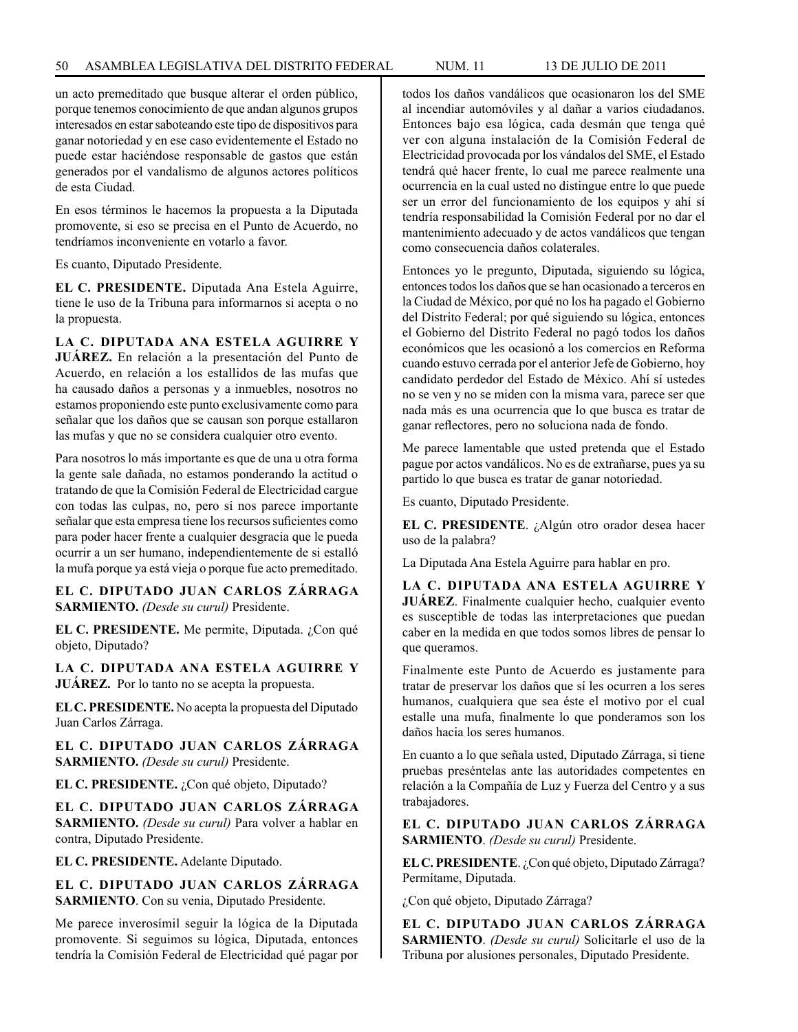un acto premeditado que busque alterar el orden público, porque tenemos conocimiento de que andan algunos grupos interesados en estar saboteando este tipo de dispositivos para ganar notoriedad y en ese caso evidentemente el Estado no puede estar haciéndose responsable de gastos que están generados por el vandalismo de algunos actores políticos de esta Ciudad.

En esos términos le hacemos la propuesta a la Diputada promovente, si eso se precisa en el Punto de Acuerdo, no tendríamos inconveniente en votarlo a favor.

Es cuanto, Diputado Presidente.

**EL C. PRESIDENTE.** Diputada Ana Estela Aguirre, tiene le uso de la Tribuna para informarnos si acepta o no la propuesta.

**LA C. DIPUTADA ANA ESTELA AGUIRRE Y JUÁREZ.** En relación a la presentación del Punto de Acuerdo, en relación a los estallidos de las mufas que ha causado daños a personas y a inmuebles, nosotros no estamos proponiendo este punto exclusivamente como para señalar que los daños que se causan son porque estallaron las mufas y que no se considera cualquier otro evento.

Para nosotros lo más importante es que de una u otra forma la gente sale dañada, no estamos ponderando la actitud o tratando de que la Comisión Federal de Electricidad cargue con todas las culpas, no, pero sí nos parece importante señalar que esta empresa tiene los recursos suficientes como para poder hacer frente a cualquier desgracia que le pueda ocurrir a un ser humano, independientemente de si estalló la mufa porque ya está vieja o porque fue acto premeditado.

**EL C. DIPUTADO JUAN CARLOS ZÁRRAGA SARMIENTO.** *(Desde su curul)* Presidente.

**EL C. PRESIDENTE.** Me permite, Diputada. ¿Con qué objeto, Diputado?

**LA C. DIPUTADA ANA ESTELA AGUIRRE Y JUÁREZ.** Por lo tanto no se acepta la propuesta.

**EL C. PRESIDENTE.** No acepta la propuesta del Diputado Juan Carlos Zárraga.

**EL C. DIPUTADO JUAN CARLOS ZÁRRAGA SARMIENTO.** *(Desde su curul)* Presidente.

**EL C. PRESIDENTE.** ¿Con qué objeto, Diputado?

**EL C. DIPUTADO JUAN CARLOS ZÁRRAGA SARMIENTO.** *(Desde su curul)* Para volver a hablar en contra, Diputado Presidente.

**EL C. PRESIDENTE.** Adelante Diputado.

**EL C. DIPUTADO JUAN CARLOS ZÁRRAGA SARMIENTO**. Con su venia, Diputado Presidente.

Me parece inverosímil seguir la lógica de la Diputada promovente. Si seguimos su lógica, Diputada, entonces tendría la Comisión Federal de Electricidad qué pagar por todos los daños vandálicos que ocasionaron los del SME al incendiar automóviles y al dañar a varios ciudadanos. Entonces bajo esa lógica, cada desmán que tenga qué ver con alguna instalación de la Comisión Federal de Electricidad provocada por los vándalos del SME, el Estado tendrá qué hacer frente, lo cual me parece realmente una ocurrencia en la cual usted no distingue entre lo que puede ser un error del funcionamiento de los equipos y ahí sí tendría responsabilidad la Comisión Federal por no dar el mantenimiento adecuado y de actos vandálicos que tengan como consecuencia daños colaterales.

Entonces yo le pregunto, Diputada, siguiendo su lógica, entonces todos los daños que se han ocasionado a terceros en la Ciudad de México, por qué no los ha pagado el Gobierno del Distrito Federal; por qué siguiendo su lógica, entonces el Gobierno del Distrito Federal no pagó todos los daños económicos que les ocasionó a los comercios en Reforma cuando estuvo cerrada por el anterior Jefe de Gobierno, hoy candidato perdedor del Estado de México. Ahí sí ustedes no se ven y no se miden con la misma vara, parece ser que nada más es una ocurrencia que lo que busca es tratar de ganar reflectores, pero no soluciona nada de fondo.

Me parece lamentable que usted pretenda que el Estado pague por actos vandálicos. No es de extrañarse, pues ya su partido lo que busca es tratar de ganar notoriedad.

Es cuanto, Diputado Presidente.

**EL C. PRESIDENTE**. ¿Algún otro orador desea hacer uso de la palabra?

La Diputada Ana Estela Aguirre para hablar en pro.

**LA C. DIPUTADA ANA ESTELA AGUIRRE Y JUÁREZ**. Finalmente cualquier hecho, cualquier evento es susceptible de todas las interpretaciones que puedan caber en la medida en que todos somos libres de pensar lo que queramos.

Finalmente este Punto de Acuerdo es justamente para tratar de preservar los daños que sí les ocurren a los seres humanos, cualquiera que sea éste el motivo por el cual estalle una mufa, finalmente lo que ponderamos son los daños hacia los seres humanos.

En cuanto a lo que señala usted, Diputado Zárraga, si tiene pruebas preséntelas ante las autoridades competentes en relación a la Compañía de Luz y Fuerza del Centro y a sus trabajadores.

**EL C. DIPUTADO JUAN CARLOS ZÁRRAGA SARMIENTO**. *(Desde su curul)* Presidente.

**EL C. PRESIDENTE**. ¿Con qué objeto, Diputado Zárraga? Permítame, Diputada.

¿Con qué objeto, Diputado Zárraga?

**EL C. DIPUTADO JUAN CARLOS ZÁRRAGA SARMIENTO**. *(Desde su curul)* Solicitarle el uso de la Tribuna por alusiones personales, Diputado Presidente.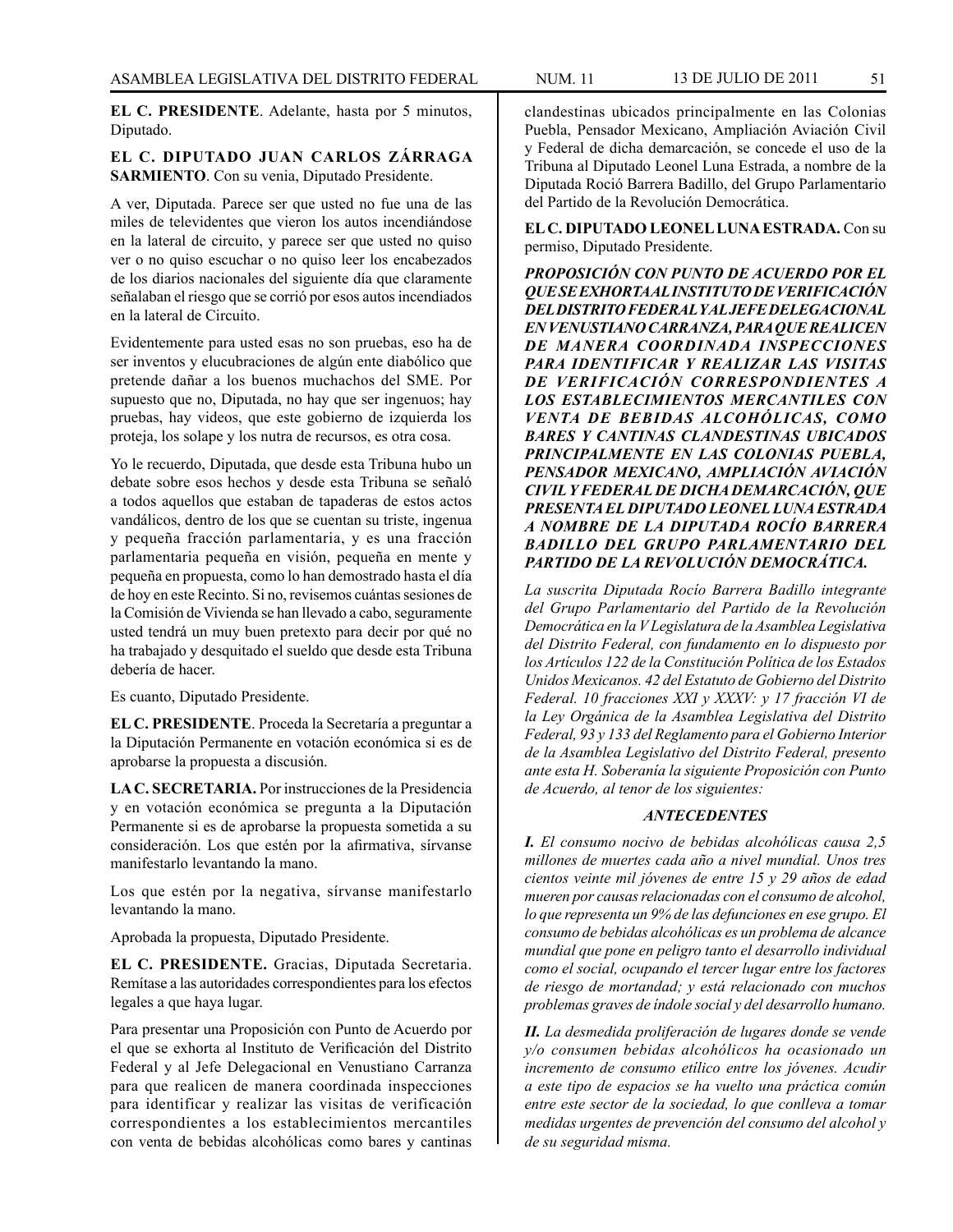**EL C. PRESIDENTE**. Adelante, hasta por 5 minutos, Diputado.

**EL C. DIPUTADO JUAN CARLOS ZÁRRAGA SARMIENTO**. Con su venia, Diputado Presidente.

A ver, Diputada. Parece ser que usted no fue una de las miles de televidentes que vieron los autos incendiándose en la lateral de circuito, y parece ser que usted no quiso ver o no quiso escuchar o no quiso leer los encabezados de los diarios nacionales del siguiente día que claramente señalaban el riesgo que se corrió por esos autos incendiados en la lateral de Circuito.

Evidentemente para usted esas no son pruebas, eso ha de ser inventos y elucubraciones de algún ente diabólico que pretende dañar a los buenos muchachos del SME. Por supuesto que no, Diputada, no hay que ser ingenuos; hay pruebas, hay videos, que este gobierno de izquierda los proteja, los solape y los nutra de recursos, es otra cosa.

Yo le recuerdo, Diputada, que desde esta Tribuna hubo un debate sobre esos hechos y desde esta Tribuna se señaló a todos aquellos que estaban de tapaderas de estos actos vandálicos, dentro de los que se cuentan su triste, ingenua y pequeña fracción parlamentaria, y es una fracción parlamentaria pequeña en visión, pequeña en mente y pequeña en propuesta, como lo han demostrado hasta el día de hoy en este Recinto. Si no, revisemos cuántas sesiones de la Comisión de Vivienda se han llevado a cabo, seguramente usted tendrá un muy buen pretexto para decir por qué no ha trabajado y desquitado el sueldo que desde esta Tribuna debería de hacer.

Es cuanto, Diputado Presidente.

**EL C. PRESIDENTE**. Proceda la Secretaría a preguntar a la Diputación Permanente en votación económica si es de aprobarse la propuesta a discusión.

**LA C. SECRETARIA.** Por instrucciones de la Presidencia y en votación económica se pregunta a la Diputación Permanente si es de aprobarse la propuesta sometida a su consideración. Los que estén por la afirmativa, sírvanse manifestarlo levantando la mano.

Los que estén por la negativa, sírvanse manifestarlo levantando la mano.

Aprobada la propuesta, Diputado Presidente.

**EL C. PRESIDENTE.** Gracias, Diputada Secretaria. Remítase a las autoridades correspondientes para los efectos legales a que haya lugar.

Para presentar una Proposición con Punto de Acuerdo por el que se exhorta al Instituto de Verificación del Distrito Federal y al Jefe Delegacional en Venustiano Carranza para que realicen de manera coordinada inspecciones para identificar y realizar las visitas de verificación correspondientes a los establecimientos mercantiles con venta de bebidas alcohólicas como bares y cantinas clandestinas ubicados principalmente en las Colonias Puebla, Pensador Mexicano, Ampliación Aviación Civil y Federal de dicha demarcación, se concede el uso de la Tribuna al Diputado Leonel Luna Estrada, a nombre de la Diputada Roció Barrera Badillo, del Grupo Parlamentario del Partido de la Revolución Democrática.

**EL C. DIPUTADO LEONEL LUNA ESTRADA.** Con su permiso, Diputado Presidente.

***PROPOSICIÓN CON PUNTO DE ACUERDO POR EL QUE SE EXHORTA AL INSTITUTO DE VERIFICACIÓN DEL DISTRITO FEDERAL Y AL JEFE DELEGACIONAL EN VENUSTIANO CARRANZA, PARA QUE REALICEN DE MANERA COORDINADA INSPECCIONES PARA IDENTIFICAR Y REALIZAR LAS VISITAS DE VERIFICACIÓN CORRESPONDIENTES A LOS ESTABLECIMIENTOS MERCANTILES CON VENTA DE BEBIDAS ALCOHÓLICAS, COMO BARES Y CANTINAS CLANDESTINAS UBICADOS PRINCIPALMENTE EN LAS COLONIAS PUEBLA, PENSADOR MEXICANO, AMPLIACIÓN AVIACIÓN CIVIL Y FEDERAL DE DICHA DEMARCACIÓN, QUE PRESENTA EL DIPUTADO LEONEL LUNA ESTRADA A NOMBRE DE LA DIPUTADA ROCÍO BARRERA BADILLO DEL GRUPO PARLAMENTARIO DEL PARTIDO DE LA REVOLUCIÓN DEMOCRÁTICA.***

*La suscrita Diputada Rocío Barrera Badillo integrante del Grupo Parlamentario del Partido de la Revolución Democrática en la V Legislatura de la Asamblea Legislativa del Distrito Federal, con fundamento en lo dispuesto por los Artículos 122 de la Constitución Política de los Estados Unidos Mexicanos. 42 del Estatuto de Gobierno del Distrito Federal. 10 fracciones XXI y XXXV: y 17 fracción VI de la Ley Orgánica de la Asamblea Legislativa del Distrito Federal, 93 y 133 del Reglamento para el Gobierno Interior de la Asamblea Legislativo del Distrito Federal, presento ante esta H. Soberanía la siguiente Proposición con Punto de Acuerdo, al tenor de los siguientes:*

***ANTECEDENTES***

***I.*** *El consumo nocivo de bebidas alcohólicas causa 2,5 millones de muertes cada año a nivel mundial. Unos tres cientos veinte mil jóvenes de entre 15 y 29 años de edad mueren por causas relacionadas con el consumo de alcohol, lo que representa un 9% de las defunciones en ese grupo. El consumo de bebidas alcohólicas es un problema de alcance mundial que pone en peligro tanto el desarrollo individual como el social, ocupando el tercer lugar entre los factores de riesgo de mortandad; y está relacionado con muchos problemas graves de índole social y del desarrollo humano.*

***II.*** *La desmedida proliferación de lugares donde se vende y/o consumen bebidas alcohólicos ha ocasionado un incremento de consumo etílico entre los jóvenes. Acudir a este tipo de espacios se ha vuelto una práctica común entre este sector de la sociedad, lo que conlleva a tomar medidas urgentes de prevención del consumo del alcohol y de su seguridad misma.*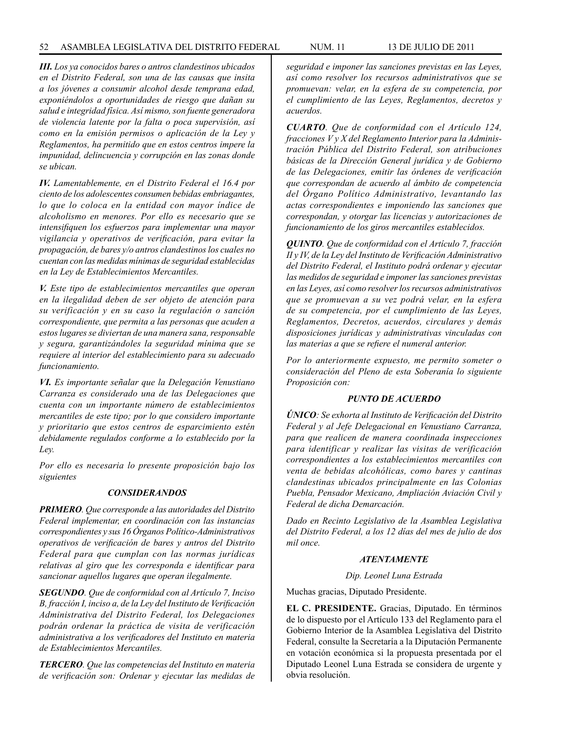***III.*** *Los ya conocidos bares o antros clandestinos ubicados en el Distrito Federal, son una de las causas que insita a los jóvenes a consumir alcohol desde temprana edad, exponiéndolos a oportunidades de riesgo que dañan su salud e integridad física. Así mismo, son fuente generadora de violencia latente por la falta o poca supervisión, así como en la emisión permisos o aplicación de la Ley y Reglamentos, ha permitido que en estos centros impere la impunidad, delincuencia y corrupción en las zonas donde se ubican.*

***IV.*** *Lamentablemente, en el Distrito Federal el 16.4 por ciento de los adolescentes consumen bebidas embriagantes, lo que lo coloca en la entidad con mayor índice de alcoholismo en menores. Por ello es necesario que se intensifiquen los esfuerzos para implementar una mayor vigilancia y operativos de verificación, para evitar la propagación, de bares y/o antros clandestinos los cuales no cuentan con las medidas mínimas de seguridad establecidas en la Ley de Establecimientos Mercantiles.*

***V.*** *Este tipo de establecimientos mercantiles que operan en la ilegalidad deben de ser objeto de atención para su verificación y en su caso la regulación o sanción correspondiente, que permita a las personas que acuden a estos lugares se diviertan de una manera sana, responsable y segura, garantizándoles la seguridad mínima que se requiere al interior del establecimiento para su adecuado funcionamiento.*

***VI.*** *Es importante señalar que la Delegación Venustiano Carranza es considerado una de las Delegaciones que cuenta con un importante número de establecimientos mercantiles de este tipo; por lo que considero importante y prioritario que estos centros de esparcimiento estén debidamente regulados conforme a lo establecido por la Ley.*

*Por ello es necesaria lo presente proposición bajo los siguientes*

***CONSIDERANDOS***

***PRIMERO****. Que corresponde a las autoridades del Distrito Federal implementar, en coordinación con las instancias correspondientes y sus 16 Órganos Político-Administrativos operativos de verificación de bares y antros del Distrito Federal para que cumplan con las normas jurídicas relativas al giro que les corresponda e identificar para sancionar aquellos lugares que operan ilegalmente.*

***SEGUNDO****. Que de conformidad con al Artículo 7, Inciso B, fracción I, inciso a, de la Ley del Instituto de Verificación Administrativa del Distrito Federal, los Delegaciones podrán ordenar la práctica de visita de verificación administrativa a los verificadores del Instituto en materia de Establecimientos Mercantiles.*

***TERCERO****. Que las competencias del Instituto en materia de verificación son: Ordenar y ejecutar las medidas de seguridad e imponer las sanciones previstas en las Leyes, así como resolver los recursos administrativos que se promuevan: velar, en la esfera de su competencia, por el cumplimiento de las Leyes, Reglamentos, decretos y acuerdos.*

***CUARTO****. Que de conformidad con el Artículo 124, fracciones V y X del Reglamento Interior para la Administración Pública del Distrito Federal, son atribuciones básicas de la Dirección General jurídica y de Gobierno de las Delegaciones, emitir las órdenes de verificación que correspondan de acuerdo al ámbito de competencia del Órgano Político Administrativo, levantando las actas correspondientes e imponiendo las sanciones que correspondan, y otorgar las licencias y autorizaciones de funcionamiento de los giros mercantiles establecidos.*

***QUINTO****. Que de conformidad con el Artículo 7, fracción II y IV, de la Ley del Instituto de Verificación Administrativo del Distrito Federal, el Instituto podrá ordenar y ejecutar las medidos de seguridad e imponer las sanciones previstas en las Leyes, así como resolver los recursos administrativos que se promuevan a su vez podrá velar, en la esfera de su competencia, por el cumplimiento de las Leyes, Reglamentos, Decretos, acuerdos, circulares y demás disposiciones jurídicas y administrativas vinculadas con las materias a que se refiere el numeral anterior.*

*Por lo anteriormente expuesto, me permito someter o consideración del Pleno de esta Soberanía lo siguiente Proposición con:*

***PUNTO DE ACUERDO***

***ÚNICO****: Se exhorta al Instituto de Verificación del Distrito Federal y al Jefe Delegacional en Venustiano Carranza, para que realicen de manera coordinada inspecciones para identificar y realizar las visitas de verificación correspondientes a los establecimientos mercantiles con venta de bebidas alcohólicas, como bares y cantinas clandestinas ubicados principalmente en las Colonias Puebla, Pensador Mexicano, Ampliación Aviación Civil y Federal de dicha Demarcación.*

*Dado en Recinto Legislativo de la Asamblea Legislativa del Distrito Federal, a los 12 días del mes de julio de dos mil once.*

***ATENTAMENTE***

*Dip. Leonel Luna Estrada*

Muchas gracias, Diputado Presidente.

**EL C. PRESIDENTE.** Gracias, Diputado. En términos de lo dispuesto por el Artículo 133 del Reglamento para el Gobierno Interior de la Asamblea Legislativa del Distrito Federal, consulte la Secretaría a la Diputación Permanente en votación económica si la propuesta presentada por el Diputado Leonel Luna Estrada se considera de urgente y obvia resolución.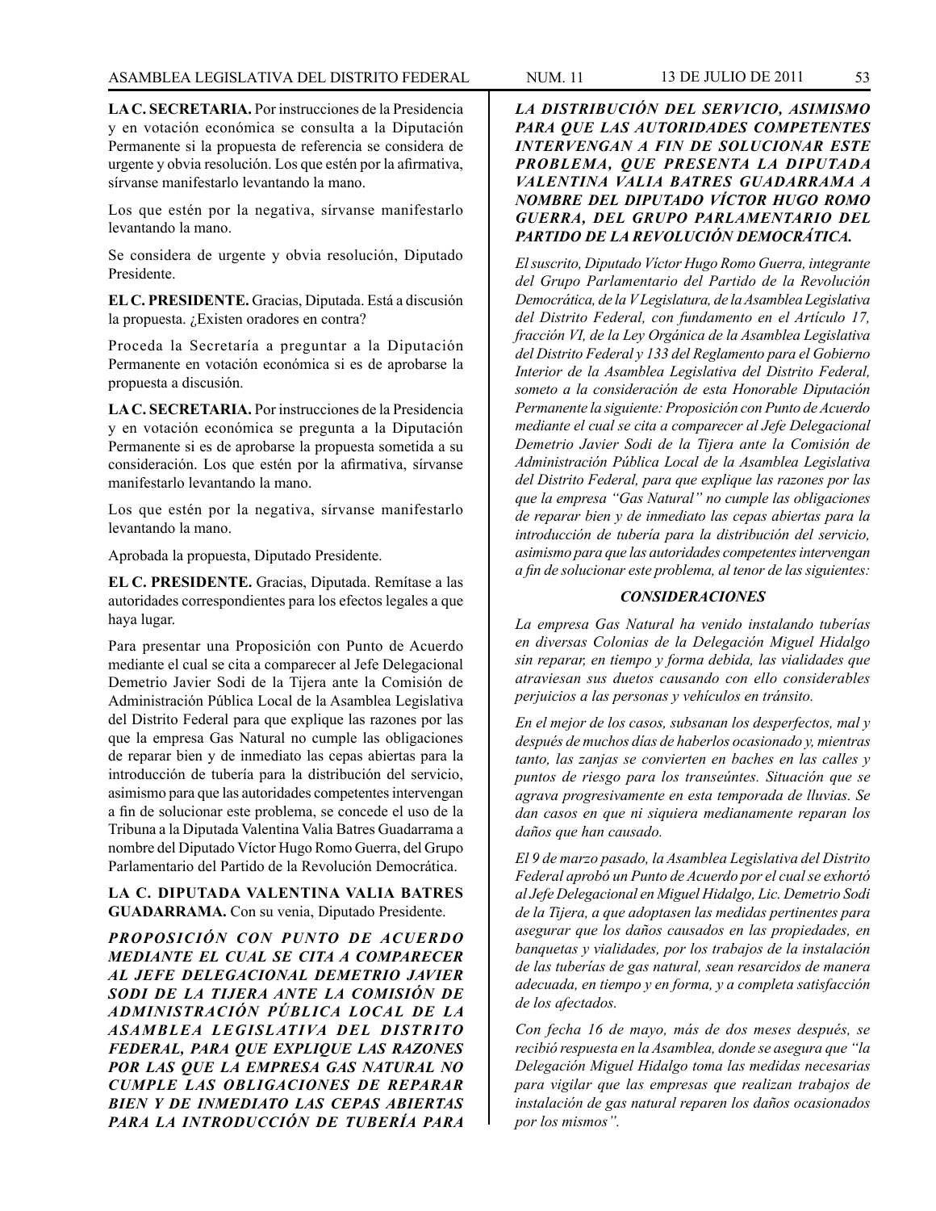**LA C. SECRETARIA.** Por instrucciones de la Presidencia y en votación económica se consulta a la Diputación Permanente si la propuesta de referencia se considera de urgente y obvia resolución. Los que estén por la afirmativa, sírvanse manifestarlo levantando la mano.

Los que estén por la negativa, sírvanse manifestarlo levantando la mano.

Se considera de urgente y obvia resolución, Diputado Presidente.

**EL C. PRESIDENTE.** Gracias, Diputada. Está a discusión la propuesta. ¿Existen oradores en contra?

Proceda la Secretaría a preguntar a la Diputación Permanente en votación económica si es de aprobarse la propuesta a discusión.

**LA C. SECRETARIA.** Por instrucciones de la Presidencia y en votación económica se pregunta a la Diputación Permanente si es de aprobarse la propuesta sometida a su consideración. Los que estén por la afirmativa, sírvanse manifestarlo levantando la mano.

Los que estén por la negativa, sírvanse manifestarlo levantando la mano.

Aprobada la propuesta, Diputado Presidente.

**EL C. PRESIDENTE.** Gracias, Diputada. Remítase a las autoridades correspondientes para los efectos legales a que haya lugar.

Para presentar una Proposición con Punto de Acuerdo mediante el cual se cita a comparecer al Jefe Delegacional Demetrio Javier Sodi de la Tijera ante la Comisión de Administración Pública Local de la Asamblea Legislativa del Distrito Federal para que explique las razones por las que la empresa Gas Natural no cumple las obligaciones de reparar bien y de inmediato las cepas abiertas para la introducción de tubería para la distribución del servicio, asimismo para que las autoridades competentes intervengan a fin de solucionar este problema, se concede el uso de la Tribuna a la Diputada Valentina Valia Batres Guadarrama a nombre del Diputado Víctor Hugo Romo Guerra, del Grupo Parlamentario del Partido de la Revolución Democrática.

**LA C. DIPUTADA VALENTINA VALIA BATRES GUADARRAMA.** Con su venia, Diputado Presidente.

***PROPOSICIÓN CON PUNTO DE ACUERDO MEDIANTE EL CUAL SE CITA A COMPARECER AL JEFE DELEGACIONAL DEMETRIO JAVIER SODI DE LA TIJERA ANTE LA COMISIÓN DE ADMINISTRACIÓN PÚBLICA LOCAL DE LA ASAMBLEA LEGISLATIVA DEL DISTRITO FEDERAL, PARA QUE EXPLIQUE LAS RAZONES POR LAS QUE LA EMPRESA GAS NATURAL NO CUMPLE LAS OBLIGACIONES DE REPARAR BIEN Y DE INMEDIATO LAS CEPAS ABIERTAS PARA LA INTRODUCCIÓN DE TUBERÍA PARA LA DISTRIBUCIÓN DEL SERVICIO, ASIMISMO PARA QUE LAS AUTORIDADES COMPETENTES INTERVENGAN A FIN DE SOLUCIONAR ESTE PROBLEMA, QUE PRESENTA LA DIPUTADA VALENTINA VALIA BATRES GUADARRAMA A NOMBRE DEL DIPUTADO VÍCTOR HUGO ROMO GUERRA, DEL GRUPO PARLAMENTARIO DEL PARTIDO DE LA REVOLUCIÓN DEMOCRÁTICA.***

*El suscrito, Diputado Víctor Hugo Romo Guerra, integrante del Grupo Parlamentario del Partido de la Revolución Democrática, de la V Legislatura, de la Asamblea Legislativa del Distrito Federal, con fundamento en el Artículo 17, fracción VI, de la Ley Orgánica de la Asamblea Legislativa del Distrito Federal y 133 del Reglamento para el Gobierno Interior de la Asamblea Legislativa del Distrito Federal, someto a la consideración de esta Honorable Diputación Permanente la siguiente: Proposición con Punto de Acuerdo mediante el cual se cita a comparecer al Jefe Delegacional Demetrio Javier Sodi de la Tijera ante la Comisión de Administración Pública Local de la Asamblea Legislativa del Distrito Federal, para que explique las razones por las que la empresa "Gas Natural" no cumple las obligaciones de reparar bien y de inmediato las cepas abiertas para la introducción de tubería para la distribución del servicio, asimismo para que las autoridades competentes intervengan a fin de solucionar este problema, al tenor de las siguientes:*

***CONSIDERACIONES***

*La empresa Gas Natural ha venido instalando tuberías en diversas Colonias de la Delegación Miguel Hidalgo sin reparar, en tiempo y forma debida, las vialidades que atraviesan sus duetos causando con ello considerables perjuicios a las personas y vehículos en tránsito.*

*En el mejor de los casos, subsanan los desperfectos, mal y después de muchos días de haberlos ocasionado y, mientras tanto, las zanjas se convierten en baches en las calles y puntos de riesgo para los transeúntes. Situación que se agrava progresivamente en esta temporada de lluvias. Se dan casos en que ni siquiera medianamente reparan los daños que han causado.*

*El 9 de marzo pasado, la Asamblea Legislativa del Distrito Federal aprobó un Punto de Acuerdo por el cual se exhortó al Jefe Delegacional en Miguel Hidalgo, Lic. Demetrio Sodi de la Tijera, a que adoptasen las medidas pertinentes para asegurar que los daños causados en las propiedades, en banquetas y vialidades, por los trabajos de la instalación de las tuberías de gas natural, sean resarcidos de manera adecuada, en tiempo y en forma, y a completa satisfacción de los afectados.*

*Con fecha 16 de mayo, más de dos meses después, se recibió respuesta en la Asamblea, donde se asegura que "la Delegación Miguel Hidalgo toma las medidas necesarias para vigilar que las empresas que realizan trabajos de instalación de gas natural reparen los daños ocasionados por los mismos".*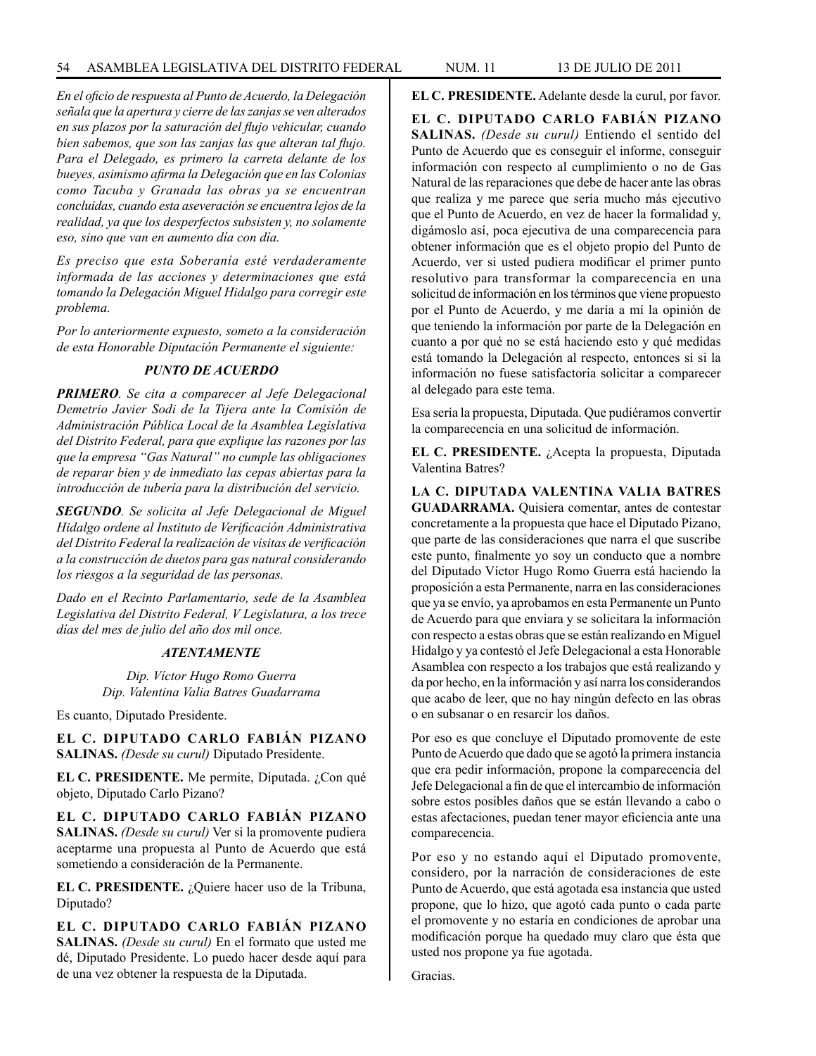*En el oficio de respuesta al Punto de Acuerdo, la Delegación señala que la apertura y cierre de las zanjas se ven alterados en sus plazos por la saturación del flujo vehicular, cuando bien sabemos, que son las zanjas las que alteran tal flujo. Para el Delegado, es primero la carreta delante de los bueyes, asimismo afirma la Delegación que en las Colonias como Tacuba y Granada las obras ya se encuentran concluidas, cuando esta aseveración se encuentra lejos de la realidad, ya que los desperfectos subsisten y, no solamente eso, sino que van en aumento día con día.*

*Es preciso que esta Soberanía esté verdaderamente informada de las acciones y determinaciones que está tomando la Delegación Miguel Hidalgo para corregir este problema.*

*Por lo anteriormente expuesto, someto a la consideración de esta Honorable Diputación Permanente el siguiente:*

***PUNTO DE ACUERDO***

***PRIMERO****. Se cita a comparecer al Jefe Delegacional Demetrio Javier Sodi de la Tijera ante la Comisión de Administración Pública Local de la Asamblea Legislativa del Distrito Federal, para que explique las razones por las que la empresa "Gas Natural" no cumple las obligaciones de reparar bien y de inmediato las cepas abiertas para la introducción de tubería para la distribución del servicio.*

***SEGUNDO****. Se solicita al Jefe Delegacional de Miguel Hidalgo ordene al Instituto de Verificación Administrativa del Distrito Federal la realización de visitas de verificación a la construcción de duetos para gas natural considerando los riesgos a la seguridad de las personas.*

*Dado en el Recinto Parlamentario, sede de la Asamblea Legislativa del Distrito Federal, V Legislatura, a los trece días del mes de julio del año dos mil once.*

***ATENTAMENTE***

*Dip. Víctor Hugo Romo Guerra*
*Dip. Valentina Valia Batres Guadarrama*

Es cuanto, Diputado Presidente.

**EL C. DIPUTADO CARLO FABIÁN PIZANO SALINAS.** *(Desde su curul)* Diputado Presidente.

**EL C. PRESIDENTE.** Me permite, Diputada. ¿Con qué objeto, Diputado Carlo Pizano?

**EL C. DIPUTADO CARLO FABIÁN PIZANO SALINAS.** *(Desde su curul)* Ver si la promovente pudiera aceptarme una propuesta al Punto de Acuerdo que está sometiendo a consideración de la Permanente.

**EL C. PRESIDENTE.** ¿Quiere hacer uso de la Tribuna, Diputado?

**EL C. DIPUTADO CARLO FABIÁN PIZANO SALINAS.** *(Desde su curul)* En el formato que usted me dé, Diputado Presidente. Lo puedo hacer desde aquí para de una vez obtener la respuesta de la Diputada.

**EL C. PRESIDENTE.** Adelante desde la curul, por favor.

**EL C. DIPUTADO CARLO FABIÁN PIZANO SALINAS.** *(Desde su curul)* Entiendo el sentido del Punto de Acuerdo que es conseguir el informe, conseguir información con respecto al cumplimiento o no de Gas Natural de las reparaciones que debe de hacer ante las obras que realiza y me parece que sería mucho más ejecutivo que el Punto de Acuerdo, en vez de hacer la formalidad y, digámoslo así, poca ejecutiva de una comparecencia para obtener información que es el objeto propio del Punto de Acuerdo, ver si usted pudiera modificar el primer punto resolutivo para transformar la comparecencia en una solicitud de información en los términos que viene propuesto por el Punto de Acuerdo, y me daría a mí la opinión de que teniendo la información por parte de la Delegación en cuanto a por qué no se está haciendo esto y qué medidas está tomando la Delegación al respecto, entonces sí si la información no fuese satisfactoria solicitar a comparecer al delegado para este tema.

Esa sería la propuesta, Diputada. Que pudiéramos convertir la comparecencia en una solicitud de información.

**EL C. PRESIDENTE.** ¿Acepta la propuesta, Diputada Valentina Batres?

**LA C. DIPUTADA VALENTINA VALIA BATRES GUADARRAMA.** Quisiera comentar, antes de contestar concretamente a la propuesta que hace el Diputado Pizano, que parte de las consideraciones que narra el que suscribe este punto, finalmente yo soy un conducto que a nombre del Diputado Víctor Hugo Romo Guerra está haciendo la proposición a esta Permanente, narra en las consideraciones que ya se envío, ya aprobamos en esta Permanente un Punto de Acuerdo para que enviara y se solicitara la información con respecto a estas obras que se están realizando en Miguel Hidalgo y ya contestó el Jefe Delegacional a esta Honorable Asamblea con respecto a los trabajos que está realizando y da por hecho, en la información y así narra los considerandos que acabo de leer, que no hay ningún defecto en las obras o en subsanar o en resarcir los daños.

Por eso es que concluye el Diputado promovente de este Punto de Acuerdo que dado que se agotó la primera instancia que era pedir información, propone la comparecencia del Jefe Delegacional a fin de que el intercambio de información sobre estos posibles daños que se están llevando a cabo o estas afectaciones, puedan tener mayor eficiencia ante una comparecencia.

Por eso y no estando aquí el Diputado promovente, considero, por la narración de consideraciones de este Punto de Acuerdo, que está agotada esa instancia que usted propone, que lo hizo, que agotó cada punto o cada parte el promovente y no estaría en condiciones de aprobar una modificación porque ha quedado muy claro que ésta que usted nos propone ya fue agotada.

Gracias.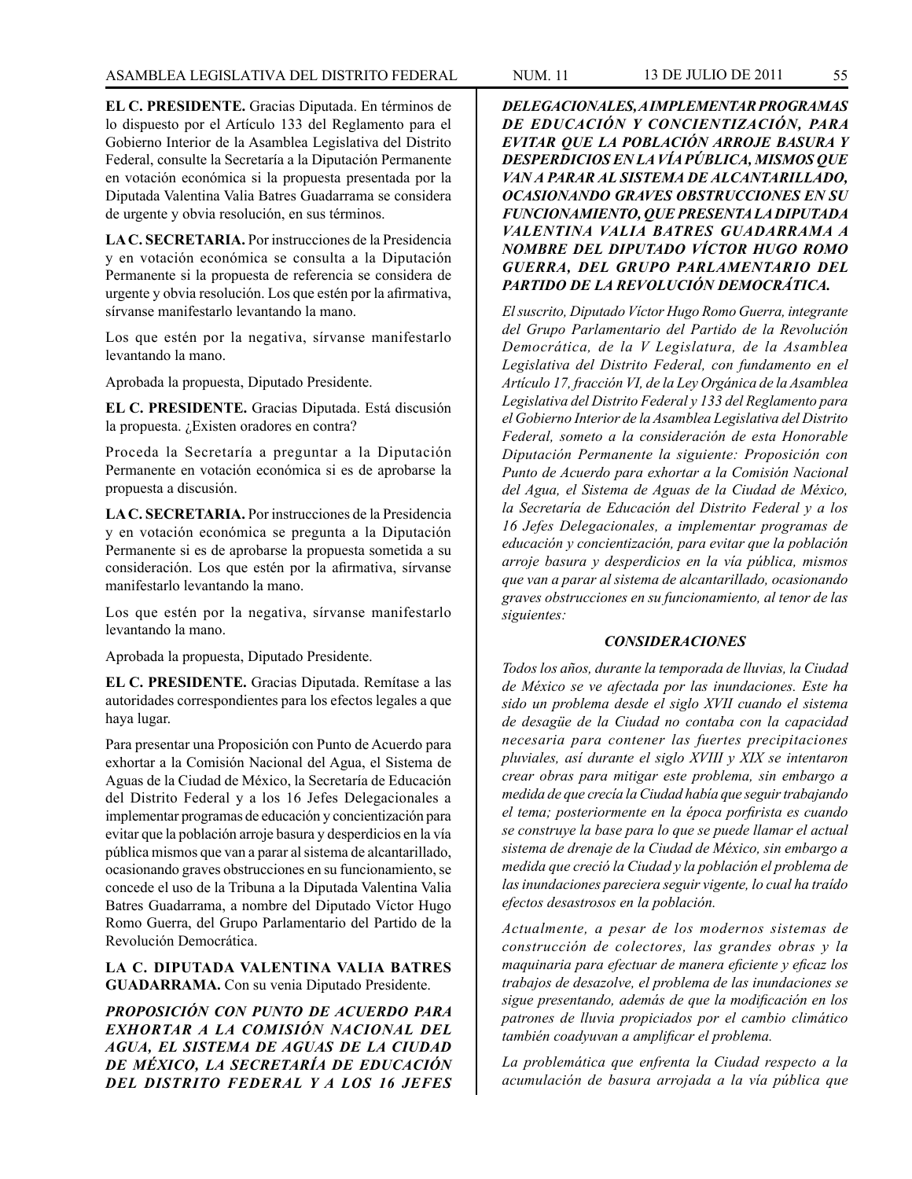**EL C. PRESIDENTE.** Gracias Diputada. En términos de lo dispuesto por el Artículo 133 del Reglamento para el Gobierno Interior de la Asamblea Legislativa del Distrito Federal, consulte la Secretaría a la Diputación Permanente en votación económica si la propuesta presentada por la Diputada Valentina Valia Batres Guadarrama se considera de urgente y obvia resolución, en sus términos.

**LA C. SECRETARIA.** Por instrucciones de la Presidencia y en votación económica se consulta a la Diputación Permanente si la propuesta de referencia se considera de urgente y obvia resolución. Los que estén por la afirmativa, sírvanse manifestarlo levantando la mano.

Los que estén por la negativa, sírvanse manifestarlo levantando la mano.

Aprobada la propuesta, Diputado Presidente.

**EL C. PRESIDENTE.** Gracias Diputada. Está discusión la propuesta. ¿Existen oradores en contra?

Proceda la Secretaría a preguntar a la Diputación Permanente en votación económica si es de aprobarse la propuesta a discusión.

**LA C. SECRETARIA.** Por instrucciones de la Presidencia y en votación económica se pregunta a la Diputación Permanente si es de aprobarse la propuesta sometida a su consideración. Los que estén por la afirmativa, sírvanse manifestarlo levantando la mano.

Los que estén por la negativa, sírvanse manifestarlo levantando la mano.

Aprobada la propuesta, Diputado Presidente.

**EL C. PRESIDENTE.** Gracias Diputada. Remítase a las autoridades correspondientes para los efectos legales a que haya lugar.

Para presentar una Proposición con Punto de Acuerdo para exhortar a la Comisión Nacional del Agua, el Sistema de Aguas de la Ciudad de México, la Secretaría de Educación del Distrito Federal y a los 16 Jefes Delegacionales a implementar programas de educación y concientización para evitar que la población arroje basura y desperdicios en la vía pública mismos que van a parar al sistema de alcantarillado, ocasionando graves obstrucciones en su funcionamiento, se concede el uso de la Tribuna a la Diputada Valentina Valia Batres Guadarrama, a nombre del Diputado Víctor Hugo Romo Guerra, del Grupo Parlamentario del Partido de la Revolución Democrática.

**LA C. DIPUTADA VALENTINA VALIA BATRES GUADARRAMA.** Con su venia Diputado Presidente.

***PROPOSICIÓN CON PUNTO DE ACUERDO PARA EXHORTAR A LA COMISIÓN NACIONAL DEL AGUA, EL SISTEMA DE AGUAS DE LA CIUDAD DE MÉXICO, LA SECRETARÍA DE EDUCACIÓN DEL DISTRITO FEDERAL Y A LOS 16 JEFES DELEGACIONALES, A IMPLEMENTAR PROGRAMAS DE EDUCACIÓN Y CONCIENTIZACIÓN, PARA EVITAR QUE LA POBLACIÓN ARROJE BASURA Y DESPERDICIOS EN LA VÍA PÚBLICA, MISMOS QUE VAN A PARAR AL SISTEMA DE ALCANTARILLADO, OCASIONANDO GRAVES OBSTRUCCIONES EN SU FUNCIONAMIENTO, QUE PRESENTA LA DIPUTADA VALENTINA VALIA BATRES GUADARRAMA A NOMBRE DEL DIPUTADO VÍCTOR HUGO ROMO GUERRA, DEL GRUPO PARLAMENTARIO DEL PARTIDO DE LA REVOLUCIÓN DEMOCRÁTICA.***

*El suscrito, Diputado Víctor Hugo Romo Guerra, integrante del Grupo Parlamentario del Partido de la Revolución Democrática, de la V Legislatura, de la Asamblea Legislativa del Distrito Federal, con fundamento en el Artículo 17, fracción VI, de la Ley Orgánica de la Asamblea Legislativa del Distrito Federal y 133 del Reglamento para el Gobierno Interior de la Asamblea Legislativa del Distrito Federal, someto a la consideración de esta Honorable Diputación Permanente la siguiente: Proposición con Punto de Acuerdo para exhortar a la Comisión Nacional del Agua, el Sistema de Aguas de la Ciudad de México, la Secretaría de Educación del Distrito Federal y a los 16 Jefes Delegacionales, a implementar programas de educación y concientización, para evitar que la población arroje basura y desperdicios en la vía pública, mismos que van a parar al sistema de alcantarillado, ocasionando graves obstrucciones en su funcionamiento, al tenor de las siguientes:*

***CONSIDERACIONES***

*Todos los años, durante la temporada de lluvias, la Ciudad de México se ve afectada por las inundaciones. Este ha sido un problema desde el siglo XVII cuando el sistema de desagüe de la Ciudad no contaba con la capacidad necesaria para contener las fuertes precipitaciones pluviales, así durante el siglo XVIII y XIX se intentaron crear obras para mitigar este problema, sin embargo a medida de que crecía la Ciudad había que seguir trabajando el tema; posteriormente en la época porfirista es cuando se construye la base para lo que se puede llamar el actual sistema de drenaje de la Ciudad de México, sin embargo a medida que creció la Ciudad y la población el problema de las inundaciones pareciera seguir vigente, lo cual ha traído efectos desastrosos en la población.*

*Actualmente, a pesar de los modernos sistemas de construcción de colectores, las grandes obras y la maquinaria para efectuar de manera eficiente y eficaz los trabajos de desazolve, el problema de las inundaciones se sigue presentando, además de que la modificación en los patrones de lluvia propiciados por el cambio climático también coadyuvan a amplificar el problema.*

*La problemática que enfrenta la Ciudad respecto a la acumulación de basura arrojada a la vía pública que*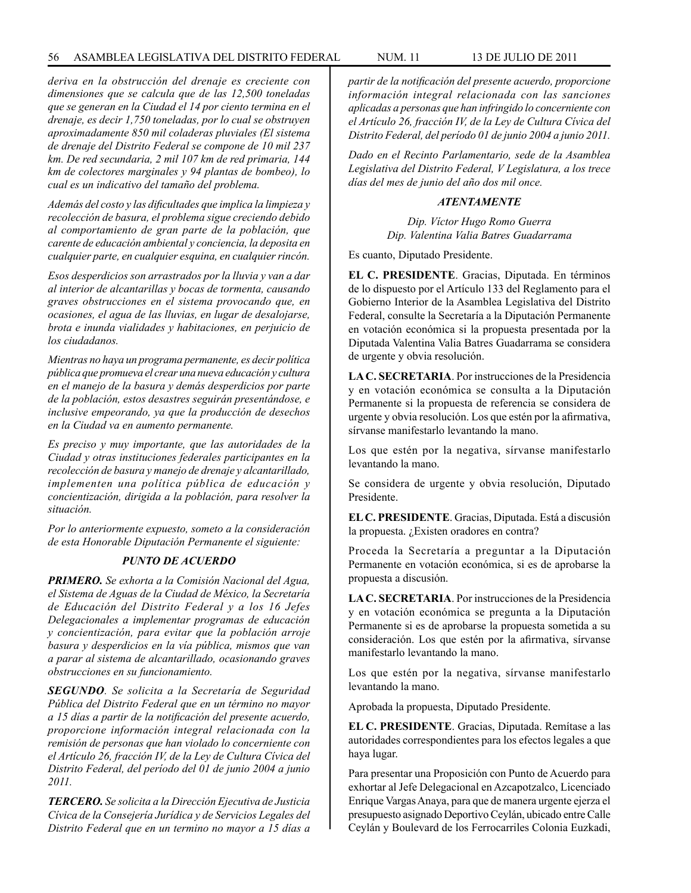*deriva en la obstrucción del drenaje es creciente con dimensiones que se calcula que de las 12,500 toneladas que se generan en la Ciudad el 14 por ciento termina en el drenaje, es decir 1,750 toneladas, por lo cual se obstruyen aproximadamente 850 mil coladeras pluviales (El sistema de drenaje del Distrito Federal se compone de 10 mil 237 km. De red secundaria, 2 mil 107 km de red primaria, 144 km de colectores marginales y 94 plantas de bombeo), lo cual es un indicativo del tamaño del problema.*

*Además del costo y las dificultades que implica la limpieza y recolección de basura, el problema sigue creciendo debido al comportamiento de gran parte de la población, que carente de educación ambiental y conciencia, la deposita en cualquier parte, en cualquier esquina, en cualquier rincón.*

*Esos desperdicios son arrastrados por la lluvia y van a dar al interior de alcantarillas y bocas de tormenta, causando graves obstrucciones en el sistema provocando que, en ocasiones, el agua de las lluvias, en lugar de desalojarse, brota e inunda vialidades y habitaciones, en perjuicio de los ciudadanos.*

*Mientras no haya un programa permanente, es decir política pública que promueva el crear una nueva educación y cultura en el manejo de la basura y demás desperdicios por parte de la población, estos desastres seguirán presentándose, e inclusive empeorando, ya que la producción de desechos en la Ciudad va en aumento permanente.*

*Es preciso y muy importante, que las autoridades de la Ciudad y otras instituciones federales participantes en la recolección de basura y manejo de drenaje y alcantarillado, implementen una política pública de educación y concientización, dirigida a la población, para resolver la situación.*

*Por lo anteriormente expuesto, someto a la consideración de esta Honorable Diputación Permanente el siguiente:*

***PUNTO DE ACUERDO***

***PRIMERO.*** *Se exhorta a la Comisión Nacional del Agua, el Sistema de Aguas de la Ciudad de México, la Secretaría de Educación del Distrito Federal y a los 16 Jefes Delegacionales a implementar programas de educación y concientización, para evitar que la población arroje basura y desperdicios en la vía pública, mismos que van a parar al sistema de alcantarillado, ocasionando graves obstrucciones en su funcionamiento.*

***SEGUNDO.*** *Se solicita a la Secretaría de Seguridad Pública del Distrito Federal que en un término no mayor a 15 días a partir de la notificación del presente acuerdo, proporcione información integral relacionada con la remisión de personas que han violado lo concerniente con el Artículo 26, fracción IV, de la Ley de Cultura Cívica del Distrito Federal, del período del 01 de junio 2004 a junio 2011.*

***TERCERO.*** *Se solicita a la Dirección Ejecutiva de Justicia Cívica de la Consejería Jurídica y de Servicios Legales del Distrito Federal que en un termino no mayor a 15 días a partir de la notificación del presente acuerdo, proporcione información integral relacionada con las sanciones aplicadas a personas que han infringido lo concerniente con el Artículo 26, fracción IV, de la Ley de Cultura Cívica del Distrito Federal, del período 01 de junio 2004 a junio 2011.*

*Dado en el Recinto Parlamentario, sede de la Asamblea Legislativa del Distrito Federal, V Legislatura, a los trece días del mes de junio del año dos mil once.*

***ATENTAMENTE***

*Dip. Víctor Hugo Romo Guerra*
*Dip. Valentina Valia Batres Guadarrama*

Es cuanto, Diputado Presidente.

**EL C. PRESIDENTE**. Gracias, Diputada. En términos de lo dispuesto por el Artículo 133 del Reglamento para el Gobierno Interior de la Asamblea Legislativa del Distrito Federal, consulte la Secretaría a la Diputación Permanente en votación económica si la propuesta presentada por la Diputada Valentina Valia Batres Guadarrama se considera de urgente y obvia resolución.

**LA C. SECRETARIA**. Por instrucciones de la Presidencia y en votación económica se consulta a la Diputación Permanente si la propuesta de referencia se considera de urgente y obvia resolución. Los que estén por la afirmativa, sírvanse manifestarlo levantando la mano.

Los que estén por la negativa, sírvanse manifestarlo levantando la mano.

Se considera de urgente y obvia resolución, Diputado Presidente.

**EL C. PRESIDENTE**. Gracias, Diputada. Está a discusión la propuesta. ¿Existen oradores en contra?

Proceda la Secretaría a preguntar a la Diputación Permanente en votación económica, si es de aprobarse la propuesta a discusión.

**LA C. SECRETARIA**. Por instrucciones de la Presidencia y en votación económica se pregunta a la Diputación Permanente si es de aprobarse la propuesta sometida a su consideración. Los que estén por la afirmativa, sírvanse manifestarlo levantando la mano.

Los que estén por la negativa, sírvanse manifestarlo levantando la mano.

Aprobada la propuesta, Diputado Presidente.

**EL C. PRESIDENTE**. Gracias, Diputada. Remítase a las autoridades correspondientes para los efectos legales a que haya lugar.

Para presentar una Proposición con Punto de Acuerdo para exhortar al Jefe Delegacional en Azcapotzalco, Licenciado Enrique Vargas Anaya, para que de manera urgente ejerza el presupuesto asignado Deportivo Ceylán, ubicado entre Calle Ceylán y Boulevard de los Ferrocarriles Colonia Euzkadi,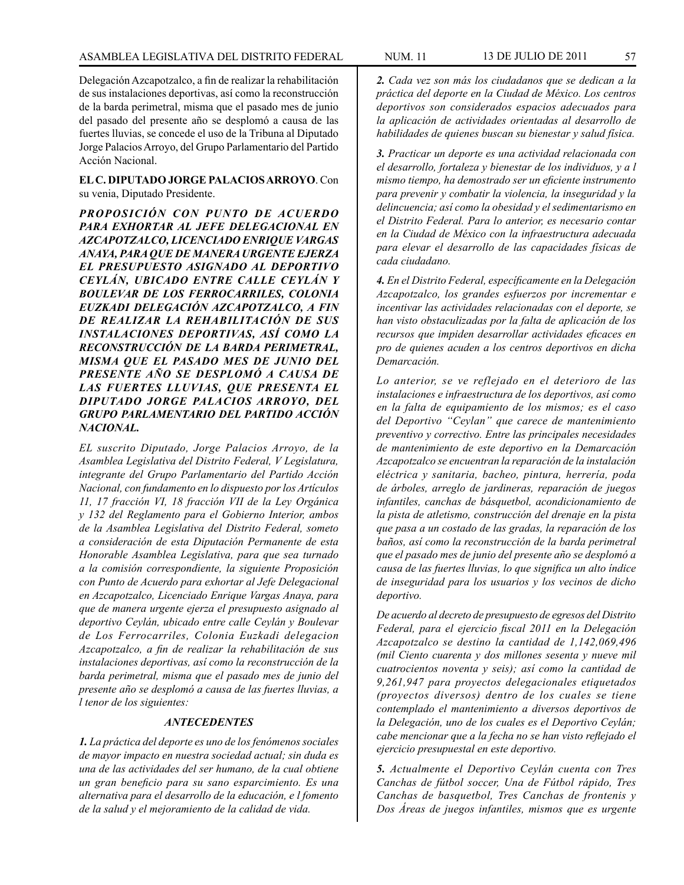Delegación Azcapotzalco, a fin de realizar la rehabilitación de sus instalaciones deportivas, así como la reconstrucción de la barda perimetral, misma que el pasado mes de junio del pasado del presente año se desplomó a causa de las fuertes lluvias, se concede el uso de la Tribuna al Diputado Jorge Palacios Arroyo, del Grupo Parlamentario del Partido Acción Nacional.

**EL C. DIPUTADO JORGE PALACIOS ARROYO**. Con su venia, Diputado Presidente.

***PROPOSICIÓN CON PUNTO DE ACUERDO PARA EXHORTAR AL JEFE DELEGACIONAL EN AZCAPOTZALCO, LICENCIADO ENRIQUE VARGAS ANAYA, PARA QUE DE MANERA URGENTE EJERZA EL PRESUPUESTO ASIGNADO AL DEPORTIVO CEYLÁN, UBICADO ENTRE CALLE CEYLÁN Y BOULEVAR DE LOS FERROCARRILES, COLONIA EUZKADI DELEGACIÓN AZCAPOTZALCO, A FIN DE REALIZAR LA REHABILITACIÓN DE SUS INSTALACIONES DEPORTIVAS, ASÍ COMO LA RECONSTRUCCIÓN DE LA BARDA PERIMETRAL, MISMA QUE EL PASADO MES DE JUNIO DEL PRESENTE AÑO SE DESPLOMÓ A CAUSA DE LAS FUERTES LLUVIAS, QUE PRESENTA EL DIPUTADO JORGE PALACIOS ARROYO, DEL GRUPO PARLAMENTARIO DEL PARTIDO ACCIÓN NACIONAL.***

*EL suscrito Diputado, Jorge Palacios Arroyo, de la Asamblea Legislativa del Distrito Federal, V Legislatura, integrante del Grupo Parlamentario del Partido Acción Nacional, con fundamento en lo dispuesto por los Artículos 11, 17 fracción VI, 18 fracción VII de la Ley Orgánica y 132 del Reglamento para el Gobierno Interior, ambos de la Asamblea Legislativa del Distrito Federal, someto a consideración de esta Diputación Permanente de esta Honorable Asamblea Legislativa, para que sea turnado a la comisión correspondiente, la siguiente Proposición con Punto de Acuerdo para exhortar al Jefe Delegacional en Azcapotzalco, Licenciado Enrique Vargas Anaya, para que de manera urgente ejerza el presupuesto asignado al deportivo Ceylán, ubicado entre calle Ceylán y Boulevar de Los Ferrocarriles, Colonia Euzkadi delegacion Azcapotzalco, a fin de realizar la rehabilitación de sus instalaciones deportivas, así como la reconstrucción de la barda perimetral, misma que el pasado mes de junio del presente año se desplomó a causa de las fuertes lluvias, a l tenor de los siguientes:*

### *ANTECEDENTES*

***1.*** *La práctica del deporte es uno de los fenómenos sociales de mayor impacto en nuestra sociedad actual; sin duda es una de las actividades del ser humano, de la cual obtiene un gran beneficio para su sano esparcimiento. Es una alternativa para el desarrollo de la educación, e l fomento de la salud y el mejoramiento de la calidad de vida.*

***2.*** *Cada vez son más los ciudadanos que se dedican a la práctica del deporte en la Ciudad de México. Los centros deportivos son considerados espacios adecuados para la aplicación de actividades orientadas al desarrollo de habilidades de quienes buscan su bienestar y salud física.*

***3.*** *Practicar un deporte es una actividad relacionada con el desarrollo, fortaleza y bienestar de los individuos, y a l mismo tiempo, ha demostrado ser un eficiente instrumento para prevenir y combatir la violencia, la inseguridad y la delincuencia; así como la obesidad y el sedimentarismo en el Distrito Federal. Para lo anterior, es necesario contar en la Ciudad de México con la infraestructura adecuada para elevar el desarrollo de las capacidades físicas de cada ciudadano.*

***4.*** *En el Distrito Federal, específicamente en la Delegación Azcapotzalco, los grandes esfuerzos por incrementar e incentivar las actividades relacionadas con el deporte, se han visto obstaculizadas por la falta de aplicación de los recursos que impiden desarrollar actividades eficaces en pro de quienes acuden a los centros deportivos en dicha Demarcación.*

*Lo anterior, se ve reflejado en el deterioro de las instalaciones e infraestructura de los deportivos, así como en la falta de equipamiento de los mismos; es el caso del Deportivo "Ceylan" que carece de mantenimiento preventivo y correctivo. Entre las principales necesidades de mantenimiento de este deportivo en la Demarcación Azcapotzalco se encuentran la reparación de la instalación eléctrica y sanitaria, bacheo, pintura, herrería, poda de árboles, arreglo de jardineras, reparación de juegos infantiles, canchas de básquetbol, acondicionamiento de la pista de atletismo, construcción del drenaje en la pista que pasa a un costado de las gradas, la reparación de los baños, así como la reconstrucción de la barda perimetral que el pasado mes de junio del presente año se desplomó a causa de las fuertes lluvias, lo que significa un alto índice de inseguridad para los usuarios y los vecinos de dicho deportivo.*

*De acuerdo al decreto de presupuesto de egresos del Distrito Federal, para el ejercicio fiscal 2011 en la Delegación Azcapotzalco se destino la cantidad de 1,142,069,496 (mil Ciento cuarenta y dos millones sesenta y nueve mil cuatrocientos noventa y seis); así como la cantidad de 9,261,947 para proyectos delegacionales etiquetados (proyectos diversos) dentro de los cuales se tiene contemplado el mantenimiento a diversos deportivos de la Delegación, uno de los cuales es el Deportivo Ceylán; cabe mencionar que a la fecha no se han visto reflejado el ejercicio presupuestal en este deportivo.*

***5.*** *Actualmente el Deportivo Ceylán cuenta con Tres Canchas de fútbol soccer, Una de Fútbol rápido, Tres Canchas de basquetbol, Tres Canchas de frontenis y Dos Áreas de juegos infantiles, mismos que es urgente*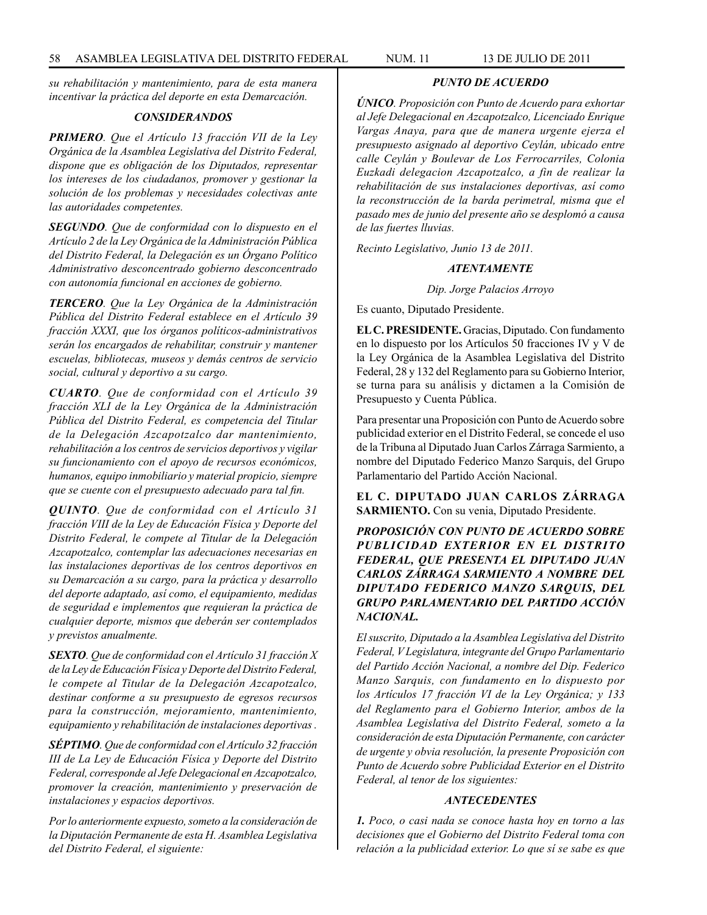*su rehabilitación y mantenimiento, para de esta manera incentivar la práctica del deporte en esta Demarcación.*

### *CONSIDERANDOS*

***PRIMERO***. *Que el Artículo 13 fracción VII de la Ley Orgánica de la Asamblea Legislativa del Distrito Federal, dispone que es obligación de los Diputados, representar los intereses de los ciudadanos, promover y gestionar la solución de los problemas y necesidades colectivas ante las autoridades competentes.*

***SEGUNDO***. *Que de conformidad con lo dispuesto en el Artículo 2 de la Ley Orgánica de la Administración Pública del Distrito Federal, la Delegación es un Órgano Político Administrativo desconcentrado gobierno desconcentrado con autonomía funcional en acciones de gobierno.*

***TERCERO***. *Que la Ley Orgánica de la Administración Pública del Distrito Federal establece en el Artículo 39 fracción XXXI, que los órganos políticos-administrativos serán los encargados de rehabilitar, construir y mantener escuelas, bibliotecas, museos y demás centros de servicio social, cultural y deportivo a su cargo.*

***CUARTO***. *Que de conformidad con el Artículo 39 fracción XLI de la Ley Orgánica de la Administración Pública del Distrito Federal, es competencia del Titular de la Delegación Azcapotzalco dar mantenimiento, rehabilitación a los centros de servicios deportivos y vigilar su funcionamiento con el apoyo de recursos económicos, humanos, equipo inmobiliario y material propicio, siempre que se cuente con el presupuesto adecuado para tal fin.*

***QUINTO***. *Que de conformidad con el Artículo 31 fracción VIII de la Ley de Educación Física y Deporte del Distrito Federal, le compete al Titular de la Delegación Azcapotzalco, contemplar las adecuaciones necesarias en las instalaciones deportivas de los centros deportivos en su Demarcación a su cargo, para la práctica y desarrollo del deporte adaptado, así como, el equipamiento, medidas de seguridad e implementos que requieran la práctica de cualquier deporte, mismos que deberán ser contemplados y previstos anualmente.*

***SEXTO***. *Que de conformidad con el Artículo 31 fracción X de la Ley de Educación Física y Deporte del Distrito Federal, le compete al Titular de la Delegación Azcapotzalco, destinar conforme a su presupuesto de egresos recursos para la construcción, mejoramiento, mantenimiento, equipamiento y rehabilitación de instalaciones deportivas .*

***SÉPTIMO***. *Que de conformidad con el Artículo 32 fracción III de La Ley de Educación Física y Deporte del Distrito Federal, corresponde al Jefe Delegacional en Azcapotzalco, promover la creación, mantenimiento y preservación de instalaciones y espacios deportivos.*

*Por lo anteriormente expuesto, someto a la consideración de la Diputación Permanente de esta H. Asamblea Legislativa del Distrito Federal, el siguiente:*

### *PUNTO DE ACUERDO*

***ÚNICO***. *Proposición con Punto de Acuerdo para exhortar al Jefe Delegacional en Azcapotzalco, Licenciado Enrique Vargas Anaya, para que de manera urgente ejerza el presupuesto asignado al deportivo Ceylán, ubicado entre calle Ceylán y Boulevar de Los Ferrocarriles, Colonia Euzkadi delegacion Azcapotzalco, a fin de realizar la rehabilitación de sus instalaciones deportivas, así como la reconstrucción de la barda perimetral, misma que el pasado mes de junio del presente año se desplomó a causa de las fuertes lluvias.*

*Recinto Legislativo, Junio 13 de 2011.*

*ATENTAMENTE*

*Dip. Jorge Palacios Arroyo*

Es cuanto, Diputado Presidente.

**EL C. PRESIDENTE.** Gracias, Diputado. Con fundamento en lo dispuesto por los Artículos 50 fracciones IV y V de la Ley Orgánica de la Asamblea Legislativa del Distrito Federal, 28 y 132 del Reglamento para su Gobierno Interior, se turna para su análisis y dictamen a la Comisión de Presupuesto y Cuenta Pública.

Para presentar una Proposición con Punto de Acuerdo sobre publicidad exterior en el Distrito Federal, se concede el uso de la Tribuna al Diputado Juan Carlos Zárraga Sarmiento, a nombre del Diputado Federico Manzo Sarquis, del Grupo Parlamentario del Partido Acción Nacional.

**EL C. DIPUTADO JUAN CARLOS ZÁRRAGA SARMIENTO.** Con su venia, Diputado Presidente.

***PROPOSICIÓN CON PUNTO DE ACUERDO SOBRE PUBLICIDAD EXTERIOR EN EL DISTRITO FEDERAL, QUE PRESENTA EL DIPUTADO JUAN CARLOS ZÁRRAGA SARMIENTO A NOMBRE DEL DIPUTADO FEDERICO MANZO SARQUIS, DEL GRUPO PARLAMENTARIO DEL PARTIDO ACCIÓN NACIONAL.***

*El suscrito, Diputado a la Asamblea Legislativa del Distrito Federal, V Legislatura, integrante del Grupo Parlamentario del Partido Acción Nacional, a nombre del Dip. Federico Manzo Sarquis, con fundamento en lo dispuesto por los Artículos 17 fracción VI de la Ley Orgánica; y 133 del Reglamento para el Gobierno Interior, ambos de la Asamblea Legislativa del Distrito Federal, someto a la consideración de esta Diputación Permanente, con carácter de urgente y obvia resolución, la presente Proposición con Punto de Acuerdo sobre Publicidad Exterior en el Distrito Federal, al tenor de los siguientes:*

### *ANTECEDENTES*

***1.*** *Poco, o casi nada se conoce hasta hoy en torno a las decisiones que el Gobierno del Distrito Federal toma con relación a la publicidad exterior. Lo que sí se sabe es que*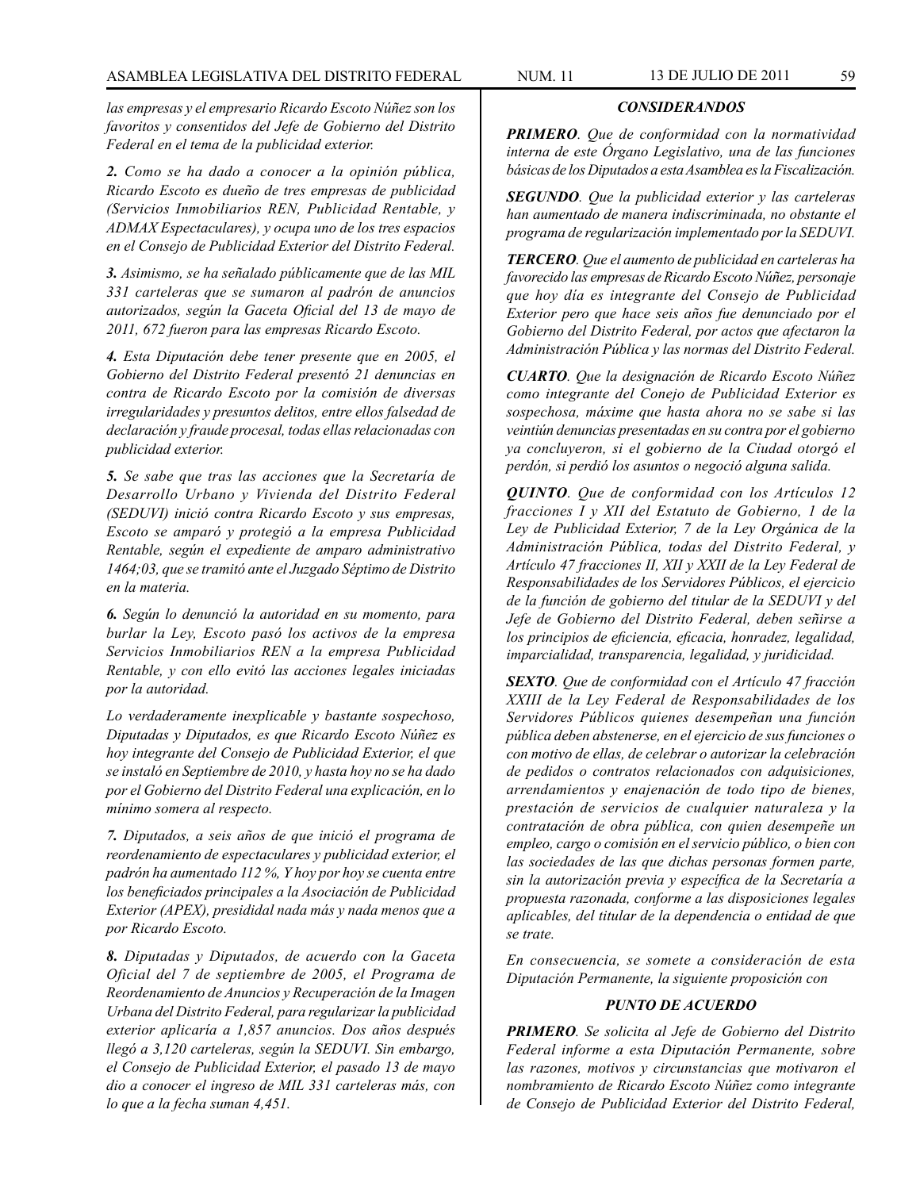*las empresas y el empresario Ricardo Escoto Núñez son los favoritos y consentidos del Jefe de Gobierno del Distrito Federal en el tema de la publicidad exterior.*

***2.** Como se ha dado a conocer a la opinión pública, Ricardo Escoto es dueño de tres empresas de publicidad (Servicios Inmobiliarios REN, Publicidad Rentable, y ADMAX Espectaculares), y ocupa uno de los tres espacios en el Consejo de Publicidad Exterior del Distrito Federal.*

***3.** Asimismo, se ha señalado públicamente que de las MIL 331 carteleras que se sumaron al padrón de anuncios autorizados, según la Gaceta Oficial del 13 de mayo de 2011, 672 fueron para las empresas Ricardo Escoto.*

***4.** Esta Diputación debe tener presente que en 2005, el Gobierno del Distrito Federal presentó 21 denuncias en contra de Ricardo Escoto por la comisión de diversas irregularidades y presuntos delitos, entre ellos falsedad de declaración y fraude procesal, todas ellas relacionadas con publicidad exterior.*

***5.** Se sabe que tras las acciones que la Secretaría de Desarrollo Urbano y Vivienda del Distrito Federal (SEDUVI) inició contra Ricardo Escoto y sus empresas, Escoto se amparó y protegió a la empresa Publicidad Rentable, según el expediente de amparo administrativo 1464;03, que se tramitó ante el Juzgado Séptimo de Distrito en la materia.*

***6.** Según lo denunció la autoridad en su momento, para burlar la Ley, Escoto pasó los activos de la empresa Servicios Inmobiliarios REN a la empresa Publicidad Rentable, y con ello evitó las acciones legales iniciadas por la autoridad.*

*Lo verdaderamente inexplicable y bastante sospechoso, Diputadas y Diputados, es que Ricardo Escoto Núñez es hoy integrante del Consejo de Publicidad Exterior, el que se instaló en Septiembre de 2010, y hasta hoy no se ha dado por el Gobierno del Distrito Federal una explicación, en lo mínimo somera al respecto.*

***7.** Diputados, a seis años de que inició el programa de reordenamiento de espectaculares y publicidad exterior, el padrón ha aumentado 112 %, Y hoy por hoy se cuenta entre los beneficiados principales a la Asociación de Publicidad Exterior (APEX), presidilal nada más y nada menos que a por Ricardo Escoto.*

***8.** Diputadas y Diputados, de acuerdo con la Gaceta Oficial del 7 de septiembre de 2005, el Programa de Reordenamiento de Anuncios y Recuperación de la Imagen Urbana del Distrito Federal, para regularizar la publicidad exterior aplicaría a 1,857 anuncios. Dos años después llegó a 3,120 carteleras, según la SEDUVI. Sin embargo, el Consejo de Publicidad Exterior, el pasado 13 de mayo dio a conocer el ingreso de MIL 331 carteleras más, con lo que a la fecha suman 4,451.*

### *CONSIDERANDOS*

***PRIMERO**. Que de conformidad con la normatividad interna de este Órgano Legislativo, una de las funciones básicas de los Diputados a esta Asamblea es la Fiscalización.*

***SEGUNDO**. Que la publicidad exterior y las carteleras han aumentado de manera indiscriminada, no obstante el programa de regularización implementado por la SEDUVI.*

***TERCERO**. Que el aumento de publicidad en carteleras ha favorecido las empresas de Ricardo Escoto Núñez, personaje que hoy día es integrante del Consejo de Publicidad Exterior pero que hace seis años fue denunciado por el Gobierno del Distrito Federal, por actos que afectaron la Administración Pública y las normas del Distrito Federal.*

***CUARTO**. Que la designación de Ricardo Escoto Núñez como integrante del Conejo de Publicidad Exterior es sospechosa, máxime que hasta ahora no se sabe si las veintiún denuncias presentadas en su contra por el gobierno ya concluyeron, si el gobierno de la Ciudad otorgó el perdón, si perdió los asuntos o negoció alguna salida.*

***QUINTO**. Que de conformidad con los Artículos 12 fracciones I y XII del Estatuto de Gobierno, 1 de la Ley de Publicidad Exterior, 7 de la Ley Orgánica de la Administración Pública, todas del Distrito Federal, y Artículo 47 fracciones II, XII y XXII de la Ley Federal de Responsabilidades de los Servidores Públicos, el ejercicio de la función de gobierno del titular de la SEDUVI y del Jefe de Gobierno del Distrito Federal, deben señirse a los principios de eficiencia, eficacia, honradez, legalidad, imparcialidad, transparencia, legalidad, y juridicidad.*

***SEXTO**. Que de conformidad con el Artículo 47 fracción XXIII de la Ley Federal de Responsabilidades de los Servidores Públicos quienes desempeñan una función pública deben abstenerse, en el ejercicio de sus funciones o con motivo de ellas, de celebrar o autorizar la celebración de pedidos o contratos relacionados con adquisiciones, arrendamientos y enajenación de todo tipo de bienes, prestación de servicios de cualquier naturaleza y la contratación de obra pública, con quien desempeñe un empleo, cargo o comisión en el servicio público, o bien con las sociedades de las que dichas personas formen parte, sin la autorización previa y específica de la Secretaría a propuesta razonada, conforme a las disposiciones legales aplicables, del titular de la dependencia o entidad de que se trate.*

*En consecuencia, se somete a consideración de esta Diputación Permanente, la siguiente proposición con*

### *PUNTO DE ACUERDO*

***PRIMERO**. Se solicita al Jefe de Gobierno del Distrito Federal informe a esta Diputación Permanente, sobre las razones, motivos y circunstancias que motivaron el nombramiento de Ricardo Escoto Núñez como integrante de Consejo de Publicidad Exterior del Distrito Federal,*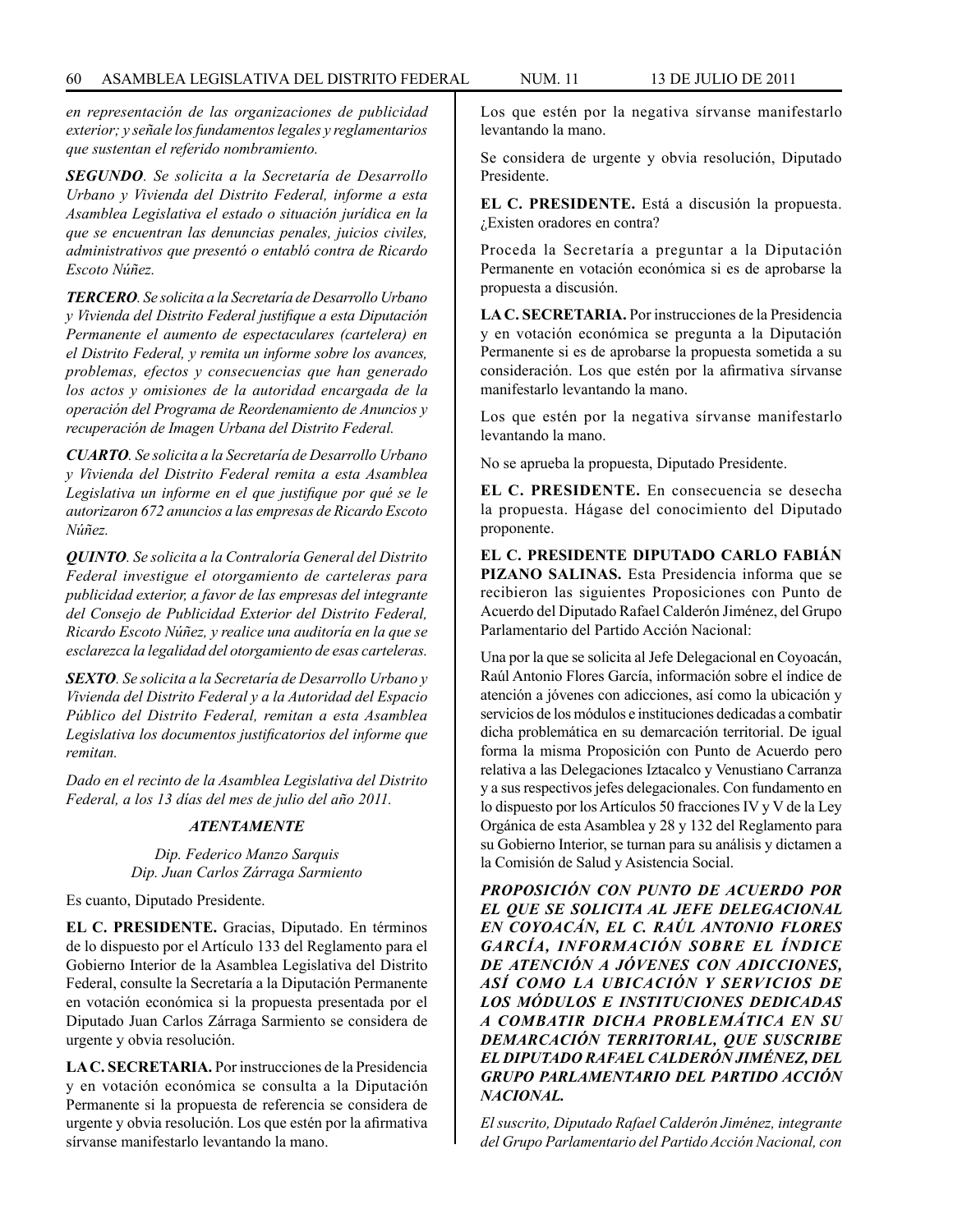*en representación de las organizaciones de publicidad exterior; y señale los fundamentos legales y reglamentarios que sustentan el referido nombramiento.*

***SEGUNDO**. Se solicita a la Secretaría de Desarrollo Urbano y Vivienda del Distrito Federal, informe a esta Asamblea Legislativa el estado o situación jurídica en la que se encuentran las denuncias penales, juicios civiles, administrativos que presentó o entabló contra de Ricardo Escoto Núñez.*

***TERCERO**. Se solicita a la Secretaría de Desarrollo Urbano y Vivienda del Distrito Federal justifique a esta Diputación Permanente el aumento de espectaculares (cartelera) en el Distrito Federal, y remita un informe sobre los avances, problemas, efectos y consecuencias que han generado los actos y omisiones de la autoridad encargada de la operación del Programa de Reordenamiento de Anuncios y recuperación de Imagen Urbana del Distrito Federal.*

***CUARTO**. Se solicita a la Secretaría de Desarrollo Urbano y Vivienda del Distrito Federal remita a esta Asamblea Legislativa un informe en el que justifique por qué se le autorizaron 672 anuncios a las empresas de Ricardo Escoto Núñez.*

***QUINTO**. Se solicita a la Contraloría General del Distrito Federal investigue el otorgamiento de carteleras para publicidad exterior, a favor de las empresas del integrante del Consejo de Publicidad Exterior del Distrito Federal, Ricardo Escoto Núñez, y realice una auditoría en la que se esclarezca la legalidad del otorgamiento de esas carteleras.*

***SEXTO**. Se solicita a la Secretaría de Desarrollo Urbano y Vivienda del Distrito Federal y a la Autoridad del Espacio Público del Distrito Federal, remitan a esta Asamblea Legislativa los documentos justificatorios del informe que remitan.*

*Dado en el recinto de la Asamblea Legislativa del Distrito Federal, a los 13 días del mes de julio del año 2011.*

***ATENTAMENTE***

*Dip. Federico Manzo Sarquis*
*Dip. Juan Carlos Zárraga Sarmiento*

Es cuanto, Diputado Presidente.

**EL C. PRESIDENTE.** Gracias, Diputado. En términos de lo dispuesto por el Artículo 133 del Reglamento para el Gobierno Interior de la Asamblea Legislativa del Distrito Federal, consulte la Secretaría a la Diputación Permanente en votación económica si la propuesta presentada por el Diputado Juan Carlos Zárraga Sarmiento se considera de urgente y obvia resolución.

**LA C. SECRETARIA.** Por instrucciones de la Presidencia y en votación económica se consulta a la Diputación Permanente si la propuesta de referencia se considera de urgente y obvia resolución. Los que estén por la afirmativa sírvanse manifestarlo levantando la mano.

Los que estén por la negativa sírvanse manifestarlo levantando la mano.

Se considera de urgente y obvia resolución, Diputado Presidente.

**EL C. PRESIDENTE.** Está a discusión la propuesta. ¿Existen oradores en contra?

Proceda la Secretaría a preguntar a la Diputación Permanente en votación económica si es de aprobarse la propuesta a discusión.

**LA C. SECRETARIA.** Por instrucciones de la Presidencia y en votación económica se pregunta a la Diputación Permanente si es de aprobarse la propuesta sometida a su consideración. Los que estén por la afirmativa sírvanse manifestarlo levantando la mano.

Los que estén por la negativa sírvanse manifestarlo levantando la mano.

No se aprueba la propuesta, Diputado Presidente.

**EL C. PRESIDENTE.** En consecuencia se desecha la propuesta. Hágase del conocimiento del Diputado proponente.

**EL C. PRESIDENTE DIPUTADO CARLO FABIÁN PIZANO SALINAS.** Esta Presidencia informa que se recibieron las siguientes Proposiciones con Punto de Acuerdo del Diputado Rafael Calderón Jiménez, del Grupo Parlamentario del Partido Acción Nacional:

Una por la que se solicita al Jefe Delegacional en Coyoacán, Raúl Antonio Flores García, información sobre el índice de atención a jóvenes con adicciones, así como la ubicación y servicios de los módulos e instituciones dedicadas a combatir dicha problemática en su demarcación territorial. De igual forma la misma Proposición con Punto de Acuerdo pero relativa a las Delegaciones Iztacalco y Venustiano Carranza y a sus respectivos jefes delegacionales. Con fundamento en lo dispuesto por los Artículos 50 fracciones IV y V de la Ley Orgánica de esta Asamblea y 28 y 132 del Reglamento para su Gobierno Interior, se turnan para su análisis y dictamen a la Comisión de Salud y Asistencia Social.

***PROPOSICIÓN CON PUNTO DE ACUERDO POR EL QUE SE SOLICITA AL JEFE DELEGACIONAL EN COYOACÁN, EL C. RAÚL ANTONIO FLORES GARCÍA, INFORMACIÓN SOBRE EL ÍNDICE DE ATENCIÓN A JÓVENES CON ADICCIONES, ASÍ COMO LA UBICACIÓN Y SERVICIOS DE LOS MÓDULOS E INSTITUCIONES DEDICADAS A COMBATIR DICHA PROBLEMÁTICA EN SU DEMARCACIÓN TERRITORIAL, QUE SUSCRIBE EL DIPUTADO RAFAEL CALDERÓN JIMÉNEZ, DEL GRUPO PARLAMENTARIO DEL PARTIDO ACCIÓN NACIONAL.***

*El suscrito, Diputado Rafael Calderón Jiménez, integrante del Grupo Parlamentario del Partido Acción Nacional, con*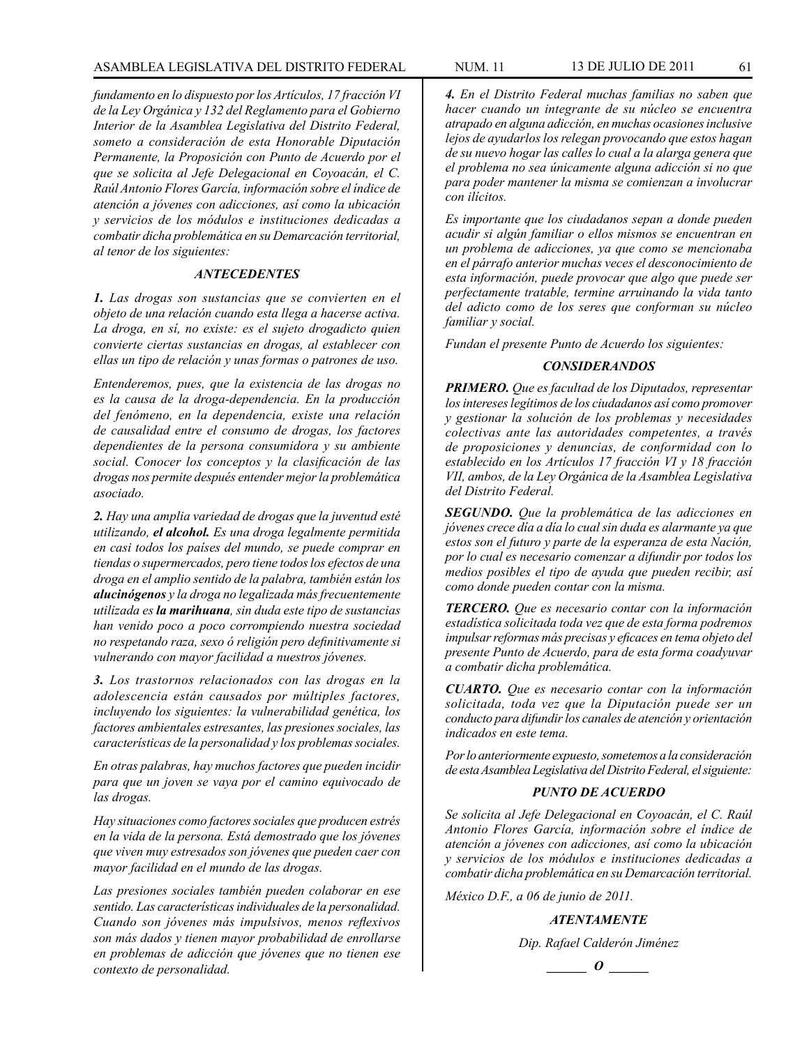*fundamento en lo dispuesto por los Artículos, 17 fracción VI de la Ley Orgánica y 132 del Reglamento para el Gobierno Interior de la Asamblea Legislativa del Distrito Federal, someto a consideración de esta Honorable Diputación Permanente, la Proposición con Punto de Acuerdo por el que se solicita al Jefe Delegacional en Coyoacán, el C. Raúl Antonio Flores García, información sobre el índice de atención a jóvenes con adicciones, así como la ubicación y servicios de los módulos e instituciones dedicadas a combatir dicha problemática en su Demarcación territorial, al tenor de los siguientes:*

### *ANTECEDENTES*

***1.*** *Las drogas son sustancias que se convierten en el objeto de una relación cuando esta llega a hacerse activa. La droga, en sí, no existe: es el sujeto drogadicto quien convierte ciertas sustancias en drogas, al establecer con ellas un tipo de relación y unas formas o patrones de uso.*

*Entenderemos, pues, que la existencia de las drogas no es la causa de la droga-dependencia. En la producción del fenómeno, en la dependencia, existe una relación de causalidad entre el consumo de drogas, los factores dependientes de la persona consumidora y su ambiente social. Conocer los conceptos y la clasificación de las drogas nos permite después entender mejor la problemática asociado.*

***2.*** *Hay una amplia variedad de drogas que la juventud esté utilizando,* ***el alcohol.*** *Es una droga legalmente permitida en casi todos los países del mundo, se puede comprar en tiendas o supermercados, pero tiene todos los efectos de una droga en el amplio sentido de la palabra, también están los* ***alucinógenos*** *y la droga no legalizada más frecuentemente utilizada es* ***la marihuana****, sin duda este tipo de sustancias han venido poco a poco corrompiendo nuestra sociedad no respetando raza, sexo ó religión pero definitivamente si vulnerando con mayor facilidad a nuestros jóvenes.*

***3.*** *Los trastornos relacionados con las drogas en la adolescencia están causados por múltiples factores, incluyendo los siguientes: la vulnerabilidad genética, los factores ambientales estresantes, las presiones sociales, las características de la personalidad y los problemas sociales.*

*En otras palabras, hay muchos factores que pueden incidir para que un joven se vaya por el camino equivocado de las drogas.*

*Hay situaciones como factores sociales que producen estrés en la vida de la persona. Está demostrado que los jóvenes que viven muy estresados son jóvenes que pueden caer con mayor facilidad en el mundo de las drogas.*

*Las presiones sociales también pueden colaborar en ese sentido. Las características individuales de la personalidad. Cuando son jóvenes más impulsivos, menos reflexivos son más dados y tienen mayor probabilidad de enrollarse en problemas de adicción que jóvenes que no tienen ese contexto de personalidad.*

***4.*** *En el Distrito Federal muchas familias no saben que hacer cuando un integrante de su núcleo se encuentra atrapado en alguna adicción, en muchas ocasiones inclusive lejos de ayudarlos los relegan provocando que estos hagan de su nuevo hogar las calles lo cual a la alarga genera que el problema no sea únicamente alguna adicción si no que para poder mantener la misma se comienzan a involucrar con ilícitos.*

*Es importante que los ciudadanos sepan a donde pueden acudir si algún familiar o ellos mismos se encuentran en un problema de adicciones, ya que como se mencionaba en el párrafo anterior muchas veces el desconocimiento de esta información, puede provocar que algo que puede ser perfectamente tratable, termine arruinando la vida tanto del adicto como de los seres que conforman su núcleo familiar y social.*

*Fundan el presente Punto de Acuerdo los siguientes:*

### *CONSIDERANDOS*

***PRIMERO.*** *Que es facultad de los Diputados, representar los intereses legítimos de los ciudadanos así como promover y gestionar la solución de los problemas y necesidades colectivas ante las autoridades competentes, a través de proposiciones y denuncias, de conformidad con lo establecido en los Artículos 17 fracción VI y 18 fracción VII, ambos, de la Ley Orgánica de la Asamblea Legislativa del Distrito Federal.*

***SEGUNDO.*** *Que la problemática de las adicciones en jóvenes crece día a día lo cual sin duda es alarmante ya que estos son el futuro y parte de la esperanza de esta Nación, por lo cual es necesario comenzar a difundir por todos los medios posibles el tipo de ayuda que pueden recibir, así como donde pueden contar con la misma.*

***TERCERO.*** *Que es necesario contar con la información estadística solicitada toda vez que de esta forma podremos impulsar reformas más precisas y eficaces en tema objeto del presente Punto de Acuerdo, para de esta forma coadyuvar a combatir dicha problemática.*

***CUARTO.*** *Que es necesario contar con la información solicitada, toda vez que la Diputación puede ser un conducto para difundir los canales de atención y orientación indicados en este tema.*

*Por lo anteriormente expuesto, sometemos a la consideración de esta Asamblea Legislativa del Distrito Federal, el siguiente:*

### *PUNTO DE ACUERDO*

*Se solicita al Jefe Delegacional en Coyoacán, el C. Raúl Antonio Flores García, información sobre el índice de atención a jóvenes con adicciones, así como la ubicación y servicios de los módulos e instituciones dedicadas a combatir dicha problemática en su Demarcación territorial.*

*México D.F., a 06 de junio de 2011.*

***ATENTAMENTE***

*Dip. Rafael Calderón Jiménez*

**______ *O* ______**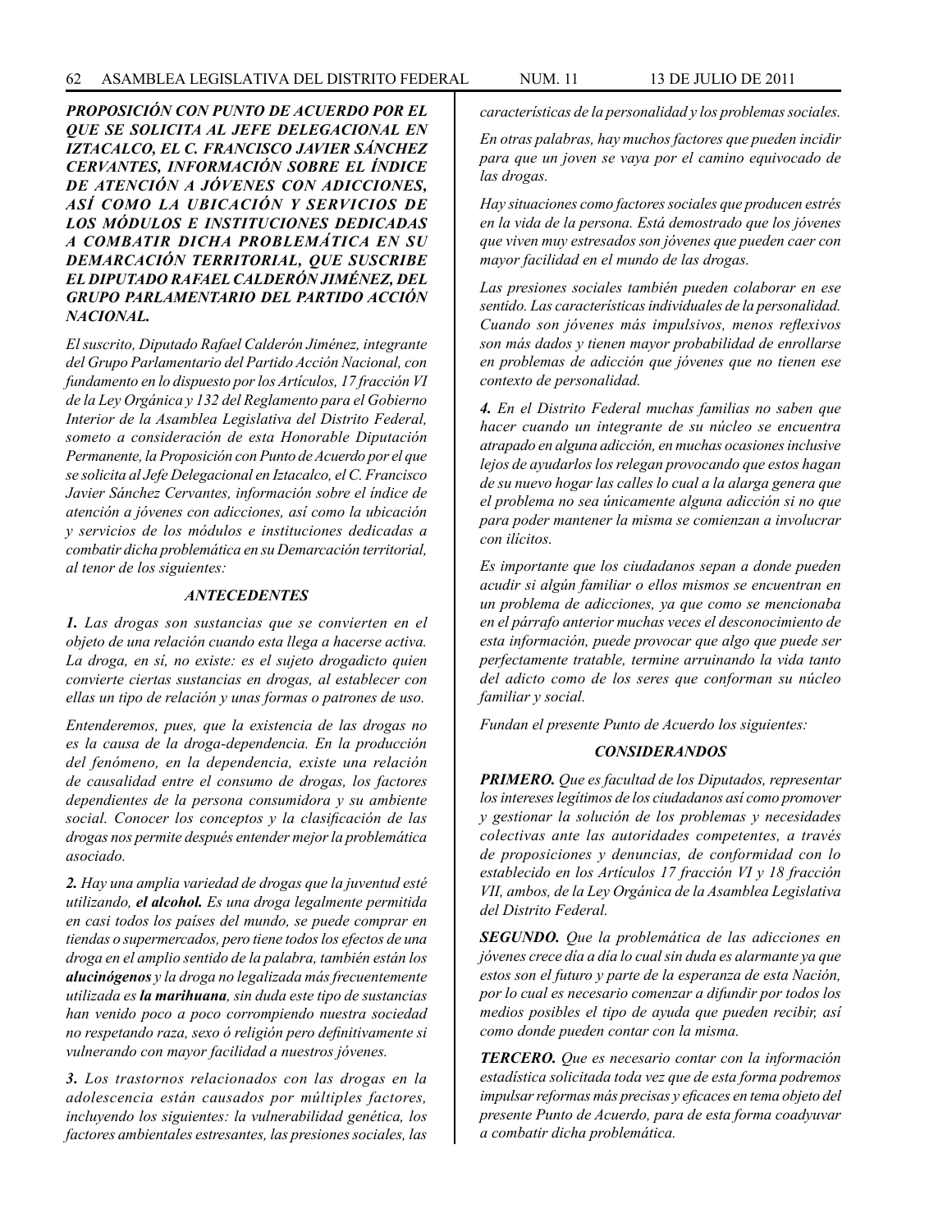***PROPOSICIÓN CON PUNTO DE ACUERDO POR EL QUE SE SOLICITA AL JEFE DELEGACIONAL EN IZTACALCO, EL C. FRANCISCO JAVIER SÁNCHEZ CERVANTES, INFORMACIÓN SOBRE EL ÍNDICE DE ATENCIÓN A JÓVENES CON ADICCIONES, ASÍ COMO LA UBICACIÓN Y SERVICIOS DE LOS MÓDULOS E INSTITUCIONES DEDICADAS A COMBATIR DICHA PROBLEMÁTICA EN SU DEMARCACIÓN TERRITORIAL, QUE SUSCRIBE EL DIPUTADO RAFAEL CALDERÓN JIMÉNEZ, DEL GRUPO PARLAMENTARIO DEL PARTIDO ACCIÓN NACIONAL.***

*El suscrito, Diputado Rafael Calderón Jiménez, integrante del Grupo Parlamentario del Partido Acción Nacional, con fundamento en lo dispuesto por los Artículos, 17 fracción VI de la Ley Orgánica y 132 del Reglamento para el Gobierno Interior de la Asamblea Legislativa del Distrito Federal, someto a consideración de esta Honorable Diputación Permanente, la Proposición con Punto de Acuerdo por el que se solicita al Jefe Delegacional en Iztacalco, el C. Francisco Javier Sánchez Cervantes, información sobre el índice de atención a jóvenes con adicciones, así como la ubicación y servicios de los módulos e instituciones dedicadas a combatir dicha problemática en su Demarcación territorial, al tenor de los siguientes:*

***ANTECEDENTES***

***1.*** *Las drogas son sustancias que se convierten en el objeto de una relación cuando esta llega a hacerse activa. La droga, en sí, no existe: es el sujeto drogadicto quien convierte ciertas sustancias en drogas, al establecer con ellas un tipo de relación y unas formas o patrones de uso.*

*Entenderemos, pues, que la existencia de las drogas no es la causa de la droga-dependencia. En la producción del fenómeno, en la dependencia, existe una relación de causalidad entre el consumo de drogas, los factores dependientes de la persona consumidora y su ambiente social. Conocer los conceptos y la clasificación de las drogas nos permite después entender mejor la problemática asociado.*

***2.*** *Hay una amplia variedad de drogas que la juventud esté utilizando,* ***el alcohol.*** *Es una droga legalmente permitida en casi todos los países del mundo, se puede comprar en tiendas o supermercados, pero tiene todos los efectos de una droga en el amplio sentido de la palabra, también están los* ***alucinógenos*** *y la droga no legalizada más frecuentemente utilizada es* ***la marihuana****, sin duda este tipo de sustancias han venido poco a poco corrompiendo nuestra sociedad no respetando raza, sexo ó religión pero definitivamente si vulnerando con mayor facilidad a nuestros jóvenes.*

***3.*** *Los trastornos relacionados con las drogas en la adolescencia están causados por múltiples factores, incluyendo los siguientes: la vulnerabilidad genética, los factores ambientales estresantes, las presiones sociales, las características de la personalidad y los problemas sociales.*

*En otras palabras, hay muchos factores que pueden incidir para que un joven se vaya por el camino equivocado de las drogas.*

*Hay situaciones como factores sociales que producen estrés en la vida de la persona. Está demostrado que los jóvenes que viven muy estresados son jóvenes que pueden caer con mayor facilidad en el mundo de las drogas.*

*Las presiones sociales también pueden colaborar en ese sentido. Las características individuales de la personalidad. Cuando son jóvenes más impulsivos, menos reflexivos son más dados y tienen mayor probabilidad de enrollarse en problemas de adicción que jóvenes que no tienen ese contexto de personalidad.*

***4.*** *En el Distrito Federal muchas familias no saben que hacer cuando un integrante de su núcleo se encuentra atrapado en alguna adicción, en muchas ocasiones inclusive lejos de ayudarlos los relegan provocando que estos hagan de su nuevo hogar las calles lo cual a la alarga genera que el problema no sea únicamente alguna adicción si no que para poder mantener la misma se comienzan a involucrar con ilícitos.*

*Es importante que los ciudadanos sepan a donde pueden acudir si algún familiar o ellos mismos se encuentran en un problema de adicciones, ya que como se mencionaba en el párrafo anterior muchas veces el desconocimiento de esta información, puede provocar que algo que puede ser perfectamente tratable, termine arruinando la vida tanto del adicto como de los seres que conforman su núcleo familiar y social.*

*Fundan el presente Punto de Acuerdo los siguientes:*

***CONSIDERANDOS***

***PRIMERO.*** *Que es facultad de los Diputados, representar los intereses legítimos de los ciudadanos así como promover y gestionar la solución de los problemas y necesidades colectivas ante las autoridades competentes, a través de proposiciones y denuncias, de conformidad con lo establecido en los Artículos 17 fracción VI y 18 fracción VII, ambos, de la Ley Orgánica de la Asamblea Legislativa del Distrito Federal.*

***SEGUNDO.*** *Que la problemática de las adicciones en jóvenes crece día a día lo cual sin duda es alarmante ya que estos son el futuro y parte de la esperanza de esta Nación, por lo cual es necesario comenzar a difundir por todos los medios posibles el tipo de ayuda que pueden recibir, así como donde pueden contar con la misma.*

***TERCERO.*** *Que es necesario contar con la información estadística solicitada toda vez que de esta forma podremos impulsar reformas más precisas y eficaces en tema objeto del presente Punto de Acuerdo, para de esta forma coadyuvar a combatir dicha problemática.*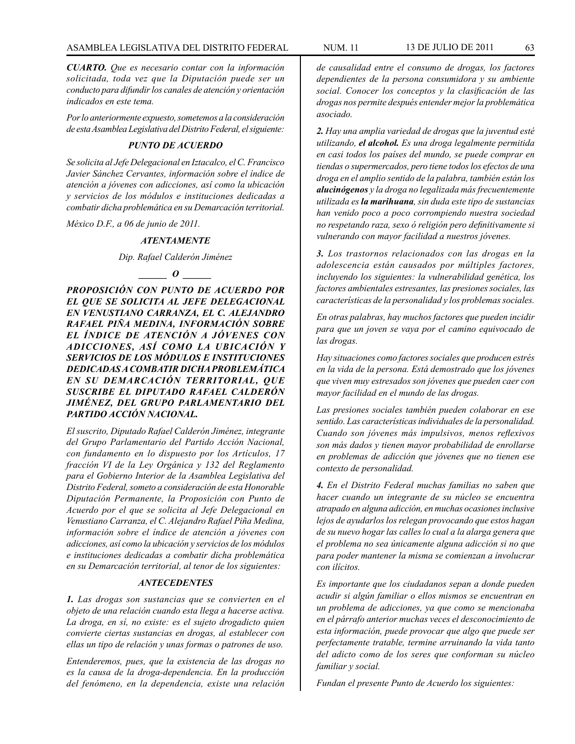***CUARTO.*** *Que es necesario contar con la información solicitada, toda vez que la Diputación puede ser un conducto para difundir los canales de atención y orientación indicados en este tema.*

*Por lo anteriormente expuesto, sometemos a la consideración de esta Asamblea Legislativa del Distrito Federal, el siguiente:*

***PUNTO DE ACUERDO***

*Se solicita al Jefe Delegacional en Iztacalco, el C. Francisco Javier Sánchez Cervantes, información sobre el índice de atención a jóvenes con adicciones, así como la ubicación y servicios de los módulos e instituciones dedicadas a combatir dicha problemática en su Demarcación territorial.*

*México D.F., a 06 de junio de 2011.*

***ATENTAMENTE***

*Dip. Rafael Calderón Jiménez*

***______ O ______***

***PROPOSICIÓN CON PUNTO DE ACUERDO POR EL QUE SE SOLICITA AL JEFE DELEGACIONAL EN VENUSTIANO CARRANZA, EL C. ALEJANDRO RAFAEL PIÑA MEDINA, INFORMACIÓN SOBRE EL ÍNDICE DE ATENCIÓN A JÓVENES CON ADICCIONES, ASÍ COMO LA UBICACIÓN Y SERVICIOS DE LOS MÓDULOS E INSTITUCIONES DEDICADAS A COMBATIR DICHA PROBLEMÁTICA EN SU DEMARCACIÓN TERRITORIAL, QUE SUSCRIBE EL DIPUTADO RAFAEL CALDERÓN JIMÉNEZ, DEL GRUPO PARLAMENTARIO DEL PARTIDO ACCIÓN NACIONAL.***

*El suscrito, Diputado Rafael Calderón Jiménez, integrante del Grupo Parlamentario del Partido Acción Nacional, con fundamento en lo dispuesto por los Artículos, 17 fracción VI de la Ley Orgánica y 132 del Reglamento para el Gobierno Interior de la Asamblea Legislativa del Distrito Federal, someto a consideración de esta Honorable Diputación Permanente, la Proposición con Punto de Acuerdo por el que se solicita al Jefe Delegacional en Venustiano Carranza, el C. Alejandro Rafael Piña Medina, información sobre el índice de atención a jóvenes con adicciones, así como la ubicación y servicios de los módulos e instituciones dedicadas a combatir dicha problemática en su Demarcación territorial, al tenor de los siguientes:*

***ANTECEDENTES***

***1.*** *Las drogas son sustancias que se convierten en el objeto de una relación cuando esta llega a hacerse activa. La droga, en sí, no existe: es el sujeto drogadicto quien convierte ciertas sustancias en drogas, al establecer con ellas un tipo de relación y unas formas o patrones de uso.*

*Entenderemos, pues, que la existencia de las drogas no es la causa de la droga-dependencia. En la producción del fenómeno, en la dependencia, existe una relación de causalidad entre el consumo de drogas, los factores dependientes de la persona consumidora y su ambiente social. Conocer los conceptos y la clasificación de las drogas nos permite después entender mejor la problemática asociado.*

***2.*** *Hay una amplia variedad de drogas que la juventud esté utilizando,* ***el alcohol.*** *Es una droga legalmente permitida en casi todos los países del mundo, se puede comprar en tiendas o supermercados, pero tiene todos los efectos de una droga en el amplio sentido de la palabra, también están los* ***alucinógenos*** *y la droga no legalizada más frecuentemente utilizada es* ***la marihuana****, sin duda este tipo de sustancias han venido poco a poco corrompiendo nuestra sociedad no respetando raza, sexo ó religión pero definitivamente si vulnerando con mayor facilidad a nuestros jóvenes.*

***3.*** *Los trastornos relacionados con las drogas en la adolescencia están causados por múltiples factores, incluyendo los siguientes: la vulnerabilidad genética, los factores ambientales estresantes, las presiones sociales, las características de la personalidad y los problemas sociales.*

*En otras palabras, hay muchos factores que pueden incidir para que un joven se vaya por el camino equivocado de las drogas.*

*Hay situaciones como factores sociales que producen estrés en la vida de la persona. Está demostrado que los jóvenes que viven muy estresados son jóvenes que pueden caer con mayor facilidad en el mundo de las drogas.*

*Las presiones sociales también pueden colaborar en ese sentido. Las características individuales de la personalidad. Cuando son jóvenes más impulsivos, menos reflexivos son más dados y tienen mayor probabilidad de enrollarse en problemas de adicción que jóvenes que no tienen ese contexto de personalidad.*

***4.*** *En el Distrito Federal muchas familias no saben que hacer cuando un integrante de su núcleo se encuentra atrapado en alguna adicción, en muchas ocasiones inclusive lejos de ayudarlos los relegan provocando que estos hagan de su nuevo hogar las calles lo cual a la alarga genera que el problema no sea únicamente alguna adicción si no que para poder mantener la misma se comienzan a involucrar con ilícitos.*

*Es importante que los ciudadanos sepan a donde pueden acudir si algún familiar o ellos mismos se encuentran en un problema de adicciones, ya que como se mencionaba en el párrafo anterior muchas veces el desconocimiento de esta información, puede provocar que algo que puede ser perfectamente tratable, termine arruinando la vida tanto del adicto como de los seres que conforman su núcleo familiar y social.*

*Fundan el presente Punto de Acuerdo los siguientes:*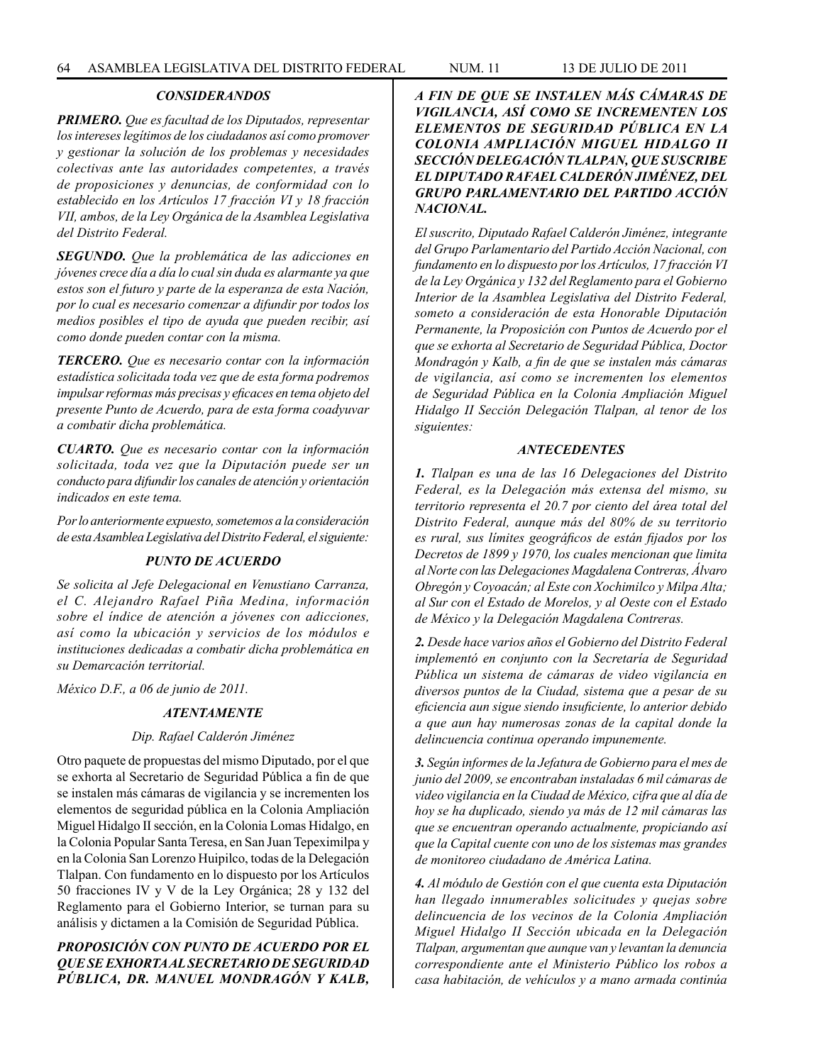### *CONSIDERANDOS*

***PRIMERO.*** *Que es facultad de los Diputados, representar los intereses legítimos de los ciudadanos así como promover y gestionar la solución de los problemas y necesidades colectivas ante las autoridades competentes, a través de proposiciones y denuncias, de conformidad con lo establecido en los Artículos 17 fracción VI y 18 fracción VII, ambos, de la Ley Orgánica de la Asamblea Legislativa del Distrito Federal.*

***SEGUNDO.*** *Que la problemática de las adicciones en jóvenes crece día a día lo cual sin duda es alarmante ya que estos son el futuro y parte de la esperanza de esta Nación, por lo cual es necesario comenzar a difundir por todos los medios posibles el tipo de ayuda que pueden recibir, así como donde pueden contar con la misma.*

***TERCERO.*** *Que es necesario contar con la información estadística solicitada toda vez que de esta forma podremos impulsar reformas más precisas y eficaces en tema objeto del presente Punto de Acuerdo, para de esta forma coadyuvar a combatir dicha problemática.*

***CUARTO.*** *Que es necesario contar con la información solicitada, toda vez que la Diputación puede ser un conducto para difundir los canales de atención y orientación indicados en este tema.*

*Por lo anteriormente expuesto, sometemos a la consideración de esta Asamblea Legislativa del Distrito Federal, el siguiente:*

### *PUNTO DE ACUERDO*

*Se solicita al Jefe Delegacional en Venustiano Carranza, el C. Alejandro Rafael Piña Medina, información sobre el índice de atención a jóvenes con adicciones, así como la ubicación y servicios de los módulos e instituciones dedicadas a combatir dicha problemática en su Demarcación territorial.*

*México D.F., a 06 de junio de 2011.*

***ATENTAMENTE***

*Dip. Rafael Calderón Jiménez*

Otro paquete de propuestas del mismo Diputado, por el que se exhorta al Secretario de Seguridad Pública a fin de que se instalen más cámaras de vigilancia y se incrementen los elementos de seguridad pública en la Colonia Ampliación Miguel Hidalgo II sección, en la Colonia Lomas Hidalgo, en la Colonia Popular Santa Teresa, en San Juan Tepeximilpa y en la Colonia San Lorenzo Huipilco, todas de la Delegación Tlalpan. Con fundamento en lo dispuesto por los Artículos 50 fracciones IV y V de la Ley Orgánica; 28 y 132 del Reglamento para el Gobierno Interior, se turnan para su análisis y dictamen a la Comisión de Seguridad Pública.

***PROPOSICIÓN CON PUNTO DE ACUERDO POR EL QUE SE EXHORTA AL SECRETARIO DE SEGURIDAD PÚBLICA, DR. MANUEL MONDRAGÓN Y KALB, A FIN DE QUE SE INSTALEN MÁS CÁMARAS DE VIGILANCIA, ASÍ COMO SE INCREMENTEN LOS ELEMENTOS DE SEGURIDAD PÚBLICA EN LA COLONIA AMPLIACIÓN MIGUEL HIDALGO II SECCIÓN DELEGACIÓN TLALPAN, QUE SUSCRIBE EL DIPUTADO RAFAEL CALDERÓN JIMÉNEZ, DEL GRUPO PARLAMENTARIO DEL PARTIDO ACCIÓN NACIONAL.***

*El suscrito, Diputado Rafael Calderón Jiménez, integrante del Grupo Parlamentario del Partido Acción Nacional, con fundamento en lo dispuesto por los Artículos, 17 fracción VI de la Ley Orgánica y 132 del Reglamento para el Gobierno Interior de la Asamblea Legislativa del Distrito Federal, someto a consideración de esta Honorable Diputación Permanente, la Proposición con Puntos de Acuerdo por el que se exhorta al Secretario de Seguridad Pública, Doctor Mondragón y Kalb, a fin de que se instalen más cámaras de vigilancia, así como se incrementen los elementos de Seguridad Pública en la Colonia Ampliación Miguel Hidalgo II Sección Delegación Tlalpan, al tenor de los siguientes:*

### *ANTECEDENTES*

***1.*** *Tlalpan es una de las 16 Delegaciones del Distrito Federal, es la Delegación más extensa del mismo, su territorio representa el 20.7 por ciento del área total del Distrito Federal, aunque más del 80% de su territorio es rural, sus límites geográficos de están fijados por los Decretos de 1899 y 1970, los cuales mencionan que limita al Norte con las Delegaciones Magdalena Contreras, Álvaro Obregón y Coyoacán; al Este con Xochimilco y Milpa Alta; al Sur con el Estado de Morelos, y al Oeste con el Estado de México y la Delegación Magdalena Contreras.*

***2.*** *Desde hace varios años el Gobierno del Distrito Federal implementó en conjunto con la Secretaría de Seguridad Pública un sistema de cámaras de video vigilancia en diversos puntos de la Ciudad, sistema que a pesar de su eficiencia aun sigue siendo insuficiente, lo anterior debido a que aun hay numerosas zonas de la capital donde la delincuencia continua operando impunemente.*

***3.*** *Según informes de la Jefatura de Gobierno para el mes de junio del 2009, se encontraban instaladas 6 mil cámaras de video vigilancia en la Ciudad de México, cifra que al día de hoy se ha duplicado, siendo ya más de 12 mil cámaras las que se encuentran operando actualmente, propiciando así que la Capital cuente con uno de los sistemas mas grandes de monitoreo ciudadano de América Latina.*

***4.*** *Al módulo de Gestión con el que cuenta esta Diputación han llegado innumerables solicitudes y quejas sobre delincuencia de los vecinos de la Colonia Ampliación Miguel Hidalgo II Sección ubicada en la Delegación Tlalpan, argumentan que aunque van y levantan la denuncia correspondiente ante el Ministerio Público los robos a casa habitación, de vehículos y a mano armada continúa*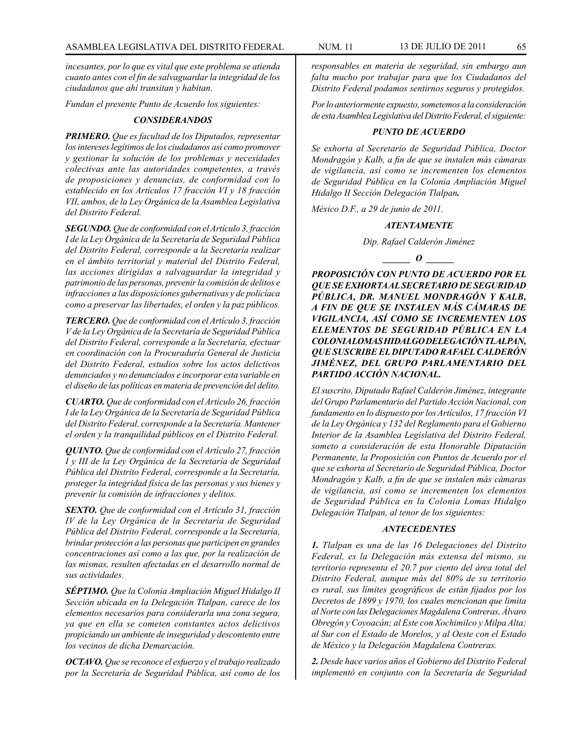*incesantes, por lo que es vital que este problema se atienda cuanto antes con el fin de salvaguardar la integridad de los ciudadanos que ahí transitan y habitan.*

*Fundan el presente Punto de Acuerdo los siguientes:*

### *CONSIDERANDOS*

***PRIMERO.*** *Que es facultad de los Diputados, representar los intereses legítimos de los ciudadanos así como promover y gestionar la solución de los problemas y necesidades colectivas ante las autoridades competentes, a través de proposiciones y denuncias, de conformidad con lo establecido en los Artículos 17 fracción VI y 18 fracción VII, ambos, de la Ley Orgánica de la Asamblea Legislativa del Distrito Federal.*

***SEGUNDO.*** *Que de conformidad con el Artículo 3, fracción I de la Ley Orgánica de la Secretaría de Seguridad Pública del Distrito Federal, corresponde a la Secretaría realizar en el ámbito territorial y material del Distrito Federal, las acciones dirigidas a salvaguardar la integridad y patrimonio de las personas, prevenir la comisión de delitos e infracciones a las disposiciones gubernativas y de policíaca como a preservar las libertades, el orden y la paz públicos.*

***TERCERO.*** *Que de conformidad con el Artículo 3, fracción V de la Ley Orgánica de la Secretaría de Seguridad Pública del Distrito Federal, corresponde a la Secretaría, efectuar en coordinación con la Procuraduría General de Justicia del Distrito Federal, estudios sobre los actos delictivos denunciados y no denunciados e incorporar esta variable en el diseño de las políticas en materia de prevención del delito.*

***CUARTO.*** *Que de conformidad con el Artículo 26, fracción I de la Ley Orgánica de la Secretaría de Seguridad Pública del Distrito Federal, corresponde a la Secretaría. Mantener el orden y la tranquilidad públicos en el Distrito Federal.*

***QUINTO.*** *Que de conformidad con el Artículo 27, fracción I y III de la Ley Orgánica de la Secretaría de Seguridad Pública del Distrito Federal, corresponde a la Secretaría, proteger la integridad física de las personas y sus bienes y prevenir la comisión de infracciones y delitos.*

***SEXTO.*** *Que de conformidad con el Artículo 31, fracción IV de la Ley Orgánica de la Secretaría de Seguridad Pública del Distrito Federal, corresponde a la Secretaría, brindar protección a las personas que participen en grandes concentraciones así como a las que, por la realización de las mismas, resulten afectadas en el desarrollo normal de sus actividades.*

***SÉPTIMO.*** *Que la Colonia Ampliación Miguel Hidalgo II Sección ubicada en la Delegación Tlalpan, carece de los elementos necesarios para considerarla una zona segura, ya que en ella se cometen constantes actos delictivos propiciando un ambiente de inseguridad y descontento entre los vecinos de dicha Demarcación.*

***OCTAVO.*** *Que se reconoce el esfuerzo y el trabajo realizado por la Secretaría de Seguridad Pública, así como de los responsables en materia de seguridad, sin embargo aun falta mucho por trabajar para que los Ciudadanos del Distrito Federal podamos sentirnos seguros y protegidos.*

*Por lo anteriormente expuesto, sometemos a la consideración de esta Asamblea Legislativa del Distrito Federal, el siguiente:*

### *PUNTO DE ACUERDO*

*Se exhorta al Secretario de Seguridad Pública, Doctor Mondragón y Kalb, a fin de que se instalen más cámaras de vigilancia, así como se incrementen los elementos de Seguridad Pública en la Colonia Ampliación Miguel Hidalgo II Sección Delegación Tlalpan**.***

*México D.F., a 29 de junio de 2011.*

***ATENTAMENTE***

*Dip. Rafael Calderón Jiménez*

***\_\_\_\_\_\_ O \_\_\_\_\_\_***

***PROPOSICIÓN CON PUNTO DE ACUERDO POR EL QUE SE EXHORTA AL SECRETARIO DE SEGURIDAD PÚBLICA, DR. MANUEL MONDRAGÓN Y KALB, A FIN DE QUE SE INSTALEN MÁS CÁMARAS DE VIGILANCIA, ASÍ COMO SE INCREMENTEN LOS ELEMENTOS DE SEGURIDAD PÚBLICA EN LA COLONIA LOMAS HIDALGO DELEGACIÓN TLALPAN, QUE SUSCRIBE EL DIPUTADO RAFAEL CALDERÓN JIMÉNEZ, DEL GRUPO PARLAMENTARIO DEL PARTIDO ACCIÓN NACIONAL.***

*El suscrito, Diputado Rafael Calderón Jiménez, integrante del Grupo Parlamentario del Partido Acción Nacional, con fundamento en lo dispuesto por los Artículos, 17 fracción VI de la Ley Orgánica y 132 del Reglamento para el Gobierno Interior de la Asamblea Legislativa del Distrito Federal, someto a consideración de esta Honorable Diputación Permanente, la Proposición con Puntos de Acuerdo por el que se exhorta al Secretario de Seguridad Pública, Doctor Mondragón y Kalb, a fin de que se instalen más cámaras de vigilancia, así como se incrementen los elementos de Seguridad Pública en la Colonia Lomas Hidalgo Delegación Tlalpan, al tenor de los siguientes:*

### *ANTECEDENTES*

***1.*** *Tlalpan es una de las 16 Delegaciones del Distrito Federal, es la Delegación más extensa del mismo, su territorio representa el 20.7 por ciento del área total del Distrito Federal, aunque más del 80% de su territorio es rural, sus límites geográficos de están fijados por los Decretos de 1899 y 1970, los cuales mencionan que limita al Norte con las Delegaciones Magdalena Contreras, Álvaro Obregón y Coyoacán; al Este con Xochimilco y Milpa Alta; al Sur con el Estado de Morelos, y al Oeste con el Estado de México y la Delegación Magdalena Contreras.*

***2.*** *Desde hace varios años el Gobierno del Distrito Federal implementó en conjunto con la Secretaría de Seguridad*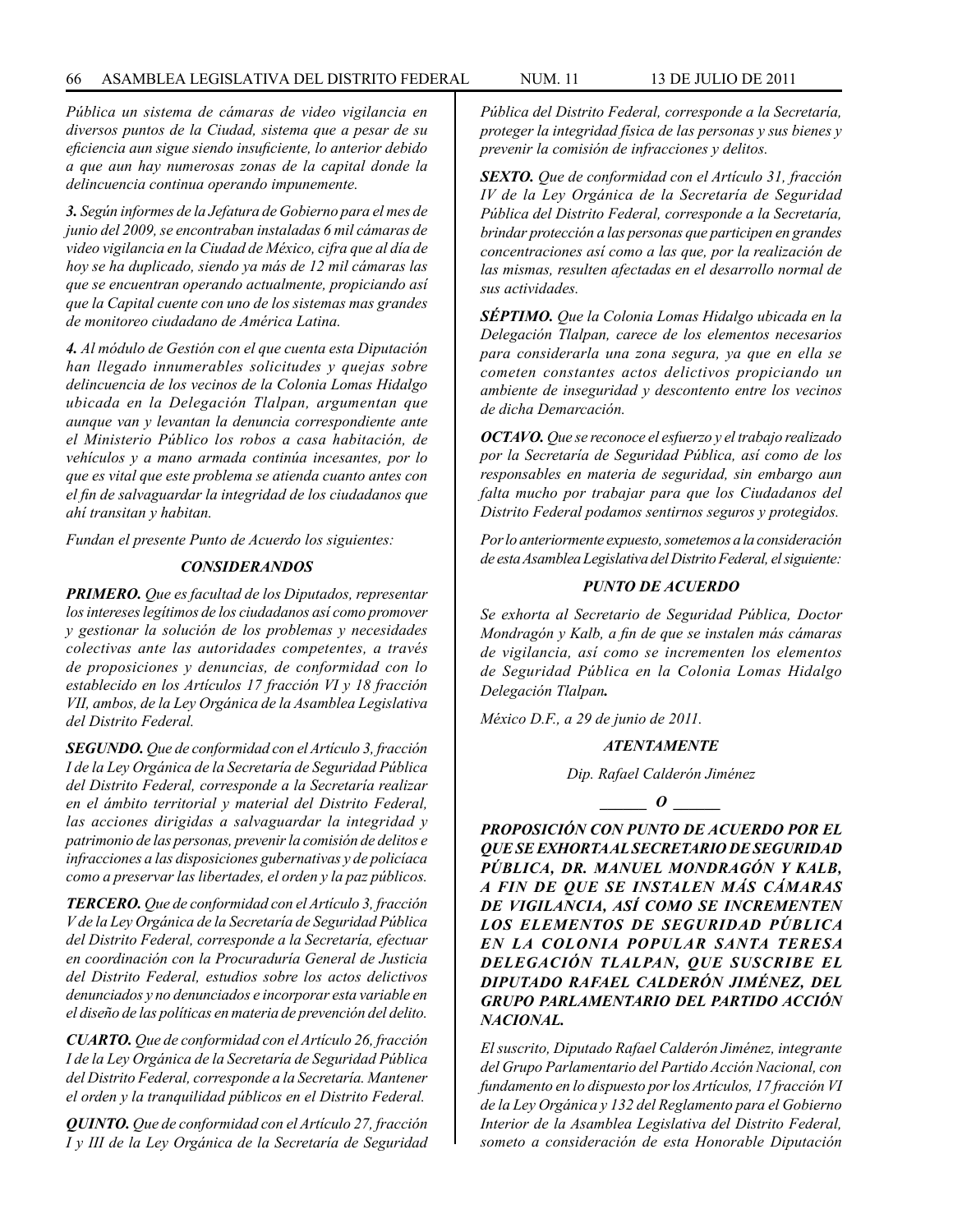*Pública un sistema de cámaras de video vigilancia en diversos puntos de la Ciudad, sistema que a pesar de su eficiencia aun sigue siendo insuficiente, lo anterior debido a que aun hay numerosas zonas de la capital donde la delincuencia continua operando impunemente.*

***3.*** *Según informes de la Jefatura de Gobierno para el mes de junio del 2009, se encontraban instaladas 6 mil cámaras de video vigilancia en la Ciudad de México, cifra que al día de hoy se ha duplicado, siendo ya más de 12 mil cámaras las que se encuentran operando actualmente, propiciando así que la Capital cuente con uno de los sistemas mas grandes de monitoreo ciudadano de América Latina.*

***4.*** *Al módulo de Gestión con el que cuenta esta Diputación han llegado innumerables solicitudes y quejas sobre delincuencia de los vecinos de la Colonia Lomas Hidalgo ubicada en la Delegación Tlalpan, argumentan que aunque van y levantan la denuncia correspondiente ante el Ministerio Público los robos a casa habitación, de vehículos y a mano armada continúa incesantes, por lo que es vital que este problema se atienda cuanto antes con el fin de salvaguardar la integridad de los ciudadanos que ahí transitan y habitan.*

*Fundan el presente Punto de Acuerdo los siguientes:*

### *CONSIDERANDOS*

***PRIMERO.*** *Que es facultad de los Diputados, representar los intereses legítimos de los ciudadanos así como promover y gestionar la solución de los problemas y necesidades colectivas ante las autoridades competentes, a través de proposiciones y denuncias, de conformidad con lo establecido en los Artículos 17 fracción VI y 18 fracción VII, ambos, de la Ley Orgánica de la Asamblea Legislativa del Distrito Federal.*

***SEGUNDO.*** *Que de conformidad con el Artículo 3, fracción I de la Ley Orgánica de la Secretaría de Seguridad Pública del Distrito Federal, corresponde a la Secretaría realizar en el ámbito territorial y material del Distrito Federal, las acciones dirigidas a salvaguardar la integridad y patrimonio de las personas, prevenir la comisión de delitos e infracciones a las disposiciones gubernativas y de policíaca como a preservar las libertades, el orden y la paz públicos.*

***TERCERO.*** *Que de conformidad con el Artículo 3, fracción V de la Ley Orgánica de la Secretaría de Seguridad Pública del Distrito Federal, corresponde a la Secretaría, efectuar en coordinación con la Procuraduría General de Justicia del Distrito Federal, estudios sobre los actos delictivos denunciados y no denunciados e incorporar esta variable en el diseño de las políticas en materia de prevención del delito.*

***CUARTO.*** *Que de conformidad con el Artículo 26, fracción I de la Ley Orgánica de la Secretaría de Seguridad Pública del Distrito Federal, corresponde a la Secretaría. Mantener el orden y la tranquilidad públicos en el Distrito Federal.*

***QUINTO.*** *Que de conformidad con el Artículo 27, fracción I y III de la Ley Orgánica de la Secretaría de Seguridad Pública del Distrito Federal, corresponde a la Secretaría, proteger la integridad física de las personas y sus bienes y prevenir la comisión de infracciones y delitos.*

***SEXTO.*** *Que de conformidad con el Artículo 31, fracción IV de la Ley Orgánica de la Secretaría de Seguridad Pública del Distrito Federal, corresponde a la Secretaría, brindar protección a las personas que participen en grandes concentraciones así como a las que, por la realización de las mismas, resulten afectadas en el desarrollo normal de sus actividades.*

***SÉPTIMO.*** *Que la Colonia Lomas Hidalgo ubicada en la Delegación Tlalpan, carece de los elementos necesarios para considerarla una zona segura, ya que en ella se cometen constantes actos delictivos propiciando un ambiente de inseguridad y descontento entre los vecinos de dicha Demarcación.*

***OCTAVO.*** *Que se reconoce el esfuerzo y el trabajo realizado por la Secretaría de Seguridad Pública, así como de los responsables en materia de seguridad, sin embargo aun falta mucho por trabajar para que los Ciudadanos del Distrito Federal podamos sentirnos seguros y protegidos.*

*Por lo anteriormente expuesto, sometemos a la consideración de esta Asamblea Legislativa del Distrito Federal, el siguiente:*

### *PUNTO DE ACUERDO*

*Se exhorta al Secretario de Seguridad Pública, Doctor Mondragón y Kalb, a fin de que se instalen más cámaras de vigilancia, así como se incrementen los elementos de Seguridad Pública en la Colonia Lomas Hidalgo Delegación Tlalpan****.***

*México D.F., a 29 de junio de 2011.*

***ATENTAMENTE***

*Dip. Rafael Calderón Jiménez*

**_____ O _____**

***PROPOSICIÓN CON PUNTO DE ACUERDO POR EL QUE SE EXHORTA AL SECRETARIO DE SEGURIDAD PÚBLICA, DR. MANUEL MONDRAGÓN Y KALB, A FIN DE QUE SE INSTALEN MÁS CÁMARAS DE VIGILANCIA, ASÍ COMO SE INCREMENTEN LOS ELEMENTOS DE SEGURIDAD PÚBLICA EN LA COLONIA POPULAR SANTA TERESA DELEGACIÓN TLALPAN, QUE SUSCRIBE EL DIPUTADO RAFAEL CALDERÓN JIMÉNEZ, DEL GRUPO PARLAMENTARIO DEL PARTIDO ACCIÓN NACIONAL.***

*El suscrito, Diputado Rafael Calderón Jiménez, integrante del Grupo Parlamentario del Partido Acción Nacional, con fundamento en lo dispuesto por los Artículos, 17 fracción VI de la Ley Orgánica y 132 del Reglamento para el Gobierno Interior de la Asamblea Legislativa del Distrito Federal, someto a consideración de esta Honorable Diputación*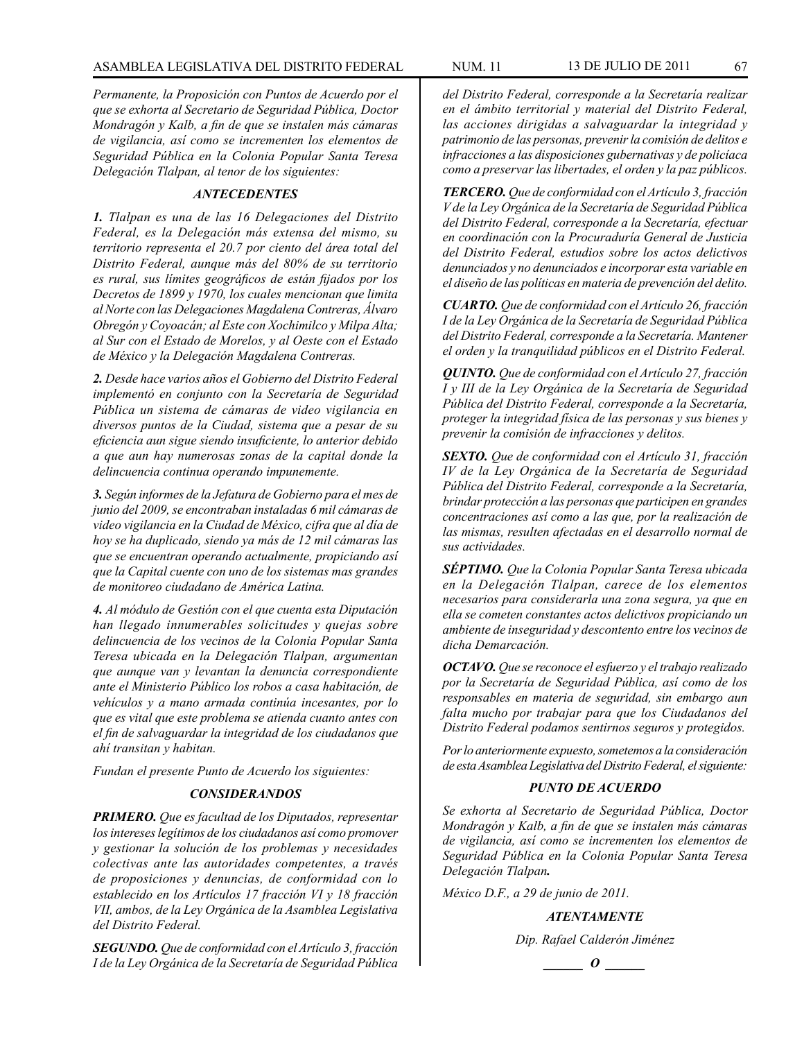*Permanente, la Proposición con Puntos de Acuerdo por el que se exhorta al Secretario de Seguridad Pública, Doctor Mondragón y Kalb, a fin de que se instalen más cámaras de vigilancia, así como se incrementen los elementos de Seguridad Pública en la Colonia Popular Santa Teresa Delegación Tlalpan, al tenor de los siguientes:*

### *ANTECEDENTES*

***1.*** *Tlalpan es una de las 16 Delegaciones del Distrito Federal, es la Delegación más extensa del mismo, su territorio representa el 20.7 por ciento del área total del Distrito Federal, aunque más del 80% de su territorio es rural, sus límites geográficos de están fijados por los Decretos de 1899 y 1970, los cuales mencionan que limita al Norte con las Delegaciones Magdalena Contreras, Álvaro Obregón y Coyoacán; al Este con Xochimilco y Milpa Alta; al Sur con el Estado de Morelos, y al Oeste con el Estado de México y la Delegación Magdalena Contreras.*

***2.*** *Desde hace varios años el Gobierno del Distrito Federal implementó en conjunto con la Secretaría de Seguridad Pública un sistema de cámaras de video vigilancia en diversos puntos de la Ciudad, sistema que a pesar de su eficiencia aun sigue siendo insuficiente, lo anterior debido a que aun hay numerosas zonas de la capital donde la delincuencia continua operando impunemente.*

***3.*** *Según informes de la Jefatura de Gobierno para el mes de junio del 2009, se encontraban instaladas 6 mil cámaras de video vigilancia en la Ciudad de México, cifra que al día de hoy se ha duplicado, siendo ya más de 12 mil cámaras las que se encuentran operando actualmente, propiciando así que la Capital cuente con uno de los sistemas mas grandes de monitoreo ciudadano de América Latina.*

***4.*** *Al módulo de Gestión con el que cuenta esta Diputación han llegado innumerables solicitudes y quejas sobre delincuencia de los vecinos de la Colonia Popular Santa Teresa ubicada en la Delegación Tlalpan, argumentan que aunque van y levantan la denuncia correspondiente ante el Ministerio Público los robos a casa habitación, de vehículos y a mano armada continúa incesantes, por lo que es vital que este problema se atienda cuanto antes con el fin de salvaguardar la integridad de los ciudadanos que ahí transitan y habitan.*

*Fundan el presente Punto de Acuerdo los siguientes:*

### *CONSIDERANDOS*

***PRIMERO.*** *Que es facultad de los Diputados, representar los intereses legítimos de los ciudadanos así como promover y gestionar la solución de los problemas y necesidades colectivas ante las autoridades competentes, a través de proposiciones y denuncias, de conformidad con lo establecido en los Artículos 17 fracción VI y 18 fracción VII, ambos, de la Ley Orgánica de la Asamblea Legislativa del Distrito Federal.*

***SEGUNDO.*** *Que de conformidad con el Artículo 3, fracción I de la Ley Orgánica de la Secretaría de Seguridad Pública del Distrito Federal, corresponde a la Secretaría realizar en el ámbito territorial y material del Distrito Federal, las acciones dirigidas a salvaguardar la integridad y patrimonio de las personas, prevenir la comisión de delitos e infracciones a las disposiciones gubernativas y de policíaca como a preservar las libertades, el orden y la paz públicos.*

***TERCERO.*** *Que de conformidad con el Artículo 3, fracción V de la Ley Orgánica de la Secretaría de Seguridad Pública del Distrito Federal, corresponde a la Secretaría, efectuar en coordinación con la Procuraduría General de Justicia del Distrito Federal, estudios sobre los actos delictivos denunciados y no denunciados e incorporar esta variable en el diseño de las políticas en materia de prevención del delito.*

***CUARTO.*** *Que de conformidad con el Artículo 26, fracción I de la Ley Orgánica de la Secretaría de Seguridad Pública del Distrito Federal, corresponde a la Secretaría. Mantener el orden y la tranquilidad públicos en el Distrito Federal.*

***QUINTO.*** *Que de conformidad con el Artículo 27, fracción I y III de la Ley Orgánica de la Secretaría de Seguridad Pública del Distrito Federal, corresponde a la Secretaría, proteger la integridad física de las personas y sus bienes y prevenir la comisión de infracciones y delitos.*

***SEXTO.*** *Que de conformidad con el Artículo 31, fracción IV de la Ley Orgánica de la Secretaría de Seguridad Pública del Distrito Federal, corresponde a la Secretaría, brindar protección a las personas que participen en grandes concentraciones así como a las que, por la realización de las mismas, resulten afectadas en el desarrollo normal de sus actividades.*

***SÉPTIMO.*** *Que la Colonia Popular Santa Teresa ubicada en la Delegación Tlalpan, carece de los elementos necesarios para considerarla una zona segura, ya que en ella se cometen constantes actos delictivos propiciando un ambiente de inseguridad y descontento entre los vecinos de dicha Demarcación.*

***OCTAVO.*** *Que se reconoce el esfuerzo y el trabajo realizado por la Secretaría de Seguridad Pública, así como de los responsables en materia de seguridad, sin embargo aun falta mucho por trabajar para que los Ciudadanos del Distrito Federal podamos sentirnos seguros y protegidos.*

*Por lo anteriormente expuesto, sometemos a la consideración de esta Asamblea Legislativa del Distrito Federal, el siguiente:*

### *PUNTO DE ACUERDO*

*Se exhorta al Secretario de Seguridad Pública, Doctor Mondragón y Kalb, a fin de que se instalen más cámaras de vigilancia, así como se incrementen los elementos de Seguridad Pública en la Colonia Popular Santa Teresa Delegación Tlalpan**.***

*México D.F., a 29 de junio de 2011.*

***ATENTAMENTE***

*Dip. Rafael Calderón Jiménez*

**______ *O* ______**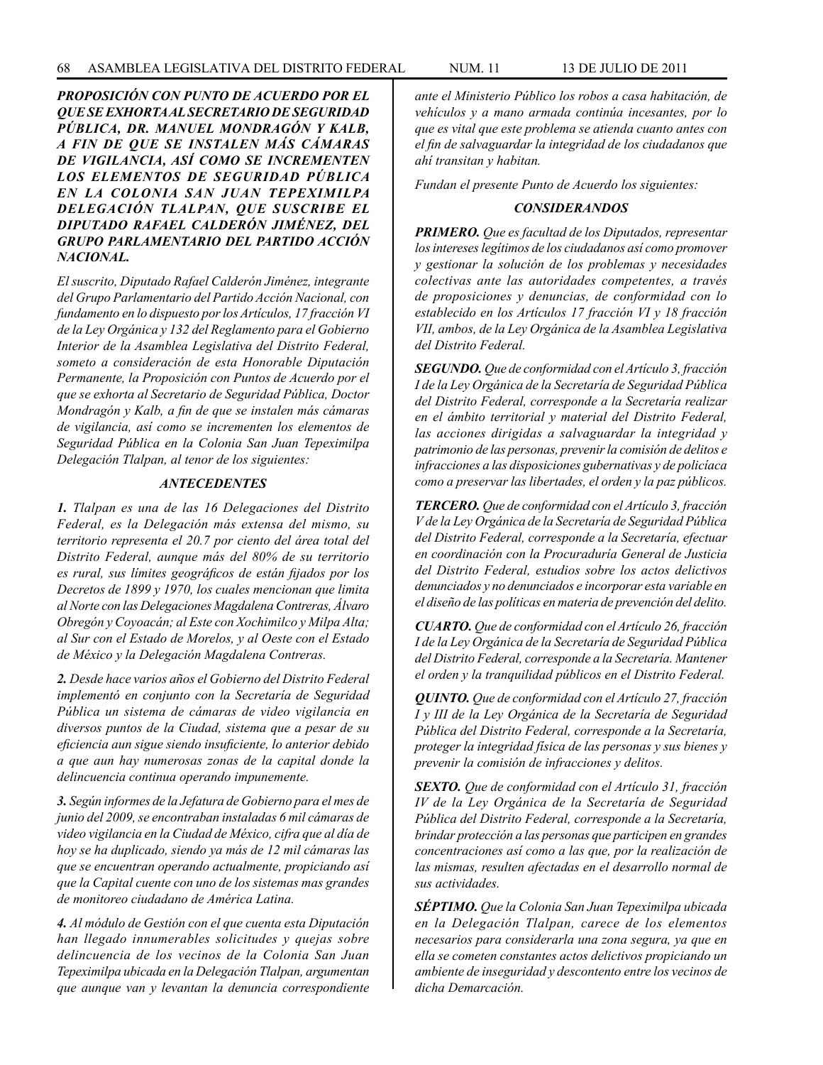***PROPOSICIÓN CON PUNTO DE ACUERDO POR EL QUE SE EXHORTA AL SECRETARIO DE SEGURIDAD PÚBLICA, DR. MANUEL MONDRAGÓN Y KALB, A FIN DE QUE SE INSTALEN MÁS CÁMARAS DE VIGILANCIA, ASÍ COMO SE INCREMENTEN LOS ELEMENTOS DE SEGURIDAD PÚBLICA EN LA COLONIA SAN JUAN TEPEXIMILPA DELEGACIÓN TLALPAN, QUE SUSCRIBE EL DIPUTADO RAFAEL CALDERÓN JIMÉNEZ, DEL GRUPO PARLAMENTARIO DEL PARTIDO ACCIÓN NACIONAL.***

*El suscrito, Diputado Rafael Calderón Jiménez, integrante del Grupo Parlamentario del Partido Acción Nacional, con fundamento en lo dispuesto por los Artículos, 17 fracción VI de la Ley Orgánica y 132 del Reglamento para el Gobierno Interior de la Asamblea Legislativa del Distrito Federal, someto a consideración de esta Honorable Diputación Permanente, la Proposición con Puntos de Acuerdo por el que se exhorta al Secretario de Seguridad Pública, Doctor Mondragón y Kalb, a fin de que se instalen más cámaras de vigilancia, así como se incrementen los elementos de Seguridad Pública en la Colonia San Juan Tepeximilpa Delegación Tlalpan, al tenor de los siguientes:*

***ANTECEDENTES***

***1.*** *Tlalpan es una de las 16 Delegaciones del Distrito Federal, es la Delegación más extensa del mismo, su territorio representa el 20.7 por ciento del área total del Distrito Federal, aunque más del 80% de su territorio es rural, sus límites geográficos de están fijados por los Decretos de 1899 y 1970, los cuales mencionan que limita al Norte con las Delegaciones Magdalena Contreras, Álvaro Obregón y Coyoacán; al Este con Xochimilco y Milpa Alta; al Sur con el Estado de Morelos, y al Oeste con el Estado de México y la Delegación Magdalena Contreras.*

***2.*** *Desde hace varios años el Gobierno del Distrito Federal implementó en conjunto con la Secretaría de Seguridad Pública un sistema de cámaras de video vigilancia en diversos puntos de la Ciudad, sistema que a pesar de su eficiencia aun sigue siendo insuficiente, lo anterior debido a que aun hay numerosas zonas de la capital donde la delincuencia continua operando impunemente.*

***3.*** *Según informes de la Jefatura de Gobierno para el mes de junio del 2009, se encontraban instaladas 6 mil cámaras de video vigilancia en la Ciudad de México, cifra que al día de hoy se ha duplicado, siendo ya más de 12 mil cámaras las que se encuentran operando actualmente, propiciando así que la Capital cuente con uno de los sistemas mas grandes de monitoreo ciudadano de América Latina.*

***4.*** *Al módulo de Gestión con el que cuenta esta Diputación han llegado innumerables solicitudes y quejas sobre delincuencia de los vecinos de la Colonia San Juan Tepeximilpa ubicada en la Delegación Tlalpan, argumentan que aunque van y levantan la denuncia correspondiente ante el Ministerio Público los robos a casa habitación, de vehículos y a mano armada continúa incesantes, por lo que es vital que este problema se atienda cuanto antes con el fin de salvaguardar la integridad de los ciudadanos que ahí transitan y habitan.*

*Fundan el presente Punto de Acuerdo los siguientes:*

***CONSIDERANDOS***

***PRIMERO.*** *Que es facultad de los Diputados, representar los intereses legítimos de los ciudadanos así como promover y gestionar la solución de los problemas y necesidades colectivas ante las autoridades competentes, a través de proposiciones y denuncias, de conformidad con lo establecido en los Artículos 17 fracción VI y 18 fracción VII, ambos, de la Ley Orgánica de la Asamblea Legislativa del Distrito Federal.*

***SEGUNDO.*** *Que de conformidad con el Artículo 3, fracción I de la Ley Orgánica de la Secretaría de Seguridad Pública del Distrito Federal, corresponde a la Secretaría realizar en el ámbito territorial y material del Distrito Federal, las acciones dirigidas a salvaguardar la integridad y patrimonio de las personas, prevenir la comisión de delitos e infracciones a las disposiciones gubernativas y de policíaca como a preservar las libertades, el orden y la paz públicos.*

***TERCERO.*** *Que de conformidad con el Artículo 3, fracción V de la Ley Orgánica de la Secretaría de Seguridad Pública del Distrito Federal, corresponde a la Secretaría, efectuar en coordinación con la Procuraduría General de Justicia del Distrito Federal, estudios sobre los actos delictivos denunciados y no denunciados e incorporar esta variable en el diseño de las políticas en materia de prevención del delito.*

***CUARTO.*** *Que de conformidad con el Artículo 26, fracción I de la Ley Orgánica de la Secretaría de Seguridad Pública del Distrito Federal, corresponde a la Secretaría. Mantener el orden y la tranquilidad públicos en el Distrito Federal.*

***QUINTO.*** *Que de conformidad con el Artículo 27, fracción I y III de la Ley Orgánica de la Secretaría de Seguridad Pública del Distrito Federal, corresponde a la Secretaría, proteger la integridad física de las personas y sus bienes y prevenir la comisión de infracciones y delitos.*

***SEXTO.*** *Que de conformidad con el Artículo 31, fracción IV de la Ley Orgánica de la Secretaría de Seguridad Pública del Distrito Federal, corresponde a la Secretaría, brindar protección a las personas que participen en grandes concentraciones así como a las que, por la realización de las mismas, resulten afectadas en el desarrollo normal de sus actividades.*

***SÉPTIMO.*** *Que la Colonia San Juan Tepeximilpa ubicada en la Delegación Tlalpan, carece de los elementos necesarios para considerarla una zona segura, ya que en ella se cometen constantes actos delictivos propiciando un ambiente de inseguridad y descontento entre los vecinos de dicha Demarcación.*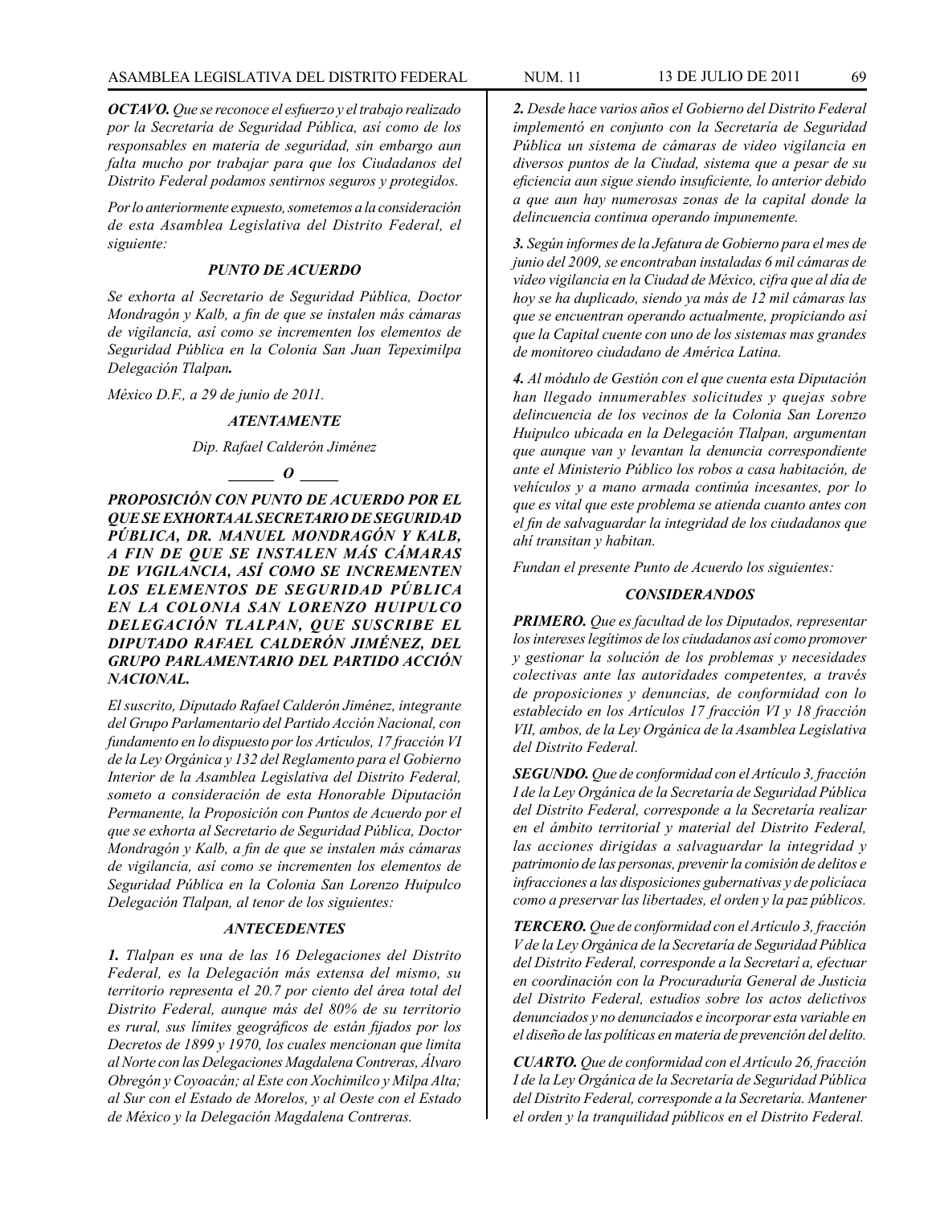***OCTAVO.*** *Que se reconoce el esfuerzo y el trabajo realizado por la Secretaría de Seguridad Pública, así como de los responsables en materia de seguridad, sin embargo aun falta mucho por trabajar para que los Ciudadanos del Distrito Federal podamos sentirnos seguros y protegidos.*

*Por lo anteriormente expuesto, sometemos a la consideración de esta Asamblea Legislativa del Distrito Federal, el siguiente:*

### *PUNTO DE ACUERDO*

*Se exhorta al Secretario de Seguridad Pública, Doctor Mondragón y Kalb, a fin de que se instalen más cámaras de vigilancia, así como se incrementen los elementos de Seguridad Pública en la Colonia San Juan Tepeximilpa Delegación Tlalpan****.***

*México D.F., a 29 de junio de 2011.*

### *ATENTAMENTE*

*Dip. Rafael Calderón Jiménez*

***______ O _____***

***PROPOSICIÓN CON PUNTO DE ACUERDO POR EL QUE SE EXHORTA AL SECRETARIO DE SEGURIDAD PÚBLICA, DR. MANUEL MONDRAGÓN Y KALB, A FIN DE QUE SE INSTALEN MÁS CÁMARAS DE VIGILANCIA, ASÍ COMO SE INCREMENTEN LOS ELEMENTOS DE SEGURIDAD PÚBLICA EN LA COLONIA SAN LORENZO HUIPULCO DELEGACIÓN TLALPAN, QUE SUSCRIBE EL DIPUTADO RAFAEL CALDERÓN JIMÉNEZ, DEL GRUPO PARLAMENTARIO DEL PARTIDO ACCIÓN NACIONAL.***

*El suscrito, Diputado Rafael Calderón Jiménez, integrante del Grupo Parlamentario del Partido Acción Nacional, con fundamento en lo dispuesto por los Artículos, 17 fracción VI de la Ley Orgánica y 132 del Reglamento para el Gobierno Interior de la Asamblea Legislativa del Distrito Federal, someto a consideración de esta Honorable Diputación Permanente, la Proposición con Puntos de Acuerdo por el que se exhorta al Secretario de Seguridad Pública, Doctor Mondragón y Kalb, a fin de que se instalen más cámaras de vigilancia, así como se incrementen los elementos de Seguridad Pública en la Colonia San Lorenzo Huipulco Delegación Tlalpan, al tenor de los siguientes:*

### *ANTECEDENTES*

***1.*** *Tlalpan es una de las 16 Delegaciones del Distrito Federal, es la Delegación más extensa del mismo, su territorio representa el 20.7 por ciento del área total del Distrito Federal, aunque más del 80% de su territorio es rural, sus límites geográficos de están fijados por los Decretos de 1899 y 1970, los cuales mencionan que limita al Norte con las Delegaciones Magdalena Contreras, Álvaro Obregón y Coyoacán; al Este con Xochimilco y Milpa Alta; al Sur con el Estado de Morelos, y al Oeste con el Estado de México y la Delegación Magdalena Contreras.*

***2.*** *Desde hace varios años el Gobierno del Distrito Federal implementó en conjunto con la Secretaría de Seguridad Pública un sistema de cámaras de video vigilancia en diversos puntos de la Ciudad, sistema que a pesar de su eficiencia aun sigue siendo insuficiente, lo anterior debido a que aun hay numerosas zonas de la capital donde la delincuencia continua operando impunemente.*

***3.*** *Según informes de la Jefatura de Gobierno para el mes de junio del 2009, se encontraban instaladas 6 mil cámaras de video vigilancia en la Ciudad de México, cifra que al día de hoy se ha duplicado, siendo ya más de 12 mil cámaras las que se encuentran operando actualmente, propiciando así que la Capital cuente con uno de los sistemas mas grandes de monitoreo ciudadano de América Latina.*

***4.*** *Al módulo de Gestión con el que cuenta esta Diputación han llegado innumerables solicitudes y quejas sobre delincuencia de los vecinos de la Colonia San Lorenzo Huipulco ubicada en la Delegación Tlalpan, argumentan que aunque van y levantan la denuncia correspondiente ante el Ministerio Público los robos a casa habitación, de vehículos y a mano armada continúa incesantes, por lo que es vital que este problema se atienda cuanto antes con el fin de salvaguardar la integridad de los ciudadanos que ahí transitan y habitan.*

*Fundan el presente Punto de Acuerdo los siguientes:*

### *CONSIDERANDOS*

***PRIMERO.*** *Que es facultad de los Diputados, representar los intereses legítimos de los ciudadanos así como promover y gestionar la solución de los problemas y necesidades colectivas ante las autoridades competentes, a través de proposiciones y denuncias, de conformidad con lo establecido en los Artículos 17 fracción VI y 18 fracción VII, ambos, de la Ley Orgánica de la Asamblea Legislativa del Distrito Federal.*

***SEGUNDO.*** *Que de conformidad con el Artículo 3, fracción I de la Ley Orgánica de la Secretaría de Seguridad Pública del Distrito Federal, corresponde a la Secretaría realizar en el ámbito territorial y material del Distrito Federal, las acciones dirigidas a salvaguardar la integridad y patrimonio de las personas, prevenir la comisión de delitos e infracciones a las disposiciones gubernativas y de policíaca como a preservar las libertades, el orden y la paz públicos.*

***TERCERO.*** *Que de conformidad con el Artículo 3, fracción V de la Ley Orgánica de la Secretaría de Seguridad Pública del Distrito Federal, corresponde a la Secretarí a, efectuar en coordinación con la Procuraduría General de Justicia del Distrito Federal, estudios sobre los actos delictivos denunciados y no denunciados e incorporar esta variable en el diseño de las políticas en materia de prevención del delito.*

***CUARTO.*** *Que de conformidad con el Artículo 26, fracción I de la Ley Orgánica de la Secretaría de Seguridad Pública del Distrito Federal, corresponde a la Secretaría. Mantener el orden y la tranquilidad públicos en el Distrito Federal.*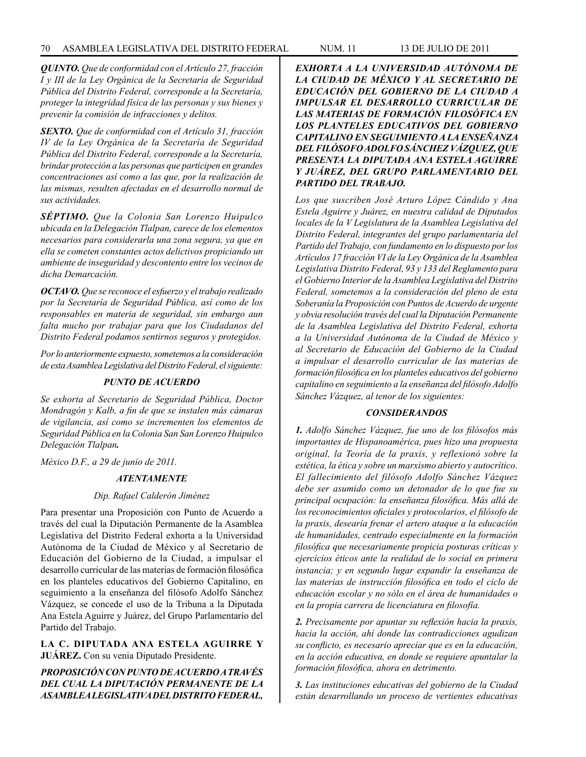*QUINTO. Que de conformidad con el Artículo 27, fracción I y III de la Ley Orgánica de la Secretaría de Seguridad Pública del Distrito Federal, corresponde a la Secretaría, proteger la integridad física de las personas y sus bienes y prevenir la comisión de infracciones y delitos.*

*SEXTO. Que de conformidad con el Artículo 31, fracción IV de la Ley Orgánica de la Secretaría de Seguridad Pública del Distrito Federal, corresponde a la Secretaría, brindar protección a las personas que participen en grandes concentraciones así como a las que, por la realización de las mismas, resulten afectadas en el desarrollo normal de sus actividades.*

*SÉPTIMO. Que la Colonia San Lorenzo Huipulco ubicada en la Delegación Tlalpan, carece de los elementos necesarios para considerarla una zona segura, ya que en ella se cometen constantes actos delictivos propiciando un ambiente de inseguridad y descontento entre los vecinos de dicha Demarcación.*

*OCTAVO. Que se reconoce el esfuerzo y el trabajo realizado por la Secretaría de Seguridad Pública, así como de los responsables en materia de seguridad, sin embargo aun falta mucho por trabajar para que los Ciudadanos del Distrito Federal podamos sentirnos seguros y protegidos.*

*Por lo anteriormente expuesto, sometemos a la consideración de esta Asamblea Legislativa del Distrito Federal, el siguiente:*

***PUNTO DE ACUERDO***

*Se exhorta al Secretario de Seguridad Pública, Doctor Mondragón y Kalb, a fin de que se instalen más cámaras de vigilancia, así como se incrementen los elementos de Seguridad Pública en la Colonia San San Lorenzo Huipulco Delegación Tlalpan.*

*México D.F., a 29 de junio de 2011.*

***ATENTAMENTE***

*Dip. Rafael Calderón Jiménez*

Para presentar una Proposición con Punto de Acuerdo a través del cual la Diputación Permanente de la Asamblea Legislativa del Distrito Federal exhorta a la Universidad Autónoma de la Ciudad de México y al Secretario de Educación del Gobierno de la Ciudad, a impulsar el desarrollo curricular de las materias de formación filosófica en los planteles educativos del Gobierno Capitalino, en seguimiento a la enseñanza del filósofo Adolfo Sánchez Vázquez, se concede el uso de la Tribuna a la Diputada Ana Estela Aguirre y Juárez, del Grupo Parlamentario del Partido del Trabajo.

**LA C. DIPUTADA ANA ESTELA AGUIRRE Y JUÁREZ.** Con su venia Diputado Presidente.

***PROPOSICIÓN CON PUNTO DE ACUERDO A TRAVÉS DEL CUAL LA DIPUTACIÓN PERMANENTE DE LA ASAMBLEA LEGISLATIVA DEL DISTRITO FEDERAL, EXHORTA A LA UNIVERSIDAD AUTÓNOMA DE LA CIUDAD DE MÉXICO Y AL SECRETARIO DE EDUCACIÓN DEL GOBIERNO DE LA CIUDAD A IMPULSAR EL DESARROLLO CURRICULAR DE LAS MATERIAS DE FORMACIÓN FILOSÓFICA EN LOS PLANTELES EDUCATIVOS DEL GOBIERNO CAPITALINO EN SEGUIMIENTO A LA ENSEÑANZA DEL FILÓSOFO ADOLFO SÁNCHEZ VÁZQUEZ, QUE PRESENTA LA DIPUTADA ANA ESTELA AGUIRRE Y JUÁREZ, DEL GRUPO PARLAMENTARIO DEL PARTIDO DEL TRABAJO.***

*Los que suscriben José Arturo López Cándido y Ana Estela Aguirre y Juárez, en nuestra calidad de Diputados locales de la V Legislatura de la Asamblea Legislativa del Distrito Federal, integrantes del grupo parlamentaria del Partido del Trabajo, con fundamento en lo dispuesto por los Artículos 17 fracción VI de la Ley Orgánica de la Asamblea Legislativa Distrito Federal, 93 y 133 del Reglamento para el Gobierno Interior de la Asamblea Legislativa del Distrito Federal, sometemos a la consideración del pleno de esta Soberanía la Proposición con Puntos de Acuerdo de urgente y obvia resolución través del cual la Diputación Permanente de la Asamblea Legislativa del Distrito Federal, exhorta a la Universidad Autónoma de la Ciudad de México y al Secretario de Educación del Gobierno de la Ciudad a impulsar el desarrollo curricular de las materias de formación filosófica en los planteles educativos del gobierno capitalino en seguimiento a la enseñanza del filósofo Adolfo Sánchez Vázquez, al tenor de los siguientes:*

***CONSIDERANDOS***

***1.** Adolfo Sánchez Vázquez, fue uno de los filósofos más importantes de Hispanoamérica, pues hizo una propuesta original, la Teoría de la praxis, y reflexionó sobre la estética, la ética y sobre un marxismo abierto y autocrítico. El fallecimiento del filósofo Adolfo Sánchez Vázquez debe ser asumido como un detonador de lo que fue su principal ocupación: la enseñanza filosófica. Más allá de los reconocimientos oficiales y protocolarios, el filósofo de la praxis, desearía frenar el artero ataque a la educación de humanidades, centrado especialmente en la formación filosófica que necesariamente propicia posturas críticas y ejercicios éticos ante la realidad de lo social en primera instancia; y en segundo lugar expandir la enseñanza de las materias de instrucción filosófica en todo el ciclo de educación escolar y no sólo en el área de humanidades o en la propia carrera de licenciatura en filosofía.*

***2.** Precisamente por apuntar su reflexión hacia la praxis, hacia la acción, ahí donde las contradicciones agudizan su conflicto, es necesario apreciar que es en la educación, en la acción educativa, en donde se requiere apuntalar la formación filosófica, ahora en detrimento.*

***3.** Las instituciones educativas del gobierno de la Ciudad están desarrollando un proceso de vertientes educativas*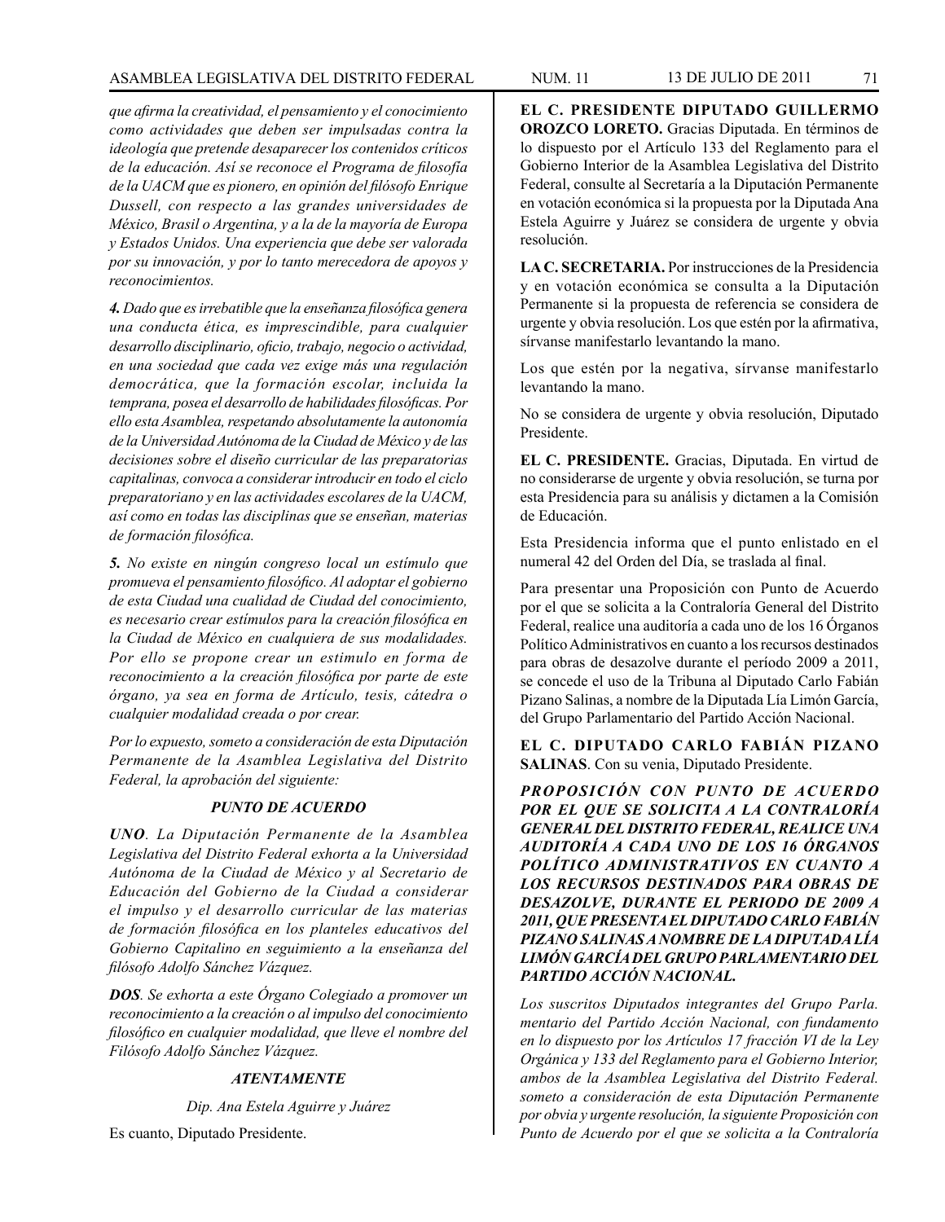*que afirma la creatividad, el pensamiento y el conocimiento como actividades que deben ser impulsadas contra la ideología que pretende desaparecer los contenidos críticos de la educación. Así se reconoce el Programa de filosofía de la UACM que es pionero, en opinión del filósofo Enrique Dussell, con respecto a las grandes universidades de México, Brasil o Argentina, y a la de la mayoría de Europa y Estados Unidos. Una experiencia que debe ser valorada por su innovación, y por lo tanto merecedora de apoyos y reconocimientos.*

***4.** Dado que es irrebatible que la enseñanza filosófica genera una conducta ética, es imprescindible, para cualquier desarrollo disciplinario, oficio, trabajo, negocio o actividad, en una sociedad que cada vez exige más una regulación democrática, que la formación escolar, incluida la temprana, posea el desarrollo de habilidades filosóficas. Por ello esta Asamblea, respetando absolutamente la autonomía de la Universidad Autónoma de la Ciudad de México y de las decisiones sobre el diseño curricular de las preparatorias capitalinas, convoca a considerar introducir en todo el ciclo preparatoriano y en las actividades escolares de la UACM, así como en todas las disciplinas que se enseñan, materias de formación filosófica.*

***5.** No existe en ningún congreso local un estímulo que promueva el pensamiento filosófico. Al adoptar el gobierno de esta Ciudad una cualidad de Ciudad del conocimiento, es necesario crear estímulos para la creación filosófica en la Ciudad de México en cualquiera de sus modalidades. Por ello se propone crear un estimulo en forma de reconocimiento a la creación filosófica por parte de este órgano, ya sea en forma de Artículo, tesis, cátedra o cualquier modalidad creada o por crear.*

*Por lo expuesto, someto a consideración de esta Diputación Permanente de la Asamblea Legislativa del Distrito Federal, la aprobación del siguiente:*

***PUNTO DE ACUERDO***

***UNO**. La Diputación Permanente de la Asamblea Legislativa del Distrito Federal exhorta a la Universidad Autónoma de la Ciudad de México y al Secretario de Educación del Gobierno de la Ciudad a considerar el impulso y el desarrollo curricular de las materias de formación filosófica en los planteles educativos del Gobierno Capitalino en seguimiento a la enseñanza del filósofo Adolfo Sánchez Vázquez.*

***DOS**. Se exhorta a este Órgano Colegiado a promover un reconocimiento a la creación o al impulso del conocimiento filosófico en cualquier modalidad, que lleve el nombre del Filósofo Adolfo Sánchez Vázquez.*

***ATENTAMENTE***

*Dip. Ana Estela Aguirre y Juárez*

Es cuanto, Diputado Presidente.

**EL C. PRESIDENTE DIPUTADO GUILLERMO OROZCO LORETO.** Gracias Diputada. En términos de lo dispuesto por el Artículo 133 del Reglamento para el Gobierno Interior de la Asamblea Legislativa del Distrito Federal, consulte al Secretaría a la Diputación Permanente en votación económica si la propuesta por la Diputada Ana Estela Aguirre y Juárez se considera de urgente y obvia resolución.

**LA C. SECRETARIA.** Por instrucciones de la Presidencia y en votación económica se consulta a la Diputación Permanente si la propuesta de referencia se considera de urgente y obvia resolución. Los que estén por la afirmativa, sírvanse manifestarlo levantando la mano.

Los que estén por la negativa, sírvanse manifestarlo levantando la mano.

No se considera de urgente y obvia resolución, Diputado Presidente.

**EL C. PRESIDENTE.** Gracias, Diputada. En virtud de no considerarse de urgente y obvia resolución, se turna por esta Presidencia para su análisis y dictamen a la Comisión de Educación.

Esta Presidencia informa que el punto enlistado en el numeral 42 del Orden del Día, se traslada al final.

Para presentar una Proposición con Punto de Acuerdo por el que se solicita a la Contraloría General del Distrito Federal, realice una auditoría a cada uno de los 16 Órganos Político Administrativos en cuanto a los recursos destinados para obras de desazolve durante el período 2009 a 2011, se concede el uso de la Tribuna al Diputado Carlo Fabián Pizano Salinas, a nombre de la Diputada Lía Limón García, del Grupo Parlamentario del Partido Acción Nacional.

**EL C. DIPUTADO CARLO FABIÁN PIZANO SALINAS**. Con su venia, Diputado Presidente.

***PROPOSICIÓN CON PUNTO DE ACUERDO POR EL QUE SE SOLICITA A LA CONTRALORÍA GENERAL DEL DISTRITO FEDERAL, REALICE UNA AUDITORÍA A CADA UNO DE LOS 16 ÓRGANOS POLÍTICO ADMINISTRATIVOS EN CUANTO A LOS RECURSOS DESTINADOS PARA OBRAS DE DESAZOLVE, DURANTE EL PERIODO DE 2009 A 2011, QUE PRESENTA EL DIPUTADO CARLO FABIÁN PIZANO SALINAS A NOMBRE DE LA DIPUTADA LÍA LIMÓN GARCÍA DEL GRUPO PARLAMENTARIO DEL PARTIDO ACCIÓN NACIONAL.***

*Los suscritos Diputados integrantes del Grupo Parla. mentario del Partido Acción Nacional, con fundamento en lo dispuesto por los Artículos 17 fracción VI de la Ley Orgánica y 133 del Reglamento para el Gobierno Interior, ambos de la Asamblea Legislativa del Distrito Federal. someto a consideración de esta Diputación Permanente por obvia y urgente resolución, la siguiente Proposición con Punto de Acuerdo por el que se solicita a la Contraloría*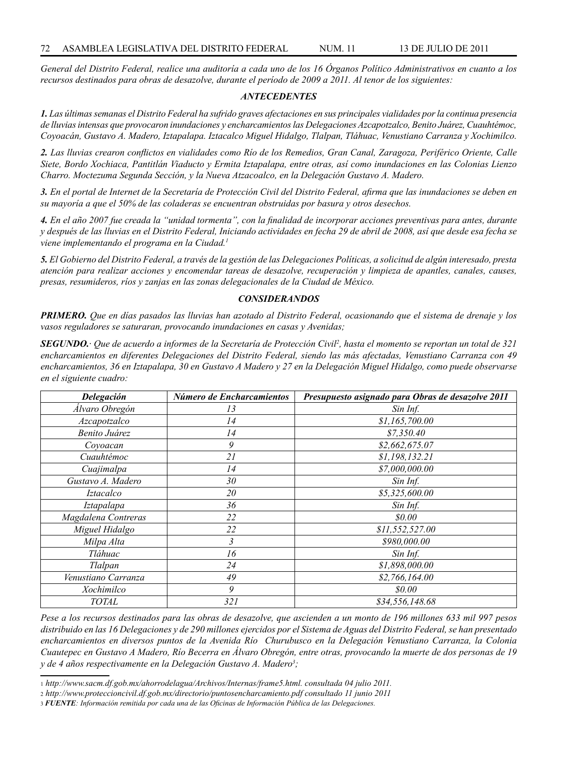*General del Distrito Federal, realice una auditoría a cada uno de los 16 Órganos Político Administrativos en cuanto a los recursos destinados para obras de desazolve, durante el período de 2009 a 2011. Al tenor de los siguientes:*

### *ANTECEDENTES*

***1.*** *Las últimas semanas el Distrito Federal ha sufrido graves afectaciones en sus principales vialidades por la continua presencia de lluvias intensas que provocaron inundaciones y encharcamientos las Delegaciones Azcapotzalco, Benito Juárez, Cuauhtémoc, Coyoacán, Gustavo A. Madero, Iztapalapa. Iztacalco Miguel Hidalgo, Tlalpan, Tláhuac, Venustiano Carranza y Xochimilco.*

***2.*** *Las lluvias crearon conflictos en vialidades como Río de los Remedios, Gran Canal, Zaragoza, Periférico Oriente, Calle Siete, Bordo Xochiaca, Pantitlán Viaducto y Ermita Iztapalapa, entre otras, así como inundaciones en las Colonias Lienzo Charro. Moctezuma Segunda Sección, y la Nueva Atzacoalco, en la Delegación Gustavo A. Madero.*

***3.*** *En el portal de Internet de la Secretaría de Protección Civil del Distrito Federal, afirma que las inundaciones se deben en su mayoría a que el 50% de las coladeras se encuentran obstruidas por basura y otros desechos.*

***4.*** *En el año 2007 fue creada la "unidad tormenta", con la finalidad de incorporar acciones preventivas para antes, durante y después de las lluvias en el Distrito Federal, Iniciando actividades en fecha 29 de abril de 2008, así que desde esa fecha se viene implementando el programa en la Ciudad.*[1]

***5.*** *El Gobierno del Distrito Federal, a través de la gestión de las Delegaciones Políticas, a solicitud de algún interesado, presta atención para realizar acciones y encomendar tareas de desazolve, recuperación y limpieza de apantles, canales, causes, presas, resumideros, ríos y zanjas en las zonas delegacionales de la Ciudad de México.*

### *CONSIDERANDOS*

***PRIMERO.*** *Que en días pasados las lluvias han azotado al Distrito Federal, ocasionando que el sistema de drenaje y los vasos reguladores se saturaran, provocando inundaciones en casas y Avenidas;*

***SEGUNDO.*** *· Que de acuerdo a informes de la Secretaría de Protección Civil*[2]*, hasta el momento se reportan un total de 321 encharcamientos en diferentes Delegaciones del Distrito Federal, siendo las más afectadas, Venustiano Carranza con 49 encharcamientos, 36 en Iztapalapa, 30 en Gustavo A Madero y 27 en la Delegación Miguel Hidalgo, como puede observarse en el siguiente cuadro:*

| *Delegación* | *Número de Encharcamientos* | *Presupuesto asignado para Obras de desazolve 2011* |
|---|---|---|
| *Álvaro Obregón* | *13* | *Sin Inf.* |
| *Azcapotzalco* | *14* | *$1,165,700.00* |
| *Benito Juárez* | *14* | *$7,350.40* |
| *Coyoacan* | *9* | *$2,662,675.07* |
| *Cuauhtémoc* | *21* | *$1,198,132.21* |
| *Cuajimalpa* | *14* | *$7,000,000.00* |
| *Gustavo A. Madero* | *30* | *Sin Inf.* |
| *Iztacalco* | *20* | *$5,325,600.00* |
| *Iztapalapa* | *36* | *Sin Inf.* |
| *Magdalena Contreras* | *22* | *$0.00* |
| *Miguel Hidalgo* | *22* | *$11,552,527.00* |
| *Milpa Alta* | *3* | *$980,000.00* |
| *Tláhuac* | *16* | *Sin Inf.* |
| *Tlalpan* | *24* | *$1,898,000.00* |
| *Venustiano Carranza* | *49* | *$2,766,164.00* |
| *Xochimilco* | *9* | *$0.00* |
| *TOTAL* | *321* | *$34,556,148.68* |

*Pese a los recursos destinados para las obras de desazolve, que ascienden a un monto de 196 millones 633 mil 997 pesos distribuido en las 16 Delegaciones y de 290 millones ejercidos por el Sistema de Aguas del Distrito Federal, se han presentado encharcamientos en diversos puntos de la Avenida Río Churubusco en la Delegación Venustiano Carranza, la Colonia Cuautepec en Gustavo A Madero, Río Becerra en Álvaro Obregón, entre otras, provocando la muerte de dos personas de 19 y de 4 años respectivamente en la Delegación Gustavo A. Madero*[3]*;*

---

[1] *http://www.sacm.df.gob.mx/ahorrodelagua/Archivos/Internas/frame5.html. consultada 04 julio 2011.*

[2] *http://www.proteccioncivil.df.gob.mx/directorio/puntosencharcamiento.pdf consultado 11 junio 2011*

[3] ***FUENTE****: Información remitida por cada una de las Oficinas de Información Pública de las Delegaciones.*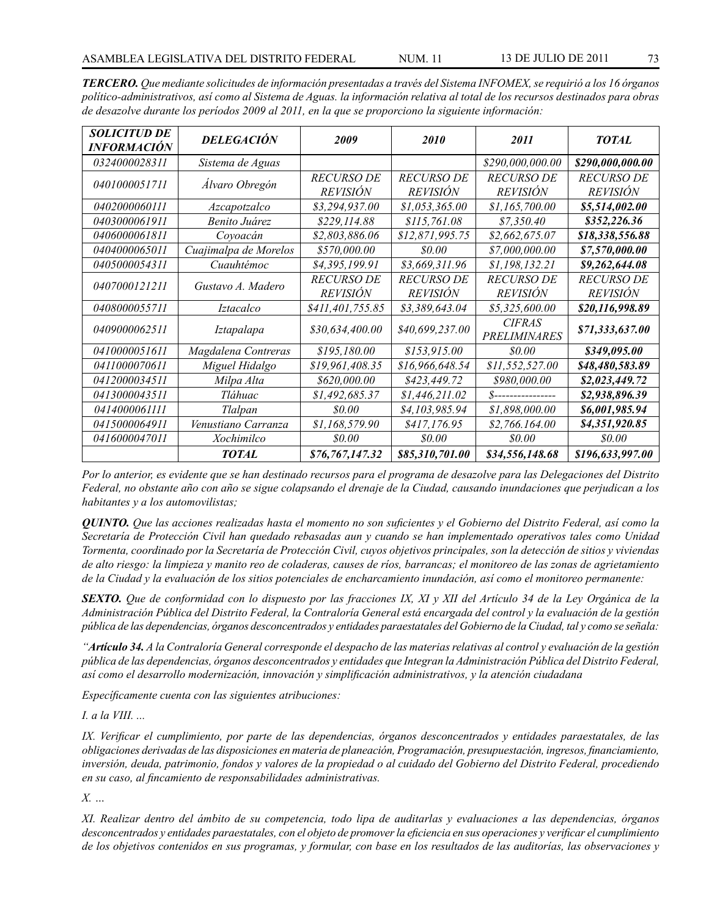***TERCERO.*** *Que mediante solicitudes de información presentadas a través del Sistema INFOMEX, se requirió a los 16 órganos político-administrativos, así como al Sistema de Aguas. la información relativa al total de los recursos destinados para obras de desazolve durante los períodos 2009 al 2011, en la que se proporciono la siguiente información:*

| ***SOLICITUD DE INFORMACIÓN*** | ***DELEGACIÓN*** | ***2009*** | ***2010*** | ***2011*** | ***TOTAL*** |
|---|---|---|---|---|---|
| *0324000028311* | *Sistema de Aguas* | | | *$290,000,000.00* | ***$290,000,000.00*** |
| *0401000051711* | *Álvaro Obregón* | *RECURSO DE REVISIÓN* | *RECURSO DE REVISIÓN* | *RECURSO DE REVISIÓN* | *RECURSO DE REVISIÓN* |
| *0402000060111* | *Azcapotzalco* | *$3,294,937.00* | *$1,053,365.00* | *$1,165,700.00* | ***$5,514,002.00*** |
| *0403000061911* | *Benito Juárez* | *$229,114.88* | *$115,761.08* | *$7,350.40* | ***$352,226.36*** |
| *0406000061811* | *Coyoacán* | *$2,803,886.06* | *$12,871,995.75* | *$2,662,675.07* | ***$18,338,556.88*** |
| *0404000065011* | *Cuajimalpa de Morelos* | *$570,000.00* | *$0.00* | *$7,000,000.00* | ***$7,570,000.00*** |
| *0405000054311* | *Cuauhtémoc* | *$4,395,199.91* | *$3,669,311.96* | *$1,198,132.21* | ***$9,262,644.08*** |
| *0407000121211* | *Gustavo A. Madero* | *RECURSO DE REVISIÓN* | *RECURSO DE REVISIÓN* | *RECURSO DE REVISIÓN* | *RECURSO DE REVISIÓN* |
| *0408000055711* | *Iztacalco* | *$411,401,755.85* | *$3,389,643.04* | *$5,325,600.00* | ***$20,116,998.89*** |
| *0409000062511* | *Iztapalapa* | *$30,634,400.00* | *$40,699,237.00* | *CIFRAS PRELIMINARES* | ***$71,333,637.00*** |
| *0410000051611* | *Magdalena Contreras* | *$195,180.00* | *$153,915.00* | *$0.00* | ***$349,095.00*** |
| *0411000070611* | *Miguel Hidalgo* | *$19,961,408.35* | *$16,966,648.54* | *$11,552,527.00* | ***$48,480,583.89*** |
| *0412000034511* | *Milpa Alta* | *$620,000.00* | *$423,449.72* | *$980,000.00* | ***$2,023,449.72*** |
| *0413000043511* | *Tláhuac* | *$1,492,685.37* | *$1,446,211.02* | *$----------------* | ***$2,938,896.39*** |
| *0414000061111* | *Tlalpan* | *$0.00* | *$4,103,985.94* | *$1,898,000.00* | ***$6,001,985.94*** |
| *0415000064911* | *Venustiano Carranza* | *$1,168,579.90* | *$417,176.95* | *$2,766.164.00* | ***$4,351,920.85*** |
| *0416000047011* | *Xochimilco* | *$0.00* | *$0.00* | *$0.00* | *$0.00* |
| | ***TOTAL*** | ***$76,767,147.32*** | ***$85,310,701.00*** | ***$34,556,148.68*** | ***$196,633,997.00*** |

*Por lo anterior, es evidente que se han destinado recursos para el programa de desazolve para las Delegaciones del Distrito Federal, no obstante año con año se sigue colapsando el drenaje de la Ciudad, causando inundaciones que perjudican a los habitantes y a los automovilistas;*

***QUINTO.*** *Que las acciones realizadas hasta el momento no son suficientes y el Gobierno del Distrito Federal, así como la Secretaría de Protección Civil han quedado rebasadas aun y cuando se han implementado operativos tales como Unidad Tormenta, coordinado por la Secretaría de Protección Civil, cuyos objetivos principales, son la detección de sitios y viviendas de alto riesgo: la limpieza y manito reo de coladeras, causes de ríos, barrancas; el monitoreo de las zonas de agrietamiento de la Ciudad y la evaluación de los sitios potenciales de encharcamiento inundación, así como el monitoreo permanente:*

***SEXTO.*** *Que de conformidad con lo dispuesto por las fracciones IX, XI y XII del Artículo 34 de la Ley Orgánica de la Administración Pública del Distrito Federal, la Contraloría General está encargada del control y la evaluación de la gestión pública de las dependencias, órganos desconcentrados y entidades paraestatales del Gobierno de la Ciudad, tal y como se señala:*

*“**Artículo 34.** A la Contraloría General corresponde el despacho de las materias relativas al control y evaluación de la gestión pública de las dependencias, órganos desconcentrados y entidades que Integran la Administración Pública del Distrito Federal, así como el desarrollo modernización, innovación y simplificación administrativos, y la atención ciudadana*

*Específicamente cuenta con las siguientes atribuciones:*

*I. a la VIII. ...*

*IX. Verificar el cumplimiento, por parte de las dependencias, órganos desconcentrados y entidades paraestatales, de las obligaciones derivadas de las disposiciones en materia de planeación, Programación, presupuestación, ingresos, financiamiento, inversión, deuda, patrimonio, fondos y valores de la propiedad o al cuidado del Gobierno del Distrito Federal, procediendo en su caso, al fincamiento de responsabilidades administrativas.*

*X. ...*

*XI. Realizar dentro del ámbito de su competencia, todo lipa de auditarlas y evaluaciones a las dependencias, órganos desconcentrados y entidades paraestatales, con el objeto de promover la eficiencia en sus operaciones y verificar el cumplimiento de los objetivos contenidos en sus programas, y formular, con base en los resultados de las auditorías, las observaciones y*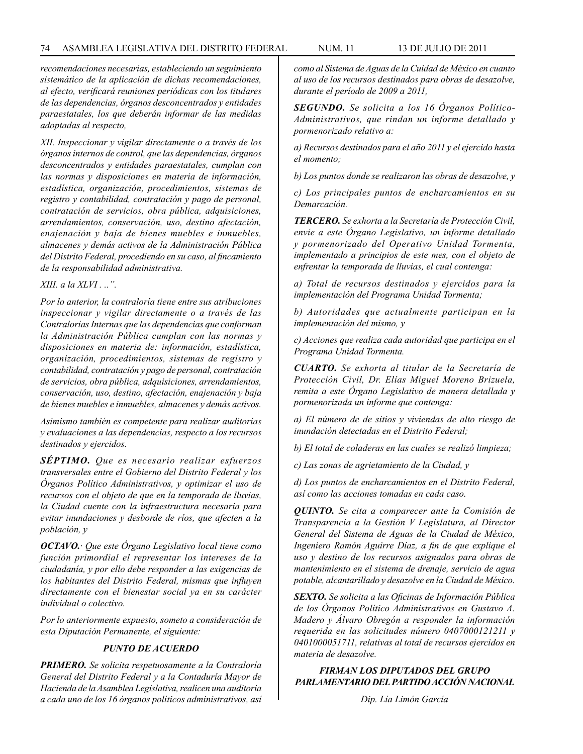*recomendaciones necesarias, estableciendo un seguimiento sistemático de la aplicación de dichas recomendaciones, al efecto, verificará reuniones periódicas con los titulares de las dependencias, órganos desconcentrados y entidades paraestatales, los que deberán informar de las medidas adoptadas al respecto,*

*XII. Inspeccionar y vigilar directamente o a través de los órganos internos de control, que las dependencias, órganos desconcentrados y entidades paraestatales, cumplan con las normas y disposiciones en materia de información, estadística, organización, procedimientos, sistemas de registro y contabilidad, contratación y pago de personal, contratación de servicios, obra pública, adquisiciones, arrendamientos, conservación, uso, destino afectación, enajenación y baja de bienes muebles e inmuebles, almacenes y demás activos de la Administración Pública del Distrito Federal, procediendo en su caso, al fincamiento de la responsabilidad administrativa.*

*XIII. a la XLVI . ..".*

*Por lo anterior, la contraloría tiene entre sus atribuciones inspeccionar y vigilar directamente o a través de las Contralorías Internas que las dependencias que conforman la Administración Pública cumplan con las normas y disposiciones en materia de: información, estadística, organización, procedimientos, sistemas de registro y contabilidad, contratación y pago de personal, contratación de servicios, obra pública, adquisiciones, arrendamientos, conservación, uso, destino, afectación, enajenación y baja de bienes muebles e inmuebles, almacenes y demás activos.*

*Asimismo también es competente para realizar auditorías y evaluaciones a las dependencias, respecto a los recursos destinados y ejercidos.*

***SÉPTIMO.** Que es necesario realizar esfuerzos transversales entre el Gobierno del Distrito Federal y los Órganos Político Administrativos, y optimizar el uso de recursos con el objeto de que en la temporada de lluvias, la Ciudad cuente con la infraestructura necesaria para evitar inundaciones y desborde de ríos, que afecten a la población, y*

***OCTAVO.**· Que este Órgano Legislativo local tiene como función primordial el representar los intereses de la ciudadanía, y por ello debe responder a las exigencias de los habitantes del Distrito Federal, mismas que influyen directamente con el bienestar social ya en su carácter individual o colectivo.*

*Por lo anteriormente expuesto, someto a consideración de esta Diputación Permanente, el siguiente:*

## *PUNTO DE ACUERDO*

***PRIMERO.** Se solicita respetuosamente a la Contraloría General del Distrito Federal y a la Contaduría Mayor de Hacienda de la Asamblea Legislativa, realicen una auditoria a cada uno de los 16 órganos políticos administrativos, así como al Sistema de Aguas de la Cuidad de México en cuanto al uso de los recursos destinados para obras de desazolve, durante el período de 2009 a 2011,*

***SEGUNDO.** Se solicita a los 16 Órganos Político-Administrativos, que rindan un informe detallado y pormenorizado relativo a:*

*a) Recursos destinados para el año 2011 y el ejercido hasta el momento;*

*b) Los puntos donde se realizaron las obras de desazolve, y*

*c) Los principales puntos de encharcamientos en su Demarcación.*

***TERCERO.** Se exhorta a la Secretaría de Protección Civil, envíe a este Órgano Legislativo, un informe detallado y pormenorizado del Operativo Unidad Tormenta, implementado a principios de este mes, con el objeto de enfrentar la temporada de lluvias, el cual contenga:*

*a) Total de recursos destinados y ejercidos para la implementación del Programa Unidad Tormenta;*

*b) Autoridades que actualmente participan en la implementación del mismo, y*

*c) Acciones que realiza cada autoridad que participa en el Programa Unidad Tormenta.*

***CUARTO.** Se exhorta al titular de la Secretaría de Protección Civil, Dr. Elías Miguel Moreno Brizuela, remita a este Órgano Legislativo de manera detallada y pormenorizada un informe que contenga:*

*a) El número de de sitios y viviendas de alto riesgo de inundación detectadas en el Distrito Federal;*

*b) El total de coladeras en las cuales se realizó limpieza;*

*c) Las zonas de agrietamiento de la Ciudad, y*

*d) Los puntos de encharcamientos en el Distrito Federal, así como las acciones tomadas en cada caso.*

***QUINTO.** Se cita a comparecer ante la Comisión de Transparencia a la Gestión V Legislatura, al Director General del Sistema de Aguas de la Ciudad de México, Ingeniero Ramón Aguirre Díaz, a fin de que explique el uso y destino de los recursos asignados para obras de mantenimiento en el sistema de drenaje, servicio de agua potable, alcantarillado y desazolve en la Ciudad de México.*

***SEXTO.** Se solicita a las Oficinas de Información Pública de los Órganos Político Administrativos en Gustavo A. Madero y Álvaro Obregón a responder la información requerida en las solicitudes número 0407000121211 y 0401000051711, relativas al total de recursos ejercidos en materia de desazolve.*

***FIRMAN LOS DIPUTADOS DEL GRUPO PARLAMENTARIO DEL PARTIDO ACCIÓN NACIONAL***

*Dip. Lía Limón García*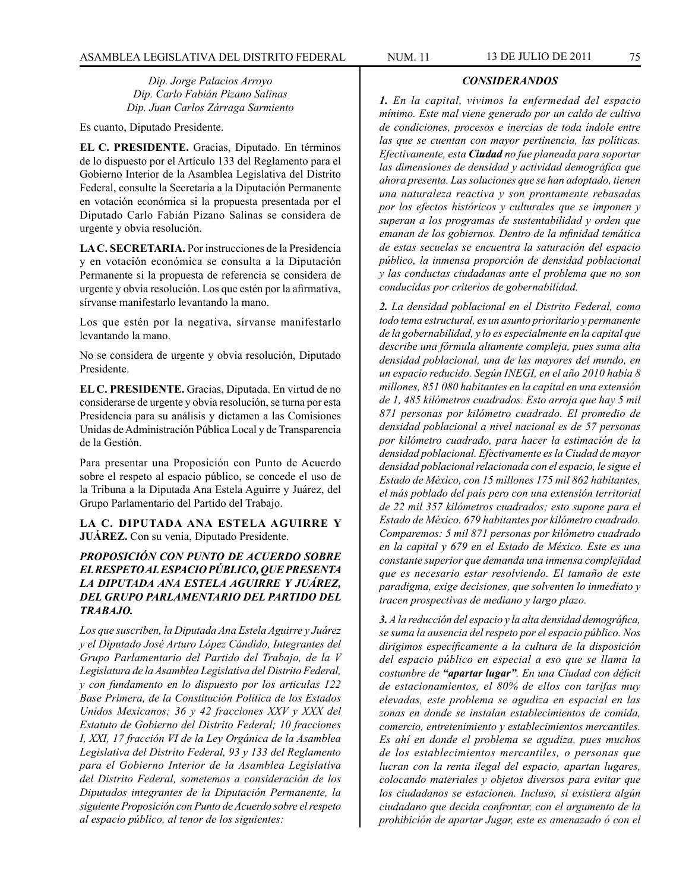*Dip. Jorge Palacios Arroyo*
*Dip. Carlo Fabián Pizano Salinas*
*Dip. Juan Carlos Zárraga Sarmiento*

Es cuanto, Diputado Presidente.

**EL C. PRESIDENTE.** Gracias, Diputado. En términos de lo dispuesto por el Artículo 133 del Reglamento para el Gobierno Interior de la Asamblea Legislativa del Distrito Federal, consulte la Secretaría a la Diputación Permanente en votación económica si la propuesta presentada por el Diputado Carlo Fabián Pizano Salinas se considera de urgente y obvia resolución.

**LA C. SECRETARIA.** Por instrucciones de la Presidencia y en votación económica se consulta a la Diputación Permanente si la propuesta de referencia se considera de urgente y obvia resolución. Los que estén por la afirmativa, sírvanse manifestarlo levantando la mano.

Los que estén por la negativa, sírvanse manifestarlo levantando la mano.

No se considera de urgente y obvia resolución, Diputado Presidente.

**EL C. PRESIDENTE.** Gracias, Diputada. En virtud de no considerarse de urgente y obvia resolución, se turna por esta Presidencia para su análisis y dictamen a las Comisiones Unidas de Administración Pública Local y de Transparencia de la Gestión.

Para presentar una Proposición con Punto de Acuerdo sobre el respeto al espacio público, se concede el uso de la Tribuna a la Diputada Ana Estela Aguirre y Juárez, del Grupo Parlamentario del Partido del Trabajo.

**LA C. DIPUTADA ANA ESTELA AGUIRRE Y JUÁREZ.** Con su venia, Diputado Presidente.

***PROPOSICIÓN CON PUNTO DE ACUERDO SOBRE EL RESPETO AL ESPACIO PÚBLICO, QUE PRESENTA LA DIPUTADA ANA ESTELA AGUIRRE Y JUÁREZ, DEL GRUPO PARLAMENTARIO DEL PARTIDO DEL TRABAJO.***

*Los que suscriben, la Diputada Ana Estela Aguirre y Juárez y el Diputado José Arturo López Cándido, Integrantes del Grupo Parlamentario del Partido del Trabajo, de la V Legislatura de la Asamblea Legislativa del Distrito Federal, y con fundamento en lo dispuesto por los artículas 122 Base Primera, de la Constitución Política de los Estados Unidos Mexicanos; 36 y 42 fracciones XXV y XXX del Estatuto de Gobierno del Distrito Federal; 10 fracciones I, XXI, 17 fracción VI de la Ley Orgánica de la Asamblea Legislativa del Distrito Federal, 93 y 133 del Reglamento para el Gobierno Interior de la Asamblea Legislativa del Distrito Federal, sometemos a consideración de los Diputados integrantes de la Diputación Permanente, la siguiente Proposición con Punto de Acuerdo sobre el respeto al espacio público, al tenor de los siguientes:*

***CONSIDERANDOS***

***1.*** *En la capital, vivimos la enfermedad del espacio mínimo. Este mal viene generado por un caldo de cultivo de condiciones, procesos e inercias de toda índole entre las que se cuentan con mayor pertinencia, las políticas. Efectivamente, esta **Ciudad** no fue planeada para soportar las dimensiones de densidad y actividad demográfica que ahora presenta. Las soluciones que se han adoptado, tienen una naturaleza reactiva y son prontamente rebasadas por los efectos históricos y culturales que se imponen y superan a los programas de sustentabilidad y orden que emanan de los gobiernos. Dentro de la mfinidad temática de estas secuelas se encuentra la saturación del espacio público, la inmensa proporción de densidad poblacional y las conductas ciudadanas ante el problema que no son conducidas por criterios de gobernabilidad.*

***2.*** *La densidad poblacional en el Distrito Federal, como todo tema estructural, es un asunto prioritario y permanente de la gobernabilidad, y lo es especialmente en la capital que describe una fórmula altamente compleja, pues suma alta densidad poblacional, una de las mayores del mundo, en un espacio reducido. Según INEGI, en el año 2010 había 8 millones, 851 080 habitantes en la capital en una extensión de 1, 485 kilómetros cuadrados. Esto arroja que hay 5 mil 871 personas por kilómetro cuadrado. El promedio de densidad poblacional a nivel nacional es de 57 personas por kilómetro cuadrado, para hacer la estimación de la densidad poblacional. Efectivamente es la Ciudad de mayor densidad poblacional relacionada con el espacio, le sigue el Estado de México, con 15 millones 175 mil 862 habitantes, el más poblado del país pero con una extensión territorial de 22 mil 357 kilómetros cuadrados; esto supone para el Estado de México. 679 habitantes por kilómetro cuadrado. Comparemos: 5 mil 871 personas por kilómetro cuadrado en la capital y 679 en el Estado de México. Este es una constante superior que demanda una inmensa complejidad que es necesario estar resolviendo. El tamaño de este paradigma, exige decisiones, que solventen lo inmediato y tracen prospectivas de mediano y largo plazo.*

***3.*** *A la reducción del espacio y la alta densidad demográfica, se suma la ausencia del respeto por el espacio público. Nos dirigimos específicamente a la cultura de la disposición del espacio público en especial a eso que se llama la costumbre de **"apartar lugar"**. En una Ciudad con déficit de estacionamientos, el 80% de ellos con tarifas muy elevadas, este problema se agudiza en espacial en las zonas en donde se instalan establecimientos de comida, comercio, entretenimiento y establecimientos mercantiles. Es ahí en donde el problema se agudiza, pues muchos de los establecimientos mercantiles, o personas que lucran con la renta ilegal del espacio, apartan lugares, colocando materiales y objetos diversos para evitar que los ciudadanos se estacionen. Incluso, si existiera algún ciudadano que decida confrontar, con el argumento de la prohibición de apartar Jugar, este es amenazado ó con el*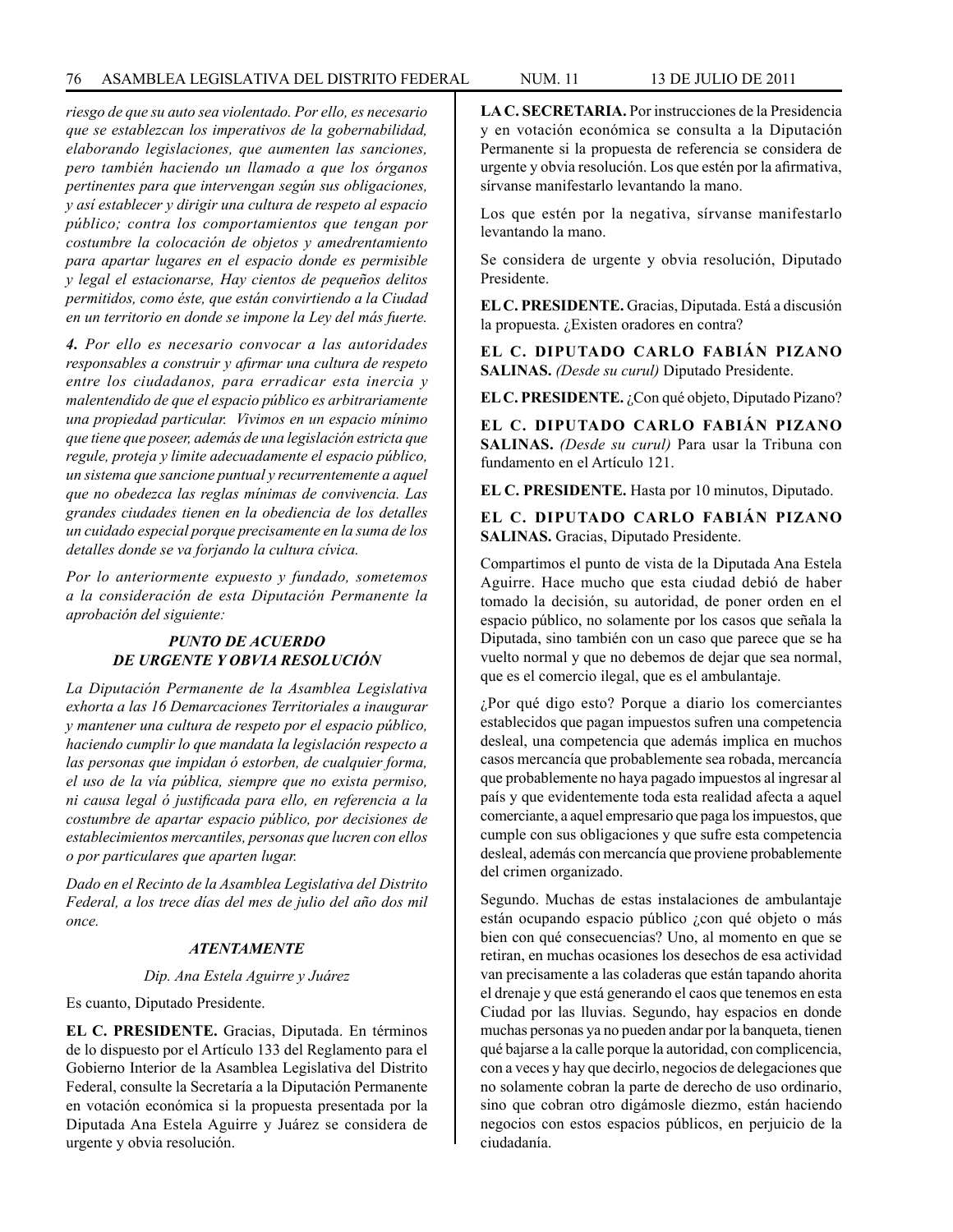*riesgo de que su auto sea violentado. Por ello, es necesario que se establezcan los imperativos de la gobernabilidad, elaborando legislaciones, que aumenten las sanciones, pero también haciendo un llamado a que los órganos pertinentes para que intervengan según sus obligaciones, y así establecer y dirigir una cultura de respeto al espacio público; contra los comportamientos que tengan por costumbre la colocación de objetos y amedrentamiento para apartar lugares en el espacio donde es permisible y legal el estacionarse, Hay cientos de pequeños delitos permitidos, como éste, que están convirtiendo a la Ciudad en un territorio en donde se impone la Ley del más fuerte.*

***4.** Por ello es necesario convocar a las autoridades responsables a construir y afirmar una cultura de respeto entre los ciudadanos, para erradicar esta inercia y malentendido de que el espacio público es arbitrariamente una propiedad particular. Vivimos en un espacio mínimo que tiene que poseer, además de una legislación estricta que regule, proteja y limite adecuadamente el espacio público, un sistema que sancione puntual y recurrentemente a aquel que no obedezca las reglas mínimas de convivencia. Las grandes ciudades tienen en la obediencia de los detalles un cuidado especial porque precisamente en la suma de los detalles donde se va forjando la cultura cívica.*

*Por lo anteriormente expuesto y fundado, sometemos a la consideración de esta Diputación Permanente la aprobación del siguiente:*

***PUNTO DE ACUERDO DE URGENTE Y OBVIA RESOLUCIÓN***

*La Diputación Permanente de la Asamblea Legislativa exhorta a las 16 Demarcaciones Territoriales a inaugurar y mantener una cultura de respeto por el espacio público, haciendo cumplir lo que mandata la legislación respecto a las personas que impidan ó estorben, de cualquier forma, el uso de la vía pública, siempre que no exista permiso, ni causa legal ó justificada para ello, en referencia a la costumbre de apartar espacio público, por decisiones de establecimientos mercantiles, personas que lucren con ellos o por particulares que aparten lugar.*

*Dado en el Recinto de la Asamblea Legislativa del Distrito Federal, a los trece días del mes de julio del año dos mil once.*

***ATENTAMENTE***

*Dip. Ana Estela Aguirre y Juárez*

Es cuanto, Diputado Presidente.

**EL C. PRESIDENTE.** Gracias, Diputada. En términos de lo dispuesto por el Artículo 133 del Reglamento para el Gobierno Interior de la Asamblea Legislativa del Distrito Federal, consulte la Secretaría a la Diputación Permanente en votación económica si la propuesta presentada por la Diputada Ana Estela Aguirre y Juárez se considera de urgente y obvia resolución.

**LA C. SECRETARIA.** Por instrucciones de la Presidencia y en votación económica se consulta a la Diputación Permanente si la propuesta de referencia se considera de urgente y obvia resolución. Los que estén por la afirmativa, sírvanse manifestarlo levantando la mano.

Los que estén por la negativa, sírvanse manifestarlo levantando la mano.

Se considera de urgente y obvia resolución, Diputado Presidente.

**EL C. PRESIDENTE.** Gracias, Diputada. Está a discusión la propuesta. ¿Existen oradores en contra?

**EL C. DIPUTADO CARLO FABIÁN PIZANO SALINAS.** *(Desde su curul)* Diputado Presidente.

**EL C. PRESIDENTE.** ¿Con qué objeto, Diputado Pizano?

**EL C. DIPUTADO CARLO FABIÁN PIZANO SALINAS.** *(Desde su curul)* Para usar la Tribuna con fundamento en el Artículo 121.

**EL C. PRESIDENTE.** Hasta por 10 minutos, Diputado.

**EL C. DIPUTADO CARLO FABIÁN PIZANO SALINAS.** Gracias, Diputado Presidente.

Compartimos el punto de vista de la Diputada Ana Estela Aguirre. Hace mucho que esta ciudad debió de haber tomado la decisión, su autoridad, de poner orden en el espacio público, no solamente por los casos que señala la Diputada, sino también con un caso que parece que se ha vuelto normal y que no debemos de dejar que sea normal, que es el comercio ilegal, que es el ambulantaje.

¿Por qué digo esto? Porque a diario los comerciantes establecidos que pagan impuestos sufren una competencia desleal, una competencia que además implica en muchos casos mercancía que probablemente sea robada, mercancía que probablemente no haya pagado impuestos al ingresar al país y que evidentemente toda esta realidad afecta a aquel comerciante, a aquel empresario que paga los impuestos, que cumple con sus obligaciones y que sufre esta competencia desleal, además con mercancía que proviene probablemente del crimen organizado.

Segundo. Muchas de estas instalaciones de ambulantaje están ocupando espacio público ¿con qué objeto o más bien con qué consecuencias? Uno, al momento en que se retiran, en muchas ocasiones los desechos de esa actividad van precisamente a las coladeras que están tapando ahorita el drenaje y que está generando el caos que tenemos en esta Ciudad por las lluvias. Segundo, hay espacios en donde muchas personas ya no pueden andar por la banqueta, tienen qué bajarse a la calle porque la autoridad, con complicencia, con a veces y hay que decirlo, negocios de delegaciones que no solamente cobran la parte de derecho de uso ordinario, sino que cobran otro digámosle diezmo, están haciendo negocios con estos espacios públicos, en perjuicio de la ciudadanía.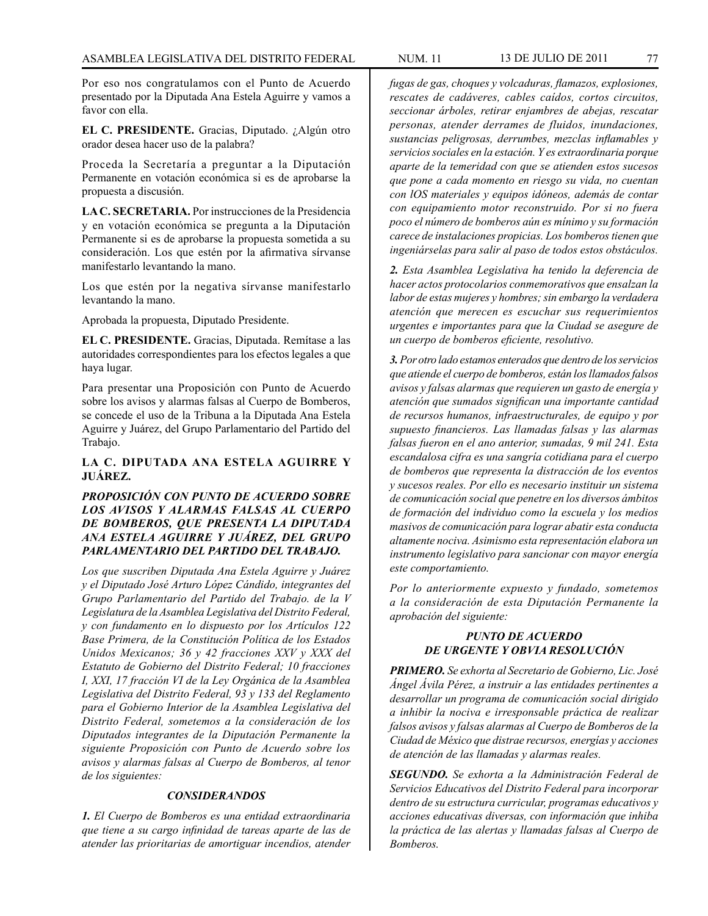Por eso nos congratulamos con el Punto de Acuerdo presentado por la Diputada Ana Estela Aguirre y vamos a favor con ella.

**EL C. PRESIDENTE.** Gracias, Diputado. ¿Algún otro orador desea hacer uso de la palabra?

Proceda la Secretaría a preguntar a la Diputación Permanente en votación económica si es de aprobarse la propuesta a discusión.

**LA C. SECRETARIA.** Por instrucciones de la Presidencia y en votación económica se pregunta a la Diputación Permanente si es de aprobarse la propuesta sometida a su consideración. Los que estén por la afirmativa sírvanse manifestarlo levantando la mano.

Los que estén por la negativa sírvanse manifestarlo levantando la mano.

Aprobada la propuesta, Diputado Presidente.

**EL C. PRESIDENTE.** Gracias, Diputada. Remítase a las autoridades correspondientes para los efectos legales a que haya lugar.

Para presentar una Proposición con Punto de Acuerdo sobre los avisos y alarmas falsas al Cuerpo de Bomberos, se concede el uso de la Tribuna a la Diputada Ana Estela Aguirre y Juárez, del Grupo Parlamentario del Partido del Trabajo.

**LA C. DIPUTADA ANA ESTELA AGUIRRE Y JUÁREZ.**

***PROPOSICIÓN CON PUNTO DE ACUERDO SOBRE LOS AVISOS Y ALARMAS FALSAS AL CUERPO DE BOMBEROS, QUE PRESENTA LA DIPUTADA ANA ESTELA AGUIRRE Y JUÁREZ, DEL GRUPO PARLAMENTARIO DEL PARTIDO DEL TRABAJO.***

*Los que suscriben Diputada Ana Estela Aguirre y Juárez y el Diputado José Arturo López Cándido, integrantes del Grupo Parlamentario del Partido del Trabajo. de la V Legislatura de la Asamblea Legislativa del Distrito Federal, y con fundamento en lo dispuesto por los Artículos 122 Base Primera, de la Constitución Política de los Estados Unidos Mexicanos; 36 y 42 fracciones XXV y XXX del Estatuto de Gobierno del Distrito Federal; 10 fracciones I, XXI, 17 fracción VI de la Ley Orgánica de la Asamblea Legislativa del Distrito Federal, 93 y 133 del Reglamento para el Gobierno Interior de la Asamblea Legislativa del Distrito Federal, sometemos a la consideración de los Diputados integrantes de la Diputación Permanente la siguiente Proposición con Punto de Acuerdo sobre los avisos y alarmas falsas al Cuerpo de Bomberos, al tenor de los siguientes:*

***CONSIDERANDOS***

***1.*** *El Cuerpo de Bomberos es una entidad extraordinaria que tiene a su cargo infinidad de tareas aparte de las de atender las prioritarias de amortiguar incendios, atender fugas de gas, choques y volcaduras, flamazos, explosiones, rescates de cadáveres, cables caídos, cortos circuitos, seccionar árboles, retirar enjambres de abejas, rescatar personas, atender derrames de fluidos, inundaciones, sustancias peligrosas, derrumbes, mezclas inflamables y servicios sociales en la estación. Y es extraordinaria porque aparte de la temeridad con que se atienden estos sucesos que pone a cada momento en riesgo su vida, no cuentan con lOS materiales y equipos idóneos, además de contar con equipamiento motor reconstruido. Por si no fuera poco el número de bomberos aún es mínimo y su formación carece de instalaciones propicias. Los bomberos tienen que ingeniárselas para salir al paso de todos estos obstáculos.*

***2.*** *Esta Asamblea Legislativa ha tenido la deferencia de hacer actos protocolarios conmemorativos que ensalzan la labor de estas mujeres y hombres; sin embargo la verdadera atención que merecen es escuchar sus requerimientos urgentes e importantes para que la Ciudad se asegure de un cuerpo de bomberos eficiente, resolutivo.*

***3.*** *Por otro lado estamos enterados que dentro de los servicios que atiende el cuerpo de bomberos, están los llamados falsos avisos y falsas alarmas que requieren un gasto de energía y atención que sumados significan una importante cantidad de recursos humanos, infraestructurales, de equipo y por supuesto financieros. Las llamadas falsas y las alarmas falsas fueron en el ano anterior, sumadas, 9 mil 241. Esta escandalosa cifra es una sangría cotidiana para el cuerpo de bomberos que representa la distracción de los eventos y sucesos reales. Por ello es necesario instituir un sistema de comunicación social que penetre en los diversos ámbitos de formación del individuo como la escuela y los medios masivos de comunicación para lograr abatir esta conducta altamente nociva. Asimismo esta representación elabora un instrumento legislativo para sancionar con mayor energía este comportamiento.*

*Por lo anteriormente expuesto y fundado, sometemos a la consideración de esta Diputación Permanente la aprobación del siguiente:*

***PUNTO DE ACUERDO***
***DE URGENTE Y OBVIA RESOLUCIÓN***

***PRIMERO.*** *Se exhorta al Secretario de Gobierno, Lic. José Ángel Ávila Pérez, a instruir a las entidades pertinentes a desarrollar un programa de comunicación social dirigido a inhibir la nociva e irresponsable práctica de realizar falsos avisos y falsas alarmas al Cuerpo de Bomberos de la Ciudad de México que distrae recursos, energías y acciones de atención de las llamadas y alarmas reales.*

***SEGUNDO.*** *Se exhorta a la Administración Federal de Servicios Educativos del Distrito Federal para incorporar dentro de su estructura curricular, programas educativos y acciones educativas diversas, con información que inhiba la práctica de las alertas y llamadas falsas al Cuerpo de Bomberos.*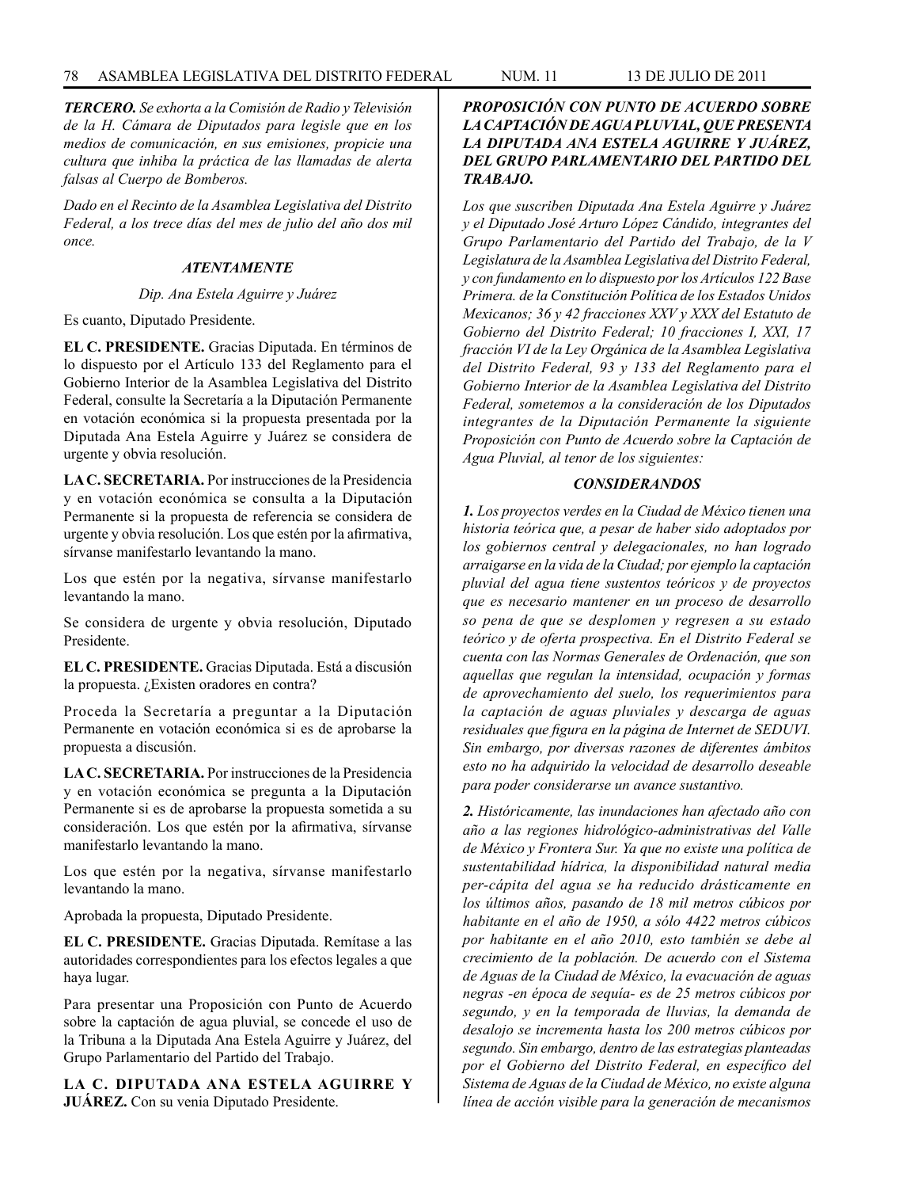***TERCERO.*** *Se exhorta a la Comisión de Radio y Televisión de la H. Cámara de Diputados para legisle que en los medios de comunicación, en sus emisiones, propicie una cultura que inhiba la práctica de las llamadas de alerta falsas al Cuerpo de Bomberos.*

*Dado en el Recinto de la Asamblea Legislativa del Distrito Federal, a los trece días del mes de julio del año dos mil once.*

***ATENTAMENTE***

*Dip. Ana Estela Aguirre y Juárez*

Es cuanto, Diputado Presidente.

**EL C. PRESIDENTE.** Gracias Diputada. En términos de lo dispuesto por el Artículo 133 del Reglamento para el Gobierno Interior de la Asamblea Legislativa del Distrito Federal, consulte la Secretaría a la Diputación Permanente en votación económica si la propuesta presentada por la Diputada Ana Estela Aguirre y Juárez se considera de urgente y obvia resolución.

**LA C. SECRETARIA.** Por instrucciones de la Presidencia y en votación económica se consulta a la Diputación Permanente si la propuesta de referencia se considera de urgente y obvia resolución. Los que estén por la afirmativa, sírvanse manifestarlo levantando la mano.

Los que estén por la negativa, sírvanse manifestarlo levantando la mano.

Se considera de urgente y obvia resolución, Diputado Presidente.

**EL C. PRESIDENTE.** Gracias Diputada. Está a discusión la propuesta. ¿Existen oradores en contra?

Proceda la Secretaría a preguntar a la Diputación Permanente en votación económica si es de aprobarse la propuesta a discusión.

**LA C. SECRETARIA.** Por instrucciones de la Presidencia y en votación económica se pregunta a la Diputación Permanente si es de aprobarse la propuesta sometida a su consideración. Los que estén por la afirmativa, sírvanse manifestarlo levantando la mano.

Los que estén por la negativa, sírvanse manifestarlo levantando la mano.

Aprobada la propuesta, Diputado Presidente.

**EL C. PRESIDENTE.** Gracias Diputada. Remítase a las autoridades correspondientes para los efectos legales a que haya lugar.

Para presentar una Proposición con Punto de Acuerdo sobre la captación de agua pluvial, se concede el uso de la Tribuna a la Diputada Ana Estela Aguirre y Juárez, del Grupo Parlamentario del Partido del Trabajo.

**LA C. DIPUTADA ANA ESTELA AGUIRRE Y JUÁREZ.** Con su venia Diputado Presidente.

***PROPOSICIÓN CON PUNTO DE ACUERDO SOBRE LA CAPTACIÓN DE AGUA PLUVIAL, QUE PRESENTA LA DIPUTADA ANA ESTELA AGUIRRE Y JUÁREZ, DEL GRUPO PARLAMENTARIO DEL PARTIDO DEL TRABAJO.***

*Los que suscriben Diputada Ana Estela Aguirre y Juárez y el Diputado José Arturo López Cándido, integrantes del Grupo Parlamentario del Partido del Trabajo, de la V Legislatura de la Asamblea Legislativa del Distrito Federal, y con fundamento en lo dispuesto por los Artículos 122 Base Primera. de la Constitución Política de los Estados Unidos Mexicanos; 36 y 42 fracciones XXV y XXX del Estatuto de Gobierno del Distrito Federal; 10 fracciones I, XXI, 17 fracción VI de la Ley Orgánica de la Asamblea Legislativa del Distrito Federal, 93 y 133 del Reglamento para el Gobierno Interior de la Asamblea Legislativa del Distrito Federal, sometemos a la consideración de los Diputados integrantes de la Diputación Permanente la siguiente Proposición con Punto de Acuerdo sobre la Captación de Agua Pluvial, al tenor de los siguientes:*

***CONSIDERANDOS***

***1.*** *Los proyectos verdes en la Ciudad de México tienen una historia teórica que, a pesar de haber sido adoptados por los gobiernos central y delegacionales, no han logrado arraigarse en la vida de la Ciudad; por ejemplo la captación pluvial del agua tiene sustentos teóricos y de proyectos que es necesario mantener en un proceso de desarrollo so pena de que se desplomen y regresen a su estado teórico y de oferta prospectiva. En el Distrito Federal se cuenta con las Normas Generales de Ordenación, que son aquellas que regulan la intensidad, ocupación y formas de aprovechamiento del suelo, los requerimientos para la captación de aguas pluviales y descarga de aguas residuales que figura en la página de Internet de SEDUVI. Sin embargo, por diversas razones de diferentes ámbitos esto no ha adquirido la velocidad de desarrollo deseable para poder considerarse un avance sustantivo.*

***2.*** *Históricamente, las inundaciones han afectado año con año a las regiones hidrológico-administrativas del Valle de México y Frontera Sur. Ya que no existe una política de sustentabilidad hídrica, la disponibilidad natural media per-cápita del agua se ha reducido drásticamente en los últimos años, pasando de 18 mil metros cúbicos por habitante en el año de 1950, a sólo 4422 metros cúbicos por habitante en el año 2010, esto también se debe al crecimiento de la población. De acuerdo con el Sistema de Aguas de la Ciudad de México, la evacuación de aguas negras -en época de sequía- es de 25 metros cúbicos por segundo, y en la temporada de lluvias, la demanda de desalojo se incrementa hasta los 200 metros cúbicos por segundo. Sin embargo, dentro de las estrategias planteadas por el Gobierno del Distrito Federal, en específico del Sistema de Aguas de la Ciudad de México, no existe alguna línea de acción visible para la generación de mecanismos*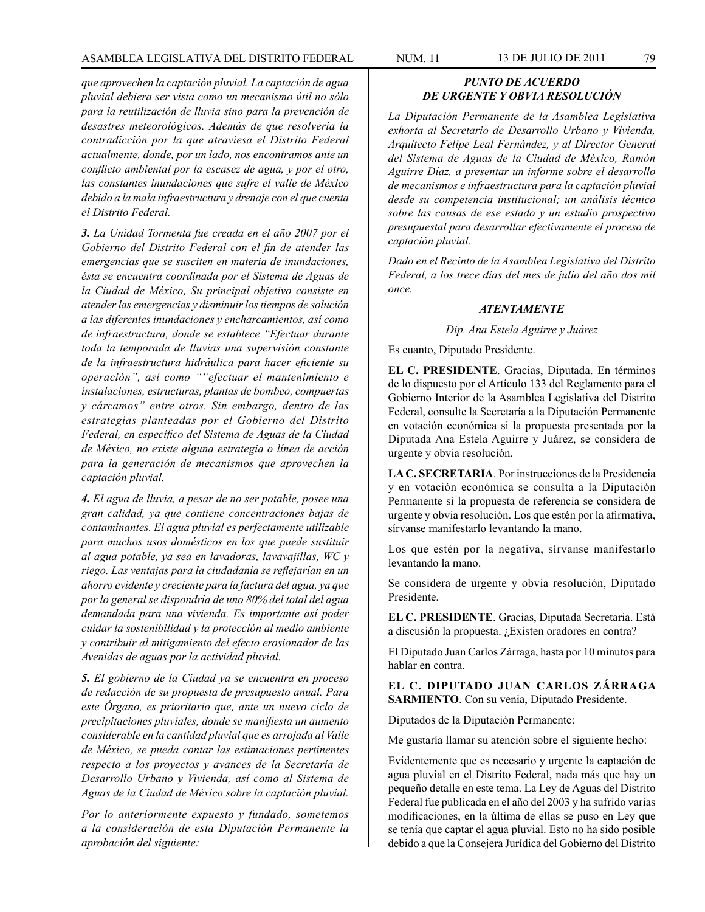*que aprovechen la captación pluvial. La captación de agua pluvial debiera ser vista como un mecanismo útil no sólo para la reutilización de lluvia sino para la prevención de desastres meteorológicos. Además de que resolvería la contradicción por la que atraviesa el Distrito Federal actualmente, donde, por un lado, nos encontramos ante un conflicto ambiental por la escasez de agua, y por el otro, las constantes inundaciones que sufre el valle de México debido a la mala infraestructura y drenaje con el que cuenta el Distrito Federal.*

***3.** La Unidad Tormenta fue creada en el año 2007 por el Gobierno del Distrito Federal con el fin de atender las emergencias que se susciten en materia de inundaciones, ésta se encuentra coordinada por el Sistema de Aguas de la Ciudad de México, Su principal objetivo consiste en atender las emergencias y disminuir los tiempos de solución a las diferentes inundaciones y encharcamientos, así como de infraestructura, donde se establece "Efectuar durante toda la temporada de lluvias una supervisión constante de la infraestructura hidráulica para hacer eficiente su operación", así como ""efectuar el mantenimiento e instalaciones, estructuras, plantas de bombeo, compuertas y cárcamos" entre otros. Sin embargo, dentro de las estrategias planteadas por el Gobierno del Distrito Federal, en específico del Sistema de Aguas de la Ciudad de México, no existe alguna estrategia o línea de acción para la generación de mecanismos que aprovechen la captación pluvial.*

***4.** El agua de lluvia, a pesar de no ser potable, posee una gran calidad, ya que contiene concentraciones bajas de contaminantes. El agua pluvial es perfectamente utilizable para muchos usos domésticos en los que puede sustituir al agua potable, ya sea en lavadoras, lavavajillas, WC y riego. Las ventajas para la ciudadanía se reflejarían en un ahorro evidente y creciente para la factura del agua, ya que por lo general se dispondría de uno 80% del total del agua demandada para una vivienda. Es importante así poder cuidar la sostenibilidad y la protección al medio ambiente y contribuir al mitigamiento del efecto erosionador de las Avenidas de aguas por la actividad pluvial.*

***5.** El gobierno de la Ciudad ya se encuentra en proceso de redacción de su propuesta de presupuesto anual. Para este Órgano, es prioritario que, ante un nuevo ciclo de precipitaciones pluviales, donde se manifiesta un aumento considerable en la cantidad pluvial que es arrojada al Valle de México, se pueda contar las estimaciones pertinentes respecto a los proyectos y avances de la Secretaría de Desarrollo Urbano y Vivienda, así como al Sistema de Aguas de la Ciudad de México sobre la captación pluvial.*

*Por lo anteriormente expuesto y fundado, sometemos a la consideración de esta Diputación Permanente la aprobación del siguiente:*

***PUNTO DE ACUERDO***
***DE URGENTE Y OBVIA RESOLUCIÓN***

*La Diputación Permanente de la Asamblea Legislativa exhorta al Secretario de Desarrollo Urbano y Vivienda, Arquitecto Felipe Leal Fernández, y al Director General del Sistema de Aguas de la Ciudad de México, Ramón Aguirre Díaz, a presentar un informe sobre el desarrollo de mecanismos e infraestructura para la captación pluvial desde su competencia institucional; un análisis técnico sobre las causas de ese estado y un estudio prospectivo presupuestal para desarrollar efectivamente el proceso de captación pluvial.*

*Dado en el Recinto de la Asamblea Legislativa del Distrito Federal, a los trece días del mes de julio del año dos mil once.*

***ATENTAMENTE***

*Dip. Ana Estela Aguirre y Juárez*

Es cuanto, Diputado Presidente.

**EL C. PRESIDENTE**. Gracias, Diputada. En términos de lo dispuesto por el Artículo 133 del Reglamento para el Gobierno Interior de la Asamblea Legislativa del Distrito Federal, consulte la Secretaría a la Diputación Permanente en votación económica si la propuesta presentada por la Diputada Ana Estela Aguirre y Juárez, se considera de urgente y obvia resolución.

**LA C. SECRETARIA**. Por instrucciones de la Presidencia y en votación económica se consulta a la Diputación Permanente si la propuesta de referencia se considera de urgente y obvia resolución. Los que estén por la afirmativa, sírvanse manifestarlo levantando la mano.

Los que estén por la negativa, sírvanse manifestarlo levantando la mano.

Se considera de urgente y obvia resolución, Diputado Presidente.

**EL C. PRESIDENTE**. Gracias, Diputada Secretaria. Está a discusión la propuesta. ¿Existen oradores en contra?

El Diputado Juan Carlos Zárraga, hasta por 10 minutos para hablar en contra.

**EL C. DIPUTADO JUAN CARLOS ZÁRRAGA SARMIENTO**. Con su venia, Diputado Presidente.

Diputados de la Diputación Permanente:

Me gustaría llamar su atención sobre el siguiente hecho:

Evidentemente que es necesario y urgente la captación de agua pluvial en el Distrito Federal, nada más que hay un pequeño detalle en este tema. La Ley de Aguas del Distrito Federal fue publicada en el año del 2003 y ha sufrido varias modificaciones, en la última de ellas se puso en Ley que se tenía que captar el agua pluvial. Esto no ha sido posible debido a que la Consejera Jurídica del Gobierno del Distrito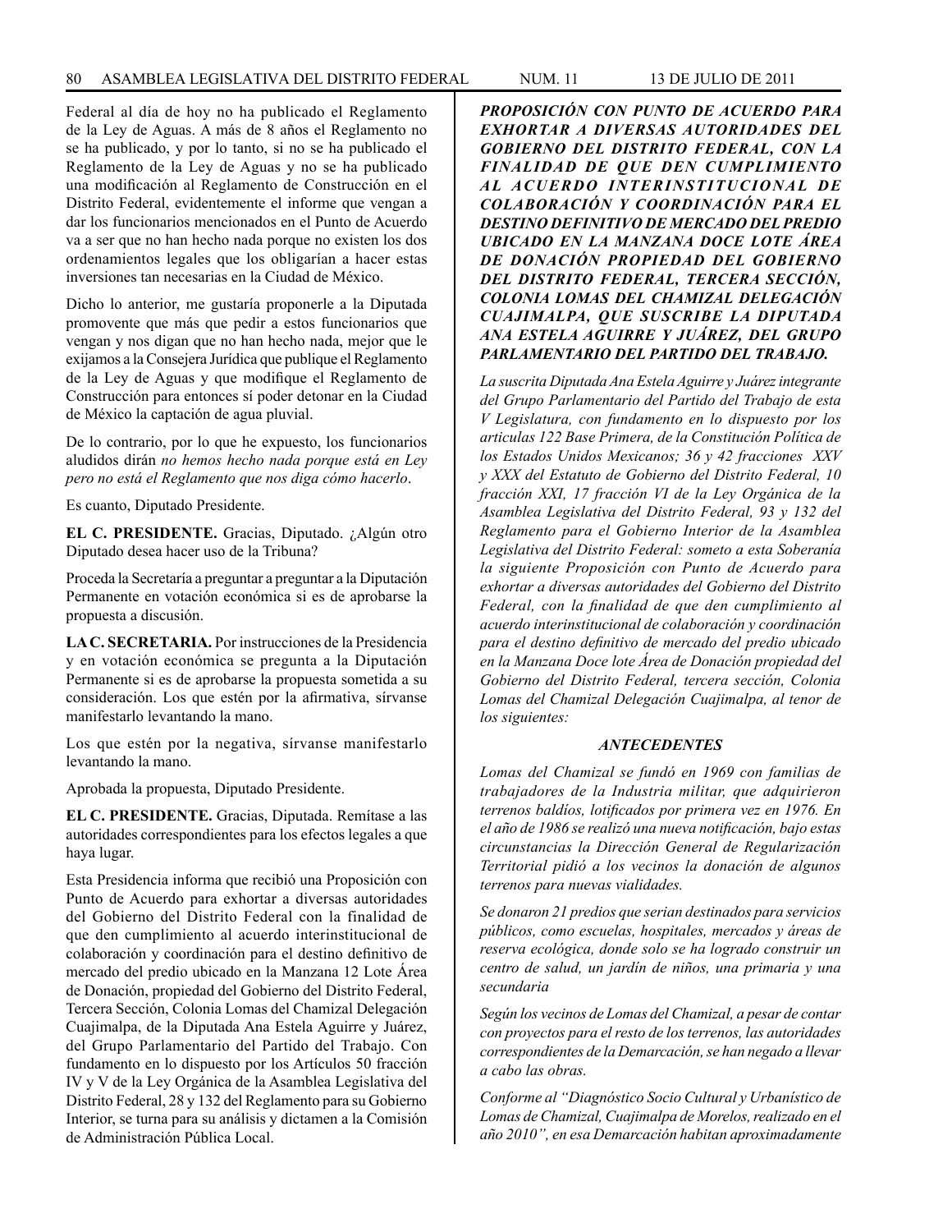Federal al día de hoy no ha publicado el Reglamento de la Ley de Aguas. A más de 8 años el Reglamento no se ha publicado, y por lo tanto, si no se ha publicado el Reglamento de la Ley de Aguas y no se ha publicado una modificación al Reglamento de Construcción en el Distrito Federal, evidentemente el informe que vengan a dar los funcionarios mencionados en el Punto de Acuerdo va a ser que no han hecho nada porque no existen los dos ordenamientos legales que los obligarían a hacer estas inversiones tan necesarias en la Ciudad de México.

Dicho lo anterior, me gustaría proponerle a la Diputada promovente que más que pedir a estos funcionarios que vengan y nos digan que no han hecho nada, mejor que le exijamos a la Consejera Jurídica que publique el Reglamento de la Ley de Aguas y que modifique el Reglamento de Construcción para entonces sí poder detonar en la Ciudad de México la captación de agua pluvial.

De lo contrario, por lo que he expuesto, los funcionarios aludidos dirán *no hemos hecho nada porque está en Ley pero no está el Reglamento que nos diga cómo hacerlo*.

Es cuanto, Diputado Presidente.

**EL C. PRESIDENTE.** Gracias, Diputado. ¿Algún otro Diputado desea hacer uso de la Tribuna?

Proceda la Secretaría a preguntar a preguntar a la Diputación Permanente en votación económica si es de aprobarse la propuesta a discusión.

**LA C. SECRETARIA.** Por instrucciones de la Presidencia y en votación económica se pregunta a la Diputación Permanente si es de aprobarse la propuesta sometida a su consideración. Los que estén por la afirmativa, sírvanse manifestarlo levantando la mano.

Los que estén por la negativa, sírvanse manifestarlo levantando la mano.

Aprobada la propuesta, Diputado Presidente.

**EL C. PRESIDENTE.** Gracias, Diputada. Remítase a las autoridades correspondientes para los efectos legales a que haya lugar.

Esta Presidencia informa que recibió una Proposición con Punto de Acuerdo para exhortar a diversas autoridades del Gobierno del Distrito Federal con la finalidad de que den cumplimiento al acuerdo interinstitucional de colaboración y coordinación para el destino definitivo de mercado del predio ubicado en la Manzana 12 Lote Área de Donación, propiedad del Gobierno del Distrito Federal, Tercera Sección, Colonia Lomas del Chamizal Delegación Cuajimalpa, de la Diputada Ana Estela Aguirre y Juárez, del Grupo Parlamentario del Partido del Trabajo. Con fundamento en lo dispuesto por los Artículos 50 fracción IV y V de la Ley Orgánica de la Asamblea Legislativa del Distrito Federal, 28 y 132 del Reglamento para su Gobierno Interior, se turna para su análisis y dictamen a la Comisión de Administración Pública Local.

***PROPOSICIÓN CON PUNTO DE ACUERDO PARA EXHORTAR A DIVERSAS AUTORIDADES DEL GOBIERNO DEL DISTRITO FEDERAL, CON LA FINALIDAD DE QUE DEN CUMPLIMIENTO AL ACUERDO INTERINSTITUCIONAL DE COLABORACIÓN Y COORDINACIÓN PARA EL DESTINO DEFINITIVO DE MERCADO DEL PREDIO UBICADO EN LA MANZANA DOCE LOTE ÁREA DE DONACIÓN PROPIEDAD DEL GOBIERNO DEL DISTRITO FEDERAL, TERCERA SECCIÓN, COLONIA LOMAS DEL CHAMIZAL DELEGACIÓN CUAJIMALPA, QUE SUSCRIBE LA DIPUTADA ANA ESTELA AGUIRRE Y JUÁREZ, DEL GRUPO PARLAMENTARIO DEL PARTIDO DEL TRABAJO.***

*La suscrita Diputada Ana Estela Aguirre y Juárez integrante del Grupo Parlamentario del Partido del Trabajo de esta V Legislatura, con fundamento en lo dispuesto por los articulas 122 Base Primera, de la Constitución Política de los Estados Unidos Mexicanos; 36 y 42 fracciones XXV y XXX del Estatuto de Gobierno del Distrito Federal, 10 fracción XXI, 17 fracción VI de la Ley Orgánica de la Asamblea Legislativa del Distrito Federal, 93 y 132 del Reglamento para el Gobierno Interior de la Asamblea Legislativa del Distrito Federal: someto a esta Soberanía la siguiente Proposición con Punto de Acuerdo para exhortar a diversas autoridades del Gobierno del Distrito Federal, con la finalidad de que den cumplimiento al acuerdo interinstitucional de colaboración y coordinación para el destino definitivo de mercado del predio ubicado en la Manzana Doce lote Área de Donación propiedad del Gobierno del Distrito Federal, tercera sección, Colonia Lomas del Chamizal Delegación Cuajimalpa, al tenor de los siguientes:*

***ANTECEDENTES***

*Lomas del Chamizal se fundó en 1969 con familias de trabajadores de la Industria militar, que adquirieron terrenos baldíos, lotificados por primera vez en 1976. En el año de 1986 se realizó una nueva notificación, bajo estas circunstancias la Dirección General de Regularización Territorial pidió a los vecinos la donación de algunos terrenos para nuevas vialidades.*

*Se donaron 21 predios que serian destinados para servicios públicos, como escuelas, hospitales, mercados y áreas de reserva ecológica, donde solo se ha logrado construir un centro de salud, un jardín de niños, una primaria y una secundaria*

*Según los vecinos de Lomas del Chamizal, a pesar de contar con proyectos para el resto de los terrenos, las autoridades correspondientes de la Demarcación, se han negado a llevar a cabo las obras.*

*Conforme al "Diagnóstico Socio Cultural y Urbanístico de Lomas de Chamizal, Cuajimalpa de Morelos, realizado en el año 2010", en esa Demarcación habitan aproximadamente*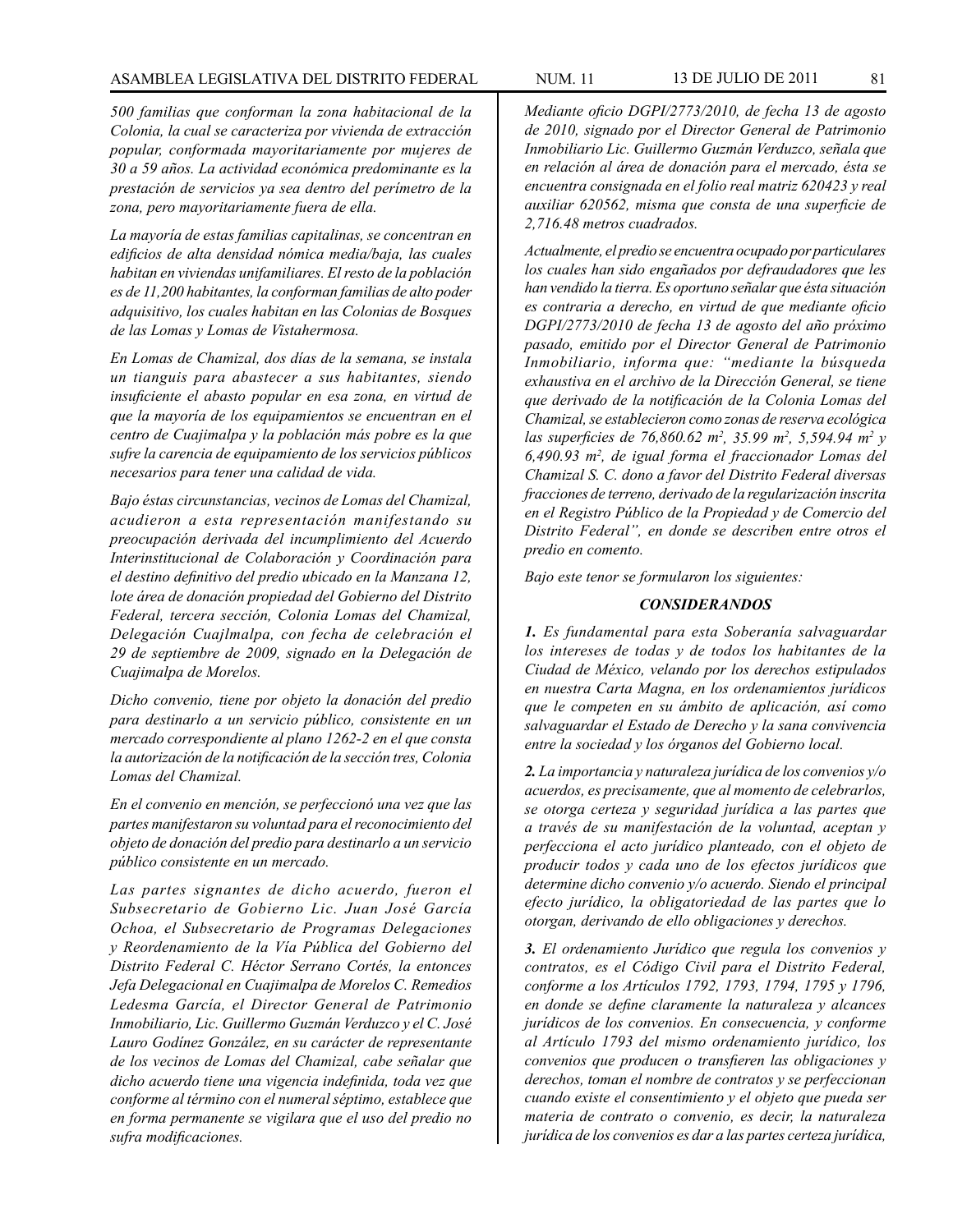*500 familias que conforman la zona habitacional de la Colonia, la cual se caracteriza por vivienda de extracción popular, conformada mayoritariamente por mujeres de 30 a 59 años. La actividad económica predominante es la prestación de servicios ya sea dentro del perímetro de la zona, pero mayoritariamente fuera de ella.*

*La mayoría de estas familias capitalinas, se concentran en edificios de alta densidad nómica media/baja, las cuales habitan en viviendas unifamiliares. El resto de la población es de 11,200 habitantes, la conforman familias de alto poder adquisitivo, los cuales habitan en las Colonias de Bosques de las Lomas y Lomas de Vistahermosa.*

*En Lomas de Chamizal, dos días de la semana, se instala un tianguis para abastecer a sus habitantes, siendo insuficiente el abasto popular en esa zona, en virtud de que la mayoría de los equipamientos se encuentran en el centro de Cuajimalpa y la población más pobre es la que sufre la carencia de equipamiento de los servicios públicos necesarios para tener una calidad de vida.*

*Bajo éstas circunstancias, vecinos de Lomas del Chamizal, acudieron a esta representación manifestando su preocupación derivada del incumplimiento del Acuerdo Interinstitucional de Colaboración y Coordinación para el destino definitivo del predio ubicado en la Manzana 12, lote área de donación propiedad del Gobierno del Distrito Federal, tercera sección, Colonia Lomas del Chamizal, Delegación Cuajlmalpa, con fecha de celebración el 29 de septiembre de 2009, signado en la Delegación de Cuajimalpa de Morelos.*

*Dicho convenio, tiene por objeto la donación del predio para destinarlo a un servicio público, consistente en un mercado correspondiente al plano 1262-2 en el que consta la autorización de la notificación de la sección tres, Colonia Lomas del Chamizal.*

*En el convenio en mención, se perfeccionó una vez que las partes manifestaron su voluntad para el reconocimiento del objeto de donación del predio para destinarlo a un servicio público consistente en un mercado.*

*Las partes signantes de dicho acuerdo, fueron el Subsecretario de Gobierno Lic. Juan José García Ochoa, el Subsecretario de Programas Delegaciones y Reordenamiento de la Vía Pública del Gobierno del Distrito Federal C. Héctor Serrano Cortés, la entonces Jefa Delegacional en Cuajimalpa de Morelos C. Remedios Ledesma García, el Director General de Patrimonio Inmobiliario, Lic. Guillermo Guzmán Verduzco y el C. José Lauro Godínez González, en su carácter de representante de los vecinos de Lomas del Chamizal, cabe señalar que dicho acuerdo tiene una vigencia indefinida, toda vez que conforme al término con el numeral séptimo, establece que en forma permanente se vigilara que el uso del predio no sufra modificaciones.*

*Mediante oficio DGPI/2773/2010, de fecha 13 de agosto de 2010, signado por el Director General de Patrimonio Inmobiliario Lic. Guillermo Guzmán Verduzco, señala que en relación al área de donación para el mercado, ésta se encuentra consignada en el folio real matriz 620423 y real auxiliar 620562, misma que consta de una superficie de 2,716.48 metros cuadrados.*

*Actualmente, el predio se encuentra ocupado por particulares los cuales han sido engañados por defraudadores que les han vendido la tierra. Es oportuno señalar que ésta situación es contraria a derecho, en virtud de que mediante oficio DGPI/2773/2010 de fecha 13 de agosto del año próximo pasado, emitido por el Director General de Patrimonio Inmobiliario, informa que: "mediante la búsqueda exhaustiva en el archivo de la Dirección General, se tiene que derivado de la notificación de la Colonia Lomas del Chamizal, se establecieron como zonas de reserva ecológica las superficies de 76,860.62 m², 35.99 m², 5,594.94 m² y 6,490.93 m², de igual forma el fraccionador Lomas del Chamizal S. C. dono a favor del Distrito Federal diversas fracciones de terreno, derivado de la regularización inscrita en el Registro Público de la Propiedad y de Comercio del Distrito Federal", en donde se describen entre otros el predio en comento.*

*Bajo este tenor se formularon los siguientes:*

### *CONSIDERANDOS*

***1.*** *Es fundamental para esta Soberanía salvaguardar los intereses de todas y de todos los habitantes de la Ciudad de México, velando por los derechos estipulados en nuestra Carta Magna, en los ordenamientos jurídicos que le competen en su ámbito de aplicación, así como salvaguardar el Estado de Derecho y la sana convivencia entre la sociedad y los órganos del Gobierno local.*

***2.*** *La importancia y naturaleza jurídica de los convenios y/o acuerdos, es precisamente, que al momento de celebrarlos, se otorga certeza y seguridad jurídica a las partes que a través de su manifestación de la voluntad, aceptan y perfecciona el acto jurídico planteado, con el objeto de producir todos y cada uno de los efectos jurídicos que determine dicho convenio y/o acuerdo. Siendo el principal efecto jurídico, la obligatoriedad de las partes que lo otorgan, derivando de ello obligaciones y derechos.*

***3.*** *El ordenamiento Jurídico que regula los convenios y contratos, es el Código Civil para el Distrito Federal, conforme a los Artículos 1792, 1793, 1794, 1795 y 1796, en donde se define claramente la naturaleza y alcances jurídicos de los convenios. En consecuencia, y conforme al Artículo 1793 del mismo ordenamiento jurídico, los convenios que producen o transfieren las obligaciones y derechos, toman el nombre de contratos y se perfeccionan cuando existe el consentimiento y el objeto que pueda ser materia de contrato o convenio, es decir, la naturaleza jurídica de los convenios es dar a las partes certeza jurídica,*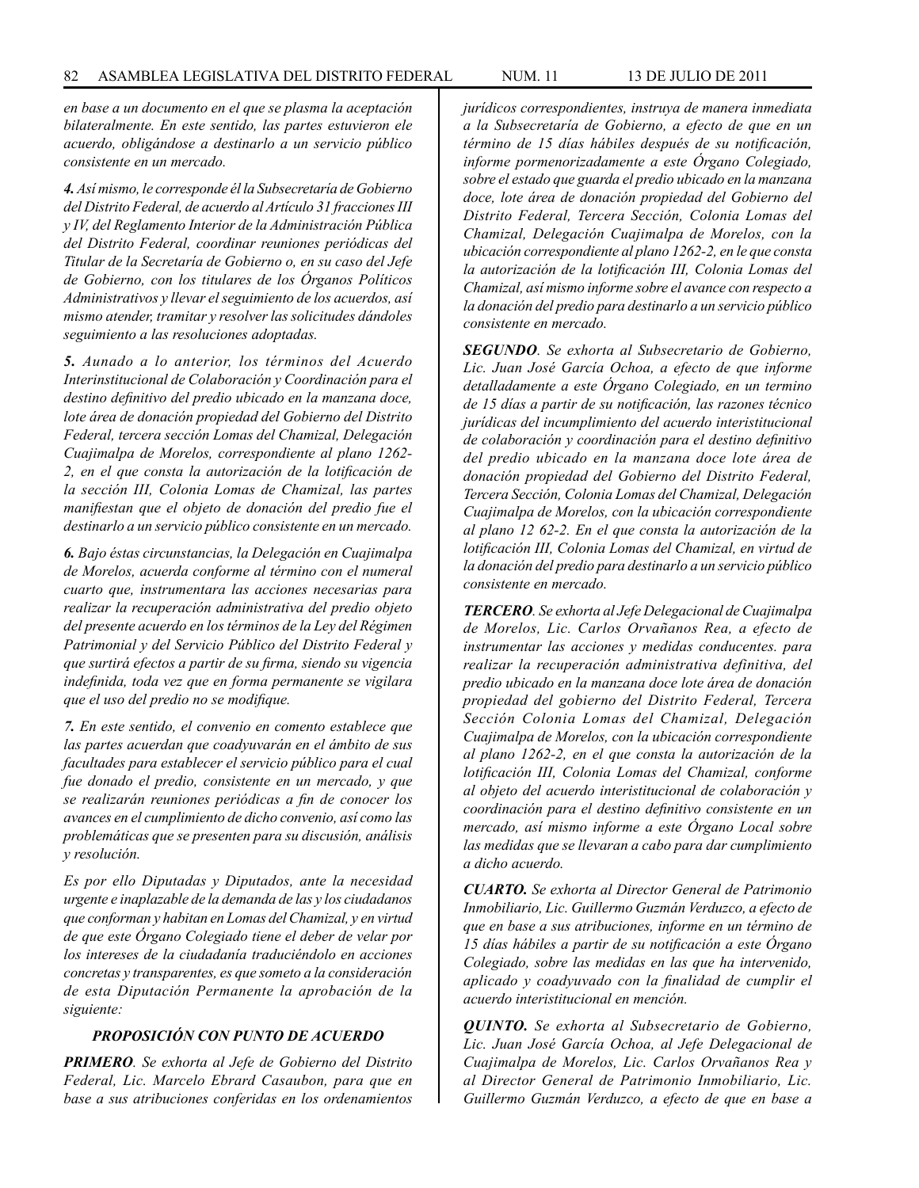*en base a un documento en el que se plasma la aceptación bilateralmente. En este sentido, las partes estuvieron ele acuerdo, obligándose a destinarlo a un servicio público consistente en un mercado.*

***4.*** *Así mismo, le corresponde él la Subsecretaría de Gobierno del Distrito Federal, de acuerdo al Artículo 31 fracciones III y IV, del Reglamento Interior de la Administración Pública del Distrito Federal, coordinar reuniones periódicas del Titular de la Secretaría de Gobierno o, en su caso del Jefe de Gobierno, con los titulares de los Órganos Políticos Administrativos y llevar el seguimiento de los acuerdos, así mismo atender, tramitar y resolver las solicitudes dándoles seguimiento a las resoluciones adoptadas.*

***5.*** *Aunado a lo anterior, los términos del Acuerdo Interinstitucional de Colaboración y Coordinación para el destino definitivo del predio ubicado en la manzana doce, lote área de donación propiedad del Gobierno del Distrito Federal, tercera sección Lomas del Chamizal, Delegación Cuajimalpa de Morelos, correspondiente al plano 1262-2, en el que consta la autorización de la lotificación de la sección III, Colonia Lomas de Chamizal, las partes manifiestan que el objeto de donación del predio fue el destinarlo a un servicio público consistente en un mercado.*

***6.*** *Bajo éstas circunstancias, la Delegación en Cuajimalpa de Morelos, acuerda conforme al término con el numeral cuarto que, instrumentara las acciones necesarias para realizar la recuperación administrativa del predio objeto del presente acuerdo en los términos de la Ley del Régimen Patrimonial y del Servicio Público del Distrito Federal y que surtirá efectos a partir de su firma, siendo su vigencia indefinida, toda vez que en forma permanente se vigilara que el uso del predio no se modifique.*

***7.*** *En este sentido, el convenio en comento establece que las partes acuerdan que coadyuvarán en el ámbito de sus facultades para establecer el servicio público para el cual fue donado el predio, consistente en un mercado, y que se realizarán reuniones periódicas a fin de conocer los avances en el cumplimiento de dicho convenio, así como las problemáticas que se presenten para su discusión, análisis y resolución.*

*Es por ello Diputadas y Diputados, ante la necesidad urgente e inaplazable de la demanda de las y los ciudadanos que conforman y habitan en Lomas del Chamizal, y en virtud de que este Órgano Colegiado tiene el deber de velar por los intereses de la ciudadanía traduciéndolo en acciones concretas y transparentes, es que someto a la consideración de esta Diputación Permanente la aprobación de la siguiente:*

## *PROPOSICIÓN CON PUNTO DE ACUERDO*

***PRIMERO***. *Se exhorta al Jefe de Gobierno del Distrito Federal, Lic. Marcelo Ebrard Casaubon, para que en base a sus atribuciones conferidas en los ordenamientos jurídicos correspondientes, instruya de manera inmediata a la Subsecretaría de Gobierno, a efecto de que en un término de 15 días hábiles después de su notificación, informe pormenorizadamente a este Órgano Colegiado, sobre el estado que guarda el predio ubicado en la manzana doce, lote área de donación propiedad del Gobierno del Distrito Federal, Tercera Sección, Colonia Lomas del Chamizal, Delegación Cuajimalpa de Morelos, con la ubicación correspondiente al plano 1262-2, en le que consta la autorización de la lotificación III, Colonia Lomas del Chamizal, así mismo informe sobre el avance con respecto a la donación del predio para destinarlo a un servicio público consistente en mercado.*

***SEGUNDO***. *Se exhorta al Subsecretario de Gobierno, Lic. Juan José García Ochoa, a efecto de que informe detalladamente a este Órgano Colegiado, en un termino de 15 días a partir de su notificación, las razones técnico jurídicas del incumplimiento del acuerdo interistitucional de colaboración y coordinación para el destino definitivo del predio ubicado en la manzana doce lote área de donación propiedad del Gobierno del Distrito Federal, Tercera Sección, Colonia Lomas del Chamizal, Delegación Cuajimalpa de Morelos, con la ubicación correspondiente al plano 12 62-2. En el que consta la autorización de la lotificación III, Colonia Lomas del Chamizal, en virtud de la donación del predio para destinarlo a un servicio público consistente en mercado.*

***TERCERO***. *Se exhorta al Jefe Delegacional de Cuajimalpa de Morelos, Lic. Carlos Orvañanos Rea, a efecto de instrumentar las acciones y medidas conducentes. para realizar la recuperación administrativa definitiva, del predio ubicado en la manzana doce lote área de donación propiedad del gobierno del Distrito Federal, Tercera Sección Colonia Lomas del Chamizal, Delegación Cuajimalpa de Morelos, con la ubicación correspondiente al plano 1262-2, en el que consta la autorización de la lotificación III, Colonia Lomas del Chamizal, conforme al objeto del acuerdo interistitucional de colaboración y coordinación para el destino definitivo consistente en un mercado, así mismo informe a este Órgano Local sobre las medidas que se llevaran a cabo para dar cumplimiento a dicho acuerdo.*

***CUARTO.*** *Se exhorta al Director General de Patrimonio Inmobiliario, Lic. Guillermo Guzmán Verduzco, a efecto de que en base a sus atribuciones, informe en un término de 15 días hábiles a partir de su notificación a este Órgano Colegiado, sobre las medidas en las que ha intervenido, aplicado y coadyuvado con la finalidad de cumplir el acuerdo interistitucional en mención.*

***QUINTO.*** *Se exhorta al Subsecretario de Gobierno, Lic. Juan José García Ochoa, al Jefe Delegacional de Cuajimalpa de Morelos, Lic. Carlos Orvañanos Rea y al Director General de Patrimonio Inmobiliario, Lic. Guillermo Guzmán Verduzco, a efecto de que en base a*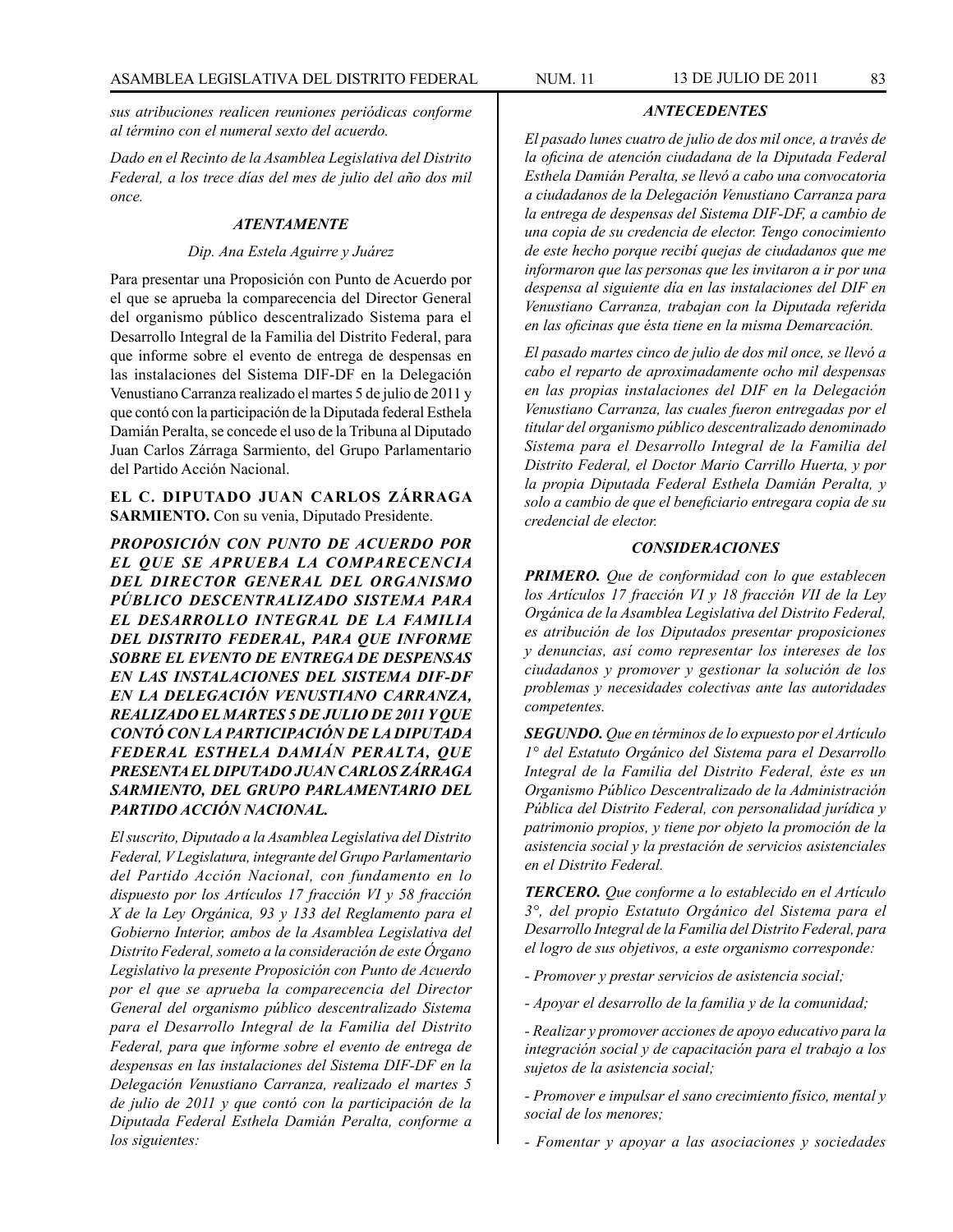*sus atribuciones realicen reuniones periódicas conforme al término con el numeral sexto del acuerdo.*

*Dado en el Recinto de la Asamblea Legislativa del Distrito Federal, a los trece días del mes de julio del año dos mil once.*

***ATENTAMENTE***

*Dip. Ana Estela Aguirre y Juárez*

Para presentar una Proposición con Punto de Acuerdo por el que se aprueba la comparecencia del Director General del organismo público descentralizado Sistema para el Desarrollo Integral de la Familia del Distrito Federal, para que informe sobre el evento de entrega de despensas en las instalaciones del Sistema DIF-DF en la Delegación Venustiano Carranza realizado el martes 5 de julio de 2011 y que contó con la participación de la Diputada federal Esthela Damián Peralta, se concede el uso de la Tribuna al Diputado Juan Carlos Zárraga Sarmiento, del Grupo Parlamentario del Partido Acción Nacional.

**EL C. DIPUTADO JUAN CARLOS ZÁRRAGA SARMIENTO.** Con su venia, Diputado Presidente.

***PROPOSICIÓN CON PUNTO DE ACUERDO POR EL QUE SE APRUEBA LA COMPARECENCIA DEL DIRECTOR GENERAL DEL ORGANISMO PÚBLICO DESCENTRALIZADO SISTEMA PARA EL DESARROLLO INTEGRAL DE LA FAMILIA DEL DISTRITO FEDERAL, PARA QUE INFORME SOBRE EL EVENTO DE ENTREGA DE DESPENSAS EN LAS INSTALACIONES DEL SISTEMA DIF-DF EN LA DELEGACIÓN VENUSTIANO CARRANZA, REALIZADO EL MARTES 5 DE JULIO DE 2011 Y QUE CONTÓ CON LA PARTICIPACIÓN DE LA DIPUTADA FEDERAL ESTHELA DAMIÁN PERALTA, QUE PRESENTA EL DIPUTADO JUAN CARLOS ZÁRRAGA SARMIENTO, DEL GRUPO PARLAMENTARIO DEL PARTIDO ACCIÓN NACIONAL.***

*El suscrito, Diputado a la Asamblea Legislativa del Distrito Federal, V Legislatura, integrante del Grupo Parlamentario del Partido Acción Nacional, con fundamento en lo dispuesto por los Artículos 17 fracción VI y 58 fracción X de la Ley Orgánica, 93 y 133 del Reglamento para el Gobierno Interior, ambos de la Asamblea Legislativa del Distrito Federal, someto a la consideración de este Órgano Legislativo la presente Proposición con Punto de Acuerdo por el que se aprueba la comparecencia del Director General del organismo público descentralizado Sistema para el Desarrollo Integral de la Familia del Distrito Federal, para que informe sobre el evento de entrega de despensas en las instalaciones del Sistema DIF-DF en la Delegación Venustiano Carranza, realizado el martes 5 de julio de 2011 y que contó con la participación de la Diputada Federal Esthela Damián Peralta, conforme a los siguientes:*

***ANTECEDENTES***

*El pasado lunes cuatro de julio de dos mil once, a través de la oficina de atención ciudadana de la Diputada Federal Esthela Damián Peralta, se llevó a cabo una convocatoria a ciudadanos de la Delegación Venustiano Carranza para la entrega de despensas del Sistema DIF-DF, a cambio de una copia de su credencia de elector. Tengo conocimiento de este hecho porque recibí quejas de ciudadanos que me informaron que las personas que les invitaron a ir por una despensa al siguiente día en las instalaciones del DIF en Venustiano Carranza, trabajan con la Diputada referida en las oficinas que ésta tiene en la misma Demarcación.*

*El pasado martes cinco de julio de dos mil once, se llevó a cabo el reparto de aproximadamente ocho mil despensas en las propias instalaciones del DIF en la Delegación Venustiano Carranza, las cuales fueron entregadas por el titular del organismo público descentralizado denominado Sistema para el Desarrollo Integral de la Familia del Distrito Federal, el Doctor Mario Carrillo Huerta, y por la propia Diputada Federal Esthela Damián Peralta, y solo a cambio de que el beneficiario entregara copia de su credencial de elector.*

***CONSIDERACIONES***

***PRIMERO.*** *Que de conformidad con lo que establecen los Artículos 17 fracción VI y 18 fracción VII de la Ley Orgánica de la Asamblea Legislativa del Distrito Federal, es atribución de los Diputados presentar proposiciones y denuncias, así como representar los intereses de los ciudadanos y promover y gestionar la solución de los problemas y necesidades colectivas ante las autoridades competentes.*

***SEGUNDO.*** *Que en términos de lo expuesto por el Artículo 1° del Estatuto Orgánico del Sistema para el Desarrollo Integral de la Familia del Distrito Federal, éste es un Organismo Público Descentralizado de la Administración Pública del Distrito Federal, con personalidad jurídica y patrimonio propios, y tiene por objeto la promoción de la asistencia social y la prestación de servicios asistenciales en el Distrito Federal.*

***TERCERO.*** *Que conforme a lo establecido en el Artículo 3°, del propio Estatuto Orgánico del Sistema para el Desarrollo Integral de la Familia del Distrito Federal, para el logro de sus objetivos, a este organismo corresponde:*

*- Promover y prestar servicios de asistencia social;*

*- Apoyar el desarrollo de la familia y de la comunidad;*

*- Realizar y promover acciones de apoyo educativo para la integración social y de capacitación para el trabajo a los sujetos de la asistencia social;*

*- Promover e impulsar el sano crecimiento físico, mental y social de los menores;*

*- Fomentar y apoyar a las asociaciones y sociedades*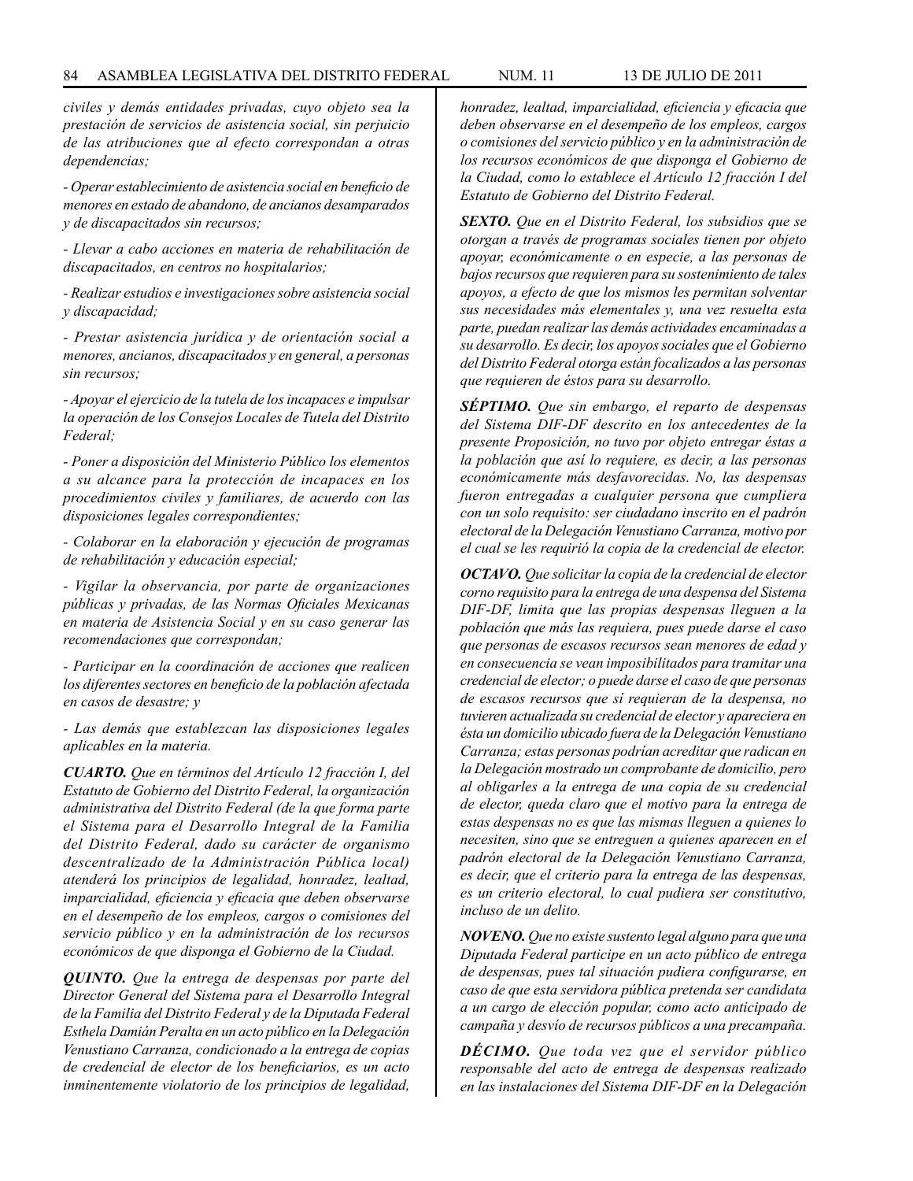*civiles y demás entidades privadas, cuyo objeto sea la prestación de servicios de asistencia social, sin perjuicio de las atribuciones que al efecto correspondan a otras dependencias;*

*- Operar establecimiento de asistencia social en beneficio de menores en estado de abandono, de ancianos desamparados y de discapacitados sin recursos;*

*- Llevar a cabo acciones en materia de rehabilitación de discapacitados, en centros no hospitalarios;*

*- Realizar estudios e investigaciones sobre asistencia social y discapacidad;*

*- Prestar asistencia jurídica y de orientación social a menores, ancianos, discapacitados y en general, a personas sin recursos;*

*- Apoyar el ejercicio de la tutela de los incapaces e impulsar la operación de los Consejos Locales de Tutela del Distrito Federal;*

*- Poner a disposición del Ministerio Público los elementos a su alcance para la protección de incapaces en los procedimientos civiles y familiares, de acuerdo con las disposiciones legales correspondientes;*

*- Colaborar en la elaboración y ejecución de programas de rehabilitación y educación especial;*

*- Vigilar la observancia, por parte de organizaciones públicas y privadas, de las Normas Oficiales Mexicanas en materia de Asistencia Social y en su caso generar las recomendaciones que correspondan;*

*- Participar en la coordinación de acciones que realicen los diferentes sectores en beneficio de la población afectada en casos de desastre; y*

*- Las demás que establezcan las disposiciones legales aplicables en la materia.*

***CUARTO.*** *Que en términos del Artículo 12 fracción I, del Estatuto de Gobierno del Distrito Federal, la organización administrativa del Distrito Federal (de la que forma parte el Sistema para el Desarrollo Integral de la Familia del Distrito Federal, dado su carácter de organismo descentralizado de la Administración Pública local) atenderá los principios de legalidad, honradez, lealtad, imparcialidad, eficiencia y eficacia que deben observarse en el desempeño de los empleos, cargos o comisiones del servicio público y en la administración de los recursos económicos de que disponga el Gobierno de la Ciudad.*

***QUINTO.*** *Que la entrega de despensas por parte del Director General del Sistema para el Desarrollo Integral de la Familia del Distrito Federal y de la Diputada Federal Esthela Damián Peralta en un acto público en la Delegación Venustiano Carranza, condicionado a la entrega de copias de credencial de elector de los beneficiarios, es un acto inminentemente violatorio de los principios de legalidad, honradez, lealtad, imparcialidad, eficiencia y eficacia que deben observarse en el desempeño de los empleos, cargos o comisiones del servicio público y en la administración de los recursos económicos de que disponga el Gobierno de la Ciudad, como lo establece el Artículo 12 fracción I del Estatuto de Gobierno del Distrito Federal.*

***SEXTO.*** *Que en el Distrito Federal, los subsidios que se otorgan a través de programas sociales tienen por objeto apoyar, económicamente o en especie, a las personas de bajos recursos que requieren para su sostenimiento de tales apoyos, a efecto de que los mismos les permitan solventar sus necesidades más elementales y, una vez resuelta esta parte, puedan realizar las demás actividades encaminadas a su desarrollo. Es decir, los apoyos sociales que el Gobierno del Distrito Federal otorga están focalizados a las personas que requieren de éstos para su desarrollo.*

***SÉPTIMO.*** *Que sin embargo, el reparto de despensas del Sistema DIF-DF descrito en los antecedentes de la presente Proposición, no tuvo por objeto entregar éstas a la población que así lo requiere, es decir, a las personas económicamente más desfavorecidas. No, las despensas fueron entregadas a cualquier persona que cumpliera con un solo requisito: ser ciudadano inscrito en el padrón electoral de la Delegación Venustiano Carranza, motivo por el cual se les requirió la copia de la credencial de elector.*

***OCTAVO.*** *Que solicitar la copia de la credencial de elector corno requisito para la entrega de una despensa del Sistema DIF-DF, limita que las propias despensas lleguen a la población que más las requiera, pues puede darse el caso que personas de escasos recursos sean menores de edad y en consecuencia se vean imposibilitados para tramitar una credencial de elector; o puede darse el caso de que personas de escasos recursos que sí requieran de la despensa, no tuvieren actualizada su credencial de elector y apareciera en ésta un domicilio ubicado fuera de la Delegación Venustiano Carranza; estas personas podrían acreditar que radican en la Delegación mostrado un comprobante de domicilio, pero al obligarles a la entrega de una copia de su credencial de elector, queda claro que el motivo para la entrega de estas despensas no es que las mismas lleguen a quienes lo necesiten, sino que se entreguen a quienes aparecen en el padrón electoral de la Delegación Venustiano Carranza, es decir, que el criterio para la entrega de las despensas, es un criterio electoral, lo cual pudiera ser constitutivo, incluso de un delito.*

***NOVENO.*** *Que no existe sustento legal alguno para que una Diputada Federal participe en un acto público de entrega de despensas, pues tal situación pudiera configurarse, en caso de que esta servidora pública pretenda ser candidata a un cargo de elección popular, como acto anticipado de campaña y desvío de recursos públicos a una precampaña.*

***DÉCIMO.*** *Que toda vez que el servidor público responsable del acto de entrega de despensas realizado en las instalaciones del Sistema DIF-DF en la Delegación*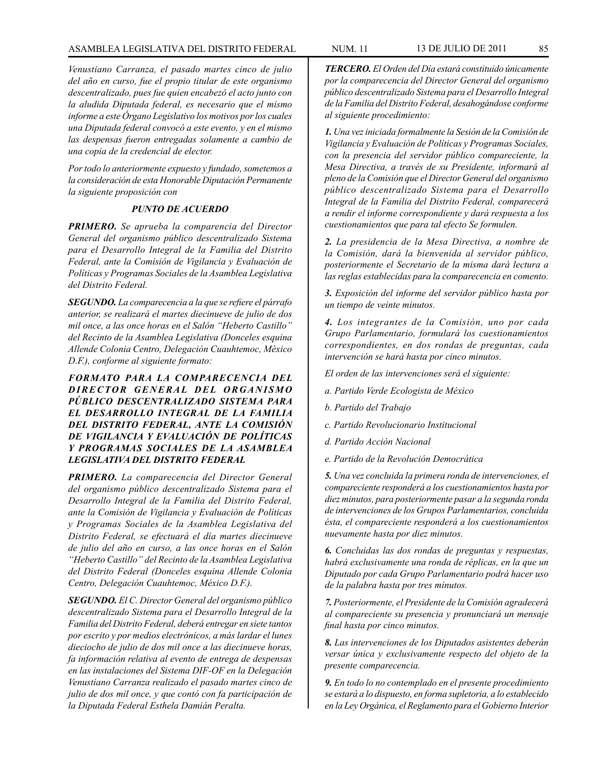*Venustiano Carranza, el pasado martes cinco de julio del año en curso, fue el propio titular de este organismo descentralizado, pues fue quien encabezó el acto junto con la aludida Diputada federal, es necesario que el mismo informe a este Órgano Legislativo los motivos por los cuales una Diputada federal convocó a este evento, y en el mismo las despensas fueron entregadas solamente a cambio de una copia de la credencial de elector.*

*Por todo lo anteriormente expuesto y fundado, sometemos a la consideración de esta Honorable Diputación Permanente la siguiente proposición con*

***PUNTO DE ACUERDO***

***PRIMERO.*** *Se aprueba la comparencia del Director General del organismo público descentralizado Sistema para el Desarrollo Integral de la Familia del Distrito Federal, ante la Comisión de Vigilancia y Evaluación de Políticas y Programas Sociales de la Asamblea Legislativa del Distrito Federal.*

***SEGUNDO.*** *La comparecencia a la que se refiere el párrafo anterior, se realizará el martes diecinueve de julio de dos mil once, a las once horas en el Salón "Heberto Castillo" del Recinto de la Asamblea Legislativa (Donceles esquina Allende Colonia Centro, Delegación Cuauhtemoc, México D.F.), conforme al siguiente formato:*

***FORMATO PARA LA COMPARECENCIA DEL DIRECTOR GENERAL DEL ORGANISMO PÚBLICO DESCENTRALIZADO SISTEMA PARA EL DESARROLLO INTEGRAL DE LA FAMILIA DEL DISTRITO FEDERAL, ANTE LA COMISIÓN DE VIGILANCIA Y EVALUACIÓN DE POLÍTICAS Y PROGRAMAS SOCIALES DE LA ASAMBLEA LEGISLATIVA DEL DISTRITO FEDERAL***

***PRIMERO.*** *La comparecencia del Director General del organismo público descentralizado Sistema para el Desarrollo Integral de la Familia del Distrito Federal, ante la Comisión de Vigilancia y Evaluación de Políticas y Programas Sociales de la Asamblea Legislativa del Distrito Federal, se efectuará el día martes diecinueve de julio del año en curso, a las once horas en el Salón "Heberto Castillo" del Recinto de la Asamblea Legislativa del Distrito Federal (Donceles esquina Allende Colonia Centro, Delegación Cuauhtemoc, México D.F.).*

***SEGUNDO.*** *El C. Director General del organismo público descentralizado Sistema para el Desarrollo Integral de la Familia del Distrito Federal, deberá entregar en siete tantos por escrito y por medios electrónicos, a más lardar el lunes dieciocho de julio de dos mil once a las diecinueve horas, fa información relativa al evento de entrega de despensas en las instalaciones del Sistema DIF-OF en la Delegación Venustiano Carranza realizado el pasado martes cinco de julio de dos mil once, y que contó con fa participación de la Diputada Federal Esthela Damián Peralta.*

***TERCERO.*** *El Orden del Día estará constituido únicamente por la comparecencia del Director General del organismo público descentralizado Sistema para el Desarrollo Integral de la Familia del Distrito Federal, desahogándose conforme al siguiente procedimiento:*

***1.*** *Una vez iniciada formalmente la Sesión de la Comisión de Vigilancia y Evaluación de Políticas y Programas Sociales, con la presencia del servidor público compareciente, la Mesa Directiva, a través de su Presidente, informará al pleno de la Comisión que el Director General del organismo público descentralizado Sistema para el Desarrollo Integral de la Familia del Distrito Federal, comparecerá a rendir el informe correspondiente y dará respuesta a los cuestionamientos que para tal efecto Se formulen.*

***2.*** *La presidencia de la Mesa Directiva, a nombre de la Comisión, dará la bienvenida al servidor público, posteriormente el Secretario de la misma dará lectura a las reglas establecidas para la comparecencia en comento.*

***3.*** *Exposición del informe del servidor público hasta por un tiempo de veinte minutos.*

***4.*** *Los integrantes de la Comisión, uno por cada Grupo Parlamentario, formulará los cuestionamientos correspondientes, en dos rondas de preguntas, cada intervención se hará hasta por cinco minutos.*

*El orden de las intervenciones será el siguiente:*

*a. Partido Verde Ecologista de México*

*b. Partido del Trabajo*

*c. Partido Revolucionario Institucional*

*d. Partido Acción Nacional*

*e. Partido de la Revolución Democrática*

***5.*** *Una vez concluida la primera ronda de intervenciones, el compareciente responderá a los cuestionamientos hasta por diez minutos, para posteriormente pasar a la segunda ronda de intervenciones de los Grupos Parlamentarios, concluida ésta, el compareciente responderá a los cuestionamientos nuevamente hasta por diez minutos.*

***6.*** *Concluidas las dos rondas de preguntas y respuestas, habrá exclusivamente una ronda de réplicas, en la que un Diputado por cada Grupo Parlamentario podrá hacer uso de la palabra hasta por tres minutos.*

***7.*** *Posteriormente, el Presidente de la Comisión agradecerá al compareciente su presencia y pronunciará un mensaje final hasta por cinco minutos.*

***8.*** *Las intervenciones de los Diputados asistentes deberán versar única y exclusivamente respecto del objeto de la presente comparecencia.*

***9.*** *En todo lo no contemplado en el presente procedimiento se estará a lo dispuesto, en forma supletoria, a lo establecido en la Ley Orgánica, el Reglamento para el Gobierno Interior*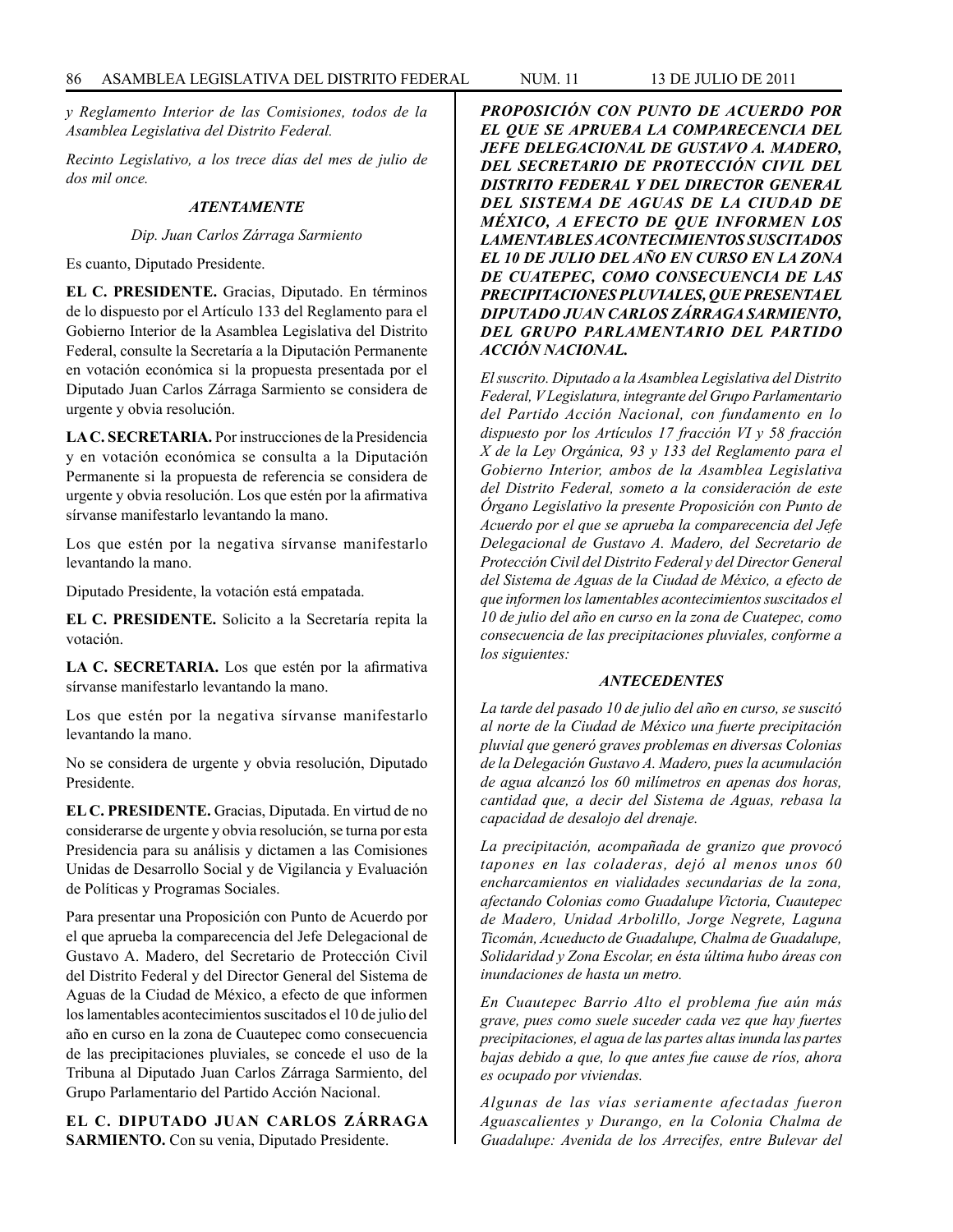*y Reglamento Interior de las Comisiones, todos de la Asamblea Legislativa del Distrito Federal.*

*Recinto Legislativo, a los trece días del mes de julio de dos mil once.*

***ATENTAMENTE***

*Dip. Juan Carlos Zárraga Sarmiento*

Es cuanto, Diputado Presidente.

**EL C. PRESIDENTE.** Gracias, Diputado. En términos de lo dispuesto por el Artículo 133 del Reglamento para el Gobierno Interior de la Asamblea Legislativa del Distrito Federal, consulte la Secretaría a la Diputación Permanente en votación económica si la propuesta presentada por el Diputado Juan Carlos Zárraga Sarmiento se considera de urgente y obvia resolución.

**LA C. SECRETARIA.** Por instrucciones de la Presidencia y en votación económica se consulta a la Diputación Permanente si la propuesta de referencia se considera de urgente y obvia resolución. Los que estén por la afirmativa sírvanse manifestarlo levantando la mano.

Los que estén por la negativa sírvanse manifestarlo levantando la mano.

Diputado Presidente, la votación está empatada.

**EL C. PRESIDENTE.** Solicito a la Secretaría repita la votación.

**LA C. SECRETARIA.** Los que estén por la afirmativa sírvanse manifestarlo levantando la mano.

Los que estén por la negativa sírvanse manifestarlo levantando la mano.

No se considera de urgente y obvia resolución, Diputado Presidente.

**EL C. PRESIDENTE.** Gracias, Diputada. En virtud de no considerarse de urgente y obvia resolución, se turna por esta Presidencia para su análisis y dictamen a las Comisiones Unidas de Desarrollo Social y de Vigilancia y Evaluación de Políticas y Programas Sociales.

Para presentar una Proposición con Punto de Acuerdo por el que aprueba la comparecencia del Jefe Delegacional de Gustavo A. Madero, del Secretario de Protección Civil del Distrito Federal y del Director General del Sistema de Aguas de la Ciudad de México, a efecto de que informen los lamentables acontecimientos suscitados el 10 de julio del año en curso en la zona de Cuautepec como consecuencia de las precipitaciones pluviales, se concede el uso de la Tribuna al Diputado Juan Carlos Zárraga Sarmiento, del Grupo Parlamentario del Partido Acción Nacional.

**EL C. DIPUTADO JUAN CARLOS ZÁRRAGA SARMIENTO.** Con su venia, Diputado Presidente.

***PROPOSICIÓN CON PUNTO DE ACUERDO POR EL QUE SE APRUEBA LA COMPARECENCIA DEL JEFE DELEGACIONAL DE GUSTAVO A. MADERO, DEL SECRETARIO DE PROTECCIÓN CIVIL DEL DISTRITO FEDERAL Y DEL DIRECTOR GENERAL DEL SISTEMA DE AGUAS DE LA CIUDAD DE MÉXICO, A EFECTO DE QUE INFORMEN LOS LAMENTABLES ACONTECIMIENTOS SUSCITADOS EL 10 DE JULIO DEL AÑO EN CURSO EN LA ZONA DE CUATEPEC, COMO CONSECUENCIA DE LAS PRECIPITACIONES PLUVIALES, QUE PRESENTA EL DIPUTADO JUAN CARLOS ZÁRRAGA SARMIENTO, DEL GRUPO PARLAMENTARIO DEL PARTIDO ACCIÓN NACIONAL.***

*El suscrito. Diputado a la Asamblea Legislativa del Distrito Federal, V Legislatura, integrante del Grupo Parlamentario del Partido Acción Nacional, con fundamento en lo dispuesto por los Artículos 17 fracción VI y 58 fracción X de la Ley Orgánica, 93 y 133 del Reglamento para el Gobierno Interior, ambos de la Asamblea Legislativa del Distrito Federal, someto a la consideración de este Órgano Legislativo la presente Proposición con Punto de Acuerdo por el que se aprueba la comparecencia del Jefe Delegacional de Gustavo A. Madero, del Secretario de Protección Civil del Distrito Federal y del Director General del Sistema de Aguas de la Ciudad de México, a efecto de que informen los lamentables acontecimientos suscitados el 10 de julio del año en curso en la zona de Cuatepec, como consecuencia de las precipitaciones pluviales, conforme a los siguientes:*

***ANTECEDENTES***

*La tarde del pasado 10 de julio del año en curso, se suscitó al norte de la Ciudad de México una fuerte precipitación pluvial que generó graves problemas en diversas Colonias de la Delegación Gustavo A. Madero, pues la acumulación de agua alcanzó los 60 milímetros en apenas dos horas, cantidad que, a decir del Sistema de Aguas, rebasa la capacidad de desalojo del drenaje.*

*La precipitación, acompañada de granizo que provocó tapones en las coladeras, dejó al menos unos 60 encharcamientos en vialidades secundarias de la zona, afectando Colonias como Guadalupe Victoria, Cuautepec de Madero, Unidad Arbolillo, Jorge Negrete, Laguna Ticomán, Acueducto de Guadalupe, Chalma de Guadalupe, Solidaridad y Zona Escolar, en ésta última hubo áreas con inundaciones de hasta un metro.*

*En Cuautepec Barrio Alto el problema fue aún más grave, pues como suele suceder cada vez que hay fuertes precipitaciones, el agua de las partes altas inunda las partes bajas debido a que, lo que antes fue cause de ríos, ahora es ocupado por viviendas.*

*Algunas de las vías seriamente afectadas fueron Aguascalientes y Durango, en la Colonia Chalma de Guadalupe: Avenida de los Arrecifes, entre Bulevar del*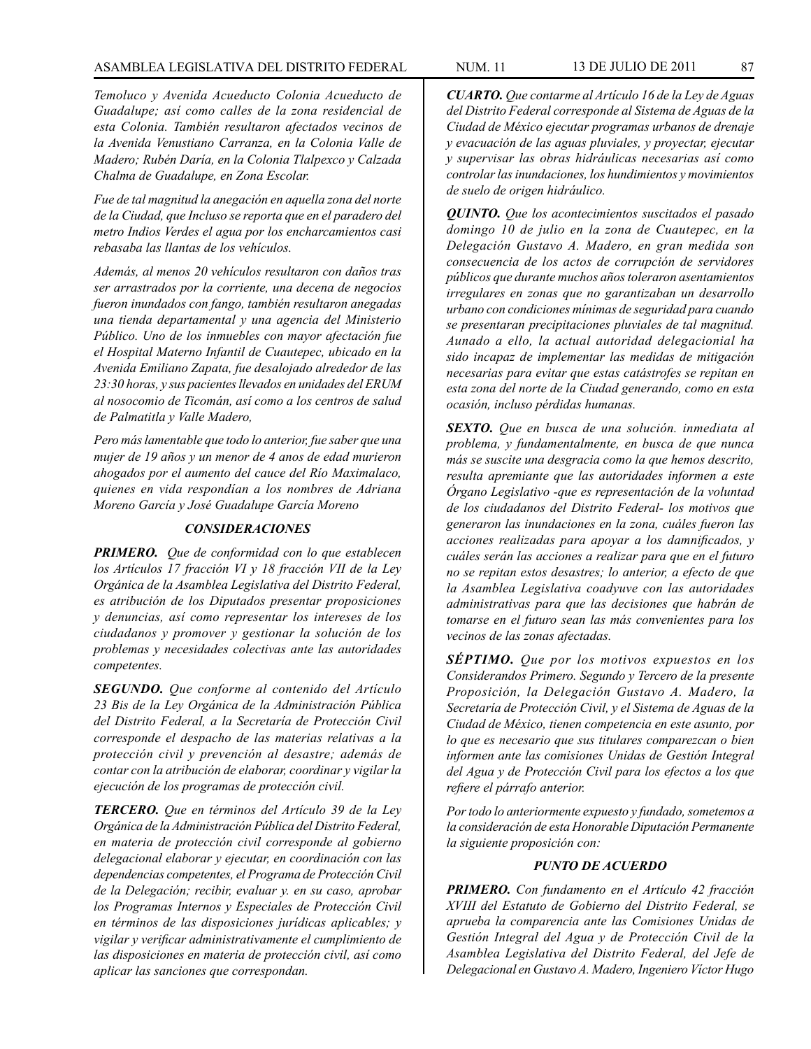*Temoluco y Avenida Acueducto Colonia Acueducto de Guadalupe; así como calles de la zona residencial de esta Colonia. También resultaron afectados vecinos de la Avenida Venustiano Carranza, en la Colonia Valle de Madero; Rubén Darío, en la Colonia Tlalpexco y Calzada Chalma de Guadalupe, en Zona Escolar.*

*Fue de tal magnitud la anegación en aquella zona del norte de la Ciudad, que Incluso se reporta que en el paradero del metro Indios Verdes el agua por los encharcamientos casi rebasaba las llantas de los vehículos.*

*Además, al menos 20 vehículos resultaron con daños tras ser arrastrados por la corriente, una decena de negocios fueron inundados con fango, también resultaron anegadas una tienda departamental y una agencia del Ministerio Público. Uno de los inmuebles con mayor afectación fue el Hospital Materno Infantil de Cuautepec, ubicado en la Avenida Emiliano Zapata, fue desalojado alrededor de las 23:30 horas, y sus pacientes llevados en unidades del ERUM al nosocomio de Ticomán, así como a los centros de salud de Palmatitla y Valle Madero,*

*Pero más lamentable que todo lo anterior, fue saber que una mujer de 19 años y un menor de 4 anos de edad murieron ahogados por el aumento del cauce del Río Maximalaco, quienes en vida respondían a los nombres de Adriana Moreno García y José Guadalupe García Moreno*

### *CONSIDERACIONES*

***PRIMERO.*** *Que de conformidad con lo que establecen los Artículos 17 fracción VI y 18 fracción VII de la Ley Orgánica de la Asamblea Legislativa del Distrito Federal, es atribución de los Diputados presentar proposiciones y denuncias, así como representar los intereses de los ciudadanos y promover y gestionar la solución de los problemas y necesidades colectivas ante las autoridades competentes.*

***SEGUNDO.*** *Que conforme al contenido del Artículo 23 Bis de la Ley Orgánica de la Administración Pública del Distrito Federal, a la Secretaría de Protección Civil corresponde el despacho de las materias relativas a la protección civil y prevención al desastre; además de contar con la atribución de elaborar, coordinar y vigilar la ejecución de los programas de protección civil.*

***TERCERO.*** *Que en términos del Artículo 39 de la Ley Orgánica de la Administración Pública del Distrito Federal, en materia de protección civil corresponde al gobierno delegacional elaborar y ejecutar, en coordinación con las dependencias competentes, el Programa de Protección Civil de la Delegación; recibir, evaluar y. en su caso, aprobar los Programas Internos y Especiales de Protección Civil en términos de las disposiciones jurídicas aplicables; y vigilar y verificar administrativamente el cumplimiento de las disposiciones en materia de protección civil, así como aplicar las sanciones que correspondan.*

***CUARTO.*** *Que contarme al Artículo 16 de la Ley de Aguas del Distrito Federal corresponde al Sistema de Aguas de la Ciudad de México ejecutar programas urbanos de drenaje y evacuación de las aguas pluviales, y proyectar, ejecutar y supervisar las obras hidráulicas necesarias así como controlar las inundaciones, los hundimientos y movimientos de suelo de origen hidráulico.*

***QUINTO.*** *Que los acontecimientos suscitados el pasado domingo 10 de julio en la zona de Cuautepec, en la Delegación Gustavo A. Madero, en gran medida son consecuencia de los actos de corrupción de servidores públicos que durante muchos años toleraron asentamientos irregulares en zonas que no garantizaban un desarrollo urbano con condiciones mínimas de seguridad para cuando se presentaran precipitaciones pluviales de tal magnitud. Aunado a ello, la actual autoridad delegacionial ha sido incapaz de implementar las medidas de mitigación necesarias para evitar que estas catástrofes se repitan en esta zona del norte de la Ciudad generando, como en esta ocasión, incluso pérdidas humanas.*

***SEXTO.*** *Que en busca de una solución. inmediata al problema, y fundamentalmente, en busca de que nunca más se suscite una desgracia como la que hemos descrito, resulta apremiante que las autoridades informen a este Órgano Legislativo -que es representación de la voluntad de los ciudadanos del Distrito Federal- los motivos que generaron las inundaciones en la zona, cuáles fueron las acciones realizadas para apoyar a los damnificados, y cuáles serán las acciones a realizar para que en el futuro no se repitan estos desastres; lo anterior, a efecto de que la Asamblea Legislativa coadyuve con las autoridades administrativas para que las decisiones que habrán de tomarse en el futuro sean las más convenientes para los vecinos de las zonas afectadas.*

***SÉPTIMO.*** *Que por los motivos expuestos en los Considerandos Primero. Segundo y Tercero de la presente Proposición, la Delegación Gustavo A. Madero, la Secretaría de Protección Civil, y el Sistema de Aguas de la Ciudad de México, tienen competencia en este asunto, por lo que es necesario que sus titulares comparezcan o bien informen ante las comisiones Unidas de Gestión Integral del Agua y de Protección Civil para los efectos a los que refiere el párrafo anterior.*

*Por todo lo anteriormente expuesto y fundado, sometemos a la consideración de esta Honorable Diputación Permanente la siguiente proposición con:*

### *PUNTO DE ACUERDO*

***PRIMERO.*** *Con fundamento en el Artículo 42 fracción XVIII del Estatuto de Gobierno del Distrito Federal, se aprueba la comparencia ante las Comisiones Unidas de Gestión Integral del Agua y de Protección Civil de la Asamblea Legislativa del Distrito Federal, del Jefe de Delegacional en Gustavo A. Madero, Ingeniero Víctor Hugo*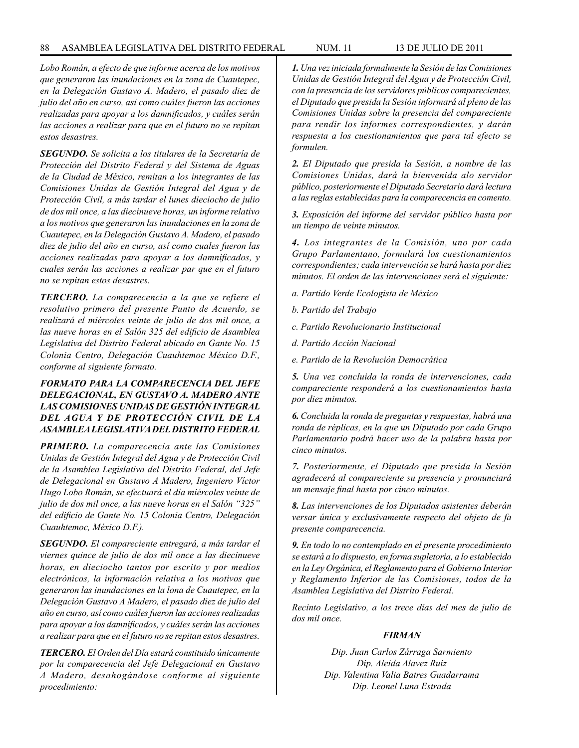*Lobo Román, a efecto de que informe acerca de los motivos que generaron las inundaciones en la zona de Cuautepec, en la Delegación Gustavo A. Madero, el pasado diez de julio del año en curso, así como cuáles fueron las acciones realizadas para apoyar a los damnificados, y cuáles serán las acciones a realizar para que en el futuro no se repitan estos desastres.*

***SEGUNDO.*** *Se solicita a los titulares de la Secretaría de Protección del Distrito Federal y del Sistema de Aguas de la Ciudad de México, remitan a los integrantes de las Comisiones Unidas de Gestión Integral del Agua y de Protección Civil, a más tardar el lunes dieciocho de julio de dos mil once, a las diecinueve horas, un informe relativo a los motivos que generaron las inundaciones en la zona de Cuautepec, en la Delegación Gustavo A. Madero, el pasado diez de julio del año en curso, así como cuales fueron las acciones realizadas para apoyar a los damnificados, y cuales serán las acciones a realizar par que en el futuro no se repitan estos desastres.*

***TERCERO.*** *La comparecencia a la que se refiere el resolutivo primero del presente Punto de Acuerdo, se realizará el miércoles veinte de julio de dos mil once, a las nueve horas en el Salón 325 del edificio de Asamblea Legislativa del Distrito Federal ubicado en Gante No. 15 Colonia Centro, Delegación Cuauhtemoc México D.F., conforme al siguiente formato.*

***FORMATO PARA LA COMPARECENCIA DEL JEFE DELEGACIONAL, EN GUSTAVO A. MADERO ANTE LAS COMISIONES UNIDAS DE GESTIÓN INTEGRAL DEL AGUA Y DE PROTECCIÓN CIVIL DE LA ASAMBLEA LEGISLATIVA DEL DISTRITO FEDERAL***

***PRIMERO.*** *La comparecencia ante las Comisiones Unidas de Gestión Integral del Agua y de Protección Civil de la Asamblea Legislativa del Distrito Federal, del Jefe de Delegacional en Gustavo A Madero, Ingeniero Víctor Hugo Lobo Román, se efectuará el día miércoles veinte de julio de dos mil once, a las nueve horas en el Salón "325" del edificio de Gante No. 15 Colonia Centro, Delegación Cuauhtemoc, México D.F.).*

***SEGUNDO.*** *El compareciente entregará, a más tardar el viernes quince de julio de dos mil once a las diecinueve horas, en dieciocho tantos por escrito y por medios electrónicos, la información relativa a los motivos que generaron las inundaciones en la lona de Cuautepec, en la Delegación Gustavo A Madero, el pasado diez de julio del año en curso, así como cuáles fueron las acciones realizadas para apoyar a los damnificados, y cuáles serán las acciones a realizar para que en el futuro no se repitan estos desastres.*

***TERCERO.*** *El Orden del Día estará constituido únicamente por la comparecencia del Jefe Delegacional en Gustavo A Madero, desahogándose conforme al siguiente procedimiento:*

***1.*** *Una vez iniciada formalmente la Sesión de las Comisiones Unidas de Gestión Integral del Agua y de Protección Civil, con la presencia de los servidores públicos comparecientes, el Diputado que presida la Sesión informará al pleno de las Comisiones Unidas sobre la presencia del compareciente para rendir los informes correspondientes, y darán respuesta a los cuestionamientos que para tal efecto se formulen.*

***2.*** *El Diputado que presida la Sesión, a nombre de las Comisiones Unidas, dará la bienvenida alo servidor público, posteriormente el Diputado Secretario dará lectura a las reglas establecidas para la comparecencia en comento.*

***3.*** *Exposición del informe del servidor público hasta por un tiempo de veinte minutos.*

***4.*** *Los integrantes de la Comisión, uno por cada Grupo Parlamentano, formulará los cuestionamientos correspondientes; cada intervención se hará hasta por diez minutos. El orden de las intervenciones será el siguiente:*

*a. Partido Verde Ecologista de México*

*b. Partido del Trabajo*

*c. Partido Revolucionario Institucional*

*d. Partido Acción Nacional*

*e. Partido de la Revolución Democrática*

***5.*** *Una vez concluida la ronda de intervenciones, cada compareciente responderá a los cuestionamientos hasta por diez minutos.*

***6.*** *Concluida la ronda de preguntas y respuestas, habrá una ronda de réplicas, en la que un Diputado por cada Grupo Parlamentario podrá hacer uso de la palabra hasta por cinco minutos.*

***7.*** *Posteriormente, el Diputado que presida la Sesión agradecerá al compareciente su presencia y pronunciará un mensaje final hasta por cinco minutos.*

***8.*** *Las intervenciones de los Diputados asistentes deberán versar única y exclusivamente respecto del objeto de fa presente comparecencia.*

***9.*** *En todo lo no contemplado en el presente procedimiento se estará a lo dispuesto, en forma supletoria, a lo establecido en la Ley Orgánica, el Reglamento para el Gobierno Interior y Reglamento Inferior de las Comisiones, todos de la Asamblea Legislativa del Distrito Federal.*

*Recinto Legislativo, a los trece días del mes de julio de dos mil once.*

***FIRMAN***

*Dip. Juan Carlos Zárraga Sarmiento*
*Dip. Aleida Alavez Ruiz*
*Dip. Valentina Valia Batres Guadarrama*
*Dip. Leonel Luna Estrada*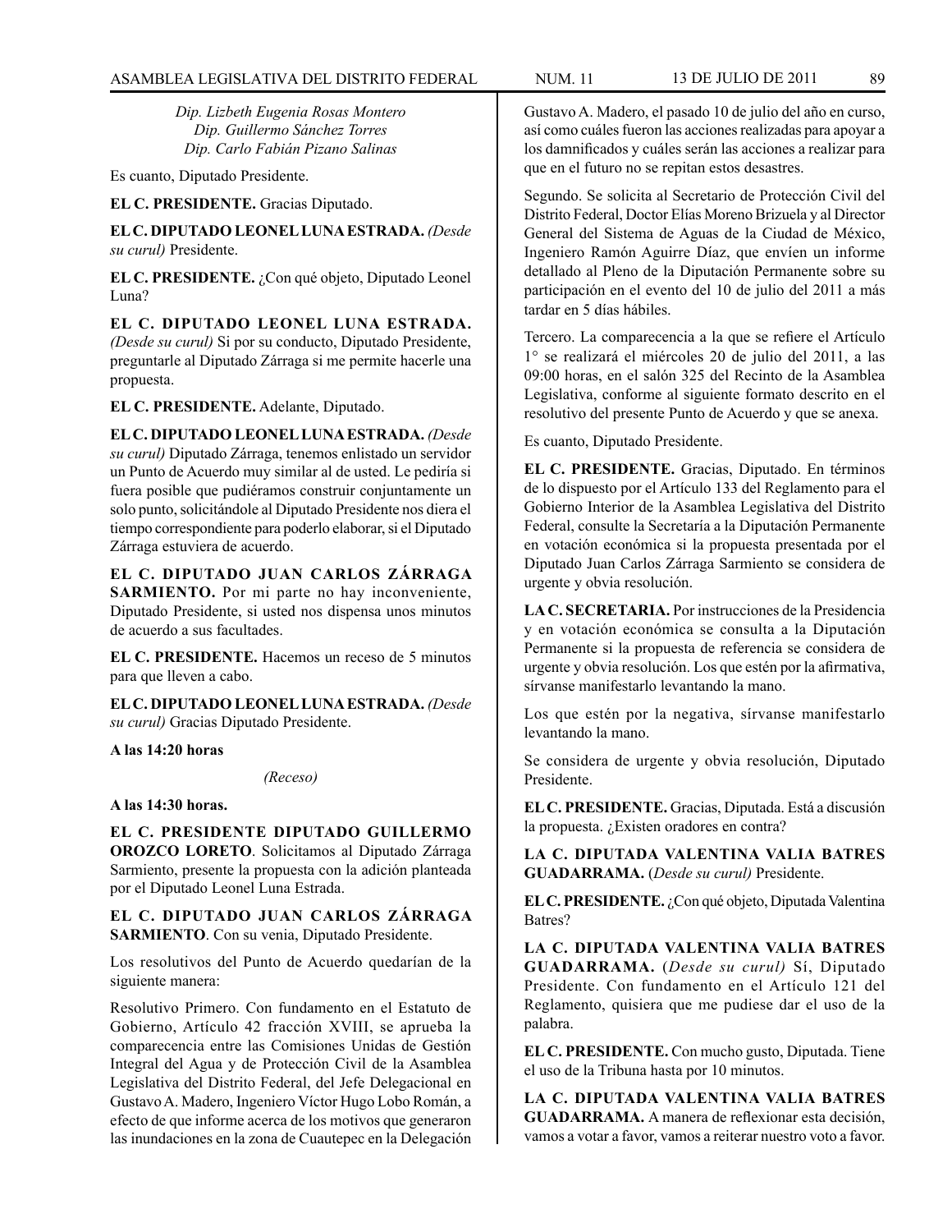*Dip. Lizbeth Eugenia Rosas Montero*
*Dip. Guillermo Sánchez Torres*
*Dip. Carlo Fabián Pizano Salinas*

Es cuanto, Diputado Presidente.

**EL C. PRESIDENTE.** Gracias Diputado.

**EL C. DIPUTADO LEONEL LUNA ESTRADA.** *(Desde su curul)* Presidente.

**EL C. PRESIDENTE.** ¿Con qué objeto, Diputado Leonel Luna?

**EL C. DIPUTADO LEONEL LUNA ESTRADA.** *(Desde su curul)* Si por su conducto, Diputado Presidente, preguntarle al Diputado Zárraga si me permite hacerle una propuesta.

**EL C. PRESIDENTE.** Adelante, Diputado.

**EL C. DIPUTADO LEONEL LUNA ESTRADA.** *(Desde su curul)* Diputado Zárraga, tenemos enlistado un servidor un Punto de Acuerdo muy similar al de usted. Le pediría si fuera posible que pudiéramos construir conjuntamente un solo punto, solicitándole al Diputado Presidente nos diera el tiempo correspondiente para poderlo elaborar, si el Diputado Zárraga estuviera de acuerdo.

**EL C. DIPUTADO JUAN CARLOS ZÁRRAGA SARMIENTO.** Por mi parte no hay inconveniente, Diputado Presidente, si usted nos dispensa unos minutos de acuerdo a sus facultades.

**EL C. PRESIDENTE.** Hacemos un receso de 5 minutos para que lleven a cabo.

**EL C. DIPUTADO LEONEL LUNA ESTRADA.** *(Desde su curul)* Gracias Diputado Presidente.

**A las 14:20 horas**

*(Receso)*

**A las 14:30 horas.**

**EL C. PRESIDENTE DIPUTADO GUILLERMO OROZCO LORETO**. Solicitamos al Diputado Zárraga Sarmiento, presente la propuesta con la adición planteada por el Diputado Leonel Luna Estrada.

**EL C. DIPUTADO JUAN CARLOS ZÁRRAGA SARMIENTO**. Con su venia, Diputado Presidente.

Los resolutivos del Punto de Acuerdo quedarían de la siguiente manera:

Resolutivo Primero. Con fundamento en el Estatuto de Gobierno, Artículo 42 fracción XVIII, se aprueba la comparecencia entre las Comisiones Unidas de Gestión Integral del Agua y de Protección Civil de la Asamblea Legislativa del Distrito Federal, del Jefe Delegacional en Gustavo A. Madero, Ingeniero Víctor Hugo Lobo Román, a efecto de que informe acerca de los motivos que generaron las inundaciones en la zona de Cuautepec en la Delegación Gustavo A. Madero, el pasado 10 de julio del año en curso, así como cuáles fueron las acciones realizadas para apoyar a los damnificados y cuáles serán las acciones a realizar para que en el futuro no se repitan estos desastres.

Segundo. Se solicita al Secretario de Protección Civil del Distrito Federal, Doctor Elías Moreno Brizuela y al Director General del Sistema de Aguas de la Ciudad de México, Ingeniero Ramón Aguirre Díaz, que envíen un informe detallado al Pleno de la Diputación Permanente sobre su participación en el evento del 10 de julio del 2011 a más tardar en 5 días hábiles.

Tercero. La comparecencia a la que se refiere el Artículo 1° se realizará el miércoles 20 de julio del 2011, a las 09:00 horas, en el salón 325 del Recinto de la Asamblea Legislativa, conforme al siguiente formato descrito en el resolutivo del presente Punto de Acuerdo y que se anexa.

Es cuanto, Diputado Presidente.

**EL C. PRESIDENTE.** Gracias, Diputado. En términos de lo dispuesto por el Artículo 133 del Reglamento para el Gobierno Interior de la Asamblea Legislativa del Distrito Federal, consulte la Secretaría a la Diputación Permanente en votación económica si la propuesta presentada por el Diputado Juan Carlos Zárraga Sarmiento se considera de urgente y obvia resolución.

**LA C. SECRETARIA.** Por instrucciones de la Presidencia y en votación económica se consulta a la Diputación Permanente si la propuesta de referencia se considera de urgente y obvia resolución. Los que estén por la afirmativa, sírvanse manifestarlo levantando la mano.

Los que estén por la negativa, sírvanse manifestarlo levantando la mano.

Se considera de urgente y obvia resolución, Diputado Presidente.

**EL C. PRESIDENTE.** Gracias, Diputada. Está a discusión la propuesta. ¿Existen oradores en contra?

**LA C. DIPUTADA VALENTINA VALIA BATRES GUADARRAMA.** (*Desde su curul)* Presidente.

**EL C. PRESIDENTE.** ¿Con qué objeto, Diputada Valentina Batres?

**LA C. DIPUTADA VALENTINA VALIA BATRES GUADARRAMA.** (*Desde su curul)* Sí, Diputado Presidente. Con fundamento en el Artículo 121 del Reglamento, quisiera que me pudiese dar el uso de la palabra.

**EL C. PRESIDENTE.** Con mucho gusto, Diputada. Tiene el uso de la Tribuna hasta por 10 minutos.

**LA C. DIPUTADA VALENTINA VALIA BATRES GUADARRAMA.** A manera de reflexionar esta decisión, vamos a votar a favor, vamos a reiterar nuestro voto a favor.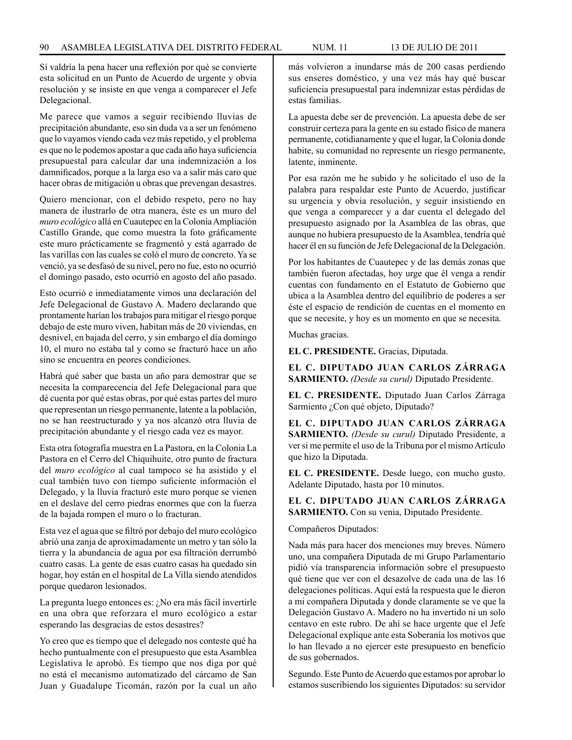Sí valdría la pena hacer una reflexión por qué se convierte esta solicitud en un Punto de Acuerdo de urgente y obvia resolución y se insiste en que venga a comparecer el Jefe Delegacional.

Me parece que vamos a seguir recibiendo lluvias de precipitación abundante, eso sin duda va a ser un fenómeno que lo vayamos viendo cada vez más repetido, y el problema es que no le podemos apostar a que cada año haya suficiencia presupuestal para calcular dar una indemnización a los damnificados, porque a la larga eso va a salir más caro que hacer obras de mitigación u obras que prevengan desastres.

Quiero mencionar, con el debido respeto, pero no hay manera de ilustrarlo de otra manera, éste es un muro del *muro ecológico* allá en Cuautepec en la Colonia Ampliación Castillo Grande, que como muestra la foto gráficamente este muro prácticamente se fragmentó y está agarrado de las varillas con las cuales se coló el muro de concreto. Ya se venció, ya se desfasó de su nivel, pero no fue, esto no ocurrió el domingo pasado, esto ocurrió en agosto del año pasado.

Esto ocurrió e inmediatamente vimos una declaración del Jefe Delegacional de Gustavo A. Madero declarando que prontamente harían los trabajos para mitigar el riesgo porque debajo de este muro viven, habitan más de 20 viviendas, en desnivel, en bajada del cerro, y sin embargo el día domingo 10, el muro no estaba tal y como se fracturó hace un año sino se encuentra en peores condiciones.

Habrá qué saber que basta un año para demostrar que se necesita la comparecencia del Jefe Delegacional para que dé cuenta por qué estas obras, por qué estas partes del muro que representan un riesgo permanente, latente a la población, no se han reestructurado y ya nos alcanzó otra lluvia de precipitación abundante y el riesgo cada vez es mayor.

Esta otra fotografía muestra en La Pastora, en la Colonia La Pastora en el Cerro del Chiquihuite, otro punto de fractura del *muro ecológico* al cual tampoco se ha asistido y el cual también tuvo con tiempo suficiente información el Delegado, y la lluvia fracturó este muro porque se vienen en el deslave del cerro piedras enormes que con la fuerza de la bajada rompen el muro o lo fracturan.

Esta vez el agua que se filtró por debajo del muro ecológico abrió una zanja de aproximadamente un metro y tan sólo la tierra y la abundancia de agua por esa filtración derrumbó cuatro casas. La gente de esas cuatro casas ha quedado sin hogar, hoy están en el hospital de La Villa siendo atendidos porque quedaron lesionados.

La pregunta luego entonces es: ¿No era más fácil invertirle en una obra que reforzara el muro ecológico a estar esperando las desgracias de estos desastres?

Yo creo que es tiempo que el delegado nos conteste qué ha hecho puntualmente con el presupuesto que esta Asamblea Legislativa le aprobó. Es tiempo que nos diga por qué no está el mecanismo automatizado del cárcamo de San Juan y Guadalupe Ticomán, razón por la cual un año más volvieron a inundarse más de 200 casas perdiendo sus enseres doméstico, y una vez más hay qué buscar suficiencia presupuestal para indemnizar estas pérdidas de estas familias.

La apuesta debe ser de prevención. La apuesta debe de ser construir certeza para la gente en su estado físico de manera permanente, cotidianamente y que el lugar, la Colonia donde habite, su comunidad no represente un riesgo permanente, latente, inminente.

Por esa razón me he subido y he solicitado el uso de la palabra para respaldar este Punto de Acuerdo, justificar su urgencia y obvia resolución, y seguir insistiendo en que venga a comparecer y a dar cuenta el delegado del presupuesto asignado por la Asamblea de las obras, que aunque no hubiera presupuesto de la Asamblea, tendría qué hacer él en su función de Jefe Delegacional de la Delegación.

Por los habitantes de Cuautepec y de las demás zonas que también fueron afectadas, hoy urge que él venga a rendir cuentas con fundamento en el Estatuto de Gobierno que ubica a la Asamblea dentro del equilibrio de poderes a ser éste el espacio de rendición de cuentas en el momento en que se necesite, y hoy es un momento en que se necesita.

Muchas gracias.

**EL C. PRESIDENTE.** Gracias, Diputada.

**EL C. DIPUTADO JUAN CARLOS ZÁRRAGA SARMIENTO.** *(Desde su curul)* Diputado Presidente.

**EL C. PRESIDENTE.** Diputado Juan Carlos Zárraga Sarmiento ¿Con qué objeto, Diputado?

**EL C. DIPUTADO JUAN CARLOS ZÁRRAGA SARMIENTO.** *(Desde su curul)* Diputado Presidente, a ver si me permite el uso de la Tribuna por el mismo Artículo que hizo la Diputada.

**EL C. PRESIDENTE.** Desde luego, con mucho gusto. Adelante Diputado, hasta por 10 minutos.

**EL C. DIPUTADO JUAN CARLOS ZÁRRAGA SARMIENTO.** Con su venia, Diputado Presidente.

Compañeros Diputados:

Nada más para hacer dos menciones muy breves. Número uno, una compañera Diputada de mi Grupo Parlamentario pidió vía transparencia información sobre el presupuesto qué tiene que ver con el desazolve de cada una de las 16 delegaciones políticas. Aquí está la respuesta que le dieron a mi compañera Diputada y donde claramente se ve que la Delegación Gustavo A. Madero no ha invertido ni un solo centavo en este rubro. De ahí se hace urgente que el Jefe Delegacional explique ante esta Soberanía los motivos que lo han llevado a no ejercer este presupuesto en beneficio de sus gobernados.

Segundo. Este Punto de Acuerdo que estamos por aprobar lo estamos suscribiendo los siguientes Diputados: su servidor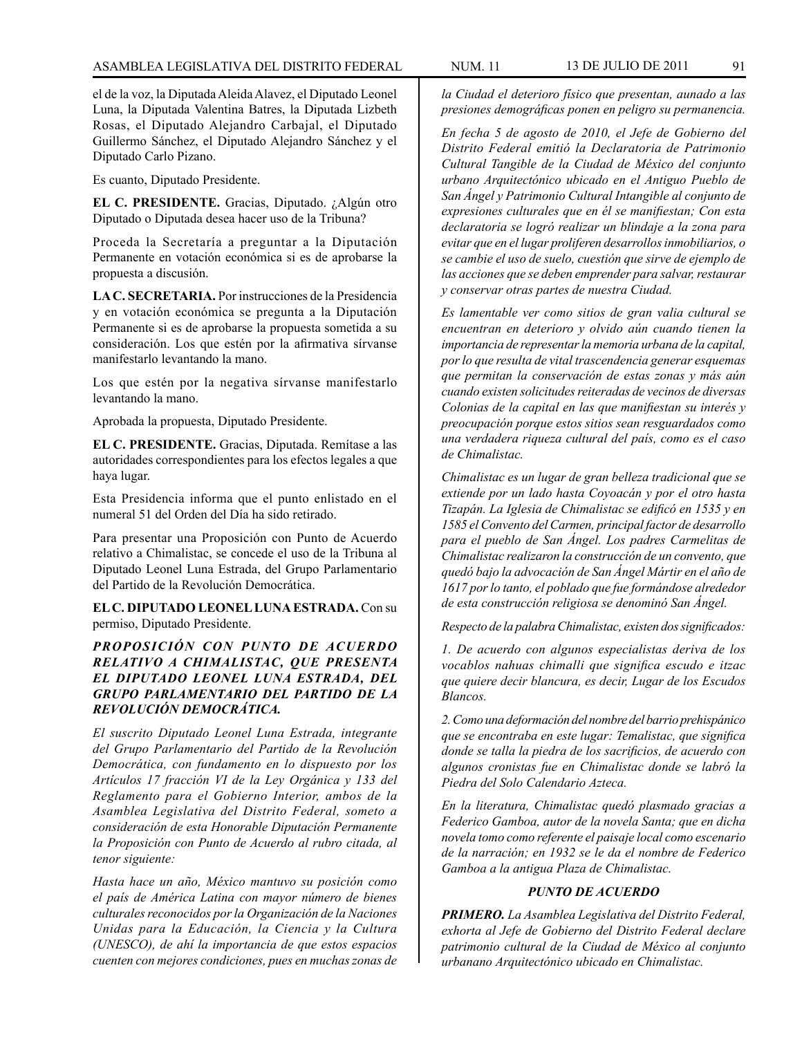el de la voz, la Diputada Aleida Alavez, el Diputado Leonel Luna, la Diputada Valentina Batres, la Diputada Lizbeth Rosas, el Diputado Alejandro Carbajal, el Diputado Guillermo Sánchez, el Diputado Alejandro Sánchez y el Diputado Carlo Pizano.

Es cuanto, Diputado Presidente.

**EL C. PRESIDENTE.** Gracias, Diputado. ¿Algún otro Diputado o Diputada desea hacer uso de la Tribuna?

Proceda la Secretaría a preguntar a la Diputación Permanente en votación económica si es de aprobarse la propuesta a discusión.

**LA C. SECRETARIA.** Por instrucciones de la Presidencia y en votación económica se pregunta a la Diputación Permanente si es de aprobarse la propuesta sometida a su consideración. Los que estén por la afirmativa sírvanse manifestarlo levantando la mano.

Los que estén por la negativa sírvanse manifestarlo levantando la mano.

Aprobada la propuesta, Diputado Presidente.

**EL C. PRESIDENTE.** Gracias, Diputada. Remítase a las autoridades correspondientes para los efectos legales a que haya lugar.

Esta Presidencia informa que el punto enlistado en el numeral 51 del Orden del Día ha sido retirado.

Para presentar una Proposición con Punto de Acuerdo relativo a Chimalistac, se concede el uso de la Tribuna al Diputado Leonel Luna Estrada, del Grupo Parlamentario del Partido de la Revolución Democrática.

**EL C. DIPUTADO LEONEL LUNA ESTRADA.** Con su permiso, Diputado Presidente.

***PROPOSICIÓN CON PUNTO DE ACUERDO RELATIVO A CHIMALISTAC, QUE PRESENTA EL DIPUTADO LEONEL LUNA ESTRADA, DEL GRUPO PARLAMENTARIO DEL PARTIDO DE LA REVOLUCIÓN DEMOCRÁTICA.***

*El suscrito Diputado Leonel Luna Estrada, integrante del Grupo Parlamentario del Partido de la Revolución Democrática, con fundamento en lo dispuesto por los Artículos 17 fracción VI de la Ley Orgánica y 133 del Reglamento para el Gobierno Interior, ambos de la Asamblea Legislativa del Distrito Federal, someto a consideración de esta Honorable Diputación Permanente la Proposición con Punto de Acuerdo al rubro citada, al tenor siguiente:*

*Hasta hace un año, México mantuvo su posición como el país de América Latina con mayor número de bienes culturales reconocidos por la Organización de las Naciones Unidas para la Educación, la Ciencia y la Cultura (UNESCO), de ahí la importancia de que estos espacios cuenten con mejores condiciones, pues en muchas zonas de la Ciudad el deterioro físico que presentan, aunado a las presiones demográficas ponen en peligro su permanencia.*

*En fecha 5 de agosto de 2010, el Jefe de Gobierno del Distrito Federal emitió la Declaratoria de Patrimonio Cultural Tangible de la Ciudad de México del conjunto urbano Arquitectónico ubicado en el Antiguo Pueblo de San Ángel y Patrimonio Cultural Intangible al conjunto de expresiones culturales que en él se manifiestan; Con esta declaratoria se logró realizar un blindaje a la zona para evitar que en el lugar proliferen desarrollos inmobiliarios, o se cambie el uso de suelo, cuestión que sirve de ejemplo de las acciones que se deben emprender para salvar, restaurar y conservar otras partes de nuestra Ciudad.*

*Es lamentable ver como sitios de gran valia cultural se encuentran en deterioro y olvido aún cuando tienen la importancia de representar la memoria urbana de la capital, por lo que resulta de vital trascendencia generar esquemas que permitan la conservación de estas zonas y más aún cuando existen solicitudes reiteradas de vecinos de diversas Colonias de la capital en las que manifiestan su interés y preocupación porque estos sitios sean resguardados como una verdadera riqueza cultural del país, como es el caso de Chimalistac.*

*Chimalistac es un lugar de gran belleza tradicional que se extiende por un lado hasta Coyoacán y por el otro hasta Tizapán. La Iglesia de Chimalistac se edificó en 1535 y en 1585 el Convento del Carmen, principal factor de desarrollo para el pueblo de San Ángel. Los padres Carmelitas de Chimalistac realizaron la construcción de un convento, que quedó bajo la advocación de San Ángel Mártir en el año de 1617 por lo tanto, el poblado que fue formándose alrededor de esta construcción religiosa se denominó San Ángel.*

*Respecto de la palabra Chimalistac, existen dos significados:*

*1. De acuerdo con algunos especialistas deriva de los vocablos nahuas chimalli que significa escudo e itzac que quiere decir blancura, es decir, Lugar de los Escudos Blancos.*

*2. Como una deformación del nombre del barrio prehispánico que se encontraba en este lugar: Temalistac, que significa donde se talla la piedra de los sacrificios, de acuerdo con algunos cronistas fue en Chimalistac donde se labró la Piedra del Solo Calendario Azteca.*

*En la literatura, Chimalistac quedó plasmado gracias a Federico Gamboa, autor de la novela Santa; que en dicha novela tomo como referente el paisaje local como escenario de la narración; en 1932 se le da el nombre de Federico Gamboa a la antigua Plaza de Chimalistac.*

***PUNTO DE ACUERDO***

***PRIMERO.*** *La Asamblea Legislativa del Distrito Federal, exhorta al Jefe de Gobierno del Distrito Federal declare patrimonio cultural de la Ciudad de México al conjunto urbanano Arquitectónico ubicado en Chimalistac.*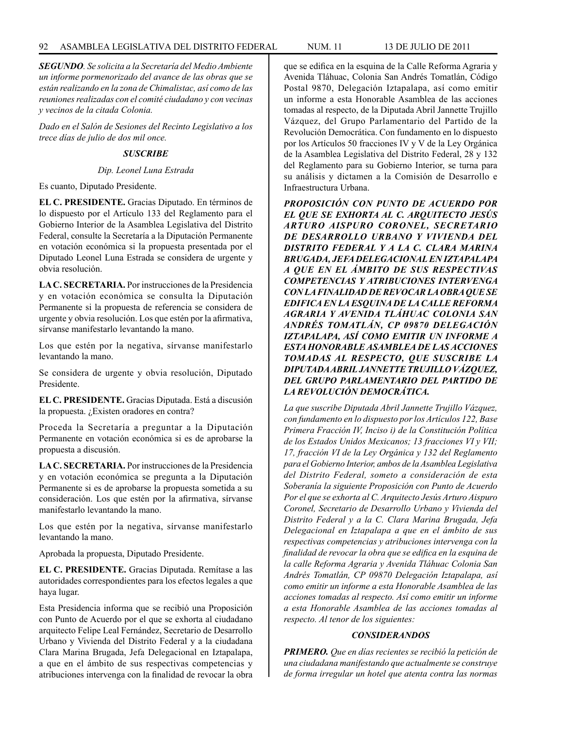***SEGUNDO**. Se solicita a la Secretaría del Medio Ambiente un informe pormenorizado del avance de las obras que se están realizando en la zona de Chimalistac, así como de las reuniones realizadas con el comité ciudadano y con vecinas y vecinos de la citada Colonia.*

*Dado en el Salón de Sesiones del Recinto Legislativo a los trece días de julio de dos mil once.*

***SUSCRIBE***

*Dip. Leonel Luna Estrada*

Es cuanto, Diputado Presidente.

**EL C. PRESIDENTE.** Gracias Diputado. En términos de lo dispuesto por el Artículo 133 del Reglamento para el Gobierno Interior de la Asamblea Legislativa del Distrito Federal, consulte la Secretaría a la Diputación Permanente en votación económica si la propuesta presentada por el Diputado Leonel Luna Estrada se considera de urgente y obvia resolución.

**LA C. SECRETARIA.** Por instrucciones de la Presidencia y en votación económica se consulta la Diputación Permanente si la propuesta de referencia se considera de urgente y obvia resolución. Los que estén por la afirmativa, sírvanse manifestarlo levantando la mano.

Los que estén por la negativa, sírvanse manifestarlo levantando la mano.

Se considera de urgente y obvia resolución, Diputado Presidente.

**EL C. PRESIDENTE.** Gracias Diputada. Está a discusión la propuesta. ¿Existen oradores en contra?

Proceda la Secretaría a preguntar a la Diputación Permanente en votación económica si es de aprobarse la propuesta a discusión.

**LA C. SECRETARIA.** Por instrucciones de la Presidencia y en votación económica se pregunta a la Diputación Permanente si es de aprobarse la propuesta sometida a su consideración. Los que estén por la afirmativa, sírvanse manifestarlo levantando la mano.

Los que estén por la negativa, sírvanse manifestarlo levantando la mano.

Aprobada la propuesta, Diputado Presidente.

**EL C. PRESIDENTE.** Gracias Diputada. Remítase a las autoridades correspondientes para los efectos legales a que haya lugar.

Esta Presidencia informa que se recibió una Proposición con Punto de Acuerdo por el que se exhorta al ciudadano arquitecto Felipe Leal Fernández, Secretario de Desarrollo Urbano y Vivienda del Distrito Federal y a la ciudadana Clara Marina Brugada, Jefa Delegacional en Iztapalapa, a que en el ámbito de sus respectivas competencias y atribuciones intervenga con la finalidad de revocar la obra que se edifica en la esquina de la Calle Reforma Agraria y Avenida Tláhuac, Colonia San Andrés Tomatlán, Código Postal 9870, Delegación Iztapalapa, así como emitir un informe a esta Honorable Asamblea de las acciones tomadas al respecto, de la Diputada Abril Jannette Trujillo Vázquez, del Grupo Parlamentario del Partido de la Revolución Democrática. Con fundamento en lo dispuesto por los Artículos 50 fracciones IV y V de la Ley Orgánica de la Asamblea Legislativa del Distrito Federal, 28 y 132 del Reglamento para su Gobierno Interior, se turna para su análisis y dictamen a la Comisión de Desarrollo e Infraestructura Urbana.

***PROPOSICIÓN CON PUNTO DE ACUERDO POR EL QUE SE EXHORTA AL C. ARQUITECTO JESÚS ARTURO AISPURO CORONEL, SECRETARIO DE DESARROLLO URBANO Y VIVIENDA DEL DISTRITO FEDERAL Y A LA C. CLARA MARINA BRUGADA, JEFA DELEGACIONAL EN IZTAPALAPA A QUE EN EL ÁMBITO DE SUS RESPECTIVAS COMPETENCIAS Y ATRIBUCIONES INTERVENGA CON LA FINALIDAD DE REVOCAR LA OBRA QUE SE EDIFICA EN LA ESQUINA DE LA CALLE REFORMA AGRARIA Y AVENIDA TLÁHUAC COLONIA SAN ANDRÉS TOMATLÁN, CP 09870 DELEGACIÓN IZTAPALAPA, ASÍ COMO EMITIR UN INFORME A ESTA HONORABLE ASAMBLEA DE LAS ACCIONES TOMADAS AL RESPECTO, QUE SUSCRIBE LA DIPUTADA ABRIL JANNETTE TRUJILLO VÁZQUEZ, DEL GRUPO PARLAMENTARIO DEL PARTIDO DE LA REVOLUCIÓN DEMOCRÁTICA.***

*La que suscribe Diputada Abril Jannette Trujillo Vázquez, con fundamento en lo dispuesto por los Artículos 122, Base Primera Fracción IV, Inciso i) de la Constitución Política de los Estados Unidos Mexicanos; 13 fracciones VI y VII; 17, fracción VI de la Ley Orgánica y 132 del Reglamento para el Gobierno Interior, ambos de la Asamblea Legislativa del Distrito Federal, someto a consideración de esta Soberanía la siguiente Proposición con Punto de Acuerdo Por el que se exhorta al C. Arquitecto Jesús Arturo Aispuro Coronel, Secretario de Desarrollo Urbano y Vivienda del Distrito Federal y a la C. Clara Marina Brugada, Jefa Delegacional en Iztapalapa a que en el ámbito de sus respectivas competencias y atribuciones intervenga con la finalidad de revocar la obra que se edifica en la esquina de la calle Reforma Agraria y Avenida Tláhuac Colonia San Andrés Tomatlán, CP 09870 Delegación Iztapalapa, así como emitir un informe a esta Honorable Asamblea de las acciones tomadas al respecto. Así como emitir un informe a esta Honorable Asamblea de las acciones tomadas al respecto. Al tenor de los siguientes:*

***CONSIDERANDOS***

***PRIMERO.** Que en días recientes se recibió la petición de una ciudadana manifestando que actualmente se construye de forma irregular un hotel que atenta contra las normas*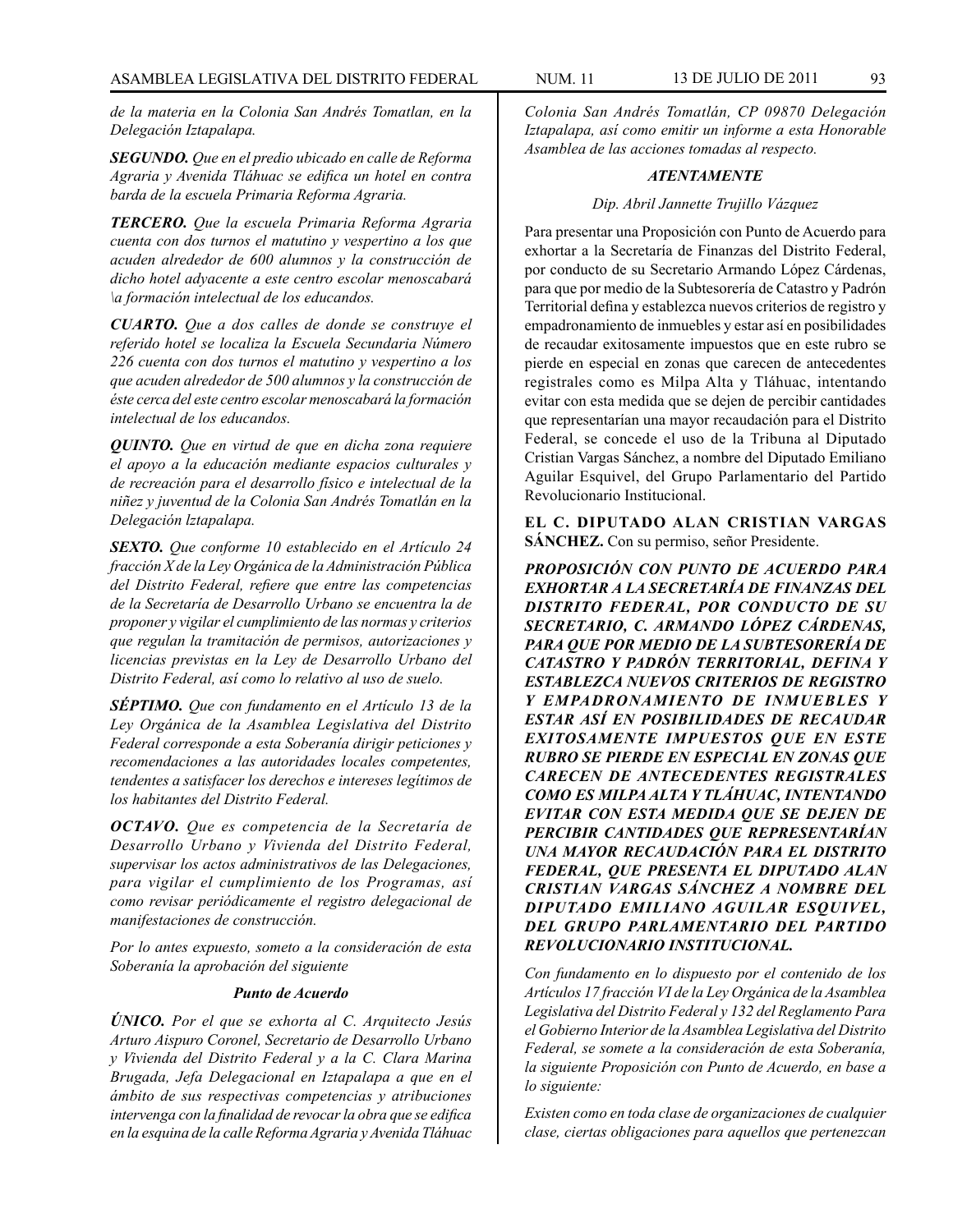*de la materia en la Colonia San Andrés Tomatlan, en la Delegación Iztapalapa.*

***SEGUNDO.*** *Que en el predio ubicado en calle de Reforma Agraria y Avenida Tláhuac se edifica un hotel en contra barda de la escuela Primaria Reforma Agraria.*

***TERCERO.*** *Que la escuela Primaria Reforma Agraria cuenta con dos turnos el matutino y vespertino a los que acuden alrededor de 600 alumnos y la construcción de dicho hotel adyacente a este centro escolar menoscabará \a formación intelectual de los educandos.*

***CUARTO.*** *Que a dos calles de donde se construye el referido hotel se localiza la Escuela Secundaria Número 226 cuenta con dos turnos el matutino y vespertino a los que acuden alrededor de 500 alumnos y la construcción de éste cerca del este centro escolar menoscabará la formación intelectual de los educandos.*

***QUINTO.*** *Que en virtud de que en dicha zona requiere el apoyo a la educación mediante espacios culturales y de recreación para el desarrollo físico e intelectual de la niñez y juventud de la Colonia San Andrés Tomatlán en la Delegación lztapalapa.*

***SEXTO.*** *Que conforme 10 establecido en el Artículo 24 fracción X de la Ley Orgánica de la Administración Pública del Distrito Federal, refiere que entre las competencias de la Secretaría de Desarrollo Urbano se encuentra la de proponer y vigilar el cumplimiento de las normas y criterios que regulan la tramitación de permisos, autorizaciones y licencias previstas en la Ley de Desarrollo Urbano del Distrito Federal, así como lo relativo al uso de suelo.*

***SÉPTIMO.*** *Que con fundamento en el Artículo 13 de la Ley Orgánica de la Asamblea Legislativa del Distrito Federal corresponde a esta Soberanía dirigir peticiones y recomendaciones a las autoridades locales competentes, tendentes a satisfacer los derechos e intereses legítimos de los habitantes del Distrito Federal.*

***OCTAVO.*** *Que es competencia de la Secretaría de Desarrollo Urbano y Vivienda del Distrito Federal, supervisar los actos administrativos de las Delegaciones, para vigilar el cumplimiento de los Programas, así como revisar periódicamente el registro delegacional de manifestaciones de construcción.*

*Por lo antes expuesto, someto a la consideración de esta Soberanía la aprobación del siguiente*

***Punto de Acuerdo***

***ÚNICO.*** *Por el que se exhorta al C. Arquitecto Jesús Arturo Aispuro Coronel, Secretario de Desarrollo Urbano y Vivienda del Distrito Federal y a la C. Clara Marina Brugada, Jefa Delegacional en Iztapalapa a que en el ámbito de sus respectivas competencias y atribuciones intervenga con la finalidad de revocar la obra que se edifica en la esquina de la calle Reforma Agraria y Avenida Tláhuac Colonia San Andrés Tomatlán, CP 09870 Delegación Iztapalapa, así como emitir un informe a esta Honorable Asamblea de las acciones tomadas al respecto.*

***ATENTAMENTE***

*Dip. Abril Jannette Trujillo Vázquez*

Para presentar una Proposición con Punto de Acuerdo para exhortar a la Secretaría de Finanzas del Distrito Federal, por conducto de su Secretario Armando López Cárdenas, para que por medio de la Subtesorería de Catastro y Padrón Territorial defina y establezca nuevos criterios de registro y empadronamiento de inmuebles y estar así en posibilidades de recaudar exitosamente impuestos que en este rubro se pierde en especial en zonas que carecen de antecedentes registrales como es Milpa Alta y Tláhuac, intentando evitar con esta medida que se dejen de percibir cantidades que representarían una mayor recaudación para el Distrito Federal, se concede el uso de la Tribuna al Diputado Cristian Vargas Sánchez, a nombre del Diputado Emiliano Aguilar Esquivel, del Grupo Parlamentario del Partido Revolucionario Institucional.

**EL C. DIPUTADO ALAN CRISTIAN VARGAS SÁNCHEZ.** Con su permiso, señor Presidente.

***PROPOSICIÓN CON PUNTO DE ACUERDO PARA EXHORTAR A LA SECRETARÍA DE FINANZAS DEL DISTRITO FEDERAL, POR CONDUCTO DE SU SECRETARIO, C. ARMANDO LÓPEZ CÁRDENAS, PARA QUE POR MEDIO DE LA SUBTESORERÍA DE CATASTRO Y PADRÓN TERRITORIAL, DEFINA Y ESTABLEZCA NUEVOS CRITERIOS DE REGISTRO Y EMPADRONAMIENTO DE INMUEBLES Y ESTAR ASÍ EN POSIBILIDADES DE RECAUDAR EXITOSAMENTE IMPUESTOS QUE EN ESTE RUBRO SE PIERDE EN ESPECIAL EN ZONAS QUE CARECEN DE ANTECEDENTES REGISTRALES COMO ES MILPA ALTA Y TLÁHUAC, INTENTANDO EVITAR CON ESTA MEDIDA QUE SE DEJEN DE PERCIBIR CANTIDADES QUE REPRESENTARÍAN UNA MAYOR RECAUDACIÓN PARA EL DISTRITO FEDERAL, QUE PRESENTA EL DIPUTADO ALAN CRISTIAN VARGAS SÁNCHEZ A NOMBRE DEL DIPUTADO EMILIANO AGUILAR ESQUIVEL, DEL GRUPO PARLAMENTARIO DEL PARTIDO REVOLUCIONARIO INSTITUCIONAL.***

*Con fundamento en lo dispuesto por el contenido de los Artículos 17 fracción VI de la Ley Orgánica de la Asamblea Legislativa del Distrito Federal y 132 del Reglamento Para el Gobierno Interior de la Asamblea Legislativa del Distrito Federal, se somete a la consideración de esta Soberanía, la siguiente Proposición con Punto de Acuerdo, en base a lo siguiente:*

*Existen como en toda clase de organizaciones de cualquier clase, ciertas obligaciones para aquellos que pertenezcan*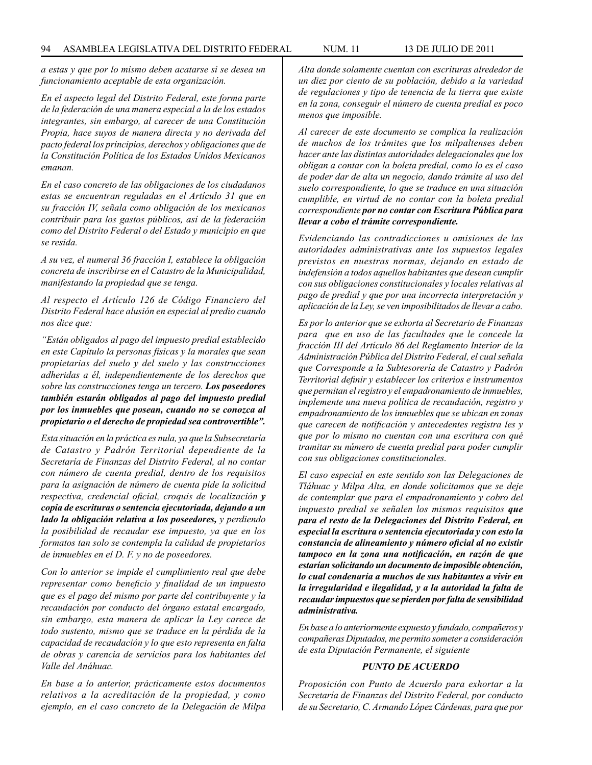*a estas y que por lo mismo deben acatarse si se desea un funcionamiento aceptable de esta organización.*

*En el aspecto legal del Distrito Federal, este forma parte de la federación de una manera especial a la de los estados integrantes, sin embargo, al carecer de una Constitución Propia, hace suyos de manera directa y no derivada del pacto federal los principios, derechos y obligaciones que de la Constitución Política de los Estados Unidos Mexicanos emanan.*

*En el caso concreto de las obligaciones de los ciudadanos estas se encuentran reguladas en el Artículo 31 que en su fracción IV, señala como obligación de los mexicanos contribuir para los gastos públicos, así de la federación como del Distrito Federal o del Estado y municipio en que se resida.*

*A su vez, el numeral 36 fracción I, establece la obligación concreta de inscribirse en el Catastro de la Municipalidad, manifestando la propiedad que se tenga.*

*Al respecto el Artículo 126 de Código Financiero del Distrito Federal hace alusión en especial al predio cuando nos dice que:*

*"Están obligados al pago del impuesto predial establecido en este Capítulo la personas físicas y la morales que sean propietarias del suelo y del suelo y las construcciones adheridas a él, independientemente de los derechos que sobre las construcciones tenga un tercero.* ***Los poseedores también estarán obligados al pago del impuesto predial por los inmuebles que posean, cuando no se conozca al propietario o el derecho de propiedad sea controvertible".***

*Esta situación en la práctica es nula, ya que la Subsecretaría de Catastro y Padrón Territorial dependiente de la Secretaría de Finanzas del Distrito Federal, al no contar con número de cuenta predial, dentro de los requisitos para la asignación de número de cuenta pide la solicitud respectiva, credencial oficial, croquis de localización* ***y copia de escrituras o sentencia ejecutoriada, dejando a un lado la obligación relativa a los poseedores,*** *y perdiendo la posibilidad de recaudar ese impuesto, ya que en los formatos tan solo se contempla la calidad de propietarios de inmuebles en el D. F. y no de poseedores.*

*Con lo anterior se impide el cumplimiento real que debe representar como beneficio y finalidad de un impuesto que es el pago del mismo por parte del contribuyente y la recaudación por conducto del órgano estatal encargado, sin embargo, esta manera de aplicar la Ley carece de todo sustento, mismo que se traduce en la pérdida de la capacidad de recaudación y lo que esto representa en falta de obras y carencia de servicios para los habitantes del Valle del Anáhuac.*

*En base a lo anterior, prácticamente estos documentos relativos a la acreditación de la propiedad, y como ejemplo, en el caso concreto de la Delegación de Milpa Alta donde solamente cuentan con escrituras alrededor de un diez por ciento de su población, debido a la variedad de regulaciones y tipo de tenencia de la tierra que existe en la zona, conseguir el número de cuenta predial es poco menos que imposible.*

*Al carecer de este documento se complica la realización de muchos de los trámites que los milpaltenses deben hacer ante las distintas autoridades delegacionales que los obligan a contar con la boleta predial, como lo es el caso de poder dar de alta un negocio, dando trámite al uso del suelo correspondiente, lo que se traduce en una situación cumplible, en virtud de no contar con la boleta predial correspondiente* ***por no contar con Escritura Pública para llevar a cobo el trámite correspondiente.***

*Evidenciando las contradicciones u omisiones de las autoridades administrativas ante los supuestos legales previstos en nuestras normas, dejando en estado de indefensión a todos aquellos habitantes que desean cumplir con sus obligaciones constitucionales y locales relativas al pago de predial y que por una incorrecta interpretación y aplicación de la Ley, se ven imposibilitados de llevar a cabo.*

*Es por lo anterior que se exhorta al Secretario de Finanzas para que en uso de las facultades que le concede la fracción III del Artículo 86 del Reglamento Interior de la Administración Pública del Distrito Federal, el cual señala que Corresponde a la Subtesorería de Catastro y Padrón Territorial definir y establecer los criterios e instrumentos que permitan el registro y el empadronamiento de inmuebles, implemente una nueva política de recaudación, registro y empadronamiento de los inmuebles que se ubican en zonas que carecen de notificación y antecedentes registra les y que por lo mismo no cuentan con una escritura con qué tramitar su número de cuenta predial para poder cumplir con sus obligaciones constitucionales.*

*El caso especial en este sentido son las Delegaciones de Tláhuac y Milpa Alta, en donde solicitamos que se deje de contemplar que para el empadronamiento y cobro del impuesto predial se señalen los mismos requisitos* ***que para el resto de la Delegaciones del Distrito Federal, en especial la escritura o sentencia ejecutoriada y con esto la constancia de alineamiento y número oficial al no existir tampoco en la zona una notificación, en razón de que estarían solicitando un documento de imposible obtención, lo cual condenaría a muchos de sus habitantes a vivir en la irregularidad e ilegalidad, y a la autoridad la falta de recaudar impuestos que se pierden por falta de sensibilidad administrativa.***

*En base a lo anteriormente expuesto y fundado, compañeros y compañeras Diputados, me permito someter a consideración de esta Diputación Permanente, el siguiente*

***PUNTO DE ACUERDO***

*Proposición con Punto de Acuerdo para exhortar a la Secretaría de Finanzas del Distrito Federal, por conducto de su Secretario, C. Armando López Cárdenas, para que por*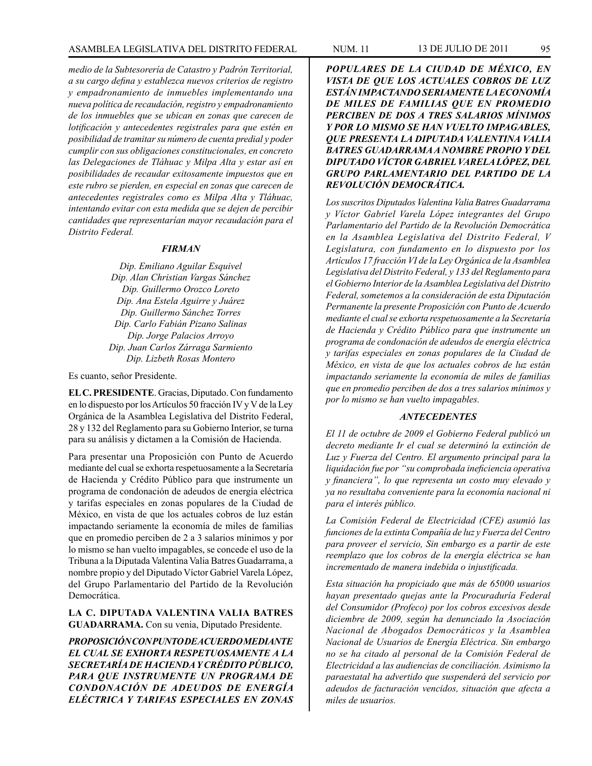*medio de la Subtesorería de Catastro y Padrón Territorial, a su cargo defina y establezca nuevos criterios de registro y empadronamiento de inmuebles implementando una nueva política de recaudación, registro y empadronamiento de los inmuebles que se ubican en zonas que carecen de lotificación y antecedentes registrales para que estén en posibilidad de tramitar su número de cuenta predial y poder cumplir con sus obligaciones constitucionales, en concreto las Delegaciones de Tláhuac y Milpa Alta y estar así en posibilidades de recaudar exitosamente impuestos que en este rubro se pierden, en especial en zonas que carecen de antecedentes registrales como es Milpa Alta y Tláhuac, intentando evitar con esta medida que se dejen de percibir cantidades que representarían mayor recaudación para el Distrito Federal.*

***FIRMAN***

*Dip. Emiliano Aguilar Esquivel*
*Dip. Alan Christian Vargas Sánchez*
*Dip. Guillermo Orozco Loreto*
*Dip. Ana Estela Aguirre y Juárez*
*Dip. Guillermo Sánchez Torres*
*Dip. Carlo Fabián Pizano Salinas*
*Dip. Jorge Palacios Arroyo*
*Dip. Juan Carlos Zárraga Sarmiento*
*Dip. Lizbeth Rosas Montero*

Es cuanto, señor Presidente.

**EL C. PRESIDENTE**. Gracias, Diputado. Con fundamento en lo dispuesto por los Artículos 50 fracción IV y V de la Ley Orgánica de la Asamblea Legislativa del Distrito Federal, 28 y 132 del Reglamento para su Gobierno Interior, se turna para su análisis y dictamen a la Comisión de Hacienda.

Para presentar una Proposición con Punto de Acuerdo mediante del cual se exhorta respetuosamente a la Secretaría de Hacienda y Crédito Público para que instrumente un programa de condonación de adeudos de energía eléctrica y tarifas especiales en zonas populares de la Ciudad de México, en vista de que los actuales cobros de luz están impactando seriamente la economía de miles de familias que en promedio perciben de 2 a 3 salarios mínimos y por lo mismo se han vuelto impagables, se concede el uso de la Tribuna a la Diputada Valentina Valia Batres Guadarrama, a nombre propio y del Diputado Víctor Gabriel Varela López, del Grupo Parlamentario del Partido de la Revolución Democrática.

**LA C. DIPUTADA VALENTINA VALIA BATRES GUADARRAMA.** Con su venia, Diputado Presidente.

***PROPOSICIÓN CON PUNTO DE ACUERDO MEDIANTE EL CUAL SE EXHORTA RESPETUOSAMENTE A LA SECRETARÍA DE HACIENDA Y CRÉDITO PÚBLICO, PARA QUE INSTRUMENTE UN PROGRAMA DE CONDONACIÓN DE ADEUDOS DE ENERGÍA ELÉCTRICA Y TARIFAS ESPECIALES EN ZONAS POPULARES DE LA CIUDAD DE MÉXICO, EN VISTA DE QUE LOS ACTUALES COBROS DE LUZ ESTÁN IMPACTANDO SERIAMENTE LA ECONOMÍA DE MILES DE FAMILIAS QUE EN PROMEDIO PERCIBEN DE DOS A TRES SALARIOS MÍNIMOS Y POR LO MISMO SE HAN VUELTO IMPAGABLES, QUE PRESENTA LA DIPUTADA VALENTINA VALIA BATRES GUADARRAMA A NOMBRE PROPIO Y DEL DIPUTADO VÍCTOR GABRIEL VARELA LÓPEZ, DEL GRUPO PARLAMENTARIO DEL PARTIDO DE LA REVOLUCIÓN DEMOCRÁTICA.***

*Los suscritos Diputados Valentina Valia Batres Guadarrama y Víctor Gabriel Varela López integrantes del Grupo Parlamentario del Partido de la Revolución Democrática en la Asamblea Legislativa del Distrito Federal, V Legislatura, con fundamento en lo dispuesto por los Artículos 17 fracción VI de la Ley Orgánica de la Asamblea Legislativa del Distrito Federal, y 133 del Reglamento para el Gobierno Interior de la Asamblea Legislativa del Distrito Federal, sometemos a la consideración de esta Diputación Permanente la presente Proposición con Punto de Acuerdo mediante el cual se exhorta respetuosamente a la Secretaría de Hacienda y Crédito Público para que instrumente un programa de condonación de adeudos de energía eléctrica y tarifas especiales en zonas populares de la Ciudad de México, en vista de que los actuales cobros de luz están impactando seriamente la economía de miles de familias que en promedio perciben de dos a tres salarios mínimos y por lo mismo se han vuelto impagables.*

***ANTECEDENTES***

*El 11 de octubre de 2009 el Gobierno Federal publicó un decreto mediante Ir el cual se determinó la extinción de Luz y Fuerza del Centro. El argumento principal para la liquidación fue por "su comprobada ineficiencia operativa y financiera", lo que representa un costo muy elevado y ya no resultaba conveniente para la economía nacional ni para el interés público.*

*La Comisión Federal de Electricidad (CFE) asumió las funciones de la extinta Compañía de luz y Fuerza del Centro para proveer el servicio, Sin embargo es a partir de este reemplazo que los cobros de la energía eléctrica se han incrementado de manera indebida o injustificada.*

*Esta situación ha propiciado que más de 65000 usuarios hayan presentado quejas ante la Procuraduría Federal del Consumidor (Profeco) por los cobros excesivos desde diciembre de 2009, según ha denunciado la Asociación Nacional de Abogados Democráticos y la Asamblea Nacional de Usuarios de Energía Eléctrica. Sin embargo no se ha citado al personal de la Comisión Federal de Electricidad a las audiencias de conciliación. Asimismo la paraestatal ha advertido que suspenderá del servicio por adeudos de facturación vencidos, situación que afecta a miles de usuarios.*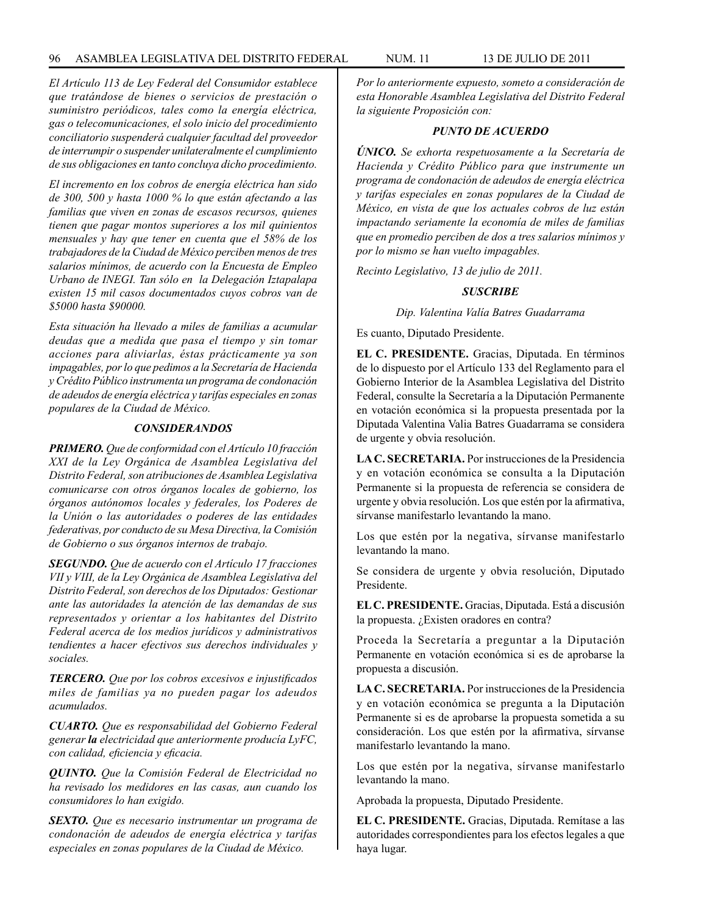*El Artículo 113 de Ley Federal del Consumidor establece que tratándose de bienes o servicios de prestación o suministro periódicos, tales como la energía eléctrica, gas o telecomunicaciones, el solo inicio del procedimiento conciliatorio suspenderá cualquier facultad del proveedor de interrumpir o suspender unilateralmente el cumplimiento de sus obligaciones en tanto concluya dicho procedimiento.*

*El incremento en los cobros de energía eléctrica han sido de 300, 500 y hasta 1000 % lo que están afectando a las familias que viven en zonas de escasos recursos, quienes tienen que pagar montos superiores a los mil quinientos mensuales y hay que tener en cuenta que el 58% de los trabajadores de la Ciudad de México perciben menos de tres salarios mínimos, de acuerdo con la Encuesta de Empleo Urbano de INEGI. Tan sólo en la Delegación Iztapalapa existen 15 mil casos documentados cuyos cobros van de $5000 hasta $90000.*

*Esta situación ha llevado a miles de familias a acumular deudas que a medida que pasa el tiempo y sin tomar acciones para aliviarlas, éstas prácticamente ya son impagables, por lo que pedimos a la Secretaría de Hacienda y Crédito Público instrumenta un programa de condonación de adeudos de energía eléctrica y tarifas especiales en zonas populares de la Ciudad de México.*

### *CONSIDERANDOS*

***PRIMERO.*** *Que de conformidad con el Artículo 10 fracción XXI de la Ley Orgánica de Asamblea Legislativa del Distrito Federal, son atribuciones de Asamblea Legislativa comunicarse con otros órganos locales de gobierno, los órganos autónomos locales y federales, los Poderes de la Unión o las autoridades o poderes de las entidades federativas, por conducto de su Mesa Directiva, la Comisión de Gobierno o sus órganos internos de trabajo.*

***SEGUNDO.*** *Que de acuerdo con el Artículo 17 fracciones VII y VIII, de la Ley Orgánica de Asamblea Legislativa del Distrito Federal, son derechos de los Diputados: Gestionar ante las autoridades la atención de las demandas de sus representados y orientar a los habitantes del Distrito Federal acerca de los medios jurídicos y administrativos tendientes a hacer efectivos sus derechos individuales y sociales.*

***TERCERO.*** *Que por los cobros excesivos e injustificados miles de familias ya no pueden pagar los adeudos acumulados.*

***CUARTO.*** *Que es responsabilidad del Gobierno Federal generar **la** electricidad que anteriormente producía LyFC, con calidad, eficiencia y eficacia.*

***QUINTO.*** *Que la Comisión Federal de Electricidad no ha revisado los medidores en las casas, aun cuando los consumidores lo han exigido.*

***SEXTO.*** *Que es necesario instrumentar un programa de condonación de adeudos de energía eléctrica y tarifas especiales en zonas populares de la Ciudad de México.*

*Por lo anteriormente expuesto, someto a consideración de esta Honorable Asamblea Legislativa del Distrito Federal la siguiente Proposición con:*

### *PUNTO DE ACUERDO*

***ÚNICO.*** *Se exhorta respetuosamente a la Secretaría de Hacienda y Crédito Público para que instrumente un programa de condonación de adeudos de energía eléctrica y tarifas especiales en zonas populares de la Ciudad de México, en vista de que los actuales cobros de luz están impactando seriamente la economía de miles de familias que en promedio perciben de dos a tres salarios mínimos y por lo mismo se han vuelto impagables.*

*Recinto Legislativo, 13 de julio de 2011.*

***SUSCRIBE***

*Dip. Valentina Valía Batres Guadarrama*

Es cuanto, Diputado Presidente.

**EL C. PRESIDENTE.** Gracias, Diputada. En términos de lo dispuesto por el Artículo 133 del Reglamento para el Gobierno Interior de la Asamblea Legislativa del Distrito Federal, consulte la Secretaría a la Diputación Permanente en votación económica si la propuesta presentada por la Diputada Valentina Valia Batres Guadarrama se considera de urgente y obvia resolución.

**LA C. SECRETARIA.** Por instrucciones de la Presidencia y en votación económica se consulta a la Diputación Permanente si la propuesta de referencia se considera de urgente y obvia resolución. Los que estén por la afirmativa, sírvanse manifestarlo levantando la mano.

Los que estén por la negativa, sírvanse manifestarlo levantando la mano.

Se considera de urgente y obvia resolución, Diputado Presidente.

**EL C. PRESIDENTE.** Gracias, Diputada. Está a discusión la propuesta. ¿Existen oradores en contra?

Proceda la Secretaría a preguntar a la Diputación Permanente en votación económica si es de aprobarse la propuesta a discusión.

**LA C. SECRETARIA.** Por instrucciones de la Presidencia y en votación económica se pregunta a la Diputación Permanente si es de aprobarse la propuesta sometida a su consideración. Los que estén por la afirmativa, sírvanse manifestarlo levantando la mano.

Los que estén por la negativa, sírvanse manifestarlo levantando la mano.

Aprobada la propuesta, Diputado Presidente.

**EL C. PRESIDENTE.** Gracias, Diputada. Remítase a las autoridades correspondientes para los efectos legales a que haya lugar.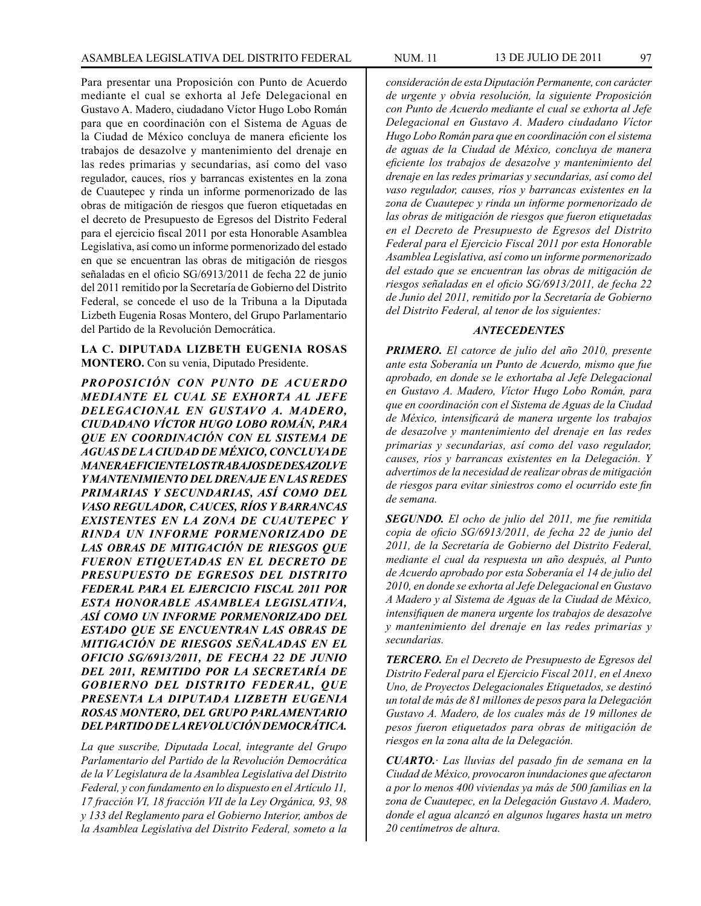Para presentar una Proposición con Punto de Acuerdo mediante el cual se exhorta al Jefe Delegacional en Gustavo A. Madero, ciudadano Víctor Hugo Lobo Román para que en coordinación con el Sistema de Aguas de la Ciudad de México concluya de manera eficiente los trabajos de desazolve y mantenimiento del drenaje en las redes primarias y secundarias, así como del vaso regulador, cauces, ríos y barrancas existentes en la zona de Cuautepec y rinda un informe pormenorizado de las obras de mitigación de riesgos que fueron etiquetadas en el decreto de Presupuesto de Egresos del Distrito Federal para el ejercicio fiscal 2011 por esta Honorable Asamblea Legislativa, así como un informe pormenorizado del estado en que se encuentran las obras de mitigación de riesgos señaladas en el oficio SG/6913/2011 de fecha 22 de junio del 2011 remitido por la Secretaría de Gobierno del Distrito Federal, se concede el uso de la Tribuna a la Diputada Lizbeth Eugenia Rosas Montero, del Grupo Parlamentario del Partido de la Revolución Democrática.

**LA C. DIPUTADA LIZBETH EUGENIA ROSAS MONTERO.** Con su venia, Diputado Presidente.

***PROPOSICIÓN CON PUNTO DE ACUERDO MEDIANTE EL CUAL SE EXHORTA AL JEFE DELEGACIONAL EN GUSTAVO A. MADERO, CIUDADANO VÍCTOR HUGO LOBO ROMÁN, PARA QUE EN COORDINACIÓN CON EL SISTEMA DE AGUAS DE LA CIUDAD DE MÉXICO, CONCLUYA DE MANERA EFICIENTE LOS TRABAJOS DE DESAZOLVE Y MANTENIMIENTO DEL DRENAJE EN LAS REDES PRIMARIAS Y SECUNDARIAS, ASÍ COMO DEL VASO REGULADOR, CAUCES, RÍOS Y BARRANCAS EXISTENTES EN LA ZONA DE CUAUTEPEC Y RINDA UN INFORME PORMENORIZADO DE LAS OBRAS DE MITIGACIÓN DE RIESGOS QUE FUERON ETIQUETADAS EN EL DECRETO DE PRESUPUESTO DE EGRESOS DEL DISTRITO FEDERAL PARA EL EJERCICIO FISCAL 2011 POR ESTA HONORABLE ASAMBLEA LEGISLATIVA, ASÍ COMO UN INFORME PORMENORIZADO DEL ESTADO QUE SE ENCUENTRAN LAS OBRAS DE MITIGACIÓN DE RIESGOS SEÑALADAS EN EL OFICIO SG/6913/2011, DE FECHA 22 DE JUNIO DEL 2011, REMITIDO POR LA SECRETARÍA DE GOBIERNO DEL DISTRITO FEDERAL, QUE PRESENTA LA DIPUTADA LIZBETH EUGENIA ROSAS MONTERO, DEL GRUPO PARLAMENTARIO DEL PARTIDO DE LA REVOLUCIÓN DEMOCRÁTICA.***

*La que suscribe, Diputada Local, integrante del Grupo Parlamentario del Partido de la Revolución Democrática de la V Legislatura de la Asamblea Legislativa del Distrito Federal, y con fundamento en lo dispuesto en el Artículo 11, 17 fracción VI, 18 fracción VII de la Ley Orgánica, 93, 98 y 133 del Reglamento para el Gobierno Interior, ambos de la Asamblea Legislativa del Distrito Federal, someto a la consideración de esta Diputación Permanente, con carácter de urgente y obvia resolución, la siguiente Proposición con Punto de Acuerdo mediante el cual se exhorta al Jefe Delegacional en Gustavo A. Madero ciudadano Víctor Hugo Lobo Román para que en coordinación con el sistema de aguas de la Ciudad de México, concluya de manera eficiente los trabajos de desazolve y mantenimiento del drenaje en las redes primarias y secundarias, así como del vaso regulador, causes, ríos y barrancas existentes en la zona de Cuautepec y rinda un informe pormenorizado de las obras de mitigación de riesgos que fueron etiquetadas en el Decreto de Presupuesto de Egresos del Distrito Federal para el Ejercicio Fiscal 2011 por esta Honorable Asamblea Legislativa, así como un informe pormenorizado del estado que se encuentran las obras de mitigación de riesgos señaladas en el oficio SG/6913/2011, de fecha 22 de Junio del 2011, remitido por la Secretaría de Gobierno del Distrito Federal, al tenor de los siguientes:*

***ANTECEDENTES***

***PRIMERO.*** *El catorce de julio del año 2010, presente ante esta Soberanía un Punto de Acuerdo, mismo que fue aprobado, en donde se le exhortaba al Jefe Delegacional en Gustavo A. Madero, Víctor Hugo Lobo Román, para que en coordinación con el Sistema de Aguas de la Ciudad de México, intensificará de manera urgente los trabajos de desazolve y mantenimiento del drenaje en las redes primarias y secundarias, así como del vaso regulador, causes, ríos y barrancas existentes en la Delegación. Y advertimos de la necesidad de realizar obras de mitigación de riesgos para evitar siniestros como el ocurrido este fin de semana.*

***SEGUNDO.*** *El ocho de julio del 2011, me fue remitida copia de oficio SG/6913/2011, de fecha 22 de junio del 2011, de la Secretaría de Gobierno del Distrito Federal, mediante el cual da respuesta un año después, al Punto de Acuerdo aprobado por esta Soberanía el 14 de julio del 2010, en donde se exhorta al Jefe Delegacional en Gustavo A Madero y al Sistema de Aguas de la Ciudad de México, intensifiquen de manera urgente los trabajos de desazolve y mantenimiento del drenaje en las redes primarias y secundarias.*

***TERCERO.*** *En el Decreto de Presupuesto de Egresos del Distrito Federal para el Ejercicio Fiscal 2011, en el Anexo Uno, de Proyectos Delegacionales Etiquetados, se destinó un total de más de 81 millones de pesos para la Delegación Gustavo A. Madero, de los cuales más de 19 millones de pesos fueron etiquetados para obras de mitigación de riesgos en la zona alta de la Delegación.*

***CUARTO.*** *Las lluvias del pasado fin de semana en la Ciudad de México, provocaron inundaciones que afectaron a por lo menos 400 viviendas ya más de 500 familias en la zona de Cuautepec, en la Delegación Gustavo A. Madero, donde el agua alcanzó en algunos lugares hasta un metro 20 centímetros de altura.*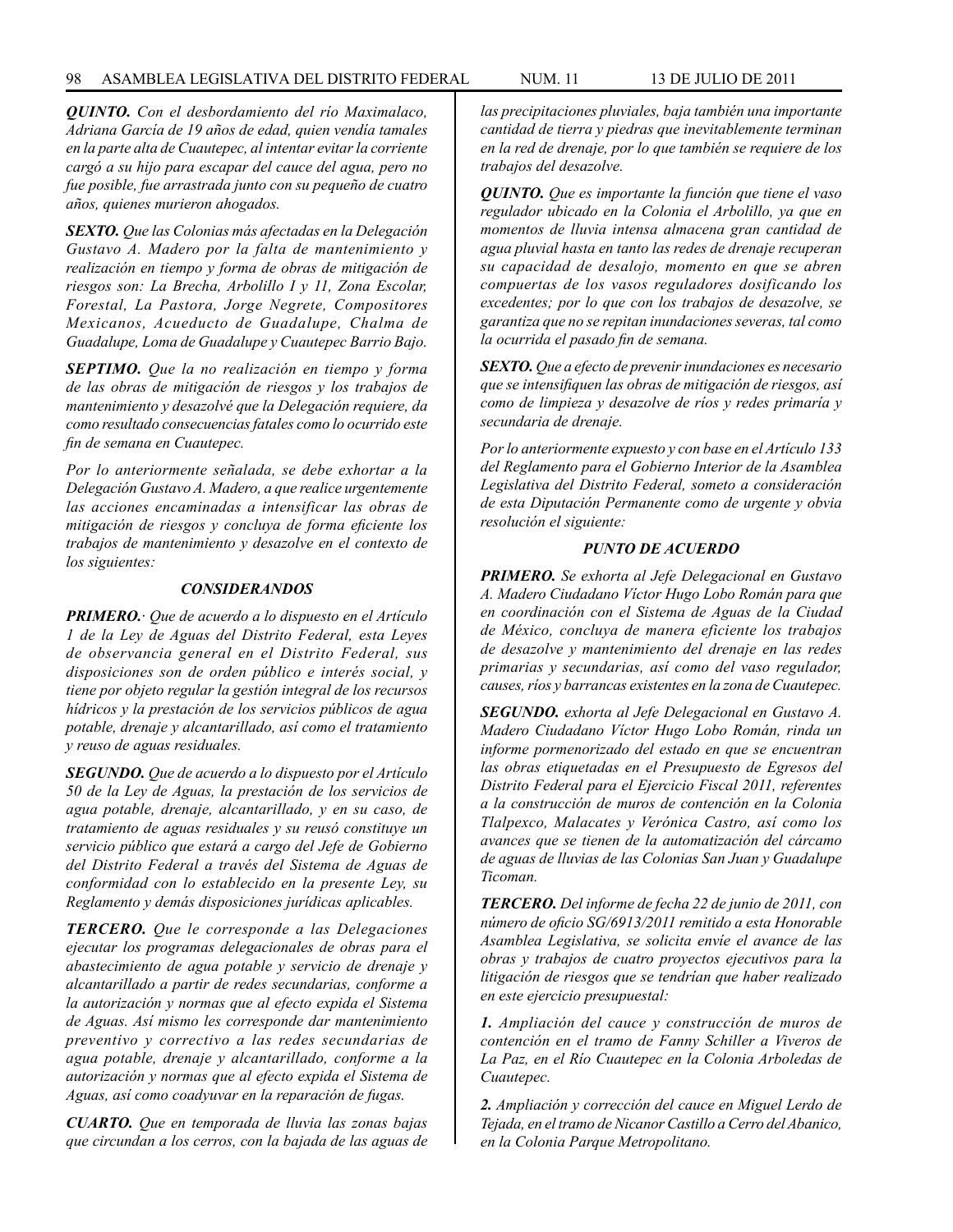***QUINTO.*** *Con el desbordamiento del río Maximalaco, Adriana García de 19 años de edad, quien vendía tamales en la parte alta de Cuautepec, al intentar evitar la corriente cargó a su hijo para escapar del cauce del agua, pero no fue posible, fue arrastrada junto con su pequeño de cuatro años, quienes murieron ahogados.*

***SEXTO.*** *Que las Colonias más afectadas en la Delegación Gustavo A. Madero por la falta de mantenimiento y realización en tiempo y forma de obras de mitigación de riesgos son: La Brecha, Arbolillo I y 11, Zona Escolar, Forestal, La Pastora, Jorge Negrete, Compositores Mexicanos, Acueducto de Guadalupe, Chalma de Guadalupe, Loma de Guadalupe y Cuautepec Barrio Bajo.*

***SEPTIMO.*** *Que la no realización en tiempo y forma de las obras de mitigación de riesgos y los trabajos de mantenimiento y desazolvé que la Delegación requiere, da como resultado consecuencias fatales como lo ocurrido este fin de semana en Cuautepec.*

*Por lo anteriormente señalada, se debe exhortar a la Delegación Gustavo A. Madero, a que realice urgentemente las acciones encaminadas a intensificar las obras de mitigación de riesgos y concluya de forma eficiente los trabajos de mantenimiento y desazolve en el contexto de los siguientes:*

### *CONSIDERANDOS*

***PRIMERO.*** *· Que de acuerdo a lo dispuesto en el Artículo 1 de la Ley de Aguas del Distrito Federal, esta Leyes de observancia general en el Distrito Federal, sus disposiciones son de orden público e interés social, y tiene por objeto regular la gestión integral de los recursos hídricos y la prestación de los servicios públicos de agua potable, drenaje y alcantarillado, así como el tratamiento y reuso de aguas residuales.*

***SEGUNDO.*** *Que de acuerdo a lo dispuesto por el Artículo 50 de la Ley de Aguas, la prestación de los servicios de agua potable, drenaje, alcantarillado, y en su caso, de tratamiento de aguas residuales y su reusó constituye un servicio público que estará a cargo del Jefe de Gobierno del Distrito Federal a través del Sistema de Aguas de conformidad con lo establecido en la presente Ley, su Reglamento y demás disposiciones jurídicas aplicables.*

***TERCERO.*** *Que le corresponde a las Delegaciones ejecutar los programas delegacionales de obras para el abastecimiento de agua potable y servicio de drenaje y alcantarillado a partir de redes secundarias, conforme a la autorización y normas que al efecto expida el Sistema de Aguas. Así mismo les corresponde dar mantenimiento preventivo y correctivo a las redes secundarias de agua potable, drenaje y alcantarillado, conforme a la autorización y normas que al efecto expida el Sistema de Aguas, así como coadyuvar en la reparación de fugas.*

***CUARTO.*** *Que en temporada de lluvia las zonas bajas que circundan a los cerros, con la bajada de las aguas de las precipitaciones pluviales, baja también una importante cantidad de tierra y piedras que inevitablemente terminan en la red de drenaje, por lo que también se requiere de los trabajos del desazolve.*

***QUINTO.*** *Que es importante la función que tiene el vaso regulador ubicado en la Colonia el Arbolillo, ya que en momentos de lluvia intensa almacena gran cantidad de agua pluvial hasta en tanto las redes de drenaje recuperan su capacidad de desalojo, momento en que se abren compuertas de los vasos reguladores dosificando los excedentes; por lo que con los trabajos de desazolve, se garantiza que no se repitan inundaciones severas, tal como la ocurrida el pasado fin de semana.*

***SEXTO.*** *Que a efecto de prevenir inundaciones es necesario que se intensifiquen las obras de mitigación de riesgos, así como de limpieza y desazolve de ríos y redes primaría y secundaria de drenaje.*

*Por lo anteriormente expuesto y con base en el Artículo 133 del Reglamento para el Gobierno Interior de la Asamblea Legislativa del Distrito Federal, someto a consideración de esta Diputación Permanente como de urgente y obvia resolución el siguiente:*

### *PUNTO DE ACUERDO*

***PRIMERO.*** *Se exhorta al Jefe Delegacional en Gustavo A. Madero Ciudadano Víctor Hugo Lobo Román para que en coordinación con el Sistema de Aguas de la Ciudad de México, concluya de manera eficiente los trabajos de desazolve y mantenimiento del drenaje en las redes primarias y secundarias, así como del vaso regulador, causes, ríos y barrancas existentes en la zona de Cuautepec.*

***SEGUNDO.*** *exhorta al Jefe Delegacional en Gustavo A. Madero Ciudadano Víctor Hugo Lobo Román, rinda un informe pormenorizado del estado en que se encuentran las obras etiquetadas en el Presupuesto de Egresos del Distrito Federal para el Ejercicio Fiscal 2011, referentes a la construcción de muros de contención en la Colonia Tlalpexco, Malacates y Verónica Castro, así como los avances que se tienen de la automatización del cárcamo de aguas de lluvias de las Colonias San Juan y Guadalupe Ticoman.*

***TERCERO.*** *Del informe de fecha 22 de junio de 2011, con número de oficio SG/6913/2011 remitido a esta Honorable Asamblea Legislativa, se solicita envíe el avance de las obras y trabajos de cuatro proyectos ejecutivos para la litigación de riesgos que se tendrían que haber realizado en este ejercicio presupuestal:*

***1.*** *Ampliación del cauce y construcción de muros de contención en el tramo de Fanny Schiller a Viveros de La Paz, en el Río Cuautepec en la Colonia Arboledas de Cuautepec.*

***2.*** *Ampliación y corrección del cauce en Miguel Lerdo de Tejada, en el tramo de Nicanor Castillo a Cerro del Abanico, en la Colonia Parque Metropolitano.*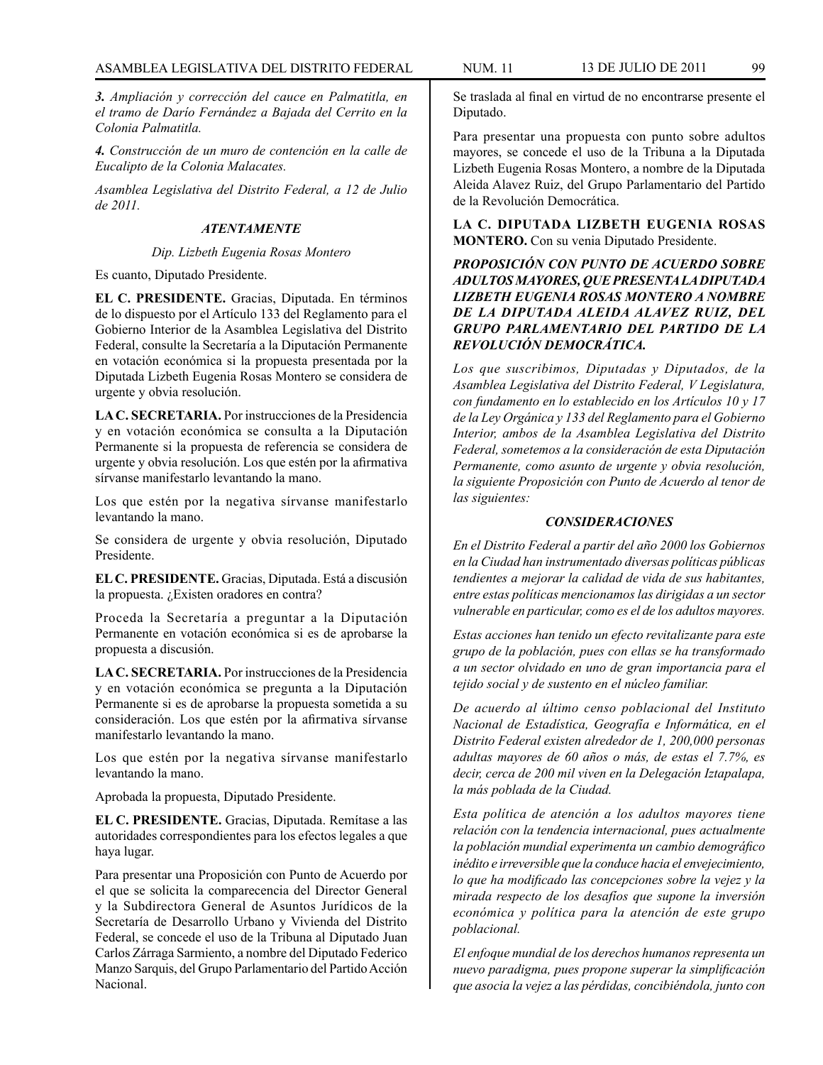*3. Ampliación y corrección del cauce en Palmatitla, en el tramo de Darío Fernández a Bajada del Cerrito en la Colonia Palmatitla.*

*4. Construcción de un muro de contención en la calle de Eucalipto de la Colonia Malacates.*

*Asamblea Legislativa del Distrito Federal, a 12 de Julio de 2011.*

***ATENTAMENTE***

*Dip. Lizbeth Eugenia Rosas Montero*

Es cuanto, Diputado Presidente.

**EL C. PRESIDENTE.** Gracias, Diputada. En términos de lo dispuesto por el Artículo 133 del Reglamento para el Gobierno Interior de la Asamblea Legislativa del Distrito Federal, consulte la Secretaría a la Diputación Permanente en votación económica si la propuesta presentada por la Diputada Lizbeth Eugenia Rosas Montero se considera de urgente y obvia resolución.

**LA C. SECRETARIA.** Por instrucciones de la Presidencia y en votación económica se consulta a la Diputación Permanente si la propuesta de referencia se considera de urgente y obvia resolución. Los que estén por la afirmativa sírvanse manifestarlo levantando la mano.

Los que estén por la negativa sírvanse manifestarlo levantando la mano.

Se considera de urgente y obvia resolución, Diputado Presidente.

**EL C. PRESIDENTE.** Gracias, Diputada. Está a discusión la propuesta. ¿Existen oradores en contra?

Proceda la Secretaría a preguntar a la Diputación Permanente en votación económica si es de aprobarse la propuesta a discusión.

**LA C. SECRETARIA.** Por instrucciones de la Presidencia y en votación económica se pregunta a la Diputación Permanente si es de aprobarse la propuesta sometida a su consideración. Los que estén por la afirmativa sírvanse manifestarlo levantando la mano.

Los que estén por la negativa sírvanse manifestarlo levantando la mano.

Aprobada la propuesta, Diputado Presidente.

**EL C. PRESIDENTE.** Gracias, Diputada. Remítase a las autoridades correspondientes para los efectos legales a que haya lugar.

Para presentar una Proposición con Punto de Acuerdo por el que se solicita la comparecencia del Director General y la Subdirectora General de Asuntos Jurídicos de la Secretaría de Desarrollo Urbano y Vivienda del Distrito Federal, se concede el uso de la Tribuna al Diputado Juan Carlos Zárraga Sarmiento, a nombre del Diputado Federico Manzo Sarquis, del Grupo Parlamentario del Partido Acción Nacional.

Se traslada al final en virtud de no encontrarse presente el Diputado.

Para presentar una propuesta con punto sobre adultos mayores, se concede el uso de la Tribuna a la Diputada Lizbeth Eugenia Rosas Montero, a nombre de la Diputada Aleida Alavez Ruiz, del Grupo Parlamentario del Partido de la Revolución Democrática.

**LA C. DIPUTADA LIZBETH EUGENIA ROSAS MONTERO.** Con su venia Diputado Presidente.

***PROPOSICIÓN CON PUNTO DE ACUERDO SOBRE ADULTOS MAYORES, QUE PRESENTA LA DIPUTADA LIZBETH EUGENIA ROSAS MONTERO A NOMBRE DE LA DIPUTADA ALEIDA ALAVEZ RUIZ, DEL GRUPO PARLAMENTARIO DEL PARTIDO DE LA REVOLUCIÓN DEMOCRÁTICA.***

*Los que suscribimos, Diputadas y Diputados, de la Asamblea Legislativa del Distrito Federal, V Legislatura, con fundamento en lo establecido en los Artículos 10 y 17 de la Ley Orgánica y 133 del Reglamento para el Gobierno Interior, ambos de la Asamblea Legislativa del Distrito Federal, sometemos a la consideración de esta Diputación Permanente, como asunto de urgente y obvia resolución, la siguiente Proposición con Punto de Acuerdo al tenor de las siguientes:*

***CONSIDERACIONES***

*En el Distrito Federal a partir del año 2000 los Gobiernos en la Ciudad han instrumentado diversas políticas públicas tendientes a mejorar la calidad de vida de sus habitantes, entre estas políticas mencionamos las dirigidas a un sector vulnerable en particular, como es el de los adultos mayores.*

*Estas acciones han tenido un efecto revitalizante para este grupo de la población, pues con ellas se ha transformado a un sector olvidado en uno de gran importancia para el tejido social y de sustento en el núcleo familiar.*

*De acuerdo al último censo poblacional del Instituto Nacional de Estadística, Geografía e Informática, en el Distrito Federal existen alrededor de 1, 200,000 personas adultas mayores de 60 años o más, de estas el 7.7%, es decir, cerca de 200 mil viven en la Delegación Iztapalapa, la más poblada de la Ciudad.*

*Esta política de atención a los adultos mayores tiene relación con la tendencia internacional, pues actualmente la población mundial experimenta un cambio demográfico inédito e irreversible que la conduce hacia el envejecimiento, lo que ha modificado las concepciones sobre la vejez y la mirada respecto de los desafíos que supone la inversión económica y política para la atención de este grupo poblacional.*

*El enfoque mundial de los derechos humanos representa un nuevo paradigma, pues propone superar la simplificación que asocia la vejez a las pérdidas, concibiéndola, junto con*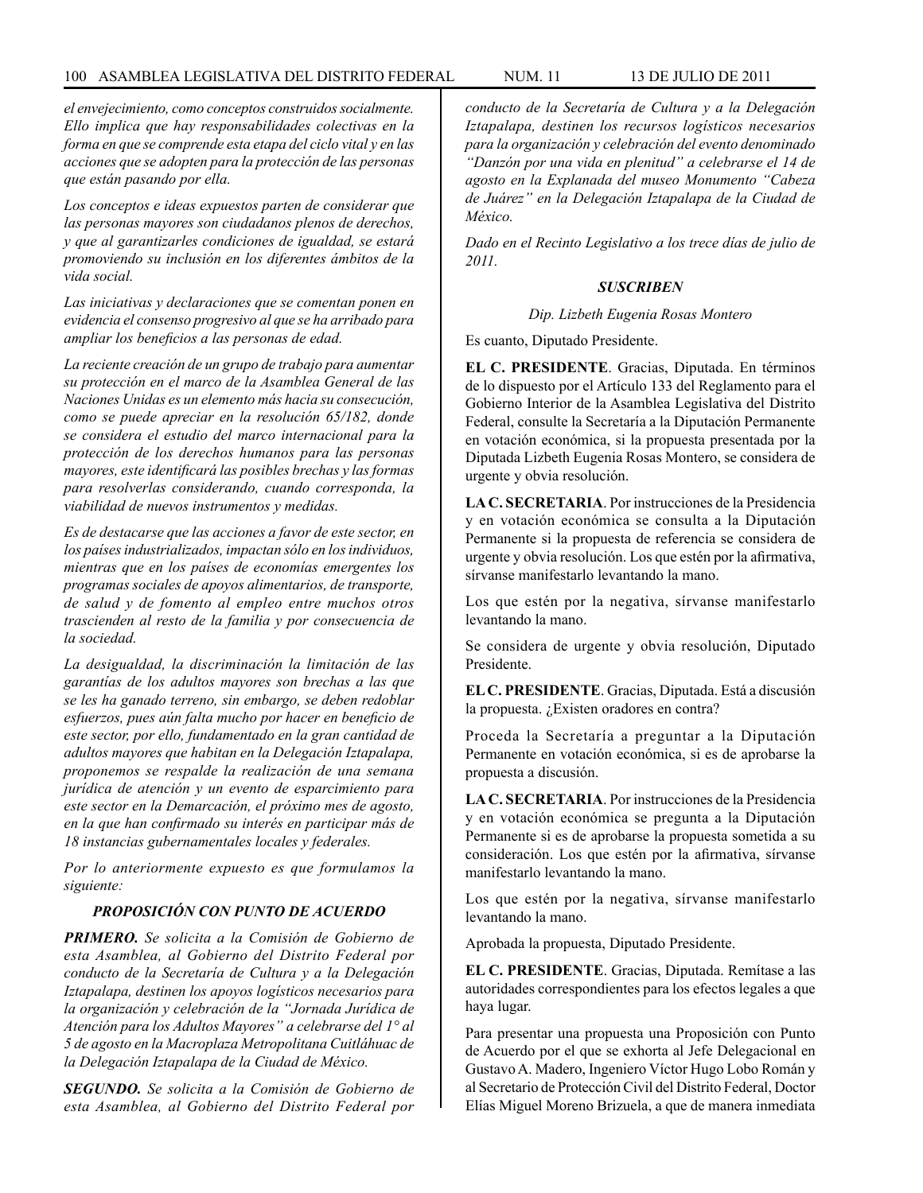*el envejecimiento, como conceptos construidos socialmente. Ello implica que hay responsabilidades colectivas en la forma en que se comprende esta etapa del ciclo vital y en las acciones que se adopten para la protección de las personas que están pasando por ella.*

*Los conceptos e ideas expuestos parten de considerar que las personas mayores son ciudadanos plenos de derechos, y que al garantizarles condiciones de igualdad, se estará promoviendo su inclusión en los diferentes ámbitos de la vida social.*

*Las iniciativas y declaraciones que se comentan ponen en evidencia el consenso progresivo al que se ha arribado para ampliar los beneficios a las personas de edad.*

*La reciente creación de un grupo de trabajo para aumentar su protección en el marco de la Asamblea General de las Naciones Unidas es un elemento más hacia su consecución, como se puede apreciar en la resolución 65/182, donde se considera el estudio del marco internacional para la protección de los derechos humanos para las personas mayores, este identificará las posibles brechas y las formas para resolverlas considerando, cuando corresponda, la viabilidad de nuevos instrumentos y medidas.*

*Es de destacarse que las acciones a favor de este sector, en los países industrializados, impactan sólo en los individuos, mientras que en los países de economías emergentes los programas sociales de apoyos alimentarios, de transporte, de salud y de fomento al empleo entre muchos otros trascienden al resto de la familia y por consecuencia de la sociedad.*

*La desigualdad, la discriminación la limitación de las garantías de los adultos mayores son brechas a las que se les ha ganado terreno, sin embargo, se deben redoblar esfuerzos, pues aún falta mucho por hacer en beneficio de este sector, por ello, fundamentado en la gran cantidad de adultos mayores que habitan en la Delegación Iztapalapa, proponemos se respalde la realización de una semana jurídica de atención y un evento de esparcimiento para este sector en la Demarcación, el próximo mes de agosto, en la que han confirmado su interés en participar más de 18 instancias gubernamentales locales y federales.*

*Por lo anteriormente expuesto es que formulamos la siguiente:*

### *PROPOSICIÓN CON PUNTO DE ACUERDO*

***PRIMERO.*** *Se solicita a la Comisión de Gobierno de esta Asamblea, al Gobierno del Distrito Federal por conducto de la Secretaría de Cultura y a la Delegación Iztapalapa, destinen los apoyos logísticos necesarios para la organización y celebración de la "Jornada Jurídica de Atención para los Adultos Mayores" a celebrarse del 1° al 5 de agosto en la Macroplaza Metropolitana Cuitláhuac de la Delegación Iztapalapa de la Ciudad de México.*

***SEGUNDO.*** *Se solicita a la Comisión de Gobierno de esta Asamblea, al Gobierno del Distrito Federal por conducto de la Secretaría de Cultura y a la Delegación Iztapalapa, destinen los recursos logísticos necesarios para la organización y celebración del evento denominado "Danzón por una vida en plenitud" a celebrarse el 14 de agosto en la Explanada del museo Monumento "Cabeza de Juárez" en la Delegación Iztapalapa de la Ciudad de México.*

*Dado en el Recinto Legislativo a los trece días de julio de 2011.*

***SUSCRIBEN***

*Dip. Lizbeth Eugenia Rosas Montero*

Es cuanto, Diputado Presidente.

**EL C. PRESIDENTE**. Gracias, Diputada. En términos de lo dispuesto por el Artículo 133 del Reglamento para el Gobierno Interior de la Asamblea Legislativa del Distrito Federal, consulte la Secretaría a la Diputación Permanente en votación económica, si la propuesta presentada por la Diputada Lizbeth Eugenia Rosas Montero, se considera de urgente y obvia resolución.

**LA C. SECRETARIA**. Por instrucciones de la Presidencia y en votación económica se consulta a la Diputación Permanente si la propuesta de referencia se considera de urgente y obvia resolución. Los que estén por la afirmativa, sírvanse manifestarlo levantando la mano.

Los que estén por la negativa, sírvanse manifestarlo levantando la mano.

Se considera de urgente y obvia resolución, Diputado Presidente.

**EL C. PRESIDENTE**. Gracias, Diputada. Está a discusión la propuesta. ¿Existen oradores en contra?

Proceda la Secretaría a preguntar a la Diputación Permanente en votación económica, si es de aprobarse la propuesta a discusión.

**LA C. SECRETARIA**. Por instrucciones de la Presidencia y en votación económica se pregunta a la Diputación Permanente si es de aprobarse la propuesta sometida a su consideración. Los que estén por la afirmativa, sírvanse manifestarlo levantando la mano.

Los que estén por la negativa, sírvanse manifestarlo levantando la mano.

Aprobada la propuesta, Diputado Presidente.

**EL C. PRESIDENTE**. Gracias, Diputada. Remítase a las autoridades correspondientes para los efectos legales a que haya lugar.

Para presentar una propuesta una Proposición con Punto de Acuerdo por el que se exhorta al Jefe Delegacional en Gustavo A. Madero, Ingeniero Víctor Hugo Lobo Román y al Secretario de Protección Civil del Distrito Federal, Doctor Elías Miguel Moreno Brizuela, a que de manera inmediata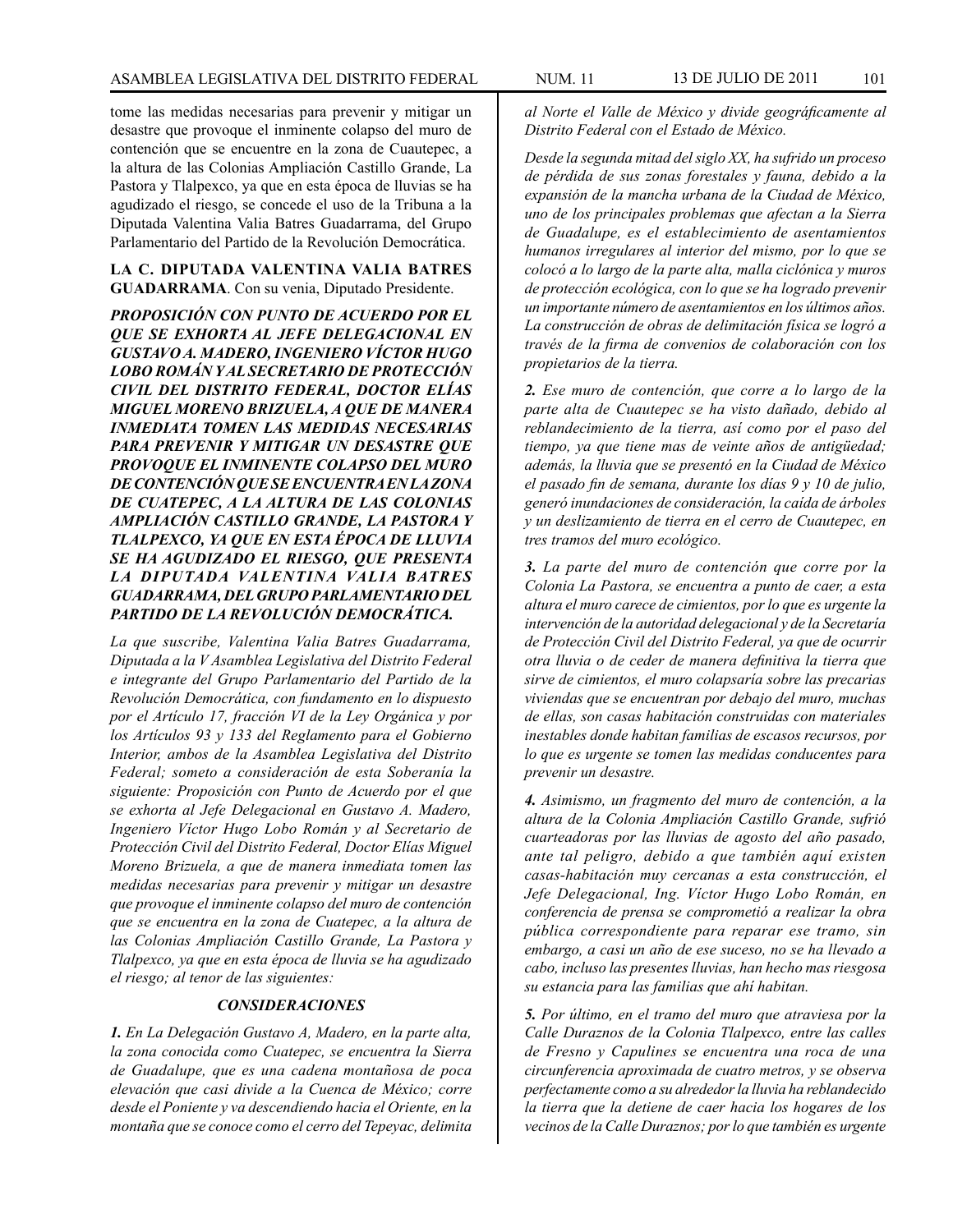tome las medidas necesarias para prevenir y mitigar un desastre que provoque el inminente colapso del muro de contención que se encuentre en la zona de Cuautepec, a la altura de las Colonias Ampliación Castillo Grande, La Pastora y Tlalpexco, ya que en esta época de lluvias se ha agudizado el riesgo, se concede el uso de la Tribuna a la Diputada Valentina Valia Batres Guadarrama, del Grupo Parlamentario del Partido de la Revolución Democrática.

**LA C. DIPUTADA VALENTINA VALIA BATRES GUADARRAMA**. Con su venia, Diputado Presidente.

***PROPOSICIÓN CON PUNTO DE ACUERDO POR EL QUE SE EXHORTA AL JEFE DELEGACIONAL EN GUSTAVO A. MADERO, INGENIERO VÍCTOR HUGO LOBO ROMÁN Y AL SECRETARIO DE PROTECCIÓN CIVIL DEL DISTRITO FEDERAL, DOCTOR ELÍAS MIGUEL MORENO BRIZUELA, A QUE DE MANERA INMEDIATA TOMEN LAS MEDIDAS NECESARIAS PARA PREVENIR Y MITIGAR UN DESASTRE QUE PROVOQUE EL INMINENTE COLAPSO DEL MURO DE CONTENCIÓN QUE SE ENCUENTRA EN LA ZONA DE CUATEPEC, A LA ALTURA DE LAS COLONIAS AMPLIACIÓN CASTILLO GRANDE, LA PASTORA Y TLALPEXCO, YA QUE EN ESTA ÉPOCA DE LLUVIA SE HA AGUDIZADO EL RIESGO, QUE PRESENTA LA DIPUTADA VALENTINA VALIA BATRES GUADARRAMA, DEL GRUPO PARLAMENTARIO DEL PARTIDO DE LA REVOLUCIÓN DEMOCRÁTICA.***

*La que suscribe, Valentina Valia Batres Guadarrama, Diputada a la V Asamblea Legislativa del Distrito Federal e integrante del Grupo Parlamentario del Partido de la Revolución Democrática, con fundamento en lo dispuesto por el Artículo 17, fracción VI de la Ley Orgánica y por los Artículos 93 y 133 del Reglamento para el Gobierno Interior, ambos de la Asamblea Legislativa del Distrito Federal; someto a consideración de esta Soberanía la siguiente: Proposición con Punto de Acuerdo por el que se exhorta al Jefe Delegacional en Gustavo A. Madero, Ingeniero Víctor Hugo Lobo Román y al Secretario de Protección Civil del Distrito Federal, Doctor Elías Miguel Moreno Brizuela, a que de manera inmediata tomen las medidas necesarias para prevenir y mitigar un desastre que provoque el inminente colapso del muro de contención que se encuentra en la zona de Cuatepec, a la altura de las Colonias Ampliación Castillo Grande, La Pastora y Tlalpexco, ya que en esta época de lluvia se ha agudizado el riesgo; al tenor de las siguientes:*

***CONSIDERACIONES***

***1.*** *En La Delegación Gustavo A, Madero, en la parte alta, la zona conocida como Cuatepec, se encuentra la Sierra de Guadalupe, que es una cadena montañosa de poca elevación que casi divide a la Cuenca de México; corre desde el Poniente y va descendiendo hacia el Oriente, en la montaña que se conoce como el cerro del Tepeyac, delimita al Norte el Valle de México y divide geográficamente al Distrito Federal con el Estado de México.*

*Desde la segunda mitad del siglo XX, ha sufrido un proceso de pérdida de sus zonas forestales y fauna, debido a la expansión de la mancha urbana de la Ciudad de México, uno de los principales problemas que afectan a la Sierra de Guadalupe, es el establecimiento de asentamientos humanos irregulares al interior del mismo, por lo que se colocó a lo largo de la parte alta, malla ciclónica y muros de protección ecológica, con lo que se ha logrado prevenir un importante número de asentamientos en los últimos años. La construcción de obras de delimitación física se logró a través de la firma de convenios de colaboración con los propietarios de la tierra.*

***2.*** *Ese muro de contención, que corre a lo largo de la parte alta de Cuautepec se ha visto dañado, debido al reblandecimiento de la tierra, así como por el paso del tiempo, ya que tiene mas de veinte años de antigüedad; además, la lluvia que se presentó en la Ciudad de México el pasado fin de semana, durante los días 9 y 10 de julio, generó inundaciones de consideración, la caída de árboles y un deslizamiento de tierra en el cerro de Cuautepec, en tres tramos del muro ecológico.*

***3.*** *La parte del muro de contención que corre por la Colonia La Pastora, se encuentra a punto de caer, a esta altura el muro carece de cimientos, por lo que es urgente la intervención de la autoridad delegacional y de la Secretaría de Protección Civil del Distrito Federal, ya que de ocurrir otra lluvia o de ceder de manera definitiva la tierra que sirve de cimientos, el muro colapsaría sobre las precarias viviendas que se encuentran por debajo del muro, muchas de ellas, son casas habitación construidas con materiales inestables donde habitan familias de escasos recursos, por lo que es urgente se tomen las medidas conducentes para prevenir un desastre.*

***4.*** *Asimismo, un fragmento del muro de contención, a la altura de la Colonia Ampliación Castillo Grande, sufrió cuarteadoras por las lluvias de agosto del año pasado, ante tal peligro, debido a que también aquí existen casas-habitación muy cercanas a esta construcción, el Jefe Delegacional, Ing. Víctor Hugo Lobo Román, en conferencia de prensa se comprometió a realizar la obra pública correspondiente para reparar ese tramo, sin embargo, a casi un año de ese suceso, no se ha llevado a cabo, incluso las presentes lluvias, han hecho mas riesgosa su estancia para las familias que ahí habitan.*

***5.*** *Por último, en el tramo del muro que atraviesa por la Calle Duraznos de la Colonia Tlalpexco, entre las calles de Fresno y Capulines se encuentra una roca de una circunferencia aproximada de cuatro metros, y se observa perfectamente como a su alrededor la lluvia ha reblandecido la tierra que la detiene de caer hacia los hogares de los vecinos de la Calle Duraznos; por lo que también es urgente*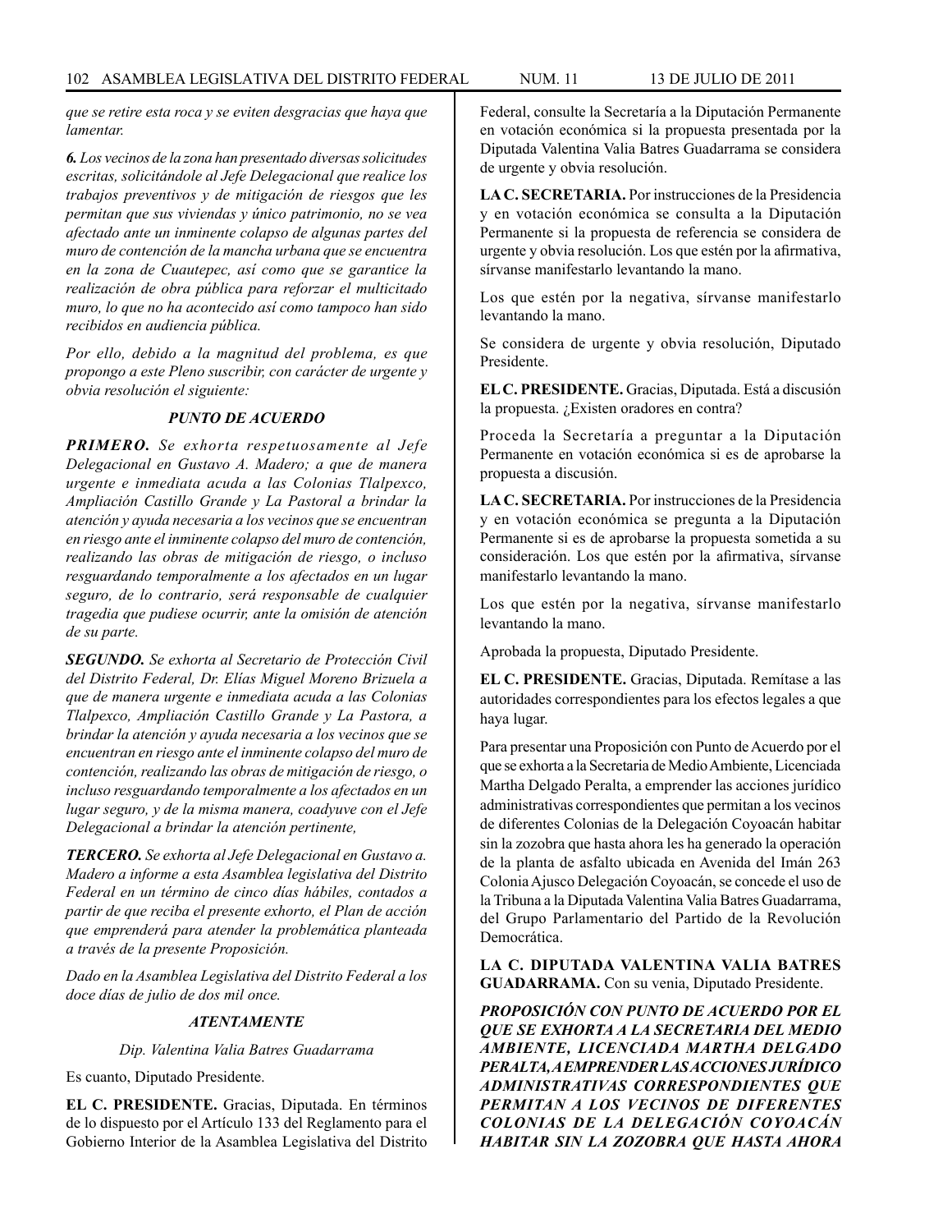*que se retire esta roca y se eviten desgracias que haya que lamentar.*

***6.*** *Los vecinos de la zona han presentado diversas solicitudes escritas, solicitándole al Jefe Delegacional que realice los trabajos preventivos y de mitigación de riesgos que les permitan que sus viviendas y único patrimonio, no se vea afectado ante un inminente colapso de algunas partes del muro de contención de la mancha urbana que se encuentra en la zona de Cuautepec, así como que se garantice la realización de obra pública para reforzar el multicitado muro, lo que no ha acontecido así como tampoco han sido recibidos en audiencia pública.*

*Por ello, debido a la magnitud del problema, es que propongo a este Pleno suscribir, con carácter de urgente y obvia resolución el siguiente:*

***PUNTO DE ACUERDO***

***PRIMERO.*** *Se exhorta respetuosamente al Jefe Delegacional en Gustavo A. Madero; a que de manera urgente e inmediata acuda a las Colonias Tlalpexco, Ampliación Castillo Grande y La Pastoral a brindar la atención y ayuda necesaria a los vecinos que se encuentran en riesgo ante el inminente colapso del muro de contención, realizando las obras de mitigación de riesgo, o incluso resguardando temporalmente a los afectados en un lugar seguro, de lo contrario, será responsable de cualquier tragedia que pudiese ocurrir, ante la omisión de atención de su parte.*

***SEGUNDO.*** *Se exhorta al Secretario de Protección Civil del Distrito Federal, Dr. Elías Miguel Moreno Brizuela a que de manera urgente e inmediata acuda a las Colonias Tlalpexco, Ampliación Castillo Grande y La Pastora, a brindar la atención y ayuda necesaria a los vecinos que se encuentran en riesgo ante el inminente colapso del muro de contención, realizando las obras de mitigación de riesgo, o incluso resguardando temporalmente a los afectados en un lugar seguro, y de la misma manera, coadyuve con el Jefe Delegacional a brindar la atención pertinente,*

***TERCERO.*** *Se exhorta al Jefe Delegacional en Gustavo a. Madero a informe a esta Asamblea legislativa del Distrito Federal en un término de cinco días hábiles, contados a partir de que reciba el presente exhorto, el Plan de acción que emprenderá para atender la problemática planteada a través de la presente Proposición.*

*Dado en la Asamblea Legislativa del Distrito Federal a los doce días de julio de dos mil once.*

***ATENTAMENTE***

*Dip. Valentina Valia Batres Guadarrama*

Es cuanto, Diputado Presidente.

**EL C. PRESIDENTE.** Gracias, Diputada. En términos de lo dispuesto por el Artículo 133 del Reglamento para el Gobierno Interior de la Asamblea Legislativa del Distrito Federal, consulte la Secretaría a la Diputación Permanente en votación económica si la propuesta presentada por la Diputada Valentina Valia Batres Guadarrama se considera de urgente y obvia resolución.

**LA C. SECRETARIA.** Por instrucciones de la Presidencia y en votación económica se consulta a la Diputación Permanente si la propuesta de referencia se considera de urgente y obvia resolución. Los que estén por la afirmativa, sírvanse manifestarlo levantando la mano.

Los que estén por la negativa, sírvanse manifestarlo levantando la mano.

Se considera de urgente y obvia resolución, Diputado Presidente.

**EL C. PRESIDENTE.** Gracias, Diputada. Está a discusión la propuesta. ¿Existen oradores en contra?

Proceda la Secretaría a preguntar a la Diputación Permanente en votación económica si es de aprobarse la propuesta a discusión.

**LA C. SECRETARIA.** Por instrucciones de la Presidencia y en votación económica se pregunta a la Diputación Permanente si es de aprobarse la propuesta sometida a su consideración. Los que estén por la afirmativa, sírvanse manifestarlo levantando la mano.

Los que estén por la negativa, sírvanse manifestarlo levantando la mano.

Aprobada la propuesta, Diputado Presidente.

**EL C. PRESIDENTE.** Gracias, Diputada. Remítase a las autoridades correspondientes para los efectos legales a que haya lugar.

Para presentar una Proposición con Punto de Acuerdo por el que se exhorta a la Secretaria de Medio Ambiente, Licenciada Martha Delgado Peralta, a emprender las acciones jurídico administrativas correspondientes que permitan a los vecinos de diferentes Colonias de la Delegación Coyoacán habitar sin la zozobra que hasta ahora les ha generado la operación de la planta de asfalto ubicada en Avenida del Imán 263 Colonia Ajusco Delegación Coyoacán, se concede el uso de la Tribuna a la Diputada Valentina Valia Batres Guadarrama, del Grupo Parlamentario del Partido de la Revolución Democrática.

**LA C. DIPUTADA VALENTINA VALIA BATRES GUADARRAMA.** Con su venia, Diputado Presidente.

***PROPOSICIÓN CON PUNTO DE ACUERDO POR EL QUE SE EXHORTA A LA SECRETARIA DEL MEDIO AMBIENTE, LICENCIADA MARTHA DELGADO PERALTA, A EMPRENDER LAS ACCIONES JURÍDICO ADMINISTRATIVAS CORRESPONDIENTES QUE PERMITAN A LOS VECINOS DE DIFERENTES COLONIAS DE LA DELEGACIÓN COYOACÁN HABITAR SIN LA ZOZOBRA QUE HASTA AHORA***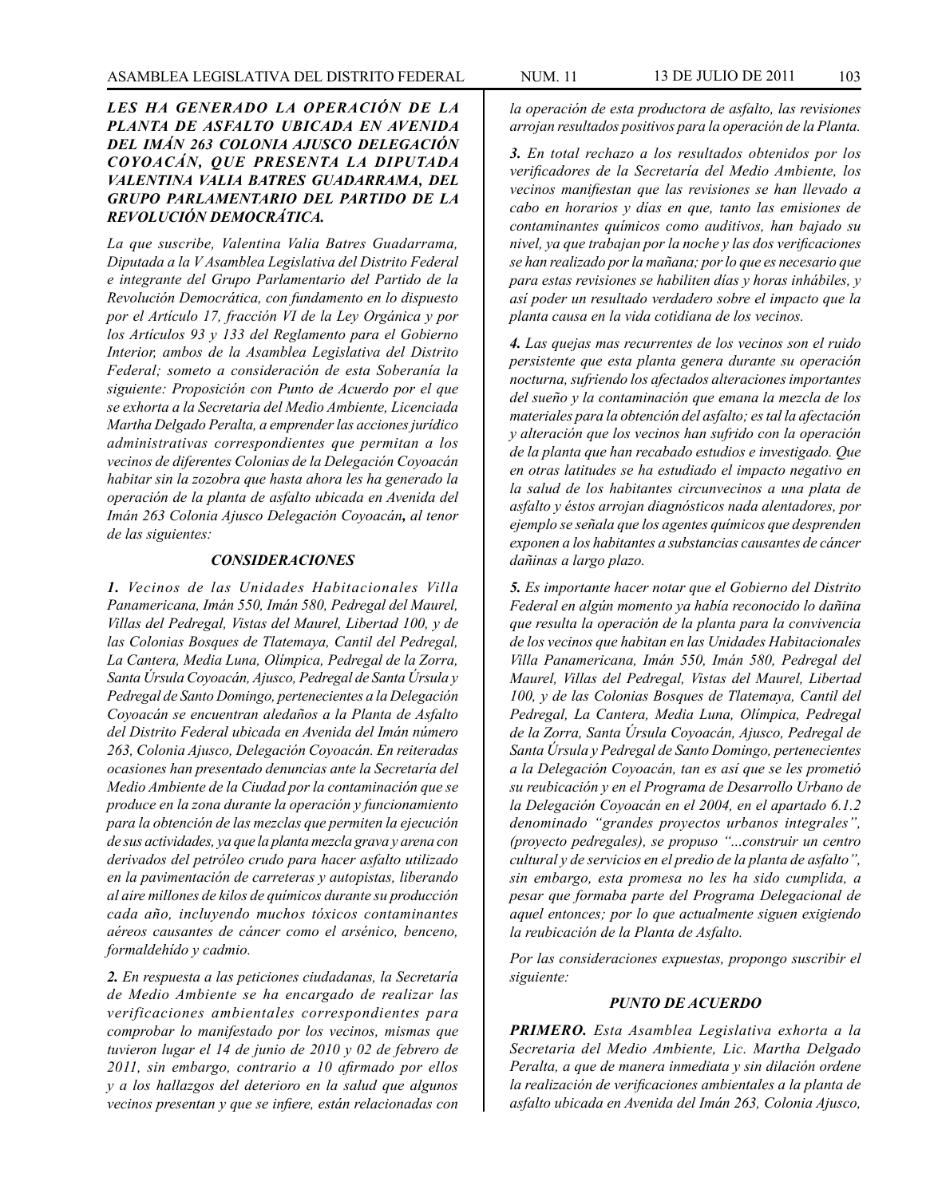***LES HA GENERADO LA OPERACIÓN DE LA PLANTA DE ASFALTO UBICADA EN AVENIDA DEL IMÁN 263 COLONIA AJUSCO DELEGACIÓN COYOACÁN, QUE PRESENTA LA DIPUTADA VALENTINA VALIA BATRES GUADARRAMA, DEL GRUPO PARLAMENTARIO DEL PARTIDO DE LA REVOLUCIÓN DEMOCRÁTICA.***

*La que suscribe, Valentina Valia Batres Guadarrama, Diputada a la V Asamblea Legislativa del Distrito Federal e integrante del Grupo Parlamentario del Partido de la Revolución Democrática, con fundamento en lo dispuesto por el Artículo 17, fracción VI de la Ley Orgánica y por los Artículos 93 y 133 del Reglamento para el Gobierno Interior, ambos de la Asamblea Legislativa del Distrito Federal; someto a consideración de esta Soberanía la siguiente: Proposición con Punto de Acuerdo por el que se exhorta a la Secretaria del Medio Ambiente, Licenciada Martha Delgado Peralta, a emprender las acciones jurídico administrativas correspondientes que permitan a los vecinos de diferentes Colonias de la Delegación Coyoacán habitar sin la zozobra que hasta ahora les ha generado la operación de la planta de asfalto ubicada en Avenida del Imán 263 Colonia Ajusco Delegación Coyoacán**,** al tenor de las siguientes:*

***CONSIDERACIONES***

***1.*** *Vecinos de las Unidades Habitacionales Villa Panamericana, Imán 550, Imán 580, Pedregal del Maurel, Villas del Pedregal, Vistas del Maurel, Libertad 100, y de las Colonias Bosques de Tlatemaya, Cantil del Pedregal, La Cantera, Media Luna, Olímpica, Pedregal de la Zorra, Santa Úrsula Coyoacán, Ajusco, Pedregal de Santa Úrsula y Pedregal de Santo Domingo, pertenecientes a la Delegación Coyoacán se encuentran aledaños a la Planta de Asfalto del Distrito Federal ubicada en Avenida del Imán número 263, Colonia Ajusco, Delegación Coyoacán. En reiteradas ocasiones han presentado denuncias ante la Secretaría del Medio Ambiente de la Ciudad por la contaminación que se produce en la zona durante la operación y funcionamiento para la obtención de las mezclas que permiten la ejecución de sus actividades, ya que la planta mezcla grava y arena con derivados del petróleo crudo para hacer asfalto utilizado en la pavimentación de carreteras y autopistas, liberando al aire millones de kilos de químicos durante su producción cada año, incluyendo muchos tóxicos contaminantes aéreos causantes de cáncer como el arsénico, benceno, formaldehído y cadmio.*

***2.*** *En respuesta a las peticiones ciudadanas, la Secretaría de Medio Ambiente se ha encargado de realizar las verificaciones ambientales correspondientes para comprobar lo manifestado por los vecinos, mismas que tuvieron lugar el 14 de junio de 2010 y 02 de febrero de 2011, sin embargo, contrario a 10 afirmado por ellos y a los hallazgos del deterioro en la salud que algunos vecinos presentan y que se infiere, están relacionadas con la operación de esta productora de asfalto, las revisiones arrojan resultados positivos para la operación de la Planta.*

***3.*** *En total rechazo a los resultados obtenidos por los verificadores de la Secretaría del Medio Ambiente, los vecinos manifiestan que las revisiones se han llevado a cabo en horarios y días en que, tanto las emisiones de contaminantes químicos como auditivos, han bajado su nivel, ya que trabajan por la noche y las dos verificaciones se han realizado por la mañana; por lo que es necesario que para estas revisiones se habiliten días y horas inhábiles, y así poder un resultado verdadero sobre el impacto que la planta causa en la vida cotidiana de los vecinos.*

***4.*** *Las quejas mas recurrentes de los vecinos son el ruido persistente que esta planta genera durante su operación nocturna, sufriendo los afectados alteraciones importantes del sueño y la contaminación que emana la mezcla de los materiales para la obtención del asfalto; es tal la afectación y alteración que los vecinos han sufrido con la operación de la planta que han recabado estudios e investigado. Que en otras latitudes se ha estudiado el impacto negativo en la salud de los habitantes circunvecinos a una plata de asfalto y éstos arrojan diagnósticos nada alentadores, por ejemplo se señala que los agentes químicos que desprenden exponen a los habitantes a substancias causantes de cáncer dañinas a largo plazo.*

***5.*** *Es importante hacer notar que el Gobierno del Distrito Federal en algún momento ya había reconocido lo dañina que resulta la operación de la planta para la convivencia de los vecinos que habitan en las Unidades Habitacionales Villa Panamericana, Imán 550, Imán 580, Pedregal del Maurel, Villas del Pedregal, Vistas del Maurel, Libertad 100, y de las Colonias Bosques de Tlatemaya, Cantil del Pedregal, La Cantera, Media Luna, Olímpica, Pedregal de la Zorra, Santa Úrsula Coyoacán, Ajusco, Pedregal de Santa Úrsula y Pedregal de Santo Domingo, pertenecientes a la Delegación Coyoacán, tan es así que se les prometió su reubicación y en el Programa de Desarrollo Urbano de la Delegación Coyoacán en el 2004, en el apartado 6.1.2 denominado "grandes proyectos urbanos integrales", (proyecto pedregales), se propuso "...construir un centro cultural y de servicios en el predio de la planta de asfalto", sin embargo, esta promesa no les ha sido cumplida, a pesar que formaba parte del Programa Delegacional de aquel entonces; por lo que actualmente siguen exigiendo la reubicación de la Planta de Asfalto.*

*Por las consideraciones expuestas, propongo suscribir el siguiente:*

***PUNTO DE ACUERDO***

***PRIMERO.*** *Esta Asamblea Legislativa exhorta a la Secretaria del Medio Ambiente, Lic. Martha Delgado Peralta, a que de manera inmediata y sin dilación ordene la realización de verificaciones ambientales a la planta de asfalto ubicada en Avenida del Imán 263, Colonia Ajusco,*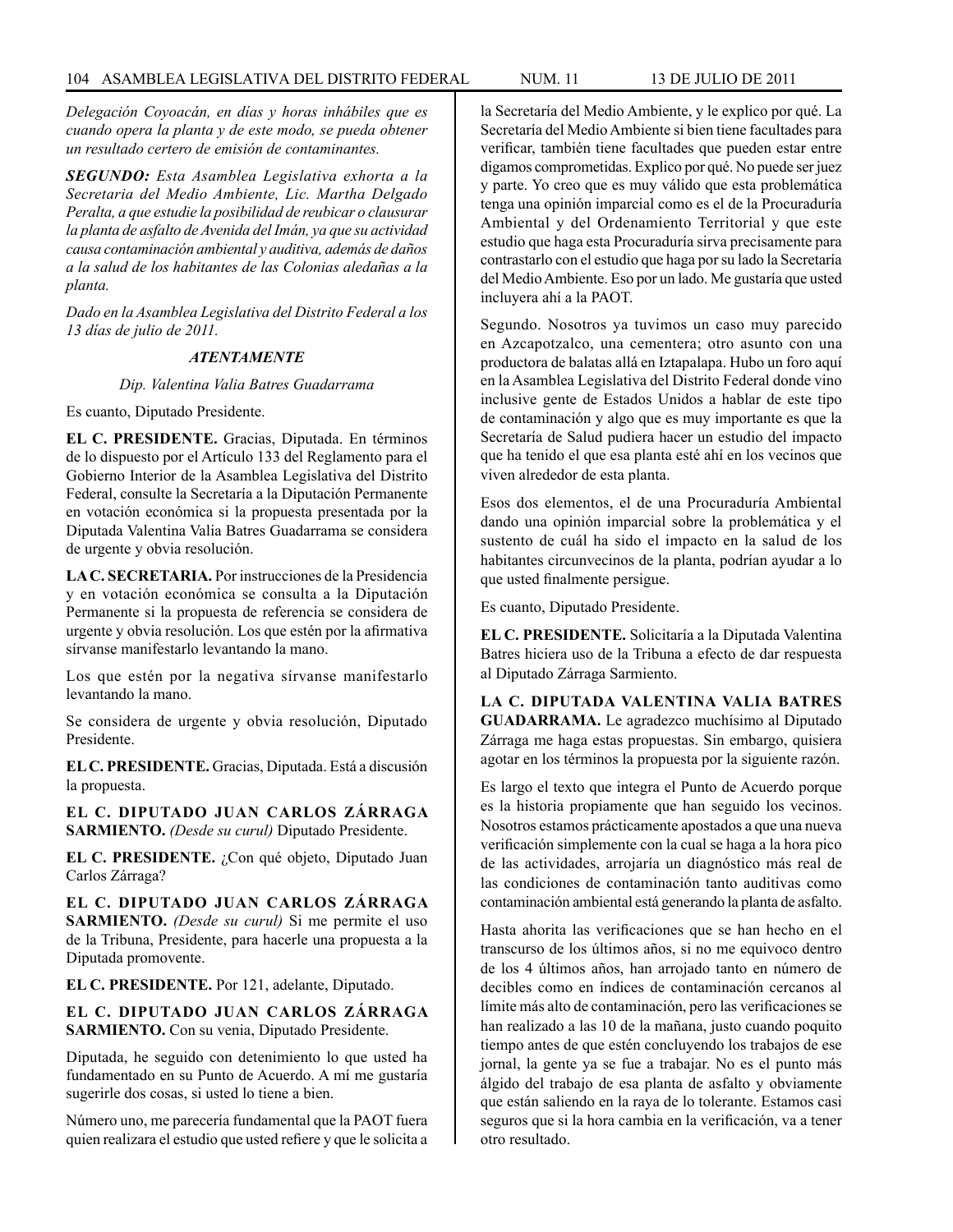*Delegación Coyoacán, en días y horas inhábiles que es cuando opera la planta y de este modo, se pueda obtener un resultado certero de emisión de contaminantes.*

***SEGUNDO:*** *Esta Asamblea Legislativa exhorta a la Secretaria del Medio Ambiente, Lic. Martha Delgado Peralta, a que estudie la posibilidad de reubicar o clausurar la planta de asfalto de Avenida del Imán, ya que su actividad causa contaminación ambiental y auditiva, además de daños a la salud de los habitantes de las Colonias aledañas a la planta.*

*Dado en la Asamblea Legislativa del Distrito Federal a los 13 días de julio de 2011.*

***ATENTAMENTE***

*Dip. Valentina Valia Batres Guadarrama*

Es cuanto, Diputado Presidente.

**EL C. PRESIDENTE.** Gracias, Diputada. En términos de lo dispuesto por el Artículo 133 del Reglamento para el Gobierno Interior de la Asamblea Legislativa del Distrito Federal, consulte la Secretaría a la Diputación Permanente en votación económica si la propuesta presentada por la Diputada Valentina Valia Batres Guadarrama se considera de urgente y obvia resolución.

**LA C. SECRETARIA.** Por instrucciones de la Presidencia y en votación económica se consulta a la Diputación Permanente si la propuesta de referencia se considera de urgente y obvia resolución. Los que estén por la afirmativa sírvanse manifestarlo levantando la mano.

Los que estén por la negativa sírvanse manifestarlo levantando la mano.

Se considera de urgente y obvia resolución, Diputado Presidente.

**EL C. PRESIDENTE.** Gracias, Diputada. Está a discusión la propuesta.

**EL C. DIPUTADO JUAN CARLOS ZÁRRAGA SARMIENTO.** *(Desde su curul)* Diputado Presidente.

**EL C. PRESIDENTE.** ¿Con qué objeto, Diputado Juan Carlos Zárraga?

**EL C. DIPUTADO JUAN CARLOS ZÁRRAGA SARMIENTO.** *(Desde su curul)* Si me permite el uso de la Tribuna, Presidente, para hacerle una propuesta a la Diputada promovente.

**EL C. PRESIDENTE.** Por 121, adelante, Diputado.

**EL C. DIPUTADO JUAN CARLOS ZÁRRAGA SARMIENTO.** Con su venia, Diputado Presidente.

Diputada, he seguido con detenimiento lo que usted ha fundamentado en su Punto de Acuerdo. A mí me gustaría sugerirle dos cosas, si usted lo tiene a bien.

Número uno, me parecería fundamental que la PAOT fuera quien realizara el estudio que usted refiere y que le solicita a la Secretaría del Medio Ambiente, y le explico por qué. La Secretaría del Medio Ambiente si bien tiene facultades para verificar, también tiene facultades que pueden estar entre digamos comprometidas. Explico por qué. No puede ser juez y parte. Yo creo que es muy válido que esta problemática tenga una opinión imparcial como es el de la Procuraduría Ambiental y del Ordenamiento Territorial y que este estudio que haga esta Procuraduría sirva precisamente para contrastarlo con el estudio que haga por su lado la Secretaría del Medio Ambiente. Eso por un lado. Me gustaría que usted incluyera ahí a la PAOT.

Segundo. Nosotros ya tuvimos un caso muy parecido en Azcapotzalco, una cementera; otro asunto con una productora de balatas allá en Iztapalapa. Hubo un foro aquí en la Asamblea Legislativa del Distrito Federal donde vino inclusive gente de Estados Unidos a hablar de este tipo de contaminación y algo que es muy importante es que la Secretaría de Salud pudiera hacer un estudio del impacto que ha tenido el que esa planta esté ahí en los vecinos que viven alrededor de esta planta.

Esos dos elementos, el de una Procuraduría Ambiental dando una opinión imparcial sobre la problemática y el sustento de cuál ha sido el impacto en la salud de los habitantes circunvecinos de la planta, podrían ayudar a lo que usted finalmente persigue.

Es cuanto, Diputado Presidente.

**EL C. PRESIDENTE.** Solicitaría a la Diputada Valentina Batres hiciera uso de la Tribuna a efecto de dar respuesta al Diputado Zárraga Sarmiento.

**LA C. DIPUTADA VALENTINA VALIA BATRES GUADARRAMA.** Le agradezco muchísimo al Diputado Zárraga me haga estas propuestas. Sin embargo, quisiera agotar en los términos la propuesta por la siguiente razón.

Es largo el texto que integra el Punto de Acuerdo porque es la historia propiamente que han seguido los vecinos. Nosotros estamos prácticamente apostados a que una nueva verificación simplemente con la cual se haga a la hora pico de las actividades, arrojaría un diagnóstico más real de las condiciones de contaminación tanto auditivas como contaminación ambiental está generando la planta de asfalto.

Hasta ahorita las verificaciones que se han hecho en el transcurso de los últimos años, si no me equivoco dentro de los 4 últimos años, han arrojado tanto en número de decibles como en índices de contaminación cercanos al límite más alto de contaminación, pero las verificaciones se han realizado a las 10 de la mañana, justo cuando poquito tiempo antes de que estén concluyendo los trabajos de ese jornal, la gente ya se fue a trabajar. No es el punto más álgido del trabajo de esa planta de asfalto y obviamente que están saliendo en la raya de lo tolerante. Estamos casi seguros que si la hora cambia en la verificación, va a tener otro resultado.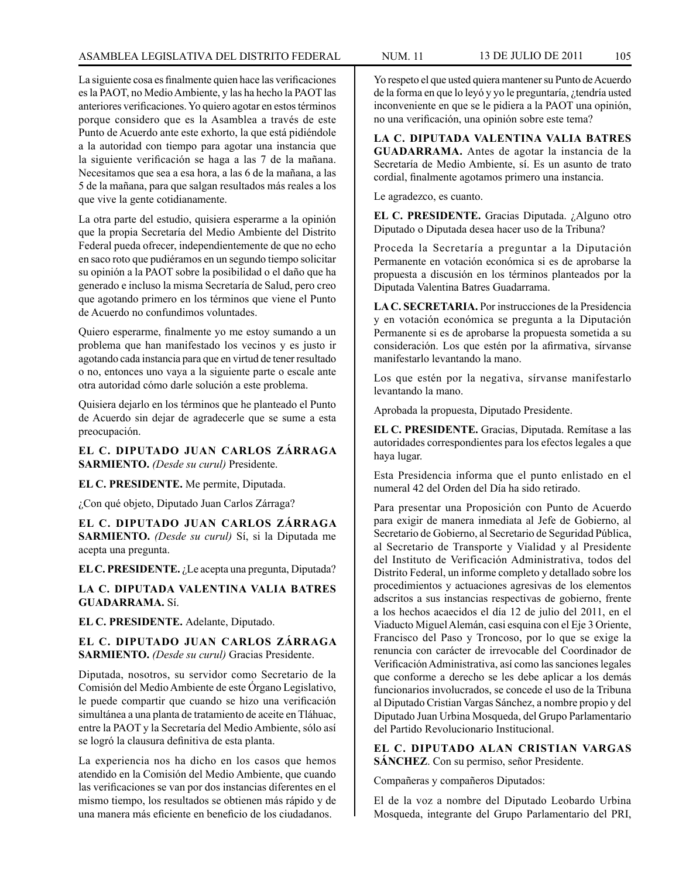La siguiente cosa es finalmente quien hace las verificaciones es la PAOT, no Medio Ambiente, y las ha hecho la PAOT las anteriores verificaciones. Yo quiero agotar en estos términos porque considero que es la Asamblea a través de este Punto de Acuerdo ante este exhorto, la que está pidiéndole a la autoridad con tiempo para agotar una instancia que la siguiente verificación se haga a las 7 de la mañana. Necesitamos que sea a esa hora, a las 6 de la mañana, a las 5 de la mañana, para que salgan resultados más reales a los que vive la gente cotidianamente.

La otra parte del estudio, quisiera esperarme a la opinión que la propia Secretaría del Medio Ambiente del Distrito Federal pueda ofrecer, independientemente de que no echo en saco roto que pudiéramos en un segundo tiempo solicitar su opinión a la PAOT sobre la posibilidad o el daño que ha generado e incluso la misma Secretaría de Salud, pero creo que agotando primero en los términos que viene el Punto de Acuerdo no confundimos voluntades.

Quiero esperarme, finalmente yo me estoy sumando a un problema que han manifestado los vecinos y es justo ir agotando cada instancia para que en virtud de tener resultado o no, entonces uno vaya a la siguiente parte o escale ante otra autoridad cómo darle solución a este problema.

Quisiera dejarlo en los términos que he planteado el Punto de Acuerdo sin dejar de agradecerle que se sume a esta preocupación.

**EL C. DIPUTADO JUAN CARLOS ZÁRRAGA SARMIENTO.** *(Desde su curul)* Presidente.

**EL C. PRESIDENTE.** Me permite, Diputada.

¿Con qué objeto, Diputado Juan Carlos Zárraga?

**EL C. DIPUTADO JUAN CARLOS ZÁRRAGA SARMIENTO.** *(Desde su curul)* Sí, si la Diputada me acepta una pregunta.

**EL C. PRESIDENTE.** ¿Le acepta una pregunta, Diputada?

**LA C. DIPUTADA VALENTINA VALIA BATRES GUADARRAMA.** Sí.

**EL C. PRESIDENTE.** Adelante, Diputado.

**EL C. DIPUTADO JUAN CARLOS ZÁRRAGA SARMIENTO.** *(Desde su curul)* Gracias Presidente.

Diputada, nosotros, su servidor como Secretario de la Comisión del Medio Ambiente de este Órgano Legislativo, le puede compartir que cuando se hizo una verificación simultánea a una planta de tratamiento de aceite en Tláhuac, entre la PAOT y la Secretaría del Medio Ambiente, sólo así se logró la clausura definitiva de esta planta.

La experiencia nos ha dicho en los casos que hemos atendido en la Comisión del Medio Ambiente, que cuando las verificaciones se van por dos instancias diferentes en el mismo tiempo, los resultados se obtienen más rápido y de una manera más eficiente en beneficio de los ciudadanos.

Yo respeto el que usted quiera mantener su Punto de Acuerdo de la forma en que lo leyó y yo le preguntaría, ¿tendría usted inconveniente en que se le pidiera a la PAOT una opinión, no una verificación, una opinión sobre este tema?

**LA C. DIPUTADA VALENTINA VALIA BATRES GUADARRAMA.** Antes de agotar la instancia de la Secretaría de Medio Ambiente, sí. Es un asunto de trato cordial, finalmente agotamos primero una instancia.

Le agradezco, es cuanto.

**EL C. PRESIDENTE.** Gracias Diputada. ¿Alguno otro Diputado o Diputada desea hacer uso de la Tribuna?

Proceda la Secretaría a preguntar a la Diputación Permanente en votación económica si es de aprobarse la propuesta a discusión en los términos planteados por la Diputada Valentina Batres Guadarrama.

**LA C. SECRETARIA.** Por instrucciones de la Presidencia y en votación económica se pregunta a la Diputación Permanente si es de aprobarse la propuesta sometida a su consideración. Los que estén por la afirmativa, sírvanse manifestarlo levantando la mano.

Los que estén por la negativa, sírvanse manifestarlo levantando la mano.

Aprobada la propuesta, Diputado Presidente.

**EL C. PRESIDENTE.** Gracias, Diputada. Remítase a las autoridades correspondientes para los efectos legales a que haya lugar.

Esta Presidencia informa que el punto enlistado en el numeral 42 del Orden del Día ha sido retirado.

Para presentar una Proposición con Punto de Acuerdo para exigir de manera inmediata al Jefe de Gobierno, al Secretario de Gobierno, al Secretario de Seguridad Pública, al Secretario de Transporte y Vialidad y al Presidente del Instituto de Verificación Administrativa, todos del Distrito Federal, un informe completo y detallado sobre los procedimientos y actuaciones agresivas de los elementos adscritos a sus instancias respectivas de gobierno, frente a los hechos acaecidos el día 12 de julio del 2011, en el Viaducto Miguel Alemán, casi esquina con el Eje 3 Oriente, Francisco del Paso y Troncoso, por lo que se exige la renuncia con carácter de irrevocable del Coordinador de Verificación Administrativa, así como las sanciones legales que conforme a derecho se les debe aplicar a los demás funcionarios involucrados, se concede el uso de la Tribuna al Diputado Cristian Vargas Sánchez, a nombre propio y del Diputado Juan Urbina Mosqueda, del Grupo Parlamentario del Partido Revolucionario Institucional.

**EL C. DIPUTADO ALAN CRISTIAN VARGAS SÁNCHEZ**. Con su permiso, señor Presidente.

Compañeras y compañeros Diputados:

El de la voz a nombre del Diputado Leobardo Urbina Mosqueda, integrante del Grupo Parlamentario del PRI,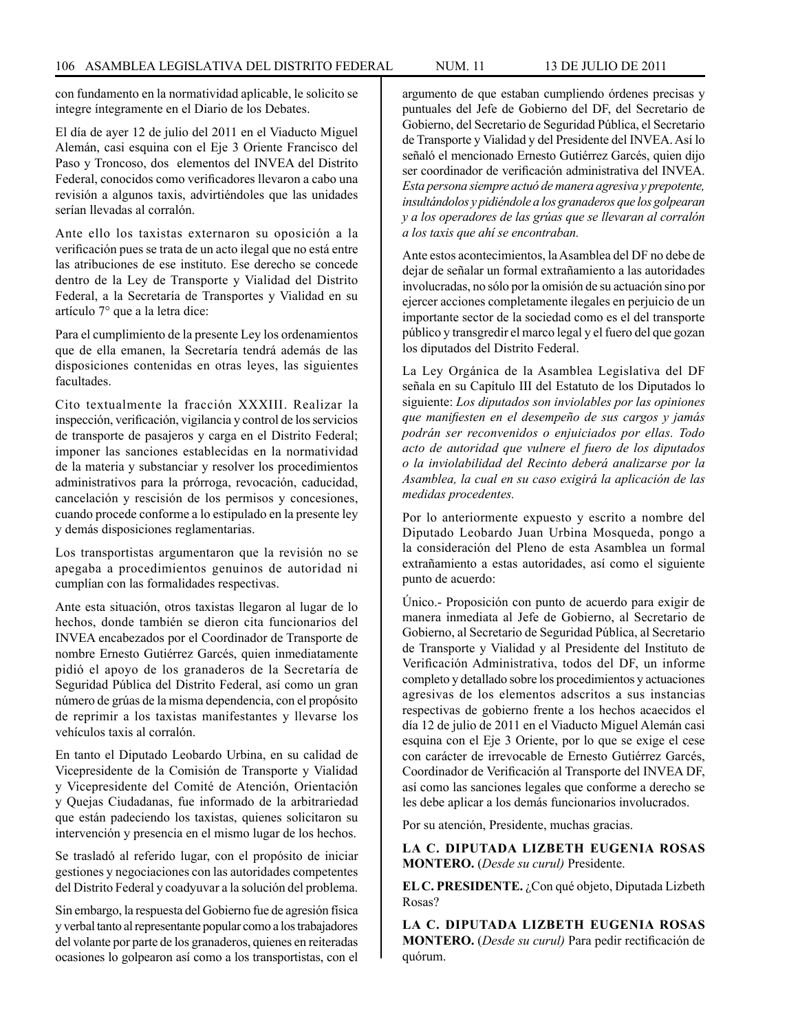con fundamento en la normatividad aplicable, le solicito se integre íntegramente en el Diario de los Debates.

El día de ayer 12 de julio del 2011 en el Viaducto Miguel Alemán, casi esquina con el Eje 3 Oriente Francisco del Paso y Troncoso, dos elementos del INVEA del Distrito Federal, conocidos como verificadores llevaron a cabo una revisión a algunos taxis, advirtiéndoles que las unidades serían llevadas al corralón.

Ante ello los taxistas externaron su oposición a la verificación pues se trata de un acto ilegal que no está entre las atribuciones de ese instituto. Ese derecho se concede dentro de la Ley de Transporte y Vialidad del Distrito Federal, a la Secretaría de Transportes y Vialidad en su artículo 7° que a la letra dice:

Para el cumplimiento de la presente Ley los ordenamientos que de ella emanen, la Secretaría tendrá además de las disposiciones contenidas en otras leyes, las siguientes facultades.

Cito textualmente la fracción XXXIII. Realizar la inspección, verificación, vigilancia y control de los servicios de transporte de pasajeros y carga en el Distrito Federal; imponer las sanciones establecidas en la normatividad de la materia y substanciar y resolver los procedimientos administrativos para la prórroga, revocación, caducidad, cancelación y rescisión de los permisos y concesiones, cuando procede conforme a lo estipulado en la presente ley y demás disposiciones reglamentarias.

Los transportistas argumentaron que la revisión no se apegaba a procedimientos genuinos de autoridad ni cumplían con las formalidades respectivas.

Ante esta situación, otros taxistas llegaron al lugar de lo hechos, donde también se dieron cita funcionarios del INVEA encabezados por el Coordinador de Transporte de nombre Ernesto Gutiérrez Garcés, quien inmediatamente pidió el apoyo de los granaderos de la Secretaría de Seguridad Pública del Distrito Federal, así como un gran número de grúas de la misma dependencia, con el propósito de reprimir a los taxistas manifestantes y llevarse los vehículos taxis al corralón.

En tanto el Diputado Leobardo Urbina, en su calidad de Vicepresidente de la Comisión de Transporte y Vialidad y Vicepresidente del Comité de Atención, Orientación y Quejas Ciudadanas, fue informado de la arbitrariedad que están padeciendo los taxistas, quienes solicitaron su intervención y presencia en el mismo lugar de los hechos.

Se trasladó al referido lugar, con el propósito de iniciar gestiones y negociaciones con las autoridades competentes del Distrito Federal y coadyuvar a la solución del problema.

Sin embargo, la respuesta del Gobierno fue de agresión física y verbal tanto al representante popular como a los trabajadores del volante por parte de los granaderos, quienes en reiteradas ocasiones lo golpearon así como a los transportistas, con el argumento de que estaban cumpliendo órdenes precisas y puntuales del Jefe de Gobierno del DF, del Secretario de Gobierno, del Secretario de Seguridad Pública, el Secretario de Transporte y Vialidad y del Presidente del INVEA. Así lo señaló el mencionado Ernesto Gutiérrez Garcés, quien dijo ser coordinador de verificación administrativa del INVEA. *Esta persona siempre actuó de manera agresiva y prepotente, insultándolos y pidiéndole a los granaderos que los golpearan y a los operadores de las grúas que se llevaran al corralón a los taxis que ahí se encontraban.*

Ante estos acontecimientos, la Asamblea del DF no debe de dejar de señalar un formal extrañamiento a las autoridades involucradas, no sólo por la omisión de su actuación sino por ejercer acciones completamente ilegales en perjuicio de un importante sector de la sociedad como es el del transporte público y transgredir el marco legal y el fuero del que gozan los diputados del Distrito Federal.

La Ley Orgánica de la Asamblea Legislativa del DF señala en su Capítulo III del Estatuto de los Diputados lo siguiente: *Los diputados son inviolables por las opiniones que manifiesten en el desempeño de sus cargos y jamás podrán ser reconvenidos o enjuiciados por ellas. Todo acto de autoridad que vulnere el fuero de los diputados o la inviolabilidad del Recinto deberá analizarse por la Asamblea, la cual en su caso exigirá la aplicación de las medidas procedentes.*

Por lo anteriormente expuesto y escrito a nombre del Diputado Leobardo Juan Urbina Mosqueda, pongo a la consideración del Pleno de esta Asamblea un formal extrañamiento a estas autoridades, así como el siguiente punto de acuerdo:

Único.- Proposición con punto de acuerdo para exigir de manera inmediata al Jefe de Gobierno, al Secretario de Gobierno, al Secretario de Seguridad Pública, al Secretario de Transporte y Vialidad y al Presidente del Instituto de Verificación Administrativa, todos del DF, un informe completo y detallado sobre los procedimientos y actuaciones agresivas de los elementos adscritos a sus instancias respectivas de gobierno frente a los hechos acaecidos el día 12 de julio de 2011 en el Viaducto Miguel Alemán casi esquina con el Eje 3 Oriente, por lo que se exige el cese con carácter de irrevocable de Ernesto Gutiérrez Garcés, Coordinador de Verificación al Transporte del INVEA DF, así como las sanciones legales que conforme a derecho se les debe aplicar a los demás funcionarios involucrados.

Por su atención, Presidente, muchas gracias.

**LA C. DIPUTADA LIZBETH EUGENIA ROSAS MONTERO.** (*Desde su curul*) Presidente.

**EL C. PRESIDENTE.** ¿Con qué objeto, Diputada Lizbeth Rosas?

**LA C. DIPUTADA LIZBETH EUGENIA ROSAS MONTERO.** (*Desde su curul*) Para pedir rectificación de quórum.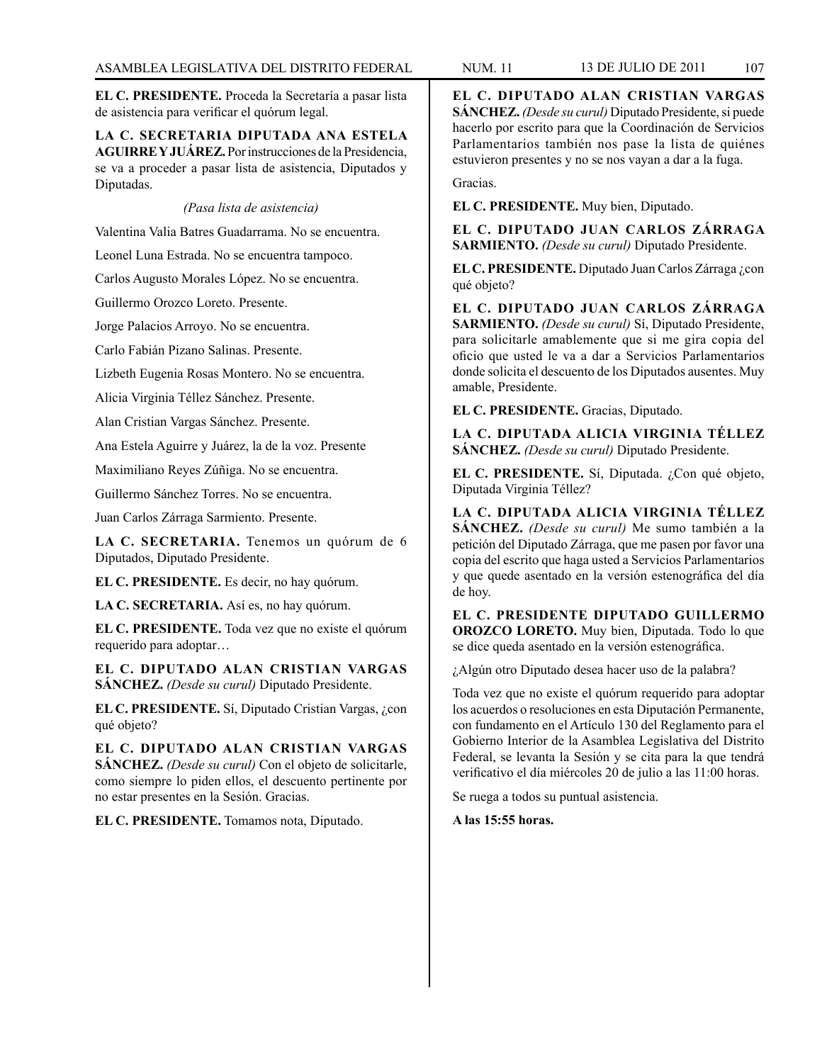**EL C. PRESIDENTE.** Proceda la Secretaría a pasar lista de asistencia para verificar el quórum legal.

**LA C. SECRETARIA DIPUTADA ANA ESTELA AGUIRRE Y JUÁREZ.** Por instrucciones de la Presidencia, se va a proceder a pasar lista de asistencia, Diputados y Diputadas.

*(Pasa lista de asistencia)*

Valentina Valia Batres Guadarrama. No se encuentra.

Leonel Luna Estrada. No se encuentra tampoco.

Carlos Augusto Morales López. No se encuentra.

Guillermo Orozco Loreto. Presente.

Jorge Palacios Arroyo. No se encuentra.

Carlo Fabián Pizano Salinas. Presente.

Lizbeth Eugenia Rosas Montero. No se encuentra.

Alicia Virginia Téllez Sánchez. Presente.

Alan Cristian Vargas Sánchez. Presente.

Ana Estela Aguirre y Juárez, la de la voz. Presente

Maximiliano Reyes Zúñiga. No se encuentra.

Guillermo Sánchez Torres. No se encuentra.

Juan Carlos Zárraga Sarmiento. Presente.

**LA C. SECRETARIA.** Tenemos un quórum de 6 Diputados, Diputado Presidente.

**EL C. PRESIDENTE.** Es decir, no hay quórum.

**LA C. SECRETARIA.** Así es, no hay quórum.

**EL C. PRESIDENTE.** Toda vez que no existe el quórum requerido para adoptar…

**EL C. DIPUTADO ALAN CRISTIAN VARGAS SÁNCHEZ.** *(Desde su curul)* Diputado Presidente.

**EL C. PRESIDENTE.** Sí, Diputado Cristian Vargas, ¿con qué objeto?

**EL C. DIPUTADO ALAN CRISTIAN VARGAS SÁNCHEZ.** *(Desde su curul)* Con el objeto de solicitarle, como siempre lo piden ellos, el descuento pertinente por no estar presentes en la Sesión. Gracias.

**EL C. PRESIDENTE.** Tomamos nota, Diputado.

**EL C. DIPUTADO ALAN CRISTIAN VARGAS SÁNCHEZ.** *(Desde su curul)* Diputado Presidente, si puede hacerlo por escrito para que la Coordinación de Servicios Parlamentarios también nos pase la lista de quiénes estuvieron presentes y no se nos vayan a dar a la fuga.

Gracias.

**EL C. PRESIDENTE.** Muy bien, Diputado.

**EL C. DIPUTADO JUAN CARLOS ZÁRRAGA SARMIENTO.** *(Desde su curul)* Diputado Presidente.

**EL C. PRESIDENTE.** Diputado Juan Carlos Zárraga ¿con qué objeto?

**EL C. DIPUTADO JUAN CARLOS ZÁRRAGA SARMIENTO.** *(Desde su curul)* Sí, Diputado Presidente, para solicitarle amablemente que si me gira copia del oficio que usted le va a dar a Servicios Parlamentarios donde solicita el descuento de los Diputados ausentes. Muy amable, Presidente.

**EL C. PRESIDENTE.** Gracias, Diputado.

**LA C. DIPUTADA ALICIA VIRGINIA TÉLLEZ SÁNCHEZ.** *(Desde su curul)* Diputado Presidente.

**EL C. PRESIDENTE.** Sí, Diputada. ¿Con qué objeto, Diputada Virginia Téllez?

**LA C. DIPUTADA ALICIA VIRGINIA TÉLLEZ SÁNCHEZ.** *(Desde su curul)* Me sumo también a la petición del Diputado Zárraga, que me pasen por favor una copia del escrito que haga usted a Servicios Parlamentarios y que quede asentado en la versión estenográfica del día de hoy.

**EL C. PRESIDENTE DIPUTADO GUILLERMO OROZCO LORETO.** Muy bien, Diputada. Todo lo que se dice queda asentado en la versión estenográfica.

¿Algún otro Diputado desea hacer uso de la palabra?

Toda vez que no existe el quórum requerido para adoptar los acuerdos o resoluciones en esta Diputación Permanente, con fundamento en el Artículo 130 del Reglamento para el Gobierno Interior de la Asamblea Legislativa del Distrito Federal, se levanta la Sesión y se cita para la que tendrá verificativo el día miércoles 20 de julio a las 11:00 horas.

Se ruega a todos su puntual asistencia.

**A las 15:55 horas.**